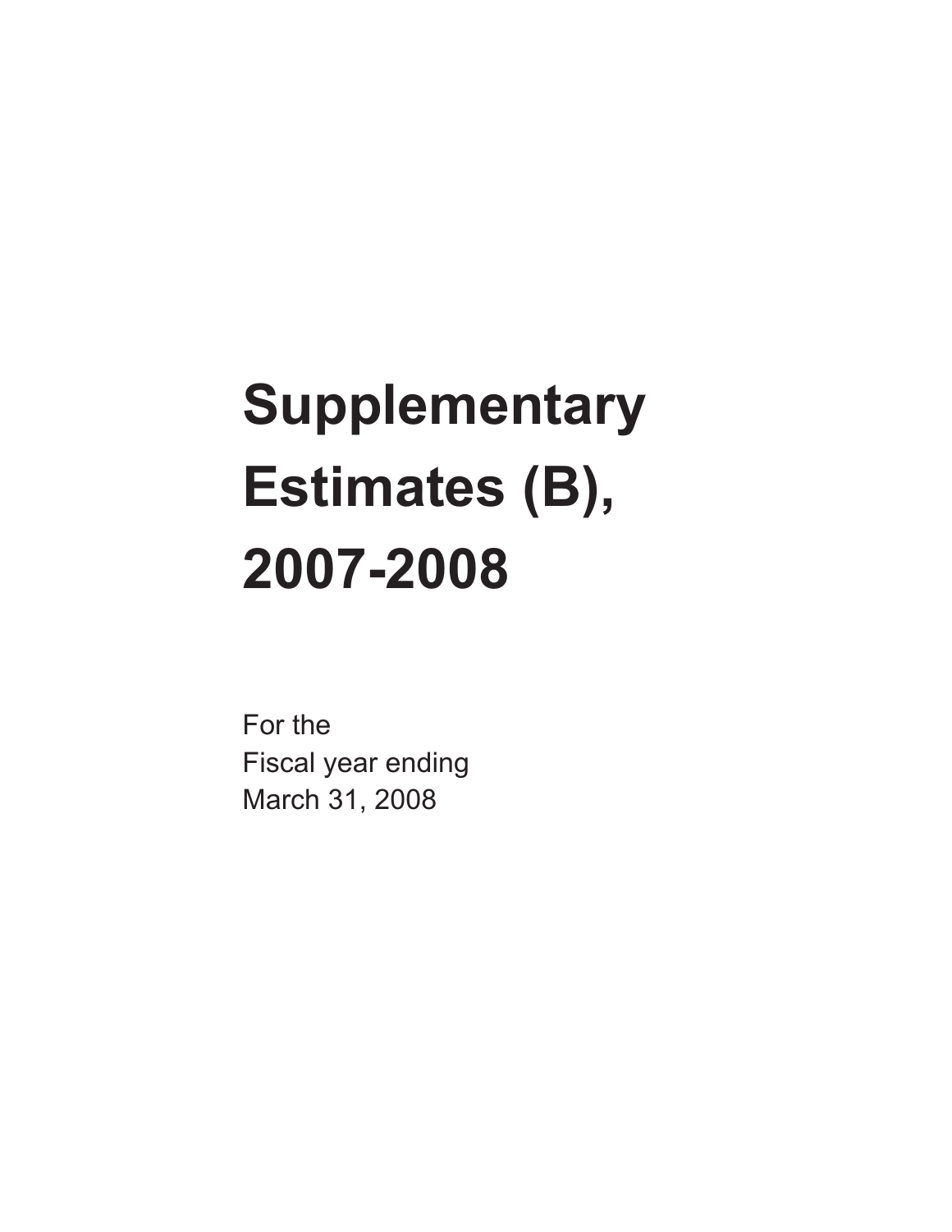# Supplementary Estimates (B), 2007-2008

For the
Fiscal year ending
March 31, 2008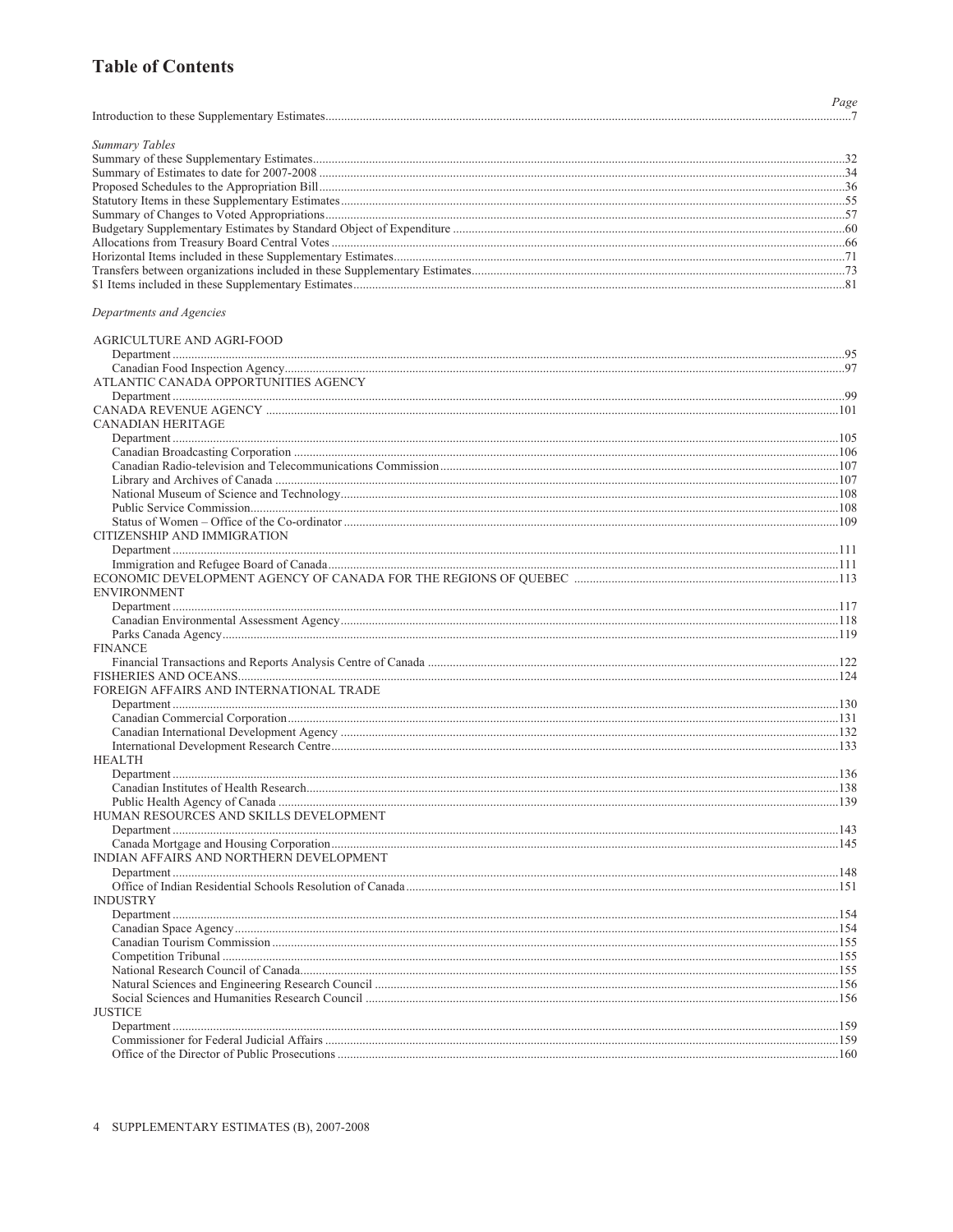# Table of Contents

| | Page |
|---|---|
| Introduction to these Supplementary Estimates | 7 |
| *Summary Tables* | |
| Summary of these Supplementary Estimates | 32 |
| Summary of Estimates to date for 2007-2008 | 34 |
| Proposed Schedules to the Appropriation Bill | 36 |
| Statutory Items in these Supplementary Estimates | 55 |
| Summary of Changes to Voted Appropriations | 57 |
| Budgetary Supplementary Estimates by Standard Object of Expenditure | 60 |
| Allocations from Treasury Board Central Votes | 66 |
| Horizontal Items included in these Supplementary Estimates | 71 |
| Transfers between organizations included in these Supplementary Estimates | 73 |
| $1 Items included in these Supplementary Estimates | 81 |
| *Departments and Agencies* | |
| AGRICULTURE AND AGRI-FOOD | |
| Department | 95 |
| Canadian Food Inspection Agency | 97 |
| ATLANTIC CANADA OPPORTUNITIES AGENCY | |
| Department | 99 |
| CANADA REVENUE AGENCY | 101 |
| CANADIAN HERITAGE | |
| Department | 105 |
| Canadian Broadcasting Corporation | 106 |
| Canadian Radio-television and Telecommunications Commission | 107 |
| Library and Archives of Canada | 107 |
| National Museum of Science and Technology | 108 |
| Public Service Commission | 108 |
| Status of Women – Office of the Co-ordinator | 109 |
| CITIZENSHIP AND IMMIGRATION | |
| Department | 111 |
| Immigration and Refugee Board of Canada | 111 |
| ECONOMIC DEVELOPMENT AGENCY OF CANADA FOR THE REGIONS OF QUEBEC | 113 |
| ENVIRONMENT | |
| Department | 117 |
| Canadian Environmental Assessment Agency | 118 |
| Parks Canada Agency | 119 |
| FINANCE | |
| Financial Transactions and Reports Analysis Centre of Canada | 122 |
| FISHERIES AND OCEANS | 124 |
| FOREIGN AFFAIRS AND INTERNATIONAL TRADE | |
| Department | 130 |
| Canadian Commercial Corporation | 131 |
| Canadian International Development Agency | 132 |
| International Development Research Centre | 133 |
| HEALTH | |
| Department | 136 |
| Canadian Institutes of Health Research | 138 |
| Public Health Agency of Canada | 139 |
| HUMAN RESOURCES AND SKILLS DEVELOPMENT | |
| Department | 143 |
| Canada Mortgage and Housing Corporation | 145 |
| INDIAN AFFAIRS AND NORTHERN DEVELOPMENT | |
| Department | 148 |
| Office of Indian Residential Schools Resolution of Canada | 151 |
| INDUSTRY | |
| Department | 154 |
| Canadian Space Agency | 154 |
| Canadian Tourism Commission | 155 |
| Competition Tribunal | 155 |
| National Research Council of Canada | 155 |
| Natural Sciences and Engineering Research Council | 156 |
| Social Sciences and Humanities Research Council | 156 |
| JUSTICE | |
| Department | 159 |
| Commissioner for Federal Judicial Affairs | 159 |
| Office of the Director of Public Prosecutions | 160 |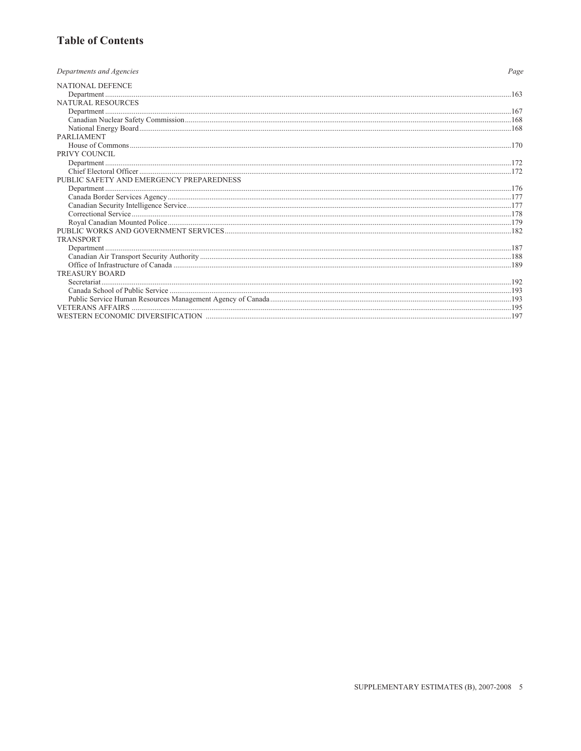# Table of Contents

| *Departments and Agencies* | *Page* |
|---|---|
| NATIONAL DEFENCE | |
| Department | 163 |
| NATURAL RESOURCES | |
| Department | 167 |
| Canadian Nuclear Safety Commission | 168 |
| National Energy Board | 168 |
| PARLIAMENT | |
| House of Commons | 170 |
| PRIVY COUNCIL | |
| Department | 172 |
| Chief Electoral Officer | 172 |
| PUBLIC SAFETY AND EMERGENCY PREPAREDNESS | |
| Department | 176 |
| Canada Border Services Agency | 177 |
| Canadian Security Intelligence Service | 177 |
| Correctional Service | 178 |
| Royal Canadian Mounted Police | 179 |
| PUBLIC WORKS AND GOVERNMENT SERVICES | 182 |
| TRANSPORT | |
| Department | 187 |
| Canadian Air Transport Security Authority | 188 |
| Office of Infrastructure of Canada | 189 |
| TREASURY BOARD | |
| Secretariat | 192 |
| Canada School of Public Service | 193 |
| Public Service Human Resources Management Agency of Canada | 193 |
| VETERANS AFFAIRS | 195 |
| WESTERN ECONOMIC DIVERSIFICATION | 197 |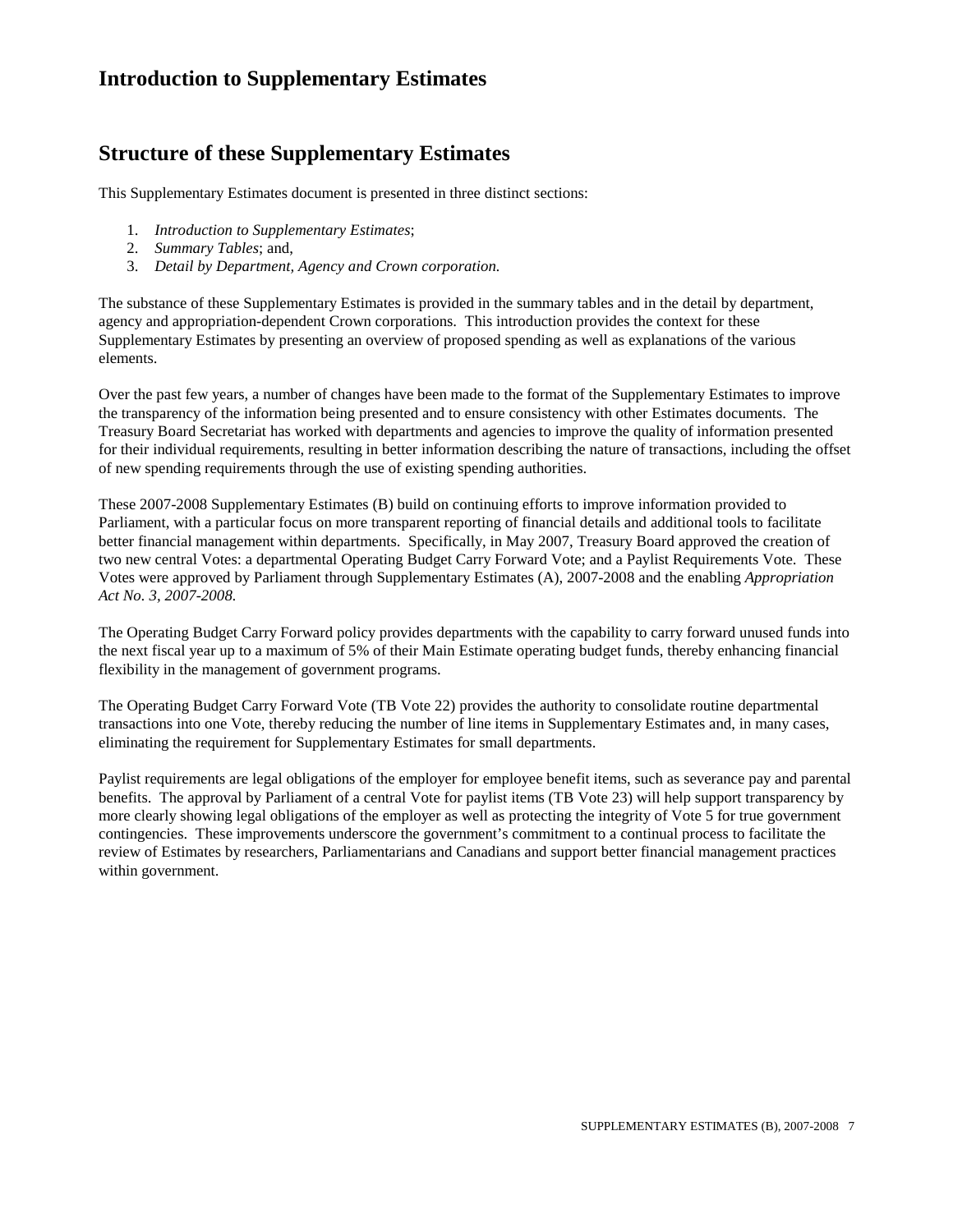# Introduction to Supplementary Estimates

## Structure of these Supplementary Estimates

This Supplementary Estimates document is presented in three distinct sections:

1. *Introduction to Supplementary Estimates*;
2. *Summary Tables*; and,
3. *Detail by Department, Agency and Crown corporation.*

The substance of these Supplementary Estimates is provided in the summary tables and in the detail by department, agency and appropriation-dependent Crown corporations. This introduction provides the context for these Supplementary Estimates by presenting an overview of proposed spending as well as explanations of the various elements.

Over the past few years, a number of changes have been made to the format of the Supplementary Estimates to improve the transparency of the information being presented and to ensure consistency with other Estimates documents. The Treasury Board Secretariat has worked with departments and agencies to improve the quality of information presented for their individual requirements, resulting in better information describing the nature of transactions, including the offset of new spending requirements through the use of existing spending authorities.

These 2007-2008 Supplementary Estimates (B) build on continuing efforts to improve information provided to Parliament, with a particular focus on more transparent reporting of financial details and additional tools to facilitate better financial management within departments. Specifically, in May 2007, Treasury Board approved the creation of two new central Votes: a departmental Operating Budget Carry Forward Vote; and a Paylist Requirements Vote. These Votes were approved by Parliament through Supplementary Estimates (A), 2007-2008 and the enabling *Appropriation Act No. 3, 2007-2008.*

The Operating Budget Carry Forward policy provides departments with the capability to carry forward unused funds into the next fiscal year up to a maximum of 5% of their Main Estimate operating budget funds, thereby enhancing financial flexibility in the management of government programs.

The Operating Budget Carry Forward Vote (TB Vote 22) provides the authority to consolidate routine departmental transactions into one Vote, thereby reducing the number of line items in Supplementary Estimates and, in many cases, eliminating the requirement for Supplementary Estimates for small departments.

Paylist requirements are legal obligations of the employer for employee benefit items, such as severance pay and parental benefits. The approval by Parliament of a central Vote for paylist items (TB Vote 23) will help support transparency by more clearly showing legal obligations of the employer as well as protecting the integrity of Vote 5 for true government contingencies. These improvements underscore the government's commitment to a continual process to facilitate the review of Estimates by researchers, Parliamentarians and Canadians and support better financial management practices within government.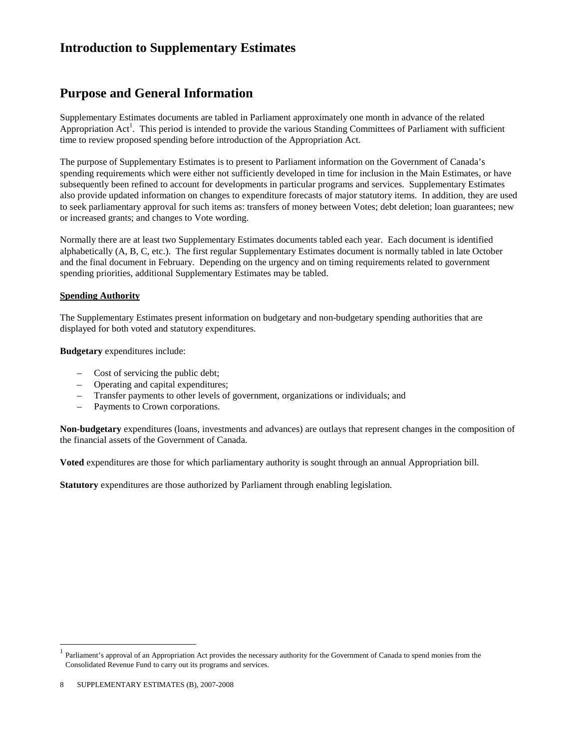# Introduction to Supplementary Estimates

# Purpose and General Information

Supplementary Estimates documents are tabled in Parliament approximately one month in advance of the related Appropriation Act[1]. This period is intended to provide the various Standing Committees of Parliament with sufficient time to review proposed spending before introduction of the Appropriation Act.

The purpose of Supplementary Estimates is to present to Parliament information on the Government of Canada's spending requirements which were either not sufficiently developed in time for inclusion in the Main Estimates, or have subsequently been refined to account for developments in particular programs and services. Supplementary Estimates also provide updated information on changes to expenditure forecasts of major statutory items. In addition, they are used to seek parliamentary approval for such items as: transfers of money between Votes; debt deletion; loan guarantees; new or increased grants; and changes to Vote wording.

Normally there are at least two Supplementary Estimates documents tabled each year. Each document is identified alphabetically (A, B, C, etc.). The first regular Supplementary Estimates document is normally tabled in late October and the final document in February. Depending on the urgency and on timing requirements related to government spending priorities, additional Supplementary Estimates may be tabled.

**Spending Authority**

The Supplementary Estimates present information on budgetary and non-budgetary spending authorities that are displayed for both voted and statutory expenditures.

**Budgetary** expenditures include:

- Cost of servicing the public debt;
- Operating and capital expenditures;
- Transfer payments to other levels of government, organizations or individuals; and
- Payments to Crown corporations.

**Non-budgetary** expenditures (loans, investments and advances) are outlays that represent changes in the composition of the financial assets of the Government of Canada.

**Voted** expenditures are those for which parliamentary authority is sought through an annual Appropriation bill.

**Statutory** expenditures are those authorized by Parliament through enabling legislation.

[1] Parliament's approval of an Appropriation Act provides the necessary authority for the Government of Canada to spend monies from the Consolidated Revenue Fund to carry out its programs and services.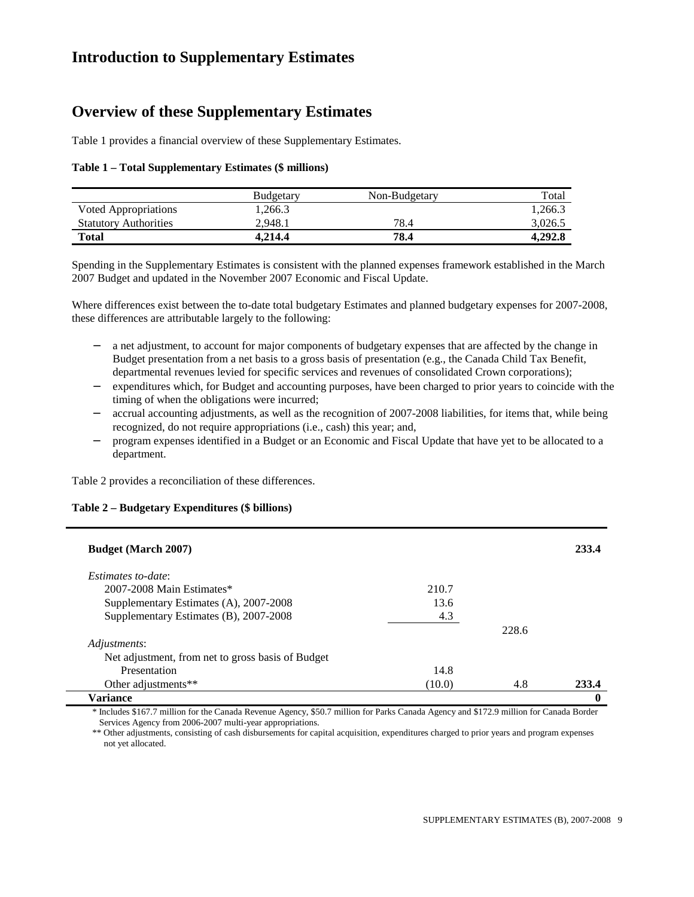# Introduction to Supplementary Estimates

## Overview of these Supplementary Estimates

Table 1 provides a financial overview of these Supplementary Estimates.

**Table 1 – Total Supplementary Estimates ($ millions)**

| | Budgetary | Non-Budgetary | Total |
|---|---|---|---|
| Voted Appropriations | 1,266.3 | | 1,266.3 |
| Statutory Authorities | 2,948.1 | 78.4 | 3,026.5 |
| **Total** | **4,214.4** | **78.4** | **4,292.8** |

Spending in the Supplementary Estimates is consistent with the planned expenses framework established in the March 2007 Budget and updated in the November 2007 Economic and Fiscal Update.

Where differences exist between the to-date total budgetary Estimates and planned budgetary expenses for 2007-2008, these differences are attributable largely to the following:

- a net adjustment, to account for major components of budgetary expenses that are affected by the change in Budget presentation from a net basis to a gross basis of presentation (e.g., the Canada Child Tax Benefit, departmental revenues levied for specific services and revenues of consolidated Crown corporations);
- expenditures which, for Budget and accounting purposes, have been charged to prior years to coincide with the timing of when the obligations were incurred;
- accrual accounting adjustments, as well as the recognition of 2007-2008 liabilities, for items that, while being recognized, do not require appropriations (i.e., cash) this year; and,
- program expenses identified in a Budget or an Economic and Fiscal Update that have yet to be allocated to a department.

Table 2 provides a reconciliation of these differences.

**Table 2 – Budgetary Expenditures ($ billions)**

| | | | |
|---|---|---|---|
| **Budget (March 2007)** | | | **233.4** |
| *Estimates to-date*: | | | |
| 2007-2008 Main Estimates* | 210.7 | | |
| Supplementary Estimates (A), 2007-2008 | 13.6 | | |
| Supplementary Estimates (B), 2007-2008 | 4.3 | | |
| | | 228.6 | |
| *Adjustments*: | | | |
| Net adjustment, from net to gross basis of Budget Presentation | 14.8 | | |
| Other adjustments** | (10.0) | 4.8 | **233.4** |
| **Variance** | | | **0** |

\* Includes $167.7 million for the Canada Revenue Agency, $50.7 million for Parks Canada Agency and $172.9 million for Canada Border Services Agency from 2006-2007 multi-year appropriations.

\** Other adjustments, consisting of cash disbursements for capital acquisition, expenditures charged to prior years and program expenses not yet allocated.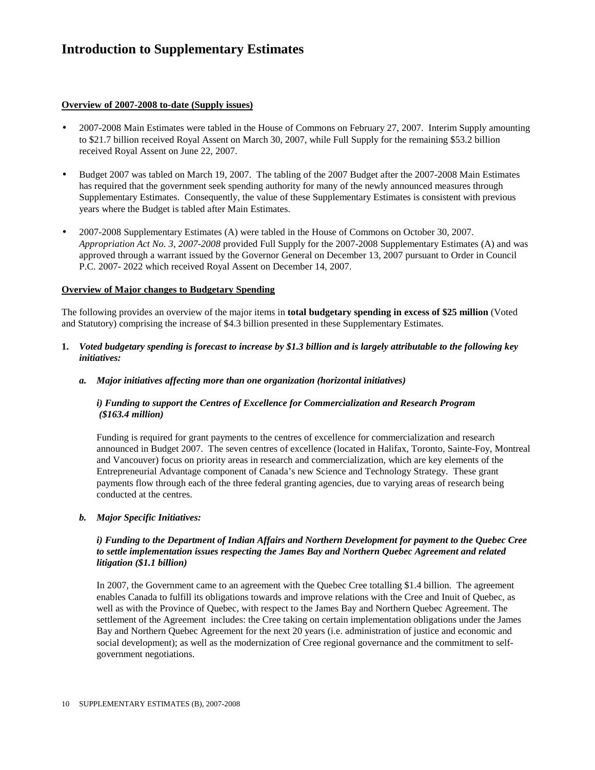# Introduction to Supplementary Estimates

**Overview of 2007-2008 to-date (Supply issues)**

- 2007-2008 Main Estimates were tabled in the House of Commons on February 27, 2007. Interim Supply amounting to $21.7 billion received Royal Assent on March 30, 2007, while Full Supply for the remaining $53.2 billion received Royal Assent on June 22, 2007.
- Budget 2007 was tabled on March 19, 2007. The tabling of the 2007 Budget after the 2007-2008 Main Estimates has required that the government seek spending authority for many of the newly announced measures through Supplementary Estimates. Consequently, the value of these Supplementary Estimates is consistent with previous years where the Budget is tabled after Main Estimates.
- 2007-2008 Supplementary Estimates (A) were tabled in the House of Commons on October 30, 2007. *Appropriation Act No. 3, 2007-2008* provided Full Supply for the 2007-2008 Supplementary Estimates (A) and was approved through a warrant issued by the Governor General on December 13, 2007 pursuant to Order in Council P.C. 2007- 2022 which received Royal Assent on December 14, 2007.

**Overview of Major changes to Budgetary Spending**

The following provides an overview of the major items in **total budgetary spending in excess of $25 million** (Voted and Statutory) comprising the increase of $4.3 billion presented in these Supplementary Estimates.

**1.** ***Voted budgetary spending is forecast to increase by $1.3 billion and is largely attributable to the following key initiatives:***

***a. Major initiatives affecting more than one organization (horizontal initiatives)***

***i) Funding to support the Centres of Excellence for Commercialization and Research Program ($163.4 million)***

Funding is required for grant payments to the centres of excellence for commercialization and research announced in Budget 2007. The seven centres of excellence (located in Halifax, Toronto, Sainte-Foy, Montreal and Vancouver) focus on priority areas in research and commercialization, which are key elements of the Entrepreneurial Advantage component of Canada's new Science and Technology Strategy. These grant payments flow through each of the three federal granting agencies, due to varying areas of research being conducted at the centres.

***b. Major Specific Initiatives:***

***i) Funding to the Department of Indian Affairs and Northern Development for payment to the Quebec Cree to settle implementation issues respecting the James Bay and Northern Quebec Agreement and related litigation ($1.1 billion)***

In 2007, the Government came to an agreement with the Quebec Cree totalling $1.4 billion. The agreement enables Canada to fulfill its obligations towards and improve relations with the Cree and Inuit of Quebec, as well as with the Province of Quebec, with respect to the James Bay and Northern Quebec Agreement. The settlement of the Agreement includes: the Cree taking on certain implementation obligations under the James Bay and Northern Quebec Agreement for the next 20 years (i.e. administration of justice and economic and social development); as well as the modernization of Cree regional governance and the commitment to self-government negotiations.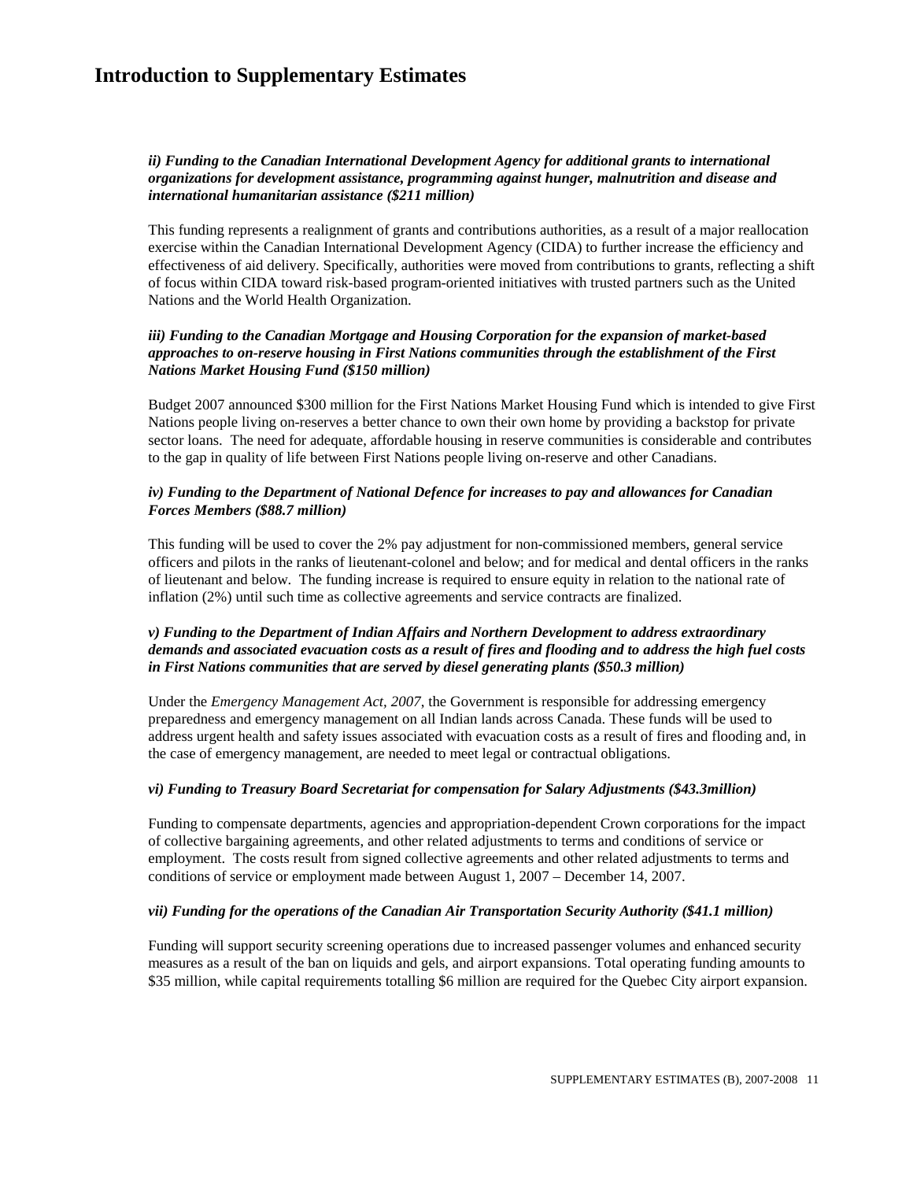# Introduction to Supplementary Estimates

***ii) Funding to the Canadian International Development Agency for additional grants to international organizations for development assistance, programming against hunger, malnutrition and disease and international humanitarian assistance ($211 million)***

This funding represents a realignment of grants and contributions authorities, as a result of a major reallocation exercise within the Canadian International Development Agency (CIDA) to further increase the efficiency and effectiveness of aid delivery. Specifically, authorities were moved from contributions to grants, reflecting a shift of focus within CIDA toward risk-based program-oriented initiatives with trusted partners such as the United Nations and the World Health Organization.

***iii) Funding to the Canadian Mortgage and Housing Corporation for the expansion of market-based approaches to on-reserve housing in First Nations communities through the establishment of the First Nations Market Housing Fund ($150 million)***

Budget 2007 announced $300 million for the First Nations Market Housing Fund which is intended to give First Nations people living on-reserves a better chance to own their own home by providing a backstop for private sector loans. The need for adequate, affordable housing in reserve communities is considerable and contributes to the gap in quality of life between First Nations people living on-reserve and other Canadians.

***iv) Funding to the Department of National Defence for increases to pay and allowances for Canadian Forces Members ($88.7 million)***

This funding will be used to cover the 2% pay adjustment for non-commissioned members, general service officers and pilots in the ranks of lieutenant-colonel and below; and for medical and dental officers in the ranks of lieutenant and below. The funding increase is required to ensure equity in relation to the national rate of inflation (2%) until such time as collective agreements and service contracts are finalized.

***v) Funding to the Department of Indian Affairs and Northern Development to address extraordinary demands and associated evacuation costs as a result of fires and flooding and to address the high fuel costs in First Nations communities that are served by diesel generating plants ($50.3 million)***

Under the *Emergency Management Act, 2007*, the Government is responsible for addressing emergency preparedness and emergency management on all Indian lands across Canada. These funds will be used to address urgent health and safety issues associated with evacuation costs as a result of fires and flooding and, in the case of emergency management, are needed to meet legal or contractual obligations.

***vi) Funding to Treasury Board Secretariat for compensation for Salary Adjustments ($43.3million)***

Funding to compensate departments, agencies and appropriation-dependent Crown corporations for the impact of collective bargaining agreements, and other related adjustments to terms and conditions of service or employment. The costs result from signed collective agreements and other related adjustments to terms and conditions of service or employment made between August 1, 2007 – December 14, 2007.

***vii) Funding for the operations of the Canadian Air Transportation Security Authority ($41.1 million)***

Funding will support security screening operations due to increased passenger volumes and enhanced security measures as a result of the ban on liquids and gels, and airport expansions. Total operating funding amounts to $35 million, while capital requirements totalling $6 million are required for the Quebec City airport expansion.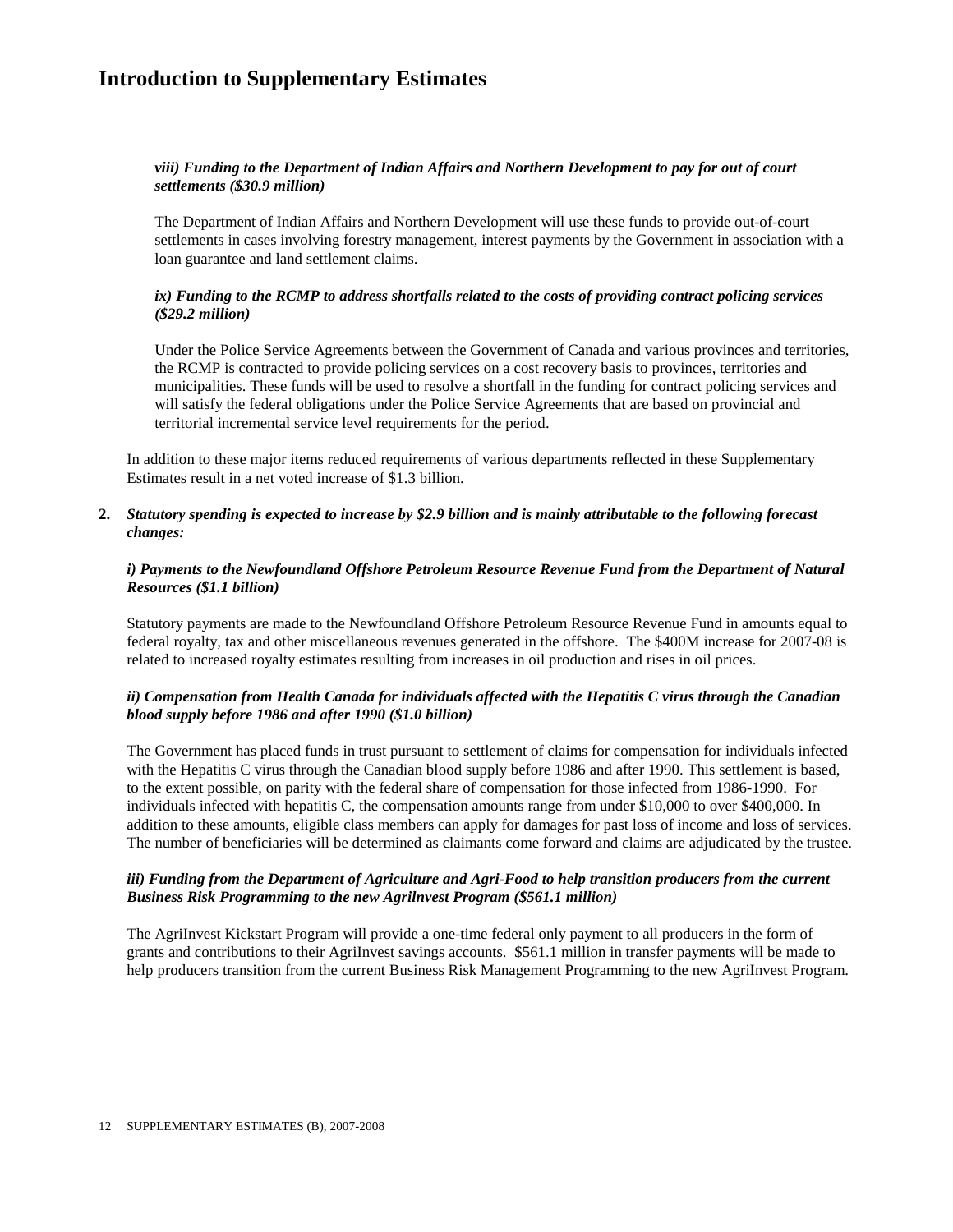# Introduction to Supplementary Estimates

***viii) Funding to the Department of Indian Affairs and Northern Development to pay for out of court settlements ($30.9 million)***

The Department of Indian Affairs and Northern Development will use these funds to provide out-of-court settlements in cases involving forestry management, interest payments by the Government in association with a loan guarantee and land settlement claims.

***ix) Funding to the RCMP to address shortfalls related to the costs of providing contract policing services ($29.2 million)***

Under the Police Service Agreements between the Government of Canada and various provinces and territories, the RCMP is contracted to provide policing services on a cost recovery basis to provinces, territories and municipalities. These funds will be used to resolve a shortfall in the funding for contract policing services and will satisfy the federal obligations under the Police Service Agreements that are based on provincial and territorial incremental service level requirements for the period.

In addition to these major items reduced requirements of various departments reflected in these Supplementary Estimates result in a net voted increase of $1.3 billion.

**2.** ***Statutory spending is expected to increase by $2.9 billion and is mainly attributable to the following forecast changes:***

***i) Payments to the Newfoundland Offshore Petroleum Resource Revenue Fund from the Department of Natural Resources ($1.1 billion)***

Statutory payments are made to the Newfoundland Offshore Petroleum Resource Revenue Fund in amounts equal to federal royalty, tax and other miscellaneous revenues generated in the offshore. The $400M increase for 2007-08 is related to increased royalty estimates resulting from increases in oil production and rises in oil prices.

***ii) Compensation from Health Canada for individuals affected with the Hepatitis C virus through the Canadian blood supply before 1986 and after 1990 ($1.0 billion)***

The Government has placed funds in trust pursuant to settlement of claims for compensation for individuals infected with the Hepatitis C virus through the Canadian blood supply before 1986 and after 1990. This settlement is based, to the extent possible, on parity with the federal share of compensation for those infected from 1986-1990. For individuals infected with hepatitis C, the compensation amounts range from under $10,000 to over $400,000. In addition to these amounts, eligible class members can apply for damages for past loss of income and loss of services. The number of beneficiaries will be determined as claimants come forward and claims are adjudicated by the trustee.

***iii) Funding from the Department of Agriculture and Agri-Food to help transition producers from the current Business Risk Programming to the new AgriInvest Program ($561.1 million)***

The AgriInvest Kickstart Program will provide a one-time federal only payment to all producers in the form of grants and contributions to their AgriInvest savings accounts. $561.1 million in transfer payments will be made to help producers transition from the current Business Risk Management Programming to the new AgriInvest Program.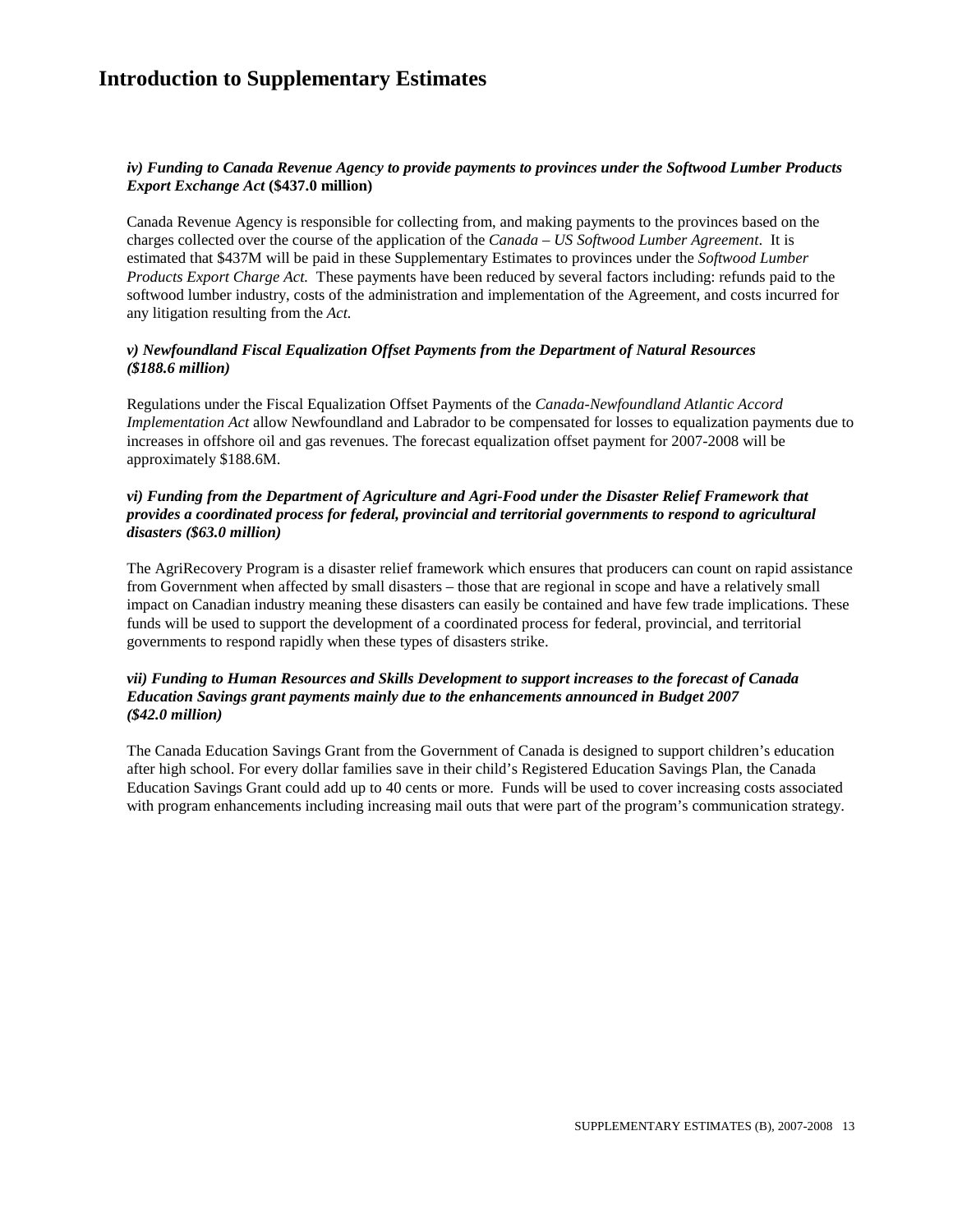# Introduction to Supplementary Estimates

### *iv) Funding to Canada Revenue Agency to provide payments to provinces under the Softwood Lumber Products Export Exchange Act* **(\$437.0 million)**

Canada Revenue Agency is responsible for collecting from, and making payments to the provinces based on the charges collected over the course of the application of the *Canada – US Softwood Lumber Agreement*. It is estimated that \$437M will be paid in these Supplementary Estimates to provinces under the *Softwood Lumber Products Export Charge Act.* These payments have been reduced by several factors including: refunds paid to the softwood lumber industry, costs of the administration and implementation of the Agreement, and costs incurred for any litigation resulting from the *Act.*

### *v) Newfoundland Fiscal Equalization Offset Payments from the Department of Natural Resources (\$188.6 million)*

Regulations under the Fiscal Equalization Offset Payments of the *Canada-Newfoundland Atlantic Accord Implementation Act* allow Newfoundland and Labrador to be compensated for losses to equalization payments due to increases in offshore oil and gas revenues. The forecast equalization offset payment for 2007-2008 will be approximately \$188.6M.

### *vi) Funding from the Department of Agriculture and Agri-Food under the Disaster Relief Framework that provides a coordinated process for federal, provincial and territorial governments to respond to agricultural disasters (\$63.0 million)*

The AgriRecovery Program is a disaster relief framework which ensures that producers can count on rapid assistance from Government when affected by small disasters – those that are regional in scope and have a relatively small impact on Canadian industry meaning these disasters can easily be contained and have few trade implications. These funds will be used to support the development of a coordinated process for federal, provincial, and territorial governments to respond rapidly when these types of disasters strike.

### *vii) Funding to Human Resources and Skills Development to support increases to the forecast of Canada Education Savings grant payments mainly due to the enhancements announced in Budget 2007 (\$42.0 million)*

The Canada Education Savings Grant from the Government of Canada is designed to support children's education after high school. For every dollar families save in their child's Registered Education Savings Plan, the Canada Education Savings Grant could add up to 40 cents or more. Funds will be used to cover increasing costs associated with program enhancements including increasing mail outs that were part of the program's communication strategy.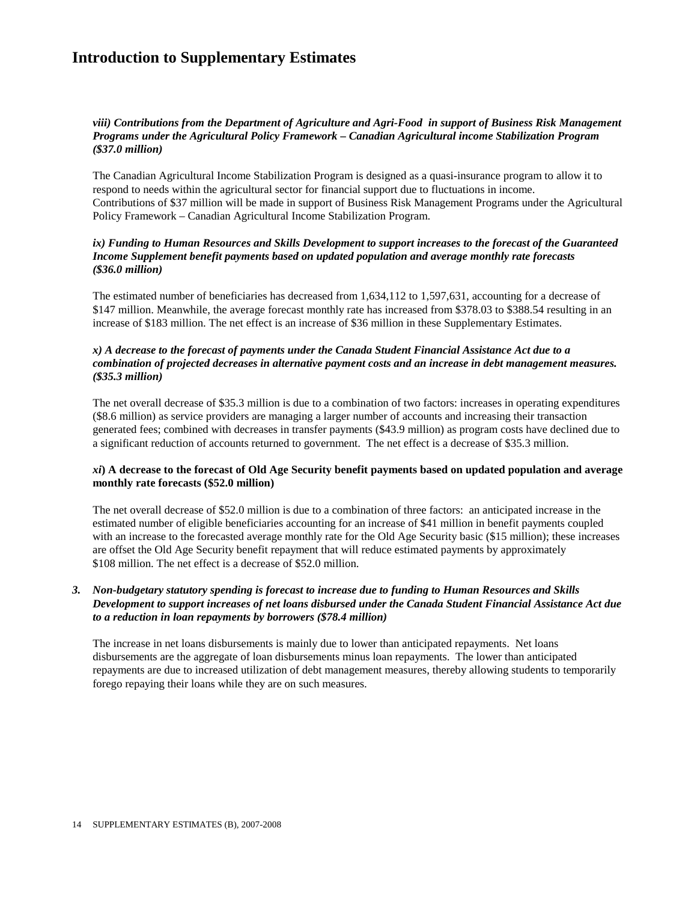# Introduction to Supplementary Estimates

***viii) Contributions from the Department of Agriculture and Agri-Food in support of Business Risk Management Programs under the Agricultural Policy Framework – Canadian Agricultural income Stabilization Program ($37.0 million)***

The Canadian Agricultural Income Stabilization Program is designed as a quasi-insurance program to allow it to respond to needs within the agricultural sector for financial support due to fluctuations in income. Contributions of $37 million will be made in support of Business Risk Management Programs under the Agricultural Policy Framework – Canadian Agricultural Income Stabilization Program.

***ix) Funding to Human Resources and Skills Development to support increases to the forecast of the Guaranteed Income Supplement benefit payments based on updated population and average monthly rate forecasts ($36.0 million)***

The estimated number of beneficiaries has decreased from 1,634,112 to 1,597,631, accounting for a decrease of $147 million. Meanwhile, the average forecast monthly rate has increased from $378.03 to $388.54 resulting in an increase of $183 million. The net effect is an increase of $36 million in these Supplementary Estimates.

***x) A decrease to the forecast of payments under the Canada Student Financial Assistance Act due to a combination of projected decreases in alternative payment costs and an increase in debt management measures. ($35.3 million)***

The net overall decrease of $35.3 million is due to a combination of two factors: increases in operating expenditures ($8.6 million) as service providers are managing a larger number of accounts and increasing their transaction generated fees; combined with decreases in transfer payments ($43.9 million) as program costs have declined due to a significant reduction of accounts returned to government. The net effect is a decrease of $35.3 million.

***xi*) A decrease to the forecast of Old Age Security benefit payments based on updated population and average monthly rate forecasts ($52.0 million)**

The net overall decrease of $52.0 million is due to a combination of three factors: an anticipated increase in the estimated number of eligible beneficiaries accounting for an increase of $41 million in benefit payments coupled with an increase to the forecasted average monthly rate for the Old Age Security basic ($15 million); these increases are offset the Old Age Security benefit repayment that will reduce estimated payments by approximately $108 million. The net effect is a decrease of $52.0 million.

***3. Non-budgetary statutory spending is forecast to increase due to funding to Human Resources and Skills Development to support increases of net loans disbursed under the Canada Student Financial Assistance Act due to a reduction in loan repayments by borrowers ($78.4 million)***

The increase in net loans disbursements is mainly due to lower than anticipated repayments. Net loans disbursements are the aggregate of loan disbursements minus loan repayments. The lower than anticipated repayments are due to increased utilization of debt management measures, thereby allowing students to temporarily forego repaying their loans while they are on such measures.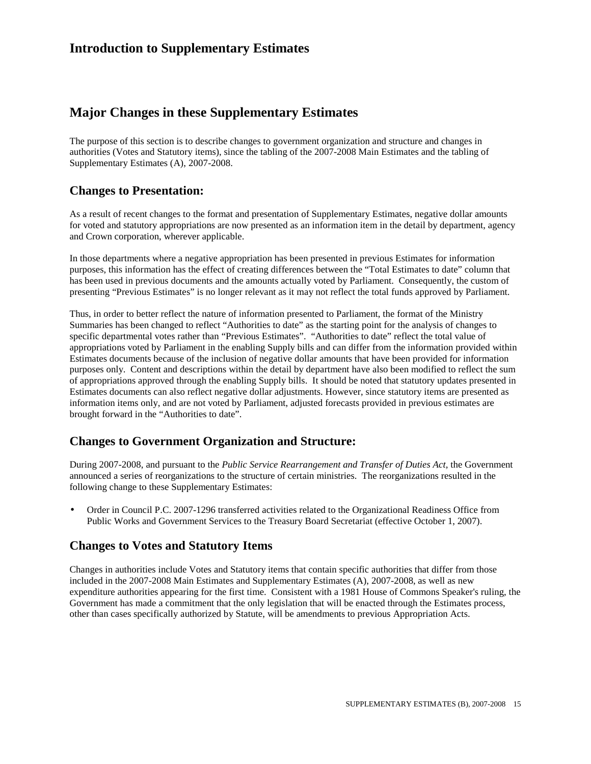# Introduction to Supplementary Estimates

## Major Changes in these Supplementary Estimates

The purpose of this section is to describe changes to government organization and structure and changes in authorities (Votes and Statutory items), since the tabling of the 2007-2008 Main Estimates and the tabling of Supplementary Estimates (A), 2007-2008.

### Changes to Presentation:

As a result of recent changes to the format and presentation of Supplementary Estimates, negative dollar amounts for voted and statutory appropriations are now presented as an information item in the detail by department, agency and Crown corporation, wherever applicable.

In those departments where a negative appropriation has been presented in previous Estimates for information purposes, this information has the effect of creating differences between the "Total Estimates to date" column that has been used in previous documents and the amounts actually voted by Parliament. Consequently, the custom of presenting "Previous Estimates" is no longer relevant as it may not reflect the total funds approved by Parliament.

Thus, in order to better reflect the nature of information presented to Parliament, the format of the Ministry Summaries has been changed to reflect "Authorities to date" as the starting point for the analysis of changes to specific departmental votes rather than "Previous Estimates". "Authorities to date" reflect the total value of appropriations voted by Parliament in the enabling Supply bills and can differ from the information provided within Estimates documents because of the inclusion of negative dollar amounts that have been provided for information purposes only. Content and descriptions within the detail by department have also been modified to reflect the sum of appropriations approved through the enabling Supply bills. It should be noted that statutory updates presented in Estimates documents can also reflect negative dollar adjustments. However, since statutory items are presented as information items only, and are not voted by Parliament, adjusted forecasts provided in previous estimates are brought forward in the "Authorities to date".

### Changes to Government Organization and Structure:

During 2007-2008, and pursuant to the *Public Service Rearrangement and Transfer of Duties Act*, the Government announced a series of reorganizations to the structure of certain ministries. The reorganizations resulted in the following change to these Supplementary Estimates:

- Order in Council P.C. 2007-1296 transferred activities related to the Organizational Readiness Office from Public Works and Government Services to the Treasury Board Secretariat (effective October 1, 2007).

### Changes to Votes and Statutory Items

Changes in authorities include Votes and Statutory items that contain specific authorities that differ from those included in the 2007-2008 Main Estimates and Supplementary Estimates (A), 2007-2008, as well as new expenditure authorities appearing for the first time. Consistent with a 1981 House of Commons Speaker's ruling, the Government has made a commitment that the only legislation that will be enacted through the Estimates process, other than cases specifically authorized by Statute, will be amendments to previous Appropriation Acts.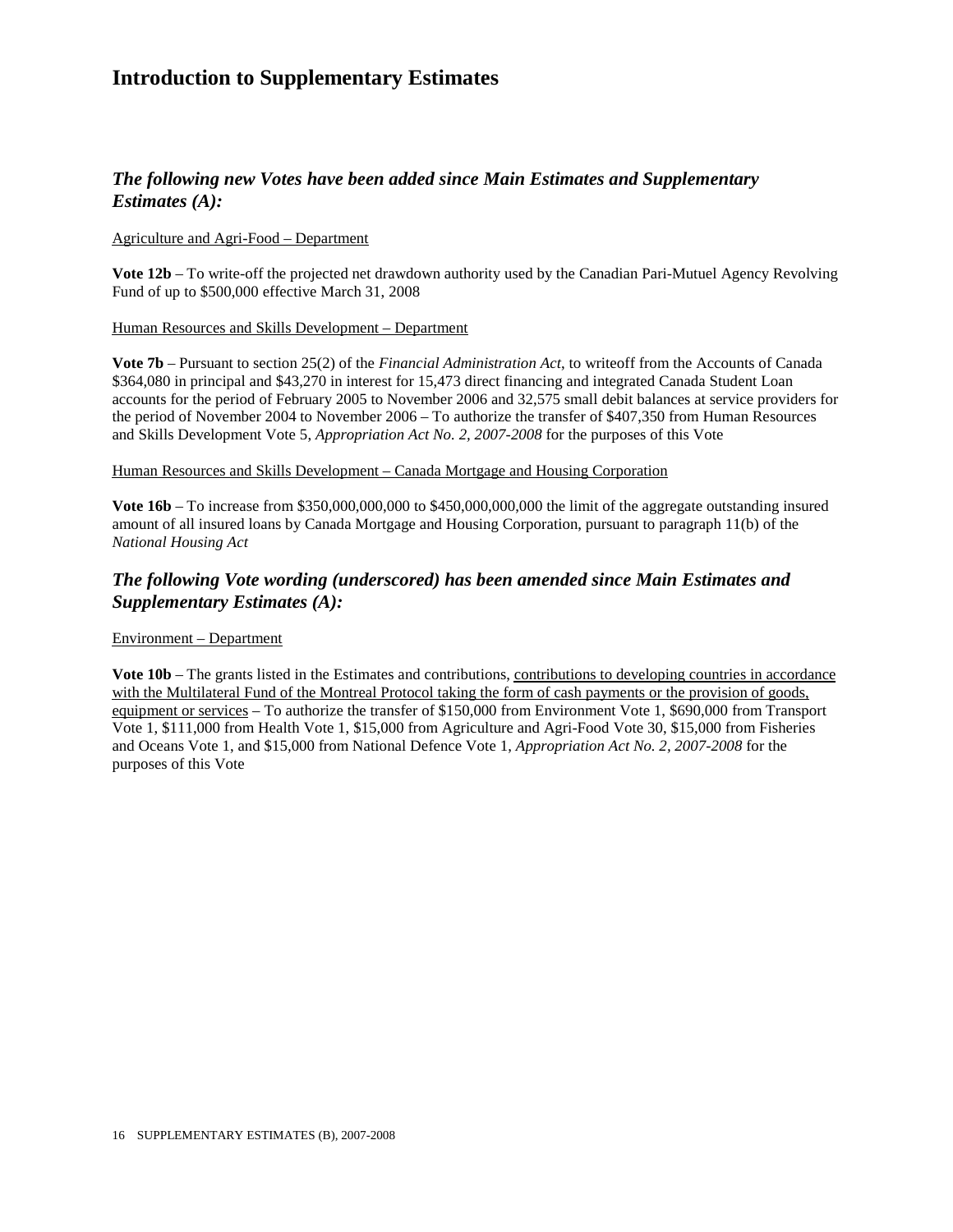# Introduction to Supplementary Estimates

## *The following new Votes have been added since Main Estimates and Supplementary Estimates (A):*

<u>Agriculture and Agri-Food – Department</u>

**Vote 12b** – To write-off the projected net drawdown authority used by the Canadian Pari-Mutuel Agency Revolving Fund of up to $500,000 effective March 31, 2008

<u>Human Resources and Skills Development – Department</u>

**Vote 7b** – Pursuant to section 25(2) of the *Financial Administration Act*, to writeoff from the Accounts of Canada $364,080 in principal and $43,270 in interest for 15,473 direct financing and integrated Canada Student Loan accounts for the period of February 2005 to November 2006 and 32,575 small debit balances at service providers for the period of November 2004 to November 2006 – To authorize the transfer of $407,350 from Human Resources and Skills Development Vote 5, *Appropriation Act No. 2, 2007-2008* for the purposes of this Vote

<u>Human Resources and Skills Development – Canada Mortgage and Housing Corporation</u>

**Vote 16b** – To increase from $350,000,000,000 to $450,000,000,000 the limit of the aggregate outstanding insured amount of all insured loans by Canada Mortgage and Housing Corporation, pursuant to paragraph 11(b) of the *National Housing Act*

## *The following Vote wording (underscored) has been amended since Main Estimates and Supplementary Estimates (A):*

<u>Environment – Department</u>

**Vote 10b** – The grants listed in the Estimates and contributions, <u>contributions to developing countries in accordance with the Multilateral Fund of the Montreal Protocol taking the form of cash payments or the provision of goods, equipment or services</u> – To authorize the transfer of $150,000 from Environment Vote 1, $690,000 from Transport Vote 1, $111,000 from Health Vote 1, $15,000 from Agriculture and Agri-Food Vote 30, $15,000 from Fisheries and Oceans Vote 1, and $15,000 from National Defence Vote 1, *Appropriation Act No. 2, 2007-2008* for the purposes of this Vote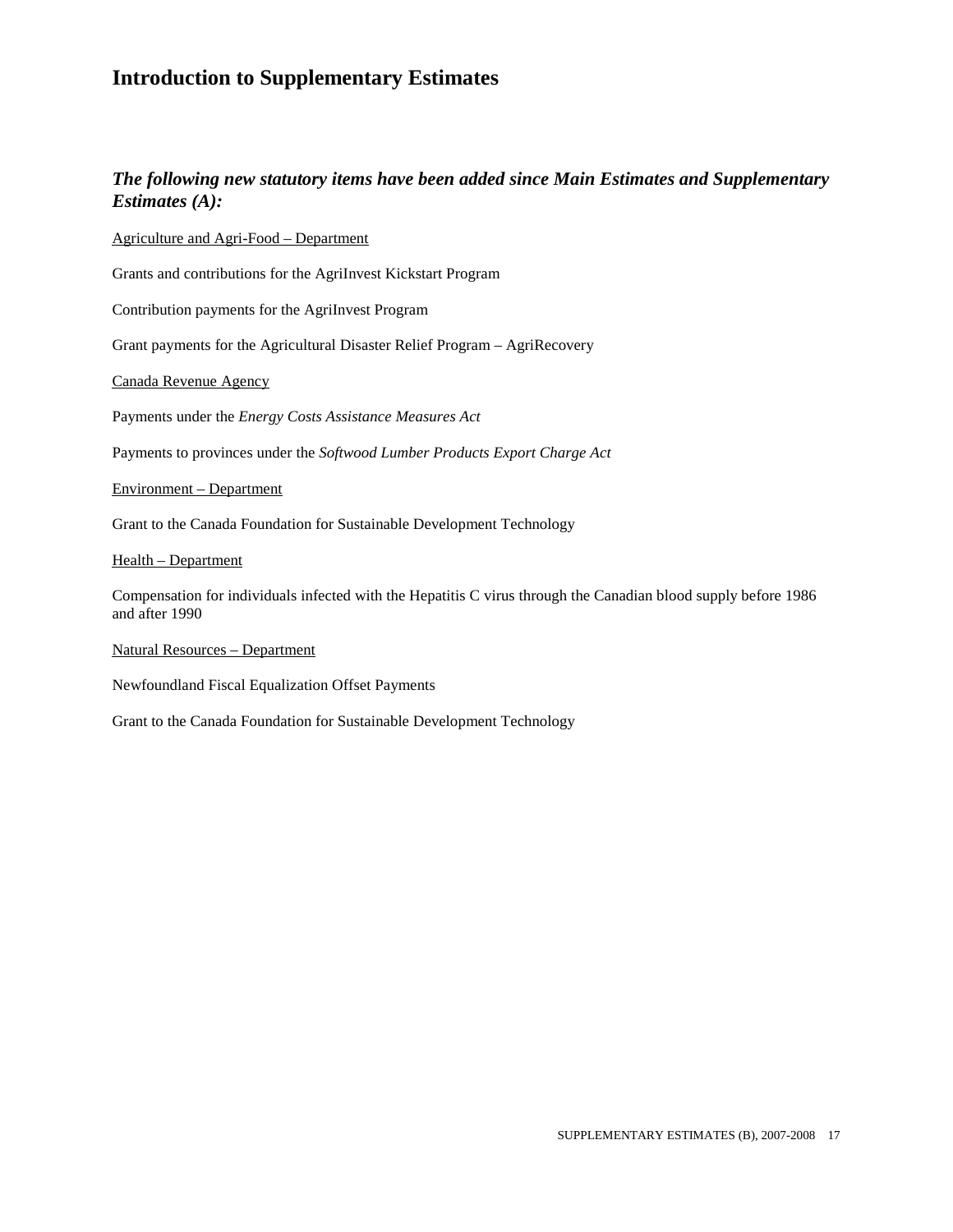# Introduction to Supplementary Estimates

## *The following new statutory items have been added since Main Estimates and Supplementary Estimates (A):*

Agriculture and Agri-Food – Department

Grants and contributions for the AgriInvest Kickstart Program

Contribution payments for the AgriInvest Program

Grant payments for the Agricultural Disaster Relief Program – AgriRecovery

Canada Revenue Agency

Payments under the *Energy Costs Assistance Measures Act*

Payments to provinces under the *Softwood Lumber Products Export Charge Act*

Environment – Department

Grant to the Canada Foundation for Sustainable Development Technology

Health – Department

Compensation for individuals infected with the Hepatitis C virus through the Canadian blood supply before 1986 and after 1990

Natural Resources – Department

Newfoundland Fiscal Equalization Offset Payments

Grant to the Canada Foundation for Sustainable Development Technology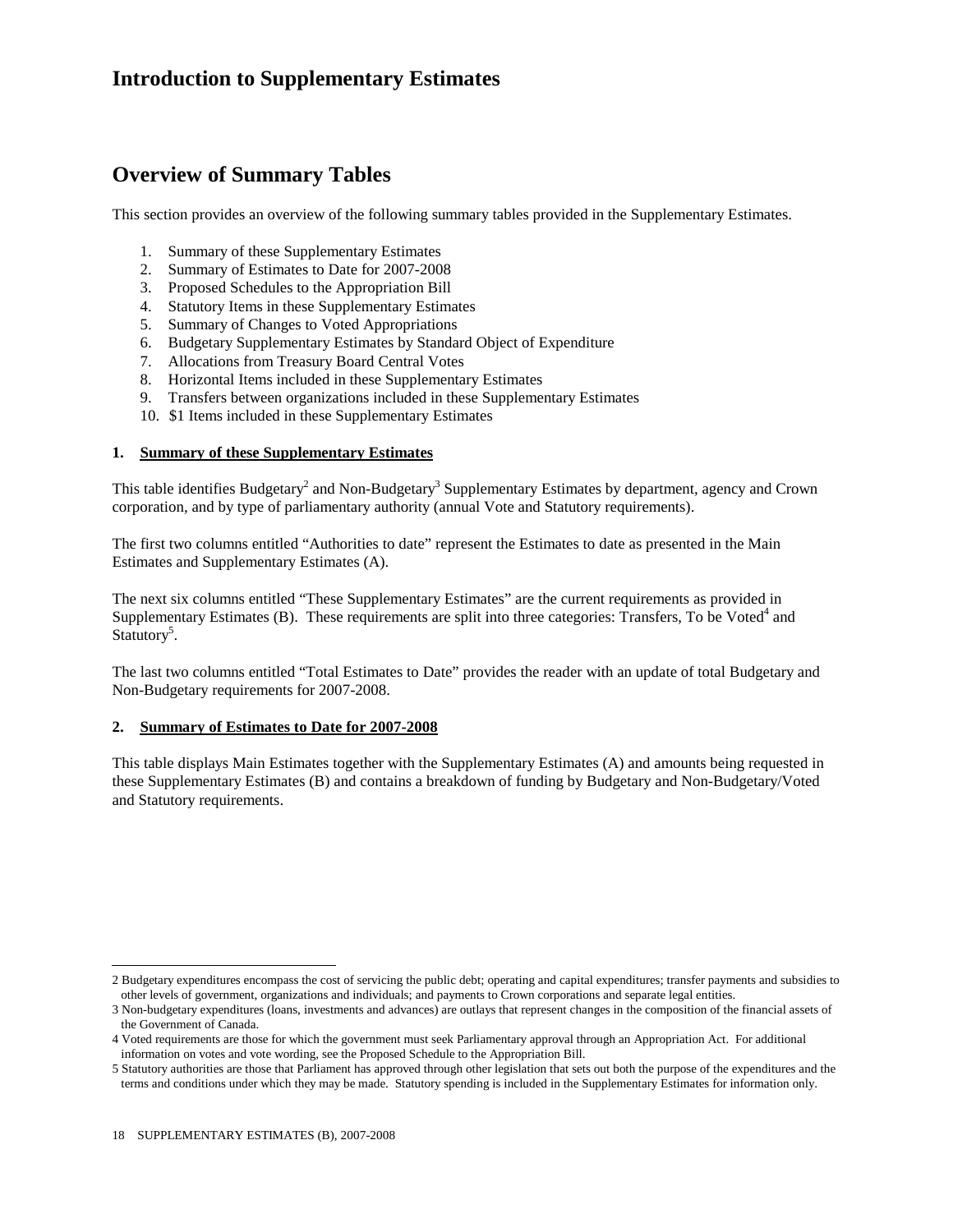# Introduction to Supplementary Estimates

## Overview of Summary Tables

This section provides an overview of the following summary tables provided in the Supplementary Estimates.

1. Summary of these Supplementary Estimates
2. Summary of Estimates to Date for 2007-2008
3. Proposed Schedules to the Appropriation Bill
4. Statutory Items in these Supplementary Estimates
5. Summary of Changes to Voted Appropriations
6. Budgetary Supplementary Estimates by Standard Object of Expenditure
7. Allocations from Treasury Board Central Votes
8. Horizontal Items included in these Supplementary Estimates
9. Transfers between organizations included in these Supplementary Estimates
10. $1 Items included in these Supplementary Estimates

### 1. Summary of these Supplementary Estimates

This table identifies Budgetary[2] and Non-Budgetary[3] Supplementary Estimates by department, agency and Crown corporation, and by type of parliamentary authority (annual Vote and Statutory requirements).

The first two columns entitled "Authorities to date" represent the Estimates to date as presented in the Main Estimates and Supplementary Estimates (A).

The next six columns entitled "These Supplementary Estimates" are the current requirements as provided in Supplementary Estimates (B). These requirements are split into three categories: Transfers, To be Voted[4] and Statutory[5].

The last two columns entitled "Total Estimates to Date" provides the reader with an update of total Budgetary and Non-Budgetary requirements for 2007-2008.

### 2. Summary of Estimates to Date for 2007-2008

This table displays Main Estimates together with the Supplementary Estimates (A) and amounts being requested in these Supplementary Estimates (B) and contains a breakdown of funding by Budgetary and Non-Budgetary/Voted and Statutory requirements.

---

2 Budgetary expenditures encompass the cost of servicing the public debt; operating and capital expenditures; transfer payments and subsidies to other levels of government, organizations and individuals; and payments to Crown corporations and separate legal entities.

3 Non-budgetary expenditures (loans, investments and advances) are outlays that represent changes in the composition of the financial assets of the Government of Canada.

4 Voted requirements are those for which the government must seek Parliamentary approval through an Appropriation Act. For additional information on votes and vote wording, see the Proposed Schedule to the Appropriation Bill.

5 Statutory authorities are those that Parliament has approved through other legislation that sets out both the purpose of the expenditures and the terms and conditions under which they may be made. Statutory spending is included in the Supplementary Estimates for information only.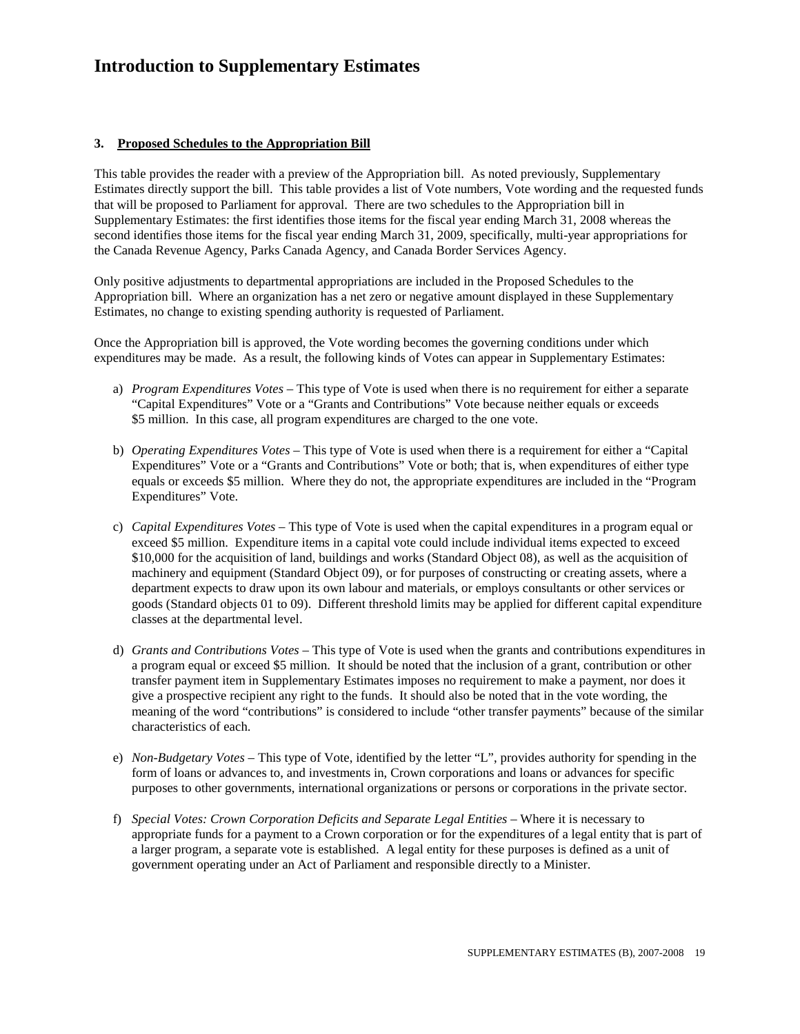# Introduction to Supplementary Estimates

### 3. Proposed Schedules to the Appropriation Bill

This table provides the reader with a preview of the Appropriation bill. As noted previously, Supplementary Estimates directly support the bill. This table provides a list of Vote numbers, Vote wording and the requested funds that will be proposed to Parliament for approval. There are two schedules to the Appropriation bill in Supplementary Estimates: the first identifies those items for the fiscal year ending March 31, 2008 whereas the second identifies those items for the fiscal year ending March 31, 2009, specifically, multi-year appropriations for the Canada Revenue Agency, Parks Canada Agency, and Canada Border Services Agency.

Only positive adjustments to departmental appropriations are included in the Proposed Schedules to the Appropriation bill. Where an organization has a net zero or negative amount displayed in these Supplementary Estimates, no change to existing spending authority is requested of Parliament.

Once the Appropriation bill is approved, the Vote wording becomes the governing conditions under which expenditures may be made. As a result, the following kinds of Votes can appear in Supplementary Estimates:

a) *Program Expenditures Votes* – This type of Vote is used when there is no requirement for either a separate "Capital Expenditures" Vote or a "Grants and Contributions" Vote because neither equals or exceeds $5 million. In this case, all program expenditures are charged to the one vote.

b) *Operating Expenditures Votes* – This type of Vote is used when there is a requirement for either a "Capital Expenditures" Vote or a "Grants and Contributions" Vote or both; that is, when expenditures of either type equals or exceeds $5 million. Where they do not, the appropriate expenditures are included in the "Program Expenditures" Vote.

c) *Capital Expenditures Votes* – This type of Vote is used when the capital expenditures in a program equal or exceed $5 million. Expenditure items in a capital vote could include individual items expected to exceed $10,000 for the acquisition of land, buildings and works (Standard Object 08), as well as the acquisition of machinery and equipment (Standard Object 09), or for purposes of constructing or creating assets, where a department expects to draw upon its own labour and materials, or employs consultants or other services or goods (Standard objects 01 to 09). Different threshold limits may be applied for different capital expenditure classes at the departmental level.

d) *Grants and Contributions Votes* – This type of Vote is used when the grants and contributions expenditures in a program equal or exceed $5 million. It should be noted that the inclusion of a grant, contribution or other transfer payment item in Supplementary Estimates imposes no requirement to make a payment, nor does it give a prospective recipient any right to the funds. It should also be noted that in the vote wording, the meaning of the word "contributions" is considered to include "other transfer payments" because of the similar characteristics of each.

e) *Non-Budgetary Votes* – This type of Vote, identified by the letter "L", provides authority for spending in the form of loans or advances to, and investments in, Crown corporations and loans or advances for specific purposes to other governments, international organizations or persons or corporations in the private sector.

f) *Special Votes: Crown Corporation Deficits and Separate Legal Entities* – Where it is necessary to appropriate funds for a payment to a Crown corporation or for the expenditures of a legal entity that is part of a larger program, a separate vote is established. A legal entity for these purposes is defined as a unit of government operating under an Act of Parliament and responsible directly to a Minister.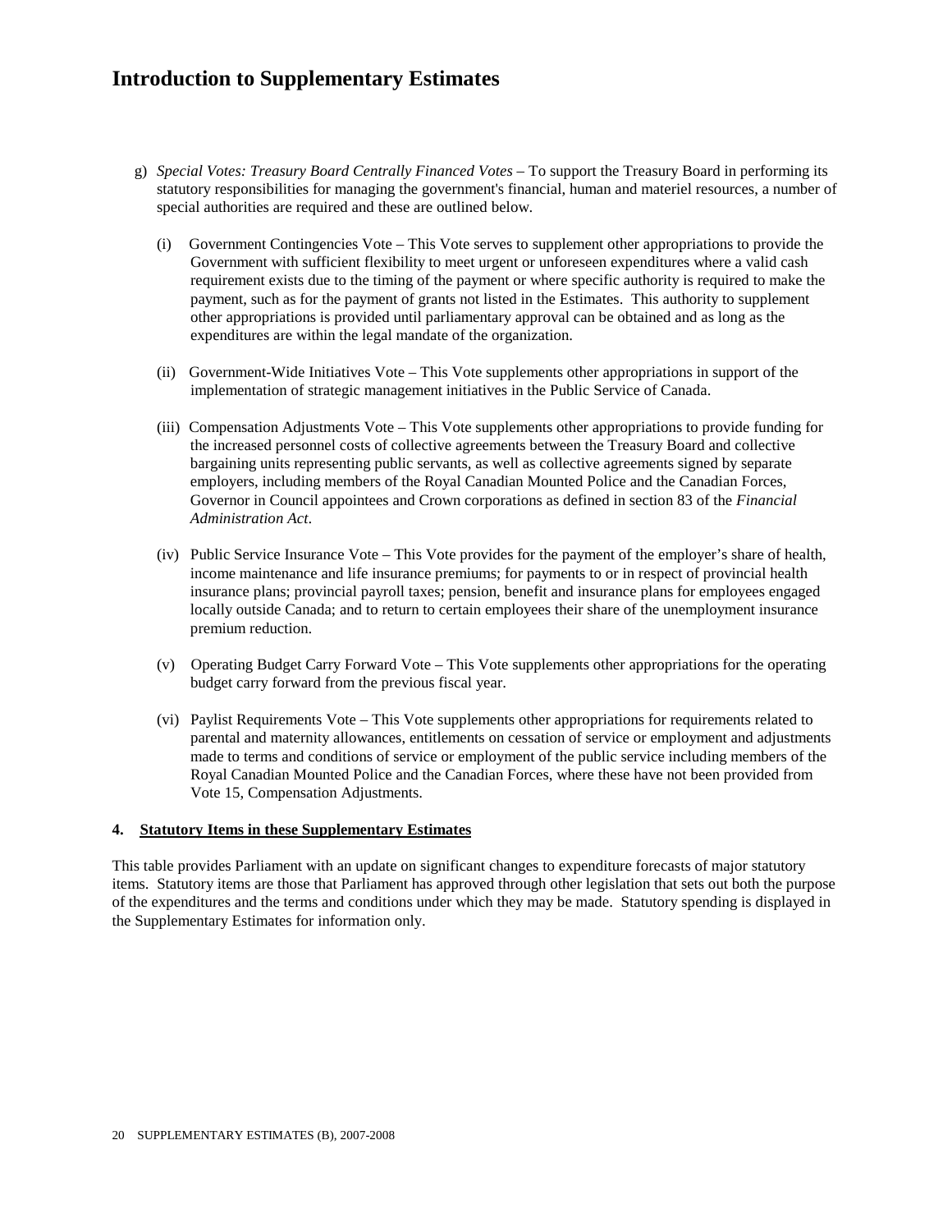# Introduction to Supplementary Estimates

g) *Special Votes: Treasury Board Centrally Financed Votes* – To support the Treasury Board in performing its statutory responsibilities for managing the government's financial, human and materiel resources, a number of special authorities are required and these are outlined below.

   (i) Government Contingencies Vote – This Vote serves to supplement other appropriations to provide the Government with sufficient flexibility to meet urgent or unforeseen expenditures where a valid cash requirement exists due to the timing of the payment or where specific authority is required to make the payment, such as for the payment of grants not listed in the Estimates. This authority to supplement other appropriations is provided until parliamentary approval can be obtained and as long as the expenditures are within the legal mandate of the organization.

   (ii) Government-Wide Initiatives Vote – This Vote supplements other appropriations in support of the implementation of strategic management initiatives in the Public Service of Canada.

   (iii) Compensation Adjustments Vote – This Vote supplements other appropriations to provide funding for the increased personnel costs of collective agreements between the Treasury Board and collective bargaining units representing public servants, as well as collective agreements signed by separate employers, including members of the Royal Canadian Mounted Police and the Canadian Forces, Governor in Council appointees and Crown corporations as defined in section 83 of the *Financial Administration Act*.

   (iv) Public Service Insurance Vote – This Vote provides for the payment of the employer's share of health, income maintenance and life insurance premiums; for payments to or in respect of provincial health insurance plans; provincial payroll taxes; pension, benefit and insurance plans for employees engaged locally outside Canada; and to return to certain employees their share of the unemployment insurance premium reduction.

   (v) Operating Budget Carry Forward Vote – This Vote supplements other appropriations for the operating budget carry forward from the previous fiscal year.

   (vi) Paylist Requirements Vote – This Vote supplements other appropriations for requirements related to parental and maternity allowances, entitlements on cessation of service or employment and adjustments made to terms and conditions of service or employment of the public service including members of the Royal Canadian Mounted Police and the Canadian Forces, where these have not been provided from Vote 15, Compensation Adjustments.

**4. Statutory Items in these Supplementary Estimates**

This table provides Parliament with an update on significant changes to expenditure forecasts of major statutory items. Statutory items are those that Parliament has approved through other legislation that sets out both the purpose of the expenditures and the terms and conditions under which they may be made. Statutory spending is displayed in the Supplementary Estimates for information only.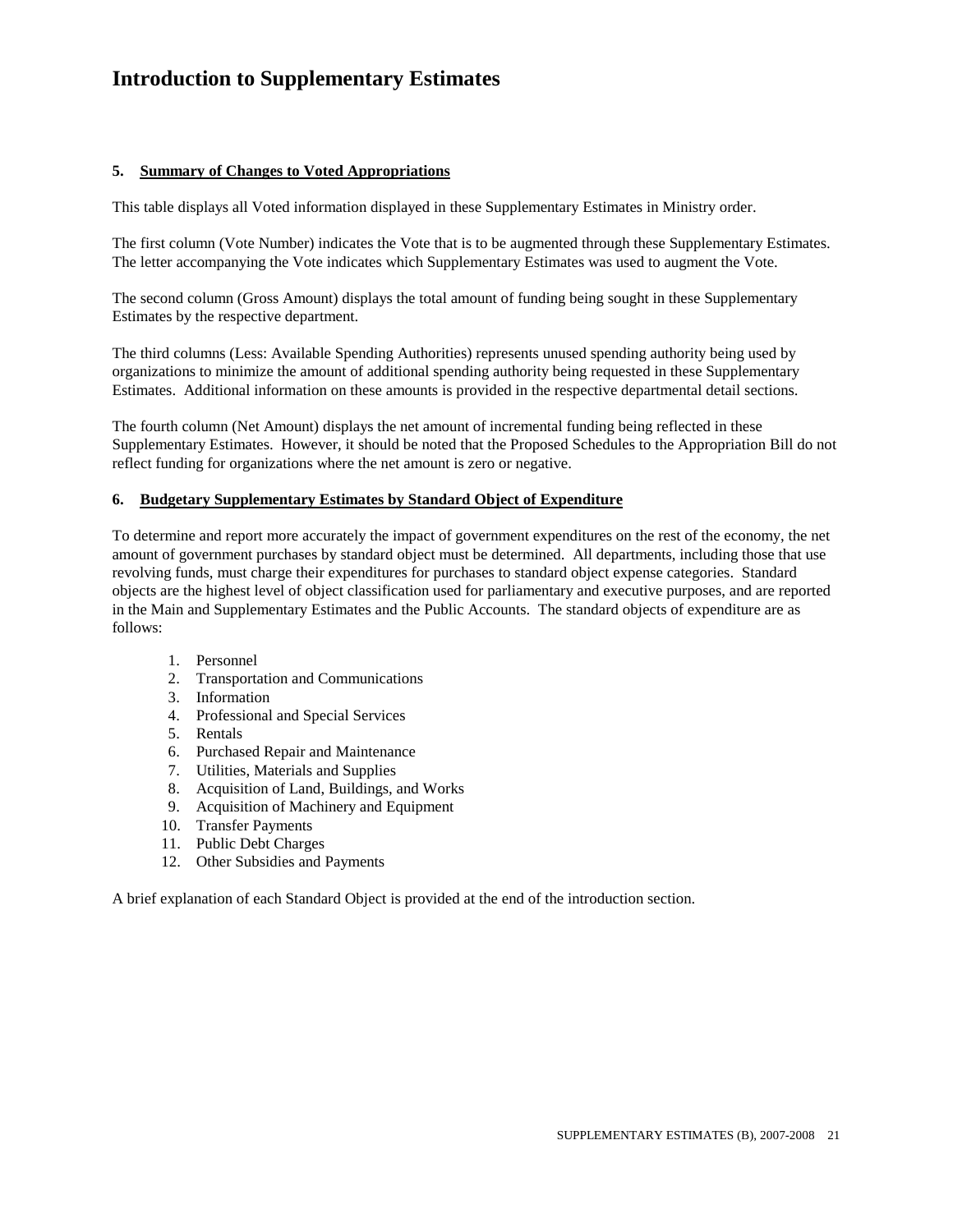# Introduction to Supplementary Estimates

**5. Summary of Changes to Voted Appropriations**

This table displays all Voted information displayed in these Supplementary Estimates in Ministry order.

The first column (Vote Number) indicates the Vote that is to be augmented through these Supplementary Estimates. The letter accompanying the Vote indicates which Supplementary Estimates was used to augment the Vote.

The second column (Gross Amount) displays the total amount of funding being sought in these Supplementary Estimates by the respective department.

The third columns (Less: Available Spending Authorities) represents unused spending authority being used by organizations to minimize the amount of additional spending authority being requested in these Supplementary Estimates. Additional information on these amounts is provided in the respective departmental detail sections.

The fourth column (Net Amount) displays the net amount of incremental funding being reflected in these Supplementary Estimates. However, it should be noted that the Proposed Schedules to the Appropriation Bill do not reflect funding for organizations where the net amount is zero or negative.

**6. Budgetary Supplementary Estimates by Standard Object of Expenditure**

To determine and report more accurately the impact of government expenditures on the rest of the economy, the net amount of government purchases by standard object must be determined. All departments, including those that use revolving funds, must charge their expenditures for purchases to standard object expense categories. Standard objects are the highest level of object classification used for parliamentary and executive purposes, and are reported in the Main and Supplementary Estimates and the Public Accounts. The standard objects of expenditure are as follows:

1. Personnel
2. Transportation and Communications
3. Information
4. Professional and Special Services
5. Rentals
6. Purchased Repair and Maintenance
7. Utilities, Materials and Supplies
8. Acquisition of Land, Buildings, and Works
9. Acquisition of Machinery and Equipment
10. Transfer Payments
11. Public Debt Charges
12. Other Subsidies and Payments

A brief explanation of each Standard Object is provided at the end of the introduction section.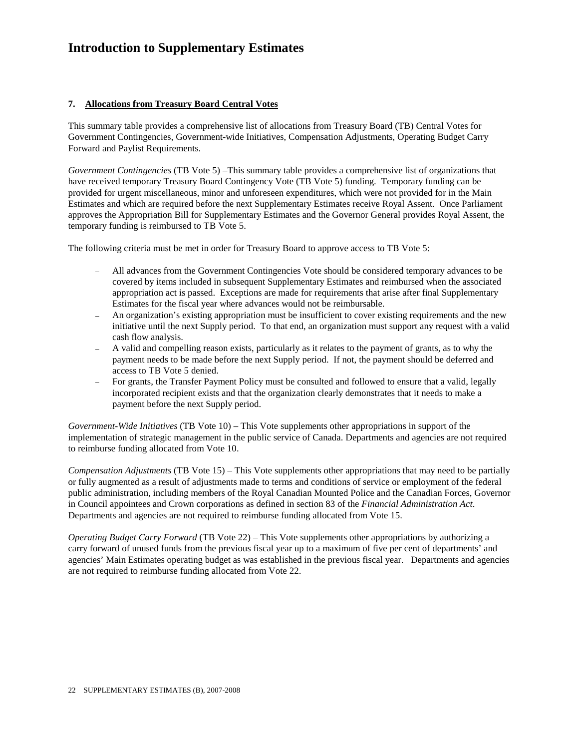# Introduction to Supplementary Estimates

### 7. Allocations from Treasury Board Central Votes

This summary table provides a comprehensive list of allocations from Treasury Board (TB) Central Votes for Government Contingencies, Government-wide Initiatives, Compensation Adjustments, Operating Budget Carry Forward and Paylist Requirements.

*Government Contingencies* (TB Vote 5) –This summary table provides a comprehensive list of organizations that have received temporary Treasury Board Contingency Vote (TB Vote 5) funding. Temporary funding can be provided for urgent miscellaneous, minor and unforeseen expenditures, which were not provided for in the Main Estimates and which are required before the next Supplementary Estimates receive Royal Assent. Once Parliament approves the Appropriation Bill for Supplementary Estimates and the Governor General provides Royal Assent, the temporary funding is reimbursed to TB Vote 5.

The following criteria must be met in order for Treasury Board to approve access to TB Vote 5:

- All advances from the Government Contingencies Vote should be considered temporary advances to be covered by items included in subsequent Supplementary Estimates and reimbursed when the associated appropriation act is passed. Exceptions are made for requirements that arise after final Supplementary Estimates for the fiscal year where advances would not be reimbursable.
- An organization's existing appropriation must be insufficient to cover existing requirements and the new initiative until the next Supply period. To that end, an organization must support any request with a valid cash flow analysis.
- A valid and compelling reason exists, particularly as it relates to the payment of grants, as to why the payment needs to be made before the next Supply period. If not, the payment should be deferred and access to TB Vote 5 denied.
- For grants, the Transfer Payment Policy must be consulted and followed to ensure that a valid, legally incorporated recipient exists and that the organization clearly demonstrates that it needs to make a payment before the next Supply period.

*Government-Wide Initiatives* (TB Vote 10) – This Vote supplements other appropriations in support of the implementation of strategic management in the public service of Canada. Departments and agencies are not required to reimburse funding allocated from Vote 10.

*Compensation Adjustments* (TB Vote 15) – This Vote supplements other appropriations that may need to be partially or fully augmented as a result of adjustments made to terms and conditions of service or employment of the federal public administration, including members of the Royal Canadian Mounted Police and the Canadian Forces, Governor in Council appointees and Crown corporations as defined in section 83 of the *Financial Administration Act*. Departments and agencies are not required to reimburse funding allocated from Vote 15.

*Operating Budget Carry Forward* (TB Vote 22) – This Vote supplements other appropriations by authorizing a carry forward of unused funds from the previous fiscal year up to a maximum of five per cent of departments' and agencies' Main Estimates operating budget as was established in the previous fiscal year. Departments and agencies are not required to reimburse funding allocated from Vote 22.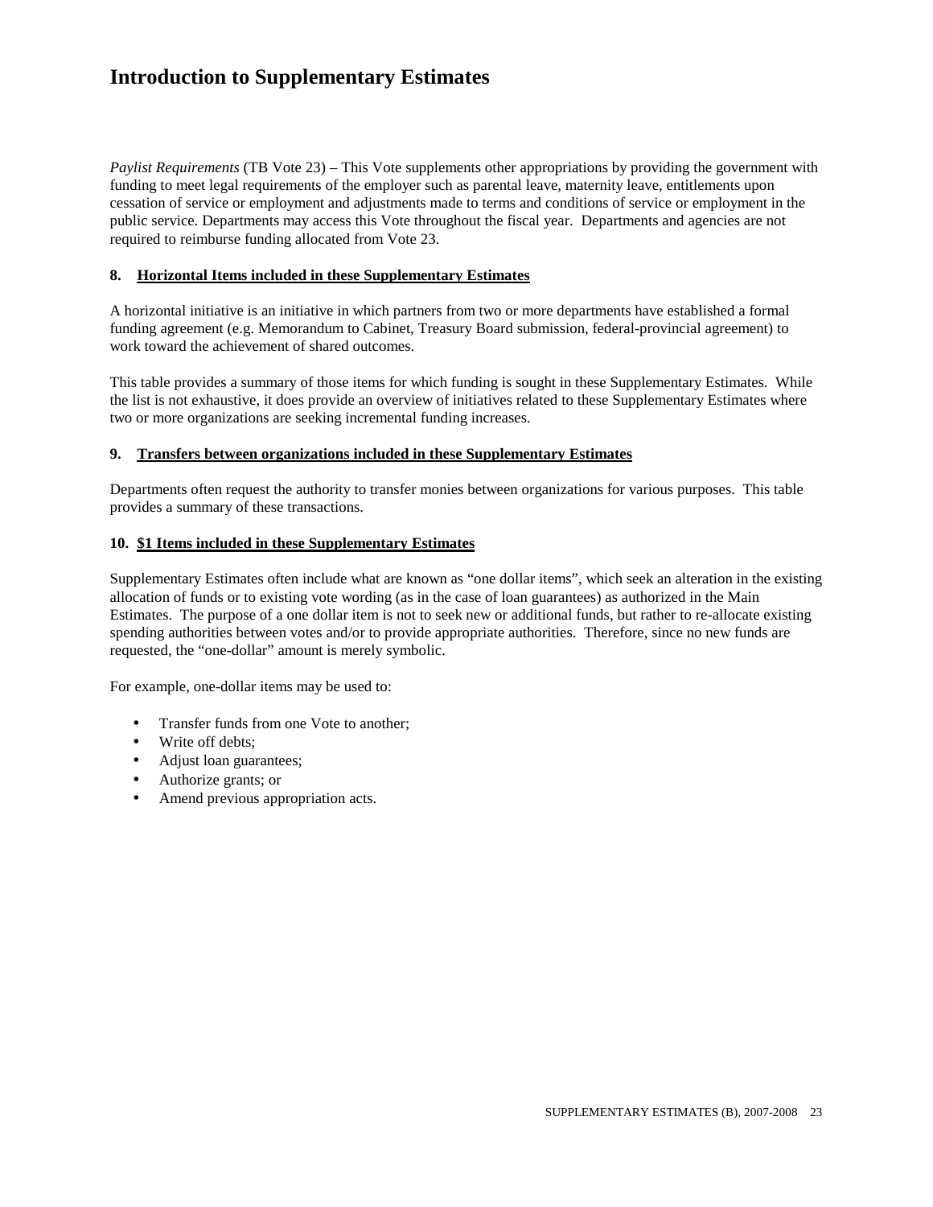# Introduction to Supplementary Estimates

*Paylist Requirements* (TB Vote 23) – This Vote supplements other appropriations by providing the government with funding to meet legal requirements of the employer such as parental leave, maternity leave, entitlements upon cessation of service or employment and adjustments made to terms and conditions of service or employment in the public service. Departments may access this Vote throughout the fiscal year. Departments and agencies are not required to reimburse funding allocated from Vote 23.

**8. Horizontal Items included in these Supplementary Estimates**

A horizontal initiative is an initiative in which partners from two or more departments have established a formal funding agreement (e.g. Memorandum to Cabinet, Treasury Board submission, federal-provincial agreement) to work toward the achievement of shared outcomes.

This table provides a summary of those items for which funding is sought in these Supplementary Estimates. While the list is not exhaustive, it does provide an overview of initiatives related to these Supplementary Estimates where two or more organizations are seeking incremental funding increases.

**9. Transfers between organizations included in these Supplementary Estimates**

Departments often request the authority to transfer monies between organizations for various purposes. This table provides a summary of these transactions.

**10. $1 Items included in these Supplementary Estimates**

Supplementary Estimates often include what are known as "one dollar items", which seek an alteration in the existing allocation of funds or to existing vote wording (as in the case of loan guarantees) as authorized in the Main Estimates. The purpose of a one dollar item is not to seek new or additional funds, but rather to re-allocate existing spending authorities between votes and/or to provide appropriate authorities. Therefore, since no new funds are requested, the "one-dollar" amount is merely symbolic.

For example, one-dollar items may be used to:

- Transfer funds from one Vote to another;
- Write off debts;
- Adjust loan guarantees;
- Authorize grants; or
- Amend previous appropriation acts.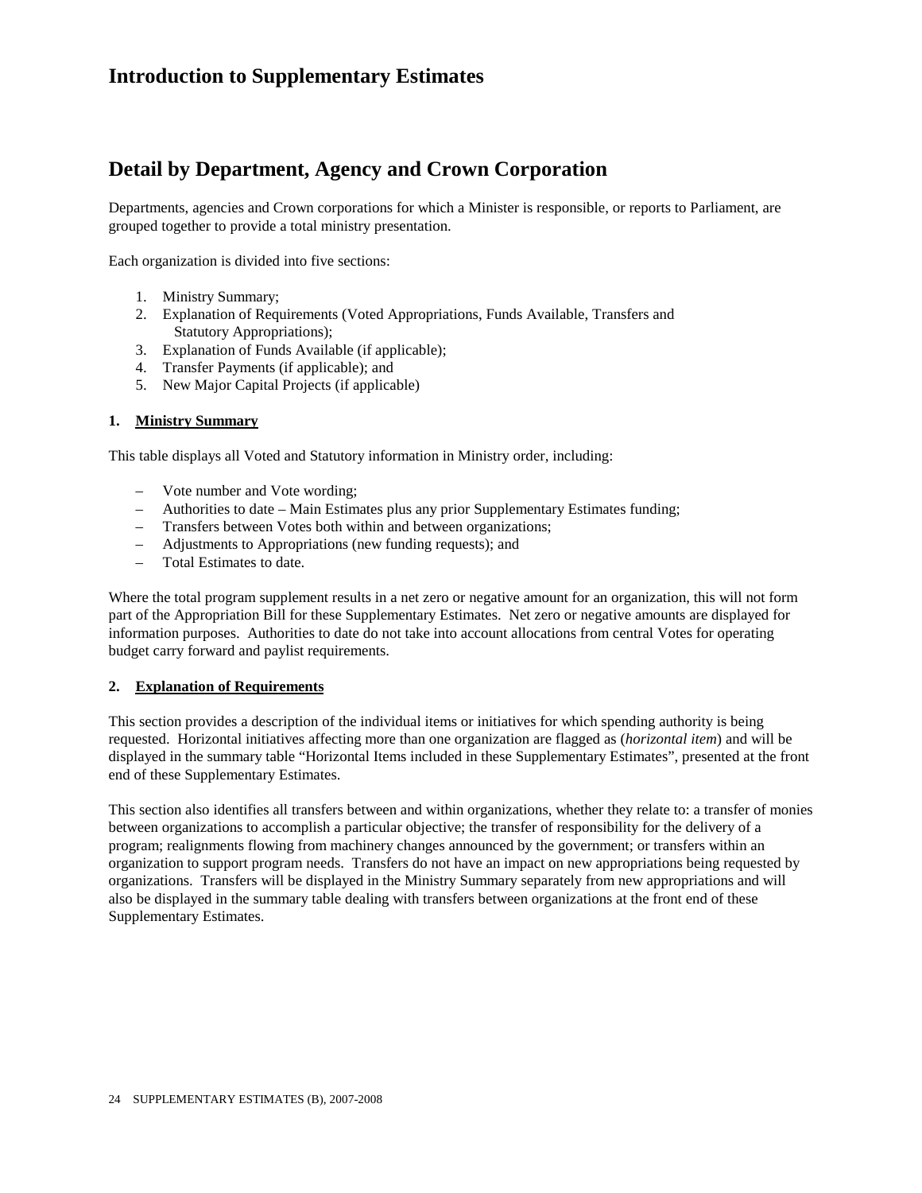# Introduction to Supplementary Estimates

## Detail by Department, Agency and Crown Corporation

Departments, agencies and Crown corporations for which a Minister is responsible, or reports to Parliament, are grouped together to provide a total ministry presentation.

Each organization is divided into five sections:

1. Ministry Summary;
2. Explanation of Requirements (Voted Appropriations, Funds Available, Transfers and Statutory Appropriations);
3. Explanation of Funds Available (if applicable);
4. Transfer Payments (if applicable); and
5. New Major Capital Projects (if applicable)

### 1. Ministry Summary

This table displays all Voted and Statutory information in Ministry order, including:

- Vote number and Vote wording;
- Authorities to date – Main Estimates plus any prior Supplementary Estimates funding;
- Transfers between Votes both within and between organizations;
- Adjustments to Appropriations (new funding requests); and
- Total Estimates to date.

Where the total program supplement results in a net zero or negative amount for an organization, this will not form part of the Appropriation Bill for these Supplementary Estimates. Net zero or negative amounts are displayed for information purposes. Authorities to date do not take into account allocations from central Votes for operating budget carry forward and paylist requirements.

### 2. Explanation of Requirements

This section provides a description of the individual items or initiatives for which spending authority is being requested. Horizontal initiatives affecting more than one organization are flagged as (*horizontal item*) and will be displayed in the summary table "Horizontal Items included in these Supplementary Estimates", presented at the front end of these Supplementary Estimates.

This section also identifies all transfers between and within organizations, whether they relate to: a transfer of monies between organizations to accomplish a particular objective; the transfer of responsibility for the delivery of a program; realignments flowing from machinery changes announced by the government; or transfers within an organization to support program needs. Transfers do not have an impact on new appropriations being requested by organizations. Transfers will be displayed in the Ministry Summary separately from new appropriations and will also be displayed in the summary table dealing with transfers between organizations at the front end of these Supplementary Estimates.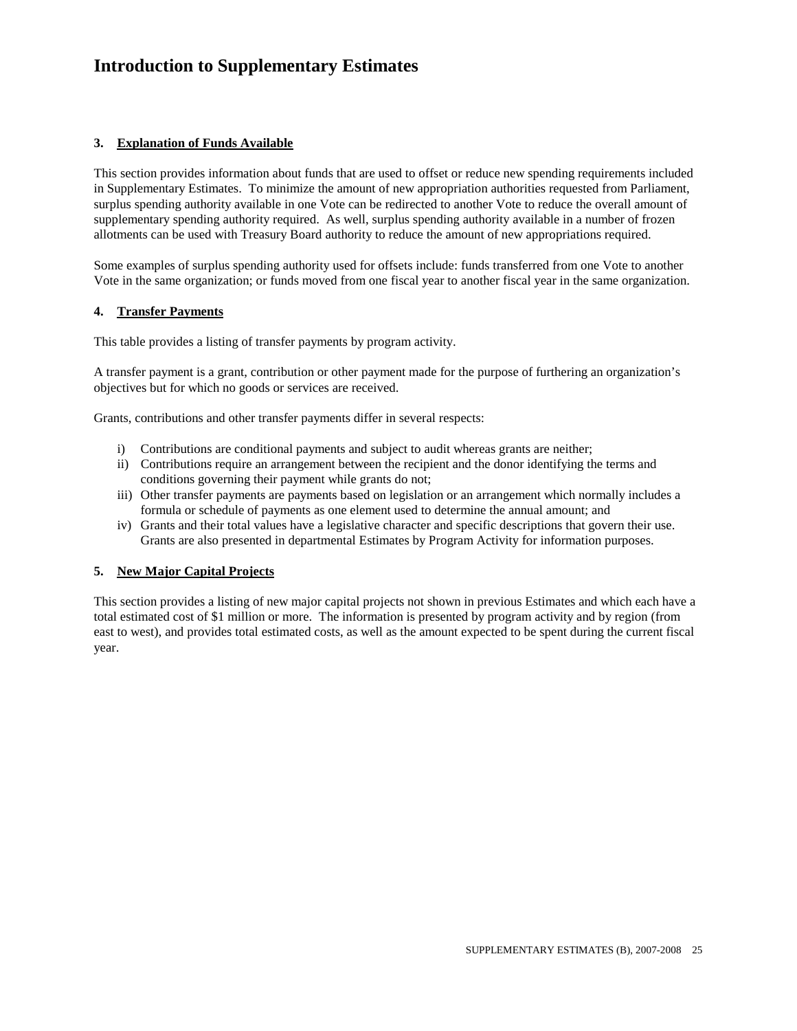# Introduction to Supplementary Estimates

### 3. Explanation of Funds Available

This section provides information about funds that are used to offset or reduce new spending requirements included in Supplementary Estimates. To minimize the amount of new appropriation authorities requested from Parliament, surplus spending authority available in one Vote can be redirected to another Vote to reduce the overall amount of supplementary spending authority required. As well, surplus spending authority available in a number of frozen allotments can be used with Treasury Board authority to reduce the amount of new appropriations required.

Some examples of surplus spending authority used for offsets include: funds transferred from one Vote to another Vote in the same organization; or funds moved from one fiscal year to another fiscal year in the same organization.

### 4. Transfer Payments

This table provides a listing of transfer payments by program activity.

A transfer payment is a grant, contribution or other payment made for the purpose of furthering an organization's objectives but for which no goods or services are received.

Grants, contributions and other transfer payments differ in several respects:

i) Contributions are conditional payments and subject to audit whereas grants are neither;
ii) Contributions require an arrangement between the recipient and the donor identifying the terms and conditions governing their payment while grants do not;
iii) Other transfer payments are payments based on legislation or an arrangement which normally includes a formula or schedule of payments as one element used to determine the annual amount; and
iv) Grants and their total values have a legislative character and specific descriptions that govern their use. Grants are also presented in departmental Estimates by Program Activity for information purposes.

### 5. New Major Capital Projects

This section provides a listing of new major capital projects not shown in previous Estimates and which each have a total estimated cost of $1 million or more. The information is presented by program activity and by region (from east to west), and provides total estimated costs, as well as the amount expected to be spent during the current fiscal year.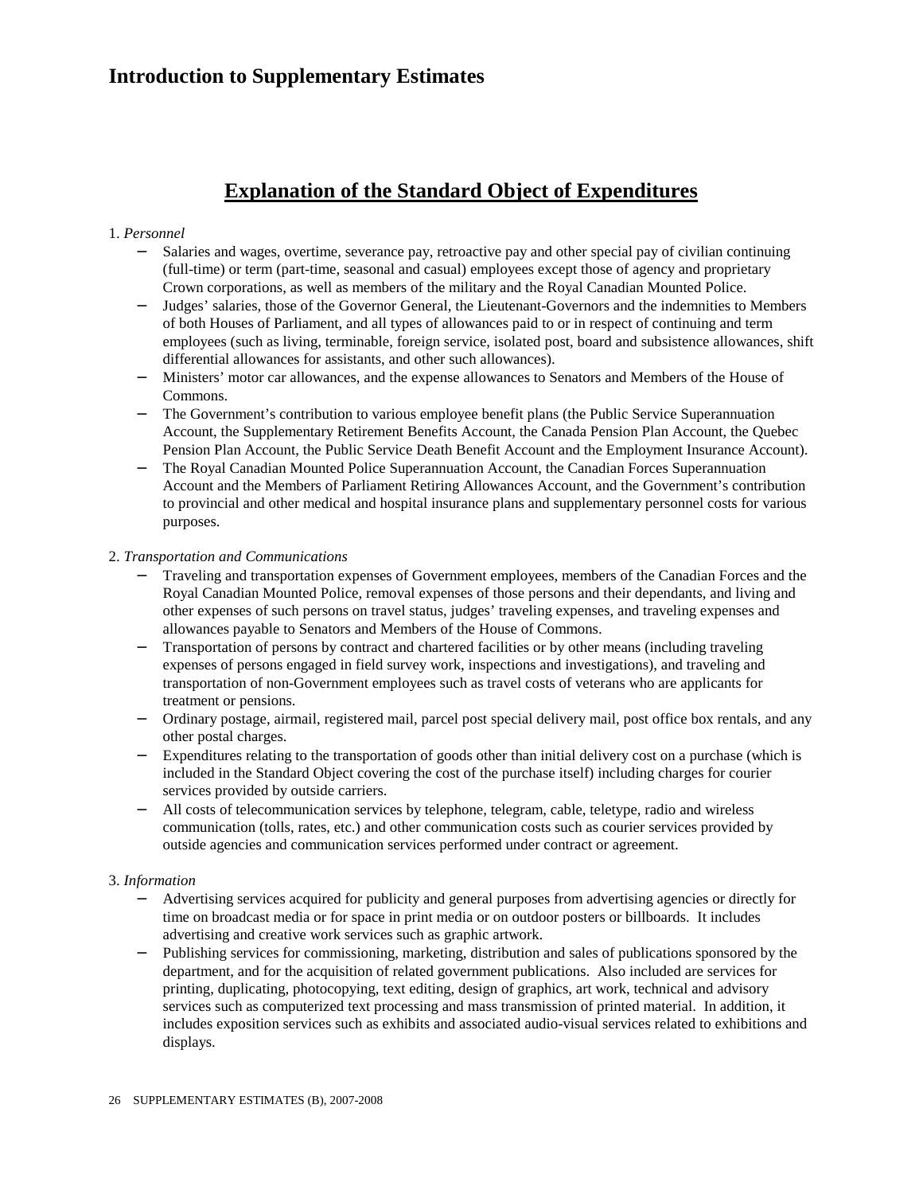# Introduction to Supplementary Estimates

## Explanation of the Standard Object of Expenditures

1. *Personnel*
   - Salaries and wages, overtime, severance pay, retroactive pay and other special pay of civilian continuing (full-time) or term (part-time, seasonal and casual) employees except those of agency and proprietary Crown corporations, as well as members of the military and the Royal Canadian Mounted Police.
   - Judges' salaries, those of the Governor General, the Lieutenant-Governors and the indemnities to Members of both Houses of Parliament, and all types of allowances paid to or in respect of continuing and term employees (such as living, terminable, foreign service, isolated post, board and subsistence allowances, shift differential allowances for assistants, and other such allowances).
   - Ministers' motor car allowances, and the expense allowances to Senators and Members of the House of Commons.
   - The Government's contribution to various employee benefit plans (the Public Service Superannuation Account, the Supplementary Retirement Benefits Account, the Canada Pension Plan Account, the Quebec Pension Plan Account, the Public Service Death Benefit Account and the Employment Insurance Account).
   - The Royal Canadian Mounted Police Superannuation Account, the Canadian Forces Superannuation Account and the Members of Parliament Retiring Allowances Account, and the Government's contribution to provincial and other medical and hospital insurance plans and supplementary personnel costs for various purposes.

2. *Transportation and Communications*
   - Traveling and transportation expenses of Government employees, members of the Canadian Forces and the Royal Canadian Mounted Police, removal expenses of those persons and their dependants, and living and other expenses of such persons on travel status, judges' traveling expenses, and traveling expenses and allowances payable to Senators and Members of the House of Commons.
   - Transportation of persons by contract and chartered facilities or by other means (including traveling expenses of persons engaged in field survey work, inspections and investigations), and traveling and transportation of non-Government employees such as travel costs of veterans who are applicants for treatment or pensions.
   - Ordinary postage, airmail, registered mail, parcel post special delivery mail, post office box rentals, and any other postal charges.
   - Expenditures relating to the transportation of goods other than initial delivery cost on a purchase (which is included in the Standard Object covering the cost of the purchase itself) including charges for courier services provided by outside carriers.
   - All costs of telecommunication services by telephone, telegram, cable, teletype, radio and wireless communication (tolls, rates, etc.) and other communication costs such as courier services provided by outside agencies and communication services performed under contract or agreement.

3. *Information*
   - Advertising services acquired for publicity and general purposes from advertising agencies or directly for time on broadcast media or for space in print media or on outdoor posters or billboards. It includes advertising and creative work services such as graphic artwork.
   - Publishing services for commissioning, marketing, distribution and sales of publications sponsored by the department, and for the acquisition of related government publications. Also included are services for printing, duplicating, photocopying, text editing, design of graphics, art work, technical and advisory services such as computerized text processing and mass transmission of printed material. In addition, it includes exposition services such as exhibits and associated audio-visual services related to exhibitions and displays.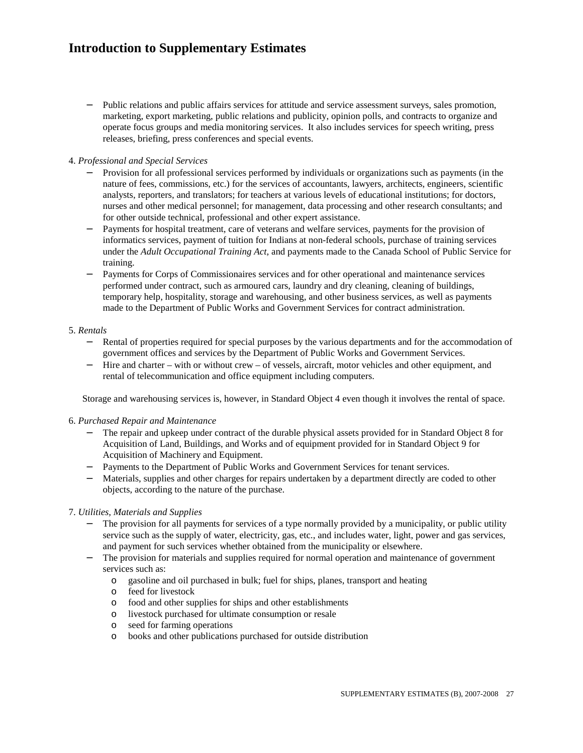# Introduction to Supplementary Estimates

- Public relations and public affairs services for attitude and service assessment surveys, sales promotion, marketing, export marketing, public relations and publicity, opinion polls, and contracts to organize and operate focus groups and media monitoring services. It also includes services for speech writing, press releases, briefing, press conferences and special events.

4. *Professional and Special Services*
   - Provision for all professional services performed by individuals or organizations such as payments (in the nature of fees, commissions, etc.) for the services of accountants, lawyers, architects, engineers, scientific analysts, reporters, and translators; for teachers at various levels of educational institutions; for doctors, nurses and other medical personnel; for management, data processing and other research consultants; and for other outside technical, professional and other expert assistance.
   - Payments for hospital treatment, care of veterans and welfare services, payments for the provision of informatics services, payment of tuition for Indians at non-federal schools, purchase of training services under the *Adult Occupational Training Act*, and payments made to the Canada School of Public Service for training.
   - Payments for Corps of Commissionaires services and for other operational and maintenance services performed under contract, such as armoured cars, laundry and dry cleaning, cleaning of buildings, temporary help, hospitality, storage and warehousing, and other business services, as well as payments made to the Department of Public Works and Government Services for contract administration.

5. *Rentals*
   - Rental of properties required for special purposes by the various departments and for the accommodation of government offices and services by the Department of Public Works and Government Services.
   - Hire and charter – with or without crew – of vessels, aircraft, motor vehicles and other equipment, and rental of telecommunication and office equipment including computers.

   Storage and warehousing services is, however, in Standard Object 4 even though it involves the rental of space.

6. *Purchased Repair and Maintenance*
   - The repair and upkeep under contract of the durable physical assets provided for in Standard Object 8 for Acquisition of Land, Buildings, and Works and of equipment provided for in Standard Object 9 for Acquisition of Machinery and Equipment.
   - Payments to the Department of Public Works and Government Services for tenant services.
   - Materials, supplies and other charges for repairs undertaken by a department directly are coded to other objects, according to the nature of the purchase.

7. *Utilities, Materials and Supplies*
   - The provision for all payments for services of a type normally provided by a municipality, or public utility service such as the supply of water, electricity, gas, etc., and includes water, light, power and gas services, and payment for such services whether obtained from the municipality or elsewhere.
   - The provision for materials and supplies required for normal operation and maintenance of government services such as:
     - gasoline and oil purchased in bulk; fuel for ships, planes, transport and heating
     - feed for livestock
     - food and other supplies for ships and other establishments
     - livestock purchased for ultimate consumption or resale
     - seed for farming operations
     - books and other publications purchased for outside distribution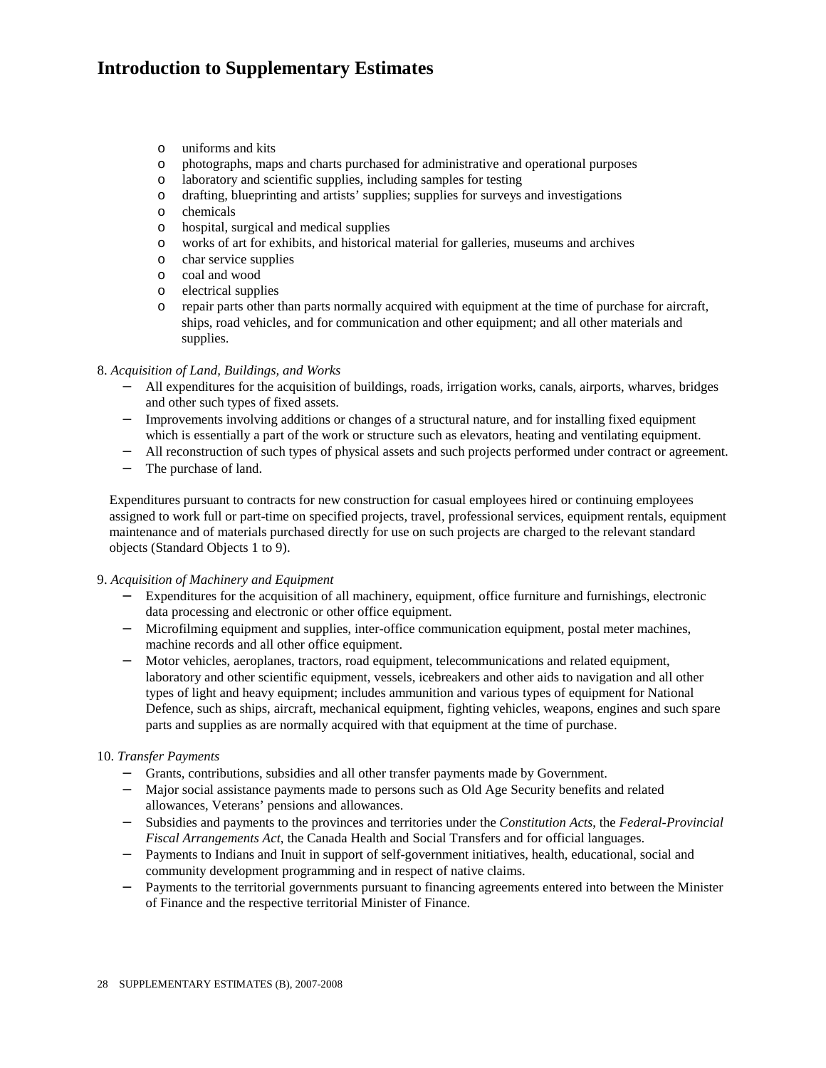- uniforms and kits
- photographs, maps and charts purchased for administrative and operational purposes
- laboratory and scientific supplies, including samples for testing
- drafting, blueprinting and artists' supplies; supplies for surveys and investigations
- chemicals
- hospital, surgical and medical supplies
- works of art for exhibits, and historical material for galleries, museums and archives
- char service supplies
- coal and wood
- electrical supplies
- repair parts other than parts normally acquired with equipment at the time of purchase for aircraft, ships, road vehicles, and for communication and other equipment; and all other materials and supplies.

8. *Acquisition of Land, Buildings, and Works*
   - All expenditures for the acquisition of buildings, roads, irrigation works, canals, airports, wharves, bridges and other such types of fixed assets.
   - Improvements involving additions or changes of a structural nature, and for installing fixed equipment which is essentially a part of the work or structure such as elevators, heating and ventilating equipment.
   - All reconstruction of such types of physical assets and such projects performed under contract or agreement.
   - The purchase of land.

   Expenditures pursuant to contracts for new construction for casual employees hired or continuing employees assigned to work full or part-time on specified projects, travel, professional services, equipment rentals, equipment maintenance and of materials purchased directly for use on such projects are charged to the relevant standard objects (Standard Objects 1 to 9).

9. *Acquisition of Machinery and Equipment*
   - Expenditures for the acquisition of all machinery, equipment, office furniture and furnishings, electronic data processing and electronic or other office equipment.
   - Microfilming equipment and supplies, inter-office communication equipment, postal meter machines, machine records and all other office equipment.
   - Motor vehicles, aeroplanes, tractors, road equipment, telecommunications and related equipment, laboratory and other scientific equipment, vessels, icebreakers and other aids to navigation and all other types of light and heavy equipment; includes ammunition and various types of equipment for National Defence, such as ships, aircraft, mechanical equipment, fighting vehicles, weapons, engines and such spare parts and supplies as are normally acquired with that equipment at the time of purchase.

10. *Transfer Payments*
    - Grants, contributions, subsidies and all other transfer payments made by Government.
    - Major social assistance payments made to persons such as Old Age Security benefits and related allowances, Veterans' pensions and allowances.
    - Subsidies and payments to the provinces and territories under the *Constitution Acts*, the *Federal-Provincial Fiscal Arrangements Act*, the Canada Health and Social Transfers and for official languages.
    - Payments to Indians and Inuit in support of self-government initiatives, health, educational, social and community development programming and in respect of native claims.
    - Payments to the territorial governments pursuant to financing agreements entered into between the Minister of Finance and the respective territorial Minister of Finance.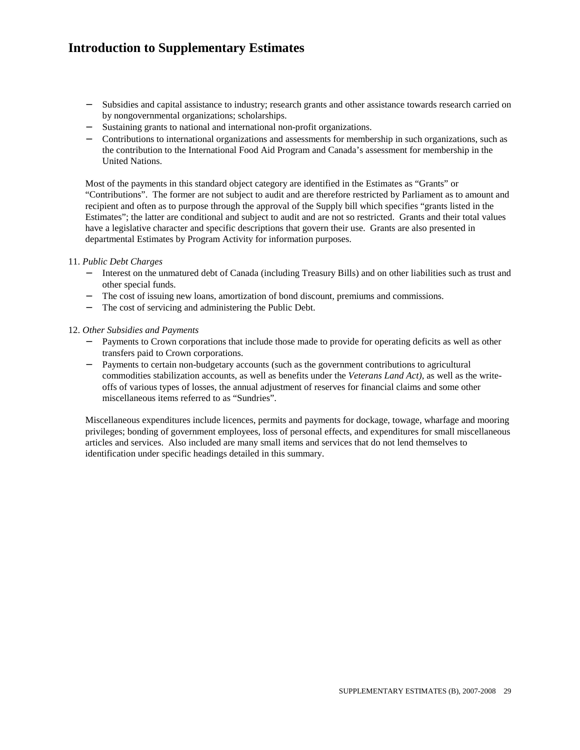# Introduction to Supplementary Estimates

- Subsidies and capital assistance to industry; research grants and other assistance towards research carried on by nongovernmental organizations; scholarships.
- Sustaining grants to national and international non-profit organizations.
- Contributions to international organizations and assessments for membership in such organizations, such as the contribution to the International Food Aid Program and Canada's assessment for membership in the United Nations.

Most of the payments in this standard object category are identified in the Estimates as "Grants" or "Contributions". The former are not subject to audit and are therefore restricted by Parliament as to amount and recipient and often as to purpose through the approval of the Supply bill which specifies "grants listed in the Estimates"; the latter are conditional and subject to audit and are not so restricted. Grants and their total values have a legislative character and specific descriptions that govern their use. Grants are also presented in departmental Estimates by Program Activity for information purposes.

11. *Public Debt Charges*
    - Interest on the unmatured debt of Canada (including Treasury Bills) and on other liabilities such as trust and other special funds.
    - The cost of issuing new loans, amortization of bond discount, premiums and commissions.
    - The cost of servicing and administering the Public Debt.

12. *Other Subsidies and Payments*
    - Payments to Crown corporations that include those made to provide for operating deficits as well as other transfers paid to Crown corporations.
    - Payments to certain non-budgetary accounts (such as the government contributions to agricultural commodities stabilization accounts, as well as benefits under the *Veterans Land Act)*, as well as the write-offs of various types of losses, the annual adjustment of reserves for financial claims and some other miscellaneous items referred to as "Sundries".

Miscellaneous expenditures include licences, permits and payments for dockage, towage, wharfage and mooring privileges; bonding of government employees, loss of personal effects, and expenditures for small miscellaneous articles and services. Also included are many small items and services that do not lend themselves to identification under specific headings detailed in this summary.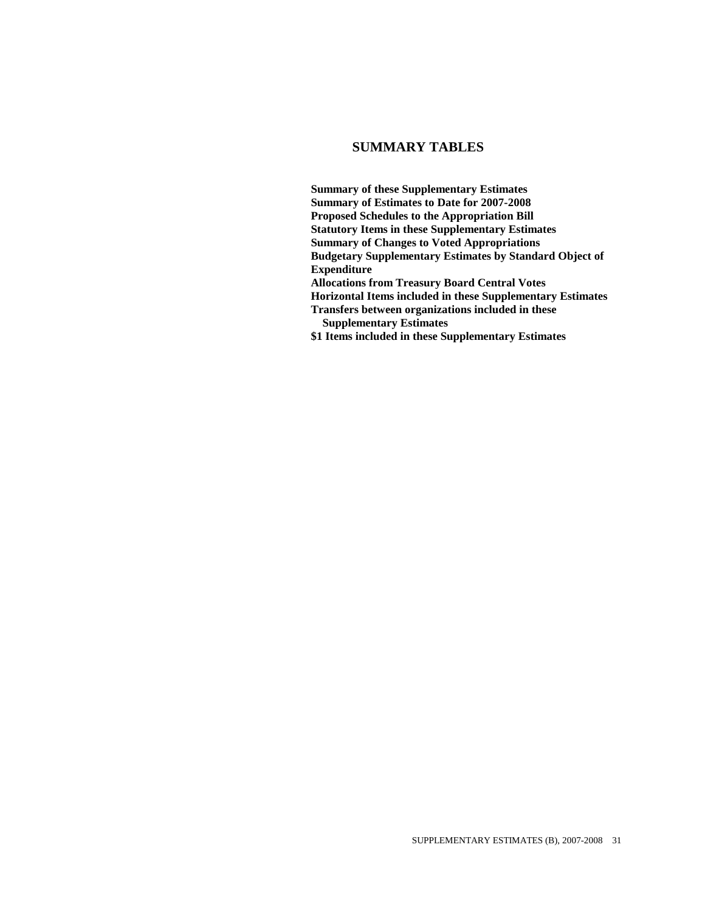## SUMMARY TABLES

**Summary of these Supplementary Estimates**
**Summary of Estimates to Date for 2007-2008**
**Proposed Schedules to the Appropriation Bill**
**Statutory Items in these Supplementary Estimates**
**Summary of Changes to Voted Appropriations**
**Budgetary Supplementary Estimates by Standard Object of Expenditure**
**Allocations from Treasury Board Central Votes**
**Horizontal Items included in these Supplementary Estimates**
**Transfers between organizations included in these Supplementary Estimates**
**$1 Items included in these Supplementary Estimates**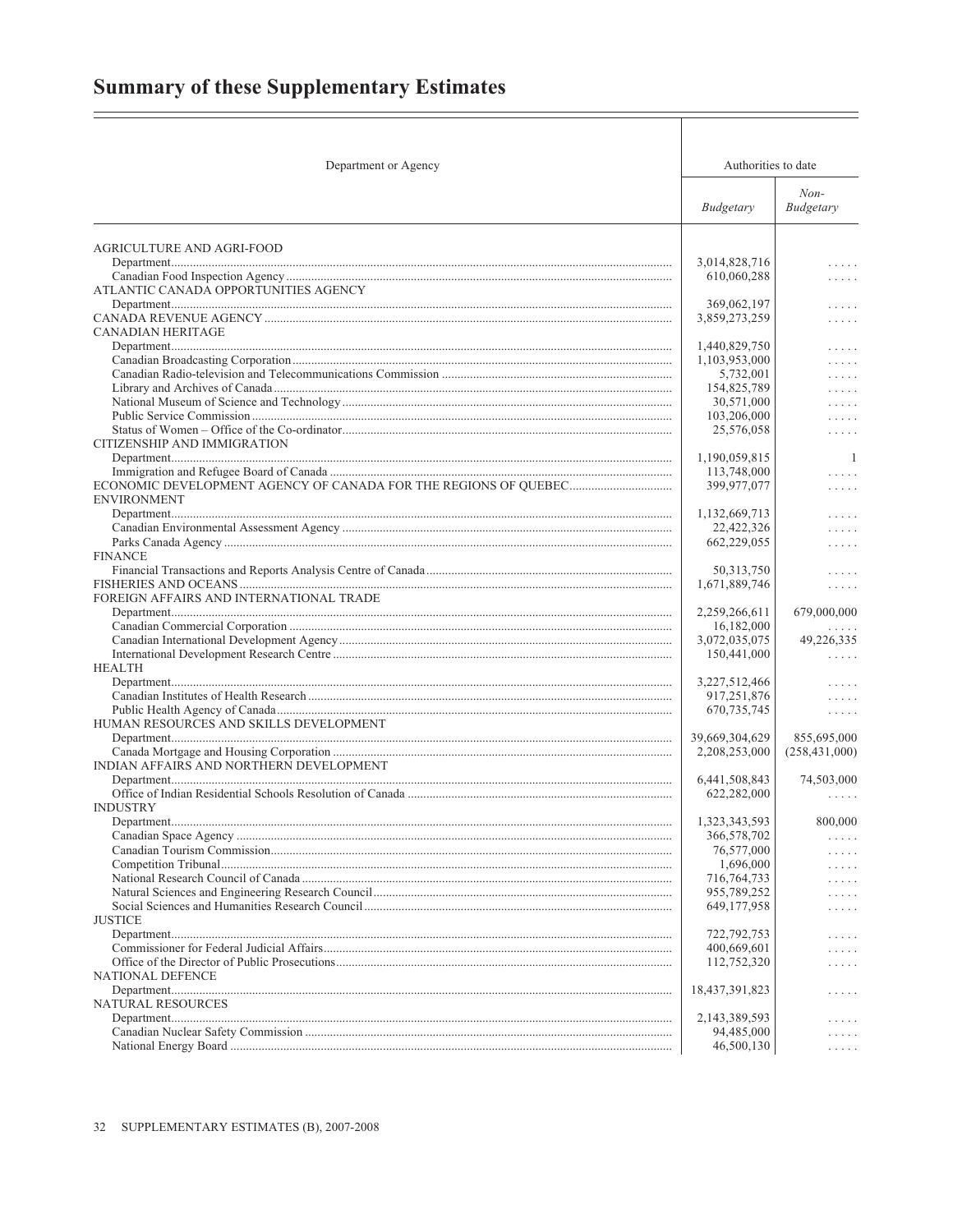# Summary of these Supplementary Estimates

| Department or Agency | Authorities to date | |
|---|---|---|
| | *Budgetary* | *Non-Budgetary* |
| AGRICULTURE AND AGRI-FOOD | | |
| Department | 3,014,828,716 | . . . . . |
| Canadian Food Inspection Agency | 610,060,288 | . . . . . |
| ATLANTIC CANADA OPPORTUNITIES AGENCY | | |
| Department | 369,062,197 | . . . . . |
| CANADA REVENUE AGENCY | 3,859,273,259 | . . . . . |
| CANADIAN HERITAGE | | |
| Department | 1,440,829,750 | . . . . . |
| Canadian Broadcasting Corporation | 1,103,953,000 | . . . . . |
| Canadian Radio-television and Telecommunications Commission | 5,732,001 | . . . . . |
| Library and Archives of Canada | 154,825,789 | . . . . . |
| National Museum of Science and Technology | 30,571,000 | . . . . . |
| Public Service Commission | 103,206,000 | . . . . . |
| Status of Women – Office of the Co-ordinator | 25,576,058 | . . . . . |
| CITIZENSHIP AND IMMIGRATION | | |
| Department | 1,190,059,815 | 1 |
| Immigration and Refugee Board of Canada | 113,748,000 | . . . . . |
| ECONOMIC DEVELOPMENT AGENCY OF CANADA FOR THE REGIONS OF QUEBEC | 399,977,077 | . . . . . |
| ENVIRONMENT | | |
| Department | 1,132,669,713 | . . . . . |
| Canadian Environmental Assessment Agency | 22,422,326 | . . . . . |
| Parks Canada Agency | 662,229,055 | . . . . . |
| FINANCE | | |
| Financial Transactions and Reports Analysis Centre of Canada | 50,313,750 | . . . . . |
| FISHERIES AND OCEANS | 1,671,889,746 | . . . . . |
| FOREIGN AFFAIRS AND INTERNATIONAL TRADE | | |
| Department | 2,259,266,611 | 679,000,000 |
| Canadian Commercial Corporation | 16,182,000 | . . . . . |
| Canadian International Development Agency | 3,072,035,075 | 49,226,335 |
| International Development Research Centre | 150,441,000 | . . . . . |
| HEALTH | | |
| Department | 3,227,512,466 | . . . . . |
| Canadian Institutes of Health Research | 917,251,876 | . . . . . |
| Public Health Agency of Canada | 670,735,745 | . . . . . |
| HUMAN RESOURCES AND SKILLS DEVELOPMENT | | |
| Department | 39,669,304,629 | 855,695,000 |
| Canada Mortgage and Housing Corporation | 2,208,253,000 | (258,431,000) |
| INDIAN AFFAIRS AND NORTHERN DEVELOPMENT | | |
| Department | 6,441,508,843 | 74,503,000 |
| Office of Indian Residential Schools Resolution of Canada | 622,282,000 | . . . . . |
| INDUSTRY | | |
| Department | 1,323,343,593 | 800,000 |
| Canadian Space Agency | 366,578,702 | . . . . . |
| Canadian Tourism Commission | 76,577,000 | . . . . . |
| Competition Tribunal | 1,696,000 | . . . . . |
| National Research Council of Canada | 716,764,733 | . . . . . |
| Natural Sciences and Engineering Research Council | 955,789,252 | . . . . . |
| Social Sciences and Humanities Research Council | 649,177,958 | . . . . . |
| JUSTICE | | |
| Department | 722,792,753 | . . . . . |
| Commissioner for Federal Judicial Affairs | 400,669,601 | . . . . . |
| Office of the Director of Public Prosecutions | 112,752,320 | . . . . . |
| NATIONAL DEFENCE | | |
| Department | 18,437,391,823 | . . . . . |
| NATURAL RESOURCES | | |
| Department | 2,143,389,593 | . . . . . |
| Canadian Nuclear Safety Commission | 94,485,000 | . . . . . |
| National Energy Board | 46,500,130 | . . . . . |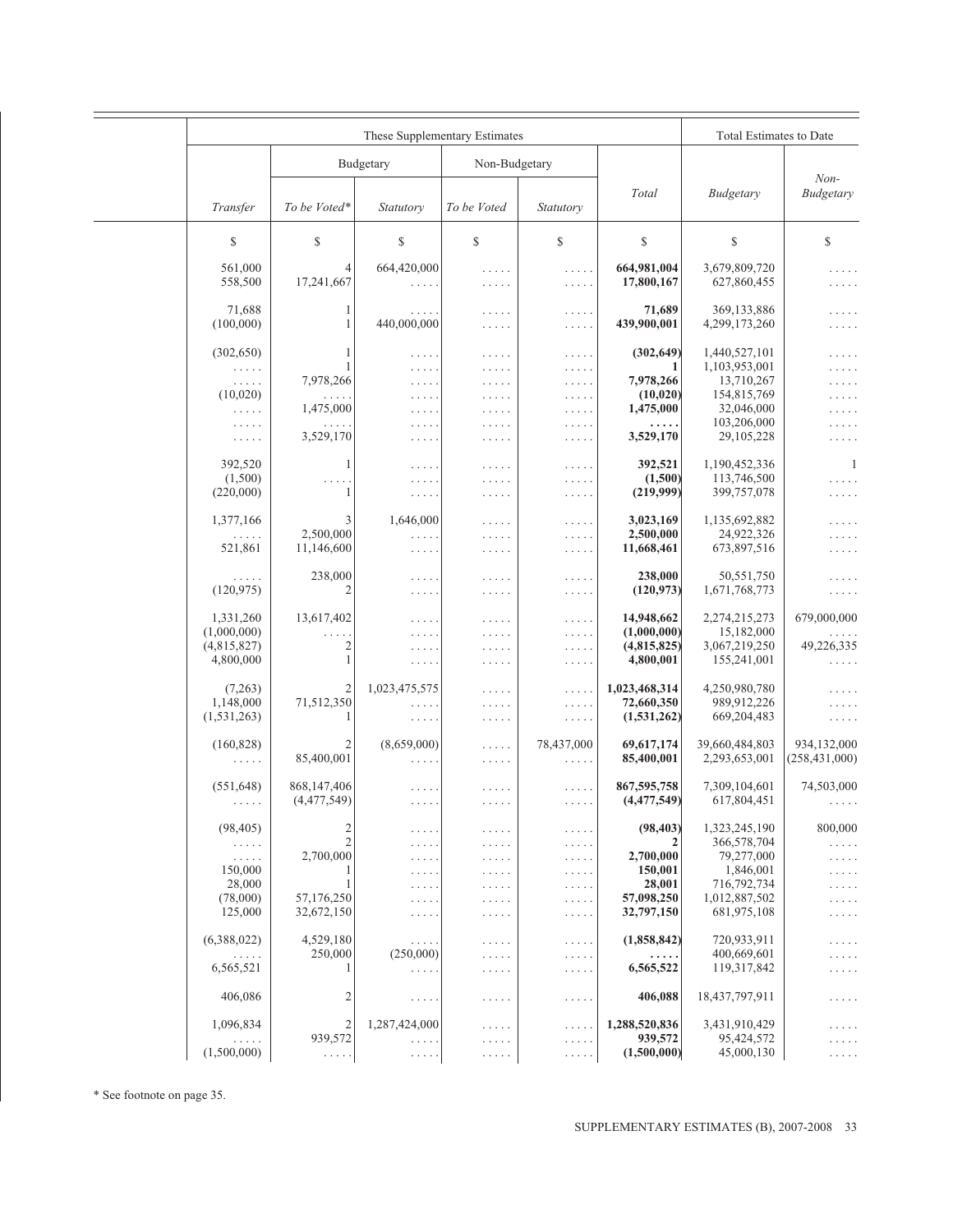| These Supplementary Estimates | | | | | | Total Estimates to Date | |
|---|---|---|---|---|---|---|---|
| | Budgetary | | Non-Budgetary | | | | |
| *Transfer* | *To be Voted** | *Statutory* | *To be Voted* | *Statutory* | *Total* | *Budgetary* | *Non-Budgetary* |
| $ | $ | $ | $ | $ | $ | $ | $ |
| 561,000 | 4 | 664,420,000 | . . . . . | . . . . . | **664,981,004** | 3,679,809,720 | . . . . . |
| 558,500 | 17,241,667 | . . . . . | . . . . . | . . . . . | **17,800,167** | 627,860,455 | . . . . . |
| 71,688 | 1 | . . . . . | . . . . . | . . . . . | **71,689** | 369,133,886 | . . . . . |
| (100,000) | 1 | 440,000,000 | . . . . . | . . . . . | **439,900,001** | 4,299,173,260 | . . . . . |
| (302,650) | 1 | . . . . . | . . . . . | . . . . . | **(302,649)** | 1,440,527,101 | . . . . . |
| . . . . . | 1 | . . . . . | . . . . . | . . . . . | **1** | 1,103,953,001 | . . . . . |
| . . . . . | 7,978,266 | . . . . . | . . . . . | . . . . . | **7,978,266** | 13,710,267 | . . . . . |
| (10,020) | . . . . . | . . . . . | . . . . . | . . . . . | **(10,020)** | 154,815,769 | . . . . . |
| . . . . . | 1,475,000 | . . . . . | . . . . . | . . . . . | **1,475,000** | 32,046,000 | . . . . . |
| . . . . . | . . . . . | . . . . . | . . . . . | . . . . . | **. . . . .** | 103,206,000 | . . . . . |
| . . . . . | 3,529,170 | . . . . . | . . . . . | . . . . . | **3,529,170** | 29,105,228 | . . . . . |
| 392,520 | 1 | . . . . . | . . . . . | . . . . . | **392,521** | 1,190,452,336 | 1 |
| (1,500) | . . . . . | . . . . . | . . . . . | . . . . . | **(1,500)** | 113,746,500 | . . . . . |
| (220,000) | 1 | . . . . . | . . . . . | . . . . . | **(219,999)** | 399,757,078 | . . . . . |
| 1,377,166 | 3 | 1,646,000 | . . . . . | . . . . . | **3,023,169** | 1,135,692,882 | . . . . . |
| . . . . . | 2,500,000 | . . . . . | . . . . . | . . . . . | **2,500,000** | 24,922,326 | . . . . . |
| 521,861 | 11,146,600 | . . . . . | . . . . . | . . . . . | **11,668,461** | 673,897,516 | . . . . . |
| . . . . . | 238,000 | . . . . . | . . . . . | . . . . . | **238,000** | 50,551,750 | . . . . . |
| (120,975) | 2 | . . . . . | . . . . . | . . . . . | **(120,973)** | 1,671,768,773 | . . . . . |
| 1,331,260 | 13,617,402 | . . . . . | . . . . . | . . . . . | **14,948,662** | 2,274,215,273 | 679,000,000 |
| (1,000,000) | . . . . . | . . . . . | . . . . . | . . . . . | **(1,000,000)** | 15,182,000 | . . . . . |
| (4,815,827) | 2 | . . . . . | . . . . . | . . . . . | **(4,815,825)** | 3,067,219,250 | 49,226,335 |
| 4,800,000 | 1 | . . . . . | . . . . . | . . . . . | **4,800,001** | 155,241,001 | . . . . . |
| (7,263) | 2 | 1,023,475,575 | . . . . . | . . . . . | **1,023,468,314** | 4,250,980,780 | . . . . . |
| 1,148,000 | 71,512,350 | . . . . . | . . . . . | . . . . . | **72,660,350** | 989,912,226 | . . . . . |
| (1,531,263) | 1 | . . . . . | . . . . . | . . . . . | **(1,531,262)** | 669,204,483 | . . . . . |
| (160,828) | 2 | (8,659,000) | . . . . . | 78,437,000 | **69,617,174** | 39,660,484,803 | 934,132,000 |
| . . . . . | 85,400,001 | . . . . . | . . . . . | . . . . . | **85,400,001** | 2,293,653,001 | (258,431,000) |
| (551,648) | 868,147,406 | . . . . . | . . . . . | . . . . . | **867,595,758** | 7,309,104,601 | 74,503,000 |
| . . . . . | (4,477,549) | . . . . . | . . . . . | . . . . . | **(4,477,549)** | 617,804,451 | . . . . . |
| (98,405) | 2 | . . . . . | . . . . . | . . . . . | **(98,403)** | 1,323,245,190 | 800,000 |
| . . . . . | 2 | . . . . . | . . . . . | . . . . . | **2** | 366,578,704 | . . . . . |
| . . . . . | 2,700,000 | . . . . . | . . . . . | . . . . . | **2,700,000** | 79,277,000 | . . . . . |
| 150,000 | 1 | . . . . . | . . . . . | . . . . . | **150,001** | 1,846,001 | . . . . . |
| 28,000 | 1 | . . . . . | . . . . . | . . . . . | **28,001** | 716,792,734 | . . . . . |
| (78,000) | 57,176,250 | . . . . . | . . . . . | . . . . . | **57,098,250** | 1,012,887,502 | . . . . . |
| 125,000 | 32,672,150 | . . . . . | . . . . . | . . . . . | **32,797,150** | 681,975,108 | . . . . . |
| (6,388,022) | 4,529,180 | . . . . . | . . . . . | . . . . . | **(1,858,842)** | 720,933,911 | . . . . . |
| . . . . . | 250,000 | (250,000) | . . . . . | . . . . . | **. . . . .** | 400,669,601 | . . . . . |
| 6,565,521 | 1 | . . . . . | . . . . . | . . . . . | **6,565,522** | 119,317,842 | . . . . . |
| 406,086 | 2 | . . . . . | . . . . . | . . . . . | **406,088** | 18,437,797,911 | . . . . . |
| 1,096,834 | 2 | 1,287,424,000 | . . . . . | . . . . . | **1,288,520,836** | 3,431,910,429 | . . . . . |
| . . . . . | 939,572 | . . . . . | . . . . . | . . . . . | **939,572** | 95,424,572 | . . . . . |
| (1,500,000) | . . . . . | . . . . . | . . . . . | . . . . . | **(1,500,000)** | 45,000,130 | . . . . . |

* See footnote on page 35.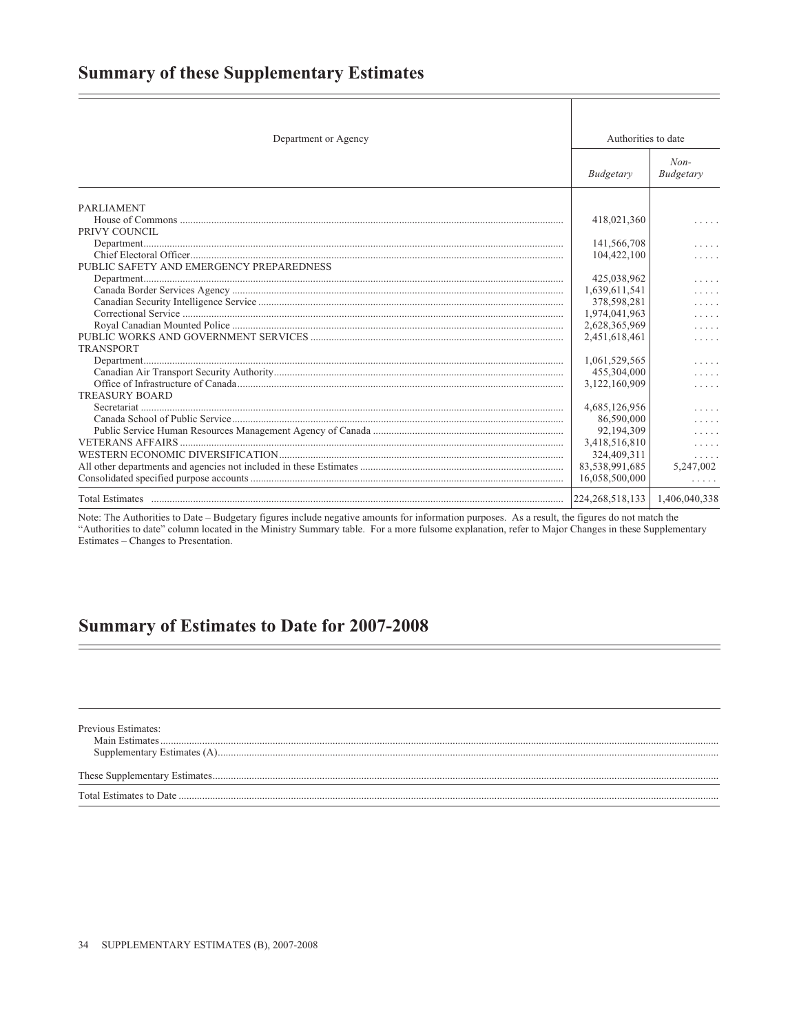## Summary of these Supplementary Estimates

| Department or Agency | Authorities to date | |
|---|---|---|
| | *Budgetary* | *Non-Budgetary* |
| PARLIAMENT | | |
| House of Commons | 418,021,360 | . . . . . |
| PRIVY COUNCIL | | |
| Department | 141,566,708 | . . . . . |
| Chief Electoral Officer | 104,422,100 | . . . . . |
| PUBLIC SAFETY AND EMERGENCY PREPAREDNESS | | |
| Department | 425,038,962 | . . . . . |
| Canada Border Services Agency | 1,639,611,541 | . . . . . |
| Canadian Security Intelligence Service | 378,598,281 | . . . . . |
| Correctional Service | 1,974,041,963 | . . . . . |
| Royal Canadian Mounted Police | 2,628,365,969 | . . . . . |
| PUBLIC WORKS AND GOVERNMENT SERVICES | 2,451,618,461 | . . . . . |
| TRANSPORT | | |
| Department | 1,061,529,565 | . . . . . |
| Canadian Air Transport Security Authority | 455,304,000 | . . . . . |
| Office of Infrastructure of Canada | 3,122,160,909 | . . . . . |
| TREASURY BOARD | | |
| Secretariat | 4,685,126,956 | . . . . . |
| Canada School of Public Service | 86,590,000 | . . . . . |
| Public Service Human Resources Management Agency of Canada | 92,194,309 | . . . . . |
| VETERANS AFFAIRS | 3,418,516,810 | . . . . . |
| WESTERN ECONOMIC DIVERSIFICATION | 324,409,311 | . . . . . |
| All other departments and agencies not included in these Estimates | 83,538,991,685 | 5,247,002 |
| Consolidated specified purpose accounts | 16,058,500,000 | . . . . . |
| Total Estimates | 224,268,518,133 | 1,406,040,338 |

Note: The Authorities to Date – Budgetary figures include negative amounts for information purposes. As a result, the figures do not match the "Authorities to date" column located in the Ministry Summary table. For a more fulsome explanation, refer to Major Changes in these Supplementary Estimates – Changes to Presentation.

## Summary of Estimates to Date for 2007-2008

| | |
|---|---|
| Previous Estimates: | |
| Main Estimates | |
| Supplementary Estimates (A) | |
| These Supplementary Estimates | |
| Total Estimates to Date | |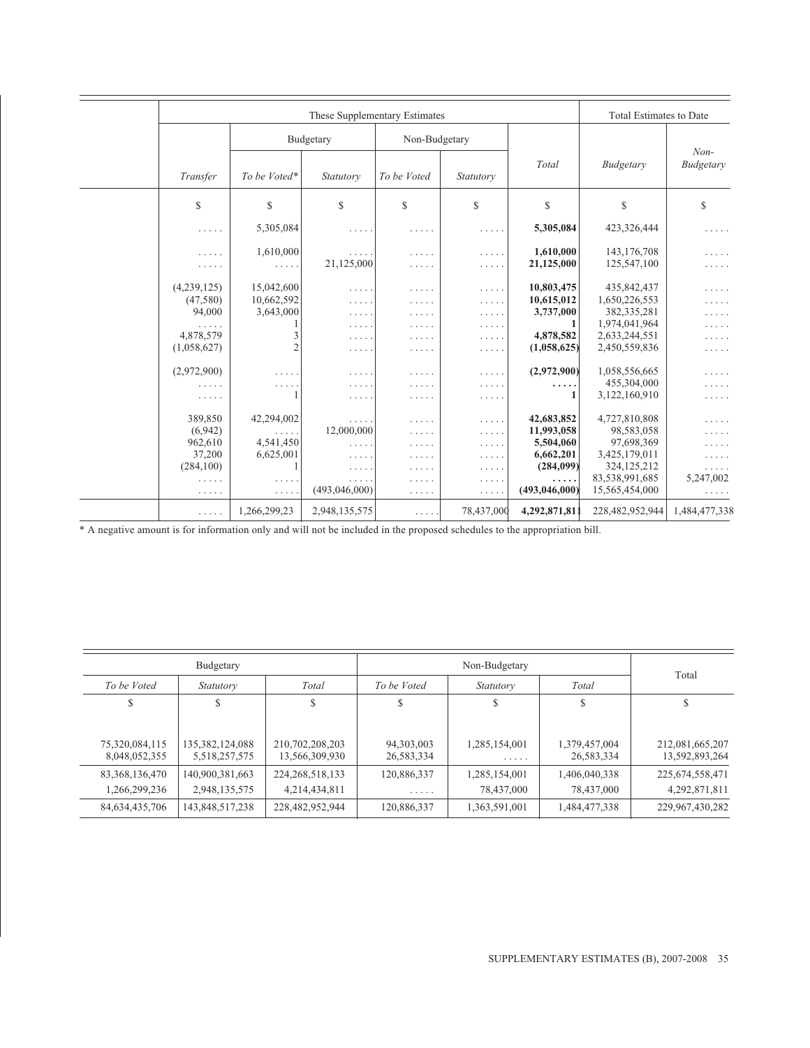| These Supplementary Estimates | | | | | | Total Estimates to Date | |
|---|---|---|---|---|---|---|---|
| | Budgetary | | Non-Budgetary | | | | |
| *Transfer* | *To be Voted** | *Statutory* | *To be Voted* | *Statutory* | *Total* | *Budgetary* | *Non-Budgetary* |
| $ | $ | $ | $ | $ | $ | $ | $ |
| . . . . . | 5,305,084 | . . . . . | . . . . . | . . . . . | **5,305,084** | 423,326,444 | . . . . . |
| . . . . . | 1,610,000 | . . . . . | . . . . . | . . . . . | **1,610,000** | 143,176,708 | . . . . . |
| . . . . . | . . . . . | 21,125,000 | . . . . . | . . . . . | **21,125,000** | 125,547,100 | . . . . . |
| (4,239,125) | 15,042,600 | . . . . . | . . . . . | . . . . . | **10,803,475** | 435,842,437 | . . . . . |
| (47,580) | 10,662,592 | . . . . . | . . . . . | . . . . . | **10,615,012** | 1,650,226,553 | . . . . . |
| 94,000 | 3,643,000 | . . . . . | . . . . . | . . . . . | **3,737,000** | 382,335,281 | . . . . . |
| . . . . . | 1 | . . . . . | . . . . . | . . . . . | **1** | 1,974,041,964 | . . . . . |
| 4,878,579 | 3 | . . . . . | . . . . . | . . . . . | **4,878,582** | 2,633,244,551 | . . . . . |
| (1,058,627) | 2 | . . . . . | . . . . . | . . . . . | **(1,058,625)** | 2,450,559,836 | . . . . . |
| (2,972,900) | . . . . . | . . . . . | . . . . . | . . . . . | **(2,972,900)** | 1,058,556,665 | . . . . . |
| . . . . . | . . . . . | . . . . . | . . . . . | . . . . . | **. . . . .** | 455,304,000 | . . . . . |
| . . . . . | 1 | . . . . . | . . . . . | . . . . . | **1** | 3,122,160,910 | . . . . . |
| 389,850 | 42,294,002 | . . . . . | . . . . . | . . . . . | **42,683,852** | 4,727,810,808 | . . . . . |
| (6,942) | . . . . . | 12,000,000 | . . . . . | . . . . . | **11,993,058** | 98,583,058 | . . . . . |
| 962,610 | 4,541,450 | . . . . . | . . . . . | . . . . . | **5,504,060** | 97,698,369 | . . . . . |
| 37,200 | 6,625,001 | . . . . . | . . . . . | . . . . . | **6,662,201** | 3,425,179,011 | . . . . . |
| (284,100) | 1 | . . . . . | . . . . . | . . . . . | **(284,099)** | 324,125,212 | . . . . . |
| . . . . . | . . . . . | . . . . . | . . . . . | . . . . . | **. . . . .** | 83,538,991,685 | 5,247,002 |
| . . . . . | . . . . . | (493,046,000) | . . . . . | . . . . . | **(493,046,000)** | 15,565,454,000 | . . . . . |
| . . . . . | 1,266,299,23 | 2,948,135,575 | . . . . . | 78,437,000 | **4,292,871,811** | 228,482,952,944 | 1,484,477,338 |

* A negative amount is for information only and will not be included in the proposed schedules to the appropriation bill.

| Budgetary | | | Non-Budgetary | | | Total |
|---|---|---|---|---|---|---|
| *To be Voted* | *Statutory* | *Total* | *To be Voted* | *Statutory* | *Total* | |
| $ | $ | $ | $ | $ | $ | $ |
| 75,320,084,115 | 135,382,124,088 | 210,702,208,203 | 94,303,003 | 1,285,154,001 | 1,379,457,004 | 212,081,665,207 |
| 8,048,052,355 | 5,518,257,575 | 13,566,309,930 | 26,583,334 | . . . . . | 26,583,334 | 13,592,893,264 |
| 83,368,136,470 | 140,900,381,663 | 224,268,518,133 | 120,886,337 | 1,285,154,001 | 1,406,040,338 | 225,674,558,471 |
| 1,266,299,236 | 2,948,135,575 | 4,214,434,811 | . . . . . | 78,437,000 | 78,437,000 | 4,292,871,811 |
| 84,634,435,706 | 143,848,517,238 | 228,482,952,944 | 120,886,337 | 1,363,591,001 | 1,484,477,338 | 229,967,430,282 |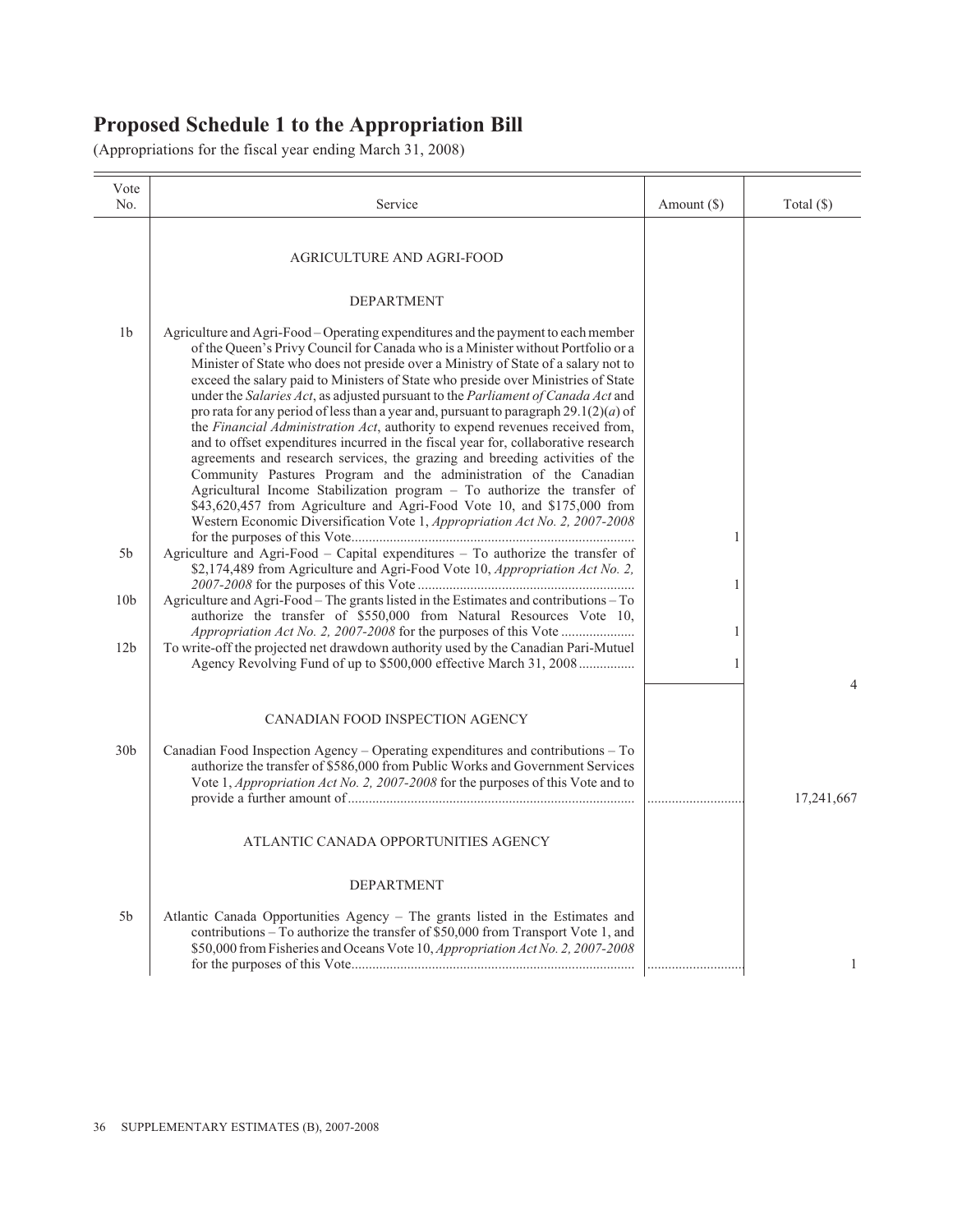# Proposed Schedule 1 to the Appropriation Bill

(Appropriations for the fiscal year ending March 31, 2008)

| Vote No. | Service | Amount ($) | Total ($) |
|---|---|---|---|
| | AGRICULTURE AND AGRI-FOOD | | |
| | DEPARTMENT | | |
| 1b | Agriculture and Agri-Food – Operating expenditures and the payment to each member of the Queen's Privy Council for Canada who is a Minister without Portfolio or a Minister of State who does not preside over a Ministry of State of a salary not to exceed the salary paid to Ministers of State who preside over Ministries of State under the *Salaries Act*, as adjusted pursuant to the *Parliament of Canada Act* and pro rata for any period of less than a year and, pursuant to paragraph 29.1(2)(*a*) of the *Financial Administration Act*, authority to expend revenues received from, and to offset expenditures incurred in the fiscal year for, collaborative research agreements and research services, the grazing and breeding activities of the Community Pastures Program and the administration of the Canadian Agricultural Income Stabilization program – To authorize the transfer of $43,620,457 from Agriculture and Agri-Food Vote 10, and $175,000 from Western Economic Diversification Vote 1, *Appropriation Act No. 2, 2007-2008* for the purposes of this Vote | 1 | |
| 5b | Agriculture and Agri-Food – Capital expenditures – To authorize the transfer of $2,174,489 from Agriculture and Agri-Food Vote 10, *Appropriation Act No. 2, 2007-2008* for the purposes of this Vote | 1 | |
| 10b | Agriculture and Agri-Food – The grants listed in the Estimates and contributions – To authorize the transfer of $550,000 from Natural Resources Vote 10, *Appropriation Act No. 2, 2007-2008* for the purposes of this Vote | 1 | |
| 12b | To write-off the projected net drawdown authority used by the Canadian Pari-Mutuel Agency Revolving Fund of up to $500,000 effective March 31, 2008 | 1 | |
| | | | 4 |
| | CANADIAN FOOD INSPECTION AGENCY | | |
| 30b | Canadian Food Inspection Agency – Operating expenditures and contributions – To authorize the transfer of $586,000 from Public Works and Government Services Vote 1, *Appropriation Act No. 2, 2007-2008* for the purposes of this Vote and to provide a further amount of | | 17,241,667 |
| | ATLANTIC CANADA OPPORTUNITIES AGENCY | | |
| | DEPARTMENT | | |
| 5b | Atlantic Canada Opportunities Agency – The grants listed in the Estimates and contributions – To authorize the transfer of $50,000 from Transport Vote 1, and $50,000 from Fisheries and Oceans Vote 10, *Appropriation Act No. 2, 2007-2008* for the purposes of this Vote | | 1 |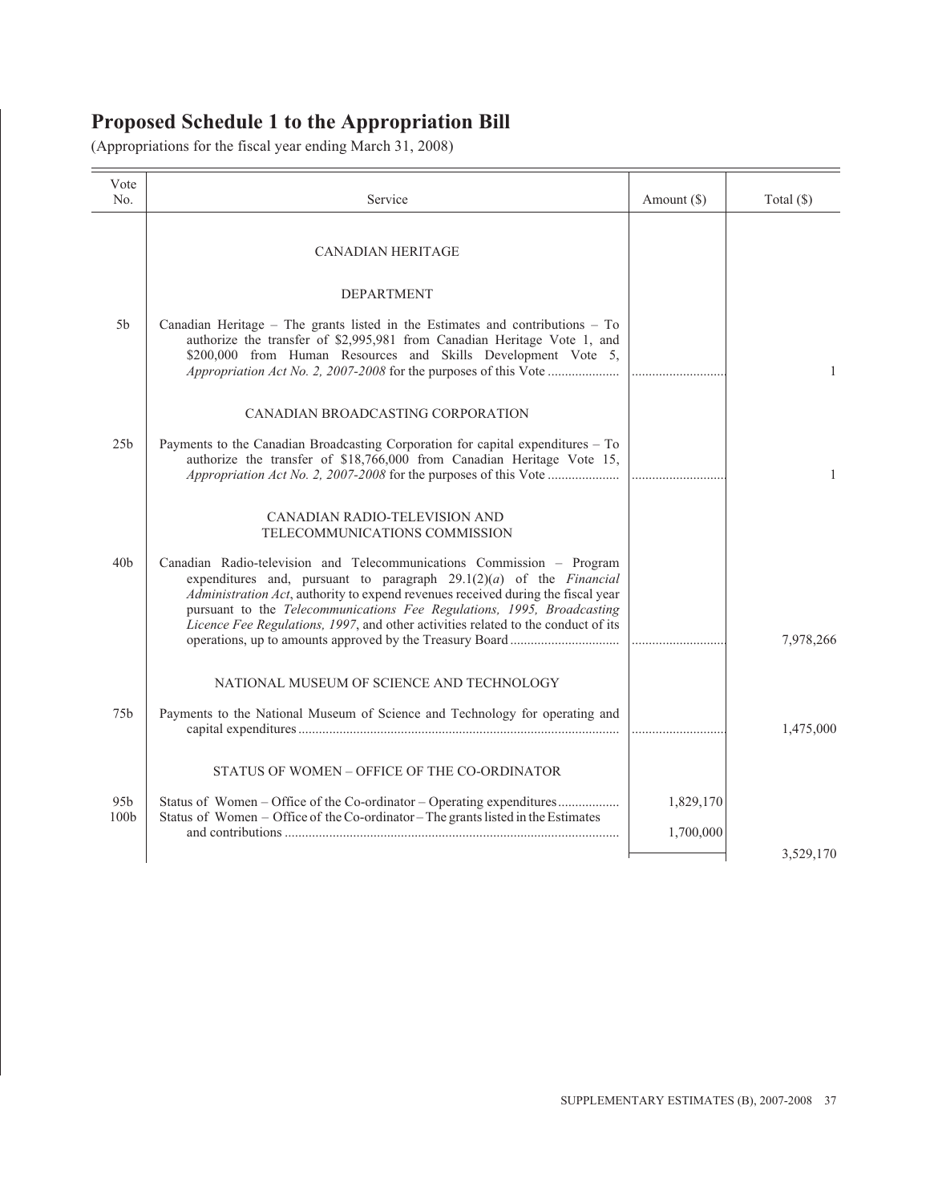# Proposed Schedule 1 to the Appropriation Bill

(Appropriations for the fiscal year ending March 31, 2008)

| Vote No. | Service | Amount ($) | Total ($) |
|---|---|---|---|
| | CANADIAN HERITAGE | | |
| | DEPARTMENT | | |
| 5b | Canadian Heritage – The grants listed in the Estimates and contributions – To authorize the transfer of $2,995,981 from Canadian Heritage Vote 1, and $200,000 from Human Resources and Skills Development Vote 5, *Appropriation Act No. 2, 2007-2008* for the purposes of this Vote | ............................ | 1 |
| | CANADIAN BROADCASTING CORPORATION | | |
| 25b | Payments to the Canadian Broadcasting Corporation for capital expenditures – To authorize the transfer of $18,766,000 from Canadian Heritage Vote 15, *Appropriation Act No. 2, 2007-2008* for the purposes of this Vote | ............................ | 1 |
| | CANADIAN RADIO-TELEVISION AND TELECOMMUNICATIONS COMMISSION | | |
| 40b | Canadian Radio-television and Telecommunications Commission – Program expenditures and, pursuant to paragraph 29.1(2)(*a*) of the *Financial Administration Act*, authority to expend revenues received during the fiscal year pursuant to the *Telecommunications Fee Regulations, 1995, Broadcasting Licence Fee Regulations, 1997*, and other activities related to the conduct of its operations, up to amounts approved by the Treasury Board | ............................ | 7,978,266 |
| | NATIONAL MUSEUM OF SCIENCE AND TECHNOLOGY | | |
| 75b | Payments to the National Museum of Science and Technology for operating and capital expenditures | ............................ | 1,475,000 |
| | STATUS OF WOMEN – OFFICE OF THE CO-ORDINATOR | | |
| 95b | Status of Women – Office of the Co-ordinator – Operating expenditures | 1,829,170 | |
| 100b | Status of Women – Office of the Co-ordinator – The grants listed in the Estimates and contributions | 1,700,000 | |
| | | | 3,529,170 |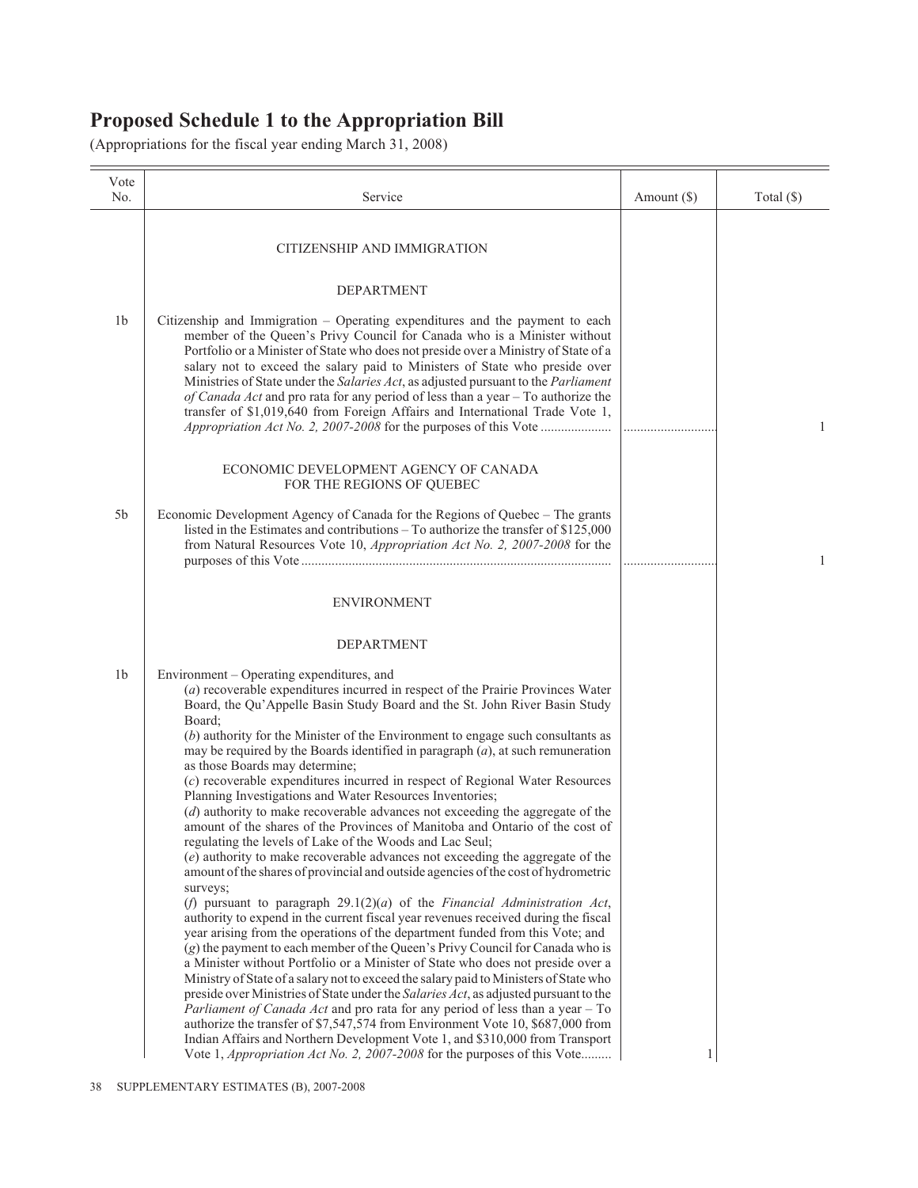# Proposed Schedule 1 to the Appropriation Bill

(Appropriations for the fiscal year ending March 31, 2008)

| Vote No. | Service | Amount ($) | Total ($) |
|---|---|---|---|
| | CITIZENSHIP AND IMMIGRATION | | |
| | DEPARTMENT | | |
| 1b | Citizenship and Immigration – Operating expenditures and the payment to each member of the Queen's Privy Council for Canada who is a Minister without Portfolio or a Minister of State who does not preside over a Ministry of State of a salary not to exceed the salary paid to Ministers of State who preside over Ministries of State under the *Salaries Act*, as adjusted pursuant to the *Parliament of Canada Act* and pro rata for any period of less than a year – To authorize the transfer of $1,019,640 from Foreign Affairs and International Trade Vote 1, *Appropriation Act No. 2, 2007-2008* for the purposes of this Vote ..................... | ............................ | 1 |
| | ECONOMIC DEVELOPMENT AGENCY OF CANADA FOR THE REGIONS OF QUEBEC | | |
| 5b | Economic Development Agency of Canada for the Regions of Quebec – The grants listed in the Estimates and contributions – To authorize the transfer of $125,000 from Natural Resources Vote 10, *Appropriation Act No. 2, 2007-2008* for the purposes of this Vote ........................................................................................... | ............................ | 1 |
| | ENVIRONMENT | | |
| | DEPARTMENT | | |
| 1b | Environment – Operating expenditures, and<br>(*a*) recoverable expenditures incurred in respect of the Prairie Provinces Water Board, the Qu'Appelle Basin Study Board and the St. John River Basin Study Board;<br>(*b*) authority for the Minister of the Environment to engage such consultants as may be required by the Boards identified in paragraph (*a*), at such remuneration as those Boards may determine;<br>(*c*) recoverable expenditures incurred in respect of Regional Water Resources Planning Investigations and Water Resources Inventories;<br>(*d*) authority to make recoverable advances not exceeding the aggregate of the amount of the shares of the Provinces of Manitoba and Ontario of the cost of regulating the levels of Lake of the Woods and Lac Seul;<br>(*e*) authority to make recoverable advances not exceeding the aggregate of the amount of the shares of provincial and outside agencies of the cost of hydrometric surveys;<br>(*f*) pursuant to paragraph 29.1(2)(*a*) of the *Financial Administration Act*, authority to expend in the current fiscal year revenues received during the fiscal year arising from the operations of the department funded from this Vote; and<br>(*g*) the payment to each member of the Queen's Privy Council for Canada who is a Minister without Portfolio or a Minister of State who does not preside over a Ministry of State of a salary not to exceed the salary paid to Ministers of State who preside over Ministries of State under the *Salaries Act*, as adjusted pursuant to the *Parliament of Canada Act* and pro rata for any period of less than a year – To authorize the transfer of $7,547,574 from Environment Vote 10, $687,000 from Indian Affairs and Northern Development Vote 1, and $310,000 from Transport Vote 1, *Appropriation Act No. 2, 2007-2008* for the purposes of this Vote......... | 1 | |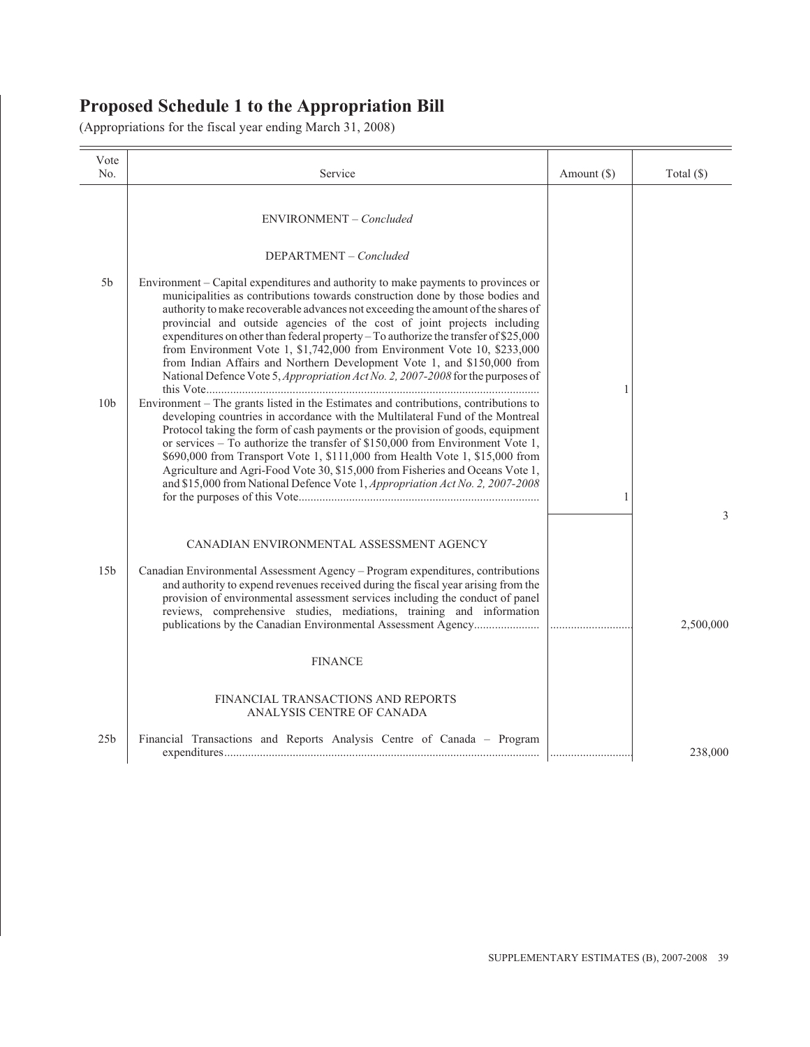# Proposed Schedule 1 to the Appropriation Bill

(Appropriations for the fiscal year ending March 31, 2008)

| Vote No. | Service | Amount ($) | Total ($) |
|---|---|---|---|
| | ENVIRONMENT – *Concluded* | | |
| | DEPARTMENT – *Concluded* | | |
| 5b | Environment – Capital expenditures and authority to make payments to provinces or municipalities as contributions towards construction done by those bodies and authority to make recoverable advances not exceeding the amount of the shares of provincial and outside agencies of the cost of joint projects including expenditures on other than federal property – To authorize the transfer of $25,000 from Environment Vote 1, $1,742,000 from Environment Vote 10, $233,000 from Indian Affairs and Northern Development Vote 1, and $150,000 from National Defence Vote 5, *Appropriation Act No. 2, 2007-2008* for the purposes of this Vote | 1 | |
| 10b | Environment – The grants listed in the Estimates and contributions, contributions to developing countries in accordance with the Multilateral Fund of the Montreal Protocol taking the form of cash payments or the provision of goods, equipment or services – To authorize the transfer of $150,000 from Environment Vote 1, $690,000 from Transport Vote 1, $111,000 from Health Vote 1, $15,000 from Agriculture and Agri-Food Vote 30, $15,000 from Fisheries and Oceans Vote 1, and $15,000 from National Defence Vote 1, *Appropriation Act No. 2, 2007-2008* for the purposes of this Vote | 1 | |
| | | | 3 |
| | CANADIAN ENVIRONMENTAL ASSESSMENT AGENCY | | |
| 15b | Canadian Environmental Assessment Agency – Program expenditures, contributions and authority to expend revenues received during the fiscal year arising from the provision of environmental assessment services including the conduct of panel reviews, comprehensive studies, mediations, training and information publications by the Canadian Environmental Assessment Agency | | 2,500,000 |
| | FINANCE | | |
| | FINANCIAL TRANSACTIONS AND REPORTS ANALYSIS CENTRE OF CANADA | | |
| 25b | Financial Transactions and Reports Analysis Centre of Canada – Program expenditures | | 238,000 |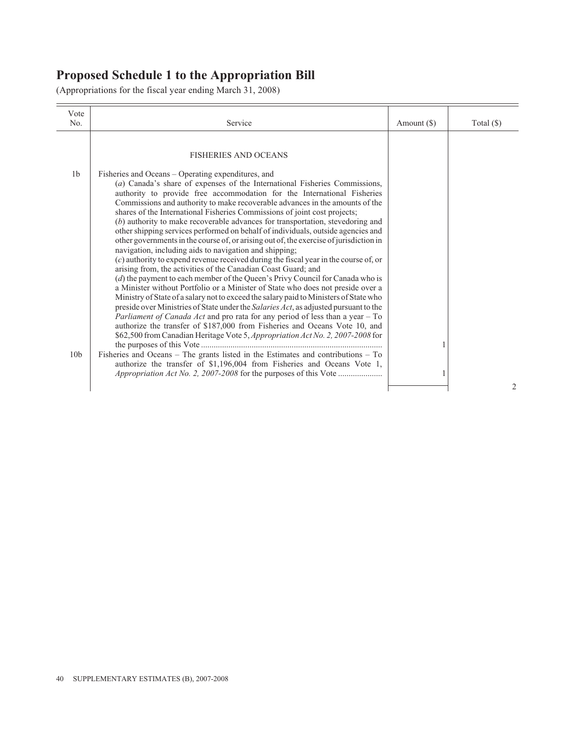# Proposed Schedule 1 to the Appropriation Bill

(Appropriations for the fiscal year ending March 31, 2008)

| Vote No. | Service | Amount ($) | Total ($) |
|---|---|---|---|
| | FISHERIES AND OCEANS | | |
| 1b | Fisheries and Oceans – Operating expenditures, and (*a*) Canada's share of expenses of the International Fisheries Commissions, authority to provide free accommodation for the International Fisheries Commissions and authority to make recoverable advances in the amounts of the shares of the International Fisheries Commissions of joint cost projects; (*b*) authority to make recoverable advances for transportation, stevedoring and other shipping services performed on behalf of individuals, outside agencies and other governments in the course of, or arising out of, the exercise of jurisdiction in navigation, including aids to navigation and shipping; (*c*) authority to expend revenue received during the fiscal year in the course of, or arising from, the activities of the Canadian Coast Guard; and (*d*) the payment to each member of the Queen's Privy Council for Canada who is a Minister without Portfolio or a Minister of State who does not preside over a Ministry of State of a salary not to exceed the salary paid to Ministers of State who preside over Ministries of State under the *Salaries Act*, as adjusted pursuant to the *Parliament of Canada Act* and pro rata for any period of less than a year – To authorize the transfer of $187,000 from Fisheries and Oceans Vote 10, and $62,500 from Canadian Heritage Vote 5, *Appropriation Act No. 2, 2007-2008* for the purposes of this Vote | 1 | |
| 10b | Fisheries and Oceans – The grants listed in the Estimates and contributions – To authorize the transfer of $1,196,004 from Fisheries and Oceans Vote 1, *Appropriation Act No. 2, 2007-2008* for the purposes of this Vote | 1 | |
| | | | 2 |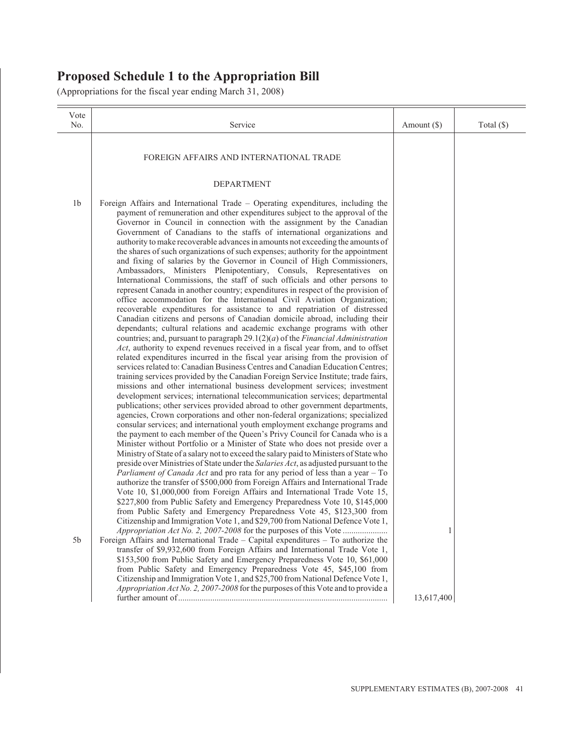## Proposed Schedule 1 to the Appropriation Bill

(Appropriations for the fiscal year ending March 31, 2008)

| Vote No. | Service | Amount ($) | Total ($) |
|---|---|---|---|
| | FOREIGN AFFAIRS AND INTERNATIONAL TRADE | | |
| | DEPARTMENT | | |
| 1b | Foreign Affairs and International Trade – Operating expenditures, including the payment of remuneration and other expenditures subject to the approval of the Governor in Council in connection with the assignment by the Canadian Government of Canadians to the staffs of international organizations and authority to make recoverable advances in amounts not exceeding the amounts of the shares of such organizations of such expenses; authority for the appointment and fixing of salaries by the Governor in Council of High Commissioners, Ambassadors, Ministers Plenipotentiary, Consuls, Representatives on International Commissions, the staff of such officials and other persons to represent Canada in another country; expenditures in respect of the provision of office accommodation for the International Civil Aviation Organization; recoverable expenditures for assistance to and repatriation of distressed Canadian citizens and persons of Canadian domicile abroad, including their dependants; cultural relations and academic exchange programs with other countries; and, pursuant to paragraph 29.1(2)(*a*) of the *Financial Administration Act*, authority to expend revenues received in a fiscal year from, and to offset related expenditures incurred in the fiscal year arising from the provision of services related to: Canadian Business Centres and Canadian Education Centres; training services provided by the Canadian Foreign Service Institute; trade fairs, missions and other international business development services; investment development services; international telecommunication services; departmental publications; other services provided abroad to other government departments, agencies, Crown corporations and other non-federal organizations; specialized consular services; and international youth employment exchange programs and the payment to each member of the Queen's Privy Council for Canada who is a Minister without Portfolio or a Minister of State who does not preside over a Ministry of State of a salary not to exceed the salary paid to Ministers of State who preside over Ministries of State under the *Salaries Act*, as adjusted pursuant to the *Parliament of Canada Act* and pro rata for any period of less than a year – To authorize the transfer of $500,000 from Foreign Affairs and International Trade Vote 10, $1,000,000 from Foreign Affairs and International Trade Vote 15, $227,800 from Public Safety and Emergency Preparedness Vote 10, $145,000 from Public Safety and Emergency Preparedness Vote 45, $123,300 from Citizenship and Immigration Vote 1, and $29,700 from National Defence Vote 1, *Appropriation Act No. 2, 2007-2008* for the purposes of this Vote | 1 | |
| 5b | Foreign Affairs and International Trade – Capital expenditures – To authorize the transfer of $9,932,600 from Foreign Affairs and International Trade Vote 1, $153,500 from Public Safety and Emergency Preparedness Vote 10, $61,000 from Public Safety and Emergency Preparedness Vote 45, $45,100 from Citizenship and Immigration Vote 1, and $25,700 from National Defence Vote 1, *Appropriation Act No. 2, 2007-2008* for the purposes of this Vote and to provide a further amount of | 13,617,400 | |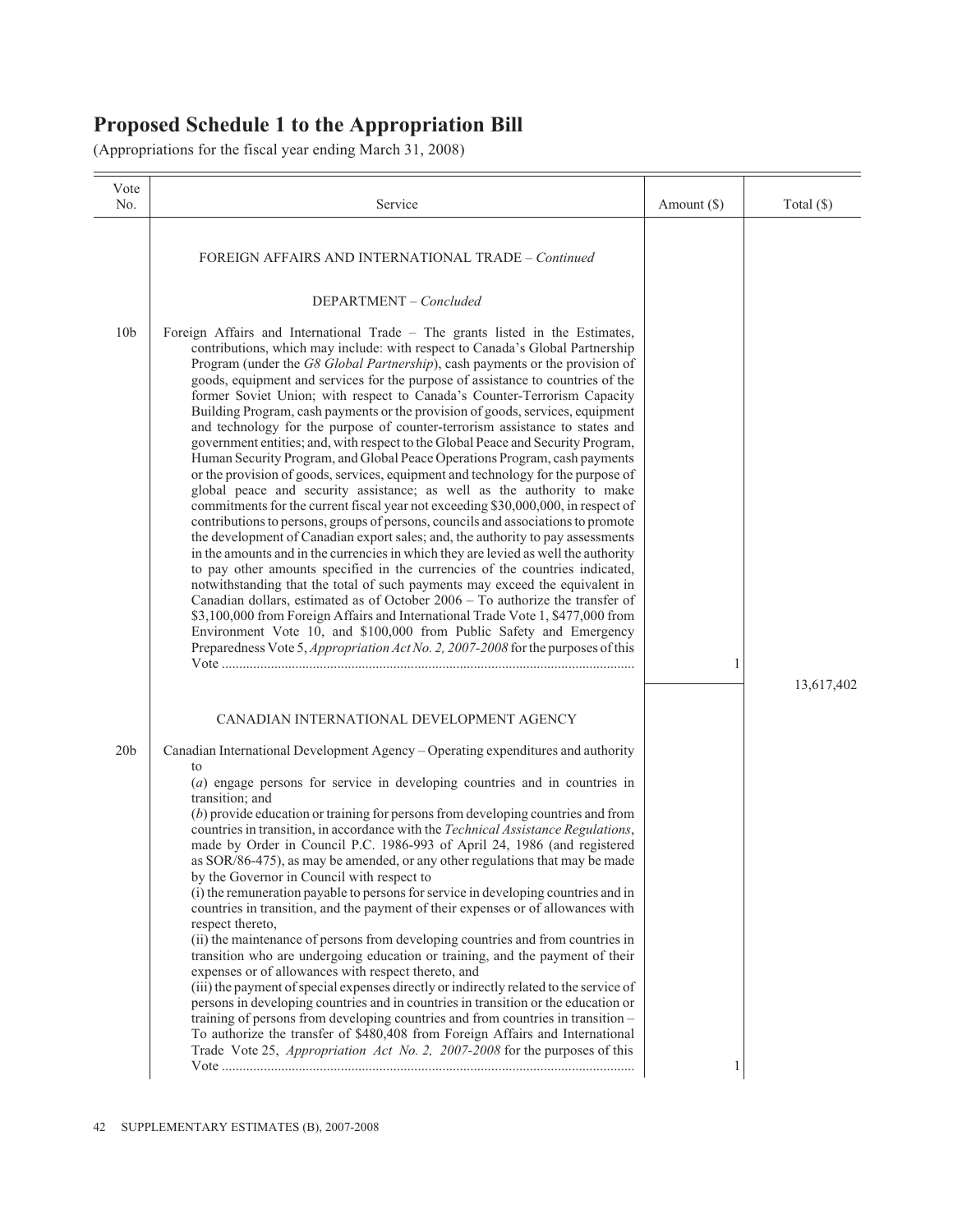# Proposed Schedule 1 to the Appropriation Bill

(Appropriations for the fiscal year ending March 31, 2008)

| Vote No. | Service | Amount ($) | Total ($) |
|---|---|---|---|
| | FOREIGN AFFAIRS AND INTERNATIONAL TRADE – *Continued* | | |
| | DEPARTMENT – *Concluded* | | |
| 10b | Foreign Affairs and International Trade – The grants listed in the Estimates, contributions, which may include: with respect to Canada's Global Partnership Program (under the *G8 Global Partnership*), cash payments or the provision of goods, equipment and services for the purpose of assistance to countries of the former Soviet Union; with respect to Canada's Counter-Terrorism Capacity Building Program, cash payments or the provision of goods, services, equipment and technology for the purpose of counter-terrorism assistance to states and government entities; and, with respect to the Global Peace and Security Program, Human Security Program, and Global Peace Operations Program, cash payments or the provision of goods, services, equipment and technology for the purpose of global peace and security assistance; as well as the authority to make commitments for the current fiscal year not exceeding $30,000,000, in respect of contributions to persons, groups of persons, councils and associations to promote the development of Canadian export sales; and, the authority to pay assessments in the amounts and in the currencies in which they are levied as well the authority to pay other amounts specified in the currencies of the countries indicated, notwithstanding that the total of such payments may exceed the equivalent in Canadian dollars, estimated as of October 2006 – To authorize the transfer of $3,100,000 from Foreign Affairs and International Trade Vote 1, $477,000 from Environment Vote 10, and $100,000 from Public Safety and Emergency Preparedness Vote 5, *Appropriation Act No. 2, 2007-2008* for the purposes of this Vote | 1 | |
| | | | 13,617,402 |
| | CANADIAN INTERNATIONAL DEVELOPMENT AGENCY | | |
| 20b | Canadian International Development Agency – Operating expenditures and authority to<br>(*a*) engage persons for service in developing countries and in countries in transition; and<br>(*b*) provide education or training for persons from developing countries and from countries in transition, in accordance with the *Technical Assistance Regulations*, made by Order in Council P.C. 1986-993 of April 24, 1986 (and registered as SOR/86-475), as may be amended, or any other regulations that may be made by the Governor in Council with respect to<br>(i) the remuneration payable to persons for service in developing countries and in countries in transition, and the payment of their expenses or of allowances with respect thereto,<br>(ii) the maintenance of persons from developing countries and from countries in transition who are undergoing education or training, and the payment of their expenses or of allowances with respect thereto, and<br>(iii) the payment of special expenses directly or indirectly related to the service of persons in developing countries and in countries in transition or the education or training of persons from developing countries and from countries in transition – To authorize the transfer of $480,408 from Foreign Affairs and International Trade Vote 25, *Appropriation Act No. 2, 2007-2008* for the purposes of this Vote | 1 | |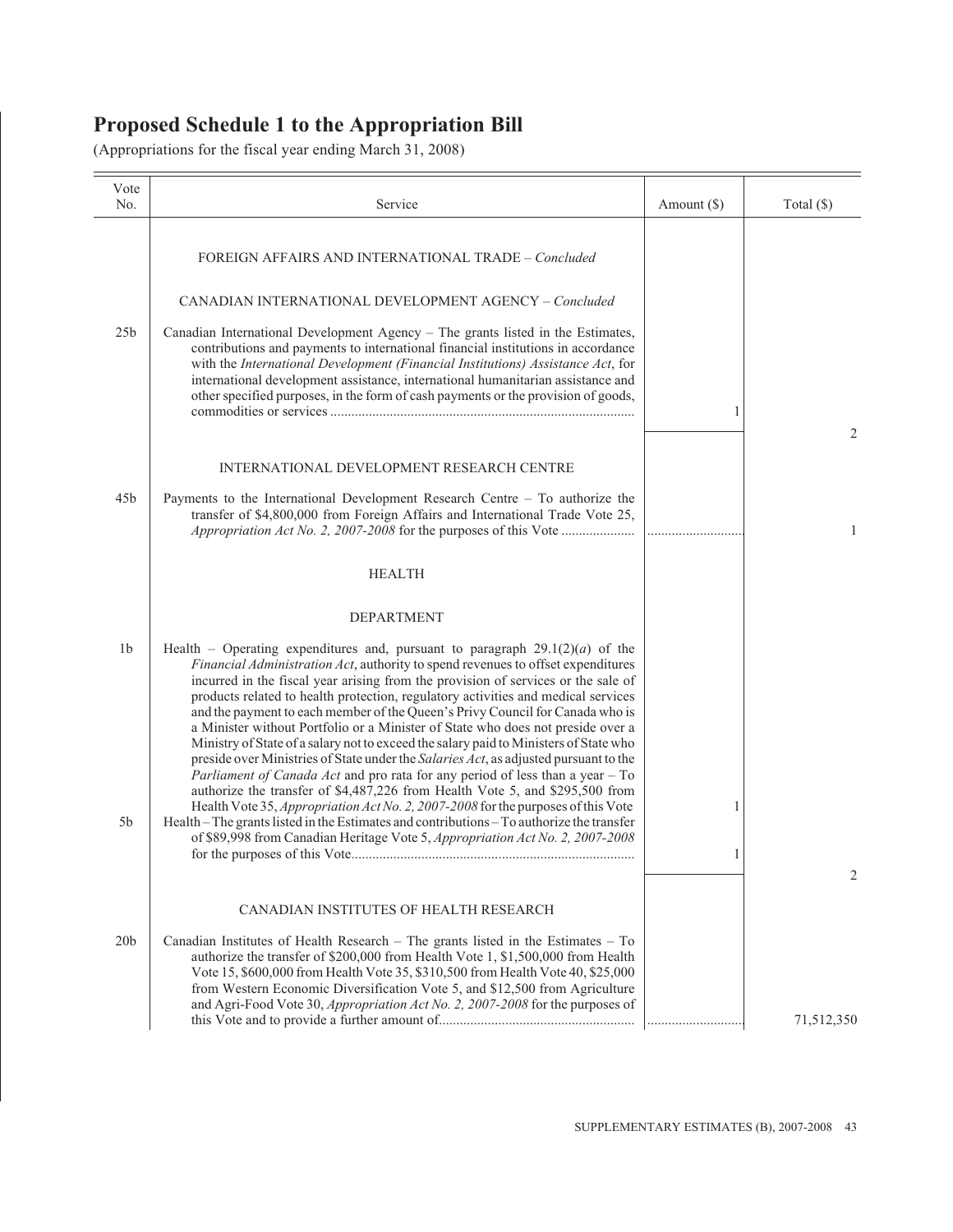# Proposed Schedule 1 to the Appropriation Bill

(Appropriations for the fiscal year ending March 31, 2008)

| Vote No. | Service | Amount ($) | Total ($) |
|---|---|---|---|
| | FOREIGN AFFAIRS AND INTERNATIONAL TRADE – *Concluded* | | |
| | CANADIAN INTERNATIONAL DEVELOPMENT AGENCY – *Concluded* | | |
| 25b | Canadian International Development Agency – The grants listed in the Estimates, contributions and payments to international financial institutions in accordance with the *International Development (Financial Institutions) Assistance Act*, for international development assistance, international humanitarian assistance and other specified purposes, in the form of cash payments or the provision of goods, commodities or services | 1 | |
| | | | 2 |
| | INTERNATIONAL DEVELOPMENT RESEARCH CENTRE | | |
| 45b | Payments to the International Development Research Centre – To authorize the transfer of $4,800,000 from Foreign Affairs and International Trade Vote 25, *Appropriation Act No. 2, 2007-2008* for the purposes of this Vote | | 1 |
| | HEALTH | | |
| | DEPARTMENT | | |
| 1b | Health – Operating expenditures and, pursuant to paragraph 29.1(2)(*a*) of the *Financial Administration Act*, authority to spend revenues to offset expenditures incurred in the fiscal year arising from the provision of services or the sale of products related to health protection, regulatory activities and medical services and the payment to each member of the Queen's Privy Council for Canada who is a Minister without Portfolio or a Minister of State who does not preside over a Ministry of State of a salary not to exceed the salary paid to Ministers of State who preside over Ministries of State under the *Salaries Act*, as adjusted pursuant to the *Parliament of Canada Act* and pro rata for any period of less than a year – To authorize the transfer of $4,487,226 from Health Vote 5, and $295,500 from Health Vote 35, *Appropriation Act No. 2, 2007-2008* for the purposes of this Vote | 1 | |
| 5b | Health – The grants listed in the Estimates and contributions – To authorize the transfer of $89,998 from Canadian Heritage Vote 5, *Appropriation Act No. 2, 2007-2008* for the purposes of this Vote | 1 | |
| | | | 2 |
| | CANADIAN INSTITUTES OF HEALTH RESEARCH | | |
| 20b | Canadian Institutes of Health Research – The grants listed in the Estimates – To authorize the transfer of $200,000 from Health Vote 1, $1,500,000 from Health Vote 15, $600,000 from Health Vote 35, $310,500 from Health Vote 40, $25,000 from Western Economic Diversification Vote 5, and $12,500 from Agriculture and Agri-Food Vote 30, *Appropriation Act No. 2, 2007-2008* for the purposes of this Vote and to provide a further amount of | | 71,512,350 |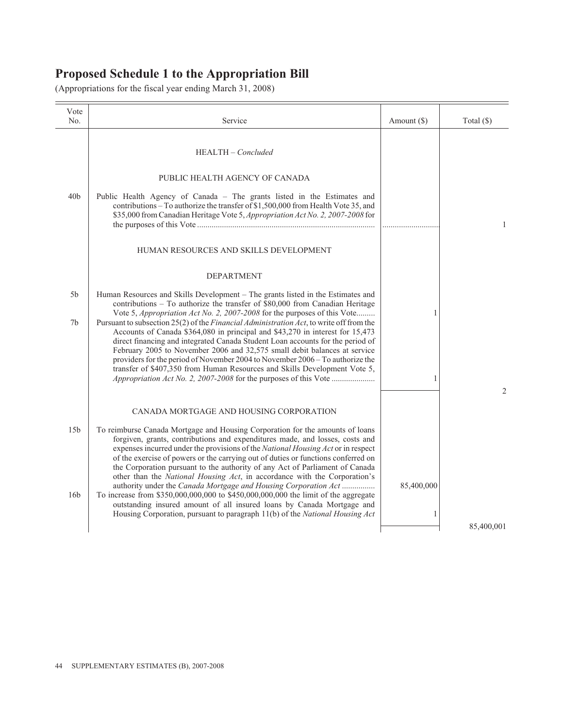# Proposed Schedule 1 to the Appropriation Bill

(Appropriations for the fiscal year ending March 31, 2008)

| Vote No. | Service | Amount ($) | Total ($) |
|---|---|---|---|
| | HEALTH – *Concluded* | | |
| | PUBLIC HEALTH AGENCY OF CANADA | | |
| 40b | Public Health Agency of Canada – The grants listed in the Estimates and contributions – To authorize the transfer of $1,500,000 from Health Vote 35, and $35,000 from Canadian Heritage Vote 5, *Appropriation Act No. 2, 2007-2008* for the purposes of this Vote ..................................................................................... | ........................... | 1 |
| | HUMAN RESOURCES AND SKILLS DEVELOPMENT | | |
| | DEPARTMENT | | |
| 5b | Human Resources and Skills Development – The grants listed in the Estimates and contributions – To authorize the transfer of $80,000 from Canadian Heritage Vote 5, *Appropriation Act No. 2, 2007-2008* for the purposes of this Vote......... | 1 | |
| 7b | Pursuant to subsection 25(2) of the *Financial Administration Act*, to write off from the Accounts of Canada $364,080 in principal and $43,270 in interest for 15,473 direct financing and integrated Canada Student Loan accounts for the period of February 2005 to November 2006 and 32,575 small debit balances at service providers for the period of November 2004 to November 2006 – To authorize the transfer of $407,350 from Human Resources and Skills Development Vote 5, *Appropriation Act No. 2, 2007-2008* for the purposes of this Vote ..................... | 1 | |
| | | | 2 |
| | CANADA MORTGAGE AND HOUSING CORPORATION | | |
| 15b | To reimburse Canada Mortgage and Housing Corporation for the amounts of loans forgiven, grants, contributions and expenditures made, and losses, costs and expenses incurred under the provisions of the *National Housing Act* or in respect of the exercise of powers or the carrying out of duties or functions conferred on the Corporation pursuant to the authority of any Act of Parliament of Canada other than the *National Housing Act*, in accordance with the Corporation's authority under the *Canada Mortgage and Housing Corporation Act* ................ | 85,400,000 | |
| 16b | To increase from $350,000,000,000 to $450,000,000,000 the limit of the aggregate outstanding insured amount of all insured loans by Canada Mortgage and Housing Corporation, pursuant to paragraph 11(b) of the *National Housing Act* | 1 | |
| | | | 85,400,001 |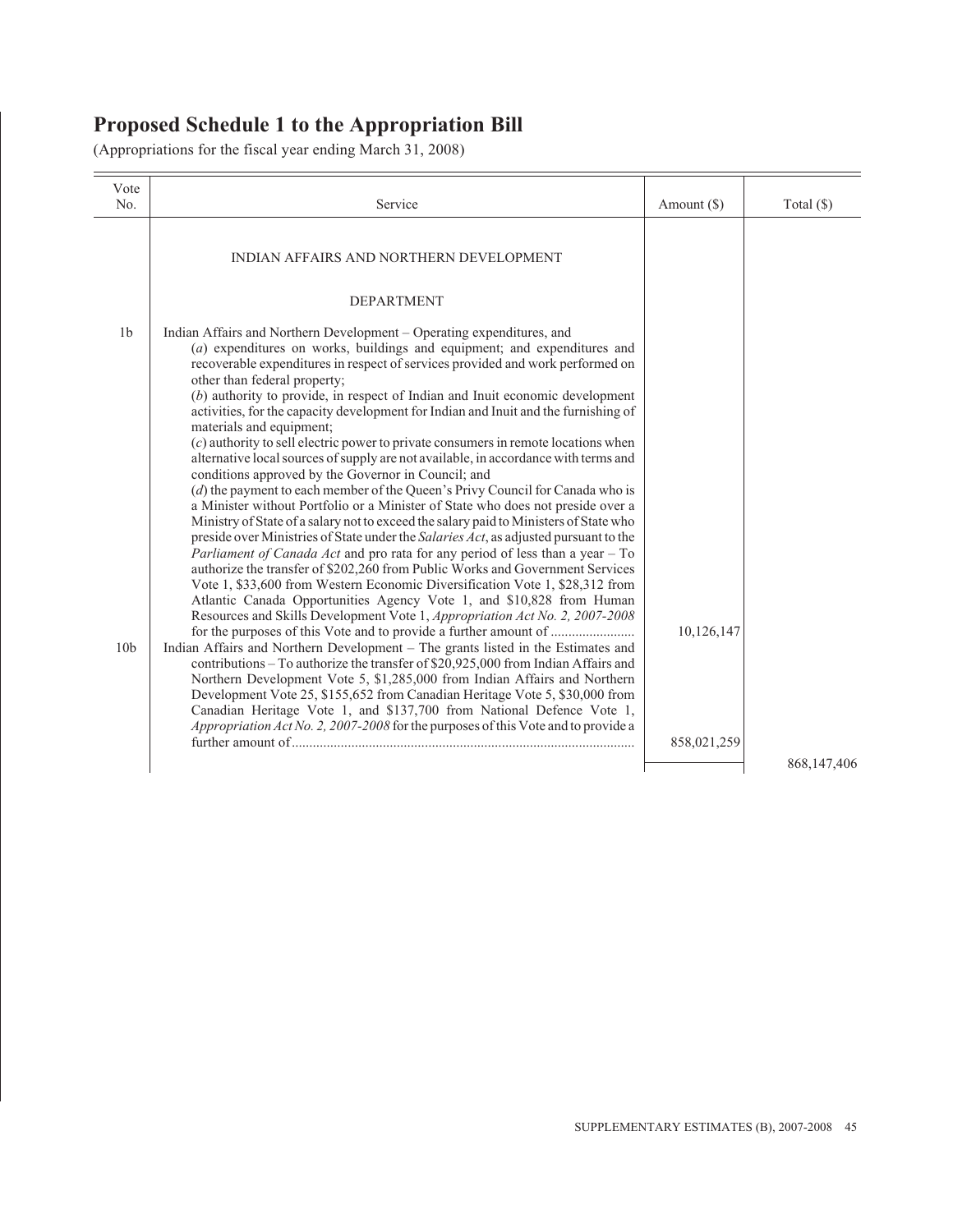# Proposed Schedule 1 to the Appropriation Bill

(Appropriations for the fiscal year ending March 31, 2008)

| Vote No. | Service | Amount ($) | Total ($) |
|---|---|---|---|
| | INDIAN AFFAIRS AND NORTHERN DEVELOPMENT | | |
| | DEPARTMENT | | |
| 1b | Indian Affairs and Northern Development – Operating expenditures, and (*a*) expenditures on works, buildings and equipment; and expenditures and recoverable expenditures in respect of services provided and work performed on other than federal property; (*b*) authority to provide, in respect of Indian and Inuit economic development activities, for the capacity development for Indian and Inuit and the furnishing of materials and equipment; (*c*) authority to sell electric power to private consumers in remote locations when alternative local sources of supply are not available, in accordance with terms and conditions approved by the Governor in Council; and (*d*) the payment to each member of the Queen's Privy Council for Canada who is a Minister without Portfolio or a Minister of State who does not preside over a Ministry of State of a salary not to exceed the salary paid to Ministers of State who preside over Ministries of State under the *Salaries Act*, as adjusted pursuant to the *Parliament of Canada Act* and pro rata for any period of less than a year – To authorize the transfer of $202,260 from Public Works and Government Services Vote 1, $33,600 from Western Economic Diversification Vote 1, $28,312 from Atlantic Canada Opportunities Agency Vote 1, and $10,828 from Human Resources and Skills Development Vote 1, *Appropriation Act No. 2, 2007-2008* for the purposes of this Vote and to provide a further amount of | 10,126,147 | |
| 10b | Indian Affairs and Northern Development – The grants listed in the Estimates and contributions – To authorize the transfer of $20,925,000 from Indian Affairs and Northern Development Vote 5, $1,285,000 from Indian Affairs and Northern Development Vote 25, $155,652 from Canadian Heritage Vote 5, $30,000 from Canadian Heritage Vote 1, and $137,700 from National Defence Vote 1, *Appropriation Act No. 2, 2007-2008* for the purposes of this Vote and to provide a further amount of | 858,021,259 | |
| | | | 868,147,406 |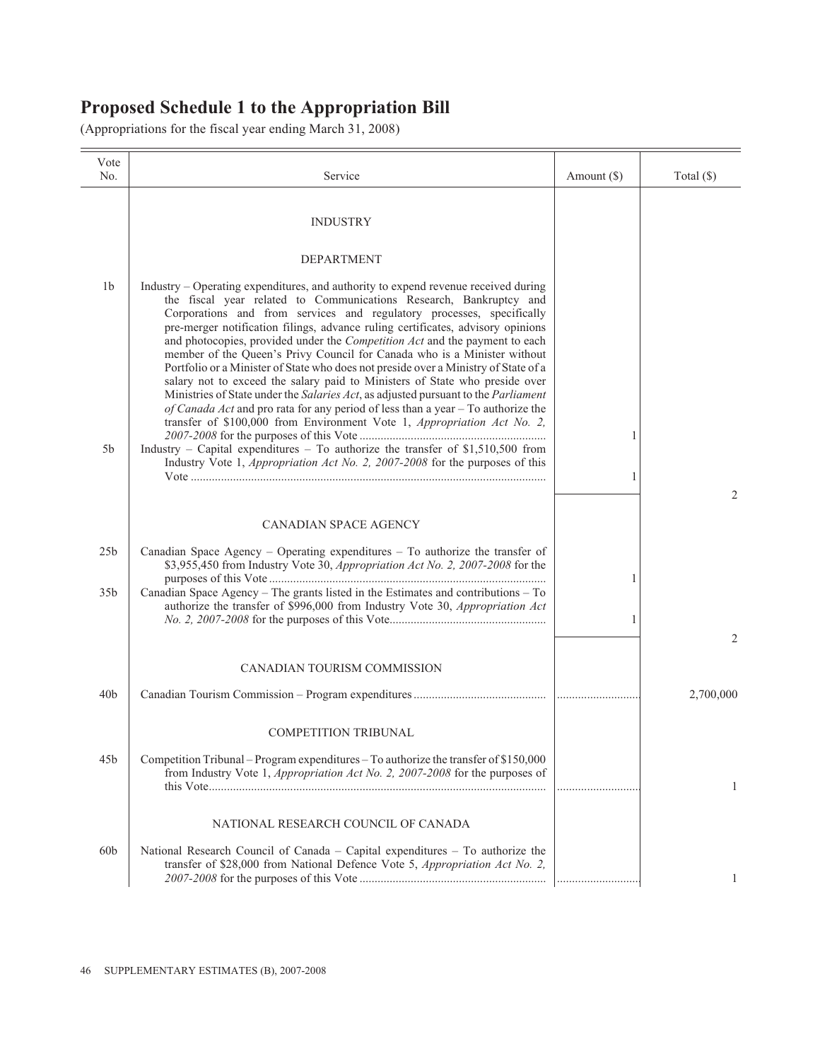# Proposed Schedule 1 to the Appropriation Bill

(Appropriations for the fiscal year ending March 31, 2008)

| Vote No. | Service | Amount ($) | Total ($) |
|---|---|---|---|
| | INDUSTRY | | |
| | DEPARTMENT | | |
| 1b | Industry – Operating expenditures, and authority to expend revenue received during the fiscal year related to Communications Research, Bankruptcy and Corporations and from services and regulatory processes, specifically pre-merger notification filings, advance ruling certificates, advisory opinions and photocopies, provided under the *Competition Act* and the payment to each member of the Queen's Privy Council for Canada who is a Minister without Portfolio or a Minister of State who does not preside over a Ministry of State of a salary not to exceed the salary paid to Ministers of State who preside over Ministries of State under the *Salaries Act*, as adjusted pursuant to the *Parliament of Canada Act* and pro rata for any period of less than a year – To authorize the transfer of $100,000 from Environment Vote 1, *Appropriation Act No. 2, 2007-2008* for the purposes of this Vote | 1 | |
| 5b | Industry – Capital expenditures – To authorize the transfer of $1,510,500 from Industry Vote 1, *Appropriation Act No. 2, 2007-2008* for the purposes of this Vote | 1 | |
| | | | 2 |
| | CANADIAN SPACE AGENCY | | |
| 25b | Canadian Space Agency – Operating expenditures – To authorize the transfer of $3,955,450 from Industry Vote 30, *Appropriation Act No. 2, 2007-2008* for the purposes of this Vote | 1 | |
| 35b | Canadian Space Agency – The grants listed in the Estimates and contributions – To authorize the transfer of $996,000 from Industry Vote 30, *Appropriation Act No. 2, 2007-2008* for the purposes of this Vote | 1 | |
| | | | 2 |
| | CANADIAN TOURISM COMMISSION | | |
| 40b | Canadian Tourism Commission – Program expenditures | | 2,700,000 |
| | COMPETITION TRIBUNAL | | |
| 45b | Competition Tribunal – Program expenditures – To authorize the transfer of $150,000 from Industry Vote 1, *Appropriation Act No. 2, 2007-2008* for the purposes of this Vote | | 1 |
| | NATIONAL RESEARCH COUNCIL OF CANADA | | |
| 60b | National Research Council of Canada – Capital expenditures – To authorize the transfer of $28,000 from National Defence Vote 5, *Appropriation Act No. 2, 2007-2008* for the purposes of this Vote | | 1 |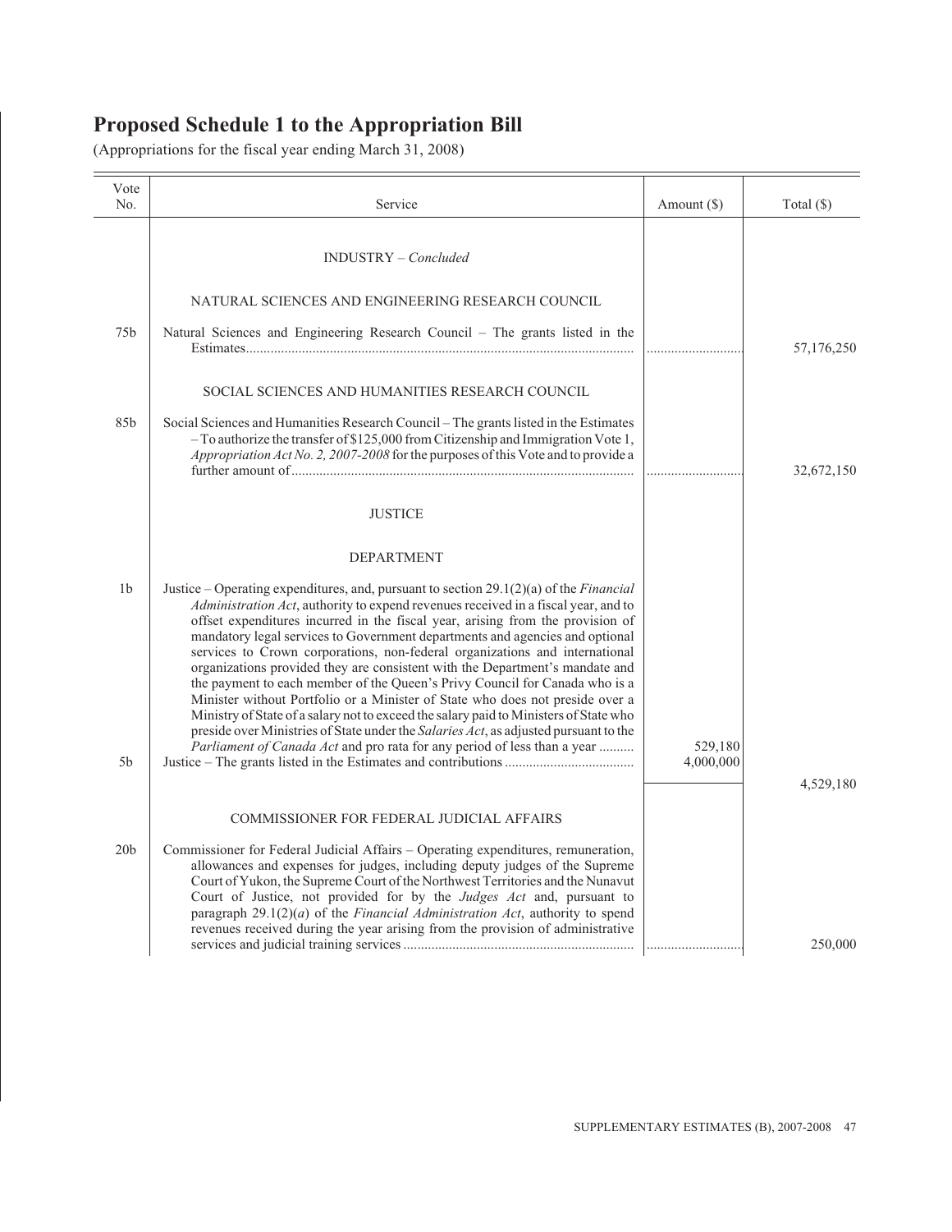# Proposed Schedule 1 to the Appropriation Bill

(Appropriations for the fiscal year ending March 31, 2008)

| Vote No. | Service | Amount ($) | Total ($) |
|---|---|---|---|
| | INDUSTRY – *Concluded* | | |
| | NATURAL SCIENCES AND ENGINEERING RESEARCH COUNCIL | | |
| 75b | Natural Sciences and Engineering Research Council – The grants listed in the Estimates | | 57,176,250 |
| | SOCIAL SCIENCES AND HUMANITIES RESEARCH COUNCIL | | |
| 85b | Social Sciences and Humanities Research Council – The grants listed in the Estimates – To authorize the transfer of $125,000 from Citizenship and Immigration Vote 1, *Appropriation Act No. 2, 2007-2008* for the purposes of this Vote and to provide a further amount of | | 32,672,150 |
| | JUSTICE | | |
| | DEPARTMENT | | |
| 1b | Justice – Operating expenditures, and, pursuant to section 29.1(2)(a) of the *Financial Administration Act*, authority to expend revenues received in a fiscal year, and to offset expenditures incurred in the fiscal year, arising from the provision of mandatory legal services to Government departments and agencies and optional services to Crown corporations, non-federal organizations and international organizations provided they are consistent with the Department's mandate and the payment to each member of the Queen's Privy Council for Canada who is a Minister without Portfolio or a Minister of State who does not preside over a Ministry of State of a salary not to exceed the salary paid to Ministers of State who preside over Ministries of State under the *Salaries Act*, as adjusted pursuant to the *Parliament of Canada Act* and pro rata for any period of less than a year | 529,180 | |
| 5b | Justice – The grants listed in the Estimates and contributions | 4,000,000 | |
| | | | 4,529,180 |
| | COMMISSIONER FOR FEDERAL JUDICIAL AFFAIRS | | |
| 20b | Commissioner for Federal Judicial Affairs – Operating expenditures, remuneration, allowances and expenses for judges, including deputy judges of the Supreme Court of Yukon, the Supreme Court of the Northwest Territories and the Nunavut Court of Justice, not provided for by the *Judges Act* and, pursuant to paragraph 29.1(2)(*a*) of the *Financial Administration Act*, authority to spend revenues received during the year arising from the provision of administrative services and judicial training services | | 250,000 |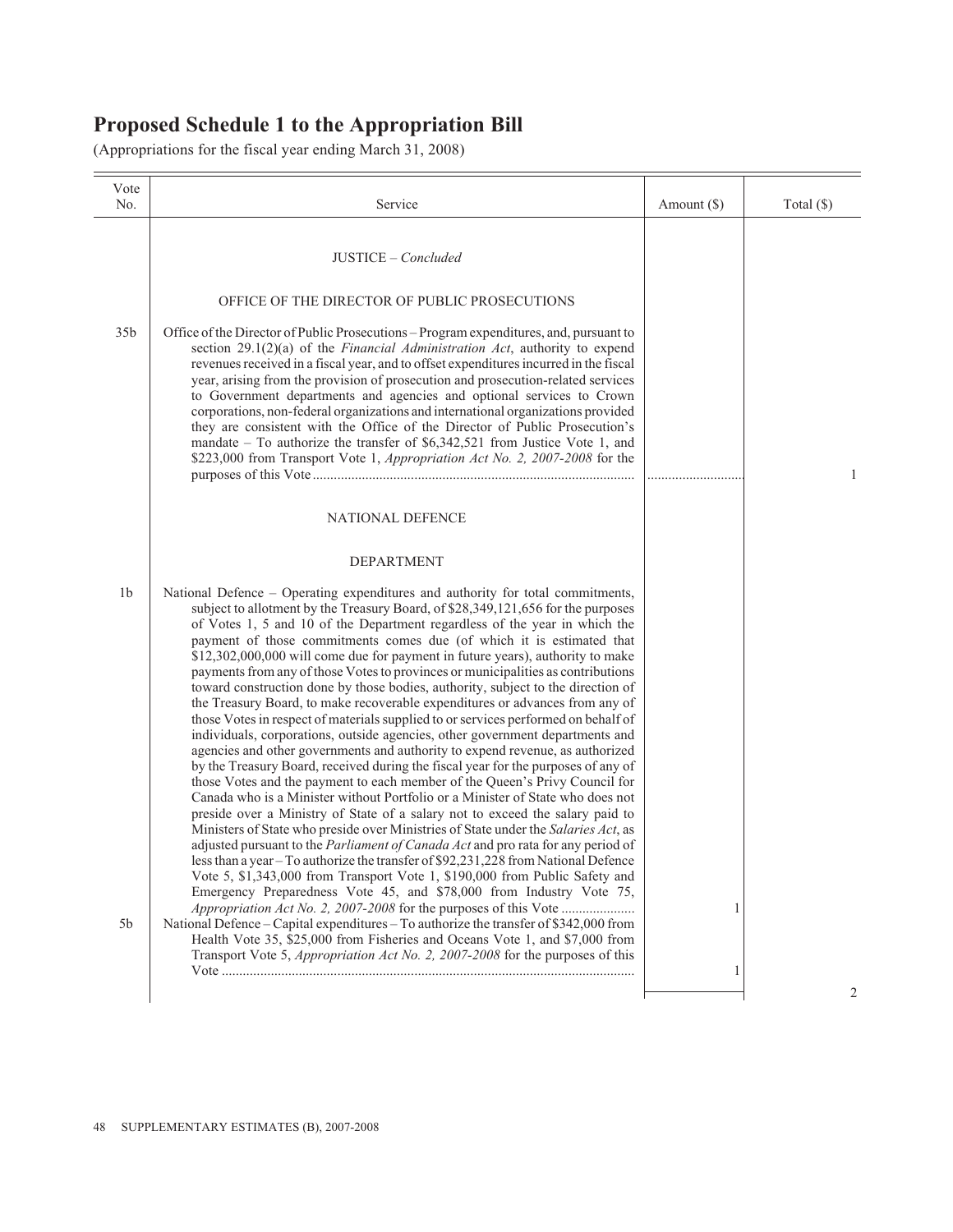# Proposed Schedule 1 to the Appropriation Bill

(Appropriations for the fiscal year ending March 31, 2008)

| Vote No. | Service | Amount ($) | Total ($) |
|---|---|---|---|
| | JUSTICE – *Concluded* | | |
| | OFFICE OF THE DIRECTOR OF PUBLIC PROSECUTIONS | | |
| 35b | Office of the Director of Public Prosecutions – Program expenditures, and, pursuant to section 29.1(2)(a) of the *Financial Administration Act*, authority to expend revenues received in a fiscal year, and to offset expenditures incurred in the fiscal year, arising from the provision of prosecution and prosecution-related services to Government departments and agencies and optional services to Crown corporations, non-federal organizations and international organizations provided they are consistent with the Office of the Director of Public Prosecution's mandate – To authorize the transfer of $6,342,521 from Justice Vote 1, and $223,000 from Transport Vote 1, *Appropriation Act No. 2, 2007-2008* for the purposes of this Vote | ............................ | 1 |
| | NATIONAL DEFENCE | | |
| | DEPARTMENT | | |
| 1b | National Defence – Operating expenditures and authority for total commitments, subject to allotment by the Treasury Board, of $28,349,121,656 for the purposes of Votes 1, 5 and 10 of the Department regardless of the year in which the payment of those commitments comes due (of which it is estimated that $12,302,000,000 will come due for payment in future years), authority to make payments from any of those Votes to provinces or municipalities as contributions toward construction done by those bodies, authority, subject to the direction of the Treasury Board, to make recoverable expenditures or advances from any of those Votes in respect of materials supplied to or services performed on behalf of individuals, corporations, outside agencies, other government departments and agencies and other governments and authority to expend revenue, as authorized by the Treasury Board, received during the fiscal year for the purposes of any of those Votes and the payment to each member of the Queen's Privy Council for Canada who is a Minister without Portfolio or a Minister of State who does not preside over a Ministry of State of a salary not to exceed the salary paid to Ministers of State who preside over Ministries of State under the *Salaries Act*, as adjusted pursuant to the *Parliament of Canada Act* and pro rata for any period of less than a year – To authorize the transfer of $92,231,228 from National Defence Vote 5, $1,343,000 from Transport Vote 1, $190,000 from Public Safety and Emergency Preparedness Vote 45, and $78,000 from Industry Vote 75, *Appropriation Act No. 2, 2007-2008* for the purposes of this Vote | 1 | |
| 5b | National Defence – Capital expenditures – To authorize the transfer of $342,000 from Health Vote 35, $25,000 from Fisheries and Oceans Vote 1, and $7,000 from Transport Vote 5, *Appropriation Act No. 2, 2007-2008* for the purposes of this Vote | 1 | |
| | | | 2 |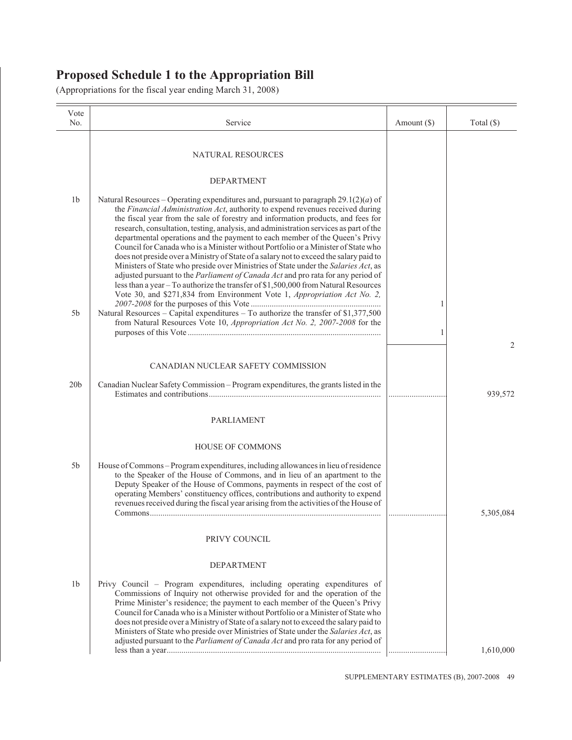# Proposed Schedule 1 to the Appropriation Bill

(Appropriations for the fiscal year ending March 31, 2008)

| Vote No. | Service | Amount ($) | Total ($) |
|---|---|---|---|
| | NATURAL RESOURCES | | |
| | DEPARTMENT | | |
| 1b | Natural Resources – Operating expenditures and, pursuant to paragraph 29.1(2)(*a*) of the *Financial Administration Act*, authority to expend revenues received during the fiscal year from the sale of forestry and information products, and fees for research, consultation, testing, analysis, and administration services as part of the departmental operations and the payment to each member of the Queen's Privy Council for Canada who is a Minister without Portfolio or a Minister of State who does not preside over a Ministry of State of a salary not to exceed the salary paid to Ministers of State who preside over Ministries of State under the *Salaries Act*, as adjusted pursuant to the *Parliament of Canada Act* and pro rata for any period of less than a year – To authorize the transfer of $1,500,000 from Natural Resources Vote 30, and $271,834 from Environment Vote 1, *Appropriation Act No. 2, 2007-2008* for the purposes of this Vote | 1 | |
| 5b | Natural Resources – Capital expenditures – To authorize the transfer of $1,377,500 from Natural Resources Vote 10, *Appropriation Act No. 2, 2007-2008* for the purposes of this Vote | 1 | |
| | | | 2 |
| | CANADIAN NUCLEAR SAFETY COMMISSION | | |
| 20b | Canadian Nuclear Safety Commission – Program expenditures, the grants listed in the Estimates and contributions | | 939,572 |
| | PARLIAMENT | | |
| | HOUSE OF COMMONS | | |
| 5b | House of Commons – Program expenditures, including allowances in lieu of residence to the Speaker of the House of Commons, and in lieu of an apartment to the Deputy Speaker of the House of Commons, payments in respect of the cost of operating Members' constituency offices, contributions and authority to expend revenues received during the fiscal year arising from the activities of the House of Commons | | 5,305,084 |
| | PRIVY COUNCIL | | |
| | DEPARTMENT | | |
| 1b | Privy Council – Program expenditures, including operating expenditures of Commissions of Inquiry not otherwise provided for and the operation of the Prime Minister's residence; the payment to each member of the Queen's Privy Council for Canada who is a Minister without Portfolio or a Minister of State who does not preside over a Ministry of State of a salary not to exceed the salary paid to Ministers of State who preside over Ministries of State under the *Salaries Act*, as adjusted pursuant to the *Parliament of Canada Act* and pro rata for any period of less than a year | | 1,610,000 |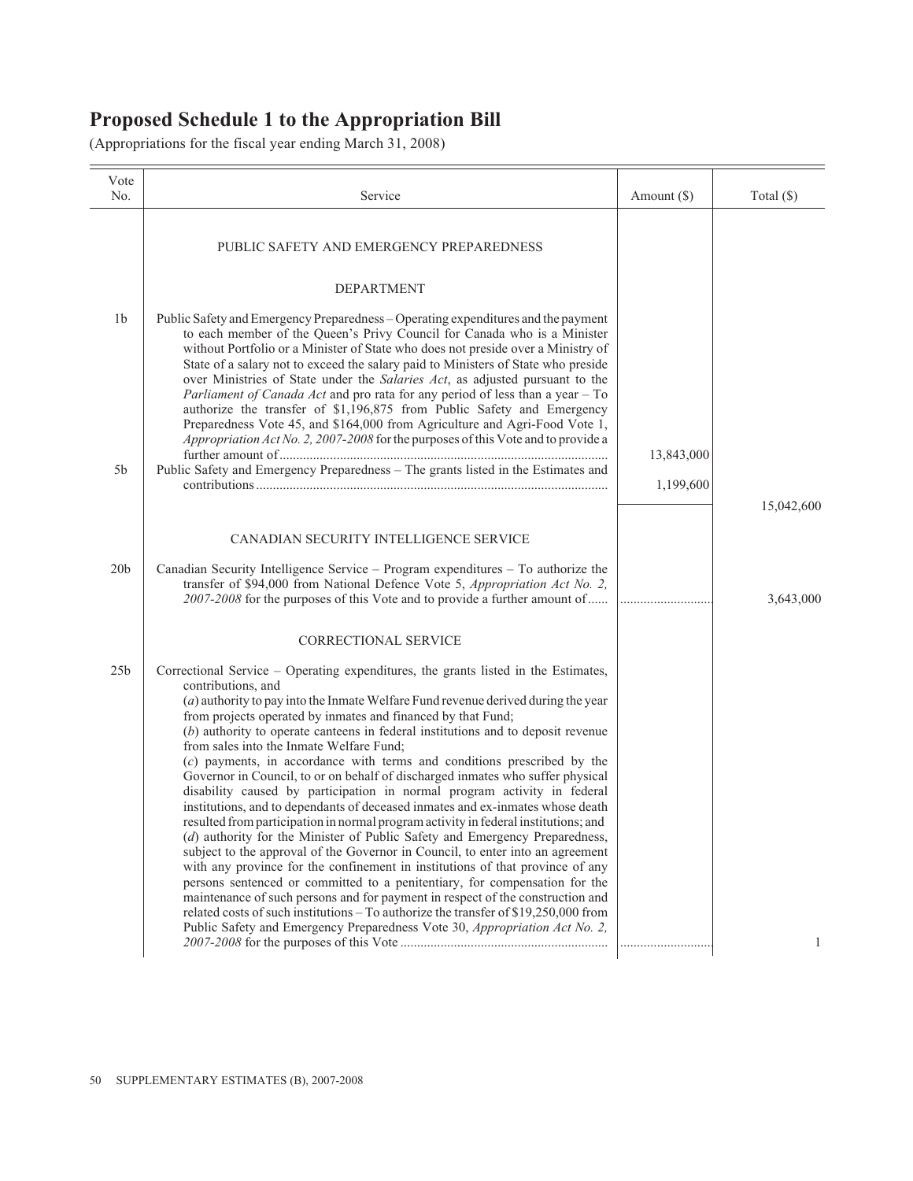# Proposed Schedule 1 to the Appropriation Bill

(Appropriations for the fiscal year ending March 31, 2008)

| Vote No. | Service | Amount ($) | Total ($) |
|---|---|---|---|
| | PUBLIC SAFETY AND EMERGENCY PREPAREDNESS | | |
| | DEPARTMENT | | |
| 1b | Public Safety and Emergency Preparedness – Operating expenditures and the payment to each member of the Queen's Privy Council for Canada who is a Minister without Portfolio or a Minister of State who does not preside over a Ministry of State of a salary not to exceed the salary paid to Ministers of State who preside over Ministries of State under the *Salaries Act*, as adjusted pursuant to the *Parliament of Canada Act* and pro rata for any period of less than a year – To authorize the transfer of $1,196,875 from Public Safety and Emergency Preparedness Vote 45, and $164,000 from Agriculture and Agri-Food Vote 1, *Appropriation Act No. 2, 2007-2008* for the purposes of this Vote and to provide a further amount of | 13,843,000 | |
| 5b | Public Safety and Emergency Preparedness – The grants listed in the Estimates and contributions | 1,199,600 | |
| | | | 15,042,600 |
| | CANADIAN SECURITY INTELLIGENCE SERVICE | | |
| 20b | Canadian Security Intelligence Service – Program expenditures – To authorize the transfer of $94,000 from National Defence Vote 5, *Appropriation Act No. 2, 2007-2008* for the purposes of this Vote and to provide a further amount of | | 3,643,000 |
| | CORRECTIONAL SERVICE | | |
| 25b | Correctional Service – Operating expenditures, the grants listed in the Estimates, contributions, and (*a*) authority to pay into the Inmate Welfare Fund revenue derived during the year from projects operated by inmates and financed by that Fund; (*b*) authority to operate canteens in federal institutions and to deposit revenue from sales into the Inmate Welfare Fund; (*c*) payments, in accordance with terms and conditions prescribed by the Governor in Council, to or on behalf of discharged inmates who suffer physical disability caused by participation in normal program activity in federal institutions, and to dependants of deceased inmates and ex-inmates whose death resulted from participation in normal program activity in federal institutions; and (*d*) authority for the Minister of Public Safety and Emergency Preparedness, subject to the approval of the Governor in Council, to enter into an agreement with any province for the confinement in institutions of that province of any persons sentenced or committed to a penitentiary, for compensation for the maintenance of such persons and for payment in respect of the construction and related costs of such institutions – To authorize the transfer of $19,250,000 from Public Safety and Emergency Preparedness Vote 30, *Appropriation Act No. 2, 2007-2008* for the purposes of this Vote | | 1 |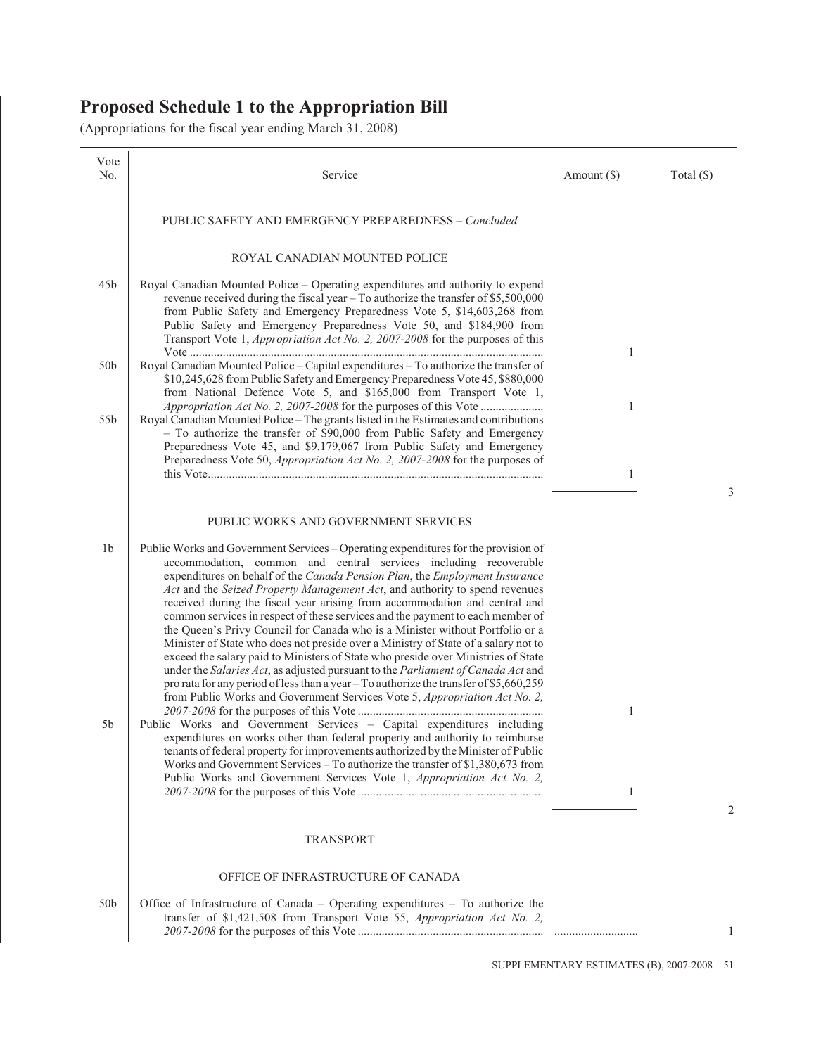# Proposed Schedule 1 to the Appropriation Bill

(Appropriations for the fiscal year ending March 31, 2008)

| Vote No. | Service | Amount ($) | Total ($) |
|---|---|---|---|
| | PUBLIC SAFETY AND EMERGENCY PREPAREDNESS – *Concluded* | | |
| | ROYAL CANADIAN MOUNTED POLICE | | |
| 45b | Royal Canadian Mounted Police – Operating expenditures and authority to expend revenue received during the fiscal year – To authorize the transfer of $5,500,000 from Public Safety and Emergency Preparedness Vote 5, $14,603,268 from Public Safety and Emergency Preparedness Vote 50, and $184,900 from Transport Vote 1, *Appropriation Act No. 2, 2007-2008* for the purposes of this Vote | 1 | |
| 50b | Royal Canadian Mounted Police – Capital expenditures – To authorize the transfer of $10,245,628 from Public Safety and Emergency Preparedness Vote 45, $880,000 from National Defence Vote 5, and $165,000 from Transport Vote 1, *Appropriation Act No. 2, 2007-2008* for the purposes of this Vote | 1 | |
| 55b | Royal Canadian Mounted Police – The grants listed in the Estimates and contributions – To authorize the transfer of $90,000 from Public Safety and Emergency Preparedness Vote 45, and $9,179,067 from Public Safety and Emergency Preparedness Vote 50, *Appropriation Act No. 2, 2007-2008* for the purposes of this Vote | 1 | |
| | | | 3 |
| | PUBLIC WORKS AND GOVERNMENT SERVICES | | |
| 1b | Public Works and Government Services – Operating expenditures for the provision of accommodation, common and central services including recoverable expenditures on behalf of the *Canada Pension Plan*, the *Employment Insurance Act* and the *Seized Property Management Act*, and authority to spend revenues received during the fiscal year arising from accommodation and central and common services in respect of these services and the payment to each member of the Queen's Privy Council for Canada who is a Minister without Portfolio or a Minister of State who does not preside over a Ministry of State of a salary not to exceed the salary paid to Ministers of State who preside over Ministries of State under the *Salaries Act*, as adjusted pursuant to the *Parliament of Canada Act* and pro rata for any period of less than a year – To authorize the transfer of $5,660,259 from Public Works and Government Services Vote 5, *Appropriation Act No. 2, 2007-2008* for the purposes of this Vote | 1 | |
| 5b | Public Works and Government Services – Capital expenditures including expenditures on works other than federal property and authority to reimburse tenants of federal property for improvements authorized by the Minister of Public Works and Government Services – To authorize the transfer of $1,380,673 from Public Works and Government Services Vote 1, *Appropriation Act No. 2, 2007-2008* for the purposes of this Vote | 1 | |
| | | | 2 |
| | TRANSPORT | | |
| | OFFICE OF INFRASTRUCTURE OF CANADA | | |
| 50b | Office of Infrastructure of Canada – Operating expenditures – To authorize the transfer of $1,421,508 from Transport Vote 55, *Appropriation Act No. 2, 2007-2008* for the purposes of this Vote | | 1 |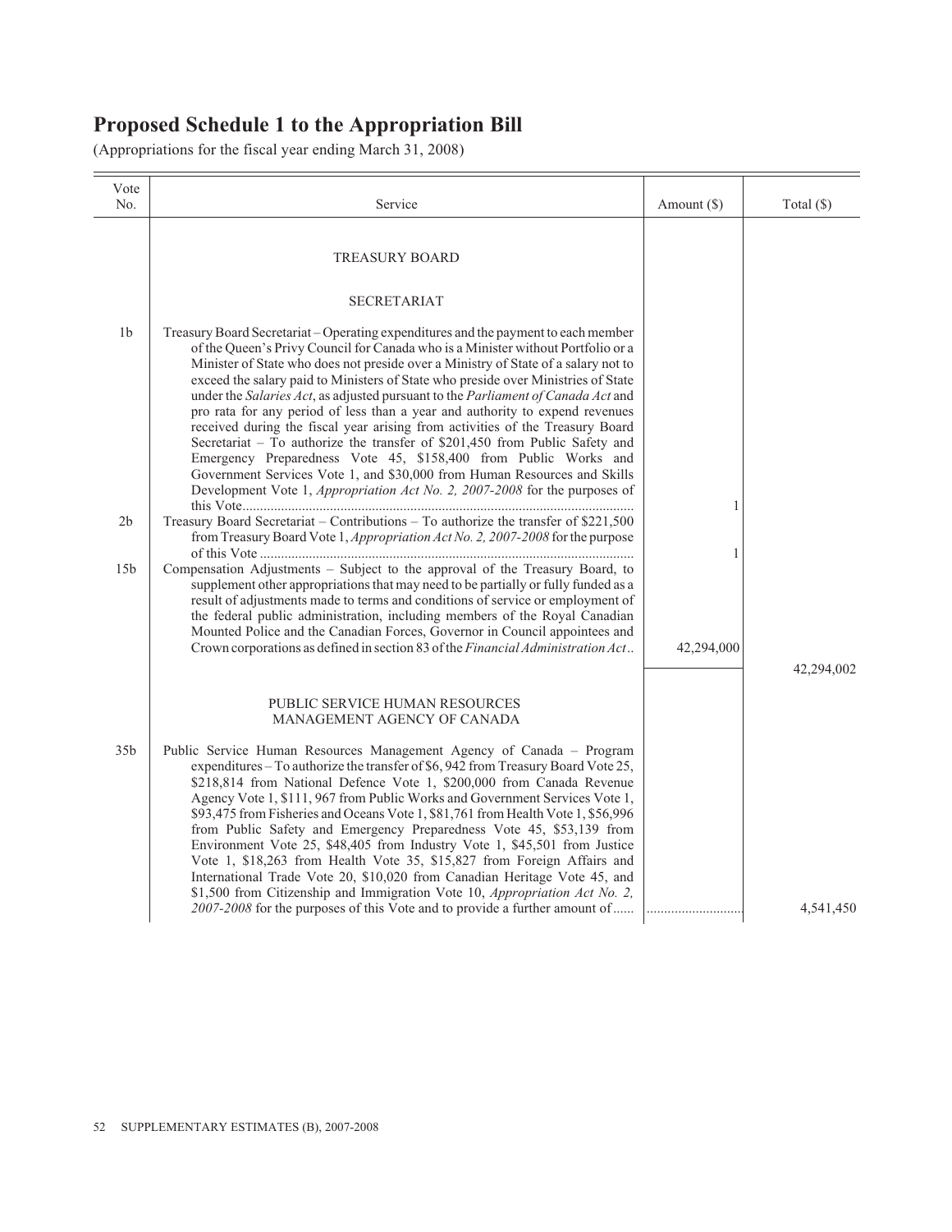# Proposed Schedule 1 to the Appropriation Bill

(Appropriations for the fiscal year ending March 31, 2008)

| Vote No. | Service | Amount ($) | Total ($) |
|---|---|---|---|
| | TREASURY BOARD | | |
| | SECRETARIAT | | |
| 1b | Treasury Board Secretariat – Operating expenditures and the payment to each member of the Queen's Privy Council for Canada who is a Minister without Portfolio or a Minister of State who does not preside over a Ministry of State of a salary not to exceed the salary paid to Ministers of State who preside over Ministries of State under the *Salaries Act*, as adjusted pursuant to the *Parliament of Canada Act* and pro rata for any period of less than a year and authority to expend revenues received during the fiscal year arising from activities of the Treasury Board Secretariat – To authorize the transfer of $201,450 from Public Safety and Emergency Preparedness Vote 45, $158,400 from Public Works and Government Services Vote 1, and $30,000 from Human Resources and Skills Development Vote 1, *Appropriation Act No. 2, 2007-2008* for the purposes of this Vote | 1 | |
| 2b | Treasury Board Secretariat – Contributions – To authorize the transfer of $221,500 from Treasury Board Vote 1, *Appropriation Act No. 2, 2007-2008* for the purpose of this Vote | 1 | |
| 15b | Compensation Adjustments – Subject to the approval of the Treasury Board, to supplement other appropriations that may need to be partially or fully funded as a result of adjustments made to terms and conditions of service or employment of the federal public administration, including members of the Royal Canadian Mounted Police and the Canadian Forces, Governor in Council appointees and Crown corporations as defined in section 83 of the *Financial Administration Act* | 42,294,000 | |
| | | | 42,294,002 |
| | PUBLIC SERVICE HUMAN RESOURCES MANAGEMENT AGENCY OF CANADA | | |
| 35b | Public Service Human Resources Management Agency of Canada – Program expenditures – To authorize the transfer of $6, 942 from Treasury Board Vote 25, $218,814 from National Defence Vote 1, $200,000 from Canada Revenue Agency Vote 1, $111, 967 from Public Works and Government Services Vote 1, $93,475 from Fisheries and Oceans Vote 1, $81,761 from Health Vote 1, $56,996 from Public Safety and Emergency Preparedness Vote 45, $53,139 from Environment Vote 25, $48,405 from Industry Vote 1, $45,501 from Justice Vote 1, $18,263 from Health Vote 35, $15,827 from Foreign Affairs and International Trade Vote 20, $10,020 from Canadian Heritage Vote 45, and $1,500 from Citizenship and Immigration Vote 10, *Appropriation Act No. 2, 2007-2008* for the purposes of this Vote and to provide a further amount of | | 4,541,450 |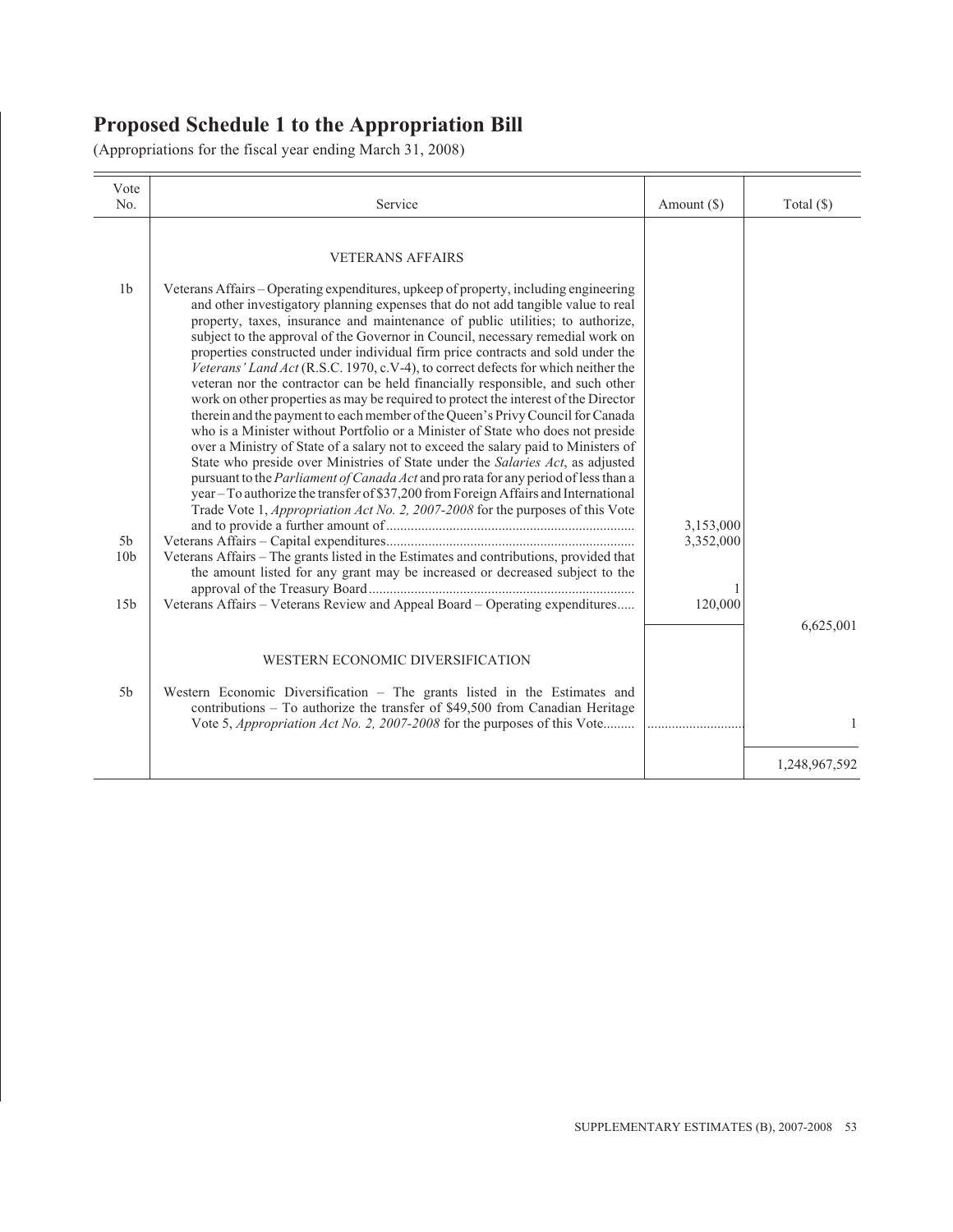# Proposed Schedule 1 to the Appropriation Bill

(Appropriations for the fiscal year ending March 31, 2008)

| Vote No. | Service | Amount ($) | Total ($) |
|---|---|---|---|
| | VETERANS AFFAIRS | | |
| 1b | Veterans Affairs – Operating expenditures, upkeep of property, including engineering and other investigatory planning expenses that do not add tangible value to real property, taxes, insurance and maintenance of public utilities; to authorize, subject to the approval of the Governor in Council, necessary remedial work on properties constructed under individual firm price contracts and sold under the *Veterans' Land Act* (R.S.C. 1970, c.V-4), to correct defects for which neither the veteran nor the contractor can be held financially responsible, and such other work on other properties as may be required to protect the interest of the Director therein and the payment to each member of the Queen's Privy Council for Canada who is a Minister without Portfolio or a Minister of State who does not preside over a Ministry of State of a salary not to exceed the salary paid to Ministers of State who preside over Ministries of State under the *Salaries Act*, as adjusted pursuant to the *Parliament of Canada Act* and pro rata for any period of less than a year – To authorize the transfer of $37,200 from Foreign Affairs and International Trade Vote 1, *Appropriation Act No. 2, 2007-2008* for the purposes of this Vote and to provide a further amount of | 3,153,000 | |
| 5b | Veterans Affairs – Capital expenditures | 3,352,000 | |
| 10b | Veterans Affairs – The grants listed in the Estimates and contributions, provided that the amount listed for any grant may be increased or decreased subject to the approval of the Treasury Board | 1 | |
| 15b | Veterans Affairs – Veterans Review and Appeal Board – Operating expenditures | 120,000 | |
| | | | 6,625,001 |
| | WESTERN ECONOMIC DIVERSIFICATION | | |
| 5b | Western Economic Diversification – The grants listed in the Estimates and contributions – To authorize the transfer of $49,500 from Canadian Heritage Vote 5, *Appropriation Act No. 2, 2007-2008* for the purposes of this Vote | ............................ | 1 |
| | | | 1,248,967,592 |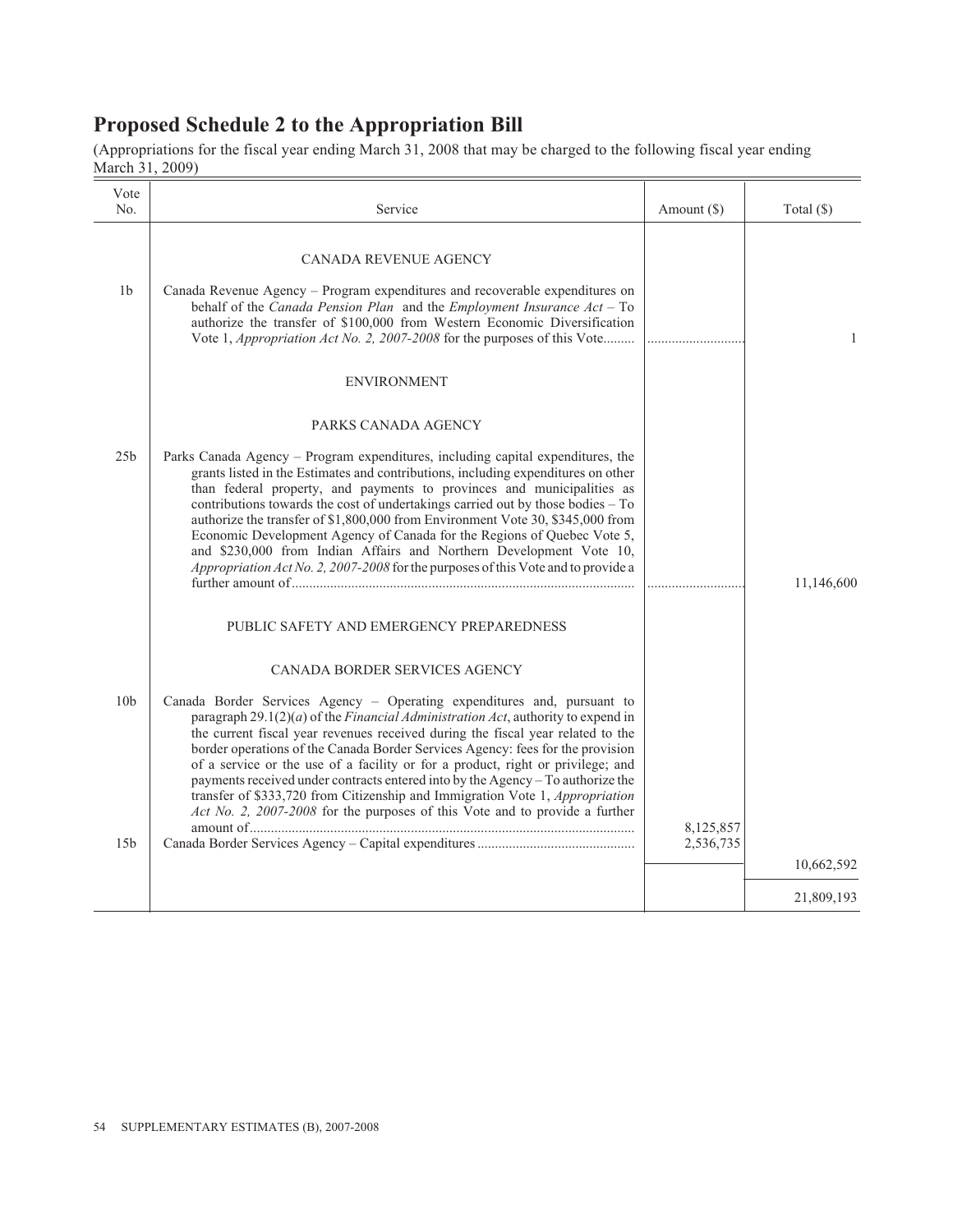# Proposed Schedule 2 to the Appropriation Bill

(Appropriations for the fiscal year ending March 31, 2008 that may be charged to the following fiscal year ending March 31, 2009)

| Vote No. | Service | Amount ($) | Total ($) |
|---|---|---|---|
| | CANADA REVENUE AGENCY | | |
| 1b | Canada Revenue Agency – Program expenditures and recoverable expenditures on behalf of the *Canada Pension Plan* and the *Employment Insurance Act* – To authorize the transfer of $100,000 from Western Economic Diversification Vote 1, *Appropriation Act No. 2, 2007-2008* for the purposes of this Vote......... | ............................ | 1 |
| | ENVIRONMENT | | |
| | PARKS CANADA AGENCY | | |
| 25b | Parks Canada Agency – Program expenditures, including capital expenditures, the grants listed in the Estimates and contributions, including expenditures on other than federal property, and payments to provinces and municipalities as contributions towards the cost of undertakings carried out by those bodies – To authorize the transfer of $1,800,000 from Environment Vote 30, $345,000 from Economic Development Agency of Canada for the Regions of Quebec Vote 5, and $230,000 from Indian Affairs and Northern Development Vote 10, *Appropriation Act No. 2, 2007-2008* for the purposes of this Vote and to provide a further amount of................................................................................................. | ............................ | 11,146,600 |
| | PUBLIC SAFETY AND EMERGENCY PREPAREDNESS | | |
| | CANADA BORDER SERVICES AGENCY | | |
| 10b | Canada Border Services Agency – Operating expenditures and, pursuant to paragraph 29.1(2)(*a*) of the *Financial Administration Act*, authority to expend in the current fiscal year revenues received during the fiscal year related to the border operations of the Canada Border Services Agency: fees for the provision of a service or the use of a facility or for a product, right or privilege; and payments received under contracts entered into by the Agency – To authorize the transfer of $333,720 from Citizenship and Immigration Vote 1, *Appropriation Act No. 2, 2007-2008* for the purposes of this Vote and to provide a further amount of............................................................................................................ | 8,125,857 | |
| 15b | Canada Border Services Agency – Capital expenditures ............................................ | 2,536,735 | |
| | | | 10,662,592 |
| | | | 21,809,193 |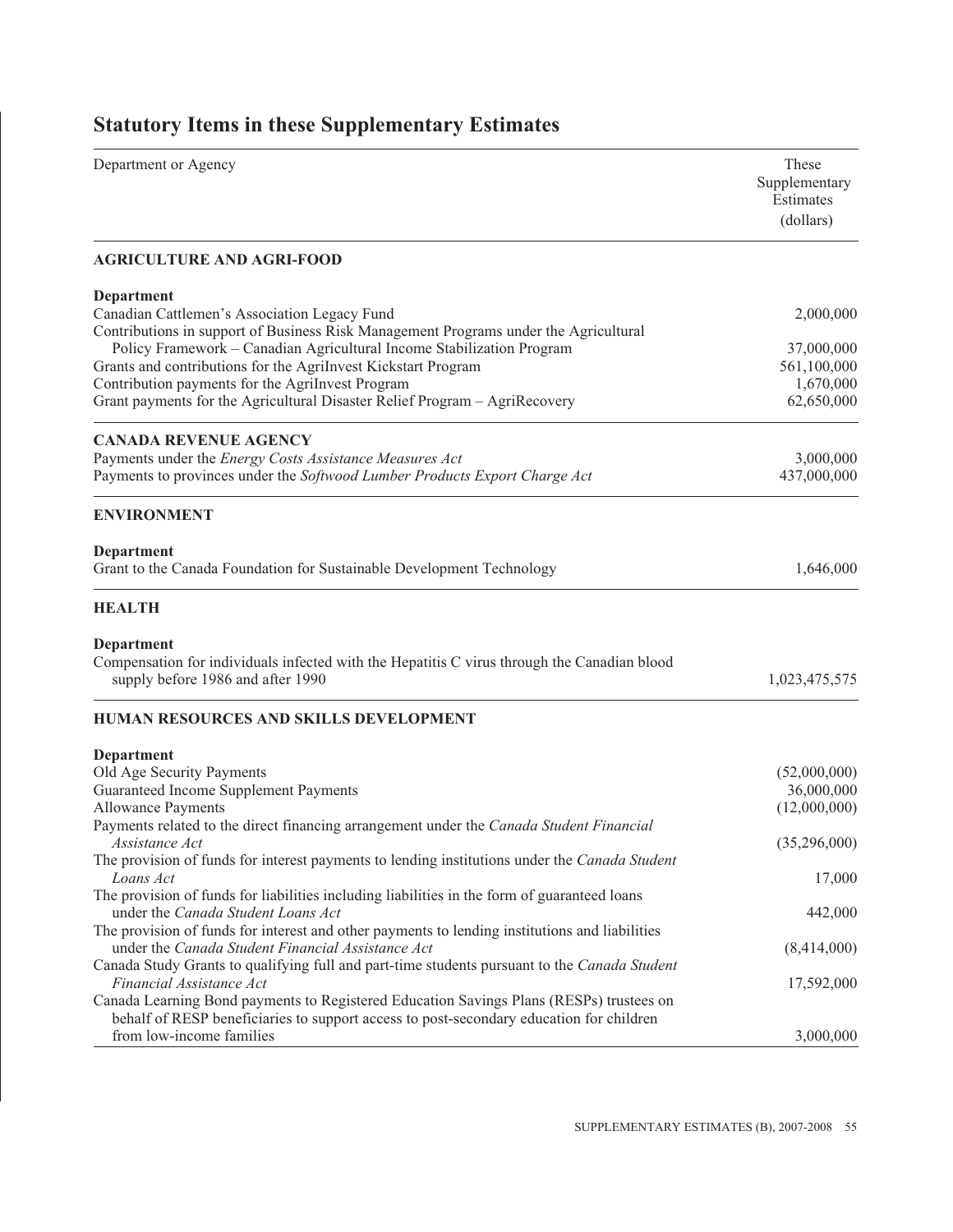# Statutory Items in these Supplementary Estimates

| Department or Agency | These Supplementary Estimates (dollars) |
|---|---|
| **AGRICULTURE AND AGRI-FOOD** | |
| **Department** | |
| Canadian Cattlemen's Association Legacy Fund | 2,000,000 |
| Contributions in support of Business Risk Management Programs under the Agricultural Policy Framework – Canadian Agricultural Income Stabilization Program | 37,000,000 |
| Grants and contributions for the AgriInvest Kickstart Program | 561,100,000 |
| Contribution payments for the AgriInvest Program | 1,670,000 |
| Grant payments for the Agricultural Disaster Relief Program – AgriRecovery | 62,650,000 |
| **CANADA REVENUE AGENCY** | |
| Payments under the *Energy Costs Assistance Measures Act* | 3,000,000 |
| Payments to provinces under the *Softwood Lumber Products Export Charge Act* | 437,000,000 |
| **ENVIRONMENT** | |
| **Department** | |
| Grant to the Canada Foundation for Sustainable Development Technology | 1,646,000 |
| **HEALTH** | |
| **Department** | |
| Compensation for individuals infected with the Hepatitis C virus through the Canadian blood supply before 1986 and after 1990 | 1,023,475,575 |
| **HUMAN RESOURCES AND SKILLS DEVELOPMENT** | |
| **Department** | |
| Old Age Security Payments | (52,000,000) |
| Guaranteed Income Supplement Payments | 36,000,000 |
| Allowance Payments | (12,000,000) |
| Payments related to the direct financing arrangement under the *Canada Student Financial Assistance Act* | (35,296,000) |
| The provision of funds for interest payments to lending institutions under the *Canada Student Loans Act* | 17,000 |
| The provision of funds for liabilities including liabilities in the form of guaranteed loans under the *Canada Student Loans Act* | 442,000 |
| The provision of funds for interest and other payments to lending institutions and liabilities under the *Canada Student Financial Assistance Act* | (8,414,000) |
| Canada Study Grants to qualifying full and part-time students pursuant to the *Canada Student Financial Assistance Act* | 17,592,000 |
| Canada Learning Bond payments to Registered Education Savings Plans (RESPs) trustees on behalf of RESP beneficiaries to support access to post-secondary education for children from low-income families | 3,000,000 |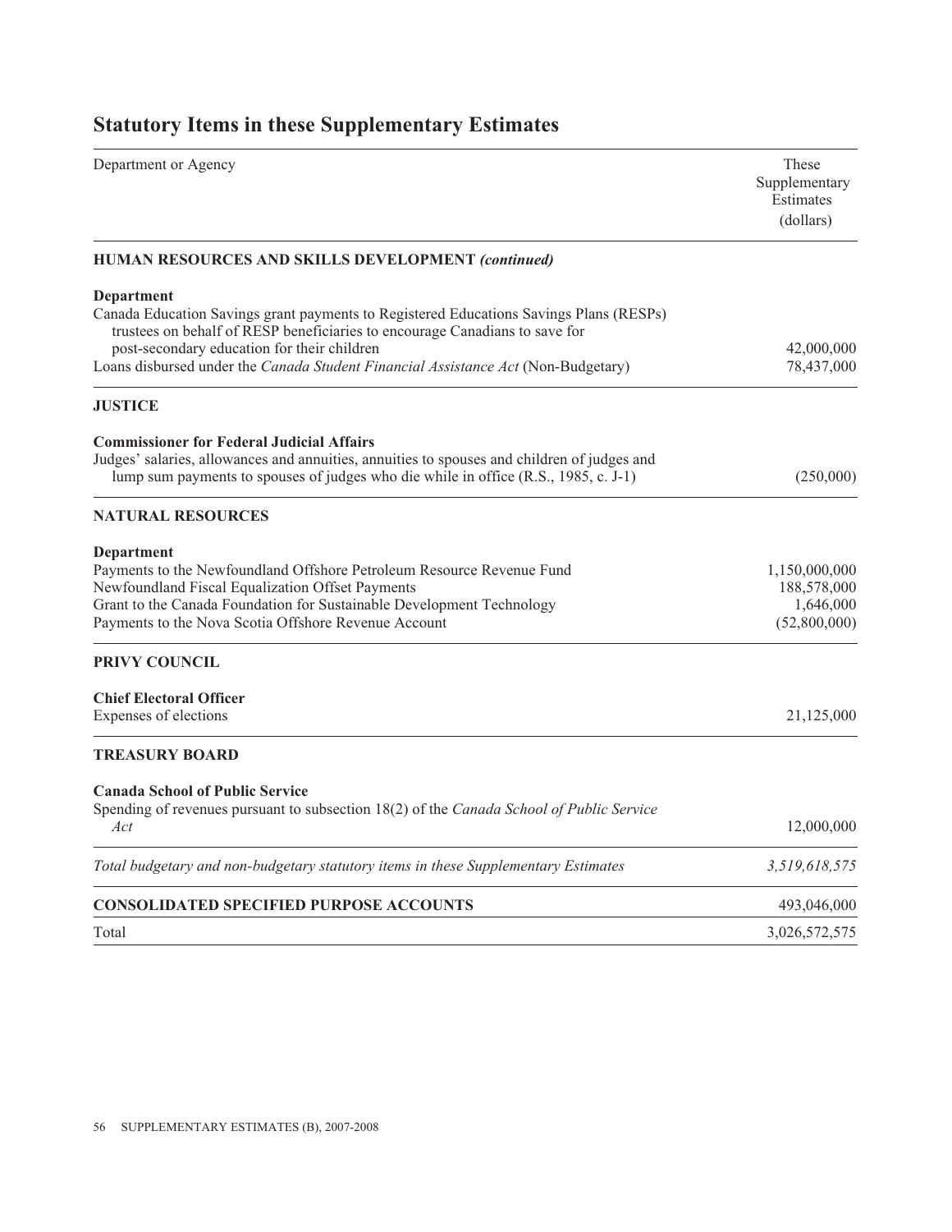## Statutory Items in these Supplementary Estimates

| Department or Agency | These Supplementary Estimates (dollars) |
|---|---|
| **HUMAN RESOURCES AND SKILLS DEVELOPMENT** ***(continued)*** | |
| **Department** | |
| Canada Education Savings grant payments to Registered Educations Savings Plans (RESPs) trustees on behalf of RESP beneficiaries to encourage Canadians to save for post-secondary education for their children | 42,000,000 |
| Loans disbursed under the *Canada Student Financial Assistance Act* (Non-Budgetary) | 78,437,000 |
| **JUSTICE** | |
| **Commissioner for Federal Judicial Affairs** | |
| Judges' salaries, allowances and annuities, annuities to spouses and children of judges and lump sum payments to spouses of judges who die while in office (R.S., 1985, c. J-1) | (250,000) |
| **NATURAL RESOURCES** | |
| **Department** | |
| Payments to the Newfoundland Offshore Petroleum Resource Revenue Fund | 1,150,000,000 |
| Newfoundland Fiscal Equalization Offset Payments | 188,578,000 |
| Grant to the Canada Foundation for Sustainable Development Technology | 1,646,000 |
| Payments to the Nova Scotia Offshore Revenue Account | (52,800,000) |
| **PRIVY COUNCIL** | |
| **Chief Electoral Officer** | |
| Expenses of elections | 21,125,000 |
| **TREASURY BOARD** | |
| **Canada School of Public Service** | |
| Spending of revenues pursuant to subsection 18(2) of the *Canada School of Public Service Act* | 12,000,000 |
| *Total budgetary and non-budgetary statutory items in these Supplementary Estimates* | *3,519,618,575* |
| **CONSOLIDATED SPECIFIED PURPOSE ACCOUNTS** | 493,046,000 |
| Total | 3,026,572,575 |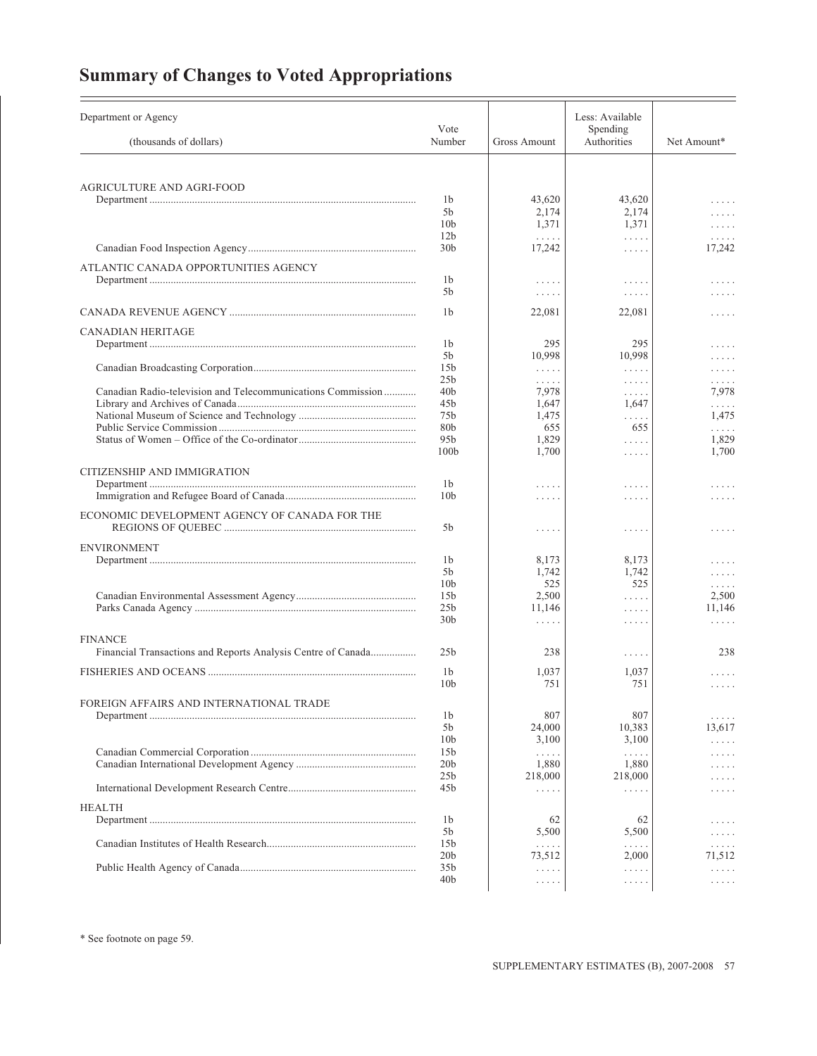# Summary of Changes to Voted Appropriations

| Department or Agency<br>(thousands of dollars) | Vote Number | Gross Amount | Less: Available Spending Authorities | Net Amount* |
|---|---|---|---|---|
| AGRICULTURE AND AGRI-FOOD | | | | |
| Department | 1b | 43,620 | 43,620 | . . . . . |
| | 5b | 2,174 | 2,174 | . . . . . |
| | 10b | 1,371 | 1,371 | . . . . . |
| | 12b | . . . . . | . . . . . | . . . . . |
| Canadian Food Inspection Agency | 30b | 17,242 | . . . . . | 17,242 |
| ATLANTIC CANADA OPPORTUNITIES AGENCY | | | | |
| Department | 1b | . . . . . | . . . . . | . . . . . |
| | 5b | . . . . . | . . . . . | . . . . . |
| CANADA REVENUE AGENCY | 1b | 22,081 | 22,081 | . . . . . |
| CANADIAN HERITAGE | | | | |
| Department | 1b | 295 | 295 | . . . . . |
| | 5b | 10,998 | 10,998 | . . . . . |
| Canadian Broadcasting Corporation | 15b | . . . . . | . . . . . | . . . . . |
| | 25b | . . . . . | . . . . . | . . . . . |
| Canadian Radio-television and Telecommunications Commission | 40b | 7,978 | . . . . . | 7,978 |
| Library and Archives of Canada | 45b | 1,647 | 1,647 | . . . . . |
| National Museum of Science and Technology | 75b | 1,475 | . . . . . | 1,475 |
| Public Service Commission | 80b | 655 | 655 | . . . . . |
| Status of Women – Office of the Co-ordinator | 95b | 1,829 | . . . . . | 1,829 |
| | 100b | 1,700 | . . . . . | 1,700 |
| CITIZENSHIP AND IMMIGRATION | | | | |
| Department | 1b | . . . . . | . . . . . | . . . . . |
| Immigration and Refugee Board of Canada | 10b | . . . . . | . . . . . | . . . . . |
| ECONOMIC DEVELOPMENT AGENCY OF CANADA FOR THE REGIONS OF QUEBEC | 5b | . . . . . | . . . . . | . . . . . |
| ENVIRONMENT | | | | |
| Department | 1b | 8,173 | 8,173 | . . . . . |
| | 5b | 1,742 | 1,742 | . . . . . |
| | 10b | 525 | 525 | . . . . . |
| Canadian Environmental Assessment Agency | 15b | 2,500 | . . . . . | 2,500 |
| Parks Canada Agency | 25b | 11,146 | . . . . . | 11,146 |
| | 30b | . . . . . | . . . . . | . . . . . |
| FINANCE | | | | |
| Financial Transactions and Reports Analysis Centre of Canada | 25b | 238 | . . . . . | 238 |
| FISHERIES AND OCEANS | 1b | 1,037 | 1,037 | . . . . . |
| | 10b | 751 | 751 | . . . . . |
| FOREIGN AFFAIRS AND INTERNATIONAL TRADE | | | | |
| Department | 1b | 807 | 807 | . . . . . |
| | 5b | 24,000 | 10,383 | 13,617 |
| | 10b | 3,100 | 3,100 | . . . . . |
| Canadian Commercial Corporation | 15b | . . . . . | . . . . . | . . . . . |
| Canadian International Development Agency | 20b | 1,880 | 1,880 | . . . . . |
| | 25b | 218,000 | 218,000 | . . . . . |
| International Development Research Centre | 45b | . . . . . | . . . . . | . . . . . |
| HEALTH | | | | |
| Department | 1b | 62 | 62 | . . . . . |
| | 5b | 5,500 | 5,500 | . . . . . |
| Canadian Institutes of Health Research | 15b | . . . . . | . . . . . | . . . . . |
| | 20b | 73,512 | 2,000 | 71,512 |
| Public Health Agency of Canada | 35b | . . . . . | . . . . . | . . . . . |
| | 40b | . . . . . | . . . . . | . . . . . |

\* See footnote on page 59.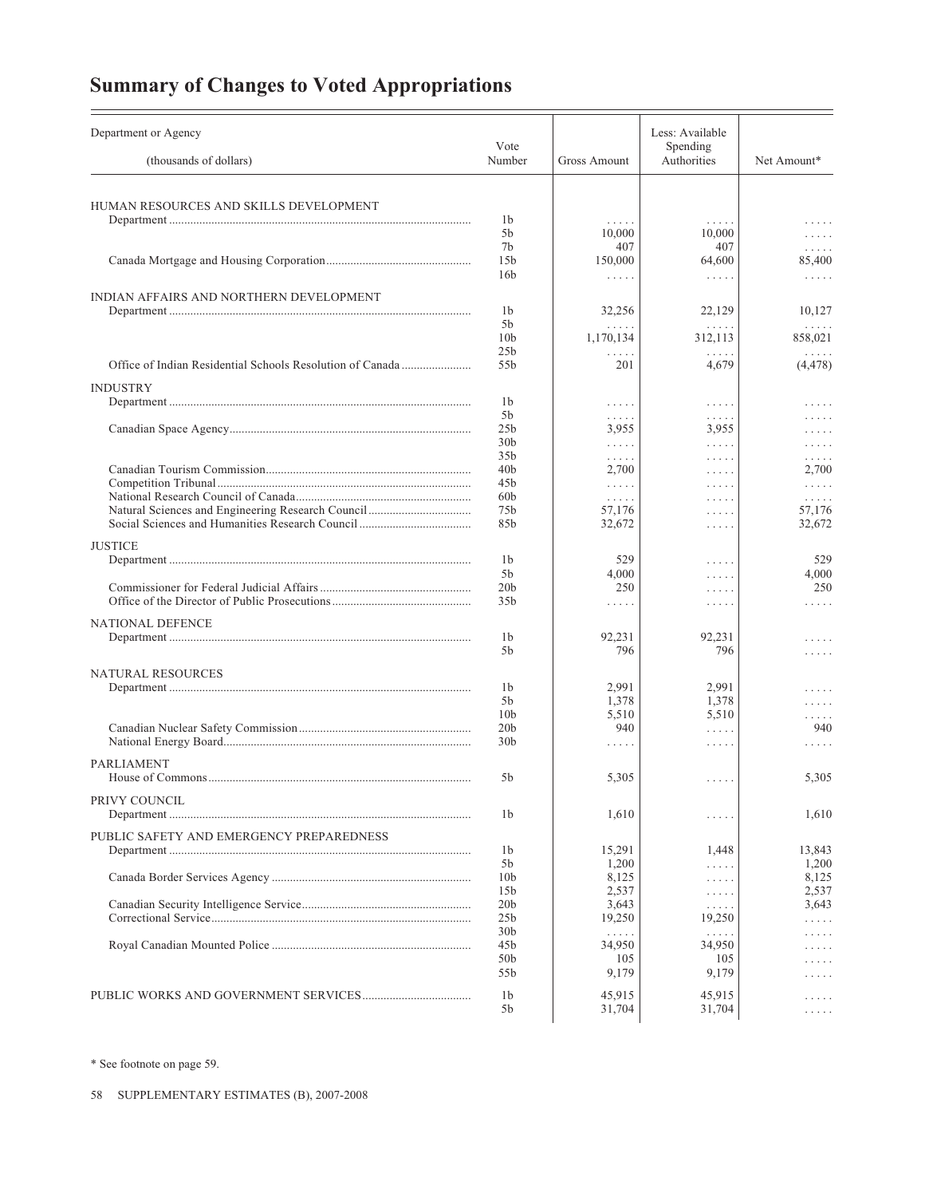## Summary of Changes to Voted Appropriations

| Department or Agency (thousands of dollars) | Vote Number | Gross Amount | Less: Available Spending Authorities | Net Amount* |
|---|---|---|---|---|
| HUMAN RESOURCES AND SKILLS DEVELOPMENT | | | | |
| Department | 1b | . . . . . | . . . . . | . . . . . |
| | 5b | 10,000 | 10,000 | . . . . . |
| | 7b | 407 | 407 | . . . . . |
| Canada Mortgage and Housing Corporation | 15b | 150,000 | 64,600 | 85,400 |
| | 16b | . . . . . | . . . . . | . . . . . |
| INDIAN AFFAIRS AND NORTHERN DEVELOPMENT | | | | |
| Department | 1b | 32,256 | 22,129 | 10,127 |
| | 5b | . . . . . | . . . . . | . . . . . |
| | 10b | 1,170,134 | 312,113 | 858,021 |
| | 25b | . . . . . | . . . . . | . . . . . |
| Office of Indian Residential Schools Resolution of Canada | 55b | 201 | 4,679 | (4,478) |
| INDUSTRY | | | | |
| Department | 1b | . . . . . | . . . . . | . . . . . |
| | 5b | . . . . . | . . . . . | . . . . . |
| Canadian Space Agency | 25b | 3,955 | 3,955 | . . . . . |
| | 30b | . . . . . | . . . . . | . . . . . |
| | 35b | . . . . . | . . . . . | . . . . . |
| Canadian Tourism Commission | 40b | 2,700 | . . . . . | 2,700 |
| Competition Tribunal | 45b | . . . . . | . . . . . | . . . . . |
| National Research Council of Canada | 60b | . . . . . | . . . . . | . . . . . |
| Natural Sciences and Engineering Research Council | 75b | 57,176 | . . . . . | 57,176 |
| Social Sciences and Humanities Research Council | 85b | 32,672 | . . . . . | 32,672 |
| JUSTICE | | | | |
| Department | 1b | 529 | . . . . . | 529 |
| | 5b | 4,000 | . . . . . | 4,000 |
| Commissioner for Federal Judicial Affairs | 20b | 250 | . . . . . | 250 |
| Office of the Director of Public Prosecutions | 35b | . . . . . | . . . . . | . . . . . |
| NATIONAL DEFENCE | | | | |
| Department | 1b | 92,231 | 92,231 | . . . . . |
| | 5b | 796 | 796 | . . . . . |
| NATURAL RESOURCES | | | | |
| Department | 1b | 2,991 | 2,991 | . . . . . |
| | 5b | 1,378 | 1,378 | . . . . . |
| | 10b | 5,510 | 5,510 | . . . . . |
| Canadian Nuclear Safety Commission | 20b | 940 | . . . . . | 940 |
| National Energy Board | 30b | . . . . . | . . . . . | . . . . . |
| PARLIAMENT | | | | |
| House of Commons | 5b | 5,305 | . . . . . | 5,305 |
| PRIVY COUNCIL | | | | |
| Department | 1b | 1,610 | . . . . . | 1,610 |
| PUBLIC SAFETY AND EMERGENCY PREPAREDNESS | | | | |
| Department | 1b | 15,291 | 1,448 | 13,843 |
| | 5b | 1,200 | . . . . . | 1,200 |
| Canada Border Services Agency | 10b | 8,125 | . . . . . | 8,125 |
| | 15b | 2,537 | . . . . . | 2,537 |
| Canadian Security Intelligence Service | 20b | 3,643 | . . . . . | 3,643 |
| Correctional Service | 25b | 19,250 | 19,250 | . . . . . |
| | 30b | . . . . . | . . . . . | . . . . . |
| Royal Canadian Mounted Police | 45b | 34,950 | 34,950 | . . . . . |
| | 50b | 105 | 105 | . . . . . |
| | 55b | 9,179 | 9,179 | . . . . . |
| PUBLIC WORKS AND GOVERNMENT SERVICES | 1b | 45,915 | 45,915 | . . . . . |
| | 5b | 31,704 | 31,704 | . . . . . |

* See footnote on page 59.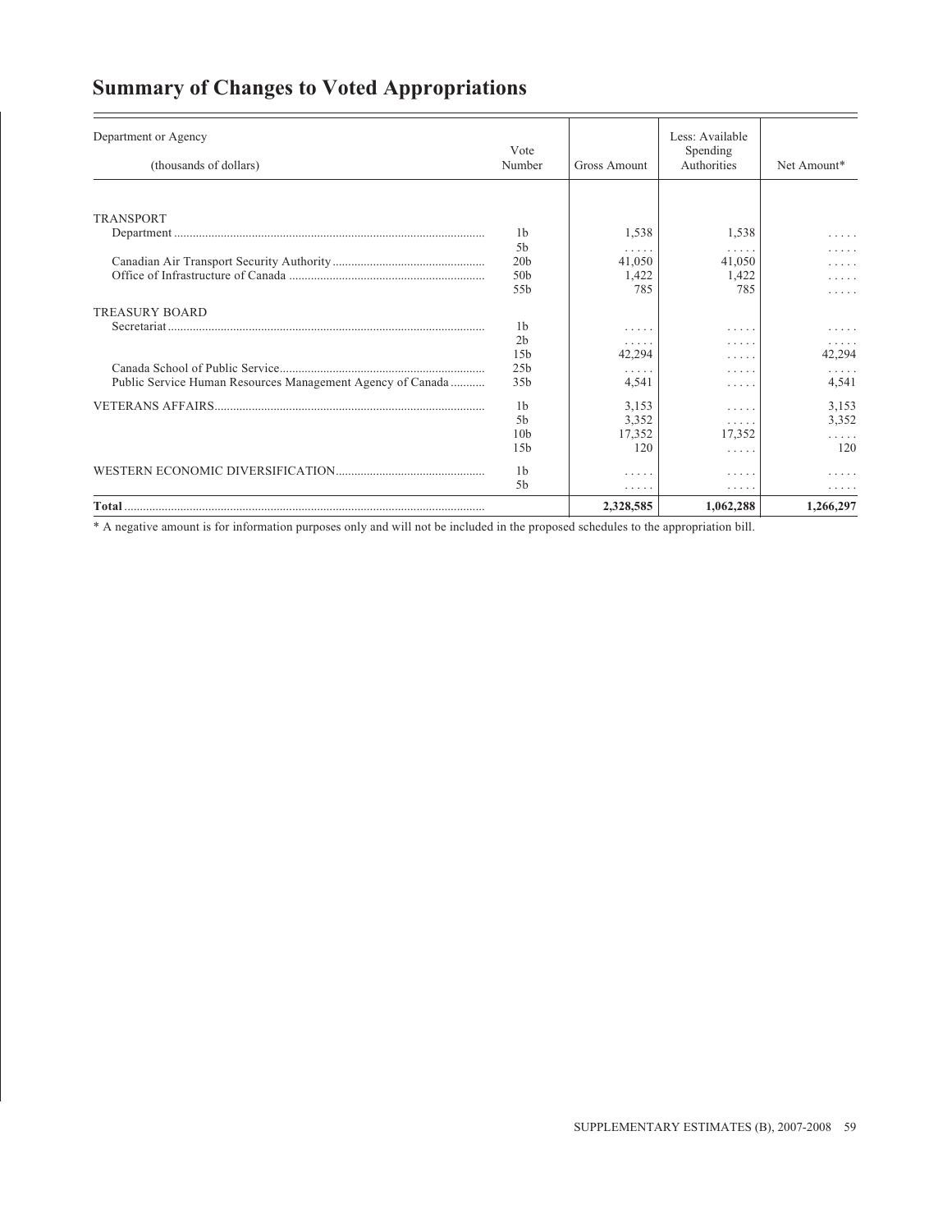## Summary of Changes to Voted Appropriations

| Department or Agency (thousands of dollars) | Vote Number | Gross Amount | Less: Available Spending Authorities | Net Amount* |
|---|---|---|---|---|
| TRANSPORT | | | | |
| Department | 1b | 1,538 | 1,538 | ..... |
| | 5b | ..... | ..... | ..... |
| Canadian Air Transport Security Authority | 20b | 41,050 | 41,050 | ..... |
| Office of Infrastructure of Canada | 50b | 1,422 | 1,422 | ..... |
| | 55b | 785 | 785 | ..... |
| TREASURY BOARD | | | | |
| Secretariat | 1b | ..... | ..... | ..... |
| | 2b | ..... | ..... | ..... |
| | 15b | 42,294 | ..... | 42,294 |
| Canada School of Public Service | 25b | ..... | ..... | ..... |
| Public Service Human Resources Management Agency of Canada | 35b | 4,541 | ..... | 4,541 |
| VETERANS AFFAIRS | 1b | 3,153 | ..... | 3,153 |
| | 5b | 3,352 | ..... | 3,352 |
| | 10b | 17,352 | 17,352 | ..... |
| | 15b | 120 | ..... | 120 |
| WESTERN ECONOMIC DIVERSIFICATION | 1b | ..... | ..... | ..... |
| | 5b | ..... | ..... | ..... |
| **Total** | | **2,328,585** | **1,062,288** | **1,266,297** |

* A negative amount is for information purposes only and will not be included in the proposed schedules to the appropriation bill.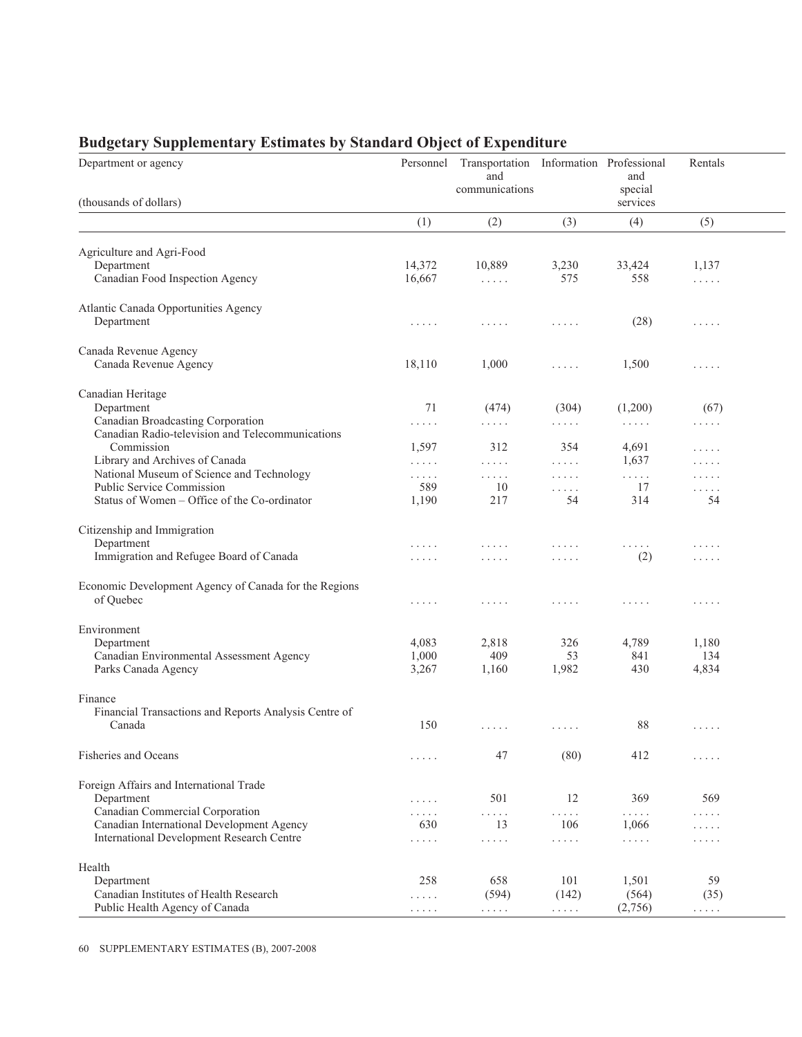## Budgetary Supplementary Estimates by Standard Object of Expenditure

| Department or agency<br>(thousands of dollars) | Personnel | Transportation and communications | Information | Professional and special services | Rentals |
|---|---|---|---|---|---|
| | (1) | (2) | (3) | (4) | (5) |
| **Agriculture and Agri-Food** | | | | | |
| Department | 14,372 | 10,889 | 3,230 | 33,424 | 1,137 |
| Canadian Food Inspection Agency | 16,667 | ..... | 575 | 558 | ..... |
| **Atlantic Canada Opportunities Agency** | | | | | |
| Department | ..... | ..... | ..... | (28) | ..... |
| **Canada Revenue Agency** | | | | | |
| Canada Revenue Agency | 18,110 | 1,000 | ..... | 1,500 | ..... |
| **Canadian Heritage** | | | | | |
| Department | 71 | (474) | (304) | (1,200) | (67) |
| Canadian Broadcasting Corporation | ..... | ..... | ..... | ..... | ..... |
| Canadian Radio-television and Telecommunications Commission | 1,597 | 312 | 354 | 4,691 | ..... |
| Library and Archives of Canada | ..... | ..... | ..... | 1,637 | ..... |
| National Museum of Science and Technology | ..... | ..... | ..... | ..... | ..... |
| Public Service Commission | 589 | 10 | ..... | 17 | ..... |
| Status of Women – Office of the Co-ordinator | 1,190 | 217 | 54 | 314 | 54 |
| **Citizenship and Immigration** | | | | | |
| Department | ..... | ..... | ..... | ..... | ..... |
| Immigration and Refugee Board of Canada | ..... | ..... | ..... | (2) | ..... |
| **Economic Development Agency of Canada for the Regions of Quebec** | ..... | ..... | ..... | ..... | ..... |
| **Environment** | | | | | |
| Department | 4,083 | 2,818 | 326 | 4,789 | 1,180 |
| Canadian Environmental Assessment Agency | 1,000 | 409 | 53 | 841 | 134 |
| Parks Canada Agency | 3,267 | 1,160 | 1,982 | 430 | 4,834 |
| **Finance** | | | | | |
| Financial Transactions and Reports Analysis Centre of Canada | 150 | ..... | ..... | 88 | ..... |
| **Fisheries and Oceans** | ..... | 47 | (80) | 412 | ..... |
| **Foreign Affairs and International Trade** | | | | | |
| Department | ..... | 501 | 12 | 369 | 569 |
| Canadian Commercial Corporation | ..... | ..... | ..... | ..... | ..... |
| Canadian International Development Agency | 630 | 13 | 106 | 1,066 | ..... |
| International Development Research Centre | ..... | ..... | ..... | ..... | ..... |
| **Health** | | | | | |
| Department | 258 | 658 | 101 | 1,501 | 59 |
| Canadian Institutes of Health Research | ..... | (594) | (142) | (564) | (35) |
| Public Health Agency of Canada | ..... | ..... | ..... | (2,756) | ..... |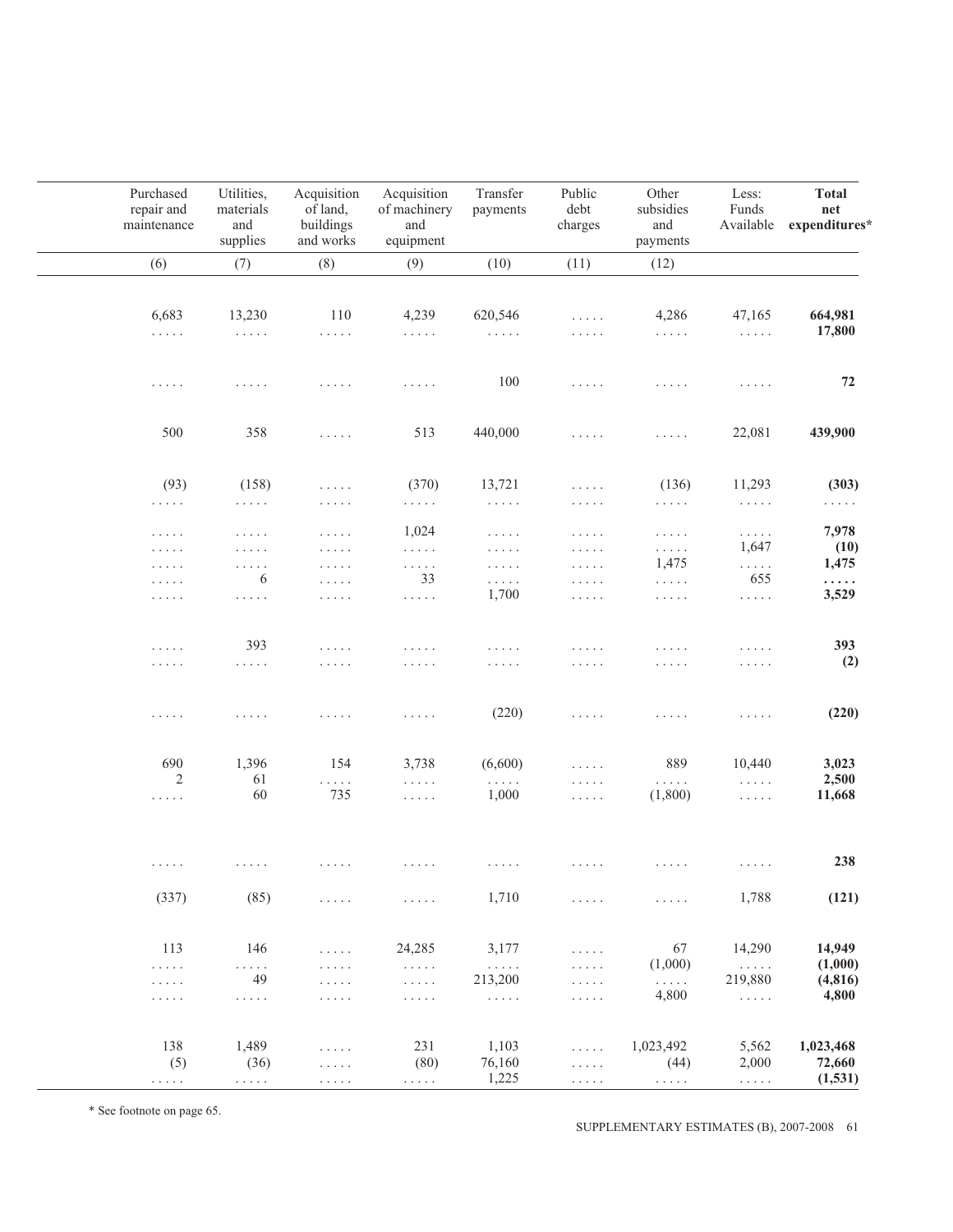| Purchased repair and maintenance | Utilities, materials and supplies | Acquisition of land, buildings and works | Acquisition of machinery and equipment | Transfer payments | Public debt charges | Other subsidies and payments | Less: Funds Available | **Total net expenditures*** |
|---|---|---|---|---|---|---|---|---|
| (6) | (7) | (8) | (9) | (10) | (11) | (12) | | |
| 6,683 | 13,230 | 110 | 4,239 | 620,546 | ..... | 4,286 | 47,165 | **664,981** |
| ..... | ..... | ..... | ..... | ..... | ..... | ..... | ..... | **17,800** |
| ..... | ..... | ..... | ..... | 100 | ..... | ..... | ..... | **72** |
| 500 | 358 | ..... | 513 | 440,000 | ..... | ..... | 22,081 | **439,900** |
| (93) | (158) | ..... | (370) | 13,721 | ..... | (136) | 11,293 | **(303)** |
| ..... | ..... | ..... | ..... | ..... | ..... | ..... | ..... | ..... |
| ..... | ..... | ..... | 1,024 | ..... | ..... | ..... | ..... | **7,978** |
| ..... | ..... | ..... | ..... | ..... | ..... | ..... | 1,647 | **(10)** |
| ..... | ..... | ..... | ..... | ..... | ..... | 1,475 | ..... | **1,475** |
| ..... | 6 | ..... | 33 | ..... | ..... | ..... | 655 | **.....** |
| ..... | ..... | ..... | ..... | 1,700 | ..... | ..... | ..... | **3,529** |
| ..... | 393 | ..... | ..... | ..... | ..... | ..... | ..... | **393** |
| ..... | ..... | ..... | ..... | ..... | ..... | ..... | ..... | **(2)** |
| ..... | ..... | ..... | ..... | (220) | ..... | ..... | ..... | **(220)** |
| 690 | 1,396 | 154 | 3,738 | (6,600) | ..... | 889 | 10,440 | **3,023** |
| 2 | 61 | ..... | ..... | ..... | ..... | ..... | ..... | **2,500** |
| ..... | 60 | 735 | ..... | 1,000 | ..... | (1,800) | ..... | **11,668** |
| ..... | ..... | ..... | ..... | ..... | ..... | ..... | ..... | **238** |
| (337) | (85) | ..... | ..... | 1,710 | ..... | ..... | 1,788 | **(121)** |
| 113 | 146 | ..... | 24,285 | 3,177 | ..... | 67 | 14,290 | **14,949** |
| ..... | ..... | ..... | ..... | ..... | ..... | (1,000) | ..... | **(1,000)** |
| ..... | 49 | ..... | ..... | 213,200 | ..... | ..... | 219,880 | **(4,816)** |
| ..... | ..... | ..... | ..... | ..... | ..... | 4,800 | ..... | **4,800** |
| 138 | 1,489 | ..... | 231 | 1,103 | ..... | 1,023,492 | 5,562 | **1,023,468** |
| (5) | (36) | ..... | (80) | 76,160 | ..... | (44) | 2,000 | **72,660** |
| ..... | ..... | ..... | ..... | 1,225 | ..... | ..... | ..... | **(1,531)** |

* See footnote on page 65.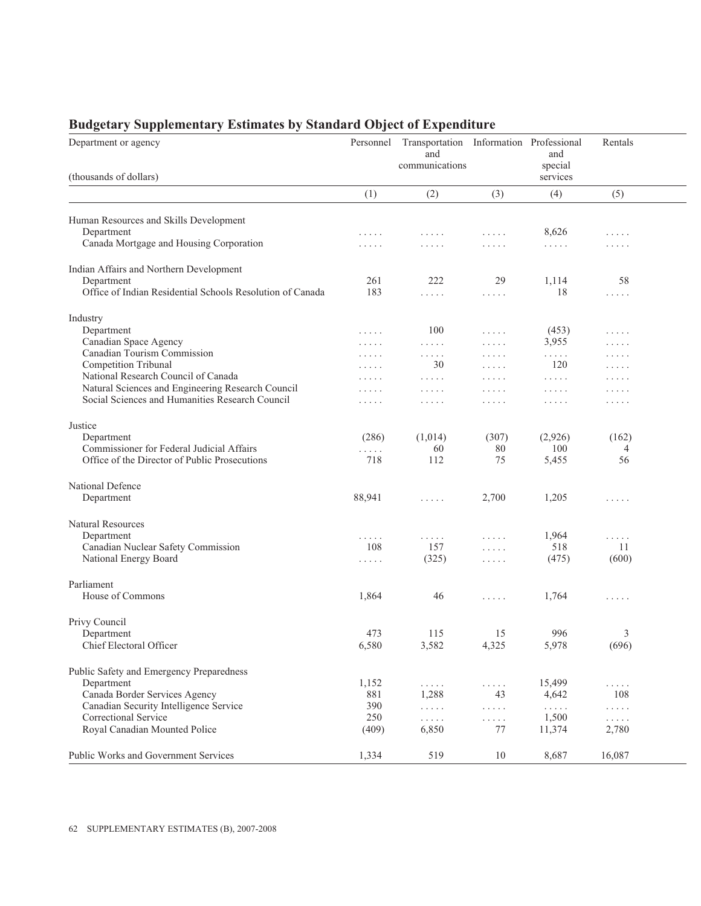## Budgetary Supplementary Estimates by Standard Object of Expenditure

| Department or agency (thousands of dollars) | Personnel | Transportation and communications | Information | Professional and special services | Rentals |
|---|---|---|---|---|---|
| | (1) | (2) | (3) | (4) | (5) |
| **Human Resources and Skills Development** | | | | | |
| Department | ..... | ..... | ..... | 8,626 | ..... |
| Canada Mortgage and Housing Corporation | ..... | ..... | ..... | ..... | ..... |
| **Indian Affairs and Northern Development** | | | | | |
| Department | 261 | 222 | 29 | 1,114 | 58 |
| Office of Indian Residential Schools Resolution of Canada | 183 | ..... | ..... | 18 | ..... |
| **Industry** | | | | | |
| Department | ..... | 100 | ..... | (453) | ..... |
| Canadian Space Agency | ..... | ..... | ..... | 3,955 | ..... |
| Canadian Tourism Commission | ..... | ..... | ..... | ..... | ..... |
| Competition Tribunal | ..... | 30 | ..... | 120 | ..... |
| National Research Council of Canada | ..... | ..... | ..... | ..... | ..... |
| Natural Sciences and Engineering Research Council | ..... | ..... | ..... | ..... | ..... |
| Social Sciences and Humanities Research Council | ..... | ..... | ..... | ..... | ..... |
| **Justice** | | | | | |
| Department | (286) | (1,014) | (307) | (2,926) | (162) |
| Commissioner for Federal Judicial Affairs | ..... | 60 | 80 | 100 | 4 |
| Office of the Director of Public Prosecutions | 718 | 112 | 75 | 5,455 | 56 |
| **National Defence** | | | | | |
| Department | 88,941 | ..... | 2,700 | 1,205 | ..... |
| **Natural Resources** | | | | | |
| Department | ..... | ..... | ..... | 1,964 | ..... |
| Canadian Nuclear Safety Commission | 108 | 157 | ..... | 518 | 11 |
| National Energy Board | ..... | (325) | ..... | (475) | (600) |
| **Parliament** | | | | | |
| House of Commons | 1,864 | 46 | ..... | 1,764 | ..... |
| **Privy Council** | | | | | |
| Department | 473 | 115 | 15 | 996 | 3 |
| Chief Electoral Officer | 6,580 | 3,582 | 4,325 | 5,978 | (696) |
| **Public Safety and Emergency Preparedness** | | | | | |
| Department | 1,152 | ..... | ..... | 15,499 | ..... |
| Canada Border Services Agency | 881 | 1,288 | 43 | 4,642 | 108 |
| Canadian Security Intelligence Service | 390 | ..... | ..... | ..... | ..... |
| Correctional Service | 250 | ..... | ..... | 1,500 | ..... |
| Royal Canadian Mounted Police | (409) | 6,850 | 77 | 11,374 | 2,780 |
| **Public Works and Government Services** | 1,334 | 519 | 10 | 8,687 | 16,087 |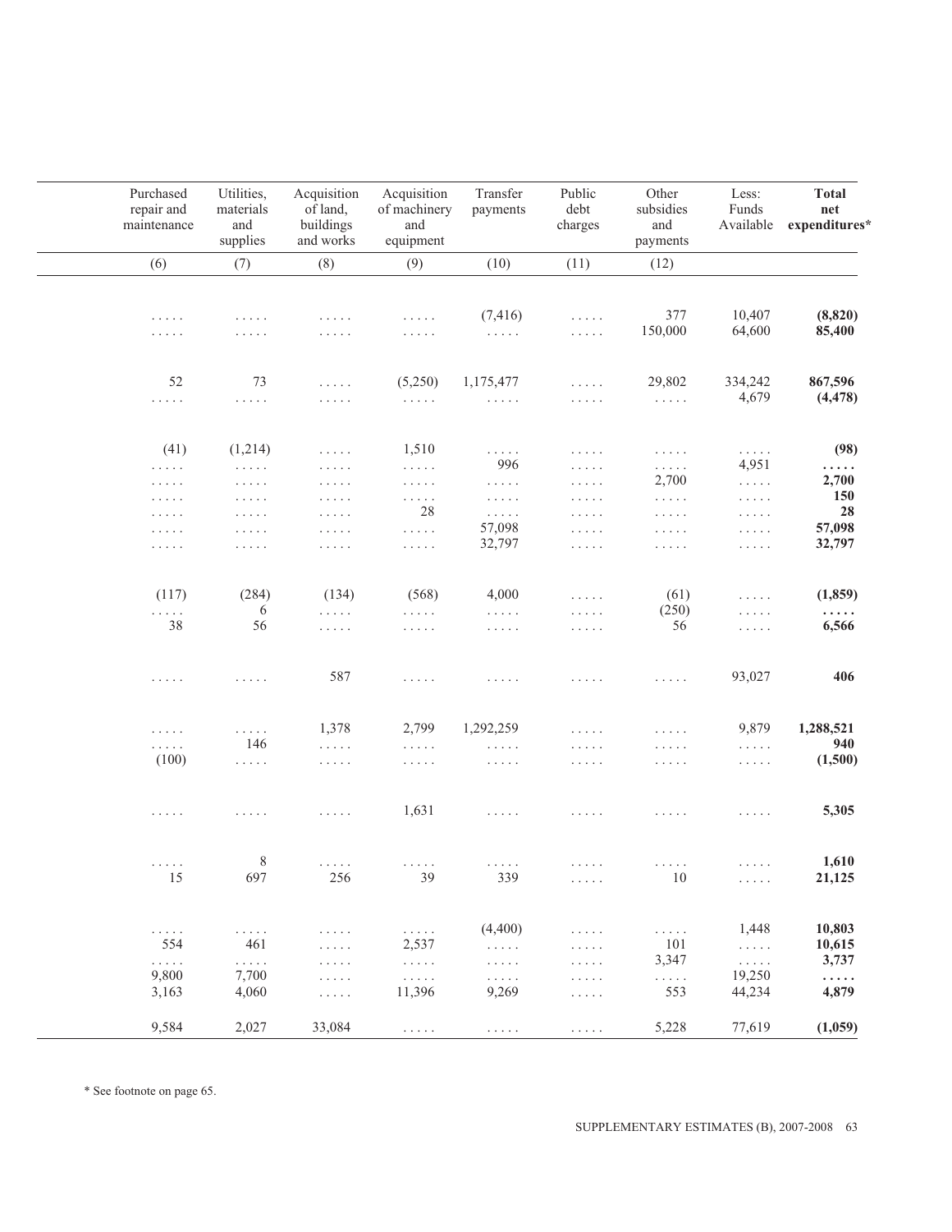| Purchased repair and maintenance | Utilities, materials and supplies | Acquisition of land, buildings and works | Acquisition of machinery and equipment | Transfer payments | Public debt charges | Other subsidies and payments | Less: Funds Available | **Total net expenditures*** |
|---|---|---|---|---|---|---|---|---|
| (6) | (7) | (8) | (9) | (10) | (11) | (12) | | |
| ..... | ..... | ..... | ..... | (7,416) | ..... | 377 | 10,407 | **(8,820)** |
| ..... | ..... | ..... | ..... | ..... | ..... | 150,000 | 64,600 | **85,400** |
| 52 | 73 | ..... | (5,250) | 1,175,477 | ..... | 29,802 | 334,242 | **867,596** |
| ..... | ..... | ..... | ..... | ..... | ..... | ..... | 4,679 | **(4,478)** |
| (41) | (1,214) | ..... | 1,510 | ..... | ..... | ..... | ..... | **(98)** |
| ..... | ..... | ..... | ..... | 996 | ..... | ..... | 4,951 | **.....** |
| ..... | ..... | ..... | ..... | ..... | ..... | 2,700 | ..... | **2,700** |
| ..... | ..... | ..... | ..... | ..... | ..... | ..... | ..... | **150** |
| ..... | ..... | ..... | 28 | ..... | ..... | ..... | ..... | **28** |
| ..... | ..... | ..... | ..... | 57,098 | ..... | ..... | ..... | **57,098** |
| ..... | ..... | ..... | ..... | 32,797 | ..... | ..... | ..... | **32,797** |
| (117) | (284) | (134) | (568) | 4,000 | ..... | (61) | ..... | **(1,859)** |
| ..... | 6 | ..... | ..... | ..... | ..... | (250) | ..... | **.....** |
| 38 | 56 | ..... | ..... | ..... | ..... | 56 | ..... | **6,566** |
| ..... | ..... | 587 | ..... | ..... | ..... | ..... | 93,027 | **406** |
| ..... | ..... | 1,378 | 2,799 | 1,292,259 | ..... | ..... | 9,879 | **1,288,521** |
| ..... | 146 | ..... | ..... | ..... | ..... | ..... | ..... | **940** |
| (100) | ..... | ..... | ..... | ..... | ..... | ..... | ..... | **(1,500)** |
| ..... | ..... | ..... | 1,631 | ..... | ..... | ..... | ..... | **5,305** |
| ..... | 8 | ..... | ..... | ..... | ..... | ..... | ..... | **1,610** |
| 15 | 697 | 256 | 39 | 339 | ..... | 10 | ..... | **21,125** |
| ..... | ..... | ..... | ..... | (4,400) | ..... | ..... | 1,448 | **10,803** |
| 554 | 461 | ..... | 2,537 | ..... | ..... | 101 | ..... | **10,615** |
| ..... | ..... | ..... | ..... | ..... | ..... | 3,347 | ..... | **3,737** |
| 9,800 | 7,700 | ..... | ..... | ..... | ..... | ..... | 19,250 | **.....** |
| 3,163 | 4,060 | ..... | 11,396 | 9,269 | ..... | 553 | 44,234 | **4,879** |
| 9,584 | 2,027 | 33,084 | ..... | ..... | ..... | 5,228 | 77,619 | **(1,059)** |

* See footnote on page 65.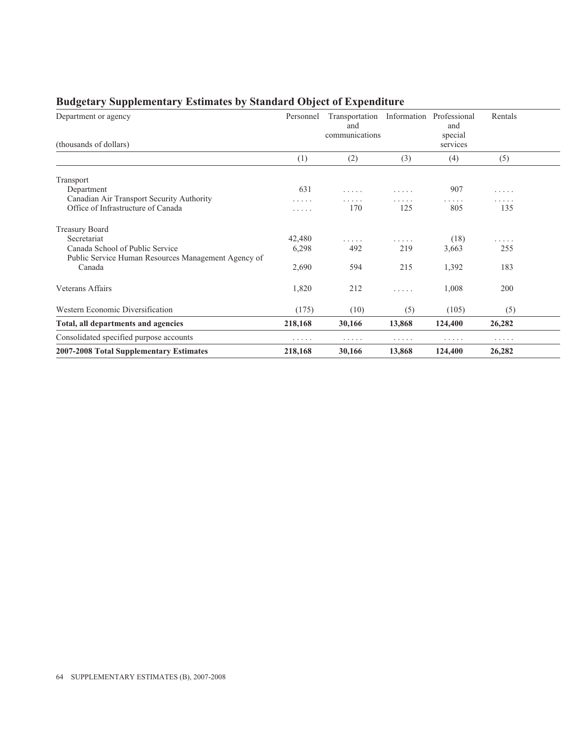## Budgetary Supplementary Estimates by Standard Object of Expenditure

| Department or agency<br><br>(thousands of dollars) | Personnel | Transportation and communications | Information | Professional and special services | Rentals |
|---|---|---|---|---|---|
| | (1) | (2) | (3) | (4) | (5) |
| Transport | | | | | |
| Department | 631 | ..... | ..... | 907 | ..... |
| Canadian Air Transport Security Authority | ..... | ..... | ..... | ..... | ..... |
| Office of Infrastructure of Canada | ..... | 170 | 125 | 805 | 135 |
| Treasury Board | | | | | |
| Secretariat | 42,480 | ..... | ..... | (18) | ..... |
| Canada School of Public Service | 6,298 | 492 | 219 | 3,663 | 255 |
| Public Service Human Resources Management Agency of Canada | 2,690 | 594 | 215 | 1,392 | 183 |
| Veterans Affairs | 1,820 | 212 | ..... | 1,008 | 200 |
| Western Economic Diversification | (175) | (10) | (5) | (105) | (5) |
| **Total, all departments and agencies** | **218,168** | **30,166** | **13,868** | **124,400** | **26,282** |
| Consolidated specified purpose accounts | ..... | ..... | ..... | ..... | ..... |
| **2007-2008 Total Supplementary Estimates** | **218,168** | **30,166** | **13,868** | **124,400** | **26,282** |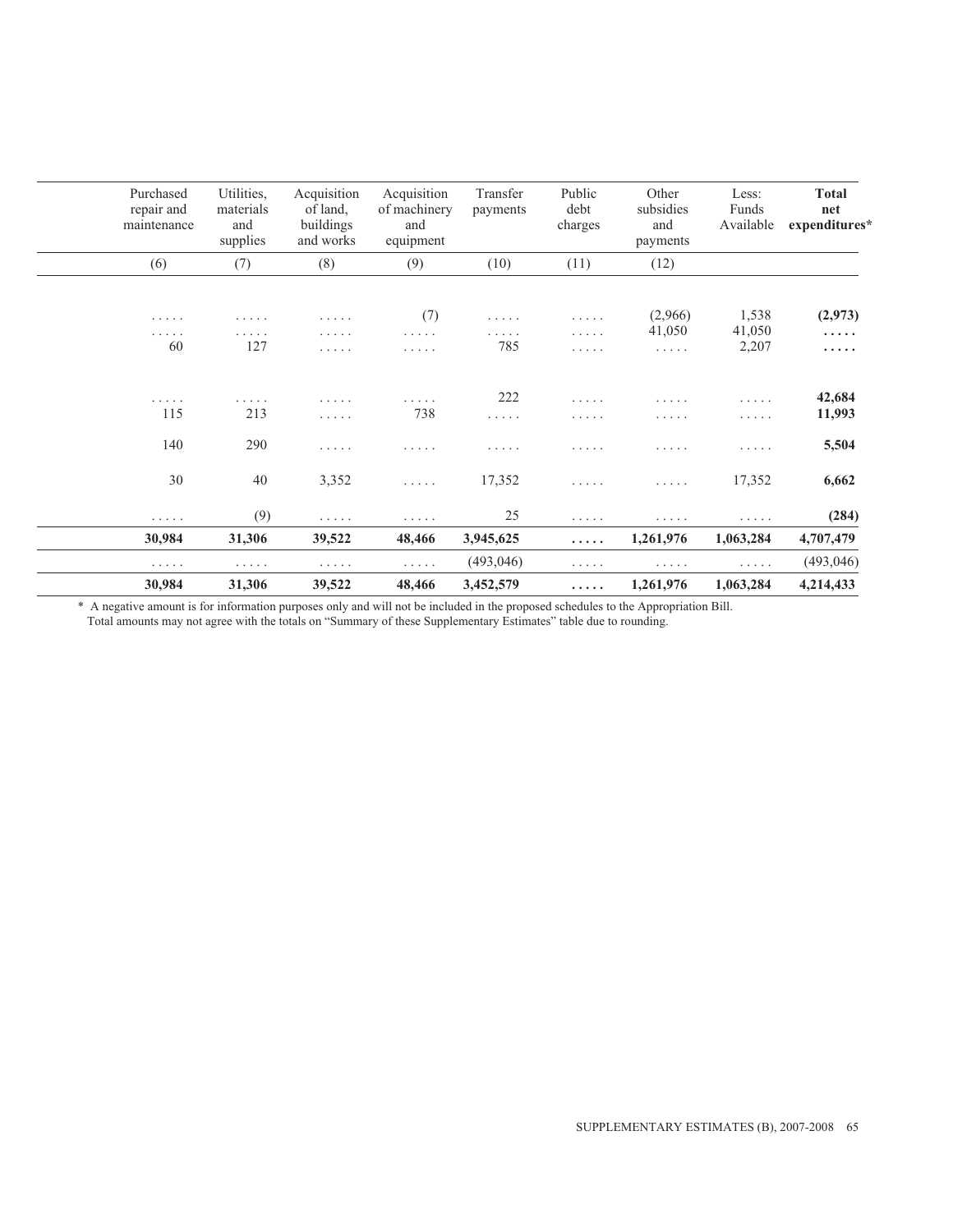| Purchased repair and maintenance | Utilities, materials and supplies | Acquisition of land, buildings and works | Acquisition of machinery and equipment | Transfer payments | Public debt charges | Other subsidies and payments | Less: Funds Available | **Total net expenditures*** |
|---|---|---|---|---|---|---|---|---|
| (6) | (7) | (8) | (9) | (10) | (11) | (12) | | |
| . . . . . | . . . . . | . . . . . | (7) | . . . . . | . . . . . | (2,966) | 1,538 | **(2,973)** |
| . . . . . | . . . . . | . . . . . | . . . . . | . . . . . | . . . . . | 41,050 | 41,050 | **. . . . .** |
| 60 | 127 | . . . . . | . . . . . | 785 | . . . . . | . . . . . | 2,207 | **. . . . .** |
| . . . . . | . . . . . | . . . . . | . . . . . | 222 | . . . . . | . . . . . | . . . . . | **42,684** |
| 115 | 213 | . . . . . | 738 | . . . . . | . . . . . | . . . . . | . . . . . | **11,993** |
| 140 | 290 | . . . . . | . . . . . | . . . . . | . . . . . | . . . . . | . . . . . | **5,504** |
| 30 | 40 | 3,352 | . . . . . | 17,352 | . . . . . | . . . . . | 17,352 | **6,662** |
| . . . . . | (9) | . . . . . | . . . . . | 25 | . . . . . | . . . . . | . . . . . | **(284)** |
| **30,984** | **31,306** | **39,522** | **48,466** | **3,945,625** | **. . . . .** | **1,261,976** | **1,063,284** | **4,707,479** |
| . . . . . | . . . . . | . . . . . | . . . . . | (493,046) | . . . . . | . . . . . | . . . . . | (493,046) |
| **30,984** | **31,306** | **39,522** | **48,466** | **3,452,579** | **. . . . .** | **1,261,976** | **1,063,284** | **4,214,433** |

* A negative amount is for information purposes only and will not be included in the proposed schedules to the Appropriation Bill.
Total amounts may not agree with the totals on "Summary of these Supplementary Estimates" table due to rounding.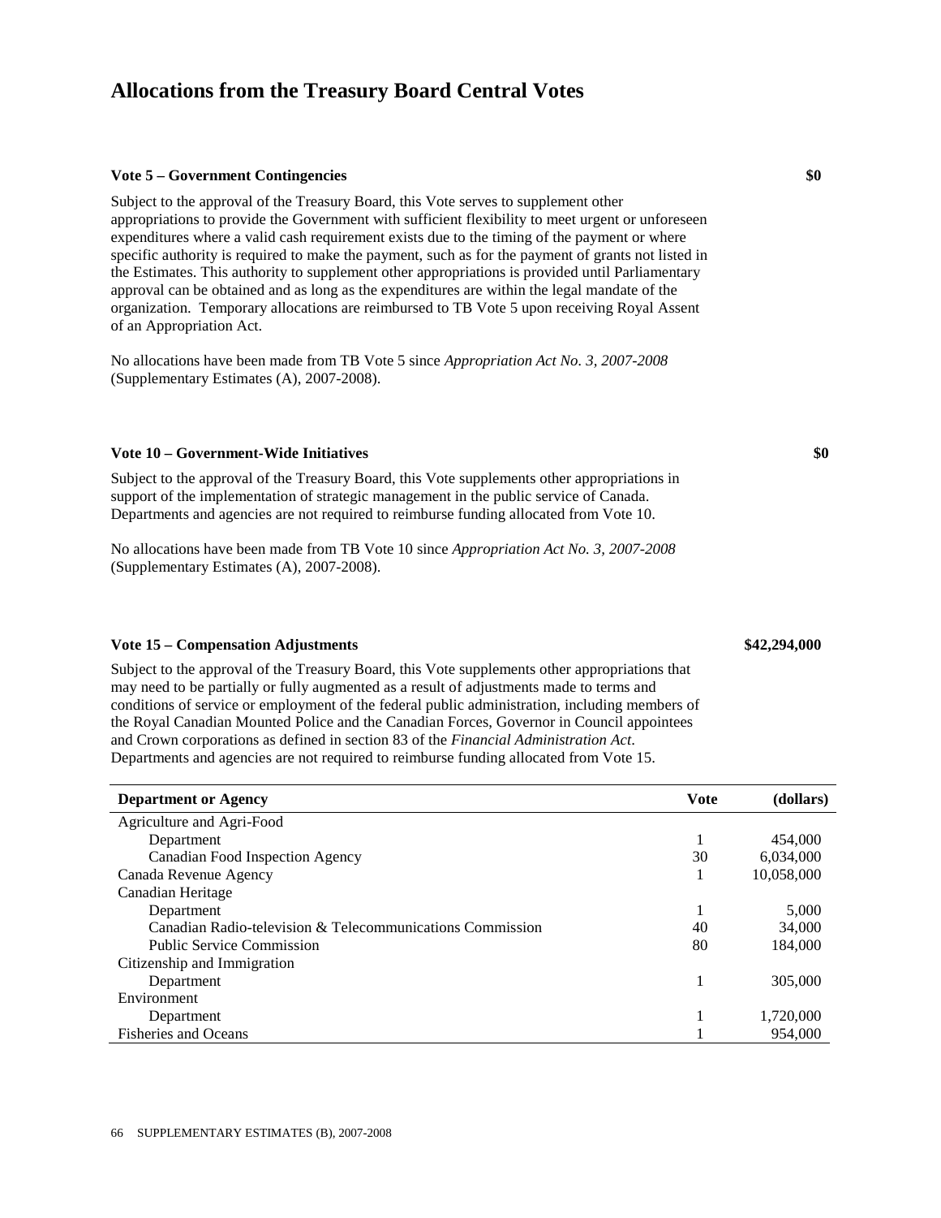# Allocations from the Treasury Board Central Votes

**Vote 5 – Government Contingencies** **$0**

Subject to the approval of the Treasury Board, this Vote serves to supplement other appropriations to provide the Government with sufficient flexibility to meet urgent or unforeseen expenditures where a valid cash requirement exists due to the timing of the payment or where specific authority is required to make the payment, such as for the payment of grants not listed in the Estimates. This authority to supplement other appropriations is provided until Parliamentary approval can be obtained and as long as the expenditures are within the legal mandate of the organization. Temporary allocations are reimbursed to TB Vote 5 upon receiving Royal Assent of an Appropriation Act.

No allocations have been made from TB Vote 5 since *Appropriation Act No. 3, 2007-2008* (Supplementary Estimates (A), 2007-2008).

**Vote 10 – Government-Wide Initiatives** **$0**

Subject to the approval of the Treasury Board, this Vote supplements other appropriations in support of the implementation of strategic management in the public service of Canada. Departments and agencies are not required to reimburse funding allocated from Vote 10.

No allocations have been made from TB Vote 10 since *Appropriation Act No. 3, 2007-2008* (Supplementary Estimates (A), 2007-2008).

**Vote 15 – Compensation Adjustments** **$42,294,000**

Subject to the approval of the Treasury Board, this Vote supplements other appropriations that may need to be partially or fully augmented as a result of adjustments made to terms and conditions of service or employment of the federal public administration, including members of the Royal Canadian Mounted Police and the Canadian Forces, Governor in Council appointees and Crown corporations as defined in section 83 of the *Financial Administration Act*. Departments and agencies are not required to reimburse funding allocated from Vote 15.

| Department or Agency | Vote | (dollars) |
|---|---|---|
| Agriculture and Agri-Food | | |
| Department | 1 | 454,000 |
| Canadian Food Inspection Agency | 30 | 6,034,000 |
| Canada Revenue Agency | 1 | 10,058,000 |
| Canadian Heritage | | |
| Department | 1 | 5,000 |
| Canadian Radio-television & Telecommunications Commission | 40 | 34,000 |
| Public Service Commission | 80 | 184,000 |
| Citizenship and Immigration | | |
| Department | 1 | 305,000 |
| Environment | | |
| Department | 1 | 1,720,000 |
| Fisheries and Oceans | 1 | 954,000 |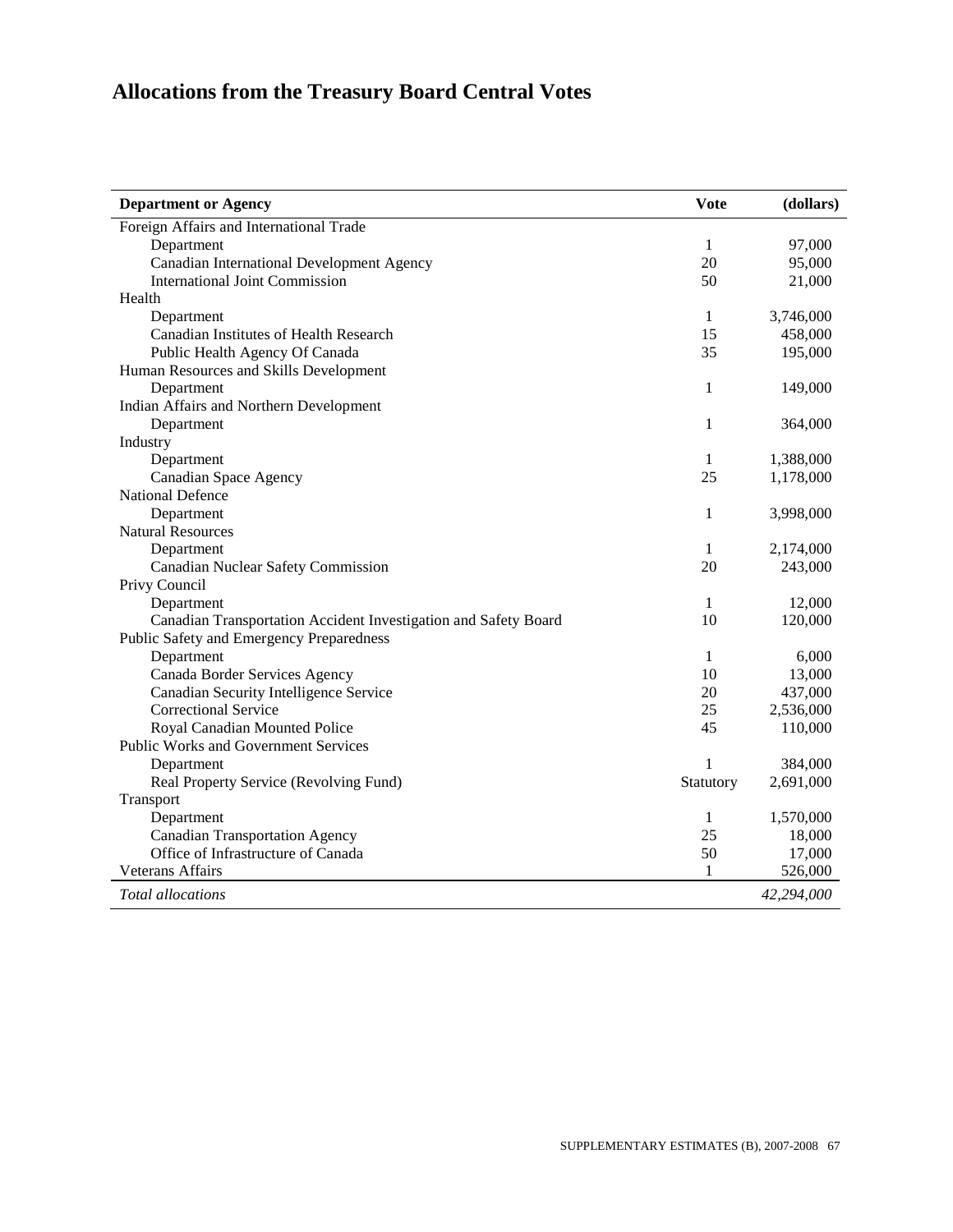# Allocations from the Treasury Board Central Votes

| Department or Agency | Vote | (dollars) |
|---|---|---|
| Foreign Affairs and International Trade | | |
| Department | 1 | 97,000 |
| Canadian International Development Agency | 20 | 95,000 |
| International Joint Commission | 50 | 21,000 |
| Health | | |
| Department | 1 | 3,746,000 |
| Canadian Institutes of Health Research | 15 | 458,000 |
| Public Health Agency Of Canada | 35 | 195,000 |
| Human Resources and Skills Development | | |
| Department | 1 | 149,000 |
| Indian Affairs and Northern Development | | |
| Department | 1 | 364,000 |
| Industry | | |
| Department | 1 | 1,388,000 |
| Canadian Space Agency | 25 | 1,178,000 |
| National Defence | | |
| Department | 1 | 3,998,000 |
| Natural Resources | | |
| Department | 1 | 2,174,000 |
| Canadian Nuclear Safety Commission | 20 | 243,000 |
| Privy Council | | |
| Department | 1 | 12,000 |
| Canadian Transportation Accident Investigation and Safety Board | 10 | 120,000 |
| Public Safety and Emergency Preparedness | | |
| Department | 1 | 6,000 |
| Canada Border Services Agency | 10 | 13,000 |
| Canadian Security Intelligence Service | 20 | 437,000 |
| Correctional Service | 25 | 2,536,000 |
| Royal Canadian Mounted Police | 45 | 110,000 |
| Public Works and Government Services | | |
| Department | 1 | 384,000 |
| Real Property Service (Revolving Fund) | Statutory | 2,691,000 |
| Transport | | |
| Department | 1 | 1,570,000 |
| Canadian Transportation Agency | 25 | 18,000 |
| Office of Infrastructure of Canada | 50 | 17,000 |
| Veterans Affairs | 1 | 526,000 |
| *Total allocations* | | *42,294,000* |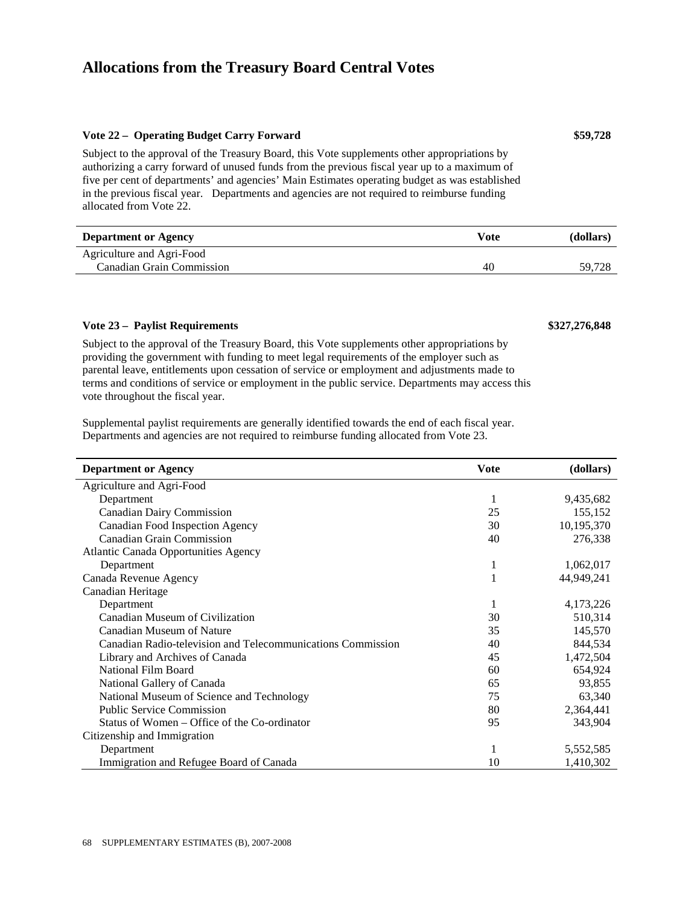# Allocations from the Treasury Board Central Votes

**Vote 22 – Operating Budget Carry Forward** **$59,728**

Subject to the approval of the Treasury Board, this Vote supplements other appropriations by authorizing a carry forward of unused funds from the previous fiscal year up to a maximum of five per cent of departments' and agencies' Main Estimates operating budget as was established in the previous fiscal year. Departments and agencies are not required to reimburse funding allocated from Vote 22.

| Department or Agency | Vote | (dollars) |
|---|---|---|
| Agriculture and Agri-Food | | |
| Canadian Grain Commission | 40 | 59,728 |

**Vote 23 – Paylist Requirements** **$327,276,848**

Subject to the approval of the Treasury Board, this Vote supplements other appropriations by providing the government with funding to meet legal requirements of the employer such as parental leave, entitlements upon cessation of service or employment and adjustments made to terms and conditions of service or employment in the public service. Departments may access this vote throughout the fiscal year.

Supplemental paylist requirements are generally identified towards the end of each fiscal year. Departments and agencies are not required to reimburse funding allocated from Vote 23.

| Department or Agency | Vote | (dollars) |
|---|---|---|
| Agriculture and Agri-Food | | |
| Department | 1 | 9,435,682 |
| Canadian Dairy Commission | 25 | 155,152 |
| Canadian Food Inspection Agency | 30 | 10,195,370 |
| Canadian Grain Commission | 40 | 276,338 |
| Atlantic Canada Opportunities Agency | | |
| Department | 1 | 1,062,017 |
| Canada Revenue Agency | 1 | 44,949,241 |
| Canadian Heritage | | |
| Department | 1 | 4,173,226 |
| Canadian Museum of Civilization | 30 | 510,314 |
| Canadian Museum of Nature | 35 | 145,570 |
| Canadian Radio-television and Telecommunications Commission | 40 | 844,534 |
| Library and Archives of Canada | 45 | 1,472,504 |
| National Film Board | 60 | 654,924 |
| National Gallery of Canada | 65 | 93,855 |
| National Museum of Science and Technology | 75 | 63,340 |
| Public Service Commission | 80 | 2,364,441 |
| Status of Women – Office of the Co-ordinator | 95 | 343,904 |
| Citizenship and Immigration | | |
| Department | 1 | 5,552,585 |
| Immigration and Refugee Board of Canada | 10 | 1,410,302 |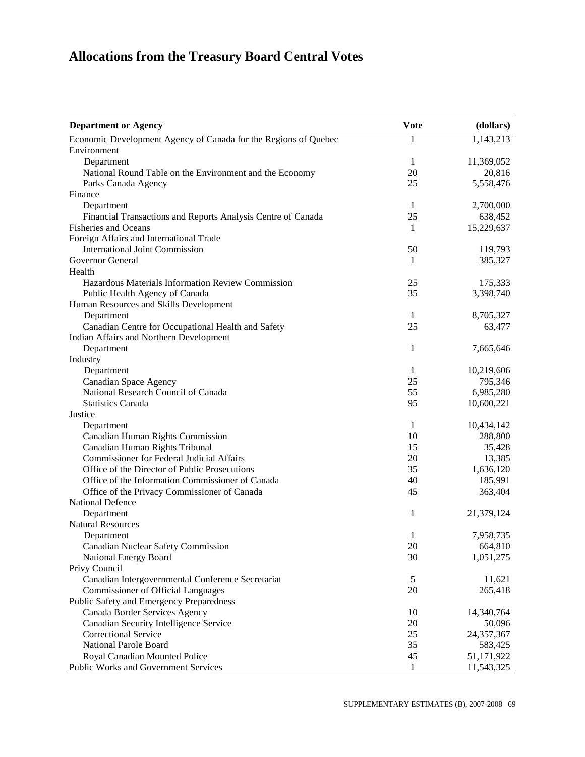# Allocations from the Treasury Board Central Votes

| Department or Agency | Vote | (dollars) |
|---|---|---|
| Economic Development Agency of Canada for the Regions of Quebec | 1 | 1,143,213 |
| Environment | | |
| Department | 1 | 11,369,052 |
| National Round Table on the Environment and the Economy | 20 | 20,816 |
| Parks Canada Agency | 25 | 5,558,476 |
| Finance | | |
| Department | 1 | 2,700,000 |
| Financial Transactions and Reports Analysis Centre of Canada | 25 | 638,452 |
| Fisheries and Oceans | 1 | 15,229,637 |
| Foreign Affairs and International Trade | | |
| International Joint Commission | 50 | 119,793 |
| Governor General | 1 | 385,327 |
| Health | | |
| Hazardous Materials Information Review Commission | 25 | 175,333 |
| Public Health Agency of Canada | 35 | 3,398,740 |
| Human Resources and Skills Development | | |
| Department | 1 | 8,705,327 |
| Canadian Centre for Occupational Health and Safety | 25 | 63,477 |
| Indian Affairs and Northern Development | | |
| Department | 1 | 7,665,646 |
| Industry | | |
| Department | 1 | 10,219,606 |
| Canadian Space Agency | 25 | 795,346 |
| National Research Council of Canada | 55 | 6,985,280 |
| Statistics Canada | 95 | 10,600,221 |
| Justice | | |
| Department | 1 | 10,434,142 |
| Canadian Human Rights Commission | 10 | 288,800 |
| Canadian Human Rights Tribunal | 15 | 35,428 |
| Commissioner for Federal Judicial Affairs | 20 | 13,385 |
| Office of the Director of Public Prosecutions | 35 | 1,636,120 |
| Office of the Information Commissioner of Canada | 40 | 185,991 |
| Office of the Privacy Commissioner of Canada | 45 | 363,404 |
| National Defence | | |
| Department | 1 | 21,379,124 |
| Natural Resources | | |
| Department | 1 | 7,958,735 |
| Canadian Nuclear Safety Commission | 20 | 664,810 |
| National Energy Board | 30 | 1,051,275 |
| Privy Council | | |
| Canadian Intergovernmental Conference Secretariat | 5 | 11,621 |
| Commissioner of Official Languages | 20 | 265,418 |
| Public Safety and Emergency Preparedness | | |
| Canada Border Services Agency | 10 | 14,340,764 |
| Canadian Security Intelligence Service | 20 | 50,096 |
| Correctional Service | 25 | 24,357,367 |
| National Parole Board | 35 | 583,425 |
| Royal Canadian Mounted Police | 45 | 51,171,922 |
| Public Works and Government Services | 1 | 11,543,325 |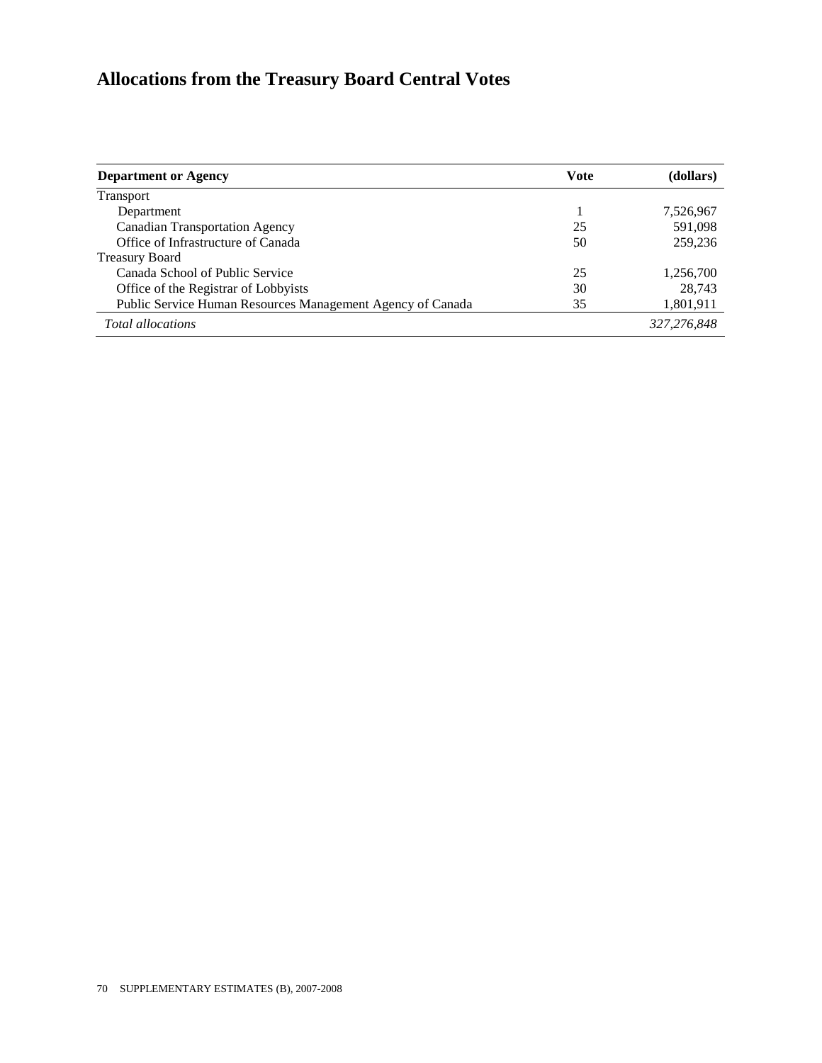# Allocations from the Treasury Board Central Votes

| Department or Agency | Vote | (dollars) |
|---|---|---|
| Transport | | |
| Department | 1 | 7,526,967 |
| Canadian Transportation Agency | 25 | 591,098 |
| Office of Infrastructure of Canada | 50 | 259,236 |
| Treasury Board | | |
| Canada School of Public Service | 25 | 1,256,700 |
| Office of the Registrar of Lobbyists | 30 | 28,743 |
| Public Service Human Resources Management Agency of Canada | 35 | 1,801,911 |
| *Total allocations* | | *327,276,848* |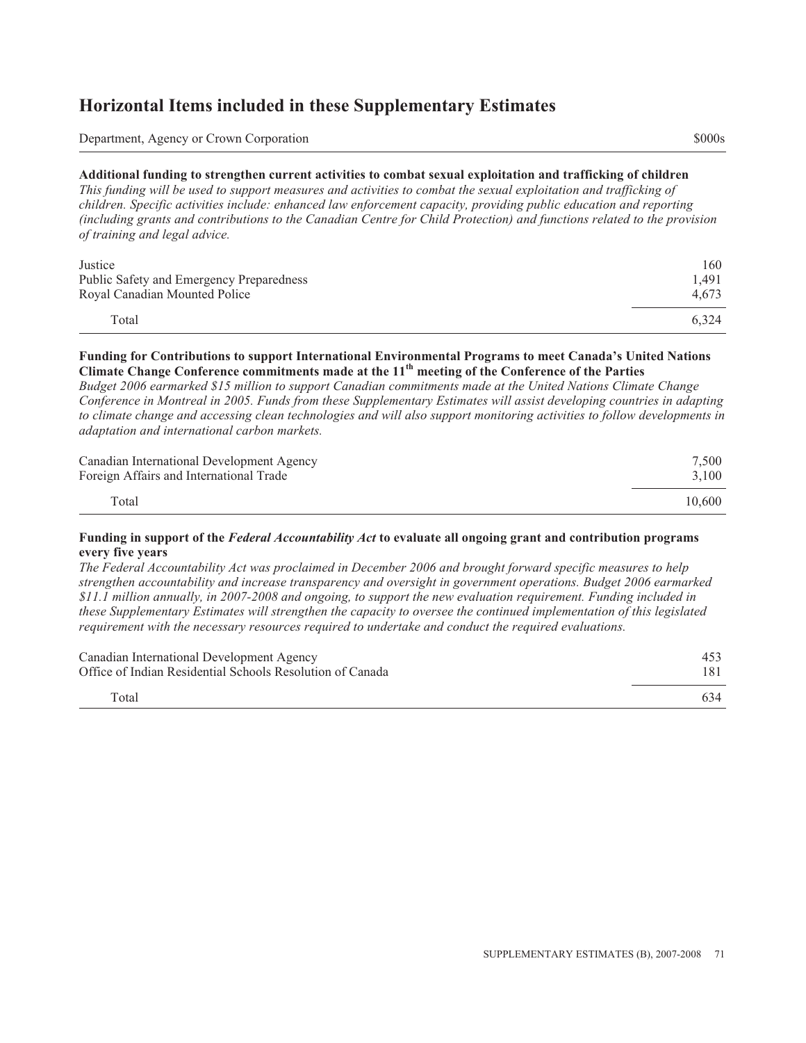## Horizontal Items included in these Supplementary Estimates

| Department, Agency or Crown Corporation | $000s |
| --- | --- |

**Additional funding to strengthen current activities to combat sexual exploitation and trafficking of children**

*This funding will be used to support measures and activities to combat the sexual exploitation and trafficking of children. Specific activities include: enhanced law enforcement capacity, providing public education and reporting (including grants and contributions to the Canadian Centre for Child Protection) and functions related to the provision of training and legal advice.*

| Department, Agency or Crown Corporation | $000s |
| --- | --- |
| Justice | 160 |
| Public Safety and Emergency Preparedness | 1,491 |
| Royal Canadian Mounted Police | 4,673 |
| Total | 6,324 |

**Funding for Contributions to support International Environmental Programs to meet Canada's United Nations Climate Change Conference commitments made at the 11th meeting of the Conference of the Parties**

*Budget 2006 earmarked $15 million to support Canadian commitments made at the United Nations Climate Change Conference in Montreal in 2005. Funds from these Supplementary Estimates will assist developing countries in adapting to climate change and accessing clean technologies and will also support monitoring activities to follow developments in adaptation and international carbon markets.*

| Department, Agency or Crown Corporation | $000s |
| --- | --- |
| Canadian International Development Agency | 7,500 |
| Foreign Affairs and International Trade | 3,100 |
| Total | 10,600 |

**Funding in support of the *Federal Accountability Act* to evaluate all ongoing grant and contribution programs every five years**

*The Federal Accountability Act was proclaimed in December 2006 and brought forward specific measures to help strengthen accountability and increase transparency and oversight in government operations. Budget 2006 earmarked $11.1 million annually, in 2007-2008 and ongoing, to support the new evaluation requirement. Funding included in these Supplementary Estimates will strengthen the capacity to oversee the continued implementation of this legislated requirement with the necessary resources required to undertake and conduct the required evaluations.*

| Department, Agency or Crown Corporation | $000s |
| --- | --- |
| Canadian International Development Agency | 453 |
| Office of Indian Residential Schools Resolution of Canada | 181 |
| Total | 634 |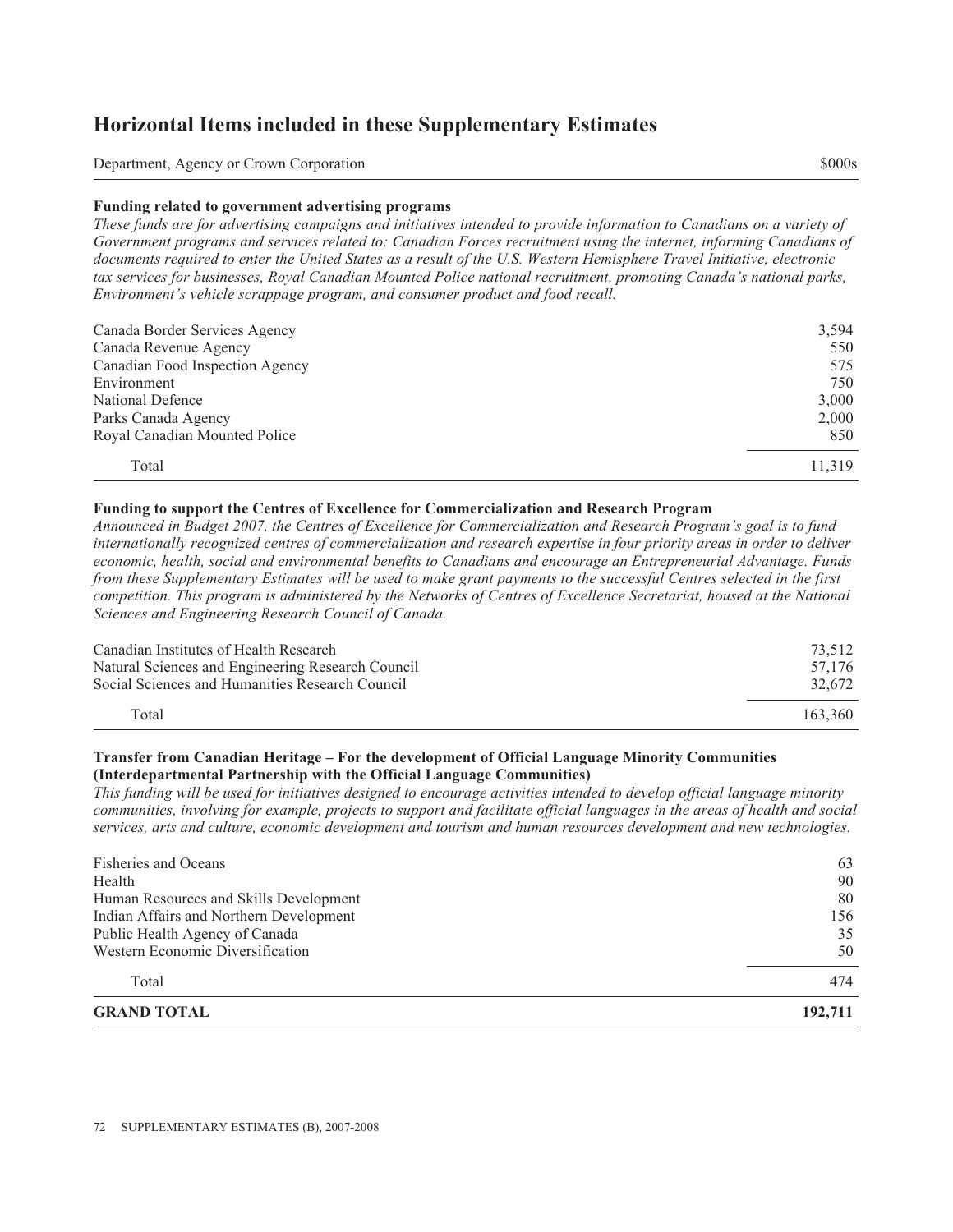# Horizontal Items included in these Supplementary Estimates

| Department, Agency or Crown Corporation | $000s |
|---|---|

**Funding related to government advertising programs**

*These funds are for advertising campaigns and initiatives intended to provide information to Canadians on a variety of Government programs and services related to: Canadian Forces recruitment using the internet, informing Canadians of documents required to enter the United States as a result of the U.S. Western Hemisphere Travel Initiative, electronic tax services for businesses, Royal Canadian Mounted Police national recruitment, promoting Canada's national parks, Environment's vehicle scrappage program, and consumer product and food recall.*

| Department, Agency or Crown Corporation | $000s |
|---|---|
| Canada Border Services Agency | 3,594 |
| Canada Revenue Agency | 550 |
| Canadian Food Inspection Agency | 575 |
| Environment | 750 |
| National Defence | 3,000 |
| Parks Canada Agency | 2,000 |
| Royal Canadian Mounted Police | 850 |
| Total | 11,319 |

**Funding to support the Centres of Excellence for Commercialization and Research Program**

*Announced in Budget 2007, the Centres of Excellence for Commercialization and Research Program's goal is to fund internationally recognized centres of commercialization and research expertise in four priority areas in order to deliver economic, health, social and environmental benefits to Canadians and encourage an Entrepreneurial Advantage. Funds from these Supplementary Estimates will be used to make grant payments to the successful Centres selected in the first competition. This program is administered by the Networks of Centres of Excellence Secretariat, housed at the National Sciences and Engineering Research Council of Canada.*

| Department, Agency or Crown Corporation | $000s |
|---|---|
| Canadian Institutes of Health Research | 73,512 |
| Natural Sciences and Engineering Research Council | 57,176 |
| Social Sciences and Humanities Research Council | 32,672 |
| Total | 163,360 |

**Transfer from Canadian Heritage – For the development of Official Language Minority Communities (Interdepartmental Partnership with the Official Language Communities)**

*This funding will be used for initiatives designed to encourage activities intended to develop official language minority communities, involving for example, projects to support and facilitate official languages in the areas of health and social services, arts and culture, economic development and tourism and human resources development and new technologies.*

| Department, Agency or Crown Corporation | $000s |
|---|---|
| Fisheries and Oceans | 63 |
| Health | 90 |
| Human Resources and Skills Development | 80 |
| Indian Affairs and Northern Development | 156 |
| Public Health Agency of Canada | 35 |
| Western Economic Diversification | 50 |
| Total | 474 |
| **GRAND TOTAL** | **192,711** |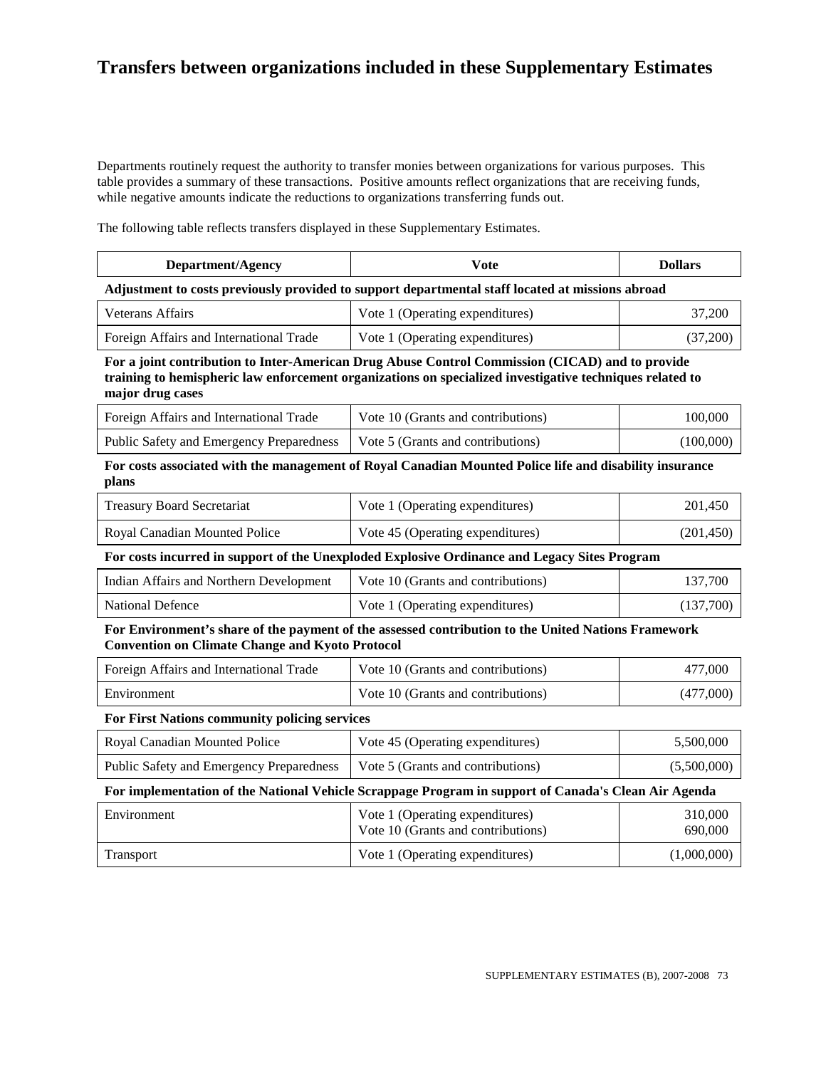# Transfers between organizations included in these Supplementary Estimates

Departments routinely request the authority to transfer monies between organizations for various purposes. This table provides a summary of these transactions. Positive amounts reflect organizations that are receiving funds, while negative amounts indicate the reductions to organizations transferring funds out.

The following table reflects transfers displayed in these Supplementary Estimates.

| Department/Agency | Vote | Dollars |
|---|---|---|
| **Adjustment to costs previously provided to support departmental staff located at missions abroad** | | |
| Veterans Affairs | Vote 1 (Operating expenditures) | 37,200 |
| Foreign Affairs and International Trade | Vote 1 (Operating expenditures) | (37,200) |
| **For a joint contribution to Inter-American Drug Abuse Control Commission (CICAD) and to provide training to hemispheric law enforcement organizations on specialized investigative techniques related to major drug cases** | | |
| Foreign Affairs and International Trade | Vote 10 (Grants and contributions) | 100,000 |
| Public Safety and Emergency Preparedness | Vote 5 (Grants and contributions) | (100,000) |
| **For costs associated with the management of Royal Canadian Mounted Police life and disability insurance plans** | | |
| Treasury Board Secretariat | Vote 1 (Operating expenditures) | 201,450 |
| Royal Canadian Mounted Police | Vote 45 (Operating expenditures) | (201,450) |
| **For costs incurred in support of the Unexploded Explosive Ordinance and Legacy Sites Program** | | |
| Indian Affairs and Northern Development | Vote 10 (Grants and contributions) | 137,700 |
| National Defence | Vote 1 (Operating expenditures) | (137,700) |
| **For Environment's share of the payment of the assessed contribution to the United Nations Framework Convention on Climate Change and Kyoto Protocol** | | |
| Foreign Affairs and International Trade | Vote 10 (Grants and contributions) | 477,000 |
| Environment | Vote 10 (Grants and contributions) | (477,000) |
| **For First Nations community policing services** | | |
| Royal Canadian Mounted Police | Vote 45 (Operating expenditures) | 5,500,000 |
| Public Safety and Emergency Preparedness | Vote 5 (Grants and contributions) | (5,500,000) |
| **For implementation of the National Vehicle Scrappage Program in support of Canada's Clean Air Agenda** | | |
| Environment | Vote 1 (Operating expenditures)<br>Vote 10 (Grants and contributions) | 310,000<br>690,000 |
| Transport | Vote 1 (Operating expenditures) | (1,000,000) |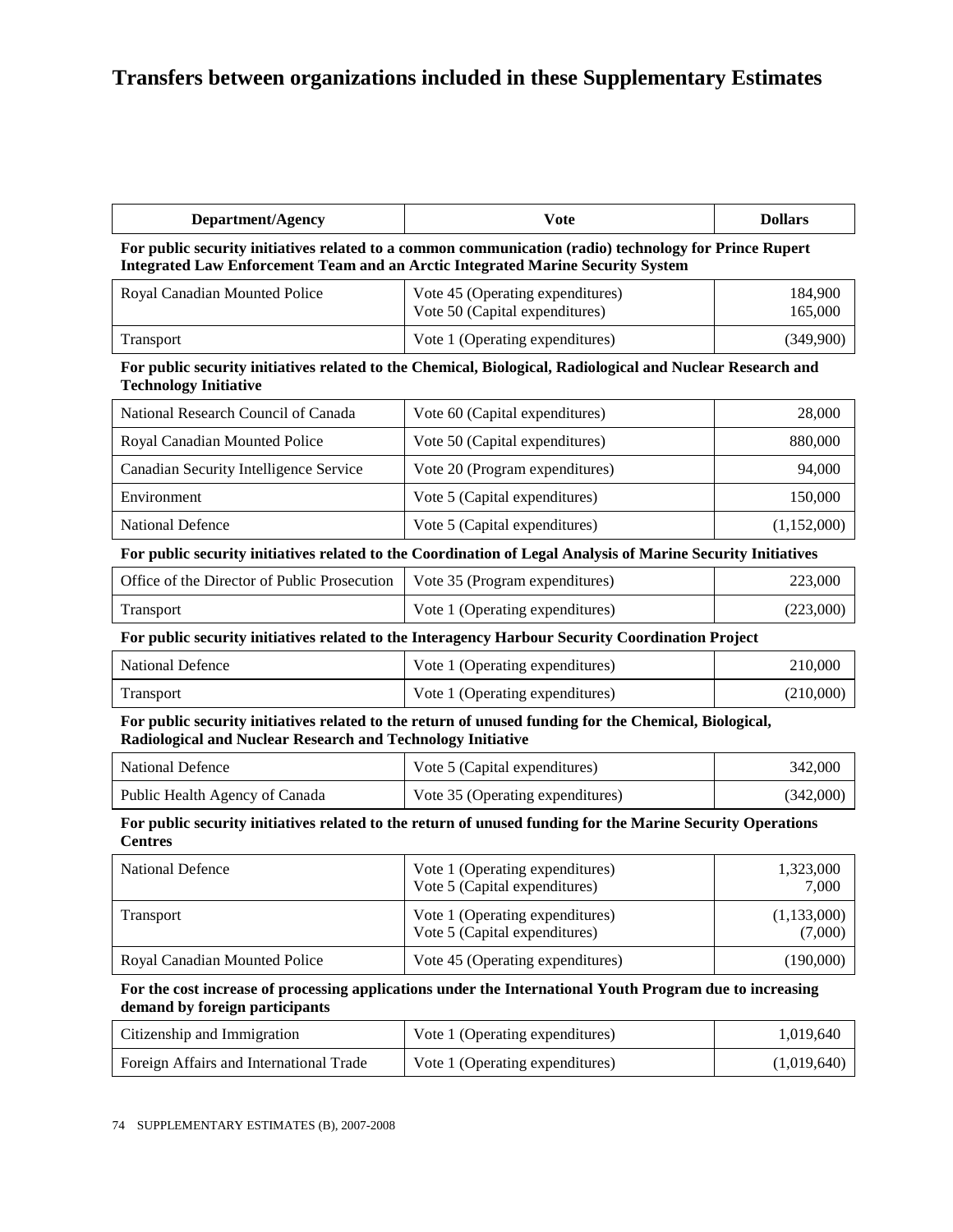# Transfers between organizations included in these Supplementary Estimates

| Department/Agency | Vote | Dollars |
|---|---|---|
| **For public security initiatives related to a common communication (radio) technology for Prince Rupert Integrated Law Enforcement Team and an Arctic Integrated Marine Security System** | | |
| Royal Canadian Mounted Police | Vote 45 (Operating expenditures)<br>Vote 50 (Capital expenditures) | 184,900<br>165,000 |
| Transport | Vote 1 (Operating expenditures) | (349,900) |
| **For public security initiatives related to the Chemical, Biological, Radiological and Nuclear Research and Technology Initiative** | | |
| National Research Council of Canada | Vote 60 (Capital expenditures) | 28,000 |
| Royal Canadian Mounted Police | Vote 50 (Capital expenditures) | 880,000 |
| Canadian Security Intelligence Service | Vote 20 (Program expenditures) | 94,000 |
| Environment | Vote 5 (Capital expenditures) | 150,000 |
| National Defence | Vote 5 (Capital expenditures) | (1,152,000) |
| **For public security initiatives related to the Coordination of Legal Analysis of Marine Security Initiatives** | | |
| Office of the Director of Public Prosecution | Vote 35 (Program expenditures) | 223,000 |
| Transport | Vote 1 (Operating expenditures) | (223,000) |
| **For public security initiatives related to the Interagency Harbour Security Coordination Project** | | |
| National Defence | Vote 1 (Operating expenditures) | 210,000 |
| Transport | Vote 1 (Operating expenditures) | (210,000) |
| **For public security initiatives related to the return of unused funding for the Chemical, Biological, Radiological and Nuclear Research and Technology Initiative** | | |
| National Defence | Vote 5 (Capital expenditures) | 342,000 |
| Public Health Agency of Canada | Vote 35 (Operating expenditures) | (342,000) |
| **For public security initiatives related to the return of unused funding for the Marine Security Operations Centres** | | |
| National Defence | Vote 1 (Operating expenditures)<br>Vote 5 (Capital expenditures) | 1,323,000<br>7,000 |
| Transport | Vote 1 (Operating expenditures)<br>Vote 5 (Capital expenditures) | (1,133,000)<br>(7,000) |
| Royal Canadian Mounted Police | Vote 45 (Operating expenditures) | (190,000) |
| **For the cost increase of processing applications under the International Youth Program due to increasing demand by foreign participants** | | |
| Citizenship and Immigration | Vote 1 (Operating expenditures) | 1,019,640 |
| Foreign Affairs and International Trade | Vote 1 (Operating expenditures) | (1,019,640) |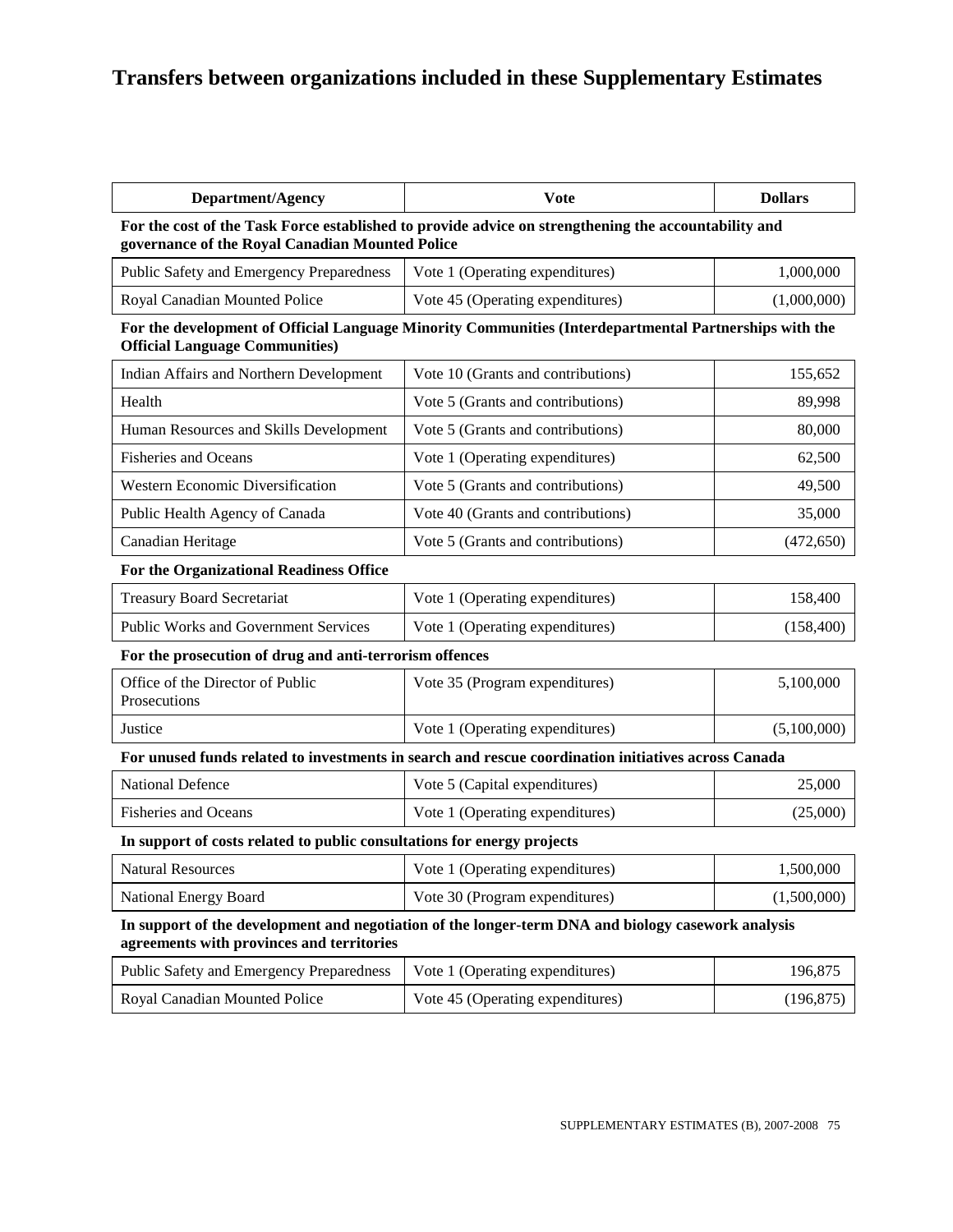# Transfers between organizations included in these Supplementary Estimates

| Department/Agency | Vote | Dollars |
|---|---|---|
| **For the cost of the Task Force established to provide advice on strengthening the accountability and governance of the Royal Canadian Mounted Police** | | |
| Public Safety and Emergency Preparedness | Vote 1 (Operating expenditures) | 1,000,000 |
| Royal Canadian Mounted Police | Vote 45 (Operating expenditures) | (1,000,000) |
| **For the development of Official Language Minority Communities (Interdepartmental Partnerships with the Official Language Communities)** | | |
| Indian Affairs and Northern Development | Vote 10 (Grants and contributions) | 155,652 |
| Health | Vote 5 (Grants and contributions) | 89,998 |
| Human Resources and Skills Development | Vote 5 (Grants and contributions) | 80,000 |
| Fisheries and Oceans | Vote 1 (Operating expenditures) | 62,500 |
| Western Economic Diversification | Vote 5 (Grants and contributions) | 49,500 |
| Public Health Agency of Canada | Vote 40 (Grants and contributions) | 35,000 |
| Canadian Heritage | Vote 5 (Grants and contributions) | (472,650) |
| **For the Organizational Readiness Office** | | |
| Treasury Board Secretariat | Vote 1 (Operating expenditures) | 158,400 |
| Public Works and Government Services | Vote 1 (Operating expenditures) | (158,400) |
| **For the prosecution of drug and anti-terrorism offences** | | |
| Office of the Director of Public Prosecutions | Vote 35 (Program expenditures) | 5,100,000 |
| Justice | Vote 1 (Operating expenditures) | (5,100,000) |
| **For unused funds related to investments in search and rescue coordination initiatives across Canada** | | |
| National Defence | Vote 5 (Capital expenditures) | 25,000 |
| Fisheries and Oceans | Vote 1 (Operating expenditures) | (25,000) |
| **In support of costs related to public consultations for energy projects** | | |
| Natural Resources | Vote 1 (Operating expenditures) | 1,500,000 |
| National Energy Board | Vote 30 (Program expenditures) | (1,500,000) |
| **In support of the development and negotiation of the longer-term DNA and biology casework analysis agreements with provinces and territories** | | |
| Public Safety and Emergency Preparedness | Vote 1 (Operating expenditures) | 196,875 |
| Royal Canadian Mounted Police | Vote 45 (Operating expenditures) | (196,875) |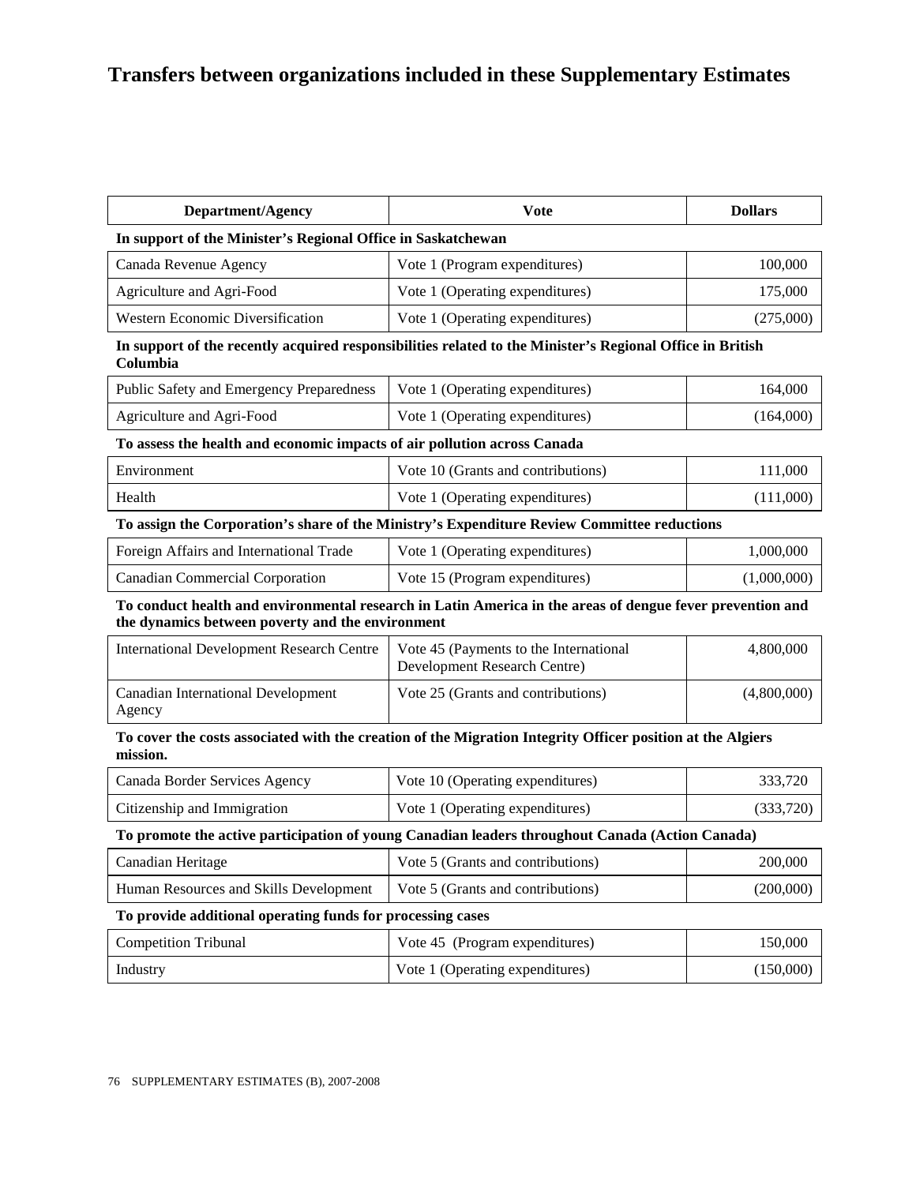# Transfers between organizations included in these Supplementary Estimates

| Department/Agency | Vote | Dollars |
| --- | --- | --- |
| **In support of the Minister's Regional Office in Saskatchewan** | | |
| Canada Revenue Agency | Vote 1 (Program expenditures) | 100,000 |
| Agriculture and Agri-Food | Vote 1 (Operating expenditures) | 175,000 |
| Western Economic Diversification | Vote 1 (Operating expenditures) | (275,000) |
| **In support of the recently acquired responsibilities related to the Minister's Regional Office in British Columbia** | | |
| Public Safety and Emergency Preparedness | Vote 1 (Operating expenditures) | 164,000 |
| Agriculture and Agri-Food | Vote 1 (Operating expenditures) | (164,000) |
| **To assess the health and economic impacts of air pollution across Canada** | | |
| Environment | Vote 10 (Grants and contributions) | 111,000 |
| Health | Vote 1 (Operating expenditures) | (111,000) |
| **To assign the Corporation's share of the Ministry's Expenditure Review Committee reductions** | | |
| Foreign Affairs and International Trade | Vote 1 (Operating expenditures) | 1,000,000 |
| Canadian Commercial Corporation | Vote 15 (Program expenditures) | (1,000,000) |
| **To conduct health and environmental research in Latin America in the areas of dengue fever prevention and the dynamics between poverty and the environment** | | |
| International Development Research Centre | Vote 45 (Payments to the International Development Research Centre) | 4,800,000 |
| Canadian International Development Agency | Vote 25 (Grants and contributions) | (4,800,000) |
| **To cover the costs associated with the creation of the Migration Integrity Officer position at the Algiers mission.** | | |
| Canada Border Services Agency | Vote 10 (Operating expenditures) | 333,720 |
| Citizenship and Immigration | Vote 1 (Operating expenditures) | (333,720) |
| **To promote the active participation of young Canadian leaders throughout Canada (Action Canada)** | | |
| Canadian Heritage | Vote 5 (Grants and contributions) | 200,000 |
| Human Resources and Skills Development | Vote 5 (Grants and contributions) | (200,000) |
| **To provide additional operating funds for processing cases** | | |
| Competition Tribunal | Vote 45 (Program expenditures) | 150,000 |
| Industry | Vote 1 (Operating expenditures) | (150,000) |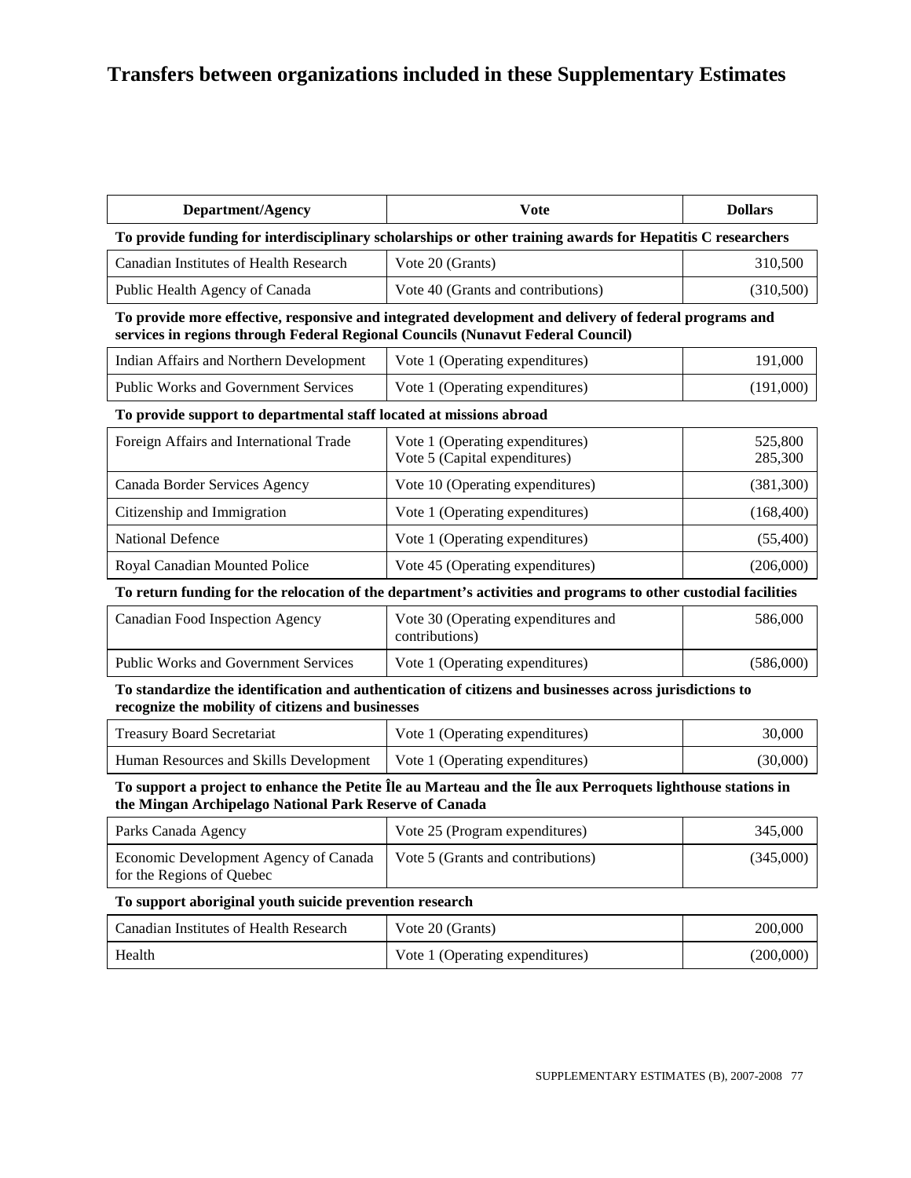# Transfers between organizations included in these Supplementary Estimates

| Department/Agency | Vote | Dollars |
|---|---|---|
| **To provide funding for interdisciplinary scholarships or other training awards for Hepatitis C researchers** | | |
| Canadian Institutes of Health Research | Vote 20 (Grants) | 310,500 |
| Public Health Agency of Canada | Vote 40 (Grants and contributions) | (310,500) |
| **To provide more effective, responsive and integrated development and delivery of federal programs and services in regions through Federal Regional Councils (Nunavut Federal Council)** | | |
| Indian Affairs and Northern Development | Vote 1 (Operating expenditures) | 191,000 |
| Public Works and Government Services | Vote 1 (Operating expenditures) | (191,000) |
| **To provide support to departmental staff located at missions abroad** | | |
| Foreign Affairs and International Trade | Vote 1 (Operating expenditures)<br>Vote 5 (Capital expenditures) | 525,800<br>285,300 |
| Canada Border Services Agency | Vote 10 (Operating expenditures) | (381,300) |
| Citizenship and Immigration | Vote 1 (Operating expenditures) | (168,400) |
| National Defence | Vote 1 (Operating expenditures) | (55,400) |
| Royal Canadian Mounted Police | Vote 45 (Operating expenditures) | (206,000) |
| **To return funding for the relocation of the department's activities and programs to other custodial facilities** | | |
| Canadian Food Inspection Agency | Vote 30 (Operating expenditures and contributions) | 586,000 |
| Public Works and Government Services | Vote 1 (Operating expenditures) | (586,000) |
| **To standardize the identification and authentication of citizens and businesses across jurisdictions to recognize the mobility of citizens and businesses** | | |
| Treasury Board Secretariat | Vote 1 (Operating expenditures) | 30,000 |
| Human Resources and Skills Development | Vote 1 (Operating expenditures) | (30,000) |
| **To support a project to enhance the Petite Île au Marteau and the Île aux Perroquets lighthouse stations in the Mingan Archipelago National Park Reserve of Canada** | | |
| Parks Canada Agency | Vote 25 (Program expenditures) | 345,000 |
| Economic Development Agency of Canada for the Regions of Quebec | Vote 5 (Grants and contributions) | (345,000) |
| **To support aboriginal youth suicide prevention research** | | |
| Canadian Institutes of Health Research | Vote 20 (Grants) | 200,000 |
| Health | Vote 1 (Operating expenditures) | (200,000) |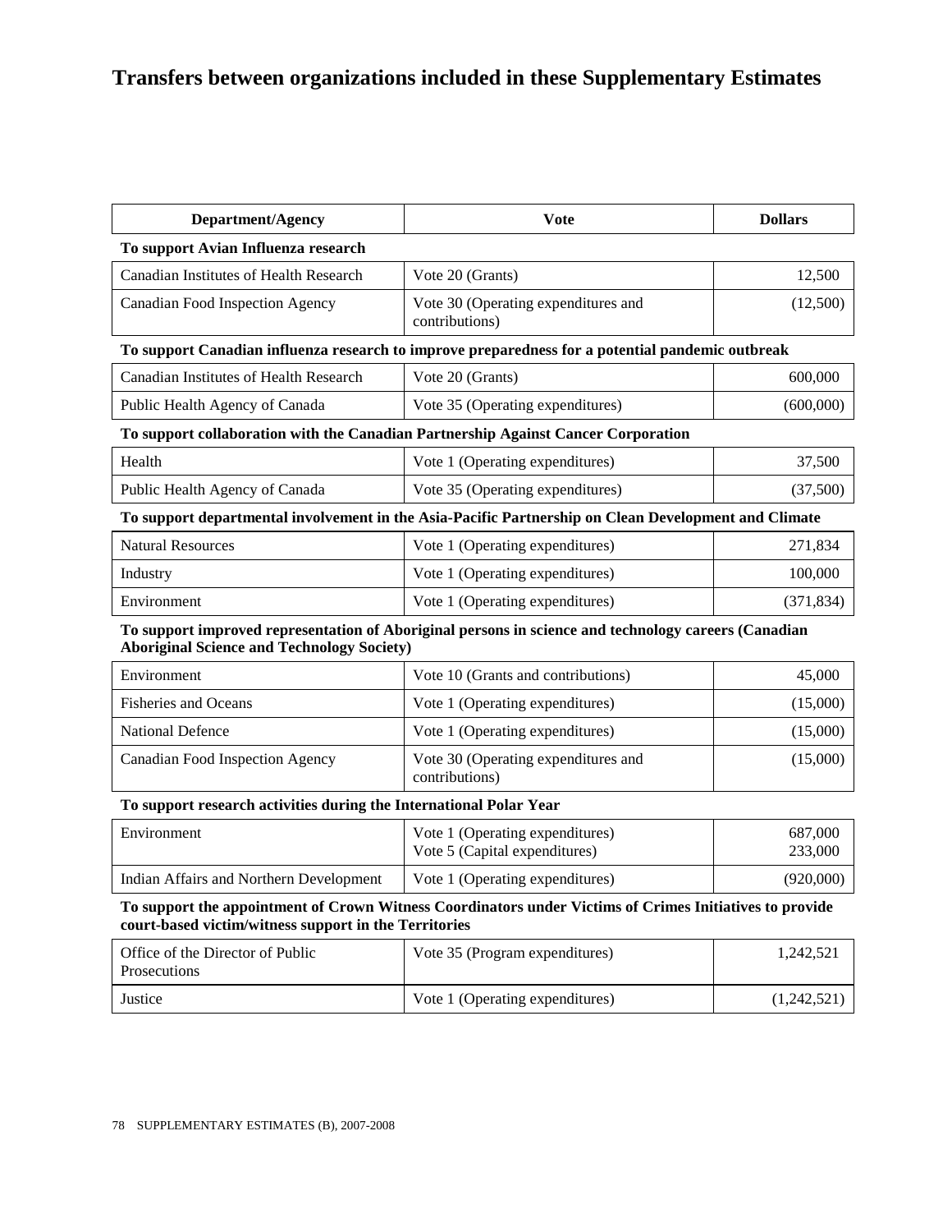# Transfers between organizations included in these Supplementary Estimates

| Department/Agency | Vote | Dollars |
|---|---|---|
| **To support Avian Influenza research** | | |
| Canadian Institutes of Health Research | Vote 20 (Grants) | 12,500 |
| Canadian Food Inspection Agency | Vote 30 (Operating expenditures and contributions) | (12,500) |
| **To support Canadian influenza research to improve preparedness for a potential pandemic outbreak** | | |
| Canadian Institutes of Health Research | Vote 20 (Grants) | 600,000 |
| Public Health Agency of Canada | Vote 35 (Operating expenditures) | (600,000) |
| **To support collaboration with the Canadian Partnership Against Cancer Corporation** | | |
| Health | Vote 1 (Operating expenditures) | 37,500 |
| Public Health Agency of Canada | Vote 35 (Operating expenditures) | (37,500) |
| **To support departmental involvement in the Asia-Pacific Partnership on Clean Development and Climate** | | |
| Natural Resources | Vote 1 (Operating expenditures) | 271,834 |
| Industry | Vote 1 (Operating expenditures) | 100,000 |
| Environment | Vote 1 (Operating expenditures) | (371,834) |
| **To support improved representation of Aboriginal persons in science and technology careers (Canadian Aboriginal Science and Technology Society)** | | |
| Environment | Vote 10 (Grants and contributions) | 45,000 |
| Fisheries and Oceans | Vote 1 (Operating expenditures) | (15,000) |
| National Defence | Vote 1 (Operating expenditures) | (15,000) |
| Canadian Food Inspection Agency | Vote 30 (Operating expenditures and contributions) | (15,000) |
| **To support research activities during the International Polar Year** | | |
| Environment | Vote 1 (Operating expenditures)<br>Vote 5 (Capital expenditures) | 687,000<br>233,000 |
| Indian Affairs and Northern Development | Vote 1 (Operating expenditures) | (920,000) |
| **To support the appointment of Crown Witness Coordinators under Victims of Crimes Initiatives to provide court-based victim/witness support in the Territories** | | |
| Office of the Director of Public Prosecutions | Vote 35 (Program expenditures) | 1,242,521 |
| Justice | Vote 1 (Operating expenditures) | (1,242,521) |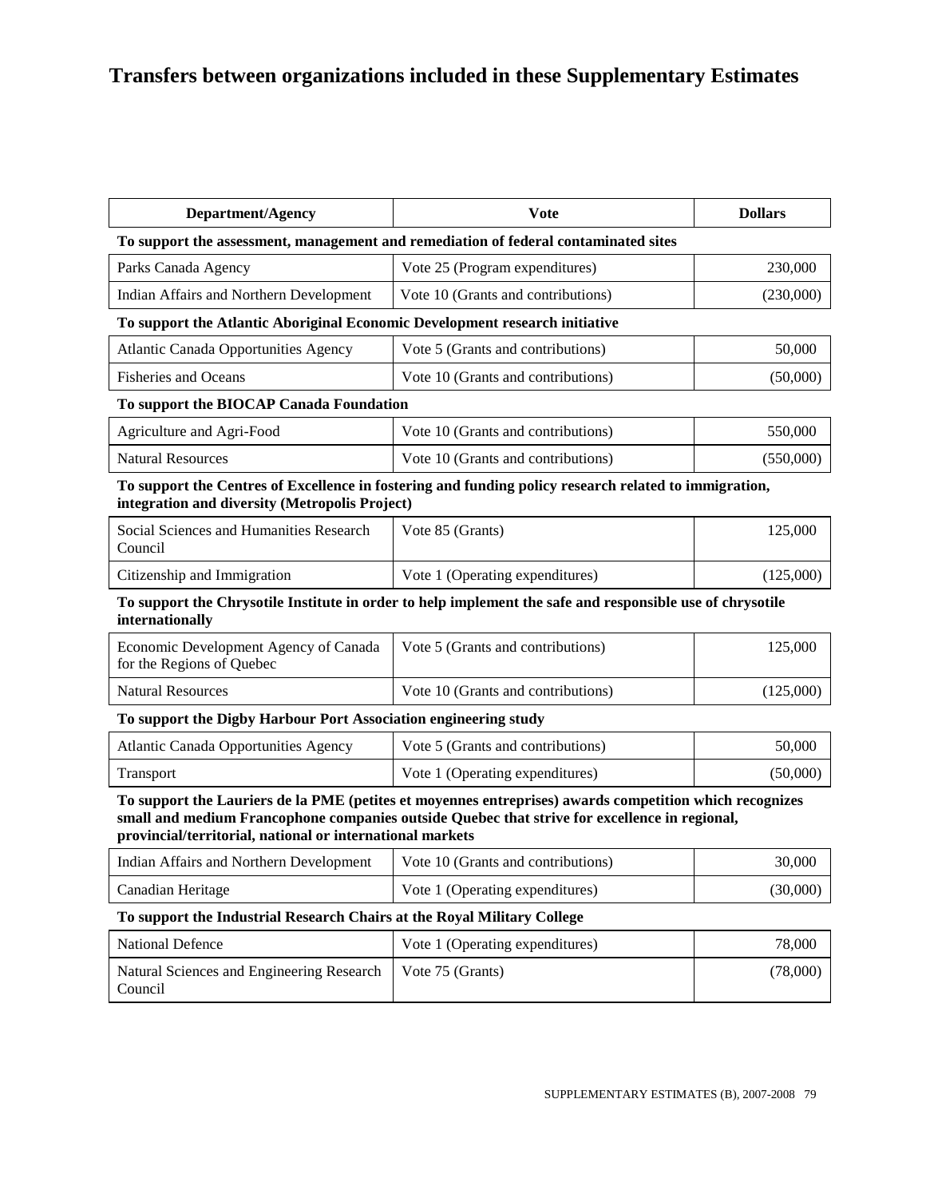# Transfers between organizations included in these Supplementary Estimates

| Department/Agency | Vote | Dollars |
| --- | --- | --- |
| **To support the assessment, management and remediation of federal contaminated sites** | | |
| Parks Canada Agency | Vote 25 (Program expenditures) | 230,000 |
| Indian Affairs and Northern Development | Vote 10 (Grants and contributions) | (230,000) |
| **To support the Atlantic Aboriginal Economic Development research initiative** | | |
| Atlantic Canada Opportunities Agency | Vote 5 (Grants and contributions) | 50,000 |
| Fisheries and Oceans | Vote 10 (Grants and contributions) | (50,000) |
| **To support the BIOCAP Canada Foundation** | | |
| Agriculture and Agri-Food | Vote 10 (Grants and contributions) | 550,000 |
| Natural Resources | Vote 10 (Grants and contributions) | (550,000) |
| **To support the Centres of Excellence in fostering and funding policy research related to immigration, integration and diversity (Metropolis Project)** | | |
| Social Sciences and Humanities Research Council | Vote 85 (Grants) | 125,000 |
| Citizenship and Immigration | Vote 1 (Operating expenditures) | (125,000) |
| **To support the Chrysotile Institute in order to help implement the safe and responsible use of chrysotile internationally** | | |
| Economic Development Agency of Canada for the Regions of Quebec | Vote 5 (Grants and contributions) | 125,000 |
| Natural Resources | Vote 10 (Grants and contributions) | (125,000) |
| **To support the Digby Harbour Port Association engineering study** | | |
| Atlantic Canada Opportunities Agency | Vote 5 (Grants and contributions) | 50,000 |
| Transport | Vote 1 (Operating expenditures) | (50,000) |
| **To support the Lauriers de la PME (petites et moyennes entreprises) awards competition which recognizes small and medium Francophone companies outside Quebec that strive for excellence in regional, provincial/territorial, national or international markets** | | |
| Indian Affairs and Northern Development | Vote 10 (Grants and contributions) | 30,000 |
| Canadian Heritage | Vote 1 (Operating expenditures) | (30,000) |
| **To support the Industrial Research Chairs at the Royal Military College** | | |
| National Defence | Vote 1 (Operating expenditures) | 78,000 |
| Natural Sciences and Engineering Research Council | Vote 75 (Grants) | (78,000) |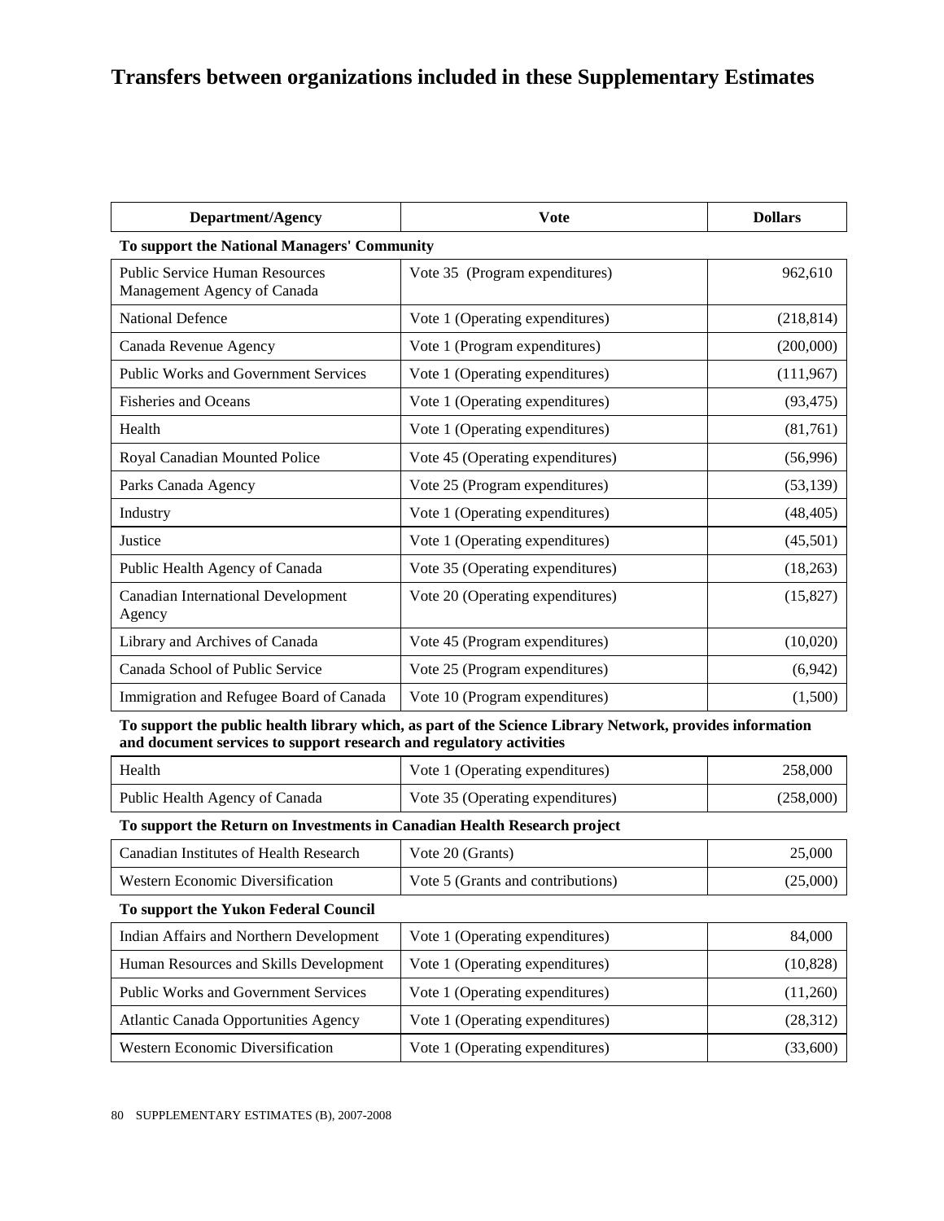# Transfers between organizations included in these Supplementary Estimates

| Department/Agency | Vote | Dollars |
|---|---|---|
| **To support the National Managers' Community** | | |
| Public Service Human Resources Management Agency of Canada | Vote 35 (Program expenditures) | 962,610 |
| National Defence | Vote 1 (Operating expenditures) | (218,814) |
| Canada Revenue Agency | Vote 1 (Program expenditures) | (200,000) |
| Public Works and Government Services | Vote 1 (Operating expenditures) | (111,967) |
| Fisheries and Oceans | Vote 1 (Operating expenditures) | (93,475) |
| Health | Vote 1 (Operating expenditures) | (81,761) |
| Royal Canadian Mounted Police | Vote 45 (Operating expenditures) | (56,996) |
| Parks Canada Agency | Vote 25 (Program expenditures) | (53,139) |
| Industry | Vote 1 (Operating expenditures) | (48,405) |
| Justice | Vote 1 (Operating expenditures) | (45,501) |
| Public Health Agency of Canada | Vote 35 (Operating expenditures) | (18,263) |
| Canadian International Development Agency | Vote 20 (Operating expenditures) | (15,827) |
| Library and Archives of Canada | Vote 45 (Program expenditures) | (10,020) |
| Canada School of Public Service | Vote 25 (Program expenditures) | (6,942) |
| Immigration and Refugee Board of Canada | Vote 10 (Program expenditures) | (1,500) |
| **To support the public health library which, as part of the Science Library Network, provides information and document services to support research and regulatory activities** | | |
| Health | Vote 1 (Operating expenditures) | 258,000 |
| Public Health Agency of Canada | Vote 35 (Operating expenditures) | (258,000) |
| **To support the Return on Investments in Canadian Health Research project** | | |
| Canadian Institutes of Health Research | Vote 20 (Grants) | 25,000 |
| Western Economic Diversification | Vote 5 (Grants and contributions) | (25,000) |
| **To support the Yukon Federal Council** | | |
| Indian Affairs and Northern Development | Vote 1 (Operating expenditures) | 84,000 |
| Human Resources and Skills Development | Vote 1 (Operating expenditures) | (10,828) |
| Public Works and Government Services | Vote 1 (Operating expenditures) | (11,260) |
| Atlantic Canada Opportunities Agency | Vote 1 (Operating expenditures) | (28,312) |
| Western Economic Diversification | Vote 1 (Operating expenditures) | (33,600) |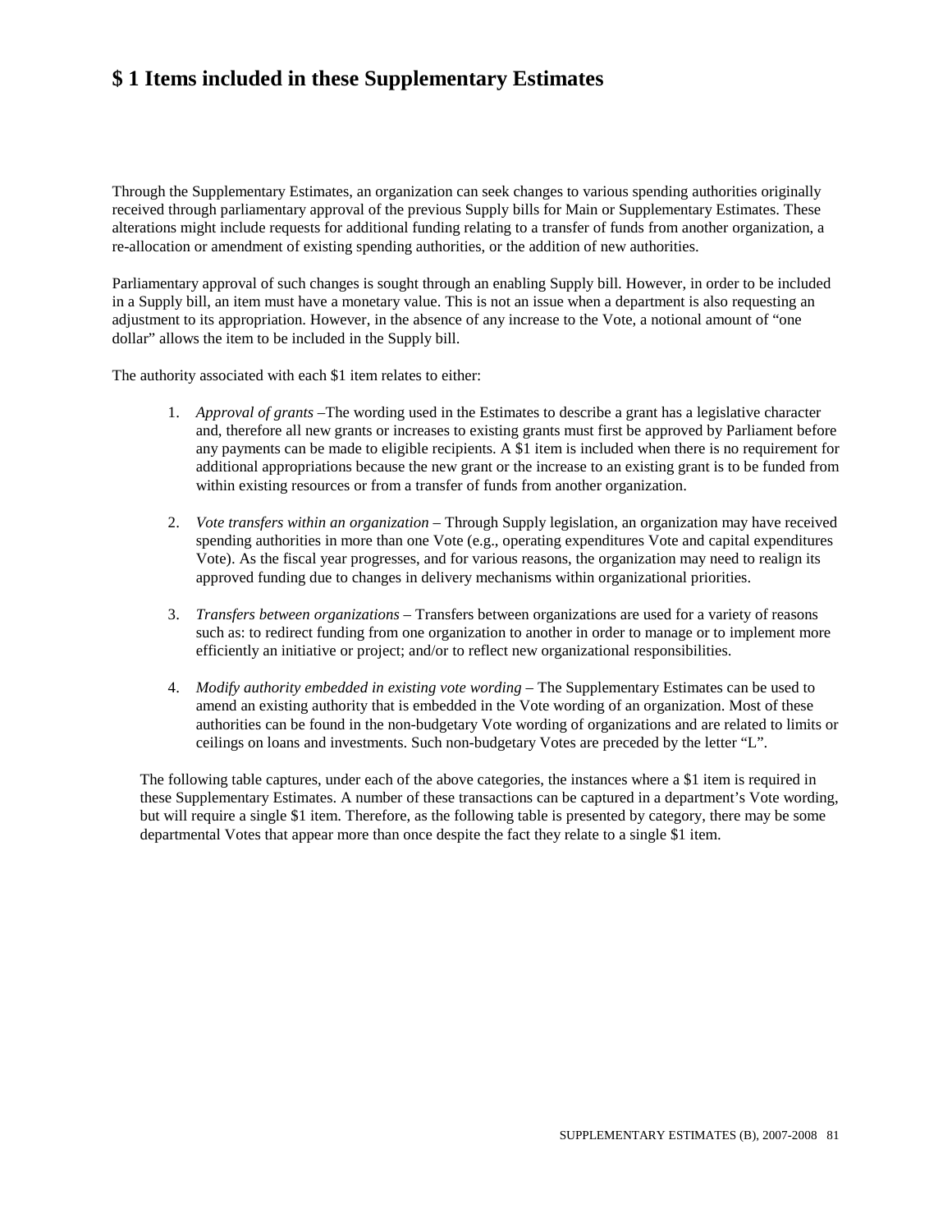# $ 1 Items included in these Supplementary Estimates

Through the Supplementary Estimates, an organization can seek changes to various spending authorities originally received through parliamentary approval of the previous Supply bills for Main or Supplementary Estimates. These alterations might include requests for additional funding relating to a transfer of funds from another organization, a re-allocation or amendment of existing spending authorities, or the addition of new authorities.

Parliamentary approval of such changes is sought through an enabling Supply bill. However, in order to be included in a Supply bill, an item must have a monetary value. This is not an issue when a department is also requesting an adjustment to its appropriation. However, in the absence of any increase to the Vote, a notional amount of "one dollar" allows the item to be included in the Supply bill.

The authority associated with each $1 item relates to either:

1. *Approval of grants* –The wording used in the Estimates to describe a grant has a legislative character and, therefore all new grants or increases to existing grants must first be approved by Parliament before any payments can be made to eligible recipients. A $1 item is included when there is no requirement for additional appropriations because the new grant or the increase to an existing grant is to be funded from within existing resources or from a transfer of funds from another organization.

2. *Vote transfers within an organization* – Through Supply legislation, an organization may have received spending authorities in more than one Vote (e.g., operating expenditures Vote and capital expenditures Vote). As the fiscal year progresses, and for various reasons, the organization may need to realign its approved funding due to changes in delivery mechanisms within organizational priorities.

3. *Transfers between organizations* – Transfers between organizations are used for a variety of reasons such as: to redirect funding from one organization to another in order to manage or to implement more efficiently an initiative or project; and/or to reflect new organizational responsibilities.

4. *Modify authority embedded in existing vote wording* – The Supplementary Estimates can be used to amend an existing authority that is embedded in the Vote wording of an organization. Most of these authorities can be found in the non-budgetary Vote wording of organizations and are related to limits or ceilings on loans and investments. Such non-budgetary Votes are preceded by the letter "L".

The following table captures, under each of the above categories, the instances where a $1 item is required in these Supplementary Estimates. A number of these transactions can be captured in a department's Vote wording, but will require a single $1 item. Therefore, as the following table is presented by category, there may be some departmental Votes that appear more than once despite the fact they relate to a single $1 item.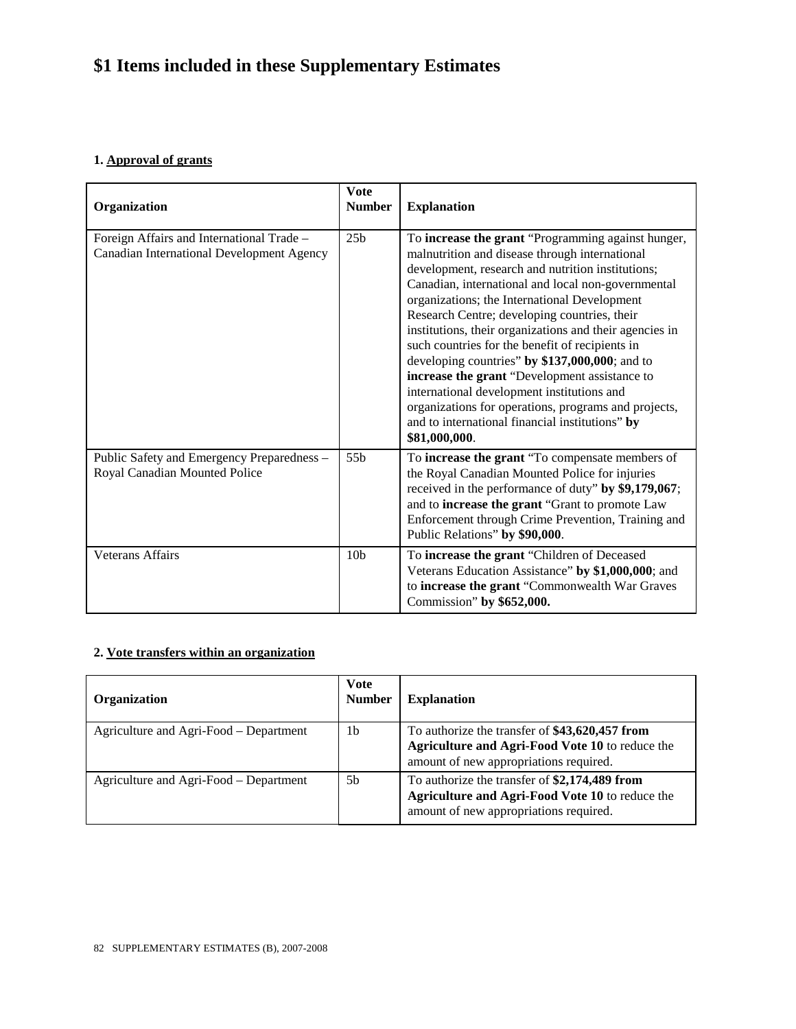# $1 Items included in these Supplementary Estimates

### 1. Approval of grants

| Organization | Vote Number | Explanation |
|---|---|---|
| Foreign Affairs and International Trade – Canadian International Development Agency | 25b | To **increase the grant** "Programming against hunger, malnutrition and disease through international development, research and nutrition institutions; Canadian, international and local non-governmental organizations; the International Development Research Centre; developing countries, their institutions, their organizations and their agencies in such countries for the benefit of recipients in developing countries" **by $137,000,000**; and to **increase the grant** "Development assistance to international development institutions and organizations for operations, programs and projects, and to international financial institutions" **by $81,000,000**. |
| Public Safety and Emergency Preparedness – Royal Canadian Mounted Police | 55b | To **increase the grant** "To compensate members of the Royal Canadian Mounted Police for injuries received in the performance of duty" **by $9,179,067**; and to **increase the grant** "Grant to promote Law Enforcement through Crime Prevention, Training and Public Relations" **by $90,000**. |
| Veterans Affairs | 10b | To **increase the grant** "Children of Deceased Veterans Education Assistance" **by $1,000,000**; and to **increase the grant** "Commonwealth War Graves Commission" **by $652,000.** |

### 2. Vote transfers within an organization

| Organization | Vote Number | Explanation |
|---|---|---|
| Agriculture and Agri-Food – Department | 1b | To authorize the transfer of **$43,620,457 from Agriculture and Agri-Food Vote 10** to reduce the amount of new appropriations required. |
| Agriculture and Agri-Food – Department | 5b | To authorize the transfer of **$2,174,489 from Agriculture and Agri-Food Vote 10** to reduce the amount of new appropriations required. |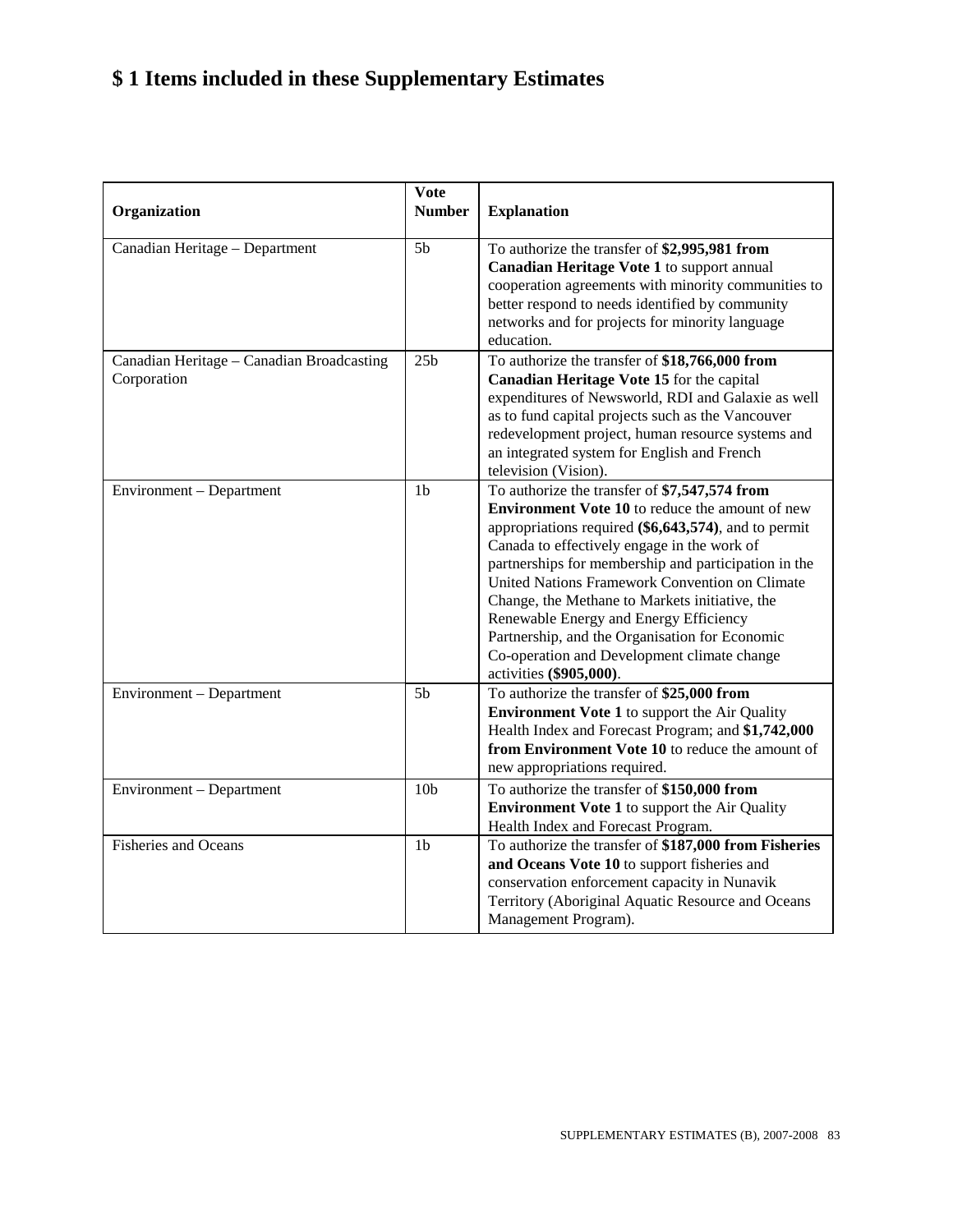# $ 1 Items included in these Supplementary Estimates

| Organization | Vote Number | Explanation |
|---|---|---|
| Canadian Heritage – Department | 5b | To authorize the transfer of **$2,995,981 from Canadian Heritage Vote 1** to support annual cooperation agreements with minority communities to better respond to needs identified by community networks and for projects for minority language education. |
| Canadian Heritage – Canadian Broadcasting Corporation | 25b | To authorize the transfer of **$18,766,000 from Canadian Heritage Vote 15** for the capital expenditures of Newsworld, RDI and Galaxie as well as to fund capital projects such as the Vancouver redevelopment project, human resource systems and an integrated system for English and French television (Vision). |
| Environment – Department | 1b | To authorize the transfer of **$7,547,574 from Environment Vote 10** to reduce the amount of new appropriations required **($6,643,574)**, and to permit Canada to effectively engage in the work of partnerships for membership and participation in the United Nations Framework Convention on Climate Change, the Methane to Markets initiative, the Renewable Energy and Energy Efficiency Partnership, and the Organisation for Economic Co-operation and Development climate change activities **($905,000)**. |
| Environment – Department | 5b | To authorize the transfer of **$25,000 from Environment Vote 1** to support the Air Quality Health Index and Forecast Program; and **$1,742,000 from Environment Vote 10** to reduce the amount of new appropriations required. |
| Environment – Department | 10b | To authorize the transfer of **$150,000 from Environment Vote 1** to support the Air Quality Health Index and Forecast Program. |
| Fisheries and Oceans | 1b | To authorize the transfer of **$187,000 from Fisheries and Oceans Vote 10** to support fisheries and conservation enforcement capacity in Nunavik Territory (Aboriginal Aquatic Resource and Oceans Management Program). |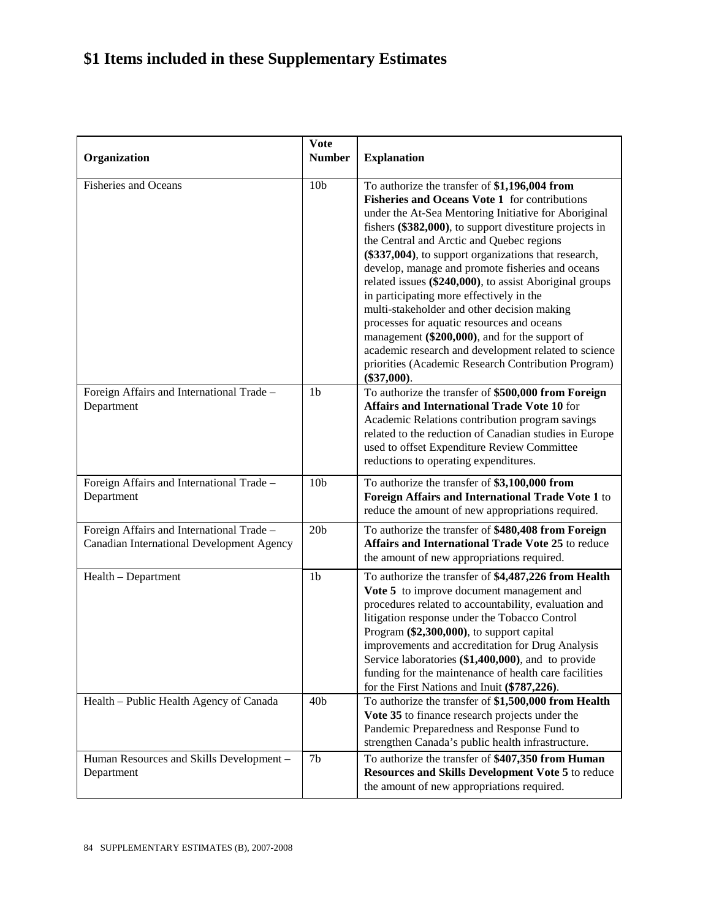# $1 Items included in these Supplementary Estimates

| Organization | Vote Number | Explanation |
|---|---|---|
| Fisheries and Oceans | 10b | To authorize the transfer of **$1,196,004 from Fisheries and Oceans Vote 1** for contributions under the At-Sea Mentoring Initiative for Aboriginal fishers **($382,000)**, to support divestiture projects in the Central and Arctic and Quebec regions **($337,004)**, to support organizations that research, develop, manage and promote fisheries and oceans related issues **($240,000)**, to assist Aboriginal groups in participating more effectively in the multi-stakeholder and other decision making processes for aquatic resources and oceans management **($200,000)**, and for the support of academic research and development related to science priorities (Academic Research Contribution Program) **($37,000)**. |
| Foreign Affairs and International Trade – Department | 1b | To authorize the transfer of **$500,000 from Foreign Affairs and International Trade Vote 10** for Academic Relations contribution program savings related to the reduction of Canadian studies in Europe used to offset Expenditure Review Committee reductions to operating expenditures. |
| Foreign Affairs and International Trade – Department | 10b | To authorize the transfer of **$3,100,000 from Foreign Affairs and International Trade Vote 1** to reduce the amount of new appropriations required. |
| Foreign Affairs and International Trade – Canadian International Development Agency | 20b | To authorize the transfer of **$480,408 from Foreign Affairs and International Trade Vote 25** to reduce the amount of new appropriations required. |
| Health – Department | 1b | To authorize the transfer of **$4,487,226 from Health Vote 5** to improve document management and procedures related to accountability, evaluation and litigation response under the Tobacco Control Program **($2,300,000)**, to support capital improvements and accreditation for Drug Analysis Service laboratories **($1,400,000)**, and to provide funding for the maintenance of health care facilities for the First Nations and Inuit **($787,226)**. |
| Health – Public Health Agency of Canada | 40b | To authorize the transfer of **$1,500,000 from Health Vote 35** to finance research projects under the Pandemic Preparedness and Response Fund to strengthen Canada's public health infrastructure. |
| Human Resources and Skills Development – Department | 7b | To authorize the transfer of **$407,350 from Human Resources and Skills Development Vote 5** to reduce the amount of new appropriations required. |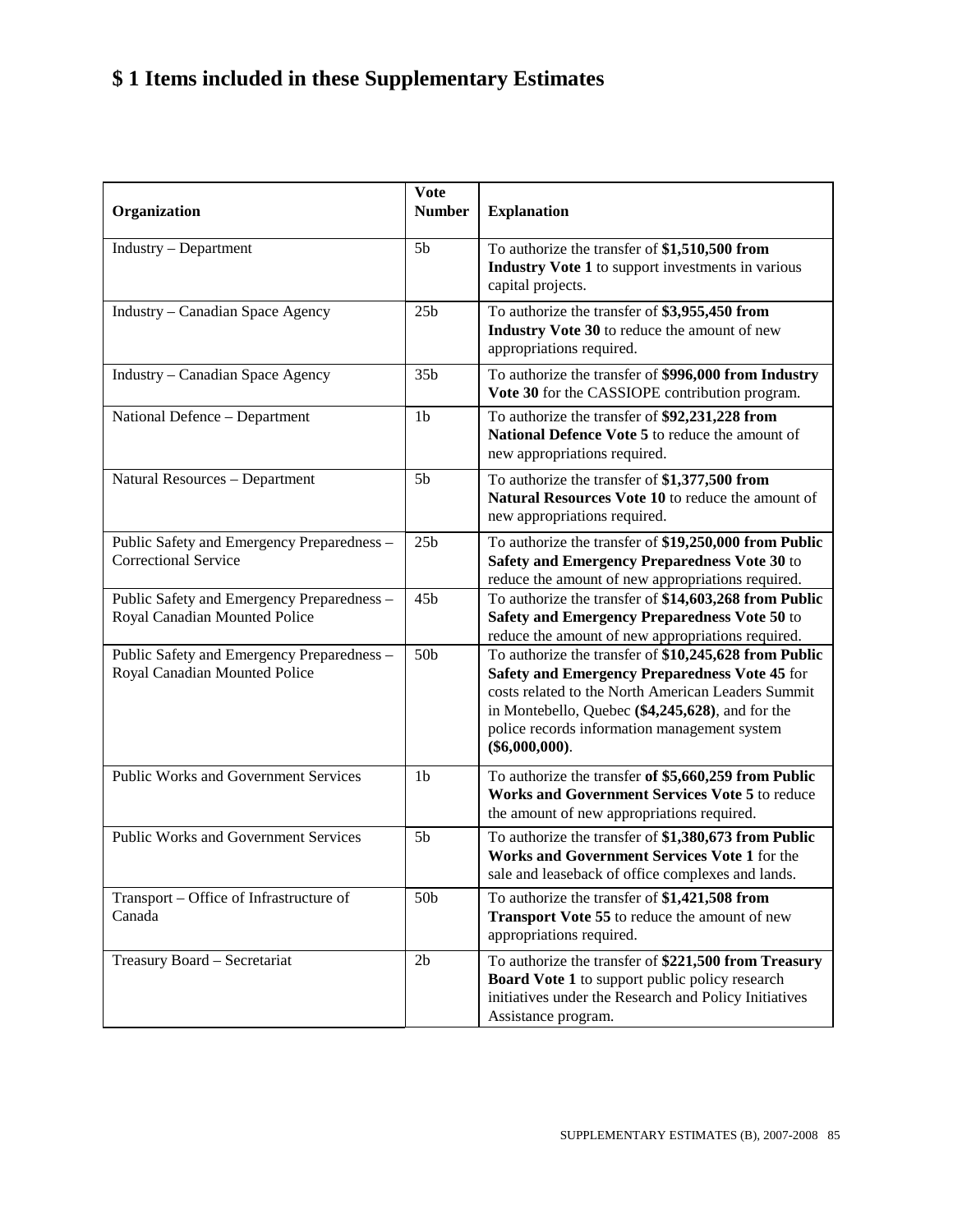# $ 1 Items included in these Supplementary Estimates

| Organization | Vote Number | Explanation |
|---|---|---|
| Industry – Department | 5b | To authorize the transfer of **$1,510,500 from Industry Vote 1** to support investments in various capital projects. |
| Industry – Canadian Space Agency | 25b | To authorize the transfer of **$3,955,450 from Industry Vote 30** to reduce the amount of new appropriations required. |
| Industry – Canadian Space Agency | 35b | To authorize the transfer of **$996,000 from Industry Vote 30** for the CASSIOPE contribution program. |
| National Defence – Department | 1b | To authorize the transfer of **$92,231,228 from National Defence Vote 5** to reduce the amount of new appropriations required. |
| Natural Resources – Department | 5b | To authorize the transfer of **$1,377,500 from Natural Resources Vote 10** to reduce the amount of new appropriations required. |
| Public Safety and Emergency Preparedness – Correctional Service | 25b | To authorize the transfer of **$19,250,000 from Public Safety and Emergency Preparedness Vote 30** to reduce the amount of new appropriations required. |
| Public Safety and Emergency Preparedness – Royal Canadian Mounted Police | 45b | To authorize the transfer of **$14,603,268 from Public Safety and Emergency Preparedness Vote 50** to reduce the amount of new appropriations required. |
| Public Safety and Emergency Preparedness – Royal Canadian Mounted Police | 50b | To authorize the transfer of **$10,245,628 from Public Safety and Emergency Preparedness Vote 45** for costs related to the North American Leaders Summit in Montebello, Quebec **($4,245,628)**, and for the police records information management system **($6,000,000)**. |
| Public Works and Government Services | 1b | To authorize the transfer **of $5,660,259 from Public Works and Government Services Vote 5** to reduce the amount of new appropriations required. |
| Public Works and Government Services | 5b | To authorize the transfer of **$1,380,673 from Public Works and Government Services Vote 1** for the sale and leaseback of office complexes and lands. |
| Transport – Office of Infrastructure of Canada | 50b | To authorize the transfer of **$1,421,508 from Transport Vote 55** to reduce the amount of new appropriations required. |
| Treasury Board – Secretariat | 2b | To authorize the transfer of **$221,500 from Treasury Board Vote 1** to support public policy research initiatives under the Research and Policy Initiatives Assistance program. |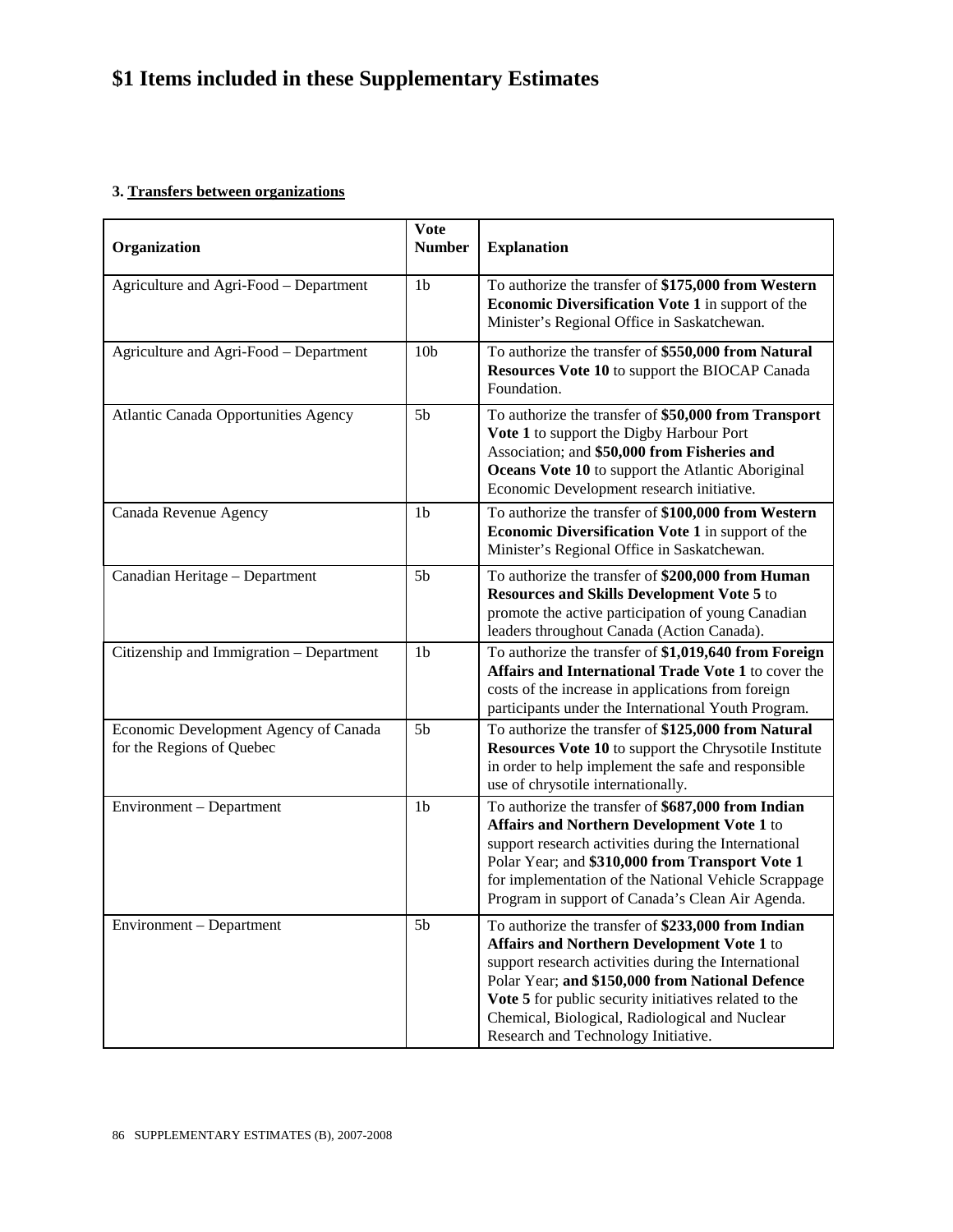# $1 Items included in these Supplementary Estimates

**3. Transfers between organizations**

| Organization | Vote Number | Explanation |
|---|---|---|
| Agriculture and Agri-Food – Department | 1b | To authorize the transfer of **$175,000 from Western Economic Diversification Vote 1** in support of the Minister's Regional Office in Saskatchewan. |
| Agriculture and Agri-Food – Department | 10b | To authorize the transfer of **$550,000 from Natural Resources Vote 10** to support the BIOCAP Canada Foundation. |
| Atlantic Canada Opportunities Agency | 5b | To authorize the transfer of **$50,000 from Transport Vote 1** to support the Digby Harbour Port Association; and **$50,000 from Fisheries and Oceans Vote 10** to support the Atlantic Aboriginal Economic Development research initiative. |
| Canada Revenue Agency | 1b | To authorize the transfer of **$100,000 from Western Economic Diversification Vote 1** in support of the Minister's Regional Office in Saskatchewan. |
| Canadian Heritage – Department | 5b | To authorize the transfer of **$200,000 from Human Resources and Skills Development Vote 5** to promote the active participation of young Canadian leaders throughout Canada (Action Canada). |
| Citizenship and Immigration – Department | 1b | To authorize the transfer of **$1,019,640 from Foreign Affairs and International Trade Vote 1** to cover the costs of the increase in applications from foreign participants under the International Youth Program. |
| Economic Development Agency of Canada for the Regions of Quebec | 5b | To authorize the transfer of **$125,000 from Natural Resources Vote 10** to support the Chrysotile Institute in order to help implement the safe and responsible use of chrysotile internationally. |
| Environment – Department | 1b | To authorize the transfer of **$687,000 from Indian Affairs and Northern Development Vote 1** to support research activities during the International Polar Year; and **$310,000 from Transport Vote 1** for implementation of the National Vehicle Scrappage Program in support of Canada's Clean Air Agenda. |
| Environment – Department | 5b | To authorize the transfer of **$233,000 from Indian Affairs and Northern Development Vote 1** to support research activities during the International Polar Year; **and $150,000 from National Defence Vote 5** for public security initiatives related to the Chemical, Biological, Radiological and Nuclear Research and Technology Initiative. |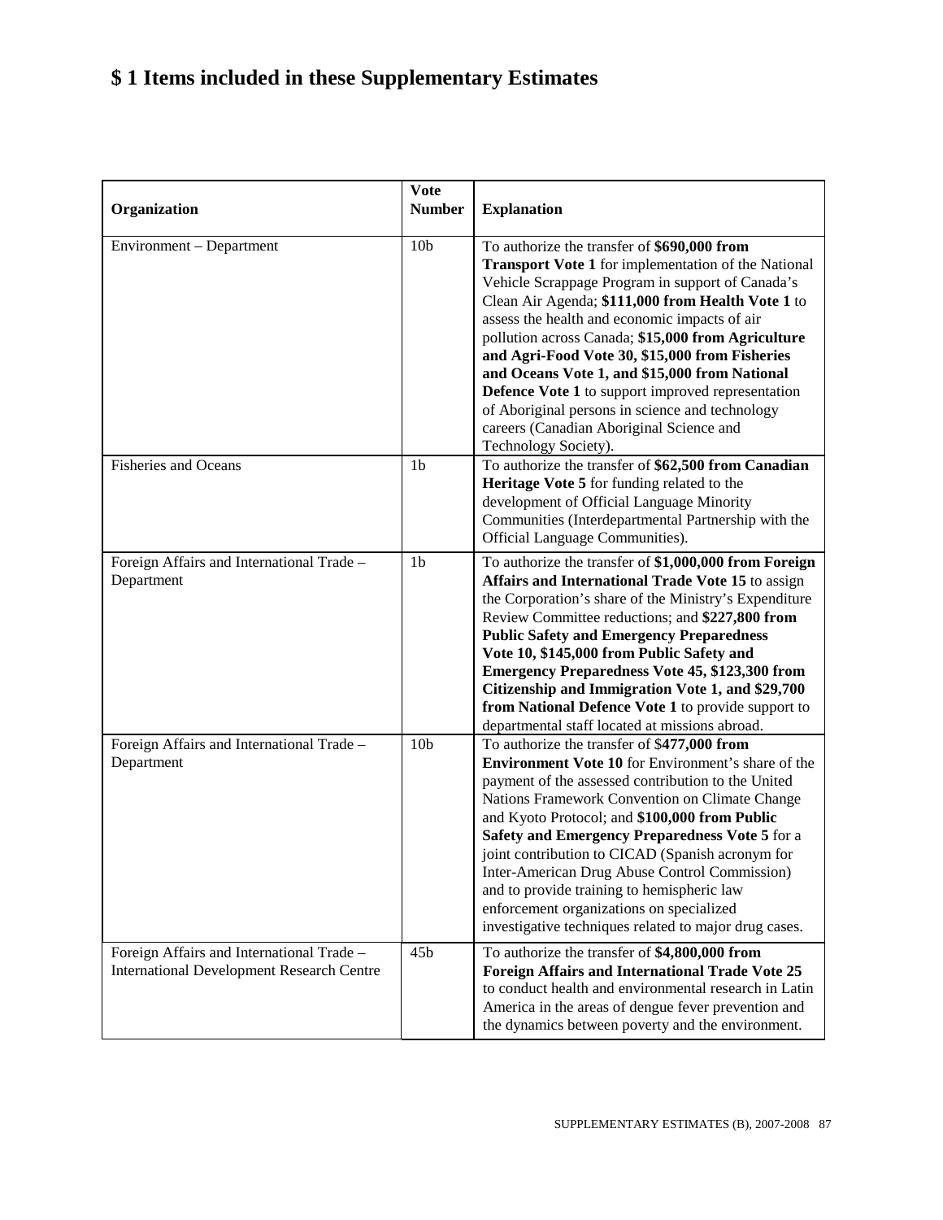# $ 1 Items included in these Supplementary Estimates

| Organization | Vote Number | Explanation |
| --- | --- | --- |
| Environment – Department | 10b | To authorize the transfer of **$690,000 from Transport Vote 1** for implementation of the National Vehicle Scrappage Program in support of Canada's Clean Air Agenda; **$111,000 from Health Vote 1** to assess the health and economic impacts of air pollution across Canada; **$15,000 from Agriculture and Agri-Food Vote 30, $15,000 from Fisheries and Oceans Vote 1, and $15,000 from National Defence Vote 1** to support improved representation of Aboriginal persons in science and technology careers (Canadian Aboriginal Science and Technology Society). |
| Fisheries and Oceans | 1b | To authorize the transfer of **$62,500 from Canadian Heritage Vote 5** for funding related to the development of Official Language Minority Communities (Interdepartmental Partnership with the Official Language Communities). |
| Foreign Affairs and International Trade – Department | 1b | To authorize the transfer of **$1,000,000 from Foreign Affairs and International Trade Vote 15** to assign the Corporation's share of the Ministry's Expenditure Review Committee reductions; and **$227,800 from Public Safety and Emergency Preparedness Vote 10, $145,000 from Public Safety and Emergency Preparedness Vote 45, $123,300 from Citizenship and Immigration Vote 1, and $29,700 from National Defence Vote 1** to provide support to departmental staff located at missions abroad. |
| Foreign Affairs and International Trade – Department | 10b | To authorize the transfer of $**477,000 from Environment Vote 10** for Environment's share of the payment of the assessed contribution to the United Nations Framework Convention on Climate Change and Kyoto Protocol; and **$100,000 from Public Safety and Emergency Preparedness Vote 5** for a joint contribution to CICAD (Spanish acronym for Inter-American Drug Abuse Control Commission) and to provide training to hemispheric law enforcement organizations on specialized investigative techniques related to major drug cases. |
| Foreign Affairs and International Trade – International Development Research Centre | 45b | To authorize the transfer of **$4,800,000 from Foreign Affairs and International Trade Vote 25** to conduct health and environmental research in Latin America in the areas of dengue fever prevention and the dynamics between poverty and the environment. |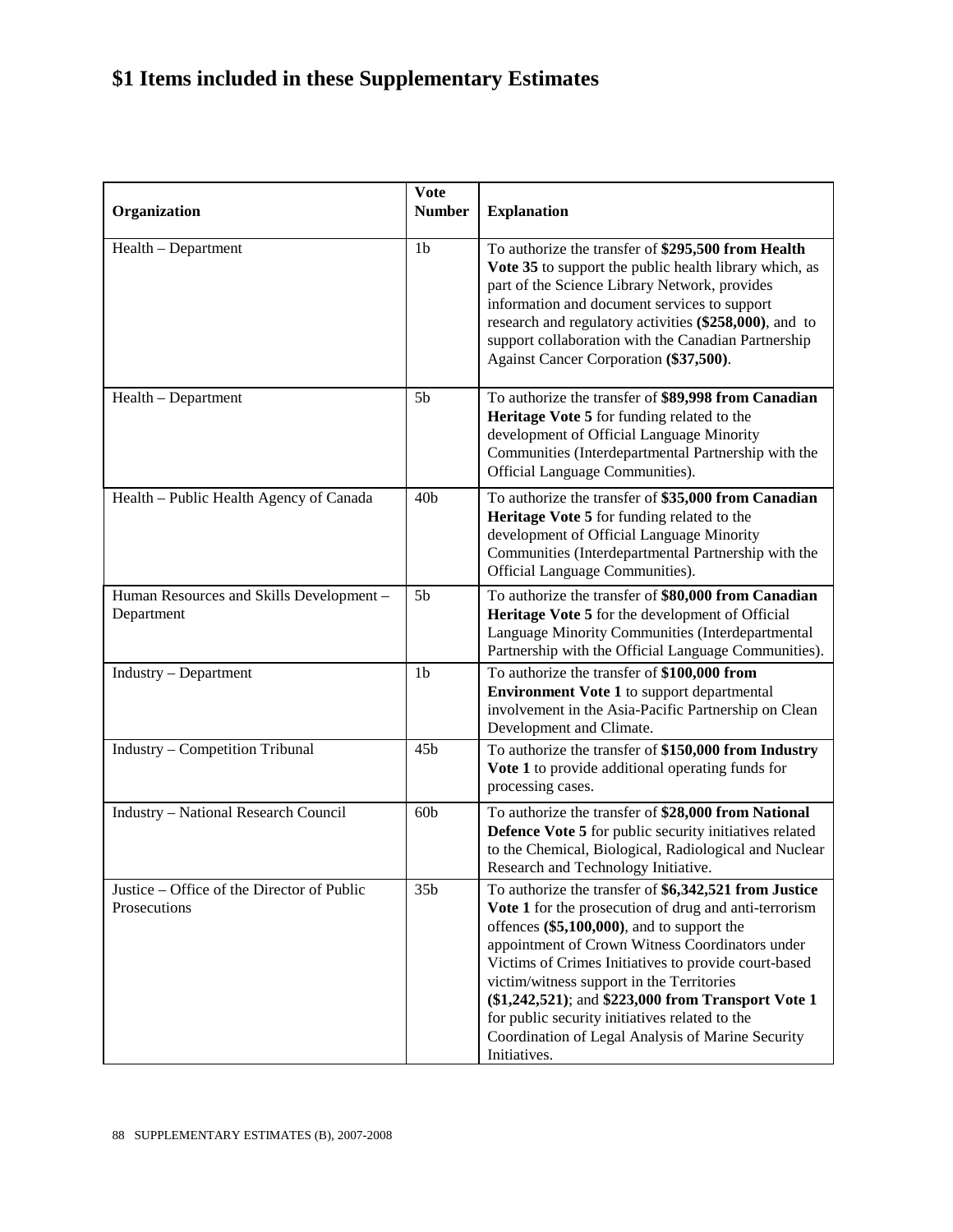# $1 Items included in these Supplementary Estimates

| Organization | Vote Number | Explanation |
| --- | --- | --- |
| Health – Department | 1b | To authorize the transfer of **$295,500 from Health Vote 35** to support the public health library which, as part of the Science Library Network, provides information and document services to support research and regulatory activities **($258,000)**, and to support collaboration with the Canadian Partnership Against Cancer Corporation **($37,500)**. |
| Health – Department | 5b | To authorize the transfer of **$89,998 from Canadian Heritage Vote 5** for funding related to the development of Official Language Minority Communities (Interdepartmental Partnership with the Official Language Communities). |
| Health – Public Health Agency of Canada | 40b | To authorize the transfer of **$35,000 from Canadian Heritage Vote 5** for funding related to the development of Official Language Minority Communities (Interdepartmental Partnership with the Official Language Communities). |
| Human Resources and Skills Development – Department | 5b | To authorize the transfer of **$80,000 from Canadian Heritage Vote 5** for the development of Official Language Minority Communities (Interdepartmental Partnership with the Official Language Communities). |
| Industry – Department | 1b | To authorize the transfer of **$100,000 from Environment Vote 1** to support departmental involvement in the Asia-Pacific Partnership on Clean Development and Climate. |
| Industry – Competition Tribunal | 45b | To authorize the transfer of **$150,000 from Industry Vote 1** to provide additional operating funds for processing cases. |
| Industry – National Research Council | 60b | To authorize the transfer of **$28,000 from National Defence Vote 5** for public security initiatives related to the Chemical, Biological, Radiological and Nuclear Research and Technology Initiative. |
| Justice – Office of the Director of Public Prosecutions | 35b | To authorize the transfer of **$6,342,521 from Justice Vote 1** for the prosecution of drug and anti-terrorism offences **($5,100,000)**, and to support the appointment of Crown Witness Coordinators under Victims of Crimes Initiatives to provide court-based victim/witness support in the Territories **($1,242,521)**; and **$223,000 from Transport Vote 1** for public security initiatives related to the Coordination of Legal Analysis of Marine Security Initiatives. |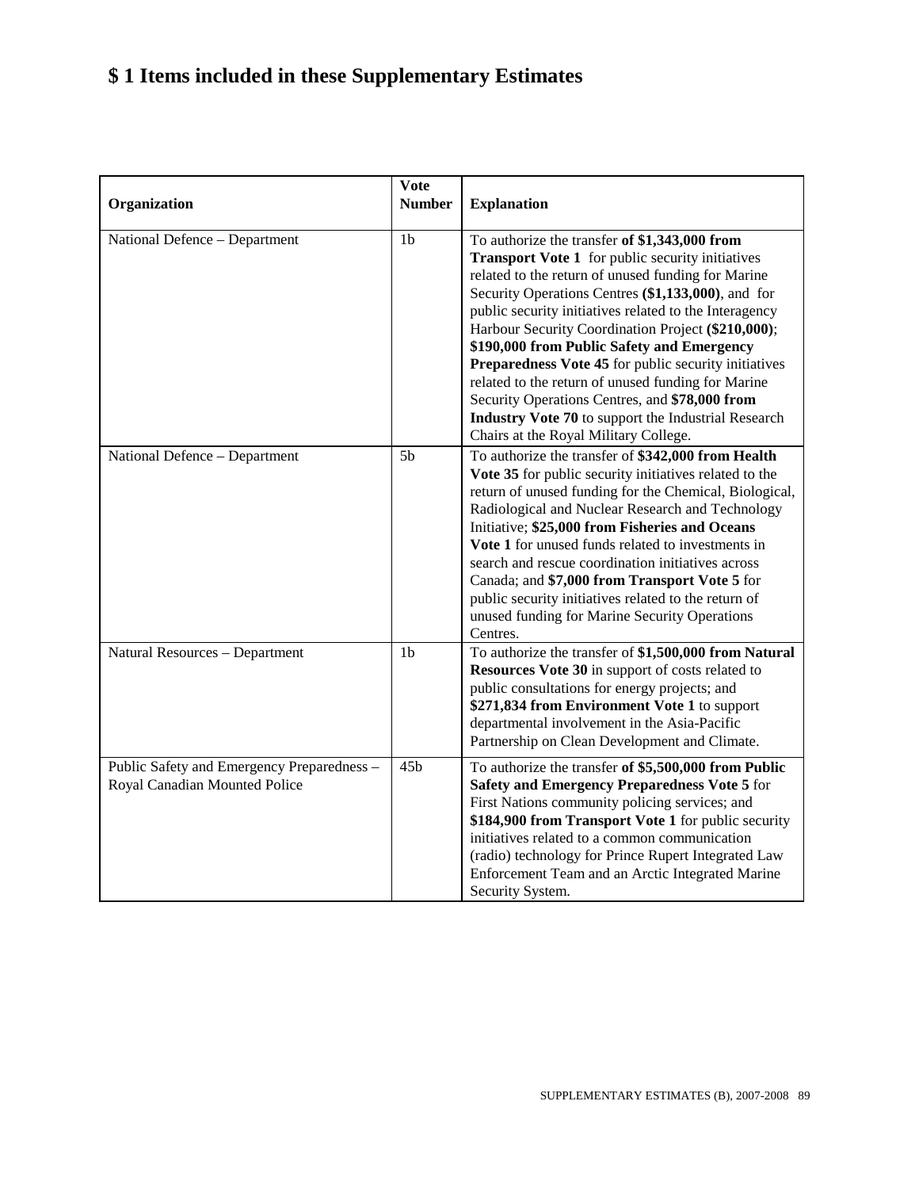# $ 1 Items included in these Supplementary Estimates

| Organization | Vote Number | Explanation |
| --- | --- | --- |
| National Defence – Department | 1b | To authorize the transfer **of $1,343,000 from Transport Vote 1** for public security initiatives related to the return of unused funding for Marine Security Operations Centres **($1,133,000)**, and for public security initiatives related to the Interagency Harbour Security Coordination Project **($210,000)**; **$190,000 from Public Safety and Emergency Preparedness Vote 45** for public security initiatives related to the return of unused funding for Marine Security Operations Centres, and **$78,000 from Industry Vote 70** to support the Industrial Research Chairs at the Royal Military College. |
| National Defence – Department | 5b | To authorize the transfer of **$342,000 from Health Vote 35** for public security initiatives related to the return of unused funding for the Chemical, Biological, Radiological and Nuclear Research and Technology Initiative; **$25,000 from Fisheries and Oceans Vote 1** for unused funds related to investments in search and rescue coordination initiatives across Canada; and **$7,000 from Transport Vote 5** for public security initiatives related to the return of unused funding for Marine Security Operations Centres. |
| Natural Resources – Department | 1b | To authorize the transfer of **$1,500,000 from Natural Resources Vote 30** in support of costs related to public consultations for energy projects; and **$271,834 from Environment Vote 1** to support departmental involvement in the Asia-Pacific Partnership on Clean Development and Climate. |
| Public Safety and Emergency Preparedness – Royal Canadian Mounted Police | 45b | To authorize the transfer **of $5,500,000 from Public Safety and Emergency Preparedness Vote 5** for First Nations community policing services; and **$184,900 from Transport Vote 1** for public security initiatives related to a common communication (radio) technology for Prince Rupert Integrated Law Enforcement Team and an Arctic Integrated Marine Security System. |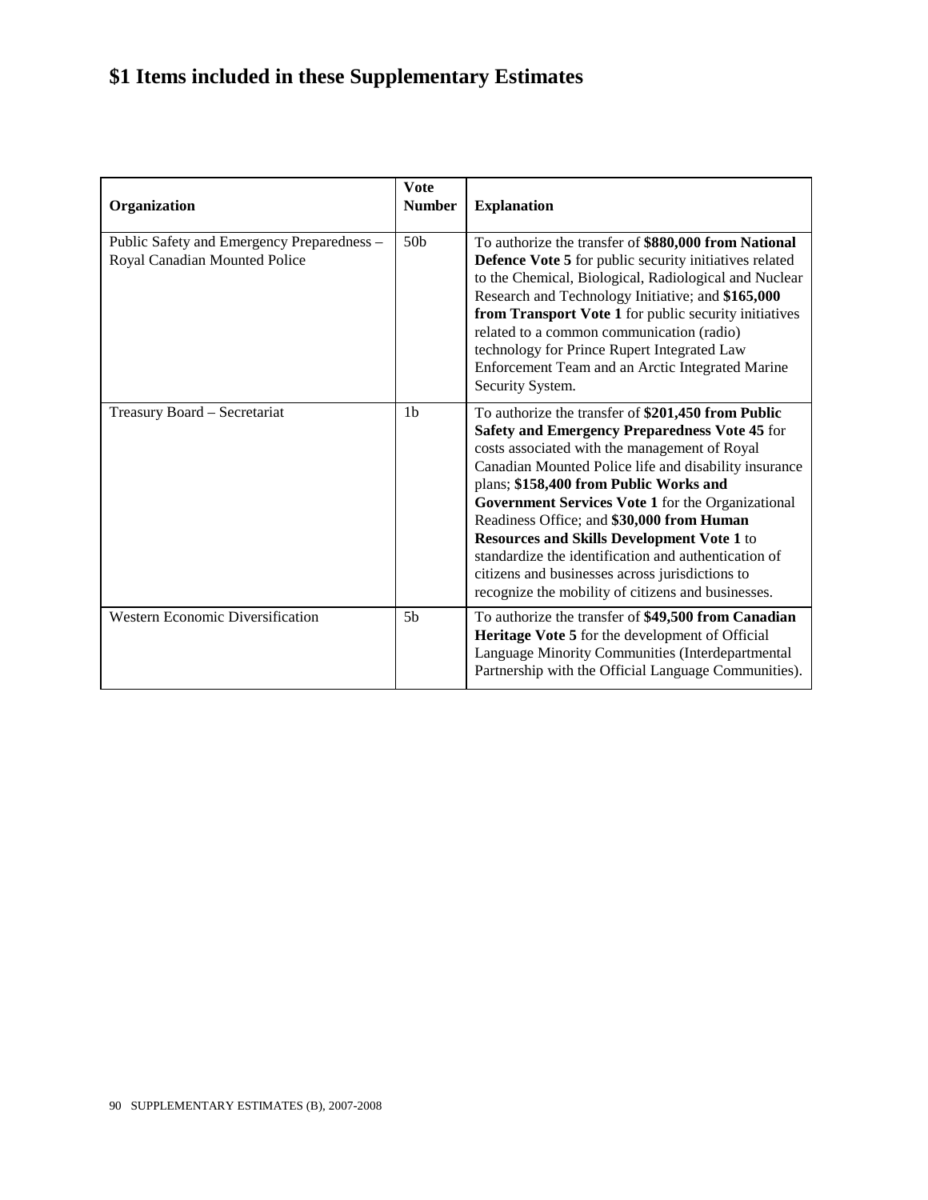# $1 Items included in these Supplementary Estimates

| Organization | Vote Number | Explanation |
|---|---|---|
| Public Safety and Emergency Preparedness – Royal Canadian Mounted Police | 50b | To authorize the transfer of **$880,000 from National Defence Vote 5** for public security initiatives related to the Chemical, Biological, Radiological and Nuclear Research and Technology Initiative; and **$165,000 from Transport Vote 1** for public security initiatives related to a common communication (radio) technology for Prince Rupert Integrated Law Enforcement Team and an Arctic Integrated Marine Security System. |
| Treasury Board – Secretariat | 1b | To authorize the transfer of **$201,450 from Public Safety and Emergency Preparedness Vote 45** for costs associated with the management of Royal Canadian Mounted Police life and disability insurance plans; **$158,400 from Public Works and Government Services Vote 1** for the Organizational Readiness Office; and **$30,000 from Human Resources and Skills Development Vote 1** to standardize the identification and authentication of citizens and businesses across jurisdictions to recognize the mobility of citizens and businesses. |
| Western Economic Diversification | 5b | To authorize the transfer of **$49,500 from Canadian Heritage Vote 5** for the development of Official Language Minority Communities (Interdepartmental Partnership with the Official Language Communities). |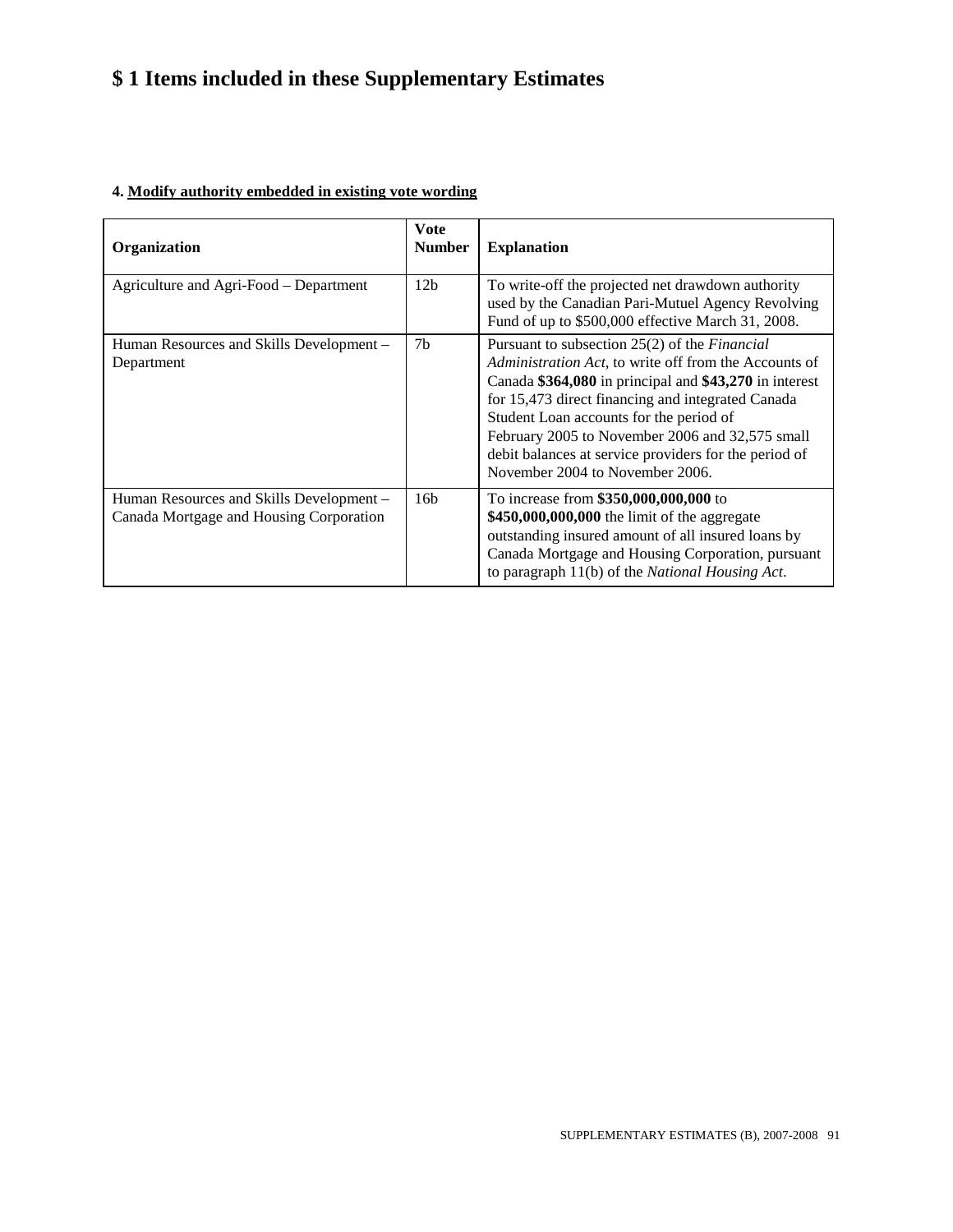# $ 1 Items included in these Supplementary Estimates

**4. Modify authority embedded in existing vote wording**

| Organization | Vote Number | Explanation |
|---|---|---|
| Agriculture and Agri-Food – Department | 12b | To write-off the projected net drawdown authority used by the Canadian Pari-Mutuel Agency Revolving Fund of up to $500,000 effective March 31, 2008. |
| Human Resources and Skills Development – Department | 7b | Pursuant to subsection 25(2) of the *Financial Administration Act*, to write off from the Accounts of Canada **$364,080** in principal and **$43,270** in interest for 15,473 direct financing and integrated Canada Student Loan accounts for the period of February 2005 to November 2006 and 32,575 small debit balances at service providers for the period of November 2004 to November 2006. |
| Human Resources and Skills Development – Canada Mortgage and Housing Corporation | 16b | To increase from **$350,000,000,000** to **$450,000,000,000** the limit of the aggregate outstanding insured amount of all insured loans by Canada Mortgage and Housing Corporation, pursuant to paragraph 11(b) of the *National Housing Act*. |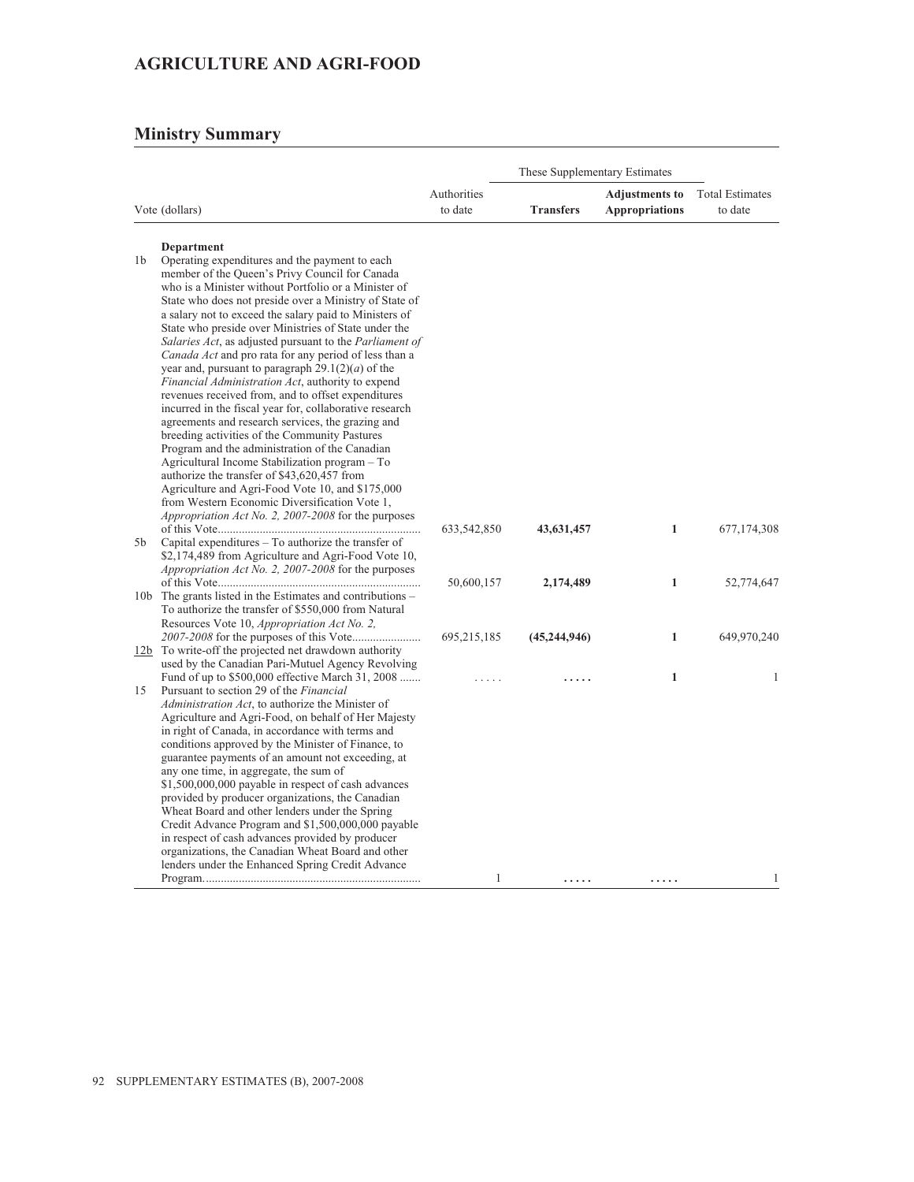# AGRICULTURE AND AGRI-FOOD

## Ministry Summary

| Vote (dollars) | | Authorities to date | These Supplementary Estimates | | Total Estimates to date |
|---|---|---|---|---|---|
| | | | **Transfers** | **Adjustments to Appropriations** | |
| | **Department** | | | | |
| 1b | Operating expenditures and the payment to each member of the Queen's Privy Council for Canada who is a Minister without Portfolio or a Minister of State who does not preside over a Ministry of State of a salary not to exceed the salary paid to Ministers of State who preside over Ministries of State under the *Salaries Act*, as adjusted pursuant to the *Parliament of Canada Act* and pro rata for any period of less than a year and, pursuant to paragraph 29.1(2)(*a*) of the *Financial Administration Act*, authority to expend revenues received from, and to offset expenditures incurred in the fiscal year for, collaborative research agreements and research services, the grazing and breeding activities of the Community Pastures Program and the administration of the Canadian Agricultural Income Stabilization program – To authorize the transfer of $43,620,457 from Agriculture and Agri-Food Vote 10, and $175,000 from Western Economic Diversification Vote 1, *Appropriation Act No. 2, 2007-2008* for the purposes of this Vote | 633,542,850 | **43,631,457** | **1** | 677,174,308 |
| 5b | Capital expenditures – To authorize the transfer of $2,174,489 from Agriculture and Agri-Food Vote 10, *Appropriation Act No. 2, 2007-2008* for the purposes of this Vote | 50,600,157 | **2,174,489** | **1** | 52,774,647 |
| 10b | The grants listed in the Estimates and contributions – To authorize the transfer of $550,000 from Natural Resources Vote 10, *Appropriation Act No. 2, 2007-2008* for the purposes of this Vote | 695,215,185 | **(45,244,946)** | **1** | 649,970,240 |
| 12b | To write-off the projected net drawdown authority used by the Canadian Pari-Mutuel Agency Revolving Fund of up to $500,000 effective March 31, 2008 | ..... | **.....** | **1** | 1 |
| 15 | Pursuant to section 29 of the *Financial Administration Act*, to authorize the Minister of Agriculture and Agri-Food, on behalf of Her Majesty in right of Canada, in accordance with terms and conditions approved by the Minister of Finance, to guarantee payments of an amount not exceeding, at any one time, in aggregate, the sum of $1,500,000,000 payable in respect of cash advances provided by producer organizations, the Canadian Wheat Board and other lenders under the Spring Credit Advance Program and $1,500,000,000 payable in respect of cash advances provided by producer organizations, the Canadian Wheat Board and other lenders under the Enhanced Spring Credit Advance Program | 1 | **.....** | **.....** | 1 |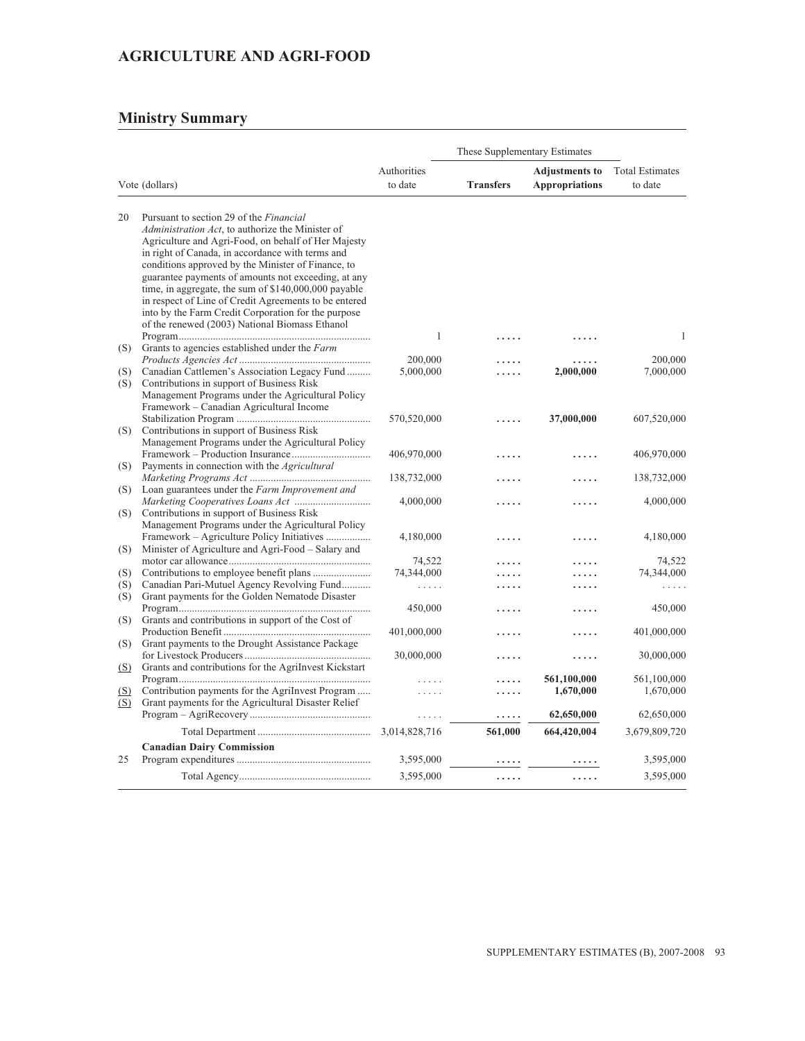## AGRICULTURE AND AGRI-FOOD

## Ministry Summary

| Vote (dollars) | | Authorities to date | These Supplementary Estimates Transfers | Adjustments to Appropriations | Total Estimates to date |
|---|---|---|---|---|---|
| 20 | Pursuant to section 29 of the *Financial Administration Act*, to authorize the Minister of Agriculture and Agri-Food, on behalf of Her Majesty in right of Canada, in accordance with terms and conditions approved by the Minister of Finance, to guarantee payments of amounts not exceeding, at any time, in aggregate, the sum of $140,000,000 payable in respect of Line of Credit Agreements to be entered into by the Farm Credit Corporation for the purpose of the renewed (2003) National Biomass Ethanol Program | 1 | ..... | ..... | 1 |
| (S) | Grants to agencies established under the *Farm Products Agencies Act* | 200,000 | ..... | ..... | 200,000 |
| (S) | Canadian Cattlemen's Association Legacy Fund | 5,000,000 | ..... | **2,000,000** | 7,000,000 |
| (S) | Contributions in support of Business Risk Management Programs under the Agricultural Policy Framework – Canadian Agricultural Income Stabilization Program | 570,520,000 | ..... | **37,000,000** | 607,520,000 |
| (S) | Contributions in support of Business Risk Management Programs under the Agricultural Policy Framework – Production Insurance | 406,970,000 | ..... | ..... | 406,970,000 |
| (S) | Payments in connection with the *Agricultural Marketing Programs Act* | 138,732,000 | ..... | ..... | 138,732,000 |
| (S) | Loan guarantees under the *Farm Improvement and Marketing Cooperatives Loans Act* | 4,000,000 | ..... | ..... | 4,000,000 |
| (S) | Contributions in support of Business Risk Management Programs under the Agricultural Policy Framework – Agriculture Policy Initiatives | 4,180,000 | ..... | ..... | 4,180,000 |
| (S) | Minister of Agriculture and Agri-Food – Salary and motor car allowance | 74,522 | ..... | ..... | 74,522 |
| (S) | Contributions to employee benefit plans | 74,344,000 | ..... | ..... | 74,344,000 |
| (S) | Canadian Pari-Mutuel Agency Revolving Fund | ..... | ..... | ..... | ..... |
| (S) | Grant payments for the Golden Nematode Disaster Program | 450,000 | ..... | ..... | 450,000 |
| (S) | Grants and contributions in support of the Cost of Production Benefit | 401,000,000 | ..... | ..... | 401,000,000 |
| (S) | Grant payments to the Drought Assistance Package for Livestock Producers | 30,000,000 | ..... | ..... | 30,000,000 |
| (S) | Grants and contributions for the AgriInvest Kickstart Program | ..... | ..... | **561,100,000** | 561,100,000 |
| (S) | Contribution payments for the AgriInvest Program | ..... | ..... | **1,670,000** | 1,670,000 |
| (S) | Grant payments for the Agricultural Disaster Relief Program – AgriRecovery | ..... | ..... | **62,650,000** | 62,650,000 |
| | Total Department | 3,014,828,716 | **561,000** | **664,420,004** | 3,679,809,720 |
| | **Canadian Dairy Commission** | | | | |
| 25 | Program expenditures | 3,595,000 | ..... | ..... | 3,595,000 |
| | Total Agency | 3,595,000 | ..... | ..... | 3,595,000 |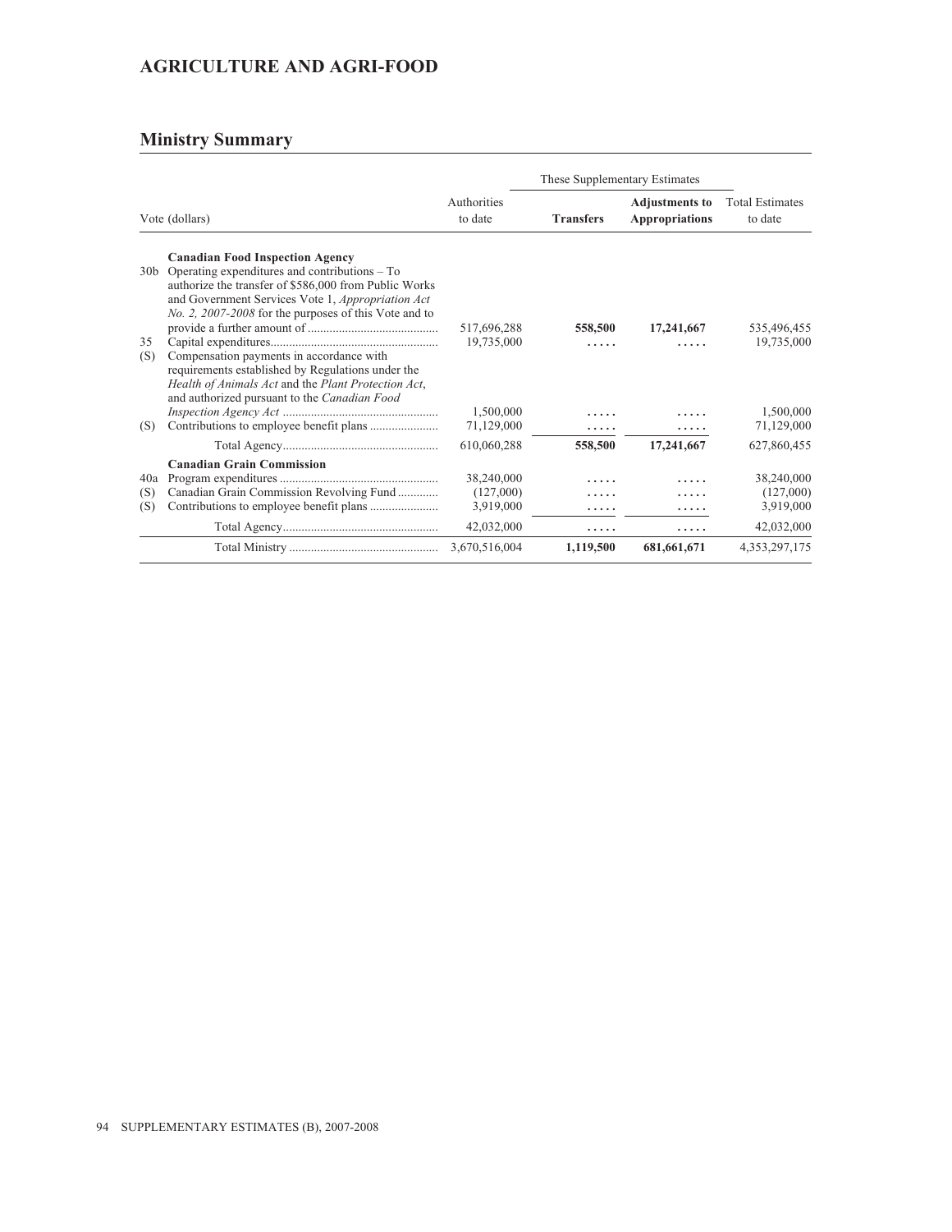# AGRICULTURE AND AGRI-FOOD

## Ministry Summary

| Vote (dollars) | | Authorities to date | These Supplementary Estimates | | Total Estimates to date |
|---|---|---|---|---|---|
| | | | **Transfers** | **Adjustments to Appropriations** | |
| | **Canadian Food Inspection Agency** | | | | |
| 30b | Operating expenditures and contributions – To authorize the transfer of $586,000 from Public Works and Government Services Vote 1, *Appropriation Act No. 2, 2007-2008* for the purposes of this Vote and to provide a further amount of | 517,696,288 | **558,500** | **17,241,667** | 535,496,455 |
| 35 | Capital expenditures | 19,735,000 | ..... | ..... | 19,735,000 |
| (S) | Compensation payments in accordance with requirements established by Regulations under the *Health of Animals Act* and the *Plant Protection Act*, and authorized pursuant to the *Canadian Food Inspection Agency Act* | 1,500,000 | ..... | ..... | 1,500,000 |
| (S) | Contributions to employee benefit plans | 71,129,000 | ..... | ..... | 71,129,000 |
| | Total Agency | 610,060,288 | **558,500** | **17,241,667** | 627,860,455 |
| | **Canadian Grain Commission** | | | | |
| 40a | Program expenditures | 38,240,000 | ..... | ..... | 38,240,000 |
| (S) | Canadian Grain Commission Revolving Fund | (127,000) | ..... | ..... | (127,000) |
| (S) | Contributions to employee benefit plans | 3,919,000 | ..... | ..... | 3,919,000 |
| | Total Agency | 42,032,000 | ..... | ..... | 42,032,000 |
| | Total Ministry | 3,670,516,004 | **1,119,500** | **681,661,671** | 4,353,297,175 |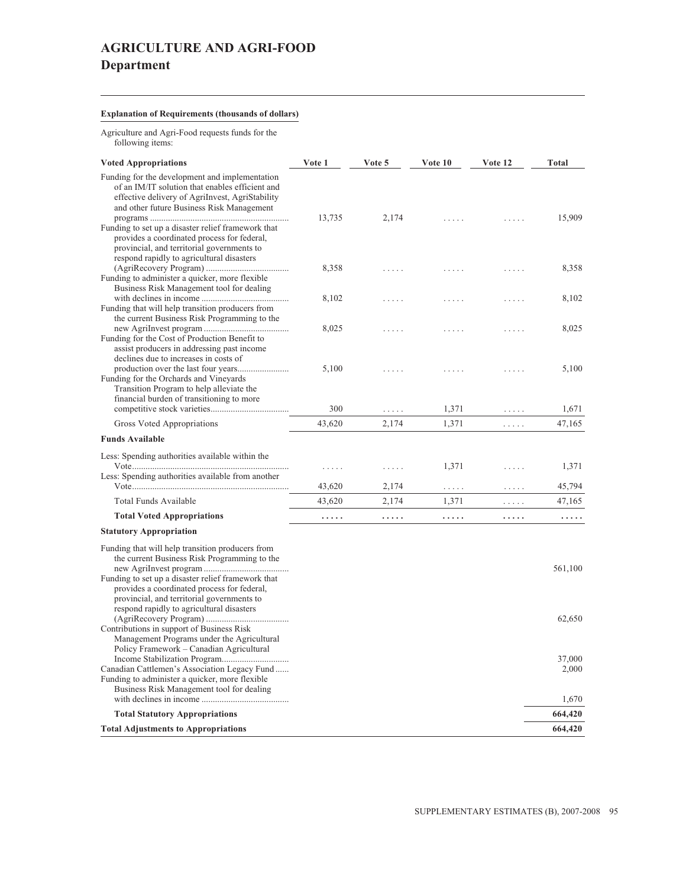# AGRICULTURE AND AGRI-FOOD
## Department

**Explanation of Requirements (thousands of dollars)**

Agriculture and Agri-Food requests funds for the following items:

| Voted Appropriations | Vote 1 | Vote 5 | Vote 10 | Vote 12 | Total |
|---|---|---|---|---|---|
| Funding for the development and implementation of an IM/IT solution that enables efficient and effective delivery of AgriInvest, AgriStability and other future Business Risk Management programs | 13,735 | 2,174 | ..... | ..... | 15,909 |
| Funding to set up a disaster relief framework that provides a coordinated process for federal, provincial, and territorial governments to respond rapidly to agricultural disasters (AgriRecovery Program) | 8,358 | ..... | ..... | ..... | 8,358 |
| Funding to administer a quicker, more flexible Business Risk Management tool for dealing with declines in income | 8,102 | ..... | ..... | ..... | 8,102 |
| Funding that will help transition producers from the current Business Risk Programming to the new AgriInvest program | 8,025 | ..... | ..... | ..... | 8,025 |
| Funding for the Cost of Production Benefit to assist producers in addressing past income declines due to increases in costs of production over the last four years | 5,100 | ..... | ..... | ..... | 5,100 |
| Funding for the Orchards and Vineyards Transition Program to help alleviate the financial burden of transitioning to more competitive stock varieties | 300 | ..... | 1,371 | ..... | 1,671 |
| Gross Voted Appropriations | 43,620 | 2,174 | 1,371 | ..... | 47,165 |
| **Funds Available** | | | | | |
| Less: Spending authorities available within the Vote | ..... | ..... | 1,371 | ..... | 1,371 |
| Less: Spending authorities available from another Vote | 43,620 | 2,174 | ..... | ..... | 45,794 |
| Total Funds Available | 43,620 | 2,174 | 1,371 | ..... | 47,165 |
| **Total Voted Appropriations** | **.....** | **.....** | **.....** | **.....** | **.....** |
| **Statutory Appropriation** | | | | | |
| Funding that will help transition producers from the current Business Risk Programming to the new AgriInvest program | | | | | 561,100 |
| Funding to set up a disaster relief framework that provides a coordinated process for federal, provincial, and territorial governments to respond rapidly to agricultural disasters (AgriRecovery Program) | | | | | 62,650 |
| Contributions in support of Business Risk Management Programs under the Agricultural Policy Framework – Canadian Agricultural Income Stabilization Program | | | | | 37,000 |
| Canadian Cattlemen's Association Legacy Fund | | | | | 2,000 |
| Funding to administer a quicker, more flexible Business Risk Management tool for dealing with declines in income | | | | | 1,670 |
| **Total Statutory Appropriations** | | | | | **664,420** |
| **Total Adjustments to Appropriations** | | | | | **664,420** |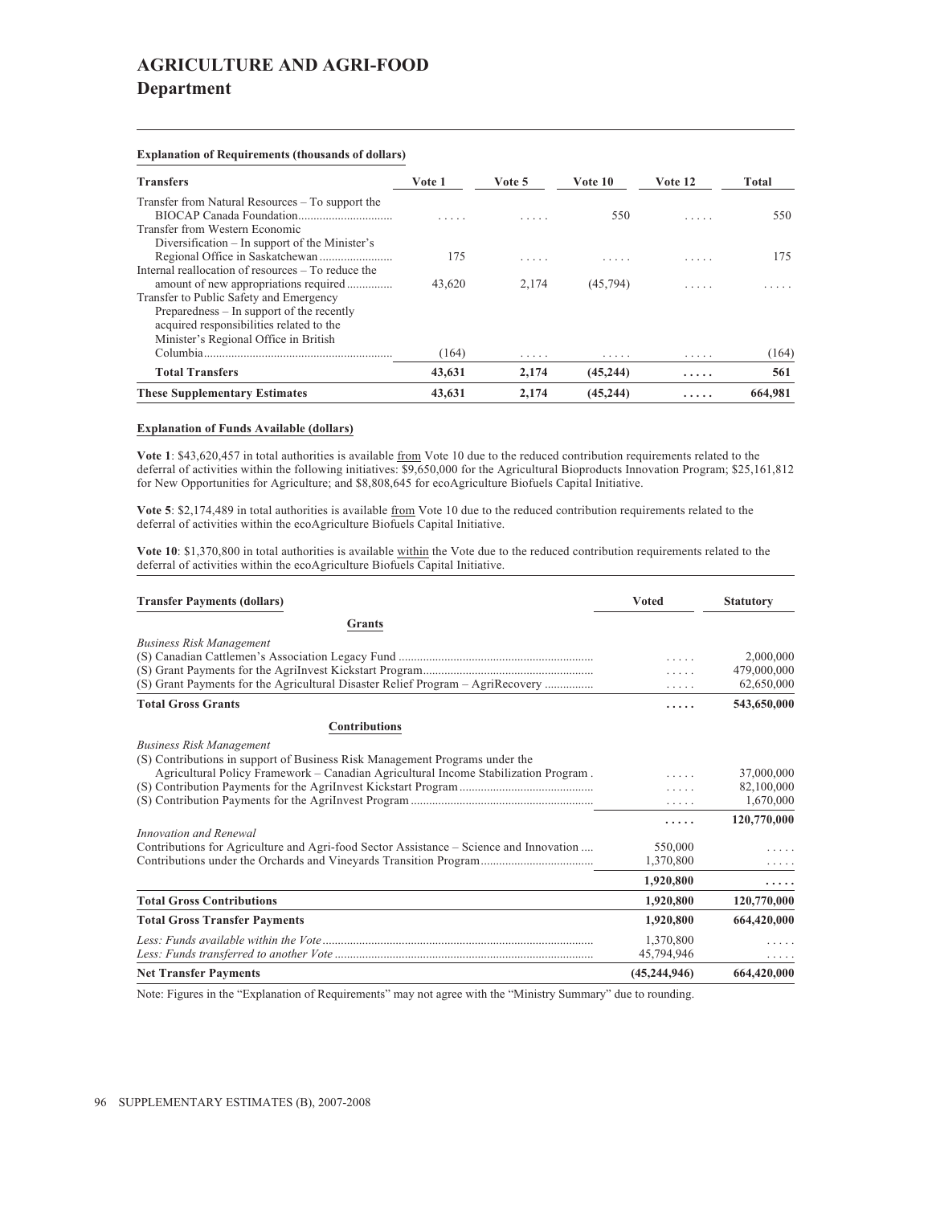# AGRICULTURE AND AGRI-FOOD

## Department

**Explanation of Requirements (thousands of dollars)**

| Transfers | Vote 1 | Vote 5 | Vote 10 | Vote 12 | Total |
|---|---|---|---|---|---|
| Transfer from Natural Resources – To support the BIOCAP Canada Foundation | ..... | ..... | 550 | ..... | 550 |
| Transfer from Western Economic Diversification – In support of the Minister's Regional Office in Saskatchewan | 175 | ..... | ..... | ..... | 175 |
| Internal reallocation of resources – To reduce the amount of new appropriations required | 43,620 | 2,174 | (45,794) | ..... | ..... |
| Transfer to Public Safety and Emergency Preparedness – In support of the recently acquired responsibilities related to the Minister's Regional Office in British Columbia | (164) | ..... | ..... | ..... | (164) |
| **Total Transfers** | **43,631** | **2,174** | **(45,244)** | **.....** | **561** |
| **These Supplementary Estimates** | **43,631** | **2,174** | **(45,244)** | **.....** | **664,981** |

**Explanation of Funds Available (dollars)**

**Vote 1**: $43,620,457 in total authorities is available from Vote 10 due to the reduced contribution requirements related to the deferral of activities within the following initiatives: $9,650,000 for the Agricultural Bioproducts Innovation Program; $25,161,812 for New Opportunities for Agriculture; and $8,808,645 for ecoAgriculture Biofuels Capital Initiative.

**Vote 5**: $2,174,489 in total authorities is available from Vote 10 due to the reduced contribution requirements related to the deferral of activities within the ecoAgriculture Biofuels Capital Initiative.

**Vote 10**: $1,370,800 in total authorities is available within the Vote due to the reduced contribution requirements related to the deferral of activities within the ecoAgriculture Biofuels Capital Initiative.

| Transfer Payments (dollars) | Voted | Statutory |
|---|---|---|
| **Grants** | | |
| *Business Risk Management* | | |
| (S) Canadian Cattlemen's Association Legacy Fund | ..... | 2,000,000 |
| (S) Grant Payments for the AgriInvest Kickstart Program | ..... | 479,000,000 |
| (S) Grant Payments for the Agricultural Disaster Relief Program – AgriRecovery | ..... | 62,650,000 |
| **Total Gross Grants** | **.....** | **543,650,000** |
| **Contributions** | | |
| *Business Risk Management* | | |
| (S) Contributions in support of Business Risk Management Programs under the Agricultural Policy Framework – Canadian Agricultural Income Stabilization Program | ..... | 37,000,000 |
| (S) Contribution Payments for the AgriInvest Kickstart Program | ..... | 82,100,000 |
| (S) Contribution Payments for the AgriInvest Program | ..... | 1,670,000 |
| | **.....** | **120,770,000** |
| *Innovation and Renewal* | | |
| Contributions for Agriculture and Agri-food Sector Assistance – Science and Innovation | 550,000 | ..... |
| Contributions under the Orchards and Vineyards Transition Program | 1,370,800 | ..... |
| | **1,920,800** | **.....** |
| **Total Gross Contributions** | **1,920,800** | **120,770,000** |
| **Total Gross Transfer Payments** | **1,920,800** | **664,420,000** |
| *Less: Funds available within the Vote* | 1,370,800 | ..... |
| *Less: Funds transferred to another Vote* | 45,794,946 | ..... |
| **Net Transfer Payments** | **(45,244,946)** | **664,420,000** |

Note: Figures in the "Explanation of Requirements" may not agree with the "Ministry Summary" due to rounding.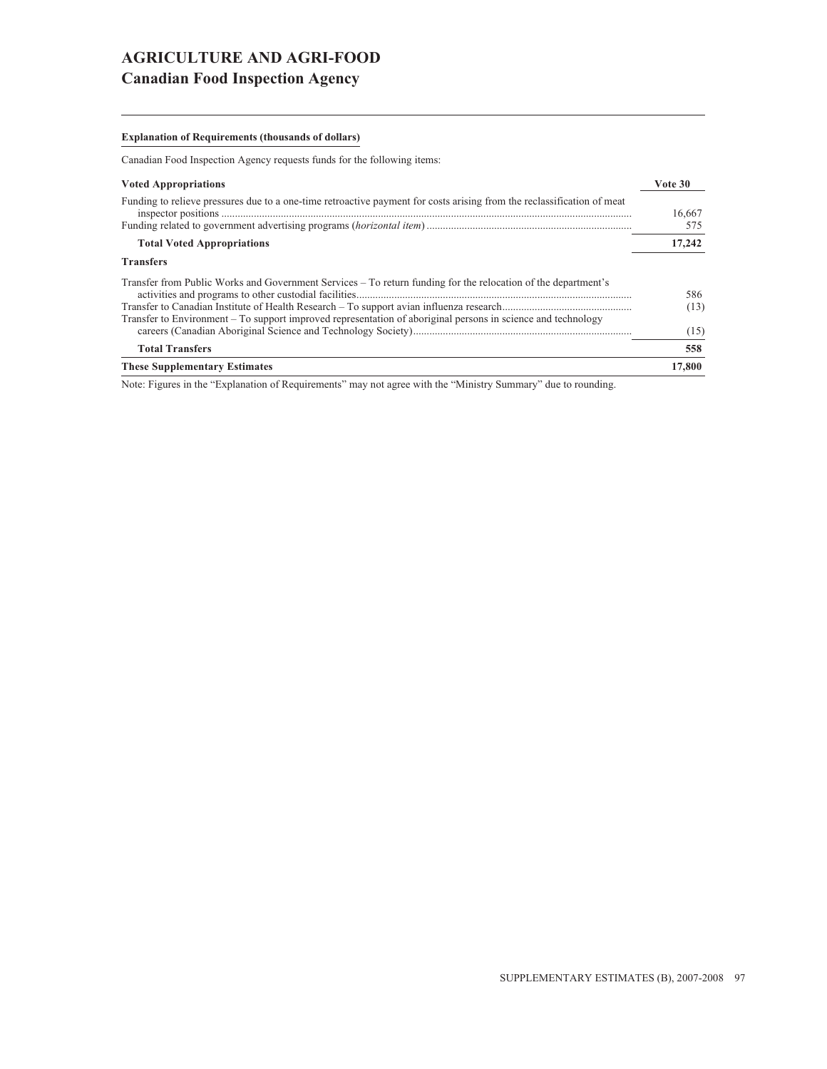# AGRICULTURE AND AGRI-FOOD

## Canadian Food Inspection Agency

**Explanation of Requirements (thousands of dollars)**

Canadian Food Inspection Agency requests funds for the following items:

| **Voted Appropriations** | **Vote 30** |
|---|---|
| Funding to relieve pressures due to a one-time retroactive payment for costs arising from the reclassification of meat inspector positions | 16,667 |
| Funding related to government advertising programs (*horizontal item*) | 575 |
| **Total Voted Appropriations** | **17,242** |
| **Transfers** | |
| Transfer from Public Works and Government Services – To return funding for the relocation of the department's activities and programs to other custodial facilities | 586 |
| Transfer to Canadian Institute of Health Research – To support avian influenza research | (13) |
| Transfer to Environment – To support improved representation of aboriginal persons in science and technology careers (Canadian Aboriginal Science and Technology Society) | (15) |
| **Total Transfers** | **558** |
| **These Supplementary Estimates** | **17,800** |

Note: Figures in the "Explanation of Requirements" may not agree with the "Ministry Summary" due to rounding.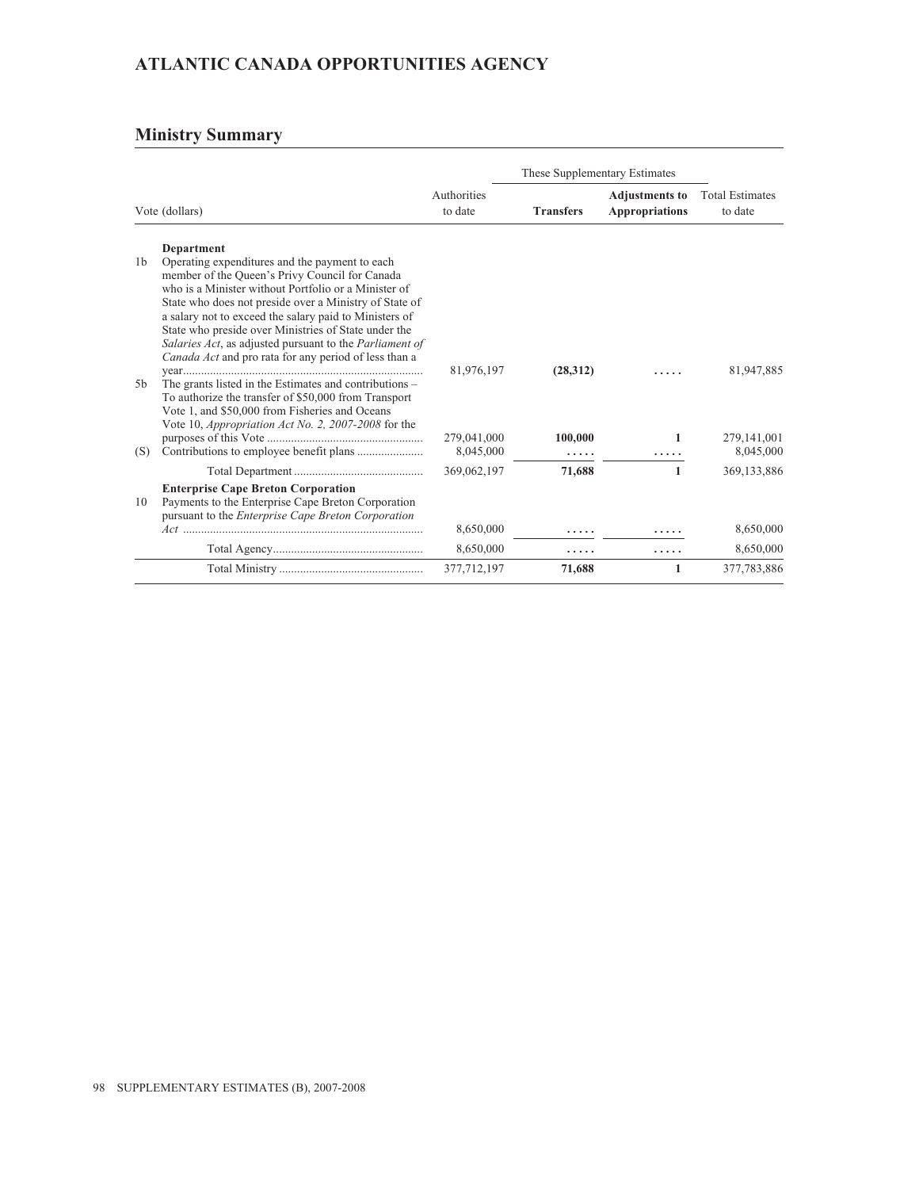# ATLANTIC CANADA OPPORTUNITIES AGENCY

## Ministry Summary

| | Vote (dollars) | Authorities to date | These Supplementary Estimates **Transfers** | **Adjustments to Appropriations** | Total Estimates to date |
|---|---|---|---|---|---|
| | **Department** | | | | |
| 1b | Operating expenditures and the payment to each member of the Queen's Privy Council for Canada who is a Minister without Portfolio or a Minister of State who does not preside over a Ministry of State of a salary not to exceed the salary paid to Ministers of State who preside over Ministries of State under the *Salaries Act*, as adjusted pursuant to the *Parliament of Canada Act* and pro rata for any period of less than a year | 81,976,197 | **(28,312)** | ..... | 81,947,885 |
| 5b | The grants listed in the Estimates and contributions – To authorize the transfer of $50,000 from Transport Vote 1, and $50,000 from Fisheries and Oceans Vote 10, *Appropriation Act No. 2, 2007-2008* for the purposes of this Vote | 279,041,000 | **100,000** | **1** | 279,141,001 |
| (S) | Contributions to employee benefit plans | 8,045,000 | ..... | ..... | 8,045,000 |
| | Total Department | 369,062,197 | **71,688** | **1** | 369,133,886 |
| | **Enterprise Cape Breton Corporation** | | | | |
| 10 | Payments to the Enterprise Cape Breton Corporation pursuant to the *Enterprise Cape Breton Corporation Act* | 8,650,000 | ..... | ..... | 8,650,000 |
| | Total Agency | 8,650,000 | ..... | ..... | 8,650,000 |
| | Total Ministry | 377,712,197 | **71,688** | **1** | 377,783,886 |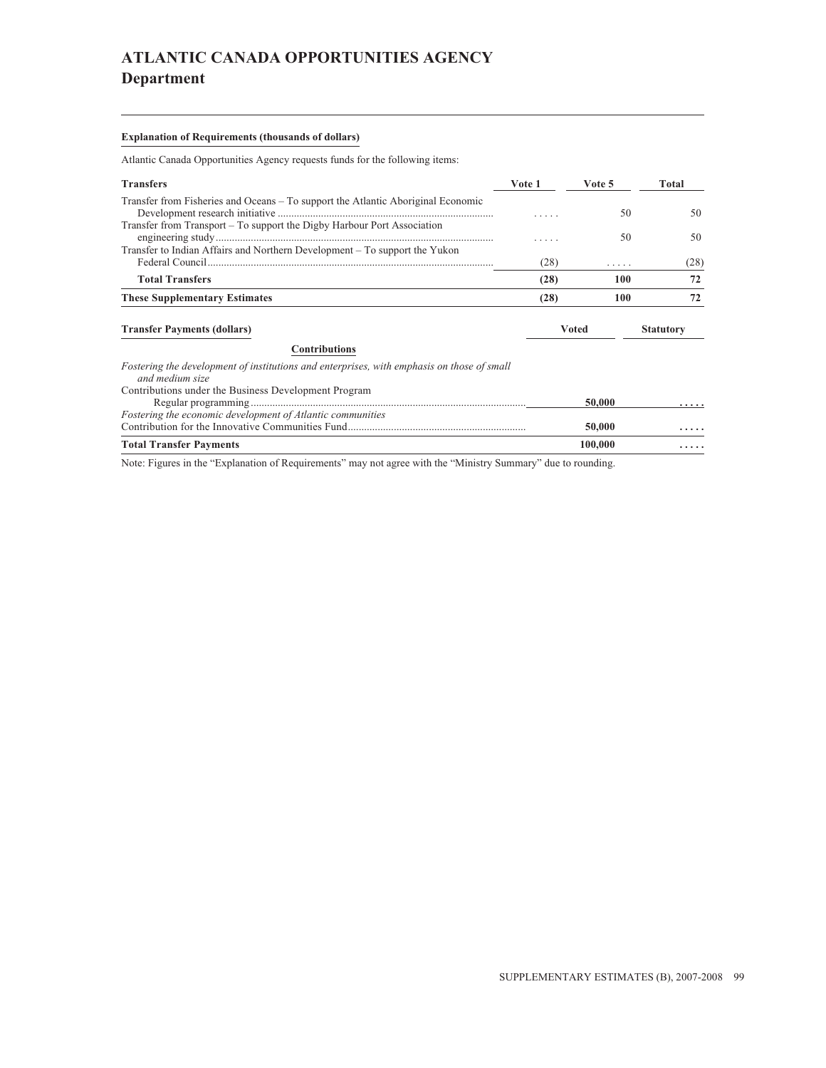# ATLANTIC CANADA OPPORTUNITIES AGENCY
## Department

**Explanation of Requirements (thousands of dollars)**

Atlantic Canada Opportunities Agency requests funds for the following items:

| Transfers | Vote 1 | Vote 5 | Total |
|---|---|---|---|
| Transfer from Fisheries and Oceans – To support the Atlantic Aboriginal Economic Development research initiative | ..... | 50 | 50 |
| Transfer from Transport – To support the Digby Harbour Port Association engineering study | ..... | 50 | 50 |
| Transfer to Indian Affairs and Northern Development – To support the Yukon Federal Council | (28) | ..... | (28) |
| **Total Transfers** | **(28)** | **100** | **72** |
| **These Supplementary Estimates** | **(28)** | **100** | **72** |

| Transfer Payments (dollars) | Voted | Statutory |
|---|---|---|
| **Contributions** | | |
| *Fostering the development of institutions and enterprises, with emphasis on those of small and medium size* | | |
| Contributions under the Business Development Program Regular programming | **50,000** | ..... |
| *Fostering the economic development of Atlantic communities* | | |
| Contribution for the Innovative Communities Fund | **50,000** | ..... |
| **Total Transfer Payments** | **100,000** | ..... |

Note: Figures in the "Explanation of Requirements" may not agree with the "Ministry Summary" due to rounding.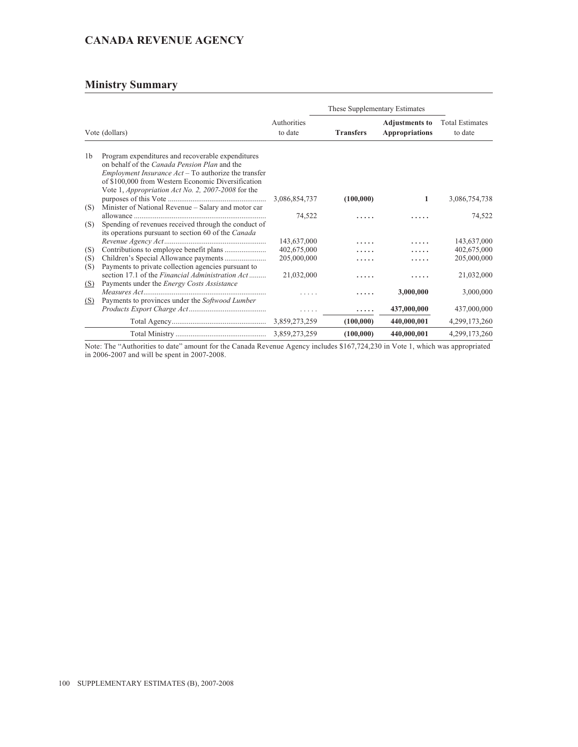## CANADA REVENUE AGENCY

## Ministry Summary

| Vote (dollars) | | Authorities to date | These Supplementary Estimates | | Total Estimates to date |
|---|---|---|---|---|---|
| | | | **Transfers** | **Adjustments to Appropriations** | |
| 1b | Program expenditures and recoverable expenditures on behalf of the *Canada Pension Plan* and the *Employment Insurance Act* – To authorize the transfer of $100,000 from Western Economic Diversification Vote 1, *Appropriation Act No. 2, 2007-2008* for the purposes of this Vote | 3,086,854,737 | **(100,000)** | **1** | 3,086,754,738 |
| (S) | Minister of National Revenue – Salary and motor car allowance | 74,522 | ..... | ..... | 74,522 |
| (S) | Spending of revenues received through the conduct of its operations pursuant to section 60 of the *Canada Revenue Agency Act* | 143,637,000 | ..... | ..... | 143,637,000 |
| (S) | Contributions to employee benefit plans | 402,675,000 | ..... | ..... | 402,675,000 |
| (S) | Children's Special Allowance payments | 205,000,000 | ..... | ..... | 205,000,000 |
| (S) | Payments to private collection agencies pursuant to section 17.1 of the *Financial Administration Act* | 21,032,000 | ..... | ..... | 21,032,000 |
| (S) | Payments under the *Energy Costs Assistance Measures Act* | ..... | ..... | **3,000,000** | 3,000,000 |
| (S) | Payments to provinces under the *Softwood Lumber Products Export Charge Act* | ..... | ..... | **437,000,000** | 437,000,000 |
| | Total Agency | 3,859,273,259 | **(100,000)** | **440,000,001** | 4,299,173,260 |
| | Total Ministry | 3,859,273,259 | **(100,000)** | **440,000,001** | 4,299,173,260 |

Note: The "Authorities to date" amount for the Canada Revenue Agency includes $167,724,230 in Vote 1, which was appropriated in 2006-2007 and will be spent in 2007-2008.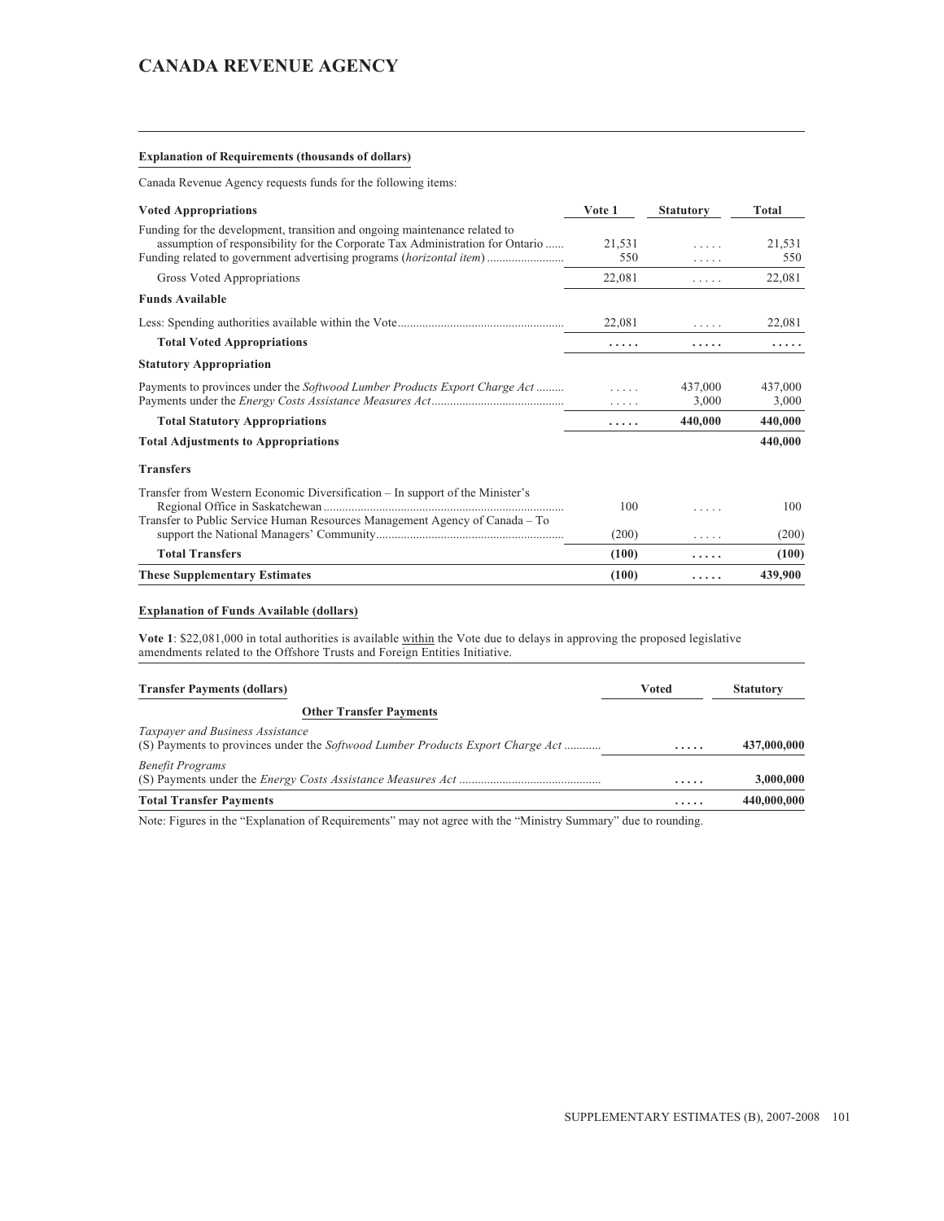## CANADA REVENUE AGENCY

**Explanation of Requirements (thousands of dollars)**

Canada Revenue Agency requests funds for the following items:

| Voted Appropriations | Vote 1 | Statutory | Total |
|---|---|---|---|
| Funding for the development, transition and ongoing maintenance related to assumption of responsibility for the Corporate Tax Administration for Ontario | 21,531 | ..... | 21,531 |
| Funding related to government advertising programs (*horizontal item*) | 550 | ..... | 550 |
| Gross Voted Appropriations | 22,081 | ..... | 22,081 |
| **Funds Available** | | | |
| Less: Spending authorities available within the Vote | 22,081 | ..... | 22,081 |
| **Total Voted Appropriations** | ..... | ..... | ..... |
| **Statutory Appropriation** | | | |
| Payments to provinces under the *Softwood Lumber Products Export Charge Act* | ..... | 437,000 | 437,000 |
| Payments under the *Energy Costs Assistance Measures Act* | ..... | 3,000 | 3,000 |
| **Total Statutory Appropriations** | ..... | **440,000** | **440,000** |
| **Total Adjustments to Appropriations** | | | **440,000** |
| **Transfers** | | | |
| Transfer from Western Economic Diversification – In support of the Minister's Regional Office in Saskatchewan | 100 | ..... | 100 |
| Transfer to Public Service Human Resources Management Agency of Canada – To support the National Managers' Community | (200) | ..... | (200) |
| **Total Transfers** | **(100)** | ..... | **(100)** |
| **These Supplementary Estimates** | **(100)** | ..... | **439,900** |

**Explanation of Funds Available (dollars)**

**Vote 1**: $22,081,000 in total authorities is available within the Vote due to delays in approving the proposed legislative amendments related to the Offshore Trusts and Foreign Entities Initiative.

| Transfer Payments (dollars) | Voted | Statutory |
|---|---|---|
| **Other Transfer Payments** | | |
| *Taxpayer and Business Assistance* | | |
| (S) Payments to provinces under the *Softwood Lumber Products Export Charge Act* | ..... | **437,000,000** |
| *Benefit Programs* | | |
| (S) Payments under the *Energy Costs Assistance Measures Act* | ..... | **3,000,000** |
| **Total Transfer Payments** | ..... | **440,000,000** |

Note: Figures in the "Explanation of Requirements" may not agree with the "Ministry Summary" due to rounding.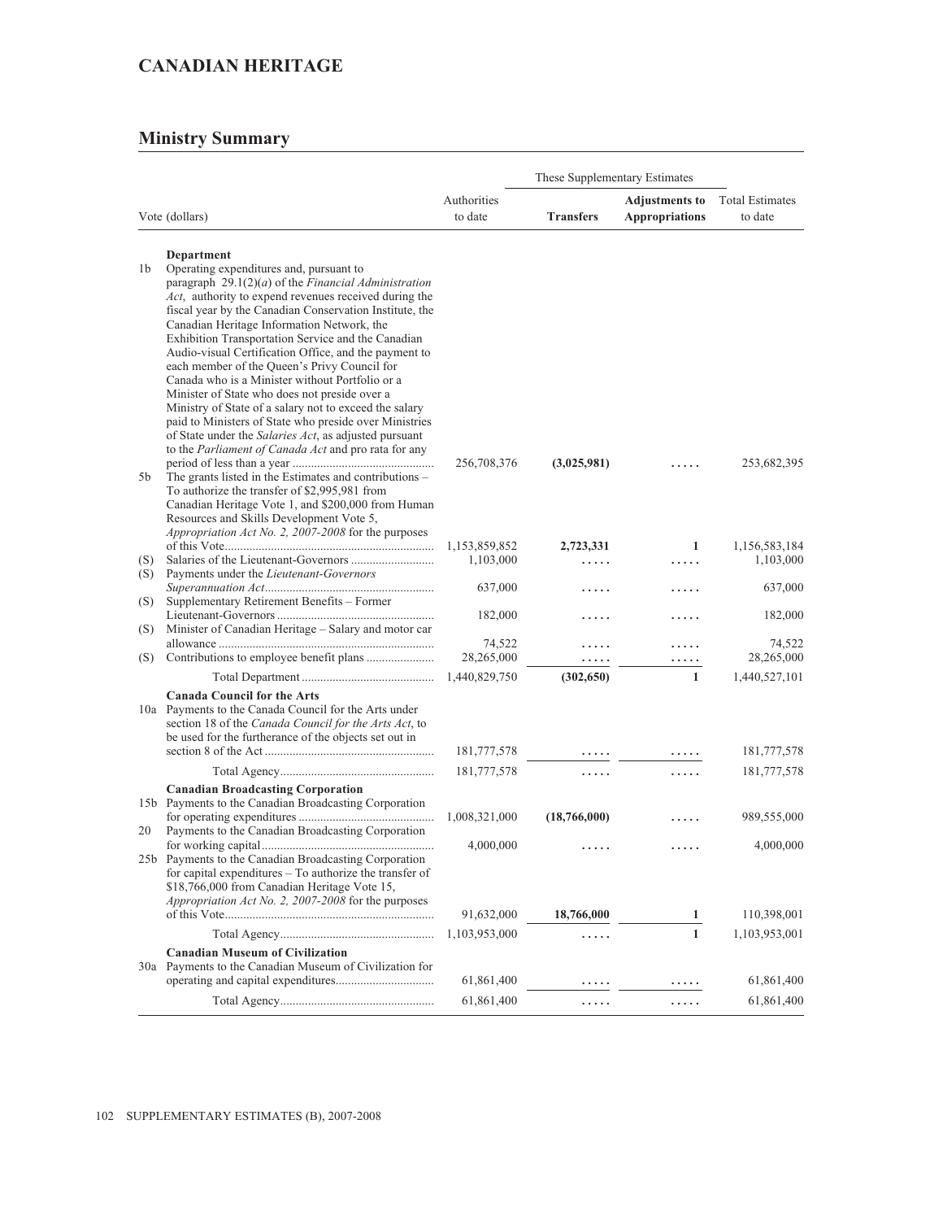# CANADIAN HERITAGE

## Ministry Summary

| | Vote (dollars) | Authorities to date | These Supplementary Estimates | | Total Estimates to date |
|---|---|---|---|---|---|
| | | | **Transfers** | **Adjustments to Appropriations** | |
| | **Department** | | | | |
| 1b | Operating expenditures and, pursuant to paragraph 29.1(2)(*a*) of the *Financial Administration Act*, authority to expend revenues received during the fiscal year by the Canadian Conservation Institute, the Canadian Heritage Information Network, the Exhibition Transportation Service and the Canadian Audio-visual Certification Office, and the payment to each member of the Queen's Privy Council for Canada who is a Minister without Portfolio or a Minister of State who does not preside over a Ministry of State of a salary not to exceed the salary paid to Ministers of State who preside over Ministries of State under the *Salaries Act*, as adjusted pursuant to the *Parliament of Canada Act* and pro rata for any period of less than a year | 256,708,376 | **(3,025,981)** | ..... | 253,682,395 |
| 5b | The grants listed in the Estimates and contributions – To authorize the transfer of $2,995,981 from Canadian Heritage Vote 1, and $200,000 from Human Resources and Skills Development Vote 5, *Appropriation Act No. 2, 2007-2008* for the purposes of this Vote | 1,153,859,852 | **2,723,331** | **1** | 1,156,583,184 |
| (S) | Salaries of the Lieutenant-Governors | 1,103,000 | ..... | ..... | 1,103,000 |
| (S) | Payments under the *Lieutenant-Governors Superannuation Act* | 637,000 | ..... | ..... | 637,000 |
| (S) | Supplementary Retirement Benefits – Former Lieutenant-Governors | 182,000 | ..... | ..... | 182,000 |
| (S) | Minister of Canadian Heritage – Salary and motor car allowance | 74,522 | ..... | ..... | 74,522 |
| (S) | Contributions to employee benefit plans | 28,265,000 | ..... | ..... | 28,265,000 |
| | Total Department | 1,440,829,750 | **(302,650)** | **1** | 1,440,527,101 |
| | **Canada Council for the Arts** | | | | |
| 10a | Payments to the Canada Council for the Arts under section 18 of the *Canada Council for the Arts Act*, to be used for the furtherance of the objects set out in section 8 of the Act | 181,777,578 | ..... | ..... | 181,777,578 |
| | Total Agency | 181,777,578 | ..... | ..... | 181,777,578 |
| | **Canadian Broadcasting Corporation** | | | | |
| 15b | Payments to the Canadian Broadcasting Corporation for operating expenditures | 1,008,321,000 | **(18,766,000)** | ..... | 989,555,000 |
| 20 | Payments to the Canadian Broadcasting Corporation for working capital | 4,000,000 | ..... | ..... | 4,000,000 |
| 25b | Payments to the Canadian Broadcasting Corporation for capital expenditures – To authorize the transfer of $18,766,000 from Canadian Heritage Vote 15, *Appropriation Act No. 2, 2007-2008* for the purposes of this Vote | 91,632,000 | **18,766,000** | **1** | 110,398,001 |
| | Total Agency | 1,103,953,000 | ..... | **1** | 1,103,953,001 |
| | **Canadian Museum of Civilization** | | | | |
| 30a | Payments to the Canadian Museum of Civilization for operating and capital expenditures | 61,861,400 | ..... | ..... | 61,861,400 |
| | Total Agency | 61,861,400 | ..... | ..... | 61,861,400 |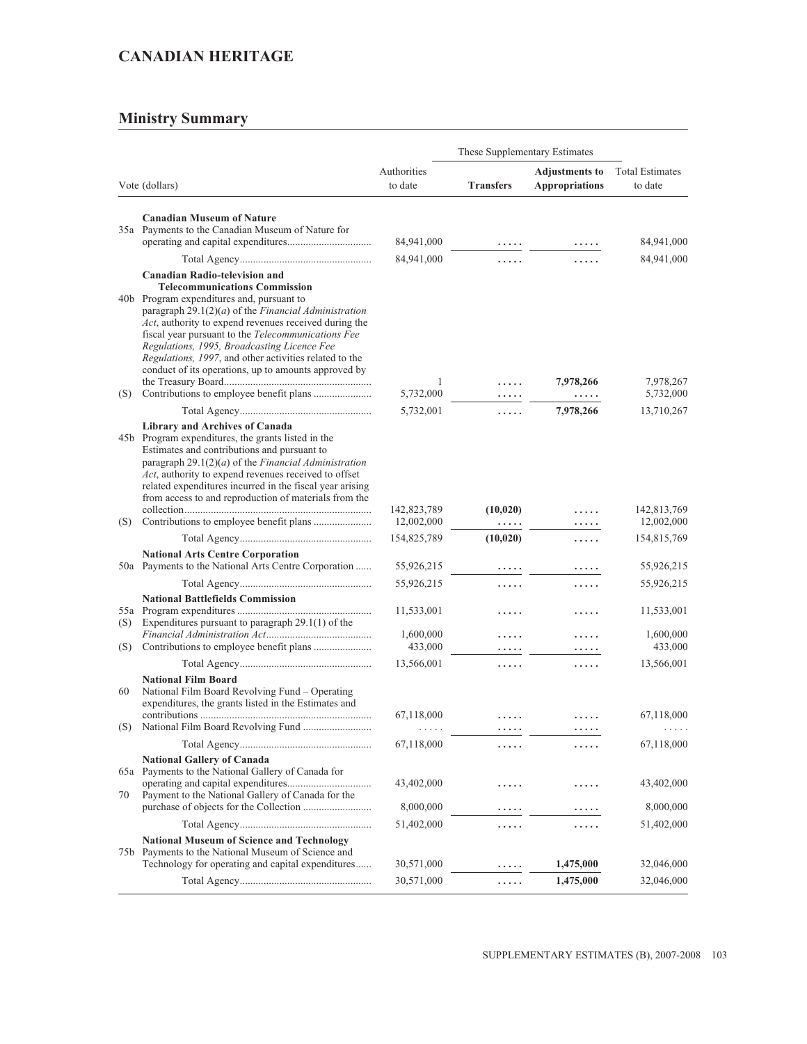## CANADIAN HERITAGE

### Ministry Summary

| Vote (dollars) | | Authorities to date | These Supplementary Estimates | | Total Estimates to date |
|---|---|---|---|---|---|
| | | | **Transfers** | **Adjustments to Appropriations** | |
| | **Canadian Museum of Nature** | | | | |
| 35a | Payments to the Canadian Museum of Nature for operating and capital expenditures | 84,941,000 | ..... | ..... | 84,941,000 |
| | Total Agency | 84,941,000 | ..... | ..... | 84,941,000 |
| | **Canadian Radio-television and Telecommunications Commission** | | | | |
| 40b | Program expenditures and, pursuant to paragraph 29.1(2)(*a*) of the *Financial Administration Act*, authority to expend revenues received during the fiscal year pursuant to the *Telecommunications Fee Regulations, 1995, Broadcasting Licence Fee Regulations, 1997*, and other activities related to the conduct of its operations, up to amounts approved by the Treasury Board | 1 | ..... | **7,978,266** | 7,978,267 |
| (S) | Contributions to employee benefit plans | 5,732,000 | ..... | ..... | 5,732,000 |
| | Total Agency | 5,732,001 | ..... | **7,978,266** | 13,710,267 |
| | **Library and Archives of Canada** | | | | |
| 45b | Program expenditures, the grants listed in the Estimates and contributions and pursuant to paragraph 29.1(2)(*a*) of the *Financial Administration Act*, authority to expend revenues received to offset related expenditures incurred in the fiscal year arising from access to and reproduction of materials from the collection | 142,823,789 | **(10,020)** | ..... | 142,813,769 |
| (S) | Contributions to employee benefit plans | 12,002,000 | ..... | ..... | 12,002,000 |
| | Total Agency | 154,825,789 | **(10,020)** | ..... | 154,815,769 |
| | **National Arts Centre Corporation** | | | | |
| 50a | Payments to the National Arts Centre Corporation | 55,926,215 | ..... | ..... | 55,926,215 |
| | Total Agency | 55,926,215 | ..... | ..... | 55,926,215 |
| | **National Battlefields Commission** | | | | |
| 55a | Program expenditures | 11,533,001 | ..... | ..... | 11,533,001 |
| (S) | Expenditures pursuant to paragraph 29.1(1) of the *Financial Administration Act* | 1,600,000 | ..... | ..... | 1,600,000 |
| (S) | Contributions to employee benefit plans | 433,000 | ..... | ..... | 433,000 |
| | Total Agency | 13,566,001 | ..... | ..... | 13,566,001 |
| | **National Film Board** | | | | |
| 60 | National Film Board Revolving Fund – Operating expenditures, the grants listed in the Estimates and contributions | 67,118,000 | ..... | ..... | 67,118,000 |
| (S) | National Film Board Revolving Fund | ..... | ..... | ..... | ..... |
| | Total Agency | 67,118,000 | ..... | ..... | 67,118,000 |
| | **National Gallery of Canada** | | | | |
| 65a | Payments to the National Gallery of Canada for operating and capital expenditures | 43,402,000 | ..... | ..... | 43,402,000 |
| 70 | Payment to the National Gallery of Canada for the purchase of objects for the Collection | 8,000,000 | ..... | ..... | 8,000,000 |
| | Total Agency | 51,402,000 | ..... | ..... | 51,402,000 |
| | **National Museum of Science and Technology** | | | | |
| 75b | Payments to the National Museum of Science and Technology for operating and capital expenditures | 30,571,000 | ..... | **1,475,000** | 32,046,000 |
| | Total Agency | 30,571,000 | ..... | **1,475,000** | 32,046,000 |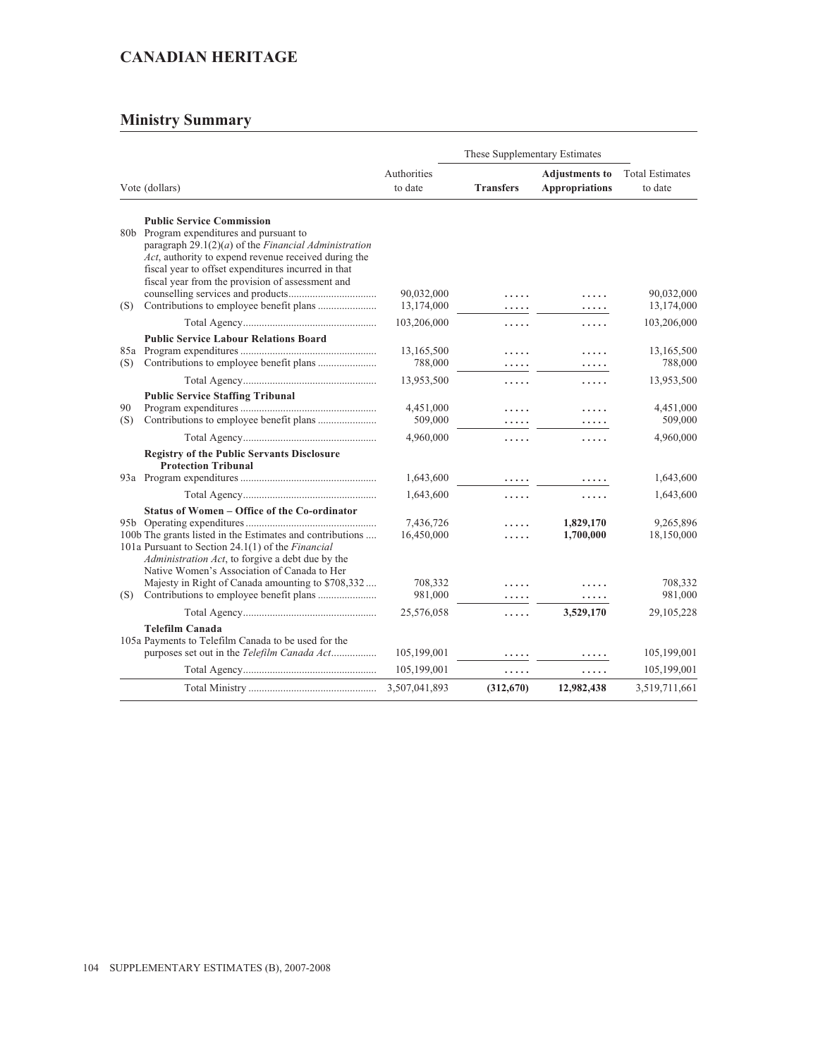# CANADIAN HERITAGE

## Ministry Summary

| Vote (dollars) | | Authorities to date | These Supplementary Estimates | | Total Estimates to date |
|---|---|---|---|---|---|
| | | | **Transfers** | **Adjustments to Appropriations** | |
| | **Public Service Commission** | | | | |
| 80b | Program expenditures and pursuant to paragraph 29.1(2)(*a*) of the *Financial Administration Act*, authority to expend revenue received during the fiscal year to offset expenditures incurred in that fiscal year from the provision of assessment and counselling services and products | 90,032,000 | ..... | ..... | 90,032,000 |
| (S) | Contributions to employee benefit plans | 13,174,000 | ..... | ..... | 13,174,000 |
| | Total Agency | 103,206,000 | ..... | ..... | 103,206,000 |
| | **Public Service Labour Relations Board** | | | | |
| 85a | Program expenditures | 13,165,500 | ..... | ..... | 13,165,500 |
| (S) | Contributions to employee benefit plans | 788,000 | ..... | ..... | 788,000 |
| | Total Agency | 13,953,500 | ..... | ..... | 13,953,500 |
| | **Public Service Staffing Tribunal** | | | | |
| 90 | Program expenditures | 4,451,000 | ..... | ..... | 4,451,000 |
| (S) | Contributions to employee benefit plans | 509,000 | ..... | ..... | 509,000 |
| | Total Agency | 4,960,000 | ..... | ..... | 4,960,000 |
| | **Registry of the Public Servants Disclosure Protection Tribunal** | | | | |
| 93a | Program expenditures | 1,643,600 | ..... | ..... | 1,643,600 |
| | Total Agency | 1,643,600 | ..... | ..... | 1,643,600 |
| | **Status of Women – Office of the Co-ordinator** | | | | |
| 95b | Operating expenditures | 7,436,726 | ..... | **1,829,170** | 9,265,896 |
| 100b | The grants listed in the Estimates and contributions | 16,450,000 | ..... | **1,700,000** | 18,150,000 |
| 101a | Pursuant to Section 24.1(1) of the *Financial Administration Act*, to forgive a debt due by the Native Women's Association of Canada to Her Majesty in Right of Canada amounting to $708,332 | 708,332 | ..... | ..... | 708,332 |
| (S) | Contributions to employee benefit plans | 981,000 | ..... | ..... | 981,000 |
| | Total Agency | 25,576,058 | ..... | **3,529,170** | 29,105,228 |
| | **Telefilm Canada** | | | | |
| 105a | Payments to Telefilm Canada to be used for the purposes set out in the *Telefilm Canada Act* | 105,199,001 | ..... | ..... | 105,199,001 |
| | Total Agency | 105,199,001 | ..... | ..... | 105,199,001 |
| | Total Ministry | 3,507,041,893 | **(312,670)** | **12,982,438** | 3,519,711,661 |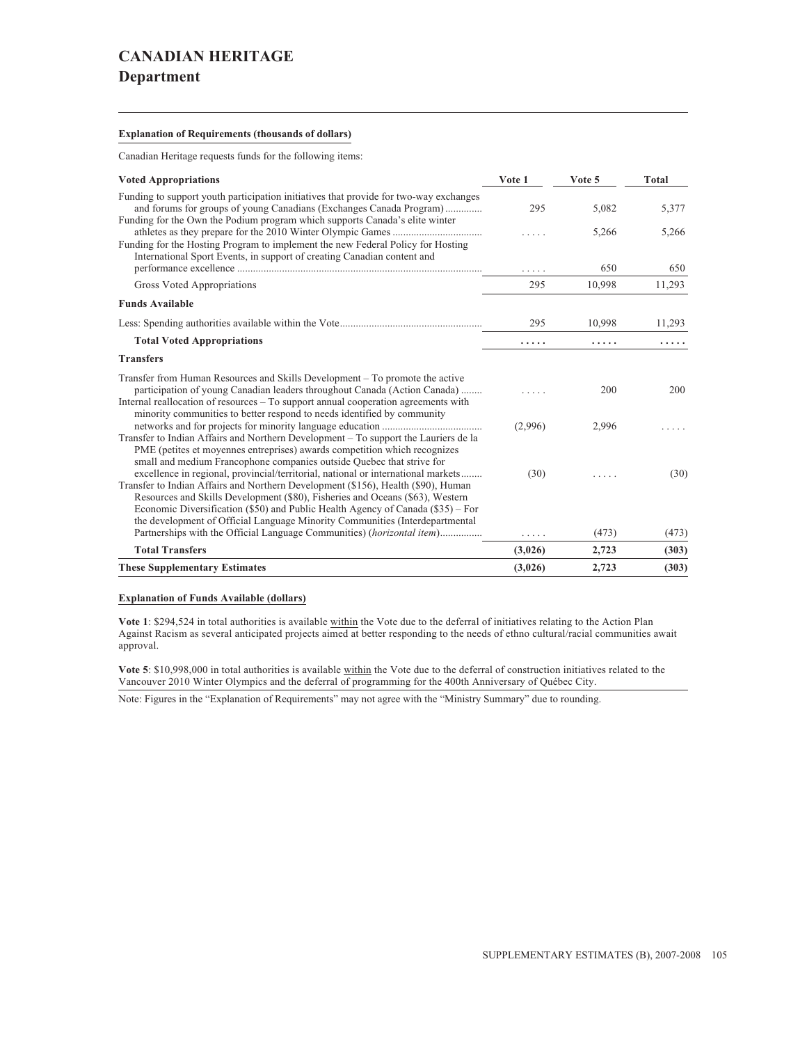# CANADIAN HERITAGE

## Department

**Explanation of Requirements (thousands of dollars)**

Canadian Heritage requests funds for the following items:

| Voted Appropriations | Vote 1 | Vote 5 | Total |
|---|---|---|---|
| Funding to support youth participation initiatives that provide for two-way exchanges and forums for groups of young Canadians (Exchanges Canada Program) | 295 | 5,082 | 5,377 |
| Funding for the Own the Podium program which supports Canada's elite winter athletes as they prepare for the 2010 Winter Olympic Games | ..... | 5,266 | 5,266 |
| Funding for the Hosting Program to implement the new Federal Policy for Hosting International Sport Events, in support of creating Canadian content and performance excellence | ..... | 650 | 650 |
| Gross Voted Appropriations | 295 | 10,998 | 11,293 |
| **Funds Available** | | | |
| Less: Spending authorities available within the Vote | 295 | 10,998 | 11,293 |
| **Total Voted Appropriations** | **.....** | **.....** | **.....** |
| **Transfers** | | | |
| Transfer from Human Resources and Skills Development – To promote the active participation of young Canadian leaders throughout Canada (Action Canada) | ..... | 200 | 200 |
| Internal reallocation of resources – To support annual cooperation agreements with minority communities to better respond to needs identified by community networks and for projects for minority language education | (2,996) | 2,996 | ..... |
| Transfer to Indian Affairs and Northern Development – To support the Lauriers de la PME (petites et moyennes entreprises) awards competition which recognizes small and medium Francophone companies outside Quebec that strive for excellence in regional, provincial/territorial, national or international markets | (30) | ..... | (30) |
| Transfer to Indian Affairs and Northern Development ($156), Health ($90), Human Resources and Skills Development ($80), Fisheries and Oceans ($63), Western Economic Diversification ($50) and Public Health Agency of Canada ($35) – For the development of Official Language Minority Communities (Interdepartmental Partnerships with the Official Language Communities) (*horizontal item*) | ..... | (473) | (473) |
| **Total Transfers** | **(3,026)** | **2,723** | **(303)** |
| **These Supplementary Estimates** | **(3,026)** | **2,723** | **(303)** |

**Explanation of Funds Available (dollars)**

**Vote 1**: $294,524 in total authorities is available within the Vote due to the deferral of initiatives relating to the Action Plan Against Racism as several anticipated projects aimed at better responding to the needs of ethno cultural/racial communities await approval.

**Vote 5**: $10,998,000 in total authorities is available within the Vote due to the deferral of construction initiatives related to the Vancouver 2010 Winter Olympics and the deferral of programming for the 400th Anniversary of Québec City.

Note: Figures in the "Explanation of Requirements" may not agree with the "Ministry Summary" due to rounding.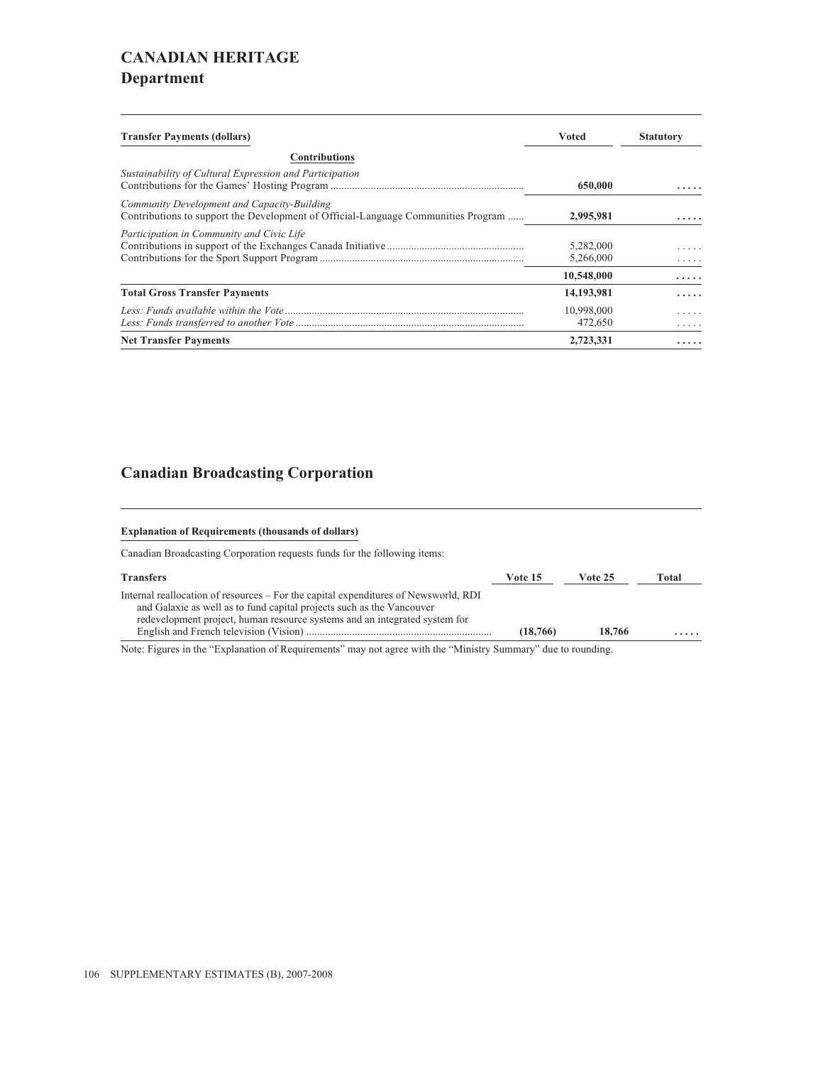# CANADIAN HERITAGE

## Department

| Transfer Payments (dollars) | Voted | Statutory |
|---|---|---|
| **Contributions** | | |
| *Sustainability of Cultural Expression and Participation* | | |
| Contributions for the Games' Hosting Program | **650,000** | **.....** |
| *Community Development and Capacity-Building* | | |
| Contributions to support the Development of Official-Language Communities Program | **2,995,981** | **.....** |
| *Participation in Community and Civic Life* | | |
| Contributions in support of the Exchanges Canada Initiative | 5,282,000 | ..... |
| Contributions for the Sport Support Program | 5,266,000 | ..... |
| | **10,548,000** | **.....** |
| **Total Gross Transfer Payments** | **14,193,981** | **.....** |
| *Less: Funds available within the Vote* | 10,998,000 | ..... |
| *Less: Funds transferred to another Vote* | 472,650 | ..... |
| **Net Transfer Payments** | **2,723,331** | **.....** |

## Canadian Broadcasting Corporation

**Explanation of Requirements (thousands of dollars)**

Canadian Broadcasting Corporation requests funds for the following items:

| Transfers | Vote 15 | Vote 25 | Total |
|---|---|---|---|
| Internal reallocation of resources – For the capital expenditures of Newsworld, RDI and Galaxie as well as to fund capital projects such as the Vancouver redevelopment project, human resource systems and an integrated system for English and French television (Vision) | **(18,766)** | **18,766** | **.....** |

Note: Figures in the "Explanation of Requirements" may not agree with the "Ministry Summary" due to rounding.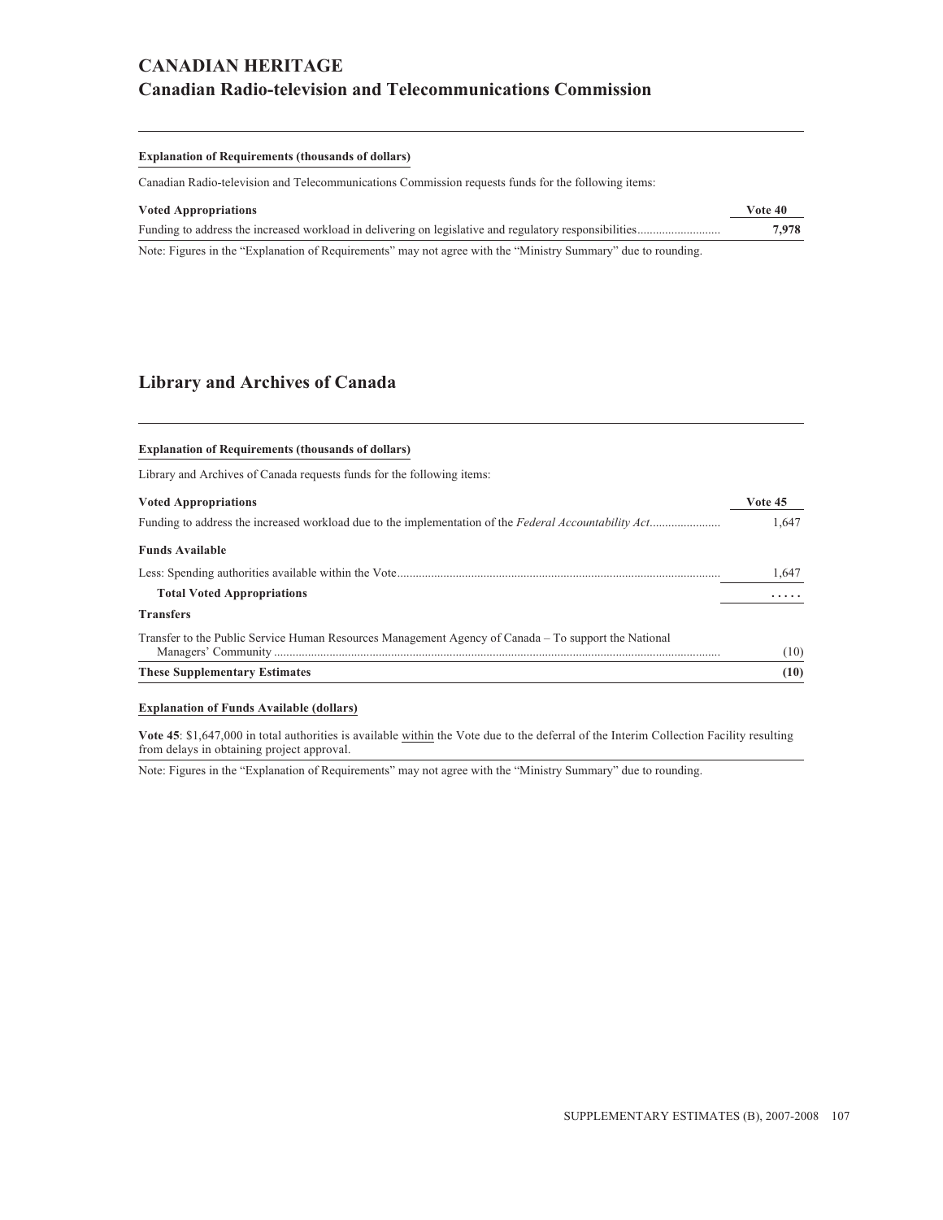# CANADIAN HERITAGE

## Canadian Radio-television and Telecommunications Commission

**Explanation of Requirements (thousands of dollars)**

Canadian Radio-television and Telecommunications Commission requests funds for the following items:

| Voted Appropriations | Vote 40 |
|---|---|
| Funding to address the increased workload in delivering on legislative and regulatory responsibilities | **7,978** |

Note: Figures in the "Explanation of Requirements" may not agree with the "Ministry Summary" due to rounding.

## Library and Archives of Canada

**Explanation of Requirements (thousands of dollars)**

Library and Archives of Canada requests funds for the following items:

| Voted Appropriations | Vote 45 |
|---|---|
| Funding to address the increased workload due to the implementation of the *Federal Accountability Act* | 1,647 |
| **Funds Available** | |
| Less: Spending authorities available within the Vote | 1,647 |
| **Total Voted Appropriations** | ..... |
| **Transfers** | |
| Transfer to the Public Service Human Resources Management Agency of Canada – To support the National Managers' Community | (10) |
| **These Supplementary Estimates** | **(10)** |

**Explanation of Funds Available (dollars)**

**Vote 45**: $1,647,000 in total authorities is available within the Vote due to the deferral of the Interim Collection Facility resulting from delays in obtaining project approval.

Note: Figures in the "Explanation of Requirements" may not agree with the "Ministry Summary" due to rounding.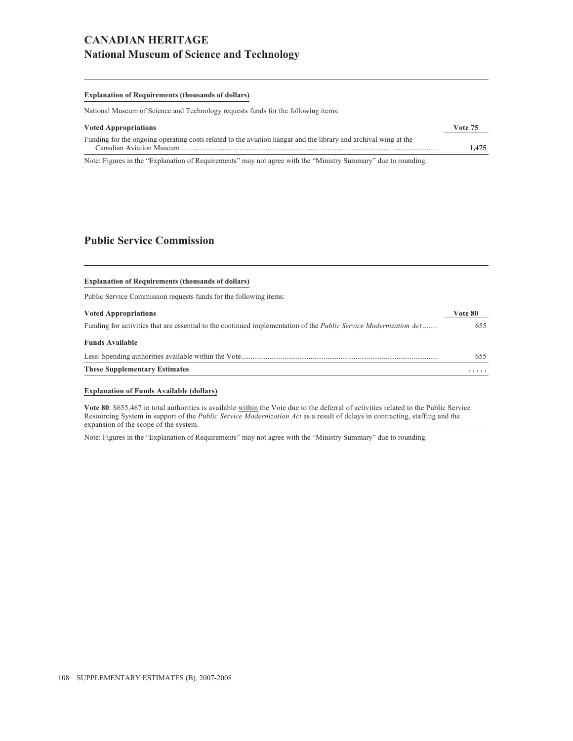# CANADIAN HERITAGE
## National Museum of Science and Technology

**Explanation of Requirements (thousands of dollars)**

National Museum of Science and Technology requests funds for the following items:

| **Voted Appropriations** | **Vote 75** |
|---|---|
| Funding for the ongoing operating costs related to the aviation hangar and the library and archival wing at the Canadian Aviation Museum | **1,475** |

Note: Figures in the "Explanation of Requirements" may not agree with the "Ministry Summary" due to rounding.

## Public Service Commission

**Explanation of Requirements (thousands of dollars)**

Public Service Commission requests funds for the following items:

| **Voted Appropriations** | **Vote 80** |
|---|---|
| Funding for activities that are essential to the continued implementation of the *Public Service Modernization Act* | 655 |
| **Funds Available** | |
| Less: Spending authorities available within the Vote | 655 |
| **These Supplementary Estimates** | **.....** |

**Explanation of Funds Available (dollars)**

**Vote 80**: $655,467 in total authorities is available within the Vote due to the deferral of activities related to the Public Service Resourcing System in support of the *Public Service Modernization Act* as a result of delays in contracting, staffing and the expansion of the scope of the system.

Note: Figures in the "Explanation of Requirements" may not agree with the "Ministry Summary" due to rounding.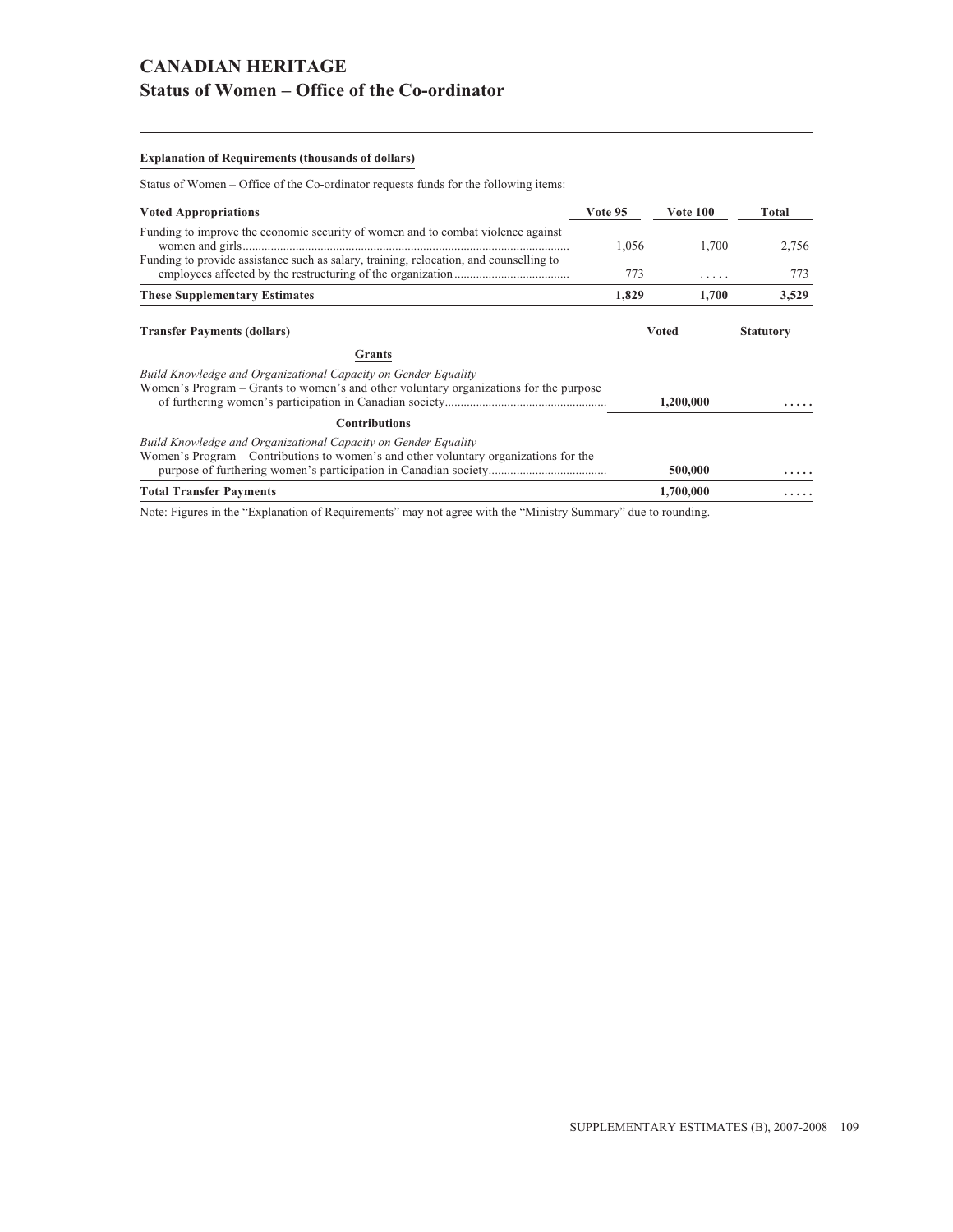# CANADIAN HERITAGE
## Status of Women – Office of the Co-ordinator

**Explanation of Requirements (thousands of dollars)**

Status of Women – Office of the Co-ordinator requests funds for the following items:

| Voted Appropriations | Vote 95 | Vote 100 | Total |
|---|---|---|---|
| Funding to improve the economic security of women and to combat violence against women and girls | 1,056 | 1,700 | 2,756 |
| Funding to provide assistance such as salary, training, relocation, and counselling to employees affected by the restructuring of the organization | 773 | ..... | 773 |
| **These Supplementary Estimates** | **1,829** | **1,700** | **3,529** |

| Transfer Payments (dollars) | Voted | Statutory |
|---|---|---|
| **Grants** | | |
| *Build Knowledge and Organizational Capacity on Gender Equality* | | |
| Women's Program – Grants to women's and other voluntary organizations for the purpose of furthering women's participation in Canadian society | **1,200,000** | ..... |
| **Contributions** | | |
| *Build Knowledge and Organizational Capacity on Gender Equality* | | |
| Women's Program – Contributions to women's and other voluntary organizations for the purpose of furthering women's participation in Canadian society | **500,000** | ..... |
| **Total Transfer Payments** | **1,700,000** | ..... |

Note: Figures in the "Explanation of Requirements" may not agree with the "Ministry Summary" due to rounding.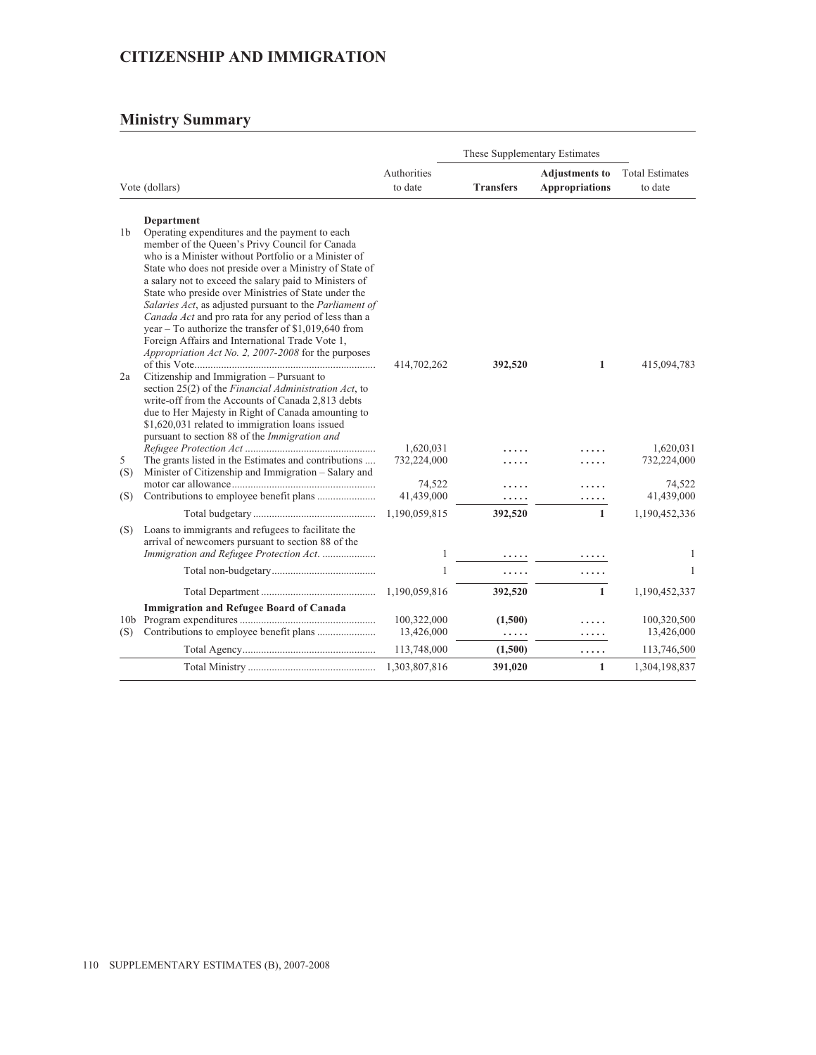# CITIZENSHIP AND IMMIGRATION

## Ministry Summary

| | Vote (dollars) | Authorities to date | These Supplementary Estimates | | Total Estimates to date |
|---|---|---|---|---|---|
| | | | **Transfers** | **Adjustments to Appropriations** | |
| | **Department** | | | | |
| 1b | Operating expenditures and the payment to each member of the Queen's Privy Council for Canada who is a Minister without Portfolio or a Minister of State who does not preside over a Ministry of State of a salary not to exceed the salary paid to Ministers of State who preside over Ministries of State under the *Salaries Act*, as adjusted pursuant to the *Parliament of Canada Act* and pro rata for any period of less than a year – To authorize the transfer of $1,019,640 from Foreign Affairs and International Trade Vote 1, *Appropriation Act No. 2, 2007-2008* for the purposes of this Vote | 414,702,262 | **392,520** | **1** | 415,094,783 |
| 2a | Citizenship and Immigration – Pursuant to section 25(2) of the *Financial Administration Act*, to write-off from the Accounts of Canada 2,813 debts due to Her Majesty in Right of Canada amounting to $1,620,031 related to immigration loans issued pursuant to section 88 of the *Immigration and Refugee Protection Act* | 1,620,031 | ..... | ..... | 1,620,031 |
| 5 | The grants listed in the Estimates and contributions | 732,224,000 | ..... | ..... | 732,224,000 |
| (S) | Minister of Citizenship and Immigration – Salary and motor car allowance | 74,522 | ..... | ..... | 74,522 |
| (S) | Contributions to employee benefit plans | 41,439,000 | ..... | ..... | 41,439,000 |
| | Total budgetary | 1,190,059,815 | **392,520** | **1** | 1,190,452,336 |
| (S) | Loans to immigrants and refugees to facilitate the arrival of newcomers pursuant to section 88 of the *Immigration and Refugee Protection Act.* | 1 | ..... | ..... | 1 |
| | Total non-budgetary | 1 | ..... | ..... | 1 |
| | Total Department | 1,190,059,816 | **392,520** | **1** | 1,190,452,337 |
| | **Immigration and Refugee Board of Canada** | | | | |
| 10b | Program expenditures | 100,322,000 | **(1,500)** | ..... | 100,320,500 |
| (S) | Contributions to employee benefit plans | 13,426,000 | ..... | ..... | 13,426,000 |
| | Total Agency | 113,748,000 | **(1,500)** | ..... | 113,746,500 |
| | Total Ministry | 1,303,807,816 | **391,020** | **1** | 1,304,198,837 |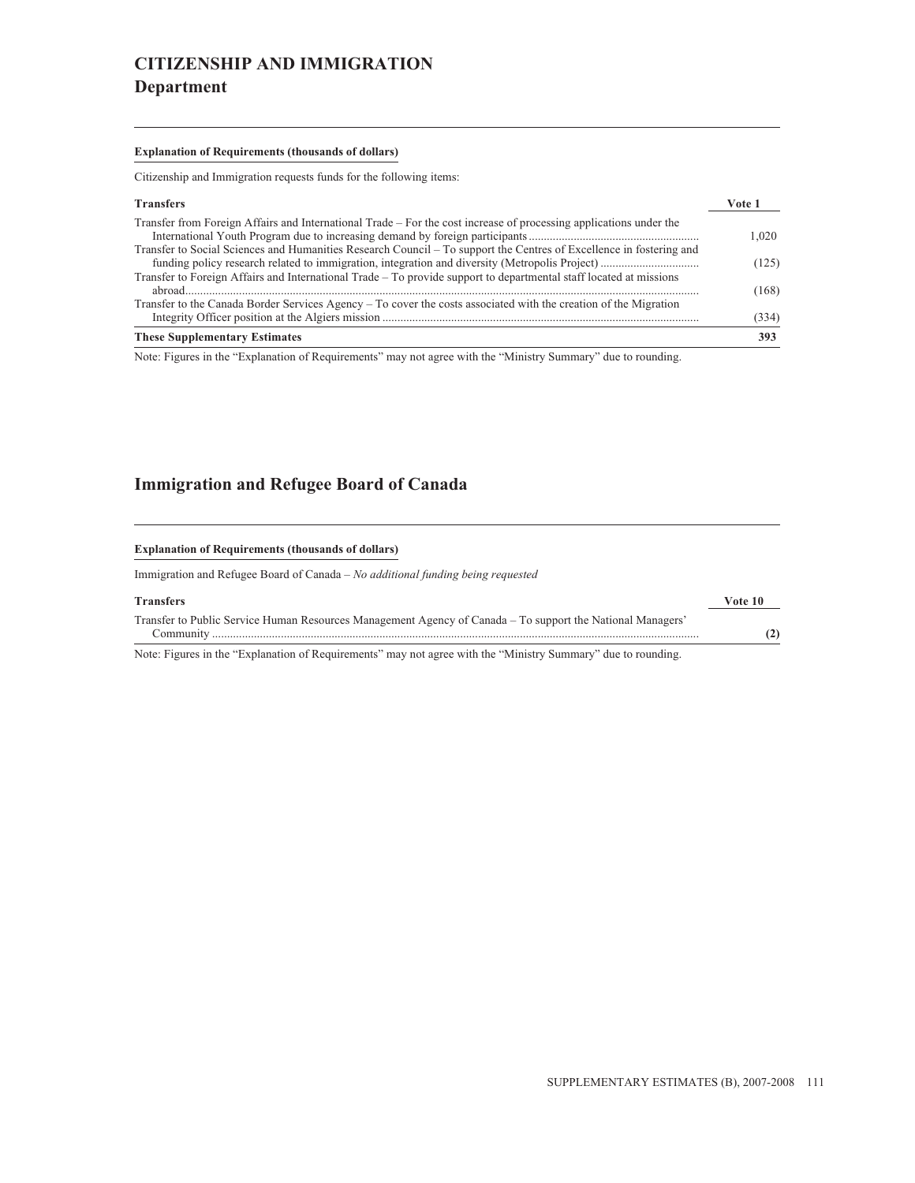# CITIZENSHIP AND IMMIGRATION
## Department

**Explanation of Requirements (thousands of dollars)**

Citizenship and Immigration requests funds for the following items:

| Transfers | Vote 1 |
|---|---|
| Transfer from Foreign Affairs and International Trade – For the cost increase of processing applications under the International Youth Program due to increasing demand by foreign participants | 1,020 |
| Transfer to Social Sciences and Humanities Research Council – To support the Centres of Excellence in fostering and funding policy research related to immigration, integration and diversity (Metropolis Project) | (125) |
| Transfer to Foreign Affairs and International Trade – To provide support to departmental staff located at missions abroad | (168) |
| Transfer to the Canada Border Services Agency – To cover the costs associated with the creation of the Migration Integrity Officer position at the Algiers mission | (334) |
| **These Supplementary Estimates** | **393** |

Note: Figures in the "Explanation of Requirements" may not agree with the "Ministry Summary" due to rounding.

## Immigration and Refugee Board of Canada

**Explanation of Requirements (thousands of dollars)**

Immigration and Refugee Board of Canada – *No additional funding being requested*

| Transfers | Vote 10 |
|---|---|
| Transfer to Public Service Human Resources Management Agency of Canada – To support the National Managers' Community | **(2)** |

Note: Figures in the "Explanation of Requirements" may not agree with the "Ministry Summary" due to rounding.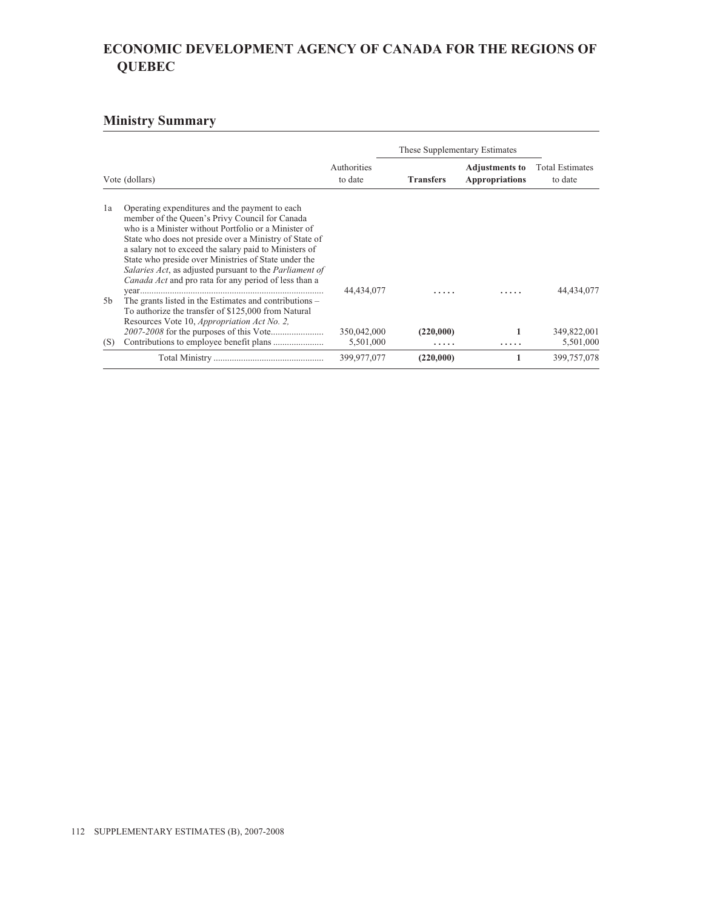# ECONOMIC DEVELOPMENT AGENCY OF CANADA FOR THE REGIONS OF QUEBEC

## Ministry Summary

| Vote (dollars) | | Authorities to date | These Supplementary Estimates | | Total Estimates to date |
|---|---|---|---|---|---|
| | | | **Transfers** | **Adjustments to Appropriations** | |
| 1a | Operating expenditures and the payment to each member of the Queen's Privy Council for Canada who is a Minister without Portfolio or a Minister of State who does not preside over a Ministry of State of a salary not to exceed the salary paid to Ministers of State who preside over Ministries of State under the *Salaries Act*, as adjusted pursuant to the *Parliament of Canada Act* and pro rata for any period of less than a year | 44,434,077 | ..... | ..... | 44,434,077 |
| 5b | The grants listed in the Estimates and contributions – To authorize the transfer of $125,000 from Natural Resources Vote 10, *Appropriation Act No. 2, 2007-2008* for the purposes of this Vote | 350,042,000 | **(220,000)** | **1** | 349,822,001 |
| (S) | Contributions to employee benefit plans | 5,501,000 | ..... | ..... | 5,501,000 |
| | Total Ministry | 399,977,077 | **(220,000)** | **1** | 399,757,078 |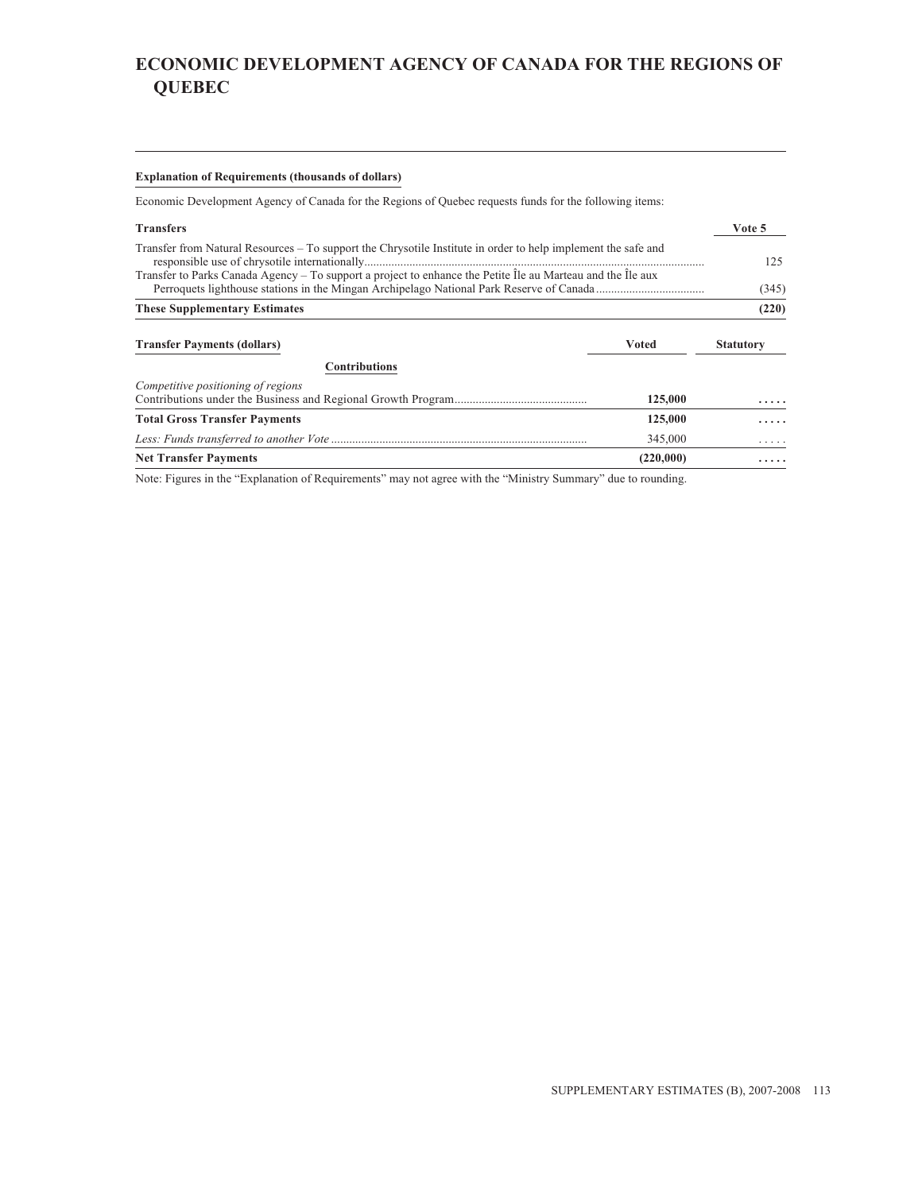# ECONOMIC DEVELOPMENT AGENCY OF CANADA FOR THE REGIONS OF QUEBEC

**Explanation of Requirements (thousands of dollars)**

Economic Development Agency of Canada for the Regions of Quebec requests funds for the following items:

| Transfers | Vote 5 |
|---|---|
| Transfer from Natural Resources – To support the Chrysotile Institute in order to help implement the safe and responsible use of chrysotile internationally | 125 |
| Transfer to Parks Canada Agency – To support a project to enhance the Petite Île au Marteau and the Île aux Perroquets lighthouse stations in the Mingan Archipelago National Park Reserve of Canada | (345) |
| **These Supplementary Estimates** | **(220)** |

| Transfer Payments (dollars) | Voted | Statutory |
|---|---|---|
| **Contributions** | | |
| *Competitive positioning of regions* | | |
| Contributions under the Business and Regional Growth Program | **125,000** | **. . . . .** |
| **Total Gross Transfer Payments** | **125,000** | **. . . . .** |
| *Less: Funds transferred to another Vote* | 345,000 | . . . . . |
| **Net Transfer Payments** | **(220,000)** | **. . . . .** |

Note: Figures in the "Explanation of Requirements" may not agree with the "Ministry Summary" due to rounding.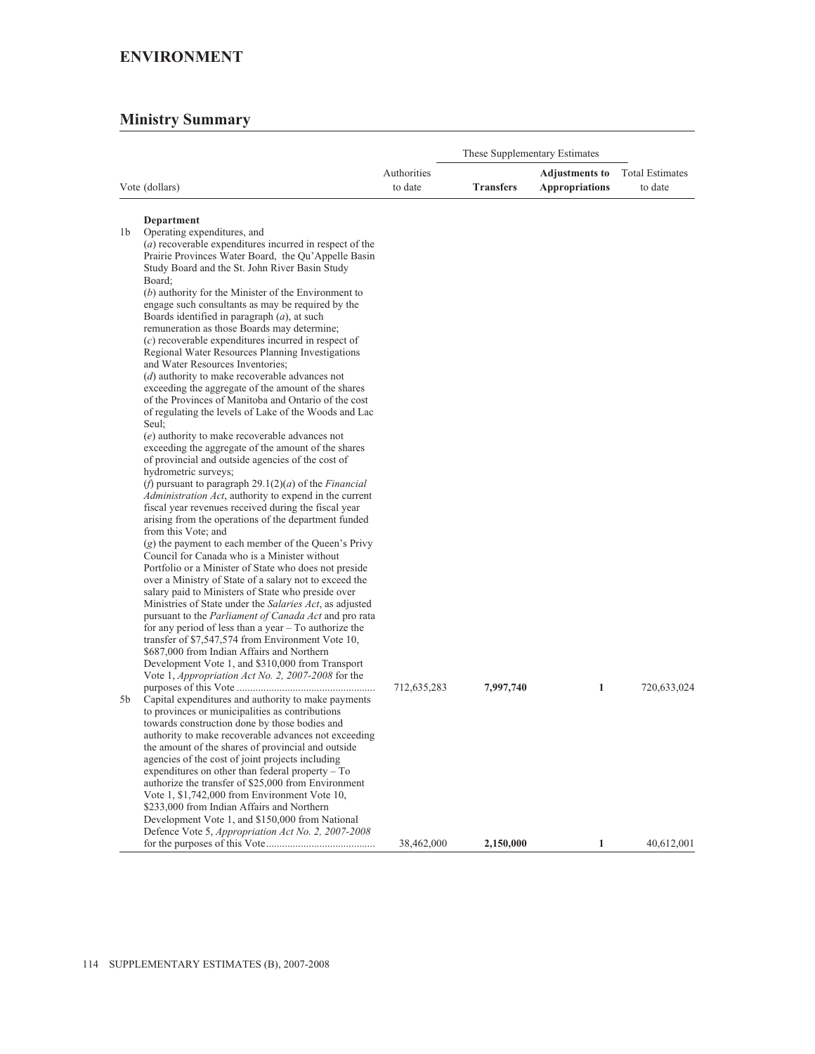# ENVIRONMENT

## Ministry Summary

| Vote (dollars) | | Authorities to date | These Supplementary Estimates | | Total Estimates to date |
|---|---|---|---|---|---|
| | | | **Transfers** | **Adjustments to Appropriations** | |
| | **Department** | | | | |
| 1b | Operating expenditures, and (*a*) recoverable expenditures incurred in respect of the Prairie Provinces Water Board, the Qu'Appelle Basin Study Board and the St. John River Basin Study Board; (*b*) authority for the Minister of the Environment to engage such consultants as may be required by the Boards identified in paragraph (*a*), at such remuneration as those Boards may determine; (*c*) recoverable expenditures incurred in respect of Regional Water Resources Planning Investigations and Water Resources Inventories; (*d*) authority to make recoverable advances not exceeding the aggregate of the amount of the shares of the Provinces of Manitoba and Ontario of the cost of regulating the levels of Lake of the Woods and Lac Seul; (*e*) authority to make recoverable advances not exceeding the aggregate of the amount of the shares of provincial and outside agencies of the cost of hydrometric surveys; (*f*) pursuant to paragraph 29.1(2)(*a*) of the *Financial Administration Act*, authority to expend in the current fiscal year revenues received during the fiscal year arising from the operations of the department funded from this Vote; and (*g*) the payment to each member of the Queen's Privy Council for Canada who is a Minister without Portfolio or a Minister of State who does not preside over a Ministry of State of a salary not to exceed the salary paid to Ministers of State who preside over Ministries of State under the *Salaries Act*, as adjusted pursuant to the *Parliament of Canada Act* and pro rata for any period of less than a year – To authorize the transfer of $7,547,574 from Environment Vote 10, $687,000 from Indian Affairs and Northern Development Vote 1, and $310,000 from Transport Vote 1, *Appropriation Act No. 2, 2007-2008* for the purposes of this Vote | 712,635,283 | **7,997,740** | **1** | 720,633,024 |
| 5b | Capital expenditures and authority to make payments to provinces or municipalities as contributions towards construction done by those bodies and authority to make recoverable advances not exceeding the amount of the shares of provincial and outside agencies of the cost of joint projects including expenditures on other than federal property – To authorize the transfer of $25,000 from Environment Vote 1, $1,742,000 from Environment Vote 10, $233,000 from Indian Affairs and Northern Development Vote 1, and $150,000 from National Defence Vote 5, *Appropriation Act No. 2, 2007-2008* for the purposes of this Vote | 38,462,000 | **2,150,000** | **1** | 40,612,001 |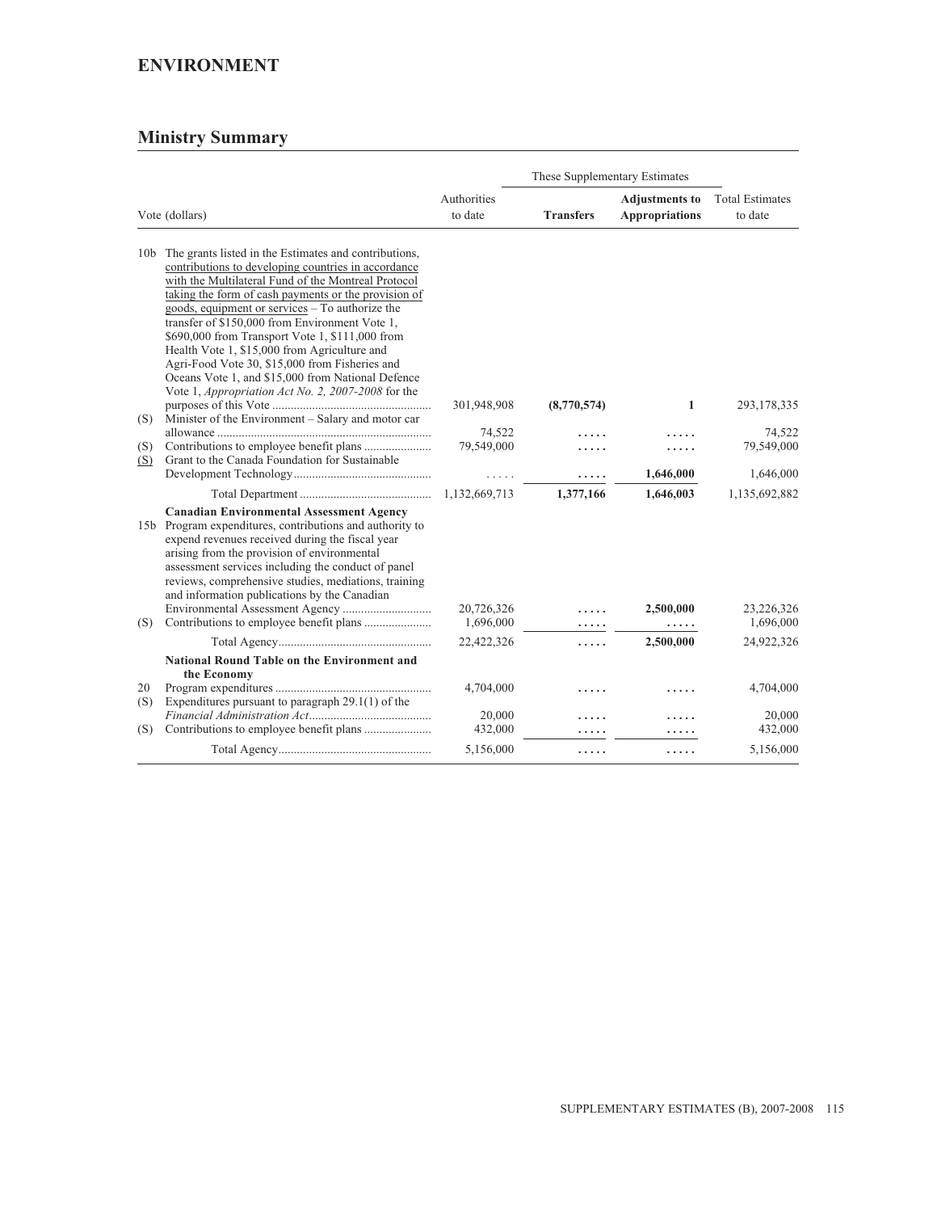## ENVIRONMENT

## Ministry Summary

| | Vote (dollars) | Authorities to date | These Supplementary Estimates Transfers | These Supplementary Estimates Adjustments to Appropriations | Total Estimates to date |
|---|---|---|---|---|---|
| 10b | The grants listed in the Estimates and contributions, contributions to developing countries in accordance with the Multilateral Fund of the Montreal Protocol taking the form of cash payments or the provision of goods, equipment or services – To authorize the transfer of \$150,000 from Environment Vote 1, \$690,000 from Transport Vote 1, \$111,000 from Health Vote 1, \$15,000 from Agriculture and Agri-Food Vote 30, \$15,000 from Fisheries and Oceans Vote 1, and \$15,000 from National Defence Vote 1, *Appropriation Act No. 2, 2007-2008* for the purposes of this Vote | 301,948,908 | **(8,770,574)** | **1** | 293,178,335 |
| (S) | Minister of the Environment – Salary and motor car allowance | 74,522 | ..... | ..... | 74,522 |
| (S) | Contributions to employee benefit plans | 79,549,000 | ..... | ..... | 79,549,000 |
| (S) | Grant to the Canada Foundation for Sustainable Development Technology | ..... | ..... | **1,646,000** | 1,646,000 |
| | Total Department | 1,132,669,713 | **1,377,166** | **1,646,003** | 1,135,692,882 |
| | **Canadian Environmental Assessment Agency** | | | | |
| 15b | Program expenditures, contributions and authority to expend revenues received during the fiscal year arising from the provision of environmental assessment services including the conduct of panel reviews, comprehensive studies, mediations, training and information publications by the Canadian Environmental Assessment Agency | 20,726,326 | ..... | **2,500,000** | 23,226,326 |
| (S) | Contributions to employee benefit plans | 1,696,000 | ..... | ..... | 1,696,000 |
| | Total Agency | 22,422,326 | ..... | **2,500,000** | 24,922,326 |
| | **National Round Table on the Environment and the Economy** | | | | |
| 20 | Program expenditures | 4,704,000 | ..... | ..... | 4,704,000 |
| (S) | Expenditures pursuant to paragraph 29.1(1) of the *Financial Administration Act* | 20,000 | ..... | ..... | 20,000 |
| (S) | Contributions to employee benefit plans | 432,000 | ..... | ..... | 432,000 |
| | Total Agency | 5,156,000 | ..... | ..... | 5,156,000 |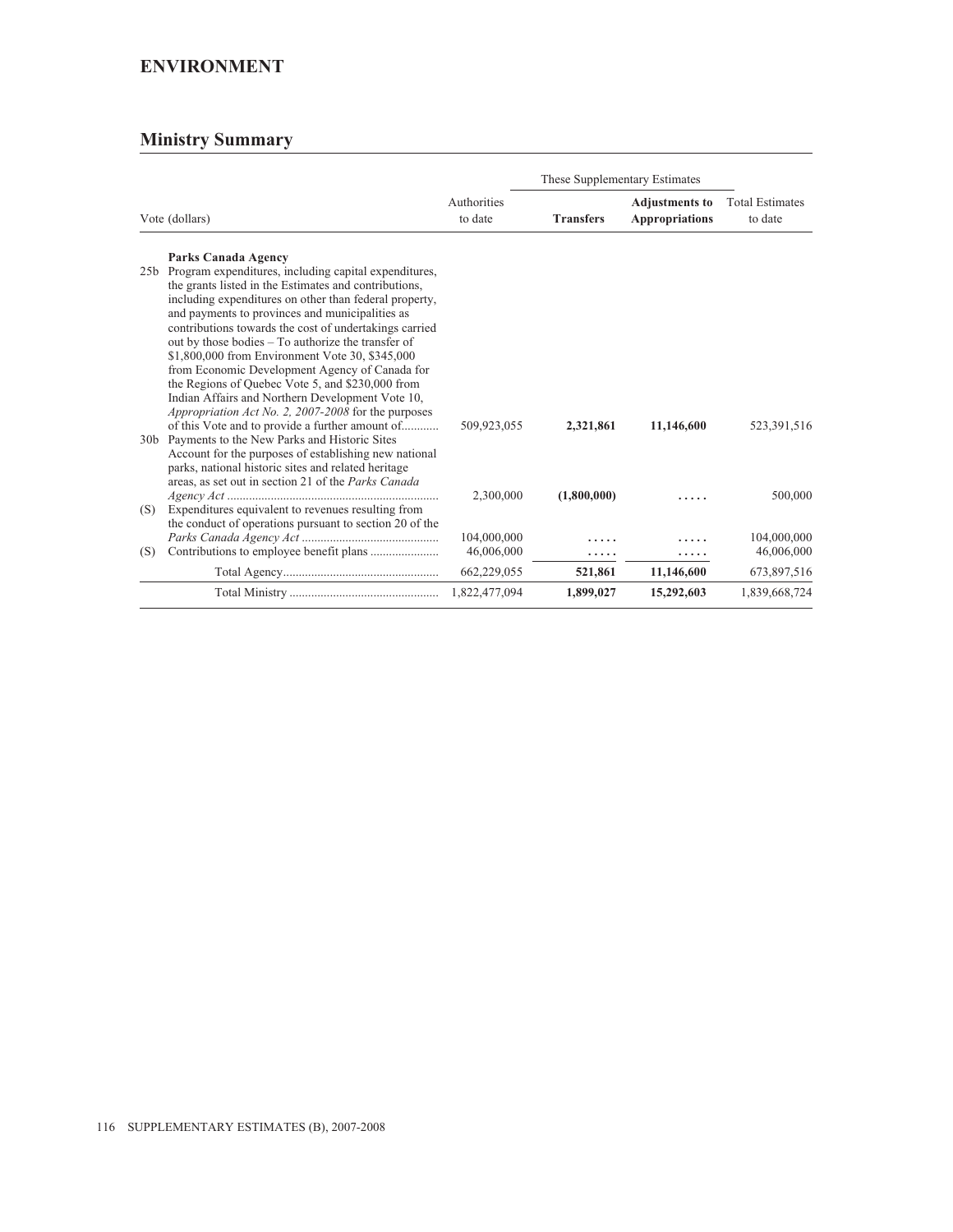# ENVIRONMENT

## Ministry Summary

| Vote (dollars) | | Authorities to date | These Supplementary Estimates | | Total Estimates to date |
|---|---|---|---|---|---|
| | | | **Transfers** | **Adjustments to Appropriations** | |
| | **Parks Canada Agency** | | | | |
| 25b | Program expenditures, including capital expenditures, the grants listed in the Estimates and contributions, including expenditures on other than federal property, and payments to provinces and municipalities as contributions towards the cost of undertakings carried out by those bodies – To authorize the transfer of $1,800,000 from Environment Vote 30, $345,000 from Economic Development Agency of Canada for the Regions of Quebec Vote 5, and $230,000 from Indian Affairs and Northern Development Vote 10, *Appropriation Act No. 2, 2007-2008* for the purposes of this Vote and to provide a further amount of........... | 509,923,055 | **2,321,861** | **11,146,600** | 523,391,516 |
| 30b | Payments to the New Parks and Historic Sites Account for the purposes of establishing new national parks, national historic sites and related heritage areas, as set out in section 21 of the *Parks Canada Agency Act* .................................................................. | 2,300,000 | **(1,800,000)** | ..... | 500,000 |
| (S) | Expenditures equivalent to revenues resulting from the conduct of operations pursuant to section 20 of the *Parks Canada Agency Act* .......................................... | 104,000,000 | ..... | ..... | 104,000,000 |
| (S) | Contributions to employee benefit plans ..................... | 46,006,000 | ..... | ..... | 46,006,000 |
| | Total Agency................................................. | 662,229,055 | **521,861** | **11,146,600** | 673,897,516 |
| | Total Ministry ............................................... | 1,822,477,094 | **1,899,027** | **15,292,603** | 1,839,668,724 |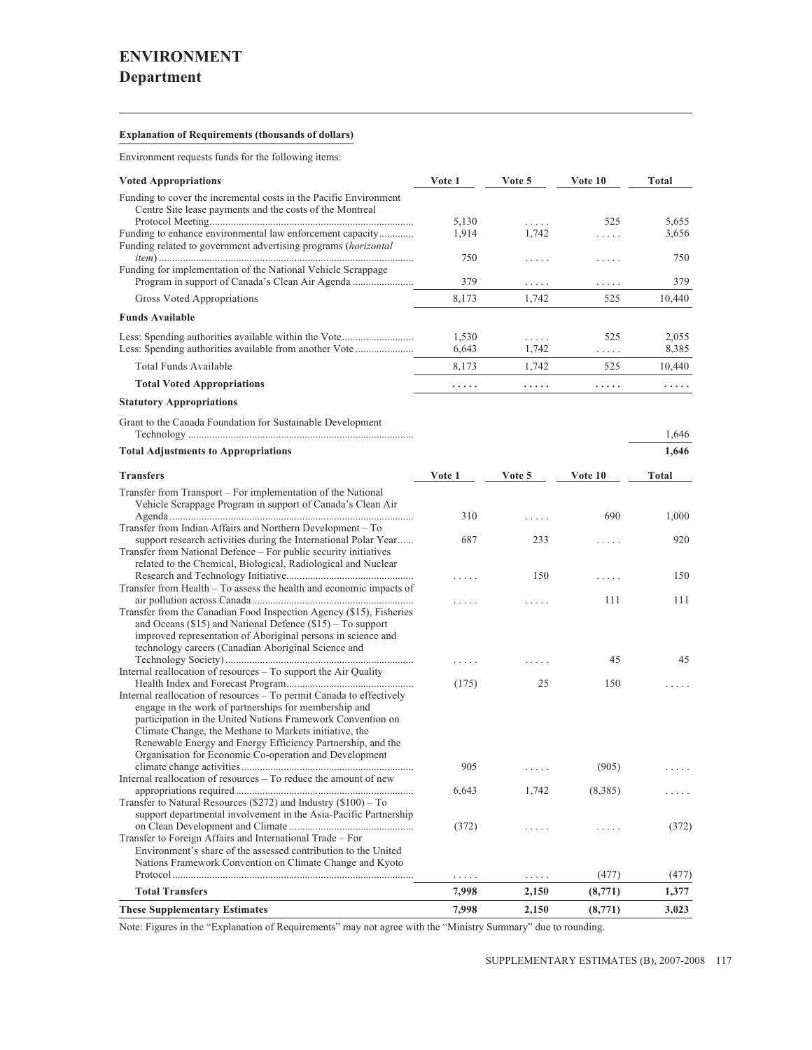# ENVIRONMENT
## Department

**Explanation of Requirements (thousands of dollars)**

Environment requests funds for the following items:

| Voted Appropriations | Vote 1 | Vote 5 | Vote 10 | Total |
|---|---|---|---|---|
| Funding to cover the incremental costs in the Pacific Environment Centre Site lease payments and the costs of the Montreal Protocol Meeting | 5,130 | ..... | 525 | 5,655 |
| Funding to enhance environmental law enforcement capacity | 1,914 | 1,742 | ..... | 3,656 |
| Funding related to government advertising programs (*horizontal item*) | 750 | ..... | ..... | 750 |
| Funding for implementation of the National Vehicle Scrappage Program in support of Canada's Clean Air Agenda | 379 | ..... | ..... | 379 |
| Gross Voted Appropriations | 8,173 | 1,742 | 525 | 10,440 |
| **Funds Available** | | | | |
| Less: Spending authorities available within the Vote | 1,530 | ..... | 525 | 2,055 |
| Less: Spending authorities available from another Vote | 6,643 | 1,742 | ..... | 8,385 |
| Total Funds Available | 8,173 | 1,742 | 525 | 10,440 |
| **Total Voted Appropriations** | **.....** | **.....** | **.....** | **.....** |
| **Statutory Appropriations** | | | | |
| Grant to the Canada Foundation for Sustainable Development Technology | | | | 1,646 |
| **Total Adjustments to Appropriations** | | | | **1,646** |

| Transfers | Vote 1 | Vote 5 | Vote 10 | Total |
|---|---|---|---|---|
| Transfer from Transport – For implementation of the National Vehicle Scrappage Program in support of Canada's Clean Air Agenda | 310 | ..... | 690 | 1,000 |
| Transfer from Indian Affairs and Northern Development – To support research activities during the International Polar Year | 687 | 233 | ..... | 920 |
| Transfer from National Defence – For public security initiatives related to the Chemical, Biological, Radiological and Nuclear Research and Technology Initiative | ..... | 150 | ..... | 150 |
| Transfer from Health – To assess the health and economic impacts of air pollution across Canada | ..... | ..... | 111 | 111 |
| Transfer from the Canadian Food Inspection Agency ($15), Fisheries and Oceans ($15) and National Defence ($15) – To support improved representation of Aboriginal persons in science and technology careers (Canadian Aboriginal Science and Technology Society) | ..... | ..... | 45 | 45 |
| Internal reallocation of resources – To support the Air Quality Health Index and Forecast Program | (175) | 25 | 150 | ..... |
| Internal reallocation of resources – To permit Canada to effectively engage in the work of partnerships for membership and participation in the United Nations Framework Convention on Climate Change, the Methane to Markets initiative, the Renewable Energy and Energy Efficiency Partnership, and the Organisation for Economic Co-operation and Development climate change activities | 905 | ..... | (905) | ..... |
| Internal reallocation of resources – To reduce the amount of new appropriations required | 6,643 | 1,742 | (8,385) | ..... |
| Transfer to Natural Resources ($272) and Industry ($100) – To support departmental involvement in the Asia-Pacific Partnership on Clean Development and Climate | (372) | ..... | ..... | (372) |
| Transfer to Foreign Affairs and International Trade – For Environment's share of the assessed contribution to the United Nations Framework Convention on Climate Change and Kyoto Protocol | ..... | ..... | (477) | (477) |
| **Total Transfers** | **7,998** | **2,150** | **(8,771)** | **1,377** |
| **These Supplementary Estimates** | **7,998** | **2,150** | **(8,771)** | **3,023** |

Note: Figures in the "Explanation of Requirements" may not agree with the "Ministry Summary" due to rounding.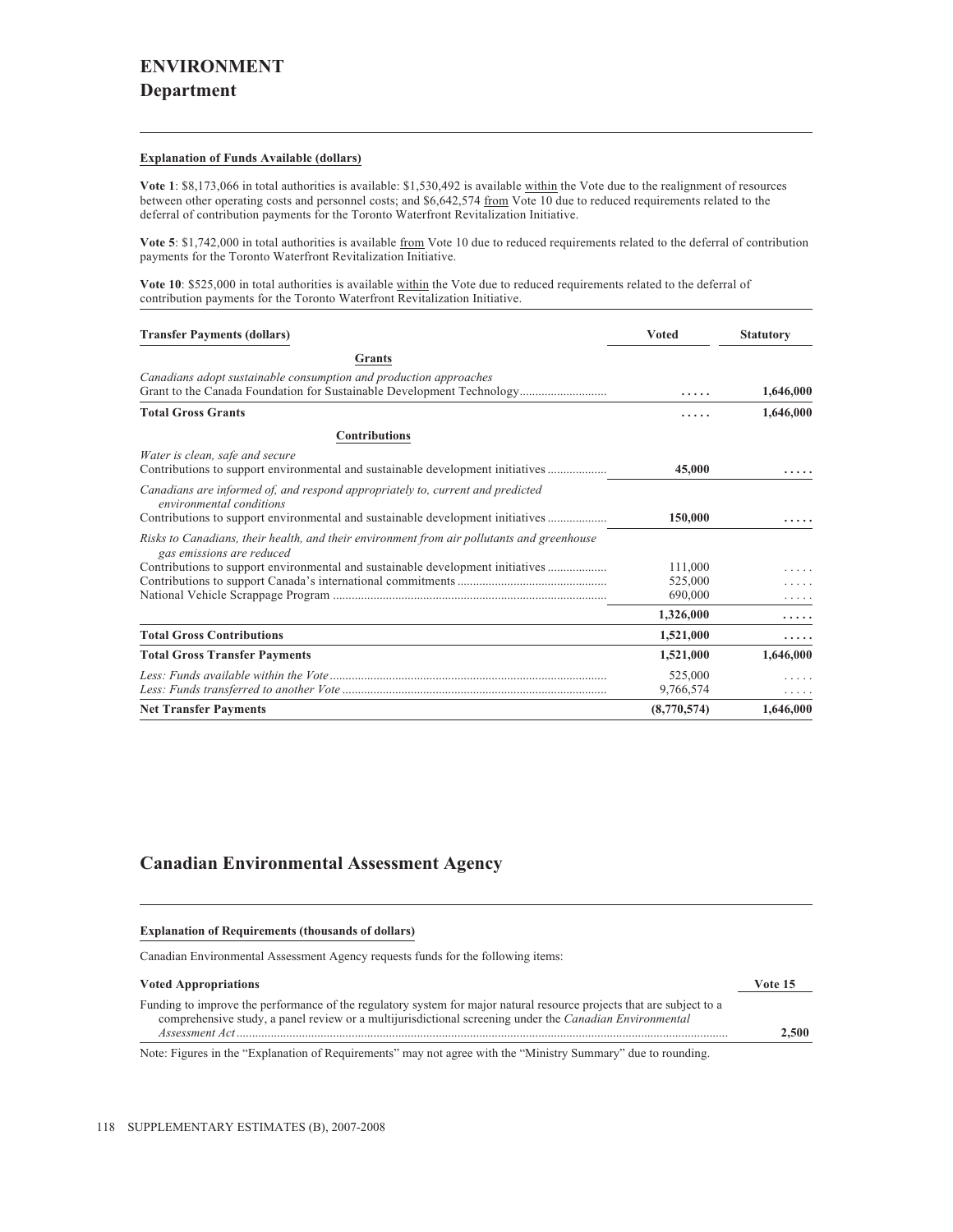# ENVIRONMENT
## Department

**Explanation of Funds Available (dollars)**

**Vote 1**: $8,173,066 in total authorities is available: $1,530,492 is available within the Vote due to the realignment of resources between other operating costs and personnel costs; and $6,642,574 from Vote 10 due to reduced requirements related to the deferral of contribution payments for the Toronto Waterfront Revitalization Initiative.

**Vote 5**: $1,742,000 in total authorities is available from Vote 10 due to reduced requirements related to the deferral of contribution payments for the Toronto Waterfront Revitalization Initiative.

**Vote 10**: $525,000 in total authorities is available within the Vote due to reduced requirements related to the deferral of contribution payments for the Toronto Waterfront Revitalization Initiative.

| **Transfer Payments (dollars)** | **Voted** | **Statutory** |
|---|---|---|
| **Grants** | | |
| *Canadians adopt sustainable consumption and production approaches* | | |
| Grant to the Canada Foundation for Sustainable Development Technology | ..... | 1,646,000 |
| **Total Gross Grants** | ..... | **1,646,000** |
| **Contributions** | | |
| *Water is clean, safe and secure* | | |
| Contributions to support environmental and sustainable development initiatives | **45,000** | ..... |
| *Canadians are informed of, and respond appropriately to, current and predicted environmental conditions* | | |
| Contributions to support environmental and sustainable development initiatives | **150,000** | ..... |
| *Risks to Canadians, their health, and their environment from air pollutants and greenhouse gas emissions are reduced* | | |
| Contributions to support environmental and sustainable development initiatives | 111,000 | ..... |
| Contributions to support Canada's international commitments | 525,000 | ..... |
| National Vehicle Scrappage Program | 690,000 | ..... |
| | **1,326,000** | ..... |
| **Total Gross Contributions** | **1,521,000** | ..... |
| **Total Gross Transfer Payments** | **1,521,000** | **1,646,000** |
| *Less: Funds available within the Vote* | 525,000 | ..... |
| *Less: Funds transferred to another Vote* | 9,766,574 | ..... |
| **Net Transfer Payments** | **(8,770,574)** | **1,646,000** |

## Canadian Environmental Assessment Agency

**Explanation of Requirements (thousands of dollars)**

Canadian Environmental Assessment Agency requests funds for the following items:

| **Voted Appropriations** | **Vote 15** |
|---|---|
| Funding to improve the performance of the regulatory system for major natural resource projects that are subject to a comprehensive study, a panel review or a multijurisdictional screening under the *Canadian Environmental Assessment Act* | **2,500** |

Note: Figures in the "Explanation of Requirements" may not agree with the "Ministry Summary" due to rounding.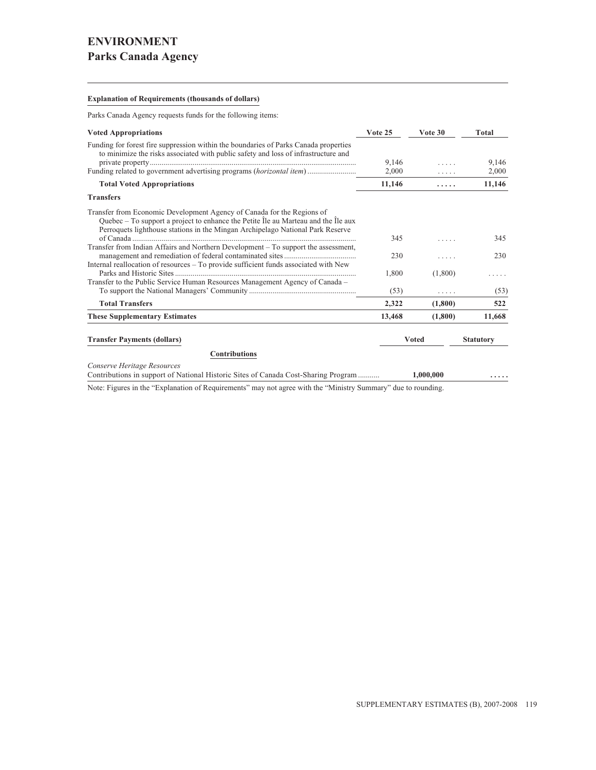# ENVIRONMENT

## Parks Canada Agency

**Explanation of Requirements (thousands of dollars)**

Parks Canada Agency requests funds for the following items:

| **Voted Appropriations** | **Vote 25** | **Vote 30** | **Total** |
|---|---|---|---|
| Funding for forest fire suppression within the boundaries of Parks Canada properties to minimize the risks associated with public safety and loss of infrastructure and private property | 9,146 | ..... | 9,146 |
| Funding related to government advertising programs (*horizontal item*) | 2,000 | ..... | 2,000 |
| **Total Voted Appropriations** | **11,146** | **.....** | **11,146** |
| **Transfers** | | | |
| Transfer from Economic Development Agency of Canada for the Regions of Quebec – To support a project to enhance the Petite Île au Marteau and the Île aux Perroquets lighthouse stations in the Mingan Archipelago National Park Reserve of Canada | 345 | ..... | 345 |
| Transfer from Indian Affairs and Northern Development – To support the assessment, management and remediation of federal contaminated sites | 230 | ..... | 230 |
| Internal reallocation of resources – To provide sufficient funds associated with New Parks and Historic Sites | 1,800 | (1,800) | ..... |
| Transfer to the Public Service Human Resources Management Agency of Canada – To support the National Managers' Community | (53) | ..... | (53) |
| **Total Transfers** | **2,322** | **(1,800)** | **522** |
| **These Supplementary Estimates** | **13,468** | **(1,800)** | **11,668** |

| **Transfer Payments (dollars)** | **Voted** | **Statutory** |
|---|---|---|
| **Contributions** | | |
| *Conserve Heritage Resources* | | |
| Contributions in support of National Historic Sites of Canada Cost-Sharing Program | **1,000,000** | **.....** |

Note: Figures in the "Explanation of Requirements" may not agree with the "Ministry Summary" due to rounding.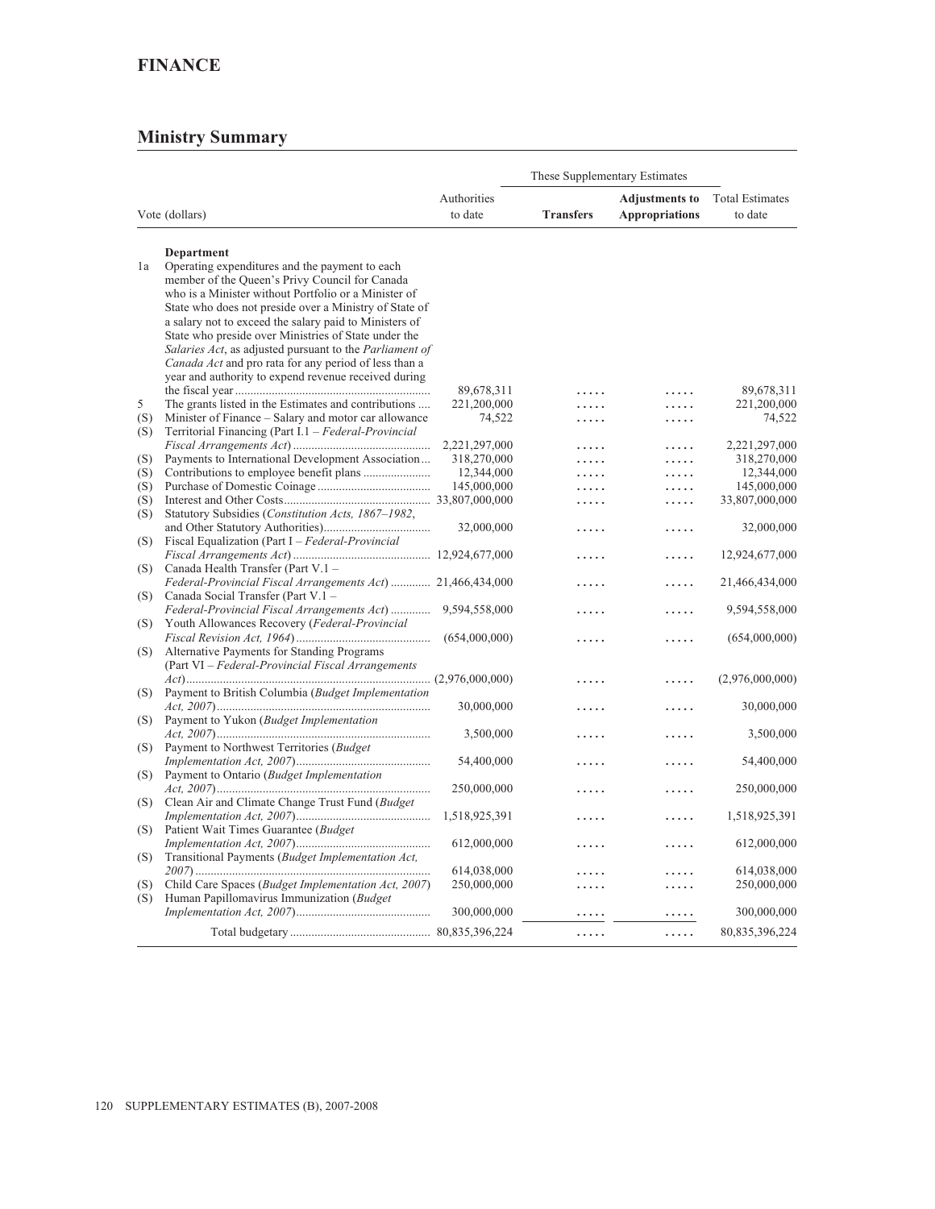# FINANCE

## Ministry Summary

| | Vote (dollars) | Authorities to date | These Supplementary Estimates | | Total Estimates to date |
|---|---|---|---|---|---|
| | | | **Transfers** | **Adjustments to Appropriations** | |
| | **Department** | | | | |
| 1a | Operating expenditures and the payment to each member of the Queen's Privy Council for Canada who is a Minister without Portfolio or a Minister of State who does not preside over a Ministry of State of a salary not to exceed the salary paid to Ministers of State who preside over Ministries of State under the *Salaries Act*, as adjusted pursuant to the *Parliament of Canada Act* and pro rata for any period of less than a year and authority to expend revenue received during the fiscal year | 89,678,311 | ..... | ..... | 89,678,311 |
| 5 | The grants listed in the Estimates and contributions | 221,200,000 | ..... | ..... | 221,200,000 |
| (S) | Minister of Finance – Salary and motor car allowance | 74,522 | ..... | ..... | 74,522 |
| (S) | Territorial Financing (Part I.1 – *Federal-Provincial Fiscal Arrangements Act*) | 2,221,297,000 | ..... | ..... | 2,221,297,000 |
| (S) | Payments to International Development Association | 318,270,000 | ..... | ..... | 318,270,000 |
| (S) | Contributions to employee benefit plans | 12,344,000 | ..... | ..... | 12,344,000 |
| (S) | Purchase of Domestic Coinage | 145,000,000 | ..... | ..... | 145,000,000 |
| (S) | Interest and Other Costs | 33,807,000,000 | ..... | ..... | 33,807,000,000 |
| (S) | Statutory Subsidies (*Constitution Acts, 1867–1982*, and Other Statutory Authorities) | 32,000,000 | ..... | ..... | 32,000,000 |
| (S) | Fiscal Equalization (Part I – *Federal-Provincial Fiscal Arrangements Act*) | 12,924,677,000 | ..... | ..... | 12,924,677,000 |
| (S) | Canada Health Transfer (Part V.1 – *Federal-Provincial Fiscal Arrangements Act*) | 21,466,434,000 | ..... | ..... | 21,466,434,000 |
| (S) | Canada Social Transfer (Part V.1 – *Federal-Provincial Fiscal Arrangements Act*) | 9,594,558,000 | ..... | ..... | 9,594,558,000 |
| (S) | Youth Allowances Recovery (*Federal-Provincial Fiscal Revision Act, 1964*) | (654,000,000) | ..... | ..... | (654,000,000) |
| (S) | Alternative Payments for Standing Programs (Part VI – *Federal-Provincial Fiscal Arrangements Act*) | (2,976,000,000) | ..... | ..... | (2,976,000,000) |
| (S) | Payment to British Columbia (*Budget Implementation Act, 2007*) | 30,000,000 | ..... | ..... | 30,000,000 |
| (S) | Payment to Yukon (*Budget Implementation Act, 2007*) | 3,500,000 | ..... | ..... | 3,500,000 |
| (S) | Payment to Northwest Territories (*Budget Implementation Act, 2007*) | 54,400,000 | ..... | ..... | 54,400,000 |
| (S) | Payment to Ontario (*Budget Implementation Act, 2007*) | 250,000,000 | ..... | ..... | 250,000,000 |
| (S) | Clean Air and Climate Change Trust Fund (*Budget Implementation Act, 2007*) | 1,518,925,391 | ..... | ..... | 1,518,925,391 |
| (S) | Patient Wait Times Guarantee (*Budget Implementation Act, 2007*) | 612,000,000 | ..... | ..... | 612,000,000 |
| (S) | Transitional Payments (*Budget Implementation Act, 2007*) | 614,038,000 | ..... | ..... | 614,038,000 |
| (S) | Child Care Spaces (*Budget Implementation Act, 2007*) | 250,000,000 | ..... | ..... | 250,000,000 |
| (S) | Human Papillomavirus Immunization (*Budget Implementation Act, 2007*) | 300,000,000 | ..... | ..... | 300,000,000 |
| | Total budgetary | 80,835,396,224 | ..... | ..... | 80,835,396,224 |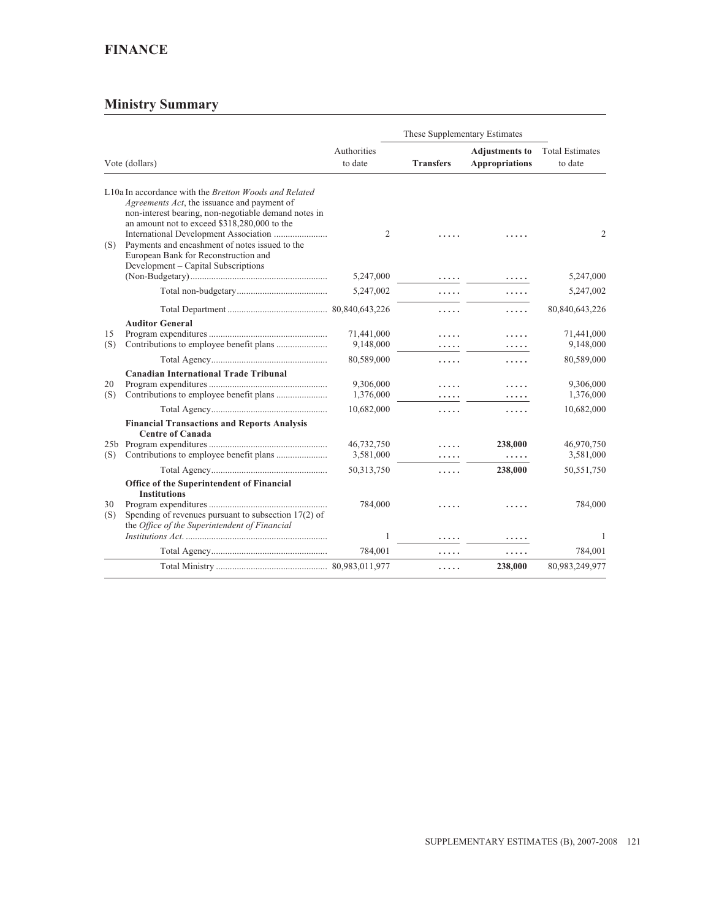# FINANCE

## Ministry Summary

| Vote (dollars) | | Authorities to date | These Supplementary Estimates | | Total Estimates to date |
|---|---|---|---|---|---|
| | | | **Transfers** | **Adjustments to Appropriations** | |
| L10a | In accordance with the *Bretton Woods and Related Agreements Act*, the issuance and payment of non-interest bearing, non-negotiable demand notes in an amount not to exceed $318,280,000 to the International Development Association | 2 | ..... | ..... | 2 |
| (S) | Payments and encashment of notes issued to the European Bank for Reconstruction and Development – Capital Subscriptions (Non-Budgetary) | 5,247,000 | ..... | ..... | 5,247,000 |
| | Total non-budgetary | 5,247,002 | ..... | ..... | 5,247,002 |
| | Total Department | 80,840,643,226 | ..... | ..... | 80,840,643,226 |
| | **Auditor General** | | | | |
| 15 | Program expenditures | 71,441,000 | ..... | ..... | 71,441,000 |
| (S) | Contributions to employee benefit plans | 9,148,000 | ..... | ..... | 9,148,000 |
| | Total Agency | 80,589,000 | ..... | ..... | 80,589,000 |
| | **Canadian International Trade Tribunal** | | | | |
| 20 | Program expenditures | 9,306,000 | ..... | ..... | 9,306,000 |
| (S) | Contributions to employee benefit plans | 1,376,000 | ..... | ..... | 1,376,000 |
| | Total Agency | 10,682,000 | ..... | ..... | 10,682,000 |
| | **Financial Transactions and Reports Analysis Centre of Canada** | | | | |
| 25b | Program expenditures | 46,732,750 | ..... | **238,000** | 46,970,750 |
| (S) | Contributions to employee benefit plans | 3,581,000 | ..... | ..... | 3,581,000 |
| | Total Agency | 50,313,750 | ..... | **238,000** | 50,551,750 |
| | **Office of the Superintendent of Financial Institutions** | | | | |
| 30 | Program expenditures | 784,000 | ..... | ..... | 784,000 |
| (S) | Spending of revenues pursuant to subsection 17(2) of the *Office of the Superintendent of Financial Institutions Act.* | 1 | ..... | ..... | 1 |
| | Total Agency | 784,001 | ..... | ..... | 784,001 |
| | Total Ministry | 80,983,011,977 | ..... | **238,000** | 80,983,249,977 |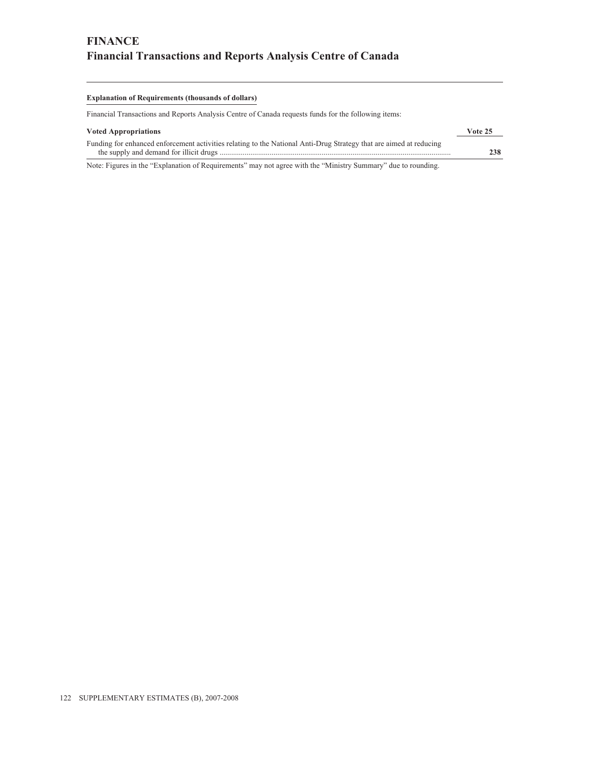# FINANCE

## Financial Transactions and Reports Analysis Centre of Canada

**Explanation of Requirements (thousands of dollars)**

Financial Transactions and Reports Analysis Centre of Canada requests funds for the following items:

| Voted Appropriations | Vote 25 |
| --- | --- |
| Funding for enhanced enforcement activities relating to the National Anti-Drug Strategy that are aimed at reducing the supply and demand for illicit drugs | **238** |

Note: Figures in the "Explanation of Requirements" may not agree with the "Ministry Summary" due to rounding.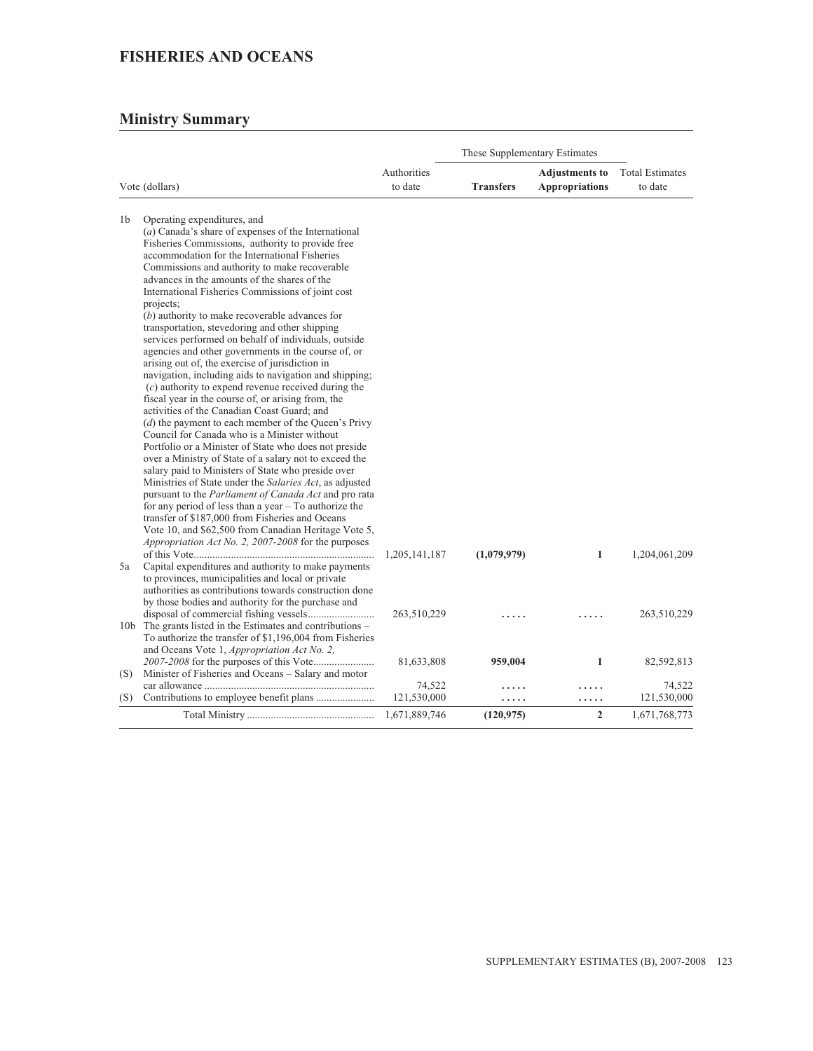# FISHERIES AND OCEANS

## Ministry Summary

| Vote (dollars) | | Authorities to date | These Supplementary Estimates | | Total Estimates to date |
|---|---|---|---|---|---|
| | | | **Transfers** | **Adjustments to Appropriations** | |
| 1b | Operating expenditures, and (*a*) Canada's share of expenses of the International Fisheries Commissions, authority to provide free accommodation for the International Fisheries Commissions and authority to make recoverable advances in the amounts of the shares of the International Fisheries Commissions of joint cost projects; (*b*) authority to make recoverable advances for transportation, stevedoring and other shipping services performed on behalf of individuals, outside agencies and other governments in the course of, or arising out of, the exercise of jurisdiction in navigation, including aids to navigation and shipping; (*c*) authority to expend revenue received during the fiscal year in the course of, or arising from, the activities of the Canadian Coast Guard; and (*d*) the payment to each member of the Queen's Privy Council for Canada who is a Minister without Portfolio or a Minister of State who does not preside over a Ministry of State of a salary not to exceed the salary paid to Ministers of State who preside over Ministries of State under the *Salaries Act*, as adjusted pursuant to the *Parliament of Canada Act* and pro rata for any period of less than a year – To authorize the transfer of $187,000 from Fisheries and Oceans Vote 10, and $62,500 from Canadian Heritage Vote 5, *Appropriation Act No. 2, 2007-2008* for the purposes of this Vote | 1,205,141,187 | **(1,079,979)** | **1** | 1,204,061,209 |
| 5a | Capital expenditures and authority to make payments to provinces, municipalities and local or private authorities as contributions towards construction done by those bodies and authority for the purchase and disposal of commercial fishing vessels | 263,510,229 | ..... | ..... | 263,510,229 |
| 10b | The grants listed in the Estimates and contributions – To authorize the transfer of $1,196,004 from Fisheries and Oceans Vote 1, *Appropriation Act No. 2, 2007-2008* for the purposes of this Vote | 81,633,808 | **959,004** | **1** | 82,592,813 |
| (S) | Minister of Fisheries and Oceans – Salary and motor car allowance | 74,522 | ..... | ..... | 74,522 |
| (S) | Contributions to employee benefit plans | 121,530,000 | ..... | ..... | 121,530,000 |
| | Total Ministry | 1,671,889,746 | **(120,975)** | **2** | 1,671,768,773 |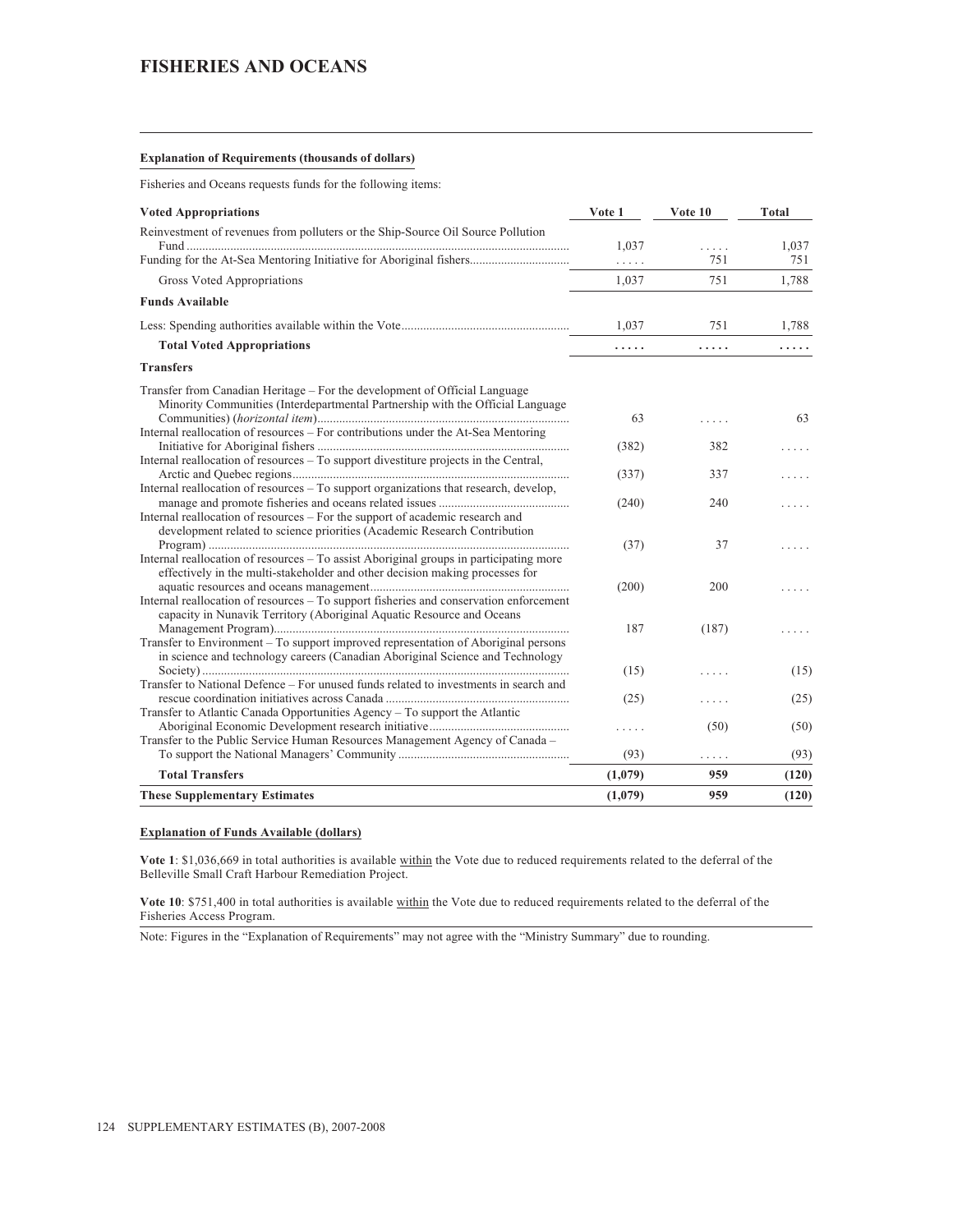# FISHERIES AND OCEANS

**Explanation of Requirements (thousands of dollars)**

Fisheries and Oceans requests funds for the following items:

| Voted Appropriations | Vote 1 | Vote 10 | Total |
|---|---|---|---|
| Reinvestment of revenues from polluters or the Ship-Source Oil Source Pollution Fund | 1,037 | ..... | 1,037 |
| Funding for the At-Sea Mentoring Initiative for Aboriginal fishers | ..... | 751 | 751 |
| Gross Voted Appropriations | 1,037 | 751 | 1,788 |
| **Funds Available** | | | |
| Less: Spending authorities available within the Vote | 1,037 | 751 | 1,788 |
| **Total Voted Appropriations** | ..... | ..... | ..... |
| **Transfers** | | | |
| Transfer from Canadian Heritage – For the development of Official Language Minority Communities (Interdepartmental Partnership with the Official Language Communities) (*horizontal item*) | 63 | ..... | 63 |
| Internal reallocation of resources – For contributions under the At-Sea Mentoring Initiative for Aboriginal fishers | (382) | 382 | ..... |
| Internal reallocation of resources – To support divestiture projects in the Central, Arctic and Quebec regions | (337) | 337 | ..... |
| Internal reallocation of resources – To support organizations that research, develop, manage and promote fisheries and oceans related issues | (240) | 240 | ..... |
| Internal reallocation of resources – For the support of academic research and development related to science priorities (Academic Research Contribution Program) | (37) | 37 | ..... |
| Internal reallocation of resources – To assist Aboriginal groups in participating more effectively in the multi-stakeholder and other decision making processes for aquatic resources and oceans management | (200) | 200 | ..... |
| Internal reallocation of resources – To support fisheries and conservation enforcement capacity in Nunavik Territory (Aboriginal Aquatic Resource and Oceans Management Program) | 187 | (187) | ..... |
| Transfer to Environment – To support improved representation of Aboriginal persons in science and technology careers (Canadian Aboriginal Science and Technology Society) | (15) | ..... | (15) |
| Transfer to National Defence – For unused funds related to investments in search and rescue coordination initiatives across Canada | (25) | ..... | (25) |
| Transfer to Atlantic Canada Opportunities Agency – To support the Atlantic Aboriginal Economic Development research initiative | ..... | (50) | (50) |
| Transfer to the Public Service Human Resources Management Agency of Canada – To support the National Managers' Community | (93) | ..... | (93) |
| **Total Transfers** | **(1,079)** | **959** | **(120)** |
| **These Supplementary Estimates** | **(1,079)** | **959** | **(120)** |

**Explanation of Funds Available (dollars)**

**Vote 1**: $1,036,669 in total authorities is available within the Vote due to reduced requirements related to the deferral of the Belleville Small Craft Harbour Remediation Project.

**Vote 10**: $751,400 in total authorities is available within the Vote due to reduced requirements related to the deferral of the Fisheries Access Program.

Note: Figures in the "Explanation of Requirements" may not agree with the "Ministry Summary" due to rounding.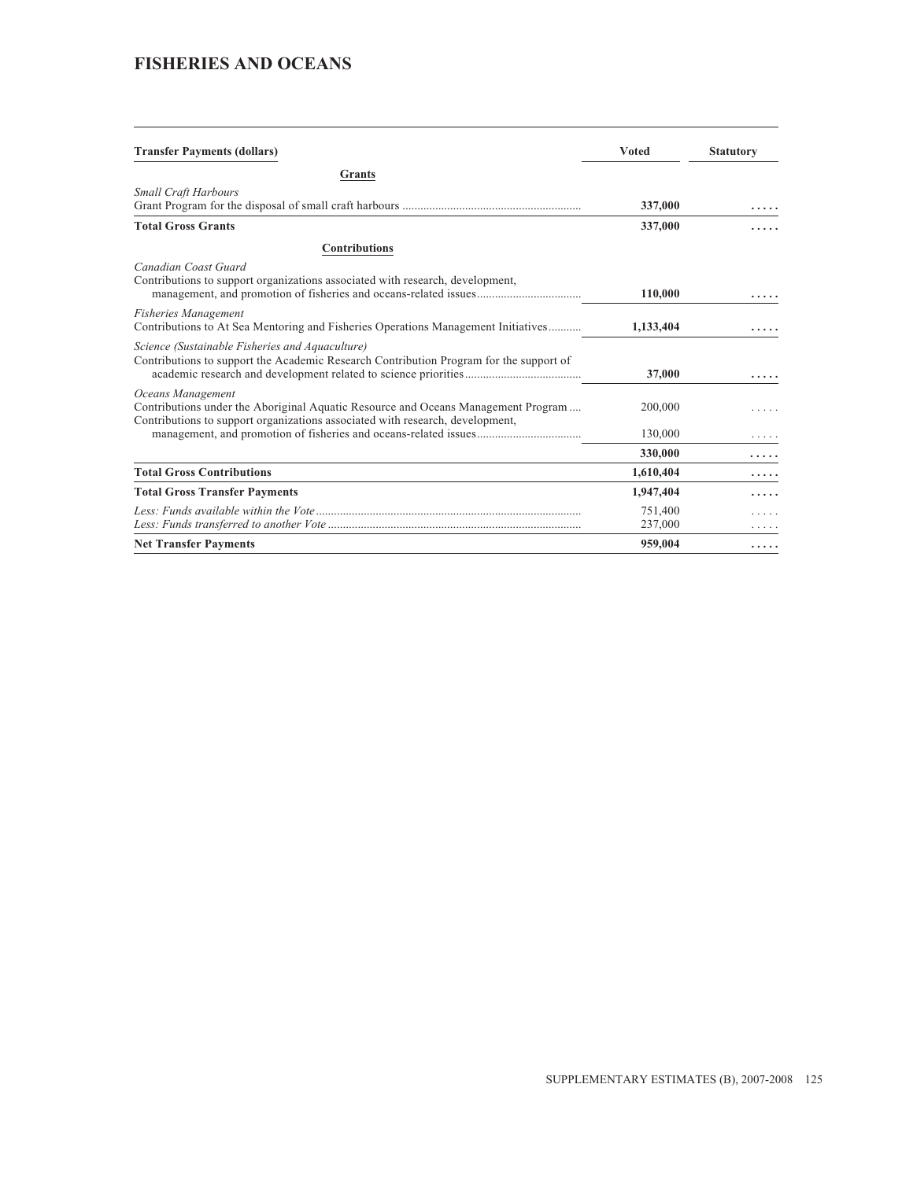## FISHERIES AND OCEANS

| Transfer Payments (dollars) | Voted | Statutory |
| --- | --- | --- |
| **Grants** | | |
| *Small Craft Harbours* | | |
| Grant Program for the disposal of small craft harbours | **337,000** | ..... |
| **Total Gross Grants** | **337,000** | ..... |
| **Contributions** | | |
| *Canadian Coast Guard* | | |
| Contributions to support organizations associated with research, development, management, and promotion of fisheries and oceans-related issues | **110,000** | ..... |
| *Fisheries Management* | | |
| Contributions to At Sea Mentoring and Fisheries Operations Management Initiatives | **1,133,404** | ..... |
| *Science (Sustainable Fisheries and Aquaculture)* | | |
| Contributions to support the Academic Research Contribution Program for the support of academic research and development related to science priorities | **37,000** | ..... |
| *Oceans Management* | | |
| Contributions under the Aboriginal Aquatic Resource and Oceans Management Program | 200,000 | ..... |
| Contributions to support organizations associated with research, development, management, and promotion of fisheries and oceans-related issues | 130,000 | ..... |
| | **330,000** | ..... |
| **Total Gross Contributions** | **1,610,404** | ..... |
| **Total Gross Transfer Payments** | **1,947,404** | ..... |
| *Less: Funds available within the Vote* | 751,400 | ..... |
| *Less: Funds transferred to another Vote* | 237,000 | ..... |
| **Net Transfer Payments** | **959,004** | ..... |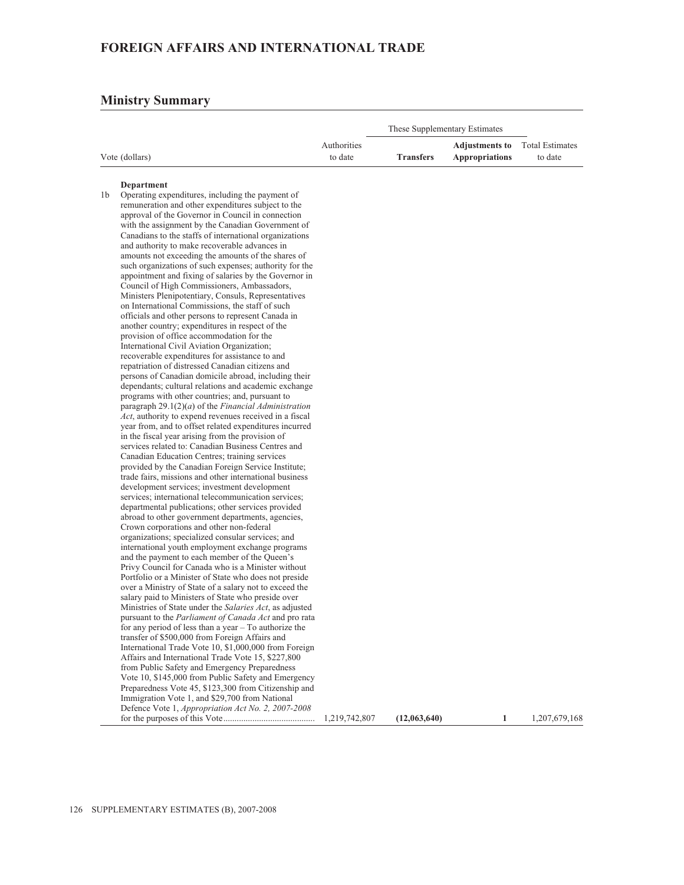# FOREIGN AFFAIRS AND INTERNATIONAL TRADE

## Ministry Summary

| Vote (dollars) | Authorities to date | These Supplementary Estimates | | Total Estimates to date |
|---|---|---|---|---|
| | | **Transfers** | **Adjustments to Appropriations** | |
| **Department** | | | | |
| 1b Operating expenditures, including the payment of remuneration and other expenditures subject to the approval of the Governor in Council in connection with the assignment by the Canadian Government of Canadians to the staffs of international organizations and authority to make recoverable advances in amounts not exceeding the amounts of the shares of such organizations of such expenses; authority for the appointment and fixing of salaries by the Governor in Council of High Commissioners, Ambassadors, Ministers Plenipotentiary, Consuls, Representatives on International Commissions, the staff of such officials and other persons to represent Canada in another country; expenditures in respect of the provision of office accommodation for the International Civil Aviation Organization; recoverable expenditures for assistance to and repatriation of distressed Canadian citizens and persons of Canadian domicile abroad, including their dependants; cultural relations and academic exchange programs with other countries; and, pursuant to paragraph 29.1(2)(*a*) of the *Financial Administration Act*, authority to expend revenues received in a fiscal year from, and to offset related expenditures incurred in the fiscal year arising from the provision of services related to: Canadian Business Centres and Canadian Education Centres; training services provided by the Canadian Foreign Service Institute; trade fairs, missions and other international business development services; investment development services; international telecommunication services; departmental publications; other services provided abroad to other government departments, agencies, Crown corporations and other non-federal organizations; specialized consular services; and international youth employment exchange programs and the payment to each member of the Queen's Privy Council for Canada who is a Minister without Portfolio or a Minister of State who does not preside over a Ministry of State of a salary not to exceed the salary paid to Ministers of State who preside over Ministries of State under the *Salaries Act*, as adjusted pursuant to the *Parliament of Canada Act* and pro rata for any period of less than a year – To authorize the transfer of $500,000 from Foreign Affairs and International Trade Vote 10, $1,000,000 from Foreign Affairs and International Trade Vote 15, $227,800 from Public Safety and Emergency Preparedness Vote 10, $145,000 from Public Safety and Emergency Preparedness Vote 45, $123,300 from Citizenship and Immigration Vote 1, and $29,700 from National Defence Vote 1, *Appropriation Act No. 2, 2007-2008* for the purposes of this Vote | 1,219,742,807 | **(12,063,640)** | **1** | 1,207,679,168 |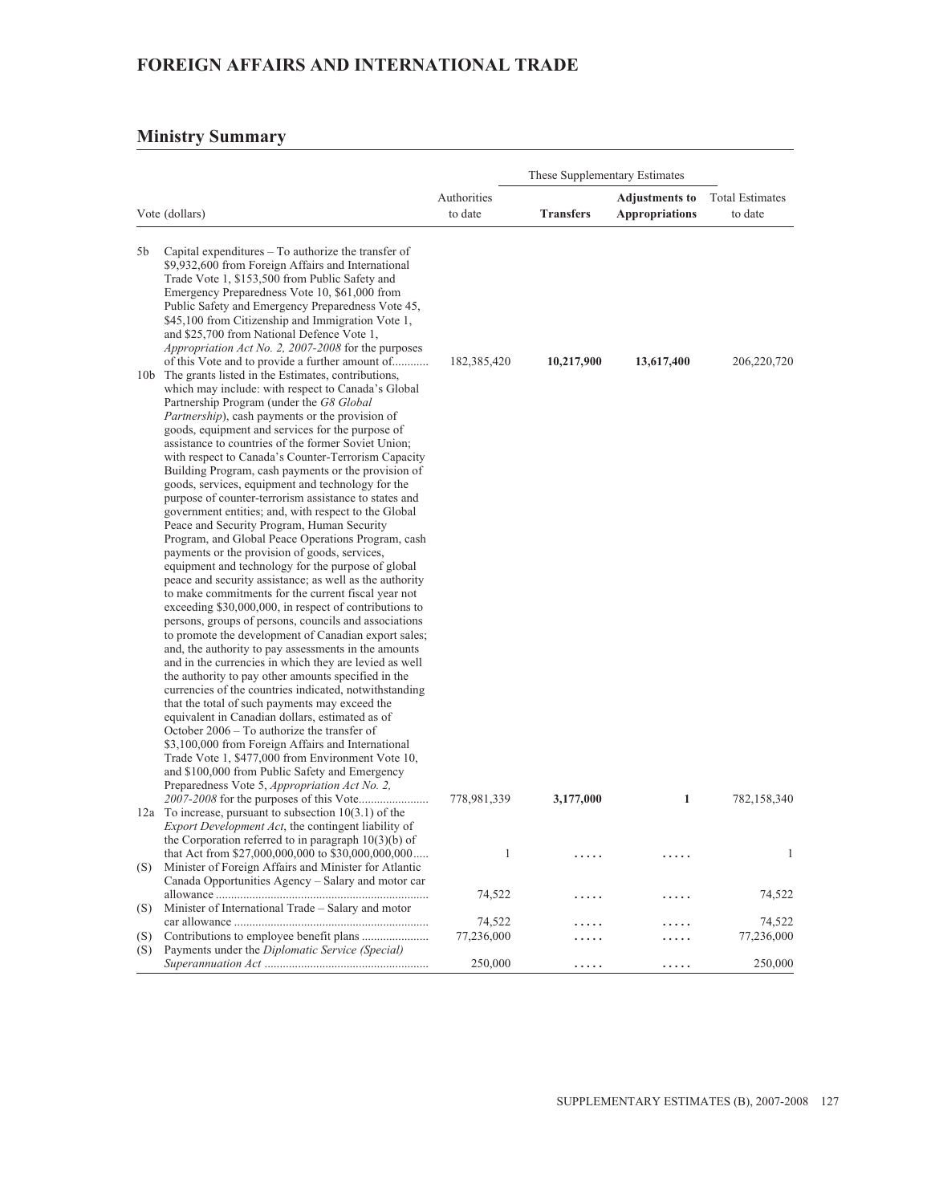# FOREIGN AFFAIRS AND INTERNATIONAL TRADE

## Ministry Summary

| Vote (dollars) | | Authorities to date | These Supplementary Estimates | | Total Estimates to date |
|---|---|---|---|---|---|
| | | | **Transfers** | **Adjustments to Appropriations** | |
| 5b | Capital expenditures – To authorize the transfer of $9,932,600 from Foreign Affairs and International Trade Vote 1, $153,500 from Public Safety and Emergency Preparedness Vote 10, $61,000 from Public Safety and Emergency Preparedness Vote 45, $45,100 from Citizenship and Immigration Vote 1, and $25,700 from National Defence Vote 1, *Appropriation Act No. 2, 2007-2008* for the purposes of this Vote and to provide a further amount of........... | 182,385,420 | **10,217,900** | **13,617,400** | 206,220,720 |
| 10b | The grants listed in the Estimates, contributions, which may include: with respect to Canada's Global Partnership Program (under the *G8 Global Partnership*), cash payments or the provision of goods, equipment and services for the purpose of assistance to countries of the former Soviet Union; with respect to Canada's Counter-Terrorism Capacity Building Program, cash payments or the provision of goods, services, equipment and technology for the purpose of counter-terrorism assistance to states and government entities; and, with respect to the Global Peace and Security Program, Human Security Program, and Global Peace Operations Program, cash payments or the provision of goods, services, equipment and technology for the purpose of global peace and security assistance; as well as the authority to make commitments for the current fiscal year not exceeding $30,000,000, in respect of contributions to persons, groups of persons, councils and associations to promote the development of Canadian export sales; and, the authority to pay assessments in the amounts and in the currencies in which they are levied as well the authority to pay other amounts specified in the currencies of the countries indicated, notwithstanding that the total of such payments may exceed the equivalent in Canadian dollars, estimated as of October 2006 – To authorize the transfer of $3,100,000 from Foreign Affairs and International Trade Vote 1, $477,000 from Environment Vote 10, and $100,000 from Public Safety and Emergency Preparedness Vote 5, *Appropriation Act No. 2, 2007-2008* for the purposes of this Vote...................... | 778,981,339 | **3,177,000** | **1** | 782,158,340 |
| 12a | To increase, pursuant to subsection 10(3.1) of the *Export Development Act*, the contingent liability of the Corporation referred to in paragraph 10(3)(b) of that Act from $27,000,000,000 to $30,000,000,000..... | 1 | ..... | ..... | 1 |
| (S) | Minister of Foreign Affairs and Minister for Atlantic Canada Opportunities Agency – Salary and motor car allowance ...................................................................... | 74,522 | ..... | ..... | 74,522 |
| (S) | Minister of International Trade – Salary and motor car allowance ............................................................... | 74,522 | ..... | ..... | 74,522 |
| (S) | Contributions to employee benefit plans ...................... | 77,236,000 | ..... | ..... | 77,236,000 |
| (S) | Payments under the *Diplomatic Service (Special) Superannuation Act* ..................................................... | 250,000 | ..... | ..... | 250,000 |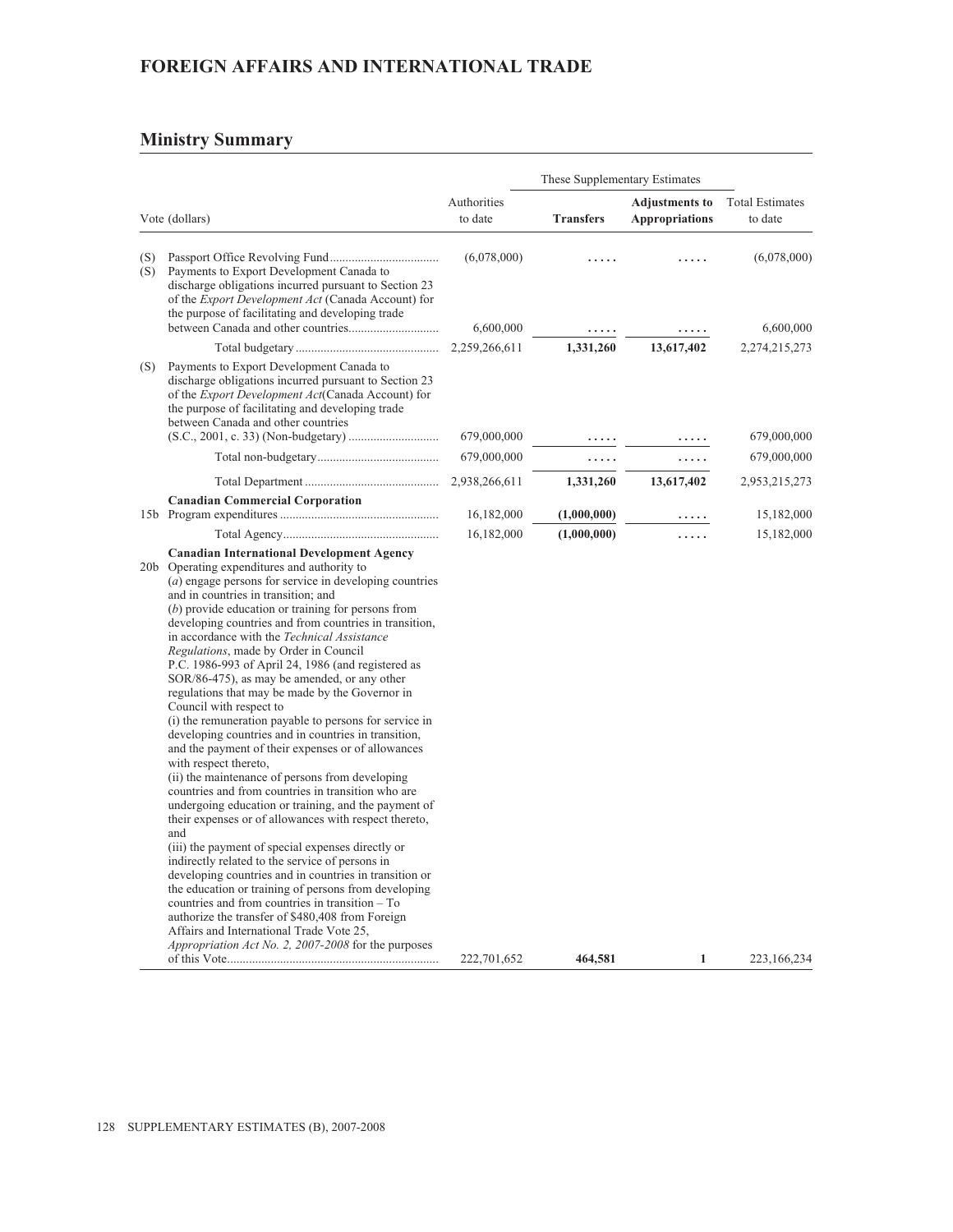# FOREIGN AFFAIRS AND INTERNATIONAL TRADE

## Ministry Summary

| | Vote (dollars) | Authorities to date | These Supplementary Estimates | | Total Estimates to date |
|---|---|---|---|---|---|
| | | | **Transfers** | **Adjustments to Appropriations** | |
| (S) | Passport Office Revolving Fund | (6,078,000) | ..... | ..... | (6,078,000) |
| (S) | Payments to Export Development Canada to discharge obligations incurred pursuant to Section 23 of the *Export Development Act* (Canada Account) for the purpose of facilitating and developing trade between Canada and other countries | 6,600,000 | ..... | ..... | 6,600,000 |
| | Total budgetary | 2,259,266,611 | 1,331,260 | 13,617,402 | 2,274,215,273 |
| (S) | Payments to Export Development Canada to discharge obligations incurred pursuant to Section 23 of the *Export Development Act*(Canada Account) for the purpose of facilitating and developing trade between Canada and other countries (S.C., 2001, c. 33) (Non-budgetary) | 679,000,000 | ..... | ..... | 679,000,000 |
| | Total non-budgetary | 679,000,000 | ..... | ..... | 679,000,000 |
| | Total Department | 2,938,266,611 | 1,331,260 | 13,617,402 | 2,953,215,273 |
| | **Canadian Commercial Corporation** | | | | |
| 15b | Program expenditures | 16,182,000 | (1,000,000) | ..... | 15,182,000 |
| | Total Agency | 16,182,000 | (1,000,000) | ..... | 15,182,000 |
| | **Canadian International Development Agency** | | | | |
| 20b | Operating expenditures and authority to (*a*) engage persons for service in developing countries and in countries in transition; and (*b*) provide education or training for persons from developing countries and from countries in transition, in accordance with the *Technical Assistance Regulations*, made by Order in Council P.C. 1986-993 of April 24, 1986 (and registered as SOR/86-475), as may be amended, or any other regulations that may be made by the Governor in Council with respect to (i) the remuneration payable to persons for service in developing countries and in countries in transition, and the payment of their expenses or of allowances with respect thereto, (ii) the maintenance of persons from developing countries and from countries in transition who are undergoing education or training, and the payment of their expenses or of allowances with respect thereto, and (iii) the payment of special expenses directly or indirectly related to the service of persons in developing countries and in countries in transition or the education or training of persons from developing countries and from countries in transition – To authorize the transfer of $480,408 from Foreign Affairs and International Trade Vote 25, *Appropriation Act No. 2, 2007-2008* for the purposes of this Vote | 222,701,652 | 464,581 | 1 | 223,166,234 |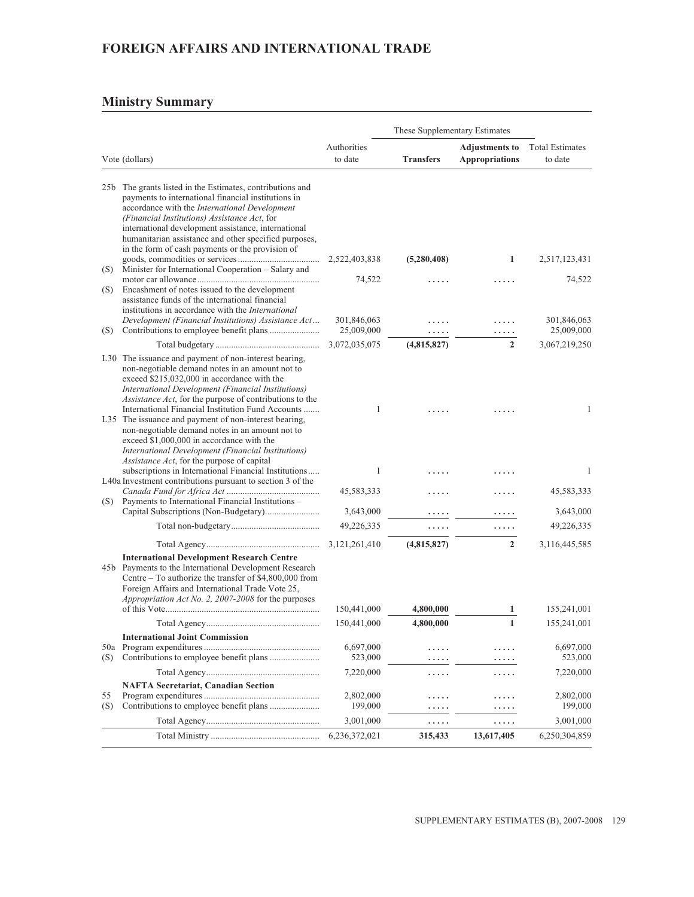## FOREIGN AFFAIRS AND INTERNATIONAL TRADE

### Ministry Summary

| Vote (dollars) | | Authorities to date | These Supplementary Estimates Transfers | Adjustments to Appropriations | Total Estimates to date |
|---|---|---|---|---|---|
| 25b | The grants listed in the Estimates, contributions and payments to international financial institutions in accordance with the *International Development (Financial Institutions) Assistance Act*, for international development assistance, international humanitarian assistance and other specified purposes, in the form of cash payments or the provision of goods, commodities or services | 2,522,403,838 | **(5,280,408)** | **1** | 2,517,123,431 |
| (S) | Minister for International Cooperation – Salary and motor car allowance | 74,522 | ..... | ..... | 74,522 |
| (S) | Encashment of notes issued to the development assistance funds of the international financial institutions in accordance with the *International Development (Financial Institutions) Assistance Act* | 301,846,063 | ..... | ..... | 301,846,063 |
| (S) | Contributions to employee benefit plans | 25,009,000 | ..... | ..... | 25,009,000 |
| | Total budgetary | 3,072,035,075 | **(4,815,827)** | **2** | 3,067,219,250 |
| L30 | The issuance and payment of non-interest bearing, non-negotiable demand notes in an amount not to exceed $215,032,000 in accordance with the *International Development (Financial Institutions) Assistance Act*, for the purpose of contributions to the International Financial Institution Fund Accounts | 1 | ..... | ..... | 1 |
| L35 | The issuance and payment of non-interest bearing, non-negotiable demand notes in an amount not to exceed $1,000,000 in accordance with the *International Development (Financial Institutions) Assistance Act*, for the purpose of capital subscriptions in International Financial Institutions | 1 | ..... | ..... | 1 |
| L40a | Investment contributions pursuant to section 3 of the *Canada Fund for Africa Act* | 45,583,333 | ..... | ..... | 45,583,333 |
| (S) | Payments to International Financial Institutions – Capital Subscriptions (Non-Budgetary) | 3,643,000 | ..... | ..... | 3,643,000 |
| | Total non-budgetary | 49,226,335 | ..... | ..... | 49,226,335 |
| | Total Agency | 3,121,261,410 | **(4,815,827)** | **2** | 3,116,445,585 |
| | **International Development Research Centre** | | | | |
| 45b | Payments to the International Development Research Centre – To authorize the transfer of $4,800,000 from Foreign Affairs and International Trade Vote 25, *Appropriation Act No. 2, 2007-2008* for the purposes of this Vote | 150,441,000 | **4,800,000** | **1** | 155,241,001 |
| | Total Agency | 150,441,000 | **4,800,000** | **1** | 155,241,001 |
| | **International Joint Commission** | | | | |
| 50a | Program expenditures | 6,697,000 | ..... | ..... | 6,697,000 |
| (S) | Contributions to employee benefit plans | 523,000 | ..... | ..... | 523,000 |
| | Total Agency | 7,220,000 | ..... | ..... | 7,220,000 |
| | **NAFTA Secretariat, Canadian Section** | | | | |
| 55 | Program expenditures | 2,802,000 | ..... | ..... | 2,802,000 |
| (S) | Contributions to employee benefit plans | 199,000 | ..... | ..... | 199,000 |
| | Total Agency | 3,001,000 | ..... | ..... | 3,001,000 |
| | Total Ministry | 6,236,372,021 | **315,433** | **13,617,405** | 6,250,304,859 |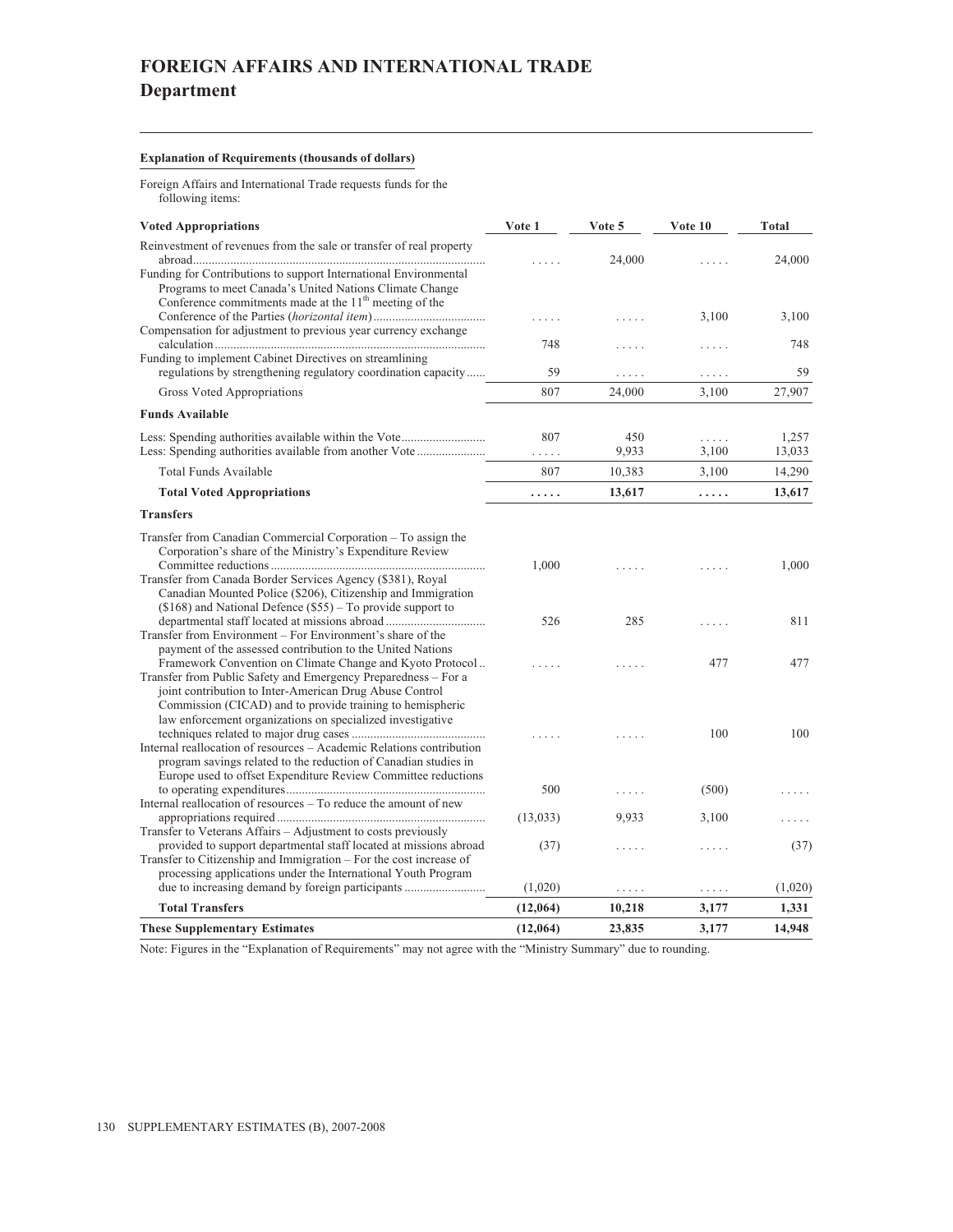# FOREIGN AFFAIRS AND INTERNATIONAL TRADE
## Department

**Explanation of Requirements (thousands of dollars)**

Foreign Affairs and International Trade requests funds for the following items:

| Voted Appropriations | Vote 1 | Vote 5 | Vote 10 | Total |
|---|---|---|---|---|
| Reinvestment of revenues from the sale or transfer of real property abroad | ..... | 24,000 | ..... | 24,000 |
| Funding for Contributions to support International Environmental Programs to meet Canada's United Nations Climate Change Conference commitments made at the 11th meeting of the Conference of the Parties (*horizontal item*) | ..... | ..... | 3,100 | 3,100 |
| Compensation for adjustment to previous year currency exchange calculation | 748 | ..... | ..... | 748 |
| Funding to implement Cabinet Directives on streamlining regulations by strengthening regulatory coordination capacity | 59 | ..... | ..... | 59 |
| Gross Voted Appropriations | 807 | 24,000 | 3,100 | 27,907 |
| **Funds Available** | | | | |
| Less: Spending authorities available within the Vote | 807 | 450 | ..... | 1,257 |
| Less: Spending authorities available from another Vote | ..... | 9,933 | 3,100 | 13,033 |
| Total Funds Available | 807 | 10,383 | 3,100 | 14,290 |
| **Total Voted Appropriations** | **.....** | **13,617** | **.....** | **13,617** |
| **Transfers** | | | | |
| Transfer from Canadian Commercial Corporation – To assign the Corporation's share of the Ministry's Expenditure Review Committee reductions | 1,000 | ..... | ..... | 1,000 |
| Transfer from Canada Border Services Agency ($381), Royal Canadian Mounted Police ($206), Citizenship and Immigration ($168) and National Defence ($55) – To provide support to departmental staff located at missions abroad | 526 | 285 | ..... | 811 |
| Transfer from Environment – For Environment's share of the payment of the assessed contribution to the United Nations Framework Convention on Climate Change and Kyoto Protocol | ..... | ..... | 477 | 477 |
| Transfer from Public Safety and Emergency Preparedness – For a joint contribution to Inter-American Drug Abuse Control Commission (CICAD) and to provide training to hemispheric law enforcement organizations on specialized investigative techniques related to major drug cases | ..... | ..... | 100 | 100 |
| Internal reallocation of resources – Academic Relations contribution program savings related to the reduction of Canadian studies in Europe used to offset Expenditure Review Committee reductions to operating expenditures | 500 | ..... | (500) | ..... |
| Internal reallocation of resources – To reduce the amount of new appropriations required | (13,033) | 9,933 | 3,100 | ..... |
| Transfer to Veterans Affairs – Adjustment to costs previously provided to support departmental staff located at missions abroad | (37) | ..... | ..... | (37) |
| Transfer to Citizenship and Immigration – For the cost increase of processing applications under the International Youth Program due to increasing demand by foreign participants | (1,020) | ..... | ..... | (1,020) |
| **Total Transfers** | **(12,064)** | **10,218** | **3,177** | **1,331** |
| **These Supplementary Estimates** | **(12,064)** | **23,835** | **3,177** | **14,948** |

Note: Figures in the "Explanation of Requirements" may not agree with the "Ministry Summary" due to rounding.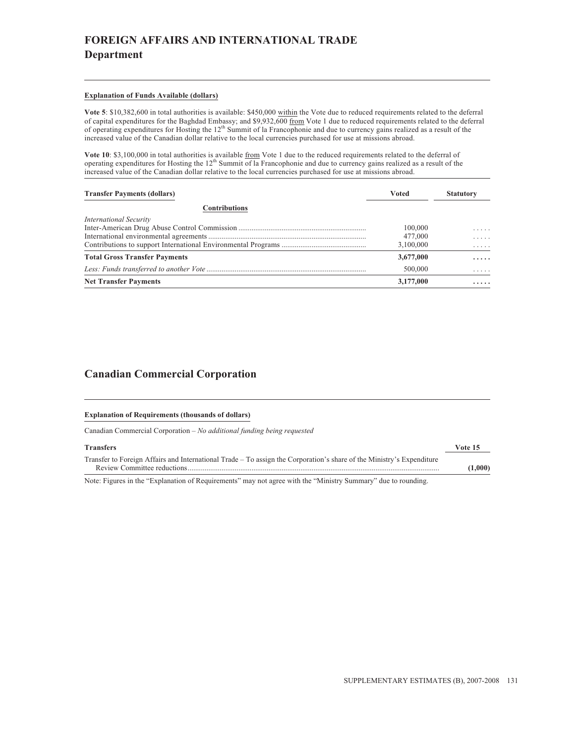# FOREIGN AFFAIRS AND INTERNATIONAL TRADE
## Department

**Explanation of Funds Available (dollars)**

**Vote 5**: \$10,382,600 in total authorities is available: \$450,000 within the Vote due to reduced requirements related to the deferral of capital expenditures for the Baghdad Embassy; and \$9,932,600 from Vote 1 due to reduced requirements related to the deferral of operating expenditures for Hosting the 12th Summit of la Francophonie and due to currency gains realized as a result of the increased value of the Canadian dollar relative to the local currencies purchased for use at missions abroad.

**Vote 10**: \$3,100,000 in total authorities is available from Vote 1 due to the reduced requirements related to the deferral of operating expenditures for Hosting the 12th Summit of la Francophonie and due to currency gains realized as a result of the increased value of the Canadian dollar relative to the local currencies purchased for use at missions abroad.

| Transfer Payments (dollars) | Voted | Statutory |
|---|---|---|
| **Contributions** | | |
| *International Security* | | |
| Inter-American Drug Abuse Control Commission | 100,000 | ..... |
| International environmental agreements | 477,000 | ..... |
| Contributions to support International Environmental Programs | 3,100,000 | ..... |
| **Total Gross Transfer Payments** | **3,677,000** | **.....** |
| *Less: Funds transferred to another Vote* | 500,000 | ..... |
| **Net Transfer Payments** | **3,177,000** | **.....** |

## Canadian Commercial Corporation

**Explanation of Requirements (thousands of dollars)**

Canadian Commercial Corporation – *No additional funding being requested*

| Transfers | Vote 15 |
|---|---|
| Transfer to Foreign Affairs and International Trade – To assign the Corporation's share of the Ministry's Expenditure Review Committee reductions | **(1,000)** |

Note: Figures in the "Explanation of Requirements" may not agree with the "Ministry Summary" due to rounding.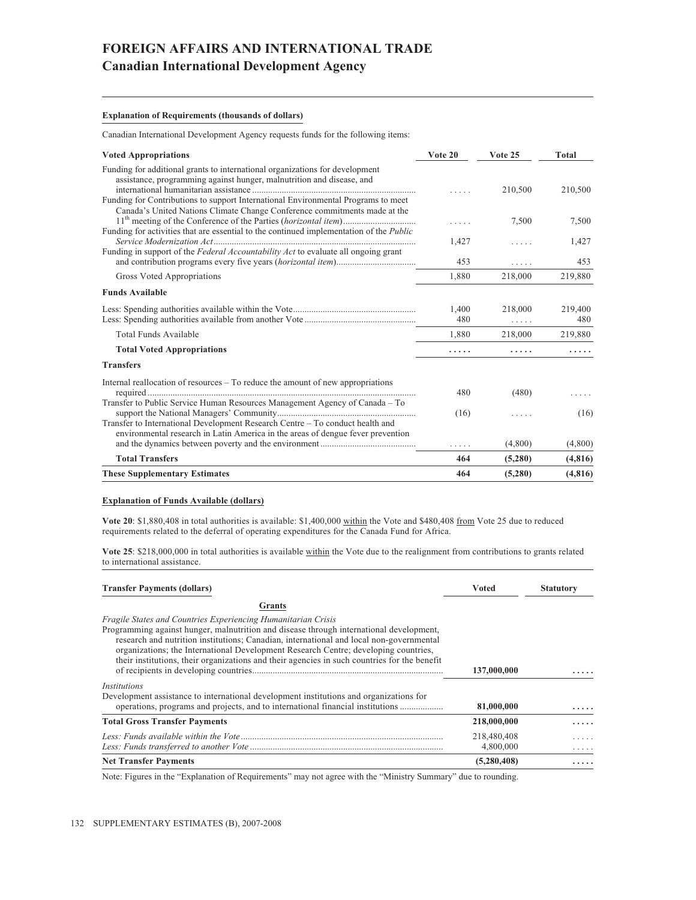# FOREIGN AFFAIRS AND INTERNATIONAL TRADE
## Canadian International Development Agency

**Explanation of Requirements (thousands of dollars)**

Canadian International Development Agency requests funds for the following items:

| Voted Appropriations | Vote 20 | Vote 25 | Total |
|---|---|---|---|
| Funding for additional grants to international organizations for development assistance, programming against hunger, malnutrition and disease, and international humanitarian assistance | ..... | 210,500 | 210,500 |
| Funding for Contributions to support International Environmental Programs to meet Canada's United Nations Climate Change Conference commitments made at the 11th meeting of the Conference of the Parties (*horizontal item*) | ..... | 7,500 | 7,500 |
| Funding for activities that are essential to the continued implementation of the *Public Service Modernization Act* | 1,427 | ..... | 1,427 |
| Funding in support of the *Federal Accountability Act* to evaluate all ongoing grant and contribution programs every five years (*horizontal item*) | 453 | ..... | 453 |
| Gross Voted Appropriations | 1,880 | 218,000 | 219,880 |
| **Funds Available** | | | |
| Less: Spending authorities available within the Vote | 1,400 | 218,000 | 219,400 |
| Less: Spending authorities available from another Vote | 480 | ..... | 480 |
| Total Funds Available | 1,880 | 218,000 | 219,880 |
| **Total Voted Appropriations** | ..... | ..... | ..... |
| **Transfers** | | | |
| Internal reallocation of resources – To reduce the amount of new appropriations required | 480 | (480) | ..... |
| Transfer to Public Service Human Resources Management Agency of Canada – To support the National Managers' Community | (16) | ..... | (16) |
| Transfer to International Development Research Centre – To conduct health and environmental research in Latin America in the areas of dengue fever prevention and the dynamics between poverty and the environment | ..... | (4,800) | (4,800) |
| **Total Transfers** | **464** | **(5,280)** | **(4,816)** |
| **These Supplementary Estimates** | **464** | **(5,280)** | **(4,816)** |

**Explanation of Funds Available (dollars)**

**Vote 20**: $1,880,408 in total authorities is available: $1,400,000 within the Vote and $480,408 from Vote 25 due to reduced requirements related to the deferral of operating expenditures for the Canada Fund for Africa.

**Vote 25**: $218,000,000 in total authorities is available within the Vote due to the realignment from contributions to grants related to international assistance.

| Transfer Payments (dollars) | Voted | Statutory |
|---|---|---|
| **Grants** | | |
| *Fragile States and Countries Experiencing Humanitarian Crisis* | | |
| Programming against hunger, malnutrition and disease through international development, research and nutrition institutions; Canadian, international and local non-governmental organizations; the International Development Research Centre; developing countries, their institutions, their organizations and their agencies in such countries for the benefit of recipients in developing countries | 137,000,000 | ..... |
| *Institutions* | | |
| Development assistance to international development institutions and organizations for operations, programs and projects, and to international financial institutions | 81,000,000 | ..... |
| **Total Gross Transfer Payments** | **218,000,000** | ..... |
| *Less: Funds available within the Vote* | 218,480,408 | ..... |
| *Less: Funds transferred to another Vote* | 4,800,000 | ..... |
| **Net Transfer Payments** | **(5,280,408)** | ..... |

Note: Figures in the "Explanation of Requirements" may not agree with the "Ministry Summary" due to rounding.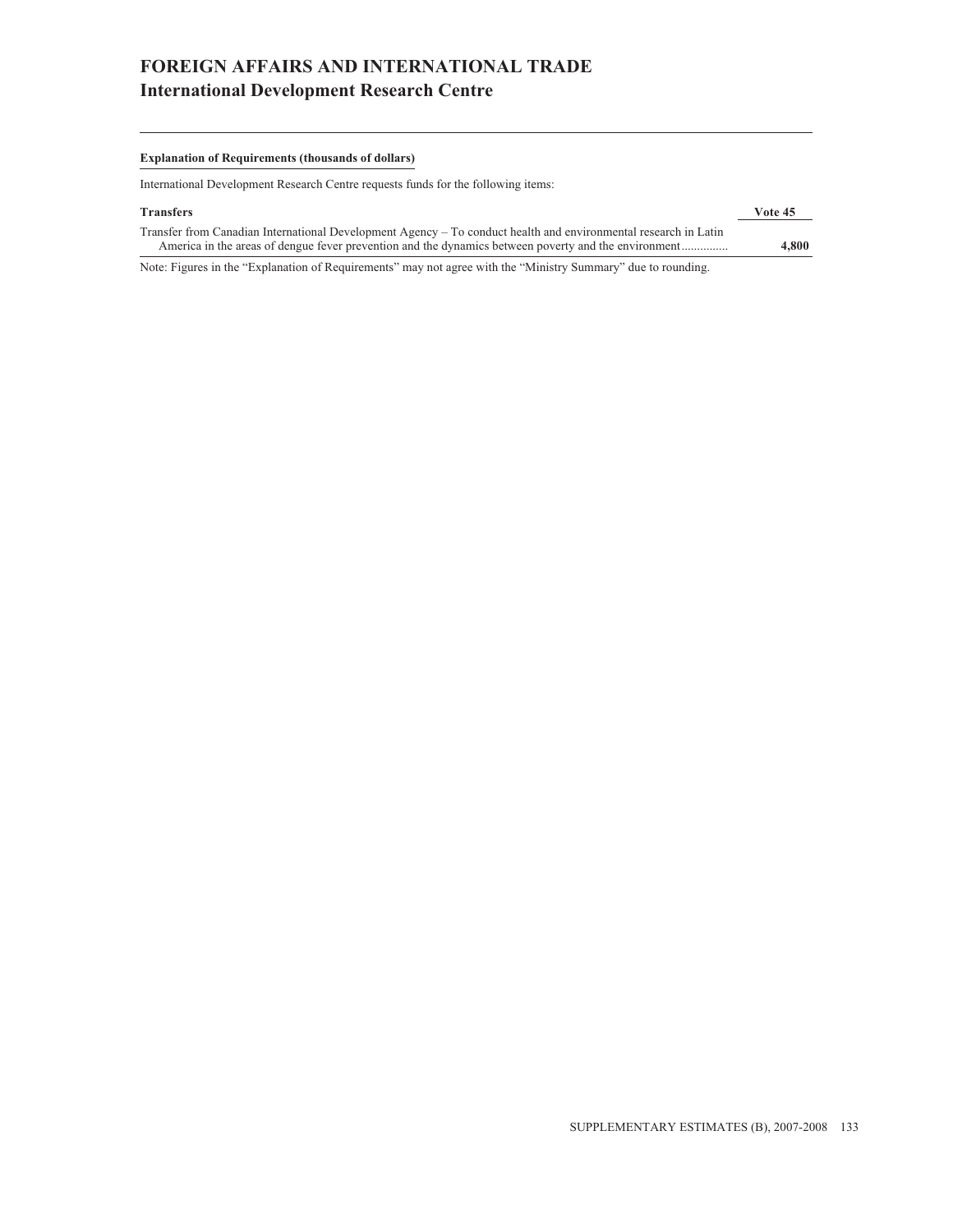# FOREIGN AFFAIRS AND INTERNATIONAL TRADE
## International Development Research Centre

**Explanation of Requirements (thousands of dollars)**

International Development Research Centre requests funds for the following items:

| Transfers | Vote 45 |
|---|---|
| Transfer from Canadian International Development Agency – To conduct health and environmental research in Latin America in the areas of dengue fever prevention and the dynamics between poverty and the environment .............. | **4,800** |

Note: Figures in the "Explanation of Requirements" may not agree with the "Ministry Summary" due to rounding.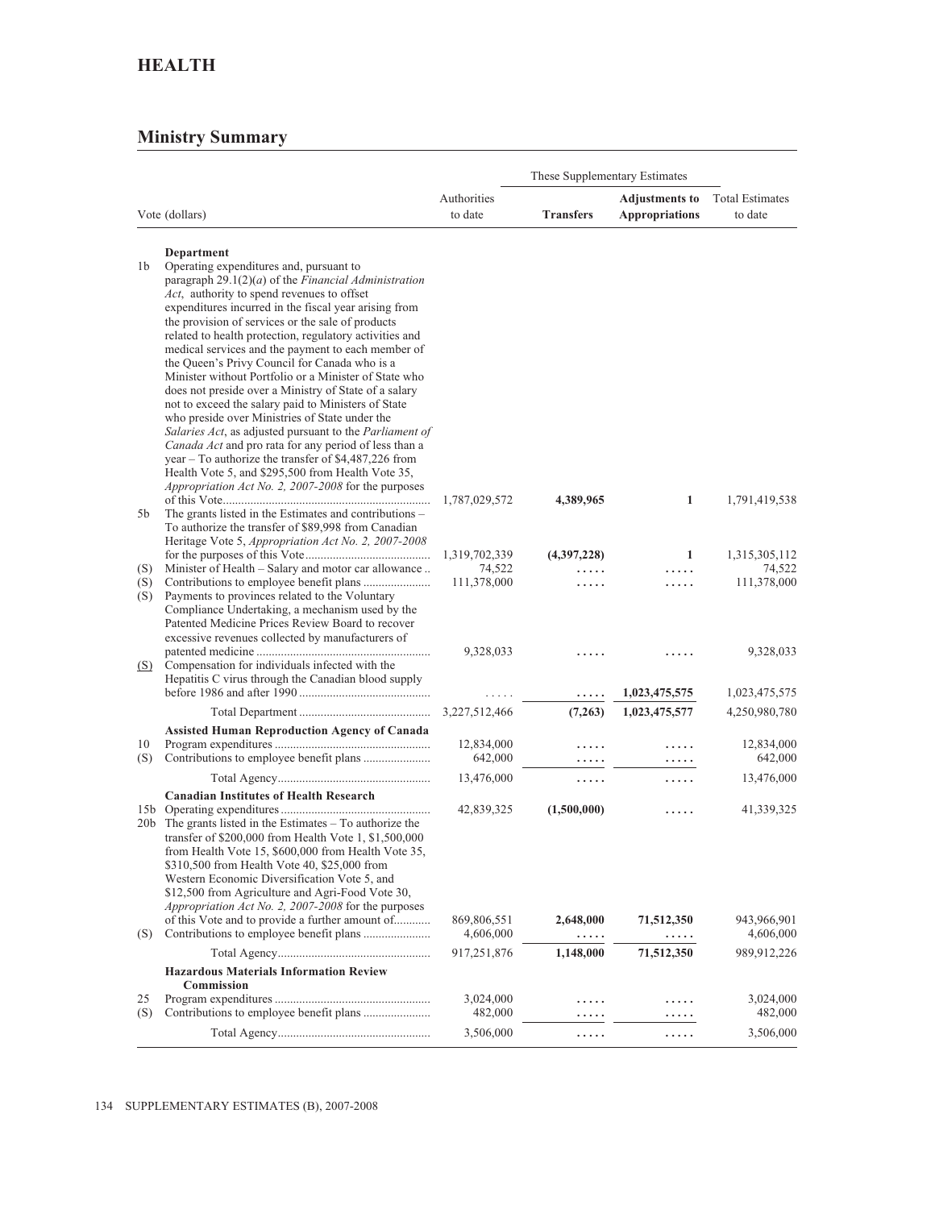# HEALTH

## Ministry Summary

| Vote (dollars) | | Authorities to date | These Supplementary Estimates | | Total Estimates to date |
|---|---|---|---|---|---|
| | | | **Transfers** | **Adjustments to Appropriations** | |
| | **Department** | | | | |
| 1b | Operating expenditures and, pursuant to paragraph 29.1(2)(*a*) of the *Financial Administration Act*, authority to spend revenues to offset expenditures incurred in the fiscal year arising from the provision of services or the sale of products related to health protection, regulatory activities and medical services and the payment to each member of the Queen's Privy Council for Canada who is a Minister without Portfolio or a Minister of State who does not preside over a Ministry of State of a salary not to exceed the salary paid to Ministers of State who preside over Ministries of State under the *Salaries Act*, as adjusted pursuant to the *Parliament of Canada Act* and pro rata for any period of less than a year – To authorize the transfer of $4,487,226 from Health Vote 5, and $295,500 from Health Vote 35, *Appropriation Act No. 2, 2007-2008* for the purposes of this Vote | 1,787,029,572 | **4,389,965** | **1** | 1,791,419,538 |
| 5b | The grants listed in the Estimates and contributions – To authorize the transfer of $89,998 from Canadian Heritage Vote 5, *Appropriation Act No. 2, 2007-2008* for the purposes of this Vote | 1,319,702,339 | **(4,397,228)** | **1** | 1,315,305,112 |
| (S) | Minister of Health – Salary and motor car allowance | 74,522 | ..... | ..... | 74,522 |
| (S) | Contributions to employee benefit plans | 111,378,000 | ..... | ..... | 111,378,000 |
| (S) | Payments to provinces related to the Voluntary Compliance Undertaking, a mechanism used by the Patented Medicine Prices Review Board to recover excessive revenues collected by manufacturers of patented medicine | 9,328,033 | ..... | ..... | 9,328,033 |
| (S) | Compensation for individuals infected with the Hepatitis C virus through the Canadian blood supply before 1986 and after 1990 | ..... | ..... | **1,023,475,575** | 1,023,475,575 |
| | Total Department | 3,227,512,466 | **(7,263)** | **1,023,475,577** | 4,250,980,780 |
| | **Assisted Human Reproduction Agency of Canada** | | | | |
| 10 | Program expenditures | 12,834,000 | ..... | ..... | 12,834,000 |
| (S) | Contributions to employee benefit plans | 642,000 | ..... | ..... | 642,000 |
| | Total Agency | 13,476,000 | ..... | ..... | 13,476,000 |
| | **Canadian Institutes of Health Research** | | | | |
| 15b | Operating expenditures | 42,839,325 | **(1,500,000)** | ..... | 41,339,325 |
| 20b | The grants listed in the Estimates – To authorize the transfer of $200,000 from Health Vote 1, $1,500,000 from Health Vote 15, $600,000 from Health Vote 35, $310,500 from Health Vote 40, $25,000 from Western Economic Diversification Vote 5, and $12,500 from Agriculture and Agri-Food Vote 30, *Appropriation Act No. 2, 2007-2008* for the purposes of this Vote and to provide a further amount of | 869,806,551 | **2,648,000** | **71,512,350** | 943,966,901 |
| (S) | Contributions to employee benefit plans | 4,606,000 | ..... | ..... | 4,606,000 |
| | Total Agency | 917,251,876 | **1,148,000** | **71,512,350** | 989,912,226 |
| | **Hazardous Materials Information Review Commission** | | | | |
| 25 | Program expenditures | 3,024,000 | ..... | ..... | 3,024,000 |
| (S) | Contributions to employee benefit plans | 482,000 | ..... | ..... | 482,000 |
| | Total Agency | 3,506,000 | ..... | ..... | 3,506,000 |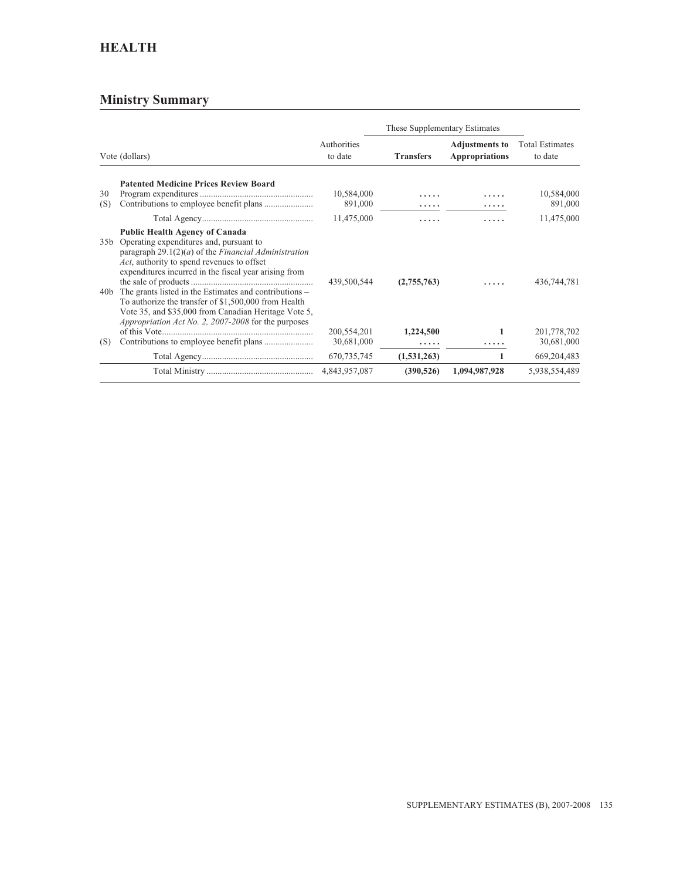# HEALTH

## Ministry Summary

| | Vote (dollars) | Authorities to date | These Supplementary Estimates | | Total Estimates to date |
|---|---|---|---|---|---|
| | | | **Transfers** | **Adjustments to Appropriations** | |
| | **Patented Medicine Prices Review Board** | | | | |
| 30 | Program expenditures | 10,584,000 | ..... | ..... | 10,584,000 |
| (S) | Contributions to employee benefit plans | 891,000 | ..... | ..... | 891,000 |
| | Total Agency | 11,475,000 | ..... | ..... | 11,475,000 |
| | **Public Health Agency of Canada** | | | | |
| 35b | Operating expenditures and, pursuant to paragraph 29.1(2)(*a*) of the *Financial Administration Act*, authority to spend revenues to offset expenditures incurred in the fiscal year arising from the sale of products | 439,500,544 | **(2,755,763)** | ..... | 436,744,781 |
| 40b | The grants listed in the Estimates and contributions – To authorize the transfer of $1,500,000 from Health Vote 35, and $35,000 from Canadian Heritage Vote 5, *Appropriation Act No. 2, 2007-2008* for the purposes of this Vote | 200,554,201 | **1,224,500** | **1** | 201,778,702 |
| (S) | Contributions to employee benefit plans | 30,681,000 | ..... | ..... | 30,681,000 |
| | Total Agency | 670,735,745 | **(1,531,263)** | **1** | 669,204,483 |
| | Total Ministry | 4,843,957,087 | **(390,526)** | **1,094,987,928** | 5,938,554,489 |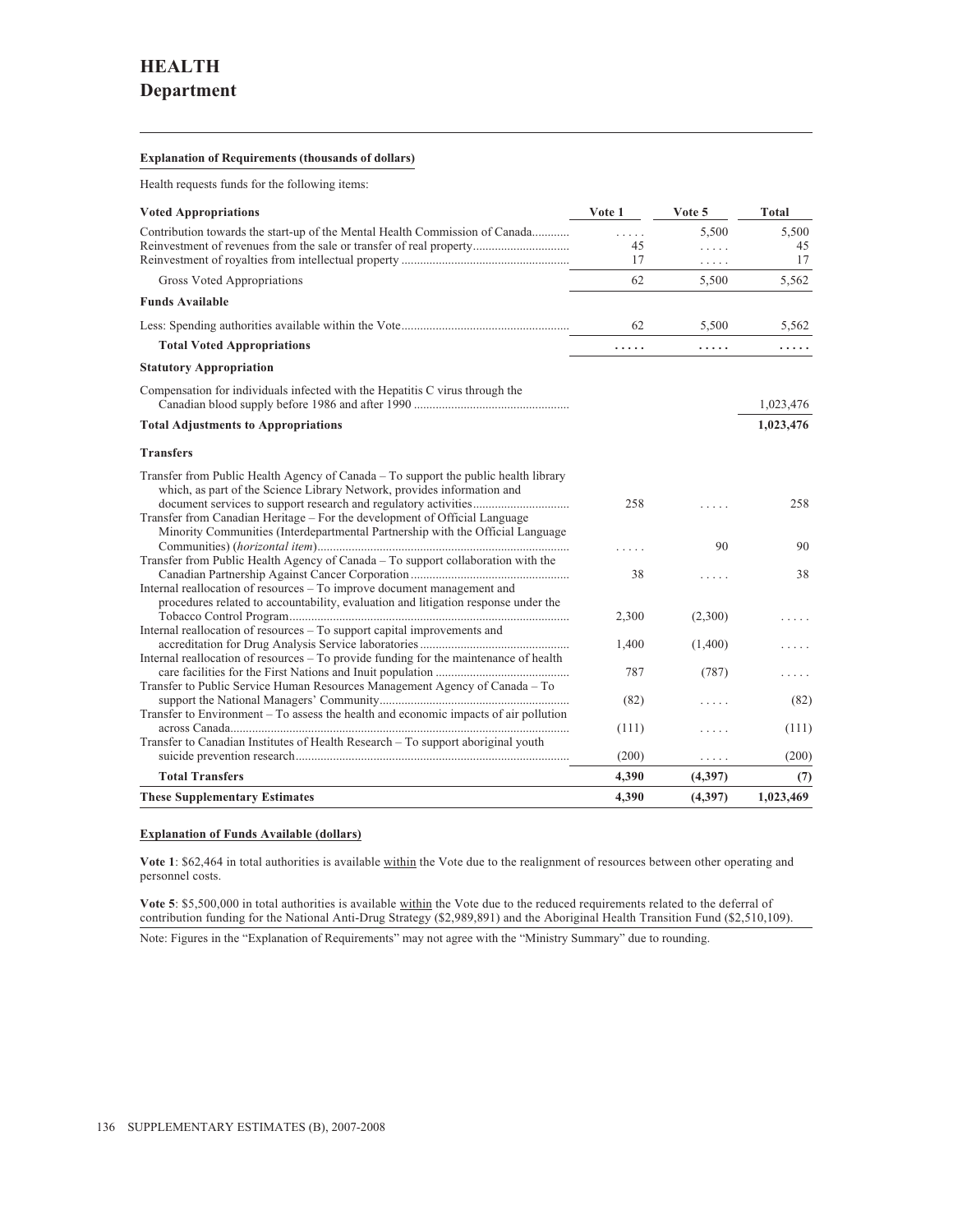# HEALTH

## Department

**Explanation of Requirements (thousands of dollars)**

Health requests funds for the following items:

| Voted Appropriations | Vote 1 | Vote 5 | Total |
|---|---|---|---|
| Contribution towards the start-up of the Mental Health Commission of Canada | ..... | 5,500 | 5,500 |
| Reinvestment of revenues from the sale or transfer of real property | 45 | ..... | 45 |
| Reinvestment of royalties from intellectual property | 17 | ..... | 17 |
| Gross Voted Appropriations | 62 | 5,500 | 5,562 |
| **Funds Available** | | | |
| Less: Spending authorities available within the Vote | 62 | 5,500 | 5,562 |
| **Total Voted Appropriations** | ..... | ..... | ..... |
| **Statutory Appropriation** | | | |
| Compensation for individuals infected with the Hepatitis C virus through the Canadian blood supply before 1986 and after 1990 | | | 1,023,476 |
| **Total Adjustments to Appropriations** | | | **1,023,476** |
| **Transfers** | | | |
| Transfer from Public Health Agency of Canada – To support the public health library which, as part of the Science Library Network, provides information and document services to support research and regulatory activities | 258 | ..... | 258 |
| Transfer from Canadian Heritage – For the development of Official Language Minority Communities (Interdepartmental Partnership with the Official Language Communities) (*horizontal item*) | ..... | 90 | 90 |
| Transfer from Public Health Agency of Canada – To support collaboration with the Canadian Partnership Against Cancer Corporation | 38 | ..... | 38 |
| Internal reallocation of resources – To improve document management and procedures related to accountability, evaluation and litigation response under the Tobacco Control Program | 2,300 | (2,300) | ..... |
| Internal reallocation of resources – To support capital improvements and accreditation for Drug Analysis Service laboratories | 1,400 | (1,400) | ..... |
| Internal reallocation of resources – To provide funding for the maintenance of health care facilities for the First Nations and Inuit population | 787 | (787) | ..... |
| Transfer to Public Service Human Resources Management Agency of Canada – To support the National Managers' Community | (82) | ..... | (82) |
| Transfer to Environment – To assess the health and economic impacts of air pollution across Canada | (111) | ..... | (111) |
| Transfer to Canadian Institutes of Health Research – To support aboriginal youth suicide prevention research | (200) | ..... | (200) |
| **Total Transfers** | **4,390** | **(4,397)** | **(7)** |
| **These Supplementary Estimates** | **4,390** | **(4,397)** | **1,023,469** |

**Explanation of Funds Available (dollars)**

**Vote 1**: $62,464 in total authorities is available within the Vote due to the realignment of resources between other operating and personnel costs.

**Vote 5**: $5,500,000 in total authorities is available within the Vote due to the reduced requirements related to the deferral of contribution funding for the National Anti-Drug Strategy ($2,989,891) and the Aboriginal Health Transition Fund ($2,510,109).

Note: Figures in the "Explanation of Requirements" may not agree with the "Ministry Summary" due to rounding.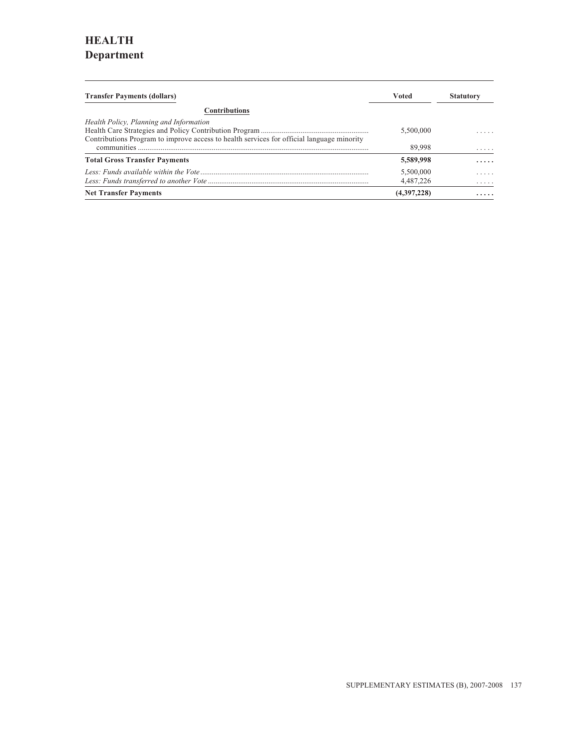# HEALTH
## Department

| Transfer Payments (dollars) | Voted | Statutory |
|---|---|---|
| **Contributions** | | |
| *Health Policy, Planning and Information* | | |
| Health Care Strategies and Policy Contribution Program | 5,500,000 | ..... |
| Contributions Program to improve access to health services for official language minority communities | 89,998 | ..... |
| **Total Gross Transfer Payments** | **5,589,998** | **.....** |
| *Less: Funds available within the Vote* | 5,500,000 | ..... |
| *Less: Funds transferred to another Vote* | 4,487,226 | ..... |
| **Net Transfer Payments** | **(4,397,228)** | **.....** |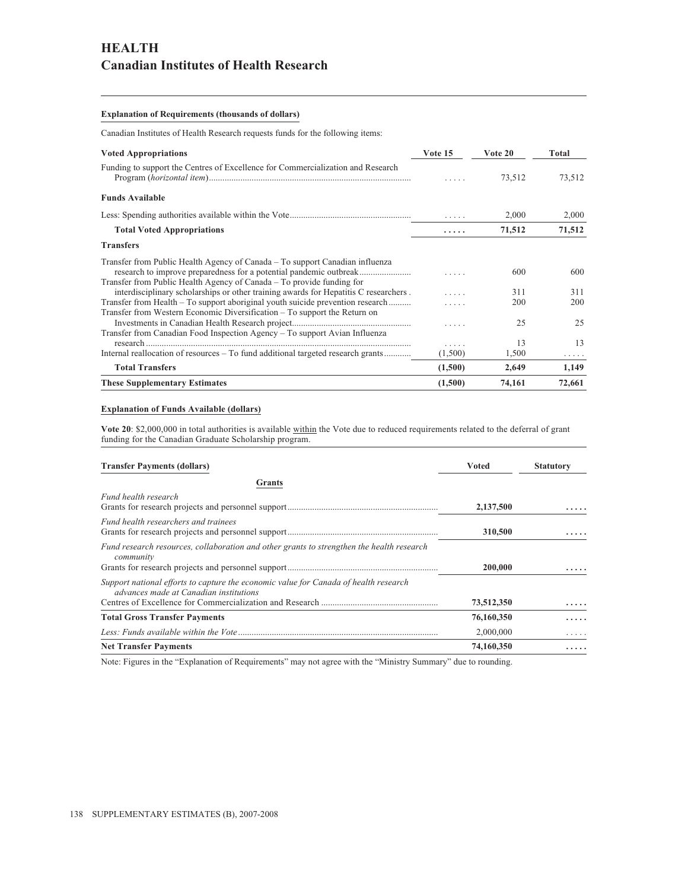# HEALTH

## Canadian Institutes of Health Research

**Explanation of Requirements (thousands of dollars)**

Canadian Institutes of Health Research requests funds for the following items:

| Voted Appropriations | Vote 15 | Vote 20 | Total |
|---|---|---|---|
| Funding to support the Centres of Excellence for Commercialization and Research Program (*horizontal item*) | ..... | 73,512 | 73,512 |
| **Funds Available** | | | |
| Less: Spending authorities available within the Vote | ..... | 2,000 | 2,000 |
| **Total Voted Appropriations** | **.....** | **71,512** | **71,512** |
| **Transfers** | | | |
| Transfer from Public Health Agency of Canada – To support Canadian influenza research to improve preparedness for a potential pandemic outbreak | ..... | 600 | 600 |
| Transfer from Public Health Agency of Canada – To provide funding for interdisciplinary scholarships or other training awards for Hepatitis C researchers | ..... | 311 | 311 |
| Transfer from Health – To support aboriginal youth suicide prevention research | ..... | 200 | 200 |
| Transfer from Western Economic Diversification – To support the Return on Investments in Canadian Health Research project | ..... | 25 | 25 |
| Transfer from Canadian Food Inspection Agency – To support Avian Influenza research | ..... | 13 | 13 |
| Internal reallocation of resources – To fund additional targeted research grants | (1,500) | 1,500 | ..... |
| **Total Transfers** | **(1,500)** | **2,649** | **1,149** |
| **These Supplementary Estimates** | **(1,500)** | **74,161** | **72,661** |

**Explanation of Funds Available (dollars)**

**Vote 20**: $2,000,000 in total authorities is available within the Vote due to reduced requirements related to the deferral of grant funding for the Canadian Graduate Scholarship program.

| Transfer Payments (dollars) | Voted | Statutory |
|---|---|---|
| **Grants** | | |
| *Fund health research* | | |
| Grants for research projects and personnel support | **2,137,500** | **.....** |
| *Fund health researchers and trainees* | | |
| Grants for research projects and personnel support | **310,500** | **.....** |
| *Fund research resources, collaboration and other grants to strengthen the health research community* | | |
| Grants for research projects and personnel support | **200,000** | **.....** |
| *Support national efforts to capture the economic value for Canada of health research advances made at Canadian institutions* | | |
| Centres of Excellence for Commercialization and Research | **73,512,350** | **.....** |
| **Total Gross Transfer Payments** | **76,160,350** | **.....** |
| *Less: Funds available within the Vote* | 2,000,000 | ..... |
| **Net Transfer Payments** | **74,160,350** | **.....** |

Note: Figures in the "Explanation of Requirements" may not agree with the "Ministry Summary" due to rounding.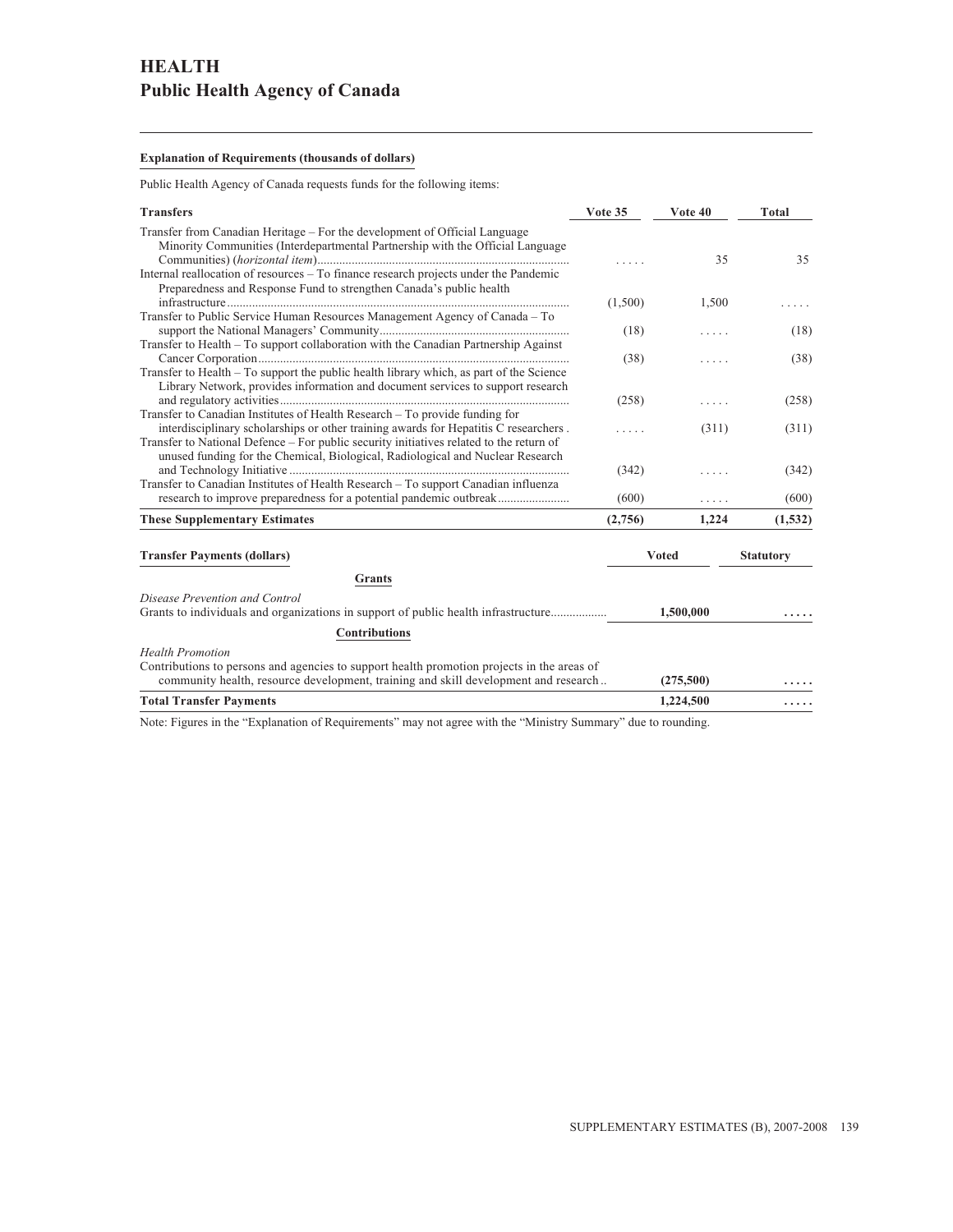# HEALTH
## Public Health Agency of Canada

**Explanation of Requirements (thousands of dollars)**

Public Health Agency of Canada requests funds for the following items:

| Transfers | Vote 35 | Vote 40 | Total |
|---|---|---|---|
| Transfer from Canadian Heritage – For the development of Official Language Minority Communities (Interdepartmental Partnership with the Official Language Communities) (*horizontal item*) | ..... | 35 | 35 |
| Internal reallocation of resources – To finance research projects under the Pandemic Preparedness and Response Fund to strengthen Canada's public health infrastructure | (1,500) | 1,500 | ..... |
| Transfer to Public Service Human Resources Management Agency of Canada – To support the National Managers' Community | (18) | ..... | (18) |
| Transfer to Health – To support collaboration with the Canadian Partnership Against Cancer Corporation | (38) | ..... | (38) |
| Transfer to Health – To support the public health library which, as part of the Science Library Network, provides information and document services to support research and regulatory activities | (258) | ..... | (258) |
| Transfer to Canadian Institutes of Health Research – To provide funding for interdisciplinary scholarships or other training awards for Hepatitis C researchers | ..... | (311) | (311) |
| Transfer to National Defence – For public security initiatives related to the return of unused funding for the Chemical, Biological, Radiological and Nuclear Research and Technology Initiative | (342) | ..... | (342) |
| Transfer to Canadian Institutes of Health Research – To support Canadian influenza research to improve preparedness for a potential pandemic outbreak | (600) | ..... | (600) |
| **These Supplementary Estimates** | **(2,756)** | **1,224** | **(1,532)** |

| Transfer Payments (dollars) | Voted | Statutory |
|---|---|---|
| **Grants** | | |
| *Disease Prevention and Control* | | |
| Grants to individuals and organizations in support of public health infrastructure | **1,500,000** | ..... |
| **Contributions** | | |
| *Health Promotion* | | |
| Contributions to persons and agencies to support health promotion projects in the areas of community health, resource development, training and skill development and research | **(275,500)** | ..... |
| **Total Transfer Payments** | **1,224,500** | ..... |

Note: Figures in the "Explanation of Requirements" may not agree with the "Ministry Summary" due to rounding.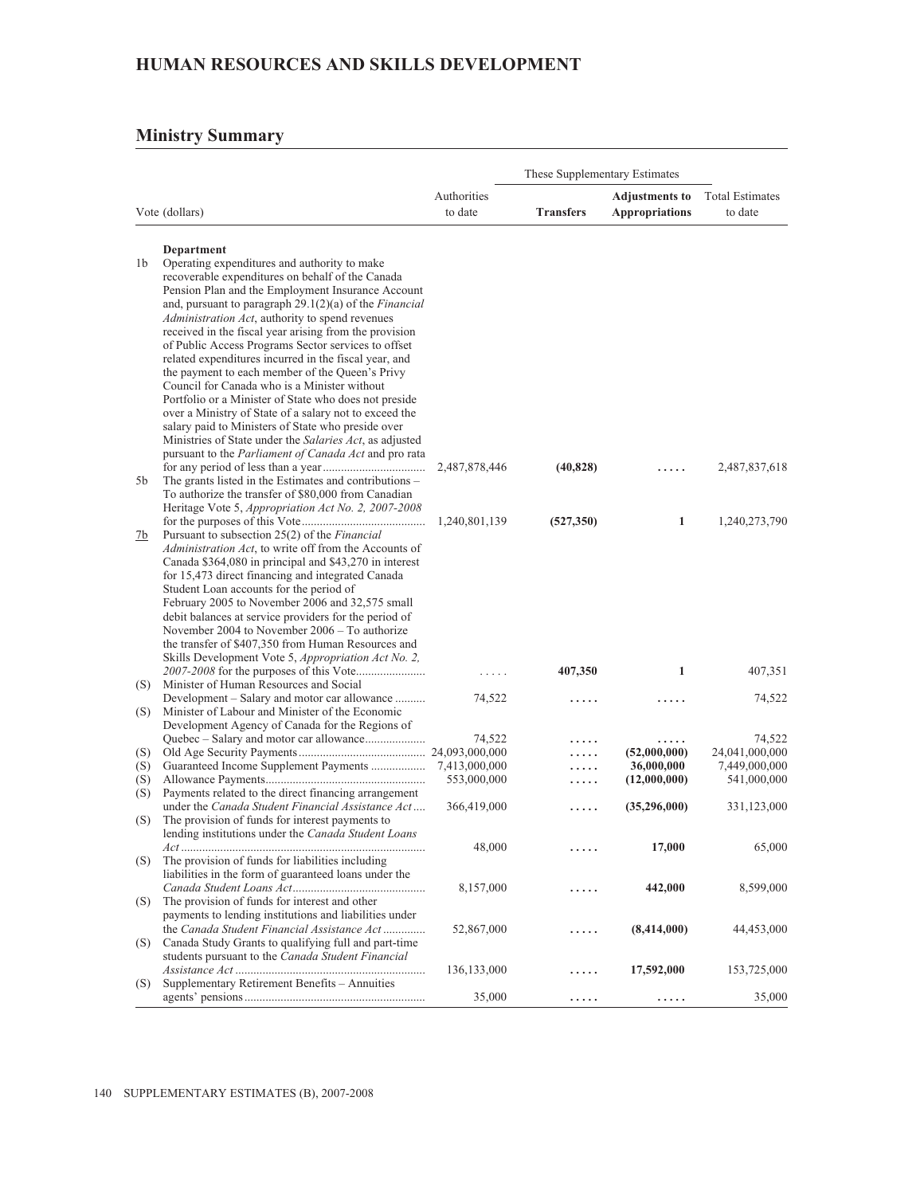## HUMAN RESOURCES AND SKILLS DEVELOPMENT

### Ministry Summary

| Vote (dollars) | | Authorities to date | These Supplementary Estimates Transfers | These Supplementary Estimates **Adjustments to Appropriations** | Total Estimates to date |
|---|---|---|---|---|---|
| | **Department** | | | | |
| 1b | Operating expenditures and authority to make recoverable expenditures on behalf of the Canada Pension Plan and the Employment Insurance Account and, pursuant to paragraph 29.1(2)(a) of the *Financial Administration Act*, authority to spend revenues received in the fiscal year arising from the provision of Public Access Programs Sector services to offset related expenditures incurred in the fiscal year, and the payment to each member of the Queen's Privy Council for Canada who is a Minister without Portfolio or a Minister of State who does not preside over a Ministry of State of a salary not to exceed the salary paid to Ministers of State who preside over Ministries of State under the *Salaries Act*, as adjusted pursuant to the *Parliament of Canada Act* and pro rata for any period of less than a year | 2,487,878,446 | **(40,828)** | ..... | 2,487,837,618 |
| 5b | The grants listed in the Estimates and contributions – To authorize the transfer of $80,000 from Canadian Heritage Vote 5, *Appropriation Act No. 2, 2007-2008* for the purposes of this Vote | 1,240,801,139 | **(527,350)** | **1** | 1,240,273,790 |
| 7b | Pursuant to subsection 25(2) of the *Financial Administration Act*, to write off from the Accounts of Canada $364,080 in principal and $43,270 in interest for 15,473 direct financing and integrated Canada Student Loan accounts for the period of February 2005 to November 2006 and 32,575 small debit balances at service providers for the period of November 2004 to November 2006 – To authorize the transfer of $407,350 from Human Resources and Skills Development Vote 5, *Appropriation Act No. 2, 2007-2008* for the purposes of this Vote | ..... | **407,350** | **1** | 407,351 |
| (S) | Minister of Human Resources and Social Development – Salary and motor car allowance | 74,522 | ..... | ..... | 74,522 |
| (S) | Minister of Labour and Minister of the Economic Development Agency of Canada for the Regions of Quebec – Salary and motor car allowance | 74,522 | ..... | ..... | 74,522 |
| (S) | Old Age Security Payments | 24,093,000,000 | ..... | **(52,000,000)** | 24,041,000,000 |
| (S) | Guaranteed Income Supplement Payments | 7,413,000,000 | ..... | **36,000,000** | 7,449,000,000 |
| (S) | Allowance Payments | 553,000,000 | ..... | **(12,000,000)** | 541,000,000 |
| (S) | Payments related to the direct financing arrangement under the *Canada Student Financial Assistance Act* | 366,419,000 | ..... | **(35,296,000)** | 331,123,000 |
| (S) | The provision of funds for interest payments to lending institutions under the *Canada Student Loans Act* | 48,000 | ..... | **17,000** | 65,000 |
| (S) | The provision of funds for liabilities including liabilities in the form of guaranteed loans under the *Canada Student Loans Act* | 8,157,000 | ..... | **442,000** | 8,599,000 |
| (S) | The provision of funds for interest and other payments to lending institutions and liabilities under the *Canada Student Financial Assistance Act* | 52,867,000 | ..... | **(8,414,000)** | 44,453,000 |
| (S) | Canada Study Grants to qualifying full and part-time students pursuant to the *Canada Student Financial Assistance Act* | 136,133,000 | ..... | **17,592,000** | 153,725,000 |
| (S) | Supplementary Retirement Benefits – Annuities agents' pensions | 35,000 | ..... | ..... | 35,000 |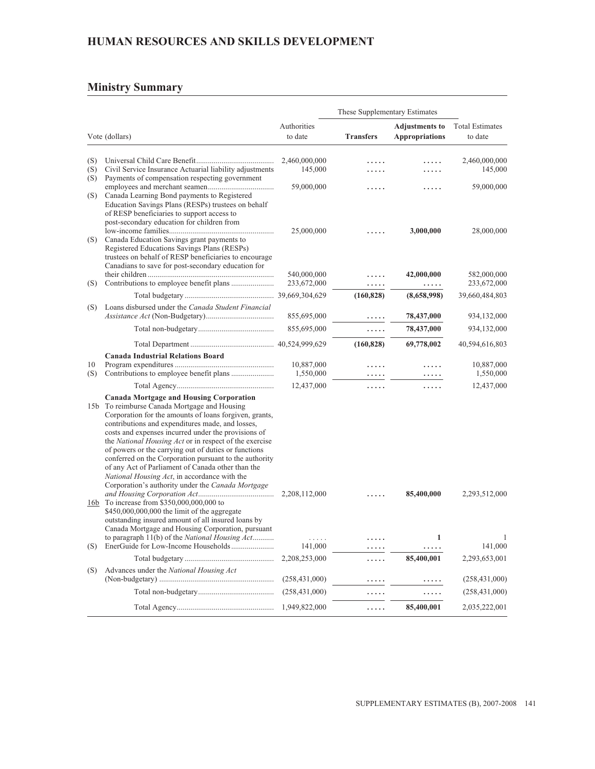## HUMAN RESOURCES AND SKILLS DEVELOPMENT

### Ministry Summary

| | Vote (dollars) | Authorities to date | These Supplementary Estimates Transfers | These Supplementary Estimates Adjustments to Appropriations | Total Estimates to date |
|---|---|---|---|---|---|
| (S) | Universal Child Care Benefit | 2,460,000,000 | ..... | ..... | 2,460,000,000 |
| (S) | Civil Service Insurance Actuarial liability adjustments | 145,000 | ..... | ..... | 145,000 |
| (S) | Payments of compensation respecting government employees and merchant seamen | 59,000,000 | ..... | ..... | 59,000,000 |
| (S) | Canada Learning Bond payments to Registered Education Savings Plans (RESPs) trustees on behalf of RESP beneficiaries to support access to post-secondary education for children from low-income families | 25,000,000 | ..... | **3,000,000** | 28,000,000 |
| (S) | Canada Education Savings grant payments to Registered Educations Savings Plans (RESPs) trustees on behalf of RESP beneficiaries to encourage Canadians to save for post-secondary education for their children | 540,000,000 | ..... | **42,000,000** | 582,000,000 |
| (S) | Contributions to employee benefit plans | 233,672,000 | ..... | ..... | 233,672,000 |
| | Total budgetary | 39,669,304,629 | **(160,828)** | **(8,658,998)** | 39,660,484,803 |
| (S) | Loans disbursed under the *Canada Student Financial Assistance Act* (Non-Budgetary) | 855,695,000 | ..... | **78,437,000** | 934,132,000 |
| | Total non-budgetary | 855,695,000 | ..... | **78,437,000** | 934,132,000 |
| | Total Department | 40,524,999,629 | **(160,828)** | **69,778,002** | 40,594,616,803 |
| | **Canada Industrial Relations Board** | | | | |
| 10 | Program expenditures | 10,887,000 | ..... | ..... | 10,887,000 |
| (S) | Contributions to employee benefit plans | 1,550,000 | ..... | ..... | 1,550,000 |
| | Total Agency | 12,437,000 | ..... | ..... | 12,437,000 |
| | **Canada Mortgage and Housing Corporation** | | | | |
| 15b | To reimburse Canada Mortgage and Housing Corporation for the amounts of loans forgiven, grants, contributions and expenditures made, and losses, costs and expenses incurred under the provisions of the *National Housing Act* or in respect of the exercise of powers or the carrying out of duties or functions conferred on the Corporation pursuant to the authority of any Act of Parliament of Canada other than the *National Housing Act*, in accordance with the Corporation's authority under the *Canada Mortgage and Housing Corporation Act* | 2,208,112,000 | ..... | **85,400,000** | 2,293,512,000 |
| 16b | To increase from $350,000,000,000 to $450,000,000,000 the limit of the aggregate outstanding insured amount of all insured loans by Canada Mortgage and Housing Corporation, pursuant to paragraph 11(b) of the *National Housing Act* | ..... | ..... | **1** | 1 |
| (S) | EnerGuide for Low-Income Households | 141,000 | ..... | ..... | 141,000 |
| | Total budgetary | 2,208,253,000 | ..... | **85,400,001** | 2,293,653,001 |
| (S) | Advances under the *National Housing Act* (Non-budgetary) | (258,431,000) | ..... | ..... | (258,431,000) |
| | Total non-budgetary | (258,431,000) | ..... | ..... | (258,431,000) |
| | Total Agency | 1,949,822,000 | ..... | **85,400,001** | 2,035,222,001 |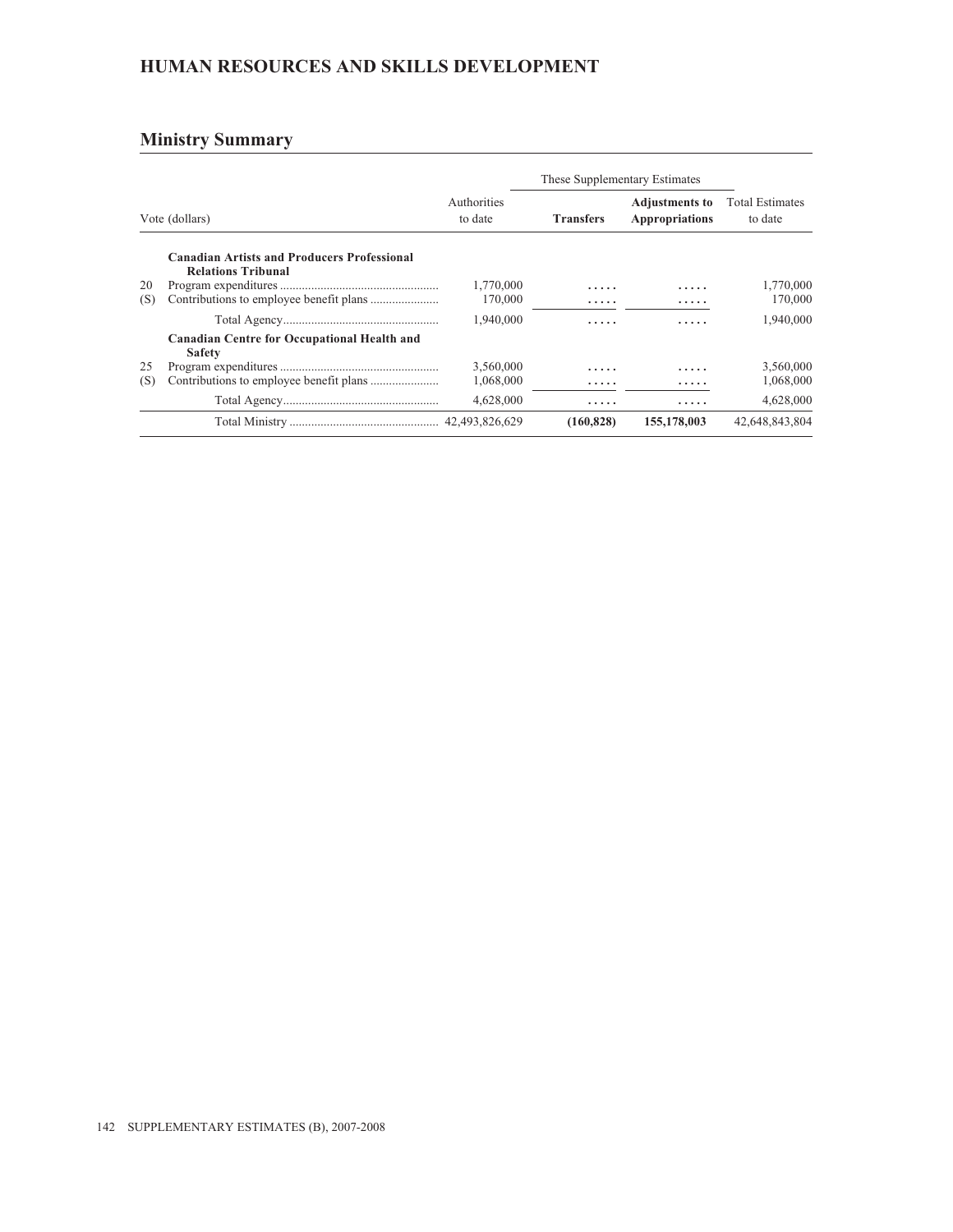# HUMAN RESOURCES AND SKILLS DEVELOPMENT

## Ministry Summary

| Vote (dollars) | | Authorities to date | These Supplementary Estimates | | Total Estimates to date |
|---|---|---|---|---|---|
| | | | **Transfers** | **Adjustments to Appropriations** | |
| | **Canadian Artists and Producers Professional Relations Tribunal** | | | | |
| 20 | Program expenditures | 1,770,000 | ..... | ..... | 1,770,000 |
| (S) | Contributions to employee benefit plans | 170,000 | ..... | ..... | 170,000 |
| | Total Agency | 1,940,000 | ..... | ..... | 1,940,000 |
| | **Canadian Centre for Occupational Health and Safety** | | | | |
| 25 | Program expenditures | 3,560,000 | ..... | ..... | 3,560,000 |
| (S) | Contributions to employee benefit plans | 1,068,000 | ..... | ..... | 1,068,000 |
| | Total Agency | 4,628,000 | ..... | ..... | 4,628,000 |
| | Total Ministry | 42,493,826,629 | **(160,828)** | **155,178,003** | 42,648,843,804 |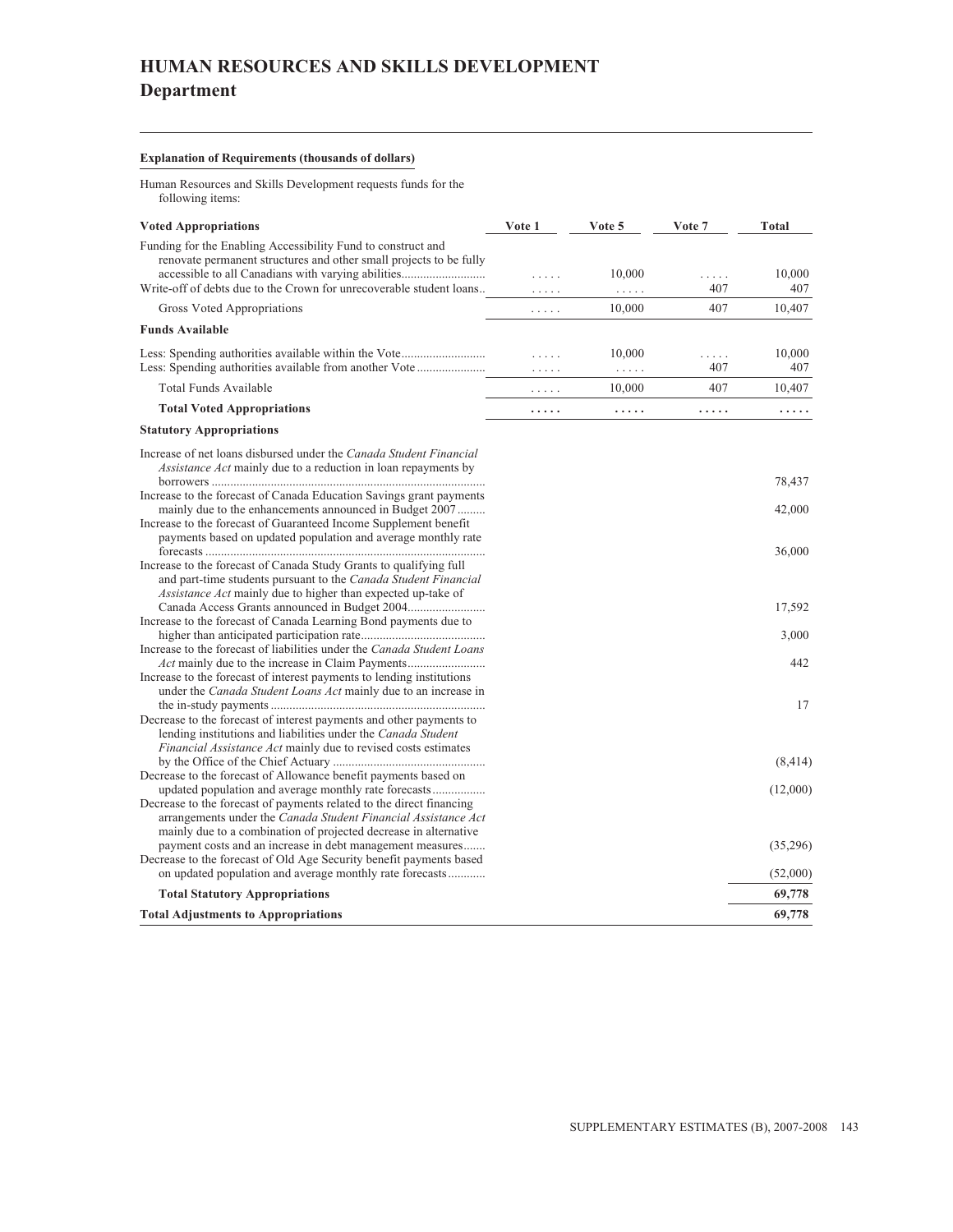# HUMAN RESOURCES AND SKILLS DEVELOPMENT

## Department

**Explanation of Requirements (thousands of dollars)**

Human Resources and Skills Development requests funds for the following items:

| **Voted Appropriations** | Vote 1 | Vote 5 | Vote 7 | Total |
|---|---|---|---|---|
| Funding for the Enabling Accessibility Fund to construct and renovate permanent structures and other small projects to be fully accessible to all Canadians with varying abilities | ..... | 10,000 | ..... | 10,000 |
| Write-off of debts due to the Crown for unrecoverable student loans | ..... | ..... | 407 | 407 |
| Gross Voted Appropriations | ..... | 10,000 | 407 | 10,407 |
| **Funds Available** | | | | |
| Less: Spending authorities available within the Vote | ..... | 10,000 | ..... | 10,000 |
| Less: Spending authorities available from another Vote | ..... | ..... | 407 | 407 |
| Total Funds Available | ..... | 10,000 | 407 | 10,407 |
| **Total Voted Appropriations** | **.....** | **.....** | **.....** | **.....** |
| **Statutory Appropriations** | | | | |
| Increase of net loans disbursed under the *Canada Student Financial Assistance Act* mainly due to a reduction in loan repayments by borrowers | | | | 78,437 |
| Increase to the forecast of Canada Education Savings grant payments mainly due to the enhancements announced in Budget 2007 | | | | 42,000 |
| Increase to the forecast of Guaranteed Income Supplement benefit payments based on updated population and average monthly rate forecasts | | | | 36,000 |
| Increase to the forecast of Canada Study Grants to qualifying full and part-time students pursuant to the *Canada Student Financial Assistance Act* mainly due to higher than expected up-take of Canada Access Grants announced in Budget 2004 | | | | 17,592 |
| Increase to the forecast of Canada Learning Bond payments due to higher than anticipated participation rate | | | | 3,000 |
| Increase to the forecast of liabilities under the *Canada Student Loans Act* mainly due to the increase in Claim Payments | | | | 442 |
| Increase to the forecast of interest payments to lending institutions under the *Canada Student Loans Act* mainly due to an increase in the in-study payments | | | | 17 |
| Decrease to the forecast of interest payments and other payments to lending institutions and liabilities under the *Canada Student Financial Assistance Act* mainly due to revised costs estimates by the Office of the Chief Actuary | | | | (8,414) |
| Decrease to the forecast of Allowance benefit payments based on updated population and average monthly rate forecasts | | | | (12,000) |
| Decrease to the forecast of payments related to the direct financing arrangements under the *Canada Student Financial Assistance Act* mainly due to a combination of projected decrease in alternative payment costs and an increase in debt management measures | | | | (35,296) |
| Decrease to the forecast of Old Age Security benefit payments based on updated population and average monthly rate forecasts | | | | (52,000) |
| **Total Statutory Appropriations** | | | | **69,778** |
| **Total Adjustments to Appropriations** | | | | **69,778** |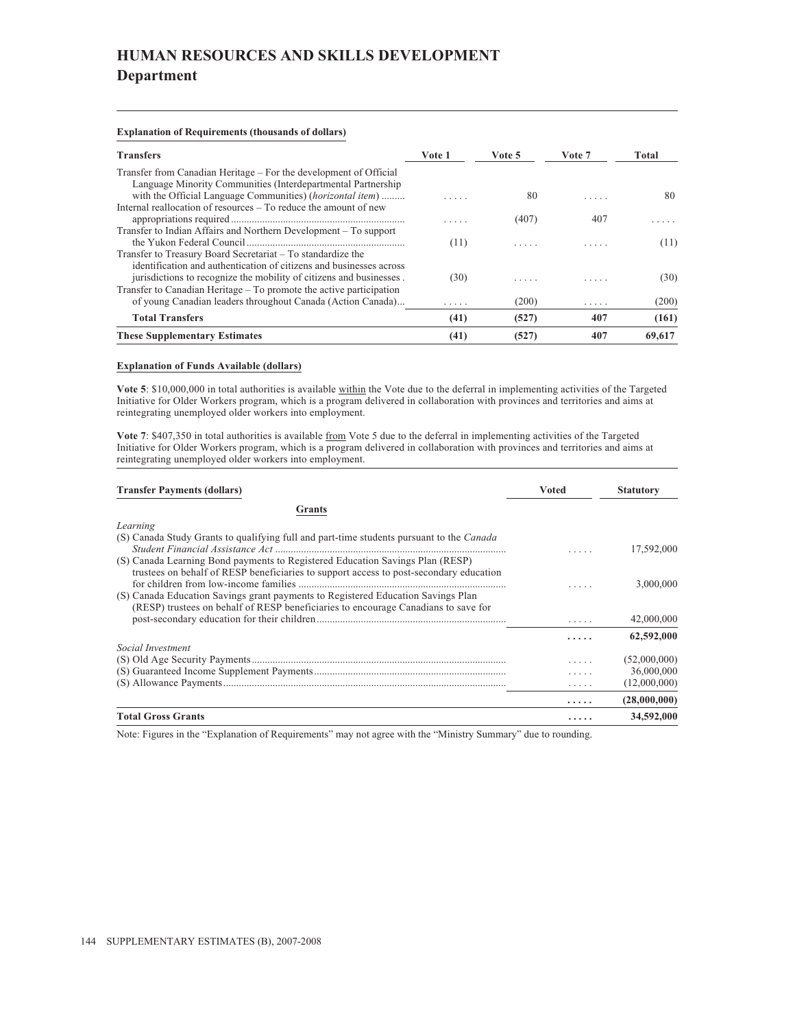# HUMAN RESOURCES AND SKILLS DEVELOPMENT
## Department

**Explanation of Requirements (thousands of dollars)**

| Transfers | Vote 1 | Vote 5 | Vote 7 | Total |
|---|---|---|---|---|
| Transfer from Canadian Heritage – For the development of Official Language Minority Communities (Interdepartmental Partnership with the Official Language Communities) (*horizontal item*) | ..... | 80 | ..... | 80 |
| Internal reallocation of resources – To reduce the amount of new appropriations required | ..... | (407) | 407 | ..... |
| Transfer to Indian Affairs and Northern Development – To support the Yukon Federal Council | (11) | ..... | ..... | (11) |
| Transfer to Treasury Board Secretariat – To standardize the identification and authentication of citizens and businesses across jurisdictions to recognize the mobility of citizens and businesses | (30) | ..... | ..... | (30) |
| Transfer to Canadian Heritage – To promote the active participation of young Canadian leaders throughout Canada (Action Canada) | ..... | (200) | ..... | (200) |
| **Total Transfers** | **(41)** | **(527)** | **407** | **(161)** |
| **These Supplementary Estimates** | **(41)** | **(527)** | **407** | **69,617** |

**Explanation of Funds Available (dollars)**

**Vote 5**: $10,000,000 in total authorities is available within the Vote due to the deferral in implementing activities of the Targeted Initiative for Older Workers program, which is a program delivered in collaboration with provinces and territories and aims at reintegrating unemployed older workers into employment.

**Vote 7**: $407,350 in total authorities is available from Vote 5 due to the deferral in implementing activities of the Targeted Initiative for Older Workers program, which is a program delivered in collaboration with provinces and territories and aims at reintegrating unemployed older workers into employment.

| Transfer Payments (dollars) | Voted | Statutory |
|---|---|---|
| **Grants** | | |
| *Learning* | | |
| (S) Canada Study Grants to qualifying full and part-time students pursuant to the *Canada Student Financial Assistance Act* | ..... | 17,592,000 |
| (S) Canada Learning Bond payments to Registered Education Savings Plan (RESP) trustees on behalf of RESP beneficiaries to support access to post-secondary education for children from low-income families | ..... | 3,000,000 |
| (S) Canada Education Savings grant payments to Registered Education Savings Plan (RESP) trustees on behalf of RESP beneficiaries to encourage Canadians to save for post-secondary education for their children | ..... | 42,000,000 |
| | **.....** | **62,592,000** |
| *Social Investment* | | |
| (S) Old Age Security Payments | ..... | (52,000,000) |
| (S) Guaranteed Income Supplement Payments | ..... | 36,000,000 |
| (S) Allowance Payments | ..... | (12,000,000) |
| | **.....** | **(28,000,000)** |
| **Total Gross Grants** | **.....** | **34,592,000** |

Note: Figures in the "Explanation of Requirements" may not agree with the "Ministry Summary" due to rounding.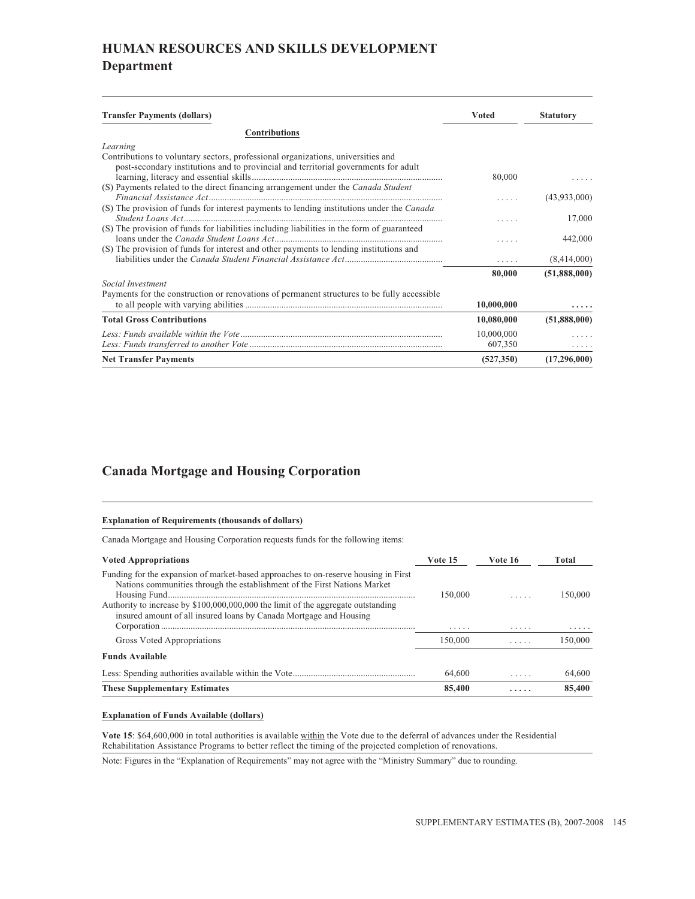## HUMAN RESOURCES AND SKILLS DEVELOPMENT
### Department

| Transfer Payments (dollars) | Voted | Statutory |
|---|---|---|
| **Contributions** | | |
| *Learning* | | |
| Contributions to voluntary sectors, professional organizations, universities and post-secondary institutions and to provincial and territorial governments for adult learning, literacy and essential skills | 80,000 | ..... |
| (S) Payments related to the direct financing arrangement under the *Canada Student Financial Assistance Act* | ..... | (43,933,000) |
| (S) The provision of funds for interest payments to lending institutions under the *Canada Student Loans Act* | ..... | 17,000 |
| (S) The provision of funds for liabilities including liabilities in the form of guaranteed loans under the *Canada Student Loans Act* | ..... | 442,000 |
| (S) The provision of funds for interest and other payments to lending institutions and liabilities under the *Canada Student Financial Assistance Act* | ..... | (8,414,000) |
| | **80,000** | **(51,888,000)** |
| *Social Investment* | | |
| Payments for the construction or renovations of permanent structures to be fully accessible to all people with varying abilities | **10,000,000** | **.....** |
| **Total Gross Contributions** | **10,080,000** | **(51,888,000)** |
| *Less: Funds available within the Vote* | 10,000,000 | ..... |
| *Less: Funds transferred to another Vote* | 607,350 | ..... |
| **Net Transfer Payments** | **(527,350)** | **(17,296,000)** |

## Canada Mortgage and Housing Corporation

**Explanation of Requirements (thousands of dollars)**

Canada Mortgage and Housing Corporation requests funds for the following items:

| Voted Appropriations | Vote 15 | Vote 16 | Total |
|---|---|---|---|
| Funding for the expansion of market-based approaches to on-reserve housing in First Nations communities through the establishment of the First Nations Market Housing Fund | 150,000 | ..... | 150,000 |
| Authority to increase by $100,000,000,000 the limit of the aggregate outstanding insured amount of all insured loans by Canada Mortgage and Housing Corporation | ..... | ..... | ..... |
| Gross Voted Appropriations | 150,000 | ..... | 150,000 |
| **Funds Available** | | | |
| Less: Spending authorities available within the Vote | 64,600 | ..... | 64,600 |
| **These Supplementary Estimates** | **85,400** | **.....** | **85,400** |

**Explanation of Funds Available (dollars)**

**Vote 15**: $64,600,000 in total authorities is available within the Vote due to the deferral of advances under the Residential Rehabilitation Assistance Programs to better reflect the timing of the projected completion of renovations.

Note: Figures in the "Explanation of Requirements" may not agree with the "Ministry Summary" due to rounding.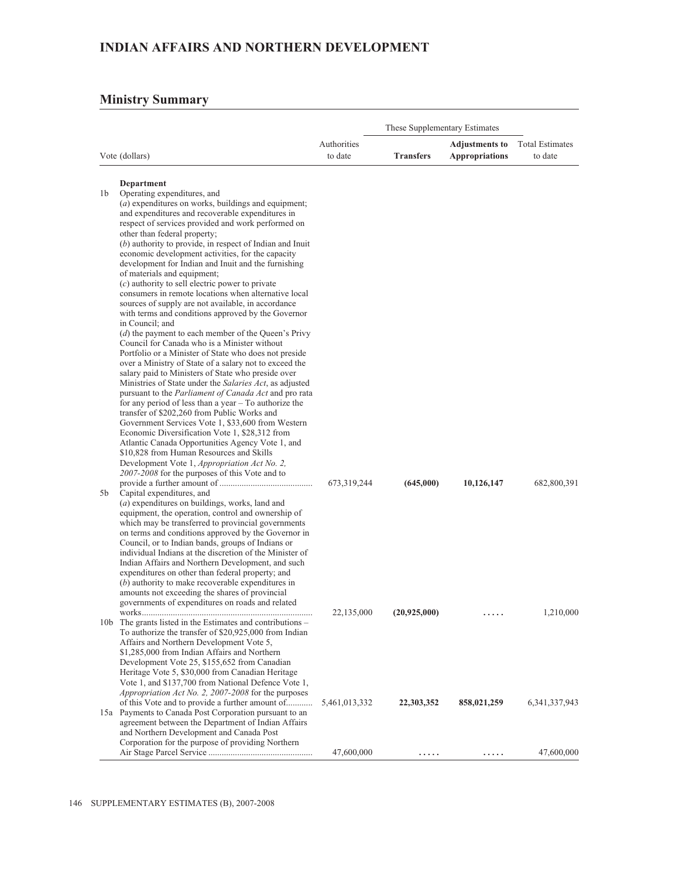# INDIAN AFFAIRS AND NORTHERN DEVELOPMENT

## Ministry Summary

| Vote (dollars) | Authorities to date | These Supplementary Estimates — Transfers | These Supplementary Estimates — Adjustments to Appropriations | Total Estimates to date |
|---|---|---|---|---|
| **Department** | | | | |
| 1b Operating expenditures, and (*a*) expenditures on works, buildings and equipment; and expenditures and recoverable expenditures in respect of services provided and work performed on other than federal property; (*b*) authority to provide, in respect of Indian and Inuit economic development activities, for the capacity development for Indian and Inuit and the furnishing of materials and equipment; (*c*) authority to sell electric power to private consumers in remote locations when alternative local sources of supply are not available, in accordance with terms and conditions approved by the Governor in Council; and (*d*) the payment to each member of the Queen's Privy Council for Canada who is a Minister without Portfolio or a Minister of State who does not preside over a Ministry of State of a salary not to exceed the salary paid to Ministers of State who preside over Ministries of State under the *Salaries Act*, as adjusted pursuant to the *Parliament of Canada Act* and pro rata for any period of less than a year – To authorize the transfer of $202,260 from Public Works and Government Services Vote 1, $33,600 from Western Economic Diversification Vote 1, $28,312 from Atlantic Canada Opportunities Agency Vote 1, and $10,828 from Human Resources and Skills Development Vote 1, *Appropriation Act No. 2, 2007-2008* for the purposes of this Vote and to provide a further amount of | 673,319,244 | **(645,000)** | **10,126,147** | 682,800,391 |
| 5b Capital expenditures, and (*a*) expenditures on buildings, works, land and equipment, the operation, control and ownership of which may be transferred to provincial governments on terms and conditions approved by the Governor in Council, or to Indian bands, groups of Indians or individual Indians at the discretion of the Minister of Indian Affairs and Northern Development, and such expenditures on other than federal property; and (*b*) authority to make recoverable expenditures in amounts not exceeding the shares of provincial governments of expenditures on roads and related works | 22,135,000 | **(20,925,000)** | ..... | 1,210,000 |
| 10b The grants listed in the Estimates and contributions – To authorize the transfer of $20,925,000 from Indian Affairs and Northern Development Vote 5, $1,285,000 from Indian Affairs and Northern Development Vote 25, $155,652 from Canadian Heritage Vote 5, $30,000 from Canadian Heritage Vote 1, and $137,700 from National Defence Vote 1, *Appropriation Act No. 2, 2007-2008* for the purposes of this Vote and to provide a further amount of | 5,461,013,332 | **22,303,352** | **858,021,259** | 6,341,337,943 |
| 15a Payments to Canada Post Corporation pursuant to an agreement between the Department of Indian Affairs and Northern Development and Canada Post Corporation for the purpose of providing Northern Air Stage Parcel Service | 47,600,000 | ..... | ..... | 47,600,000 |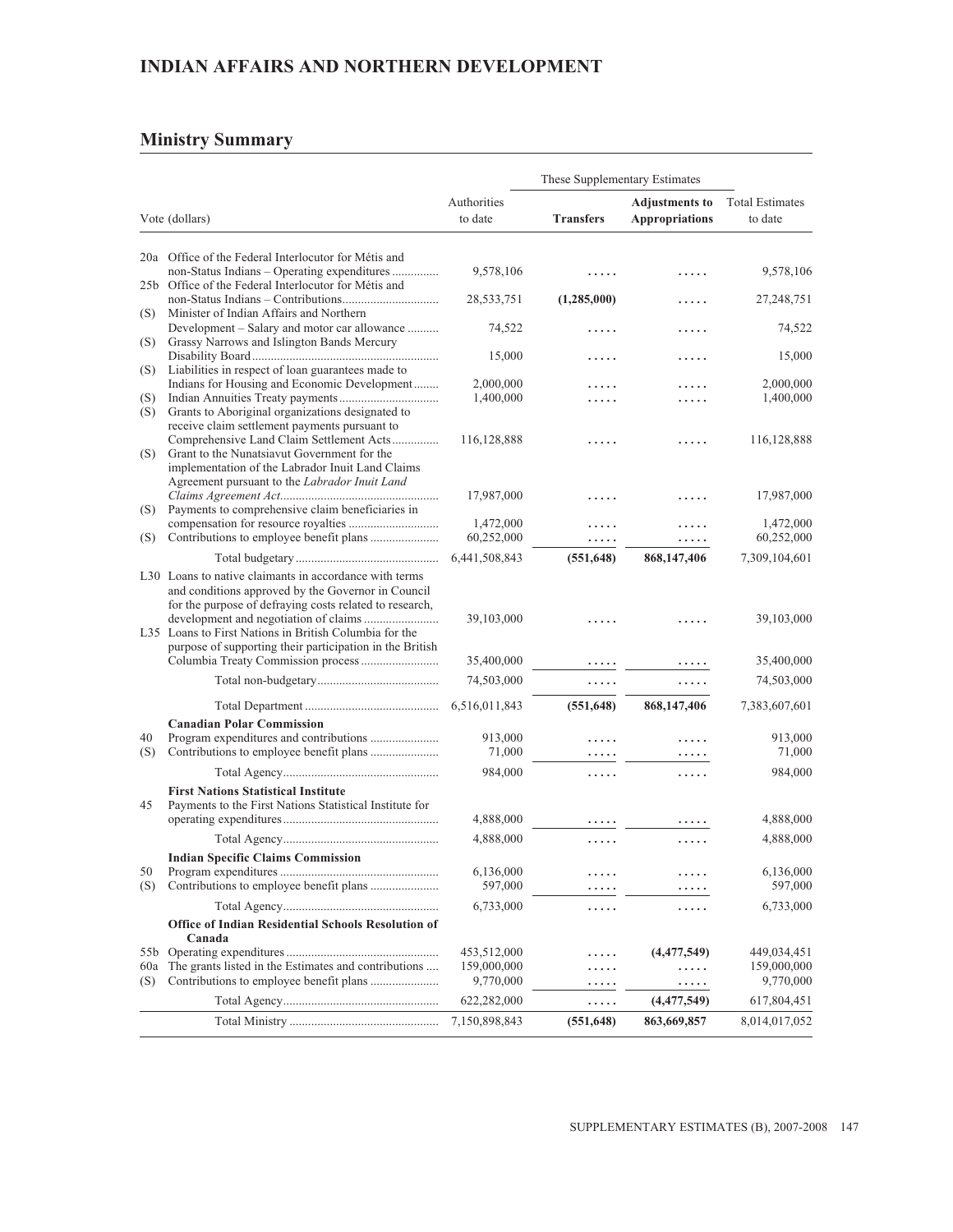## INDIAN AFFAIRS AND NORTHERN DEVELOPMENT

### Ministry Summary

| Vote (dollars) | | Authorities to date | These Supplementary Estimates | | Total Estimates to date |
|---|---|---|---|---|---|
| | | | **Transfers** | **Adjustments to Appropriations** | |
| 20a | Office of the Federal Interlocutor for Métis and non-Status Indians – Operating expenditures | 9,578,106 | ..... | ..... | 9,578,106 |
| 25b | Office of the Federal Interlocutor for Métis and non-Status Indians – Contributions | 28,533,751 | **(1,285,000)** | ..... | 27,248,751 |
| (S) | Minister of Indian Affairs and Northern Development – Salary and motor car allowance | 74,522 | ..... | ..... | 74,522 |
| (S) | Grassy Narrows and Islington Bands Mercury Disability Board | 15,000 | ..... | ..... | 15,000 |
| (S) | Liabilities in respect of loan guarantees made to Indians for Housing and Economic Development | 2,000,000 | ..... | ..... | 2,000,000 |
| (S) | Indian Annuities Treaty payments | 1,400,000 | ..... | ..... | 1,400,000 |
| (S) | Grants to Aboriginal organizations designated to receive claim settlement payments pursuant to Comprehensive Land Claim Settlement Acts | 116,128,888 | ..... | ..... | 116,128,888 |
| (S) | Grant to the Nunatsiavut Government for the implementation of the Labrador Inuit Land Claims Agreement pursuant to the *Labrador Inuit Land Claims Agreement Act* | 17,987,000 | ..... | ..... | 17,987,000 |
| (S) | Payments to comprehensive claim beneficiaries in compensation for resource royalties | 1,472,000 | ..... | ..... | 1,472,000 |
| (S) | Contributions to employee benefit plans | 60,252,000 | ..... | ..... | 60,252,000 |
| | Total budgetary | 6,441,508,843 | **(551,648)** | **868,147,406** | 7,309,104,601 |
| L30 | Loans to native claimants in accordance with terms and conditions approved by the Governor in Council for the purpose of defraying costs related to research, development and negotiation of claims | 39,103,000 | ..... | ..... | 39,103,000 |
| L35 | Loans to First Nations in British Columbia for the purpose of supporting their participation in the British Columbia Treaty Commission process | 35,400,000 | ..... | ..... | 35,400,000 |
| | Total non-budgetary | 74,503,000 | ..... | ..... | 74,503,000 |
| | Total Department | 6,516,011,843 | **(551,648)** | **868,147,406** | 7,383,607,601 |
| | **Canadian Polar Commission** | | | | |
| 40 | Program expenditures and contributions | 913,000 | ..... | ..... | 913,000 |
| (S) | Contributions to employee benefit plans | 71,000 | ..... | ..... | 71,000 |
| | Total Agency | 984,000 | ..... | ..... | 984,000 |
| | **First Nations Statistical Institute** | | | | |
| 45 | Payments to the First Nations Statistical Institute for operating expenditures | 4,888,000 | ..... | ..... | 4,888,000 |
| | Total Agency | 4,888,000 | ..... | ..... | 4,888,000 |
| | **Indian Specific Claims Commission** | | | | |
| 50 | Program expenditures | 6,136,000 | ..... | ..... | 6,136,000 |
| (S) | Contributions to employee benefit plans | 597,000 | ..... | ..... | 597,000 |
| | Total Agency | 6,733,000 | ..... | ..... | 6,733,000 |
| | **Office of Indian Residential Schools Resolution of Canada** | | | | |
| 55b | Operating expenditures | 453,512,000 | ..... | **(4,477,549)** | 449,034,451 |
| 60a | The grants listed in the Estimates and contributions | 159,000,000 | ..... | ..... | 159,000,000 |
| (S) | Contributions to employee benefit plans | 9,770,000 | ..... | ..... | 9,770,000 |
| | Total Agency | 622,282,000 | ..... | **(4,477,549)** | 617,804,451 |
| | Total Ministry | 7,150,898,843 | **(551,648)** | **863,669,857** | 8,014,017,052 |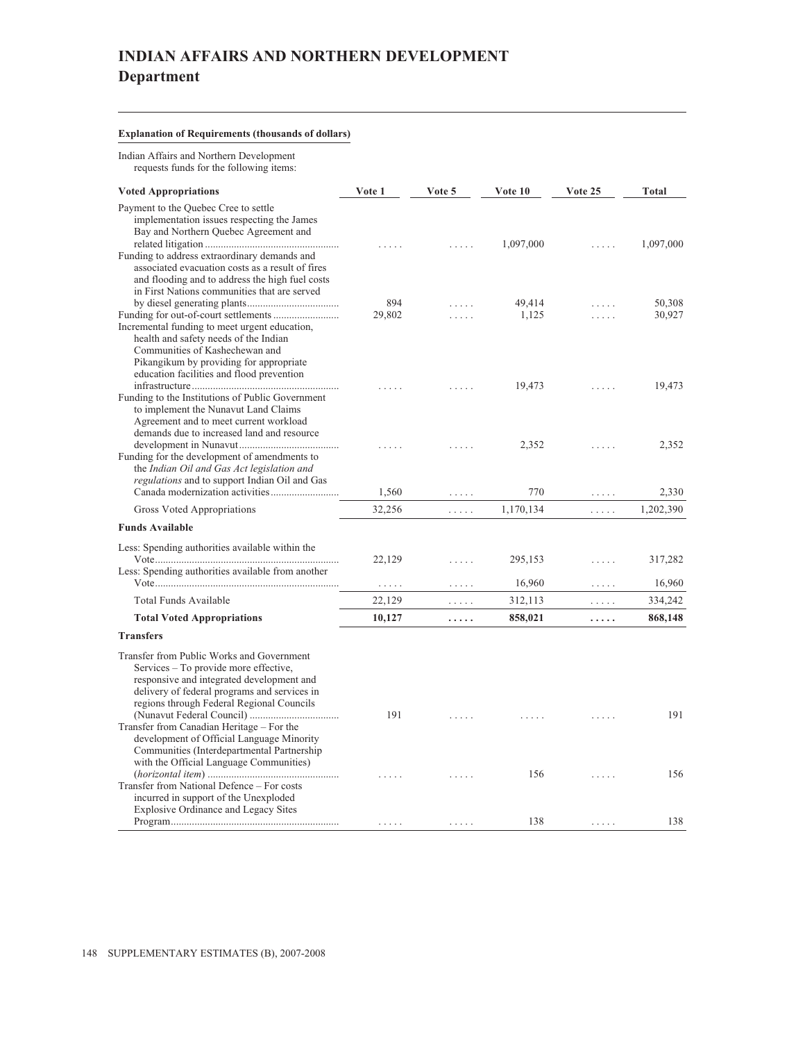# INDIAN AFFAIRS AND NORTHERN DEVELOPMENT
## Department

**Explanation of Requirements (thousands of dollars)**

Indian Affairs and Northern Development requests funds for the following items:

| Voted Appropriations | Vote 1 | Vote 5 | Vote 10 | Vote 25 | Total |
|---|---|---|---|---|---|
| Payment to the Quebec Cree to settle implementation issues respecting the James Bay and Northern Quebec Agreement and related litigation | ..... | ..... | 1,097,000 | ..... | 1,097,000 |
| Funding to address extraordinary demands and associated evacuation costs as a result of fires and flooding and to address the high fuel costs in First Nations communities that are served by diesel generating plants | 894 | ..... | 49,414 | ..... | 50,308 |
| Funding for out-of-court settlements | 29,802 | ..... | 1,125 | ..... | 30,927 |
| Incremental funding to meet urgent education, health and safety needs of the Indian Communities of Kashechewan and Pikangikum by providing for appropriate education facilities and flood prevention infrastructure | ..... | ..... | 19,473 | ..... | 19,473 |
| Funding to the Institutions of Public Government to implement the Nunavut Land Claims Agreement and to meet current workload demands due to increased land and resource development in Nunavut | ..... | ..... | 2,352 | ..... | 2,352 |
| Funding for the development of amendments to the *Indian Oil and Gas Act legislation and regulations* and to support Indian Oil and Gas Canada modernization activities | 1,560 | ..... | 770 | ..... | 2,330 |
| Gross Voted Appropriations | 32,256 | ..... | 1,170,134 | ..... | 1,202,390 |
| **Funds Available** | | | | | |
| Less: Spending authorities available within the Vote | 22,129 | ..... | 295,153 | ..... | 317,282 |
| Less: Spending authorities available from another Vote | ..... | ..... | 16,960 | ..... | 16,960 |
| Total Funds Available | 22,129 | ..... | 312,113 | ..... | 334,242 |
| **Total Voted Appropriations** | **10,127** | **.....** | **858,021** | **.....** | **868,148** |
| **Transfers** | | | | | |
| Transfer from Public Works and Government Services – To provide more effective, responsive and integrated development and delivery of federal programs and services in regions through Federal Regional Councils (Nunavut Federal Council) | 191 | ..... | ..... | ..... | 191 |
| Transfer from Canadian Heritage – For the development of Official Language Minority Communities (Interdepartmental Partnership with the Official Language Communities) (*horizontal item*) | ..... | ..... | 156 | ..... | 156 |
| Transfer from National Defence – For costs incurred in support of the Unexploded Explosive Ordinance and Legacy Sites Program | ..... | ..... | 138 | ..... | 138 |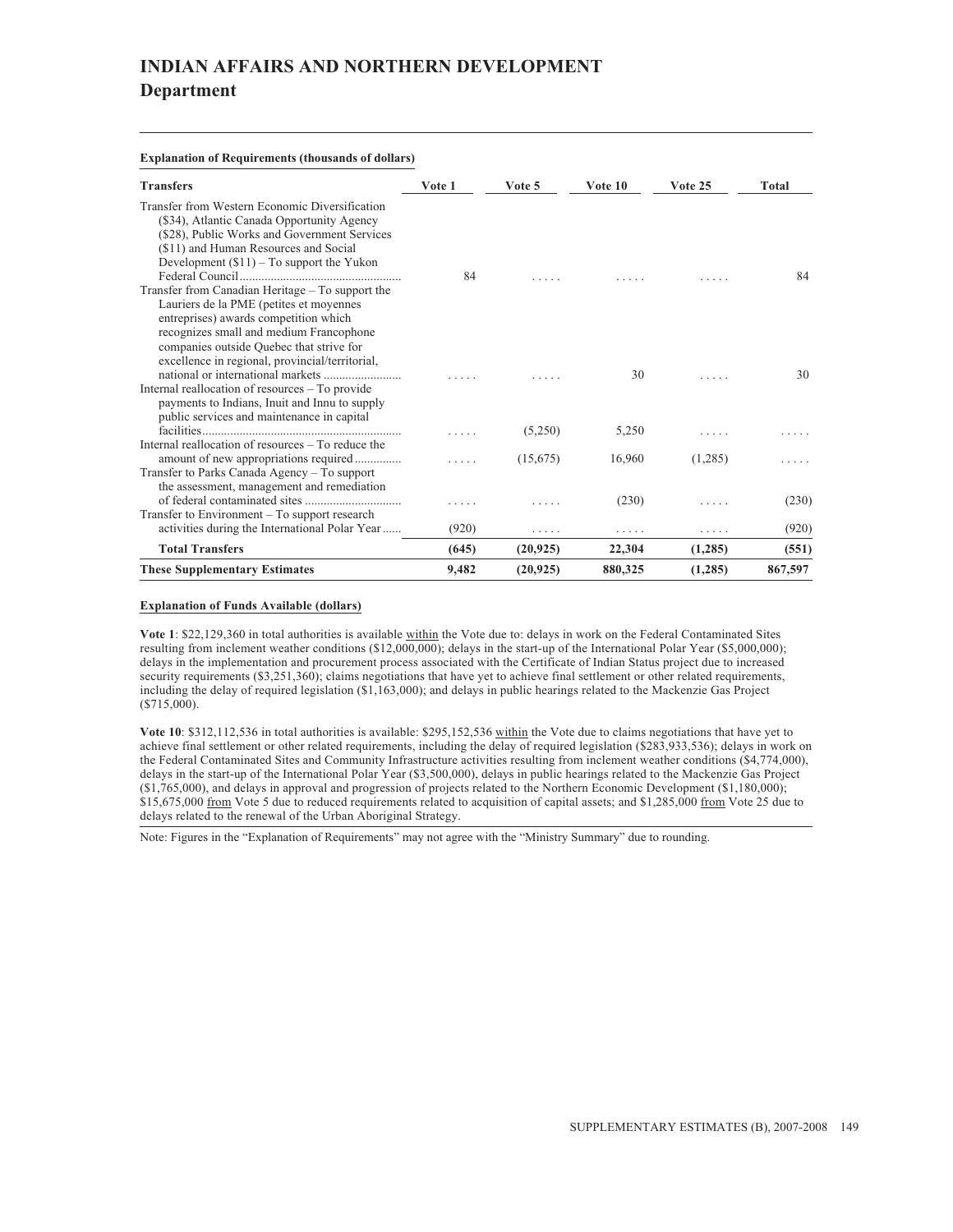# INDIAN AFFAIRS AND NORTHERN DEVELOPMENT
## Department

**Explanation of Requirements (thousands of dollars)**

| Transfers | Vote 1 | Vote 5 | Vote 10 | Vote 25 | Total |
|---|---|---|---|---|---|
| Transfer from Western Economic Diversification ($34), Atlantic Canada Opportunity Agency ($28), Public Works and Government Services ($11) and Human Resources and Social Development ($11) – To support the Yukon Federal Council | 84 | ..... | ..... | ..... | 84 |
| Transfer from Canadian Heritage – To support the Lauriers de la PME (petites et moyennes entreprises) awards competition which recognizes small and medium Francophone companies outside Quebec that strive for excellence in regional, provincial/territorial, national or international markets | ..... | ..... | 30 | ..... | 30 |
| Internal reallocation of resources – To provide payments to Indians, Inuit and Innu to supply public services and maintenance in capital facilities | ..... | (5,250) | 5,250 | ..... | ..... |
| Internal reallocation of resources – To reduce the amount of new appropriations required | ..... | (15,675) | 16,960 | (1,285) | ..... |
| Transfer to Parks Canada Agency – To support the assessment, management and remediation of federal contaminated sites | ..... | ..... | (230) | ..... | (230) |
| Transfer to Environment – To support research activities during the International Polar Year | (920) | ..... | ..... | ..... | (920) |
| **Total Transfers** | **(645)** | **(20,925)** | **22,304** | **(1,285)** | **(551)** |
| **These Supplementary Estimates** | **9,482** | **(20,925)** | **880,325** | **(1,285)** | **867,597** |

**Explanation of Funds Available (dollars)**

**Vote 1**: $22,129,360 in total authorities is available within the Vote due to: delays in work on the Federal Contaminated Sites resulting from inclement weather conditions ($12,000,000); delays in the start-up of the International Polar Year ($5,000,000); delays in the implementation and procurement process associated with the Certificate of Indian Status project due to increased security requirements ($3,251,360); claims negotiations that have yet to achieve final settlement or other related requirements, including the delay of required legislation ($1,163,000); and delays in public hearings related to the Mackenzie Gas Project ($715,000).

**Vote 10**: $312,112,536 in total authorities is available: $295,152,536 within the Vote due to claims negotiations that have yet to achieve final settlement or other related requirements, including the delay of required legislation ($283,933,536); delays in work on the Federal Contaminated Sites and Community Infrastructure activities resulting from inclement weather conditions ($4,774,000), delays in the start-up of the International Polar Year ($3,500,000), delays in public hearings related to the Mackenzie Gas Project ($1,765,000), and delays in approval and progression of projects related to the Northern Economic Development ($1,180,000); $15,675,000 from Vote 5 due to reduced requirements related to acquisition of capital assets; and $1,285,000 from Vote 25 due to delays related to the renewal of the Urban Aboriginal Strategy.

Note: Figures in the "Explanation of Requirements" may not agree with the "Ministry Summary" due to rounding.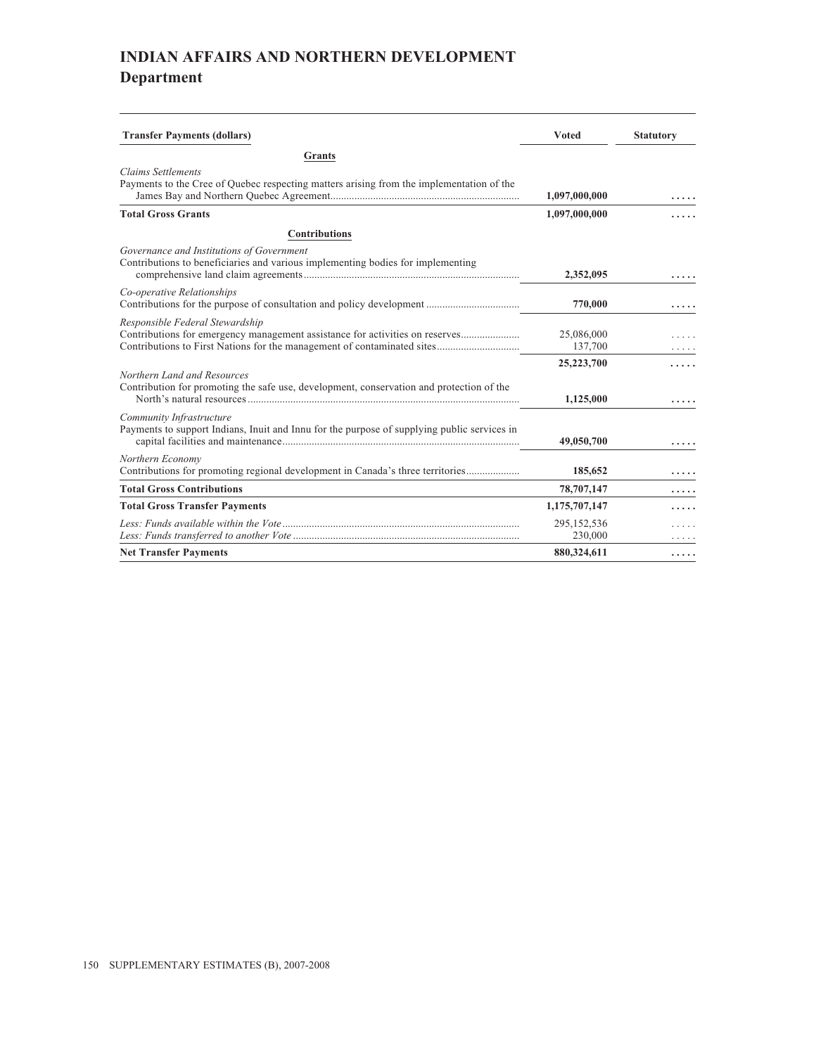# INDIAN AFFAIRS AND NORTHERN DEVELOPMENT
## Department

| Transfer Payments (dollars) | Voted | Statutory |
|---|---|---|
| **Grants** | | |
| *Claims Settlements* | | |
| Payments to the Cree of Quebec respecting matters arising from the implementation of the James Bay and Northern Quebec Agreement | **1,097,000,000** | ..... |
| **Total Gross Grants** | **1,097,000,000** | ..... |
| **Contributions** | | |
| *Governance and Institutions of Government* | | |
| Contributions to beneficiaries and various implementing bodies for implementing comprehensive land claim agreements | **2,352,095** | ..... |
| *Co-operative Relationships* | | |
| Contributions for the purpose of consultation and policy development | **770,000** | ..... |
| *Responsible Federal Stewardship* | | |
| Contributions for emergency management assistance for activities on reserves | 25,086,000 | ..... |
| Contributions to First Nations for the management of contaminated sites | 137,700 | ..... |
| | **25,223,700** | ..... |
| *Northern Land and Resources* | | |
| Contribution for promoting the safe use, development, conservation and protection of the North's natural resources | **1,125,000** | ..... |
| *Community Infrastructure* | | |
| Payments to support Indians, Inuit and Innu for the purpose of supplying public services in capital facilities and maintenance | **49,050,700** | ..... |
| *Northern Economy* | | |
| Contributions for promoting regional development in Canada's three territories | **185,652** | ..... |
| **Total Gross Contributions** | **78,707,147** | ..... |
| **Total Gross Transfer Payments** | **1,175,707,147** | ..... |
| *Less: Funds available within the Vote* | 295,152,536 | ..... |
| *Less: Funds transferred to another Vote* | 230,000 | ..... |
| **Net Transfer Payments** | **880,324,611** | ..... |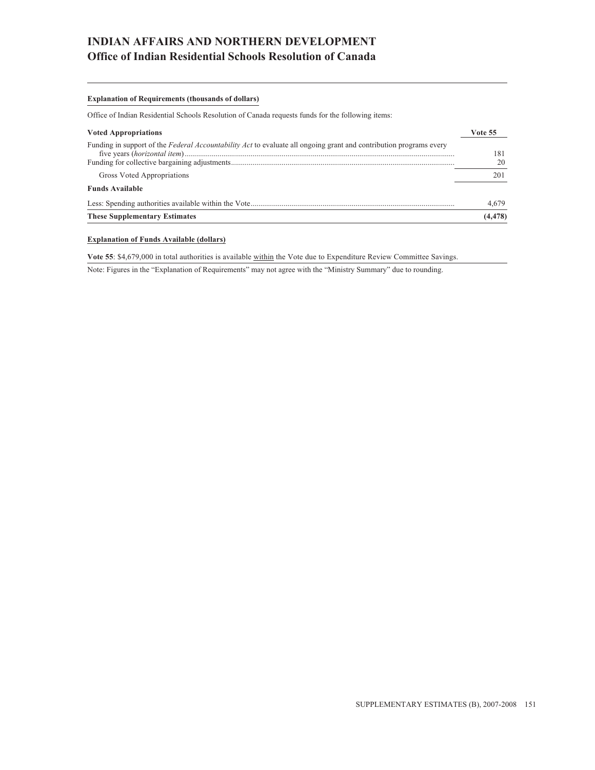# INDIAN AFFAIRS AND NORTHERN DEVELOPMENT
## Office of Indian Residential Schools Resolution of Canada

**Explanation of Requirements (thousands of dollars)**

Office of Indian Residential Schools Resolution of Canada requests funds for the following items:

| **Voted Appropriations** | **Vote 55** |
|---|---|
| Funding in support of the *Federal Accountability Act* to evaluate all ongoing grant and contribution programs every five years (*horizontal item*) | 181 |
| Funding for collective bargaining adjustments | 20 |
| Gross Voted Appropriations | 201 |
| **Funds Available** | |
| Less: Spending authorities available within the Vote | 4,679 |
| **These Supplementary Estimates** | **(4,478)** |

**Explanation of Funds Available (dollars)**

**Vote 55**: $4,679,000 in total authorities is available within the Vote due to Expenditure Review Committee Savings.

Note: Figures in the "Explanation of Requirements" may not agree with the "Ministry Summary" due to rounding.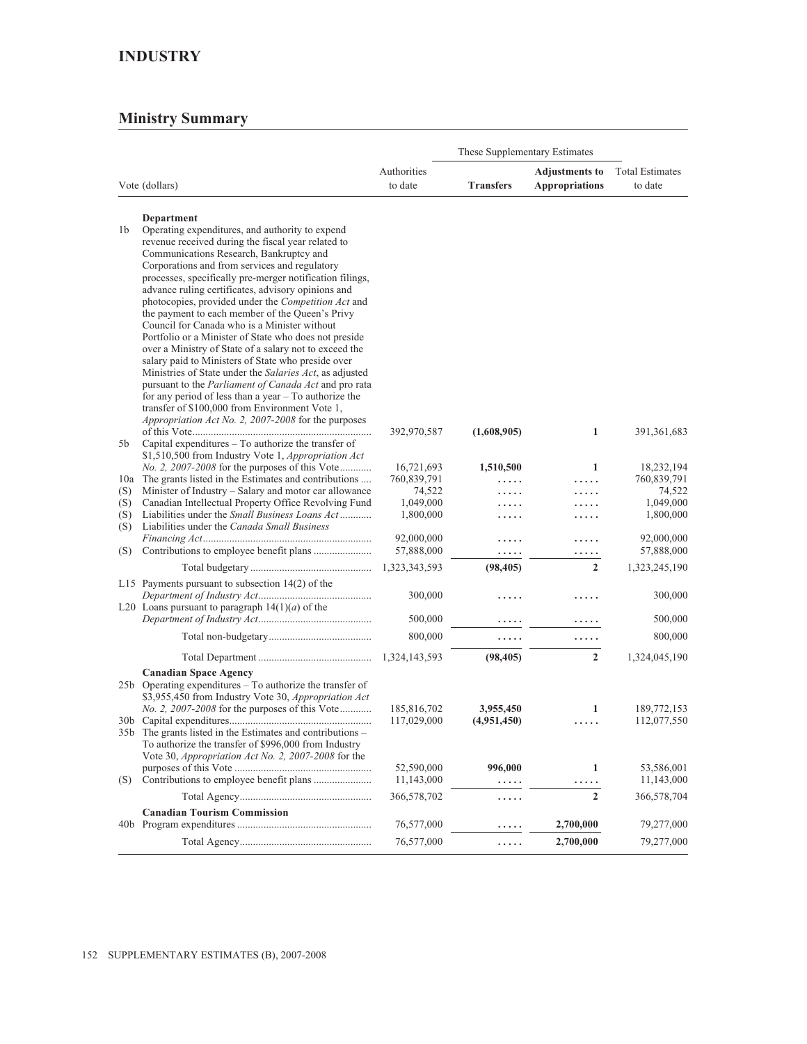# INDUSTRY

## Ministry Summary

| | Vote (dollars) | Authorities to date | These Supplementary Estimates | | Total Estimates to date |
|---|---|---|---|---|---|
| | | | **Transfers** | **Adjustments to Appropriations** | |
| | **Department** | | | | |
| 1b | Operating expenditures, and authority to expend revenue received during the fiscal year related to Communications Research, Bankruptcy and Corporations and from services and regulatory processes, specifically pre-merger notification filings, advance ruling certificates, advisory opinions and photocopies, provided under the *Competition Act* and the payment to each member of the Queen's Privy Council for Canada who is a Minister without Portfolio or a Minister of State who does not preside over a Ministry of State of a salary not to exceed the salary paid to Ministers of State who preside over Ministries of State under the *Salaries Act*, as adjusted pursuant to the *Parliament of Canada Act* and pro rata for any period of less than a year – To authorize the transfer of $100,000 from Environment Vote 1, *Appropriation Act No. 2, 2007-2008* for the purposes of this Vote | 392,970,587 | **(1,608,905)** | **1** | 391,361,683 |
| 5b | Capital expenditures – To authorize the transfer of $1,510,500 from Industry Vote 1, *Appropriation Act No. 2, 2007-2008* for the purposes of this Vote | 16,721,693 | **1,510,500** | **1** | 18,232,194 |
| 10a | The grants listed in the Estimates and contributions | 760,839,791 | ..... | ..... | 760,839,791 |
| (S) | Minister of Industry – Salary and motor car allowance | 74,522 | ..... | ..... | 74,522 |
| (S) | Canadian Intellectual Property Office Revolving Fund | 1,049,000 | ..... | ..... | 1,049,000 |
| (S) | Liabilities under the *Small Business Loans Act* | 1,800,000 | ..... | ..... | 1,800,000 |
| (S) | Liabilities under the *Canada Small Business Financing Act* | 92,000,000 | ..... | ..... | 92,000,000 |
| (S) | Contributions to employee benefit plans | 57,888,000 | ..... | ..... | 57,888,000 |
| | Total budgetary | 1,323,343,593 | **(98,405)** | **2** | 1,323,245,190 |
| L15 | Payments pursuant to subsection 14(2) of the *Department of Industry Act* | 300,000 | ..... | ..... | 300,000 |
| L20 | Loans pursuant to paragraph 14(1)(*a*) of the *Department of Industry Act* | 500,000 | ..... | ..... | 500,000 |
| | Total non-budgetary | 800,000 | ..... | ..... | 800,000 |
| | Total Department | 1,324,143,593 | **(98,405)** | **2** | 1,324,045,190 |
| | **Canadian Space Agency** | | | | |
| 25b | Operating expenditures – To authorize the transfer of $3,955,450 from Industry Vote 30, *Appropriation Act No. 2, 2007-2008* for the purposes of this Vote | 185,816,702 | **3,955,450** | **1** | 189,772,153 |
| 30b | Capital expenditures | 117,029,000 | **(4,951,450)** | ..... | 112,077,550 |
| 35b | The grants listed in the Estimates and contributions – To authorize the transfer of $996,000 from Industry Vote 30, *Appropriation Act No. 2, 2007-2008* for the purposes of this Vote | 52,590,000 | **996,000** | **1** | 53,586,001 |
| (S) | Contributions to employee benefit plans | 11,143,000 | ..... | ..... | 11,143,000 |
| | Total Agency | 366,578,702 | ..... | **2** | 366,578,704 |
| | **Canadian Tourism Commission** | | | | |
| 40b | Program expenditures | 76,577,000 | ..... | **2,700,000** | 79,277,000 |
| | Total Agency | 76,577,000 | ..... | **2,700,000** | 79,277,000 |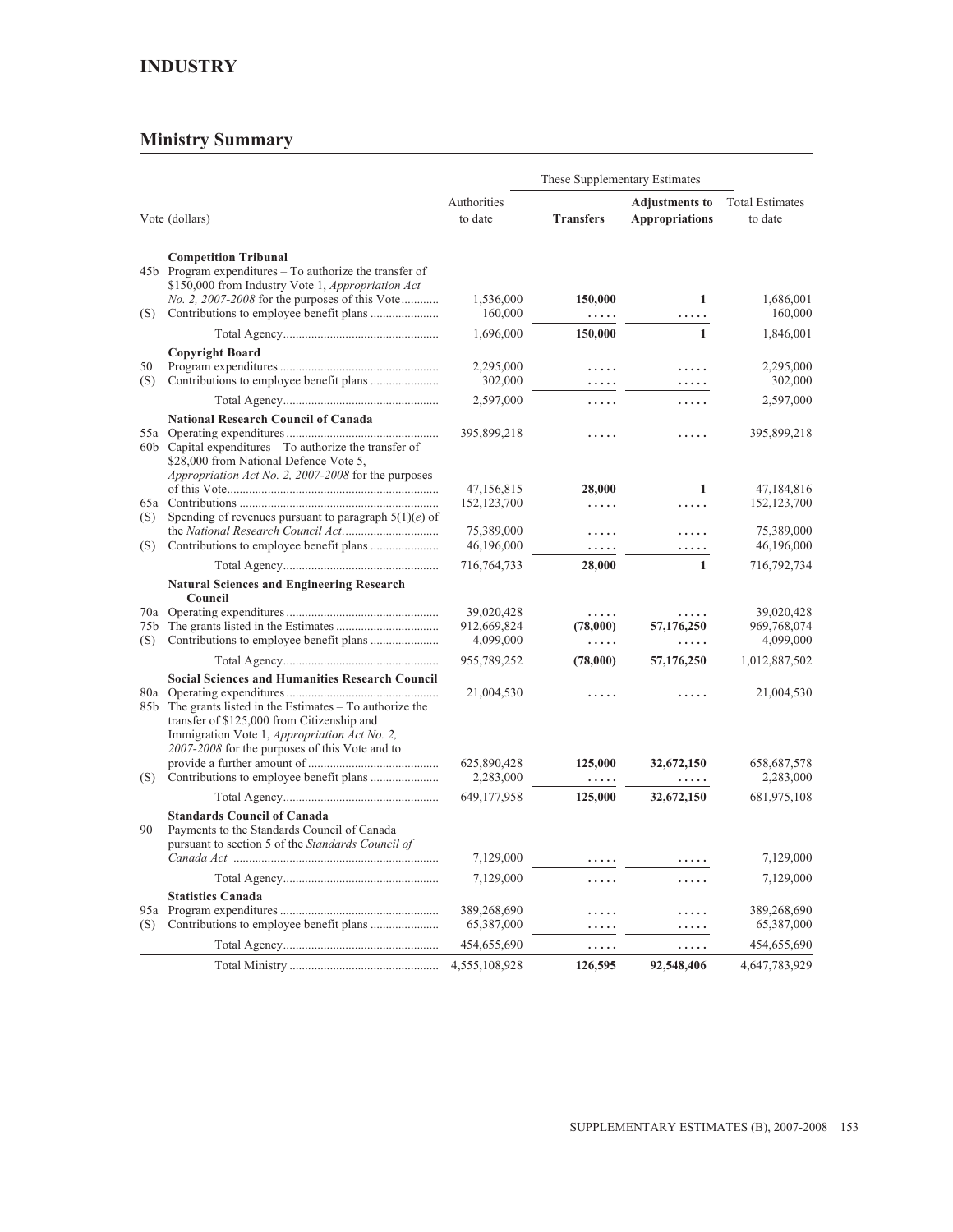## INDUSTRY

## Ministry Summary

| Vote (dollars) | | Authorities to date | These Supplementary Estimates: Transfers | These Supplementary Estimates: Adjustments to Appropriations | Total Estimates to date |
|---|---|---|---|---|---|
| | **Competition Tribunal** | | | | |
| 45b | Program expenditures – To authorize the transfer of $150,000 from Industry Vote 1, *Appropriation Act No. 2, 2007-2008* for the purposes of this Vote | 1,536,000 | **150,000** | **1** | 1,686,001 |
| (S) | Contributions to employee benefit plans | 160,000 | ..... | ..... | 160,000 |
| | Total Agency | 1,696,000 | **150,000** | **1** | 1,846,001 |
| | **Copyright Board** | | | | |
| 50 | Program expenditures | 2,295,000 | ..... | ..... | 2,295,000 |
| (S) | Contributions to employee benefit plans | 302,000 | ..... | ..... | 302,000 |
| | Total Agency | 2,597,000 | ..... | ..... | 2,597,000 |
| | **National Research Council of Canada** | | | | |
| 55a | Operating expenditures | 395,899,218 | ..... | ..... | 395,899,218 |
| 60b | Capital expenditures – To authorize the transfer of $28,000 from National Defence Vote 5, *Appropriation Act No. 2, 2007-2008* for the purposes of this Vote | 47,156,815 | **28,000** | **1** | 47,184,816 |
| 65a | Contributions | 152,123,700 | ..... | ..... | 152,123,700 |
| (S) | Spending of revenues pursuant to paragraph 5(1)(*e*) of the *National Research Council Act* | 75,389,000 | ..... | ..... | 75,389,000 |
| (S) | Contributions to employee benefit plans | 46,196,000 | ..... | ..... | 46,196,000 |
| | Total Agency | 716,764,733 | **28,000** | **1** | 716,792,734 |
| | **Natural Sciences and Engineering Research Council** | | | | |
| 70a | Operating expenditures | 39,020,428 | ..... | ..... | 39,020,428 |
| 75b | The grants listed in the Estimates | 912,669,824 | **(78,000)** | **57,176,250** | 969,768,074 |
| (S) | Contributions to employee benefit plans | 4,099,000 | ..... | ..... | 4,099,000 |
| | Total Agency | 955,789,252 | **(78,000)** | **57,176,250** | 1,012,887,502 |
| | **Social Sciences and Humanities Research Council** | | | | |
| 80a | Operating expenditures | 21,004,530 | ..... | ..... | 21,004,530 |
| 85b | The grants listed in the Estimates – To authorize the transfer of $125,000 from Citizenship and Immigration Vote 1, *Appropriation Act No. 2, 2007-2008* for the purposes of this Vote and to provide a further amount of | 625,890,428 | **125,000** | **32,672,150** | 658,687,578 |
| (S) | Contributions to employee benefit plans | 2,283,000 | ..... | ..... | 2,283,000 |
| | Total Agency | 649,177,958 | **125,000** | **32,672,150** | 681,975,108 |
| | **Standards Council of Canada** | | | | |
| 90 | Payments to the Standards Council of Canada pursuant to section 5 of the *Standards Council of Canada Act* | 7,129,000 | ..... | ..... | 7,129,000 |
| | Total Agency | 7,129,000 | ..... | ..... | 7,129,000 |
| | **Statistics Canada** | | | | |
| 95a | Program expenditures | 389,268,690 | ..... | ..... | 389,268,690 |
| (S) | Contributions to employee benefit plans | 65,387,000 | ..... | ..... | 65,387,000 |
| | Total Agency | 454,655,690 | ..... | ..... | 454,655,690 |
| | Total Ministry | 4,555,108,928 | **126,595** | **92,548,406** | 4,647,783,929 |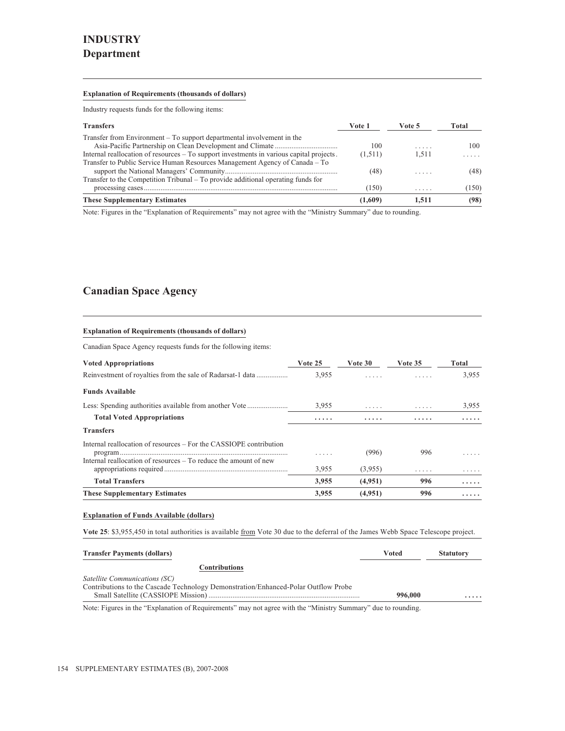# INDUSTRY
## Department

**Explanation of Requirements (thousands of dollars)**

Industry requests funds for the following items:

| Transfers | Vote 1 | Vote 5 | Total |
|---|---|---|---|
| Transfer from Environment – To support departmental involvement in the Asia-Pacific Partnership on Clean Development and Climate | 100 | ..... | 100 |
| Internal reallocation of resources – To support investments in various capital projects | (1,511) | 1,511 | ..... |
| Transfer to Public Service Human Resources Management Agency of Canada – To support the National Managers' Community | (48) | ..... | (48) |
| Transfer to the Competition Tribunal – To provide additional operating funds for processing cases | (150) | ..... | (150) |
| **These Supplementary Estimates** | **(1,609)** | **1,511** | **(98)** |

Note: Figures in the "Explanation of Requirements" may not agree with the "Ministry Summary" due to rounding.

## Canadian Space Agency

**Explanation of Requirements (thousands of dollars)**

Canadian Space Agency requests funds for the following items:

| Voted Appropriations | Vote 25 | Vote 30 | Vote 35 | Total |
|---|---|---|---|---|
| Reinvestment of royalties from the sale of Radarsat-1 data | 3,955 | ..... | ..... | 3,955 |
| **Funds Available** | | | | |
| Less: Spending authorities available from another Vote | 3,955 | ..... | ..... | 3,955 |
| **Total Voted Appropriations** | ..... | ..... | ..... | ..... |
| **Transfers** | | | | |
| Internal reallocation of resources – For the CASSIOPE contribution program | ..... | (996) | 996 | ..... |
| Internal reallocation of resources – To reduce the amount of new appropriations required | 3,955 | (3,955) | ..... | ..... |
| **Total Transfers** | **3,955** | **(4,951)** | **996** | ..... |
| **These Supplementary Estimates** | **3,955** | **(4,951)** | **996** | ..... |

**Explanation of Funds Available (dollars)**

**Vote 25**: $3,955,450 in total authorities is available from Vote 30 due to the deferral of the James Webb Space Telescope project.

| Transfer Payments (dollars) | Voted | Statutory |
|---|---|---|
| **Contributions** | | |
| *Satellite Communications (SC)* | | |
| Contributions to the Cascade Technology Demonstration/Enhanced-Polar Outflow Probe Small Satellite (CASSIOPE Mission) | **996,000** | ..... |

Note: Figures in the "Explanation of Requirements" may not agree with the "Ministry Summary" due to rounding.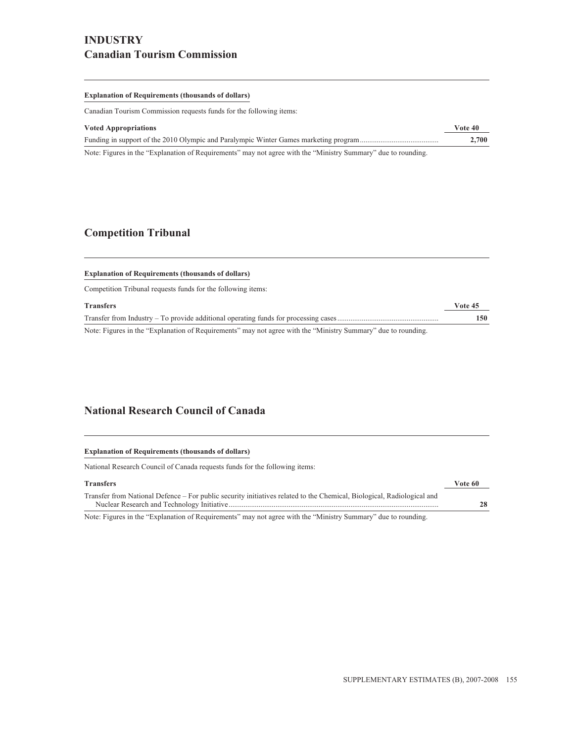# INDUSTRY

## Canadian Tourism Commission

**Explanation of Requirements (thousands of dollars)**

Canadian Tourism Commission requests funds for the following items:

| Voted Appropriations | Vote 40 |
|---|---|
| Funding in support of the 2010 Olympic and Paralympic Winter Games marketing program | **2,700** |

Note: Figures in the "Explanation of Requirements" may not agree with the "Ministry Summary" due to rounding.

## Competition Tribunal

**Explanation of Requirements (thousands of dollars)**

Competition Tribunal requests funds for the following items:

| Transfers | Vote 45 |
|---|---|
| Transfer from Industry – To provide additional operating funds for processing cases | **150** |

Note: Figures in the "Explanation of Requirements" may not agree with the "Ministry Summary" due to rounding.

## National Research Council of Canada

**Explanation of Requirements (thousands of dollars)**

National Research Council of Canada requests funds for the following items:

| Transfers | Vote 60 |
|---|---|
| Transfer from National Defence – For public security initiatives related to the Chemical, Biological, Radiological and Nuclear Research and Technology Initiative | **28** |

Note: Figures in the "Explanation of Requirements" may not agree with the "Ministry Summary" due to rounding.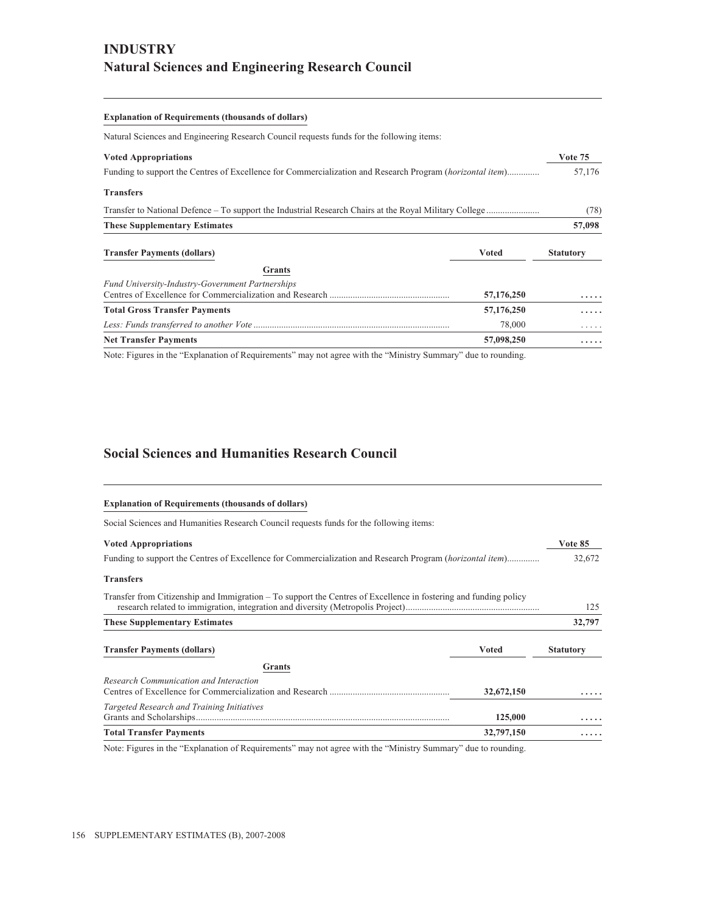# INDUSTRY

## Natural Sciences and Engineering Research Council

**Explanation of Requirements (thousands of dollars)**

Natural Sciences and Engineering Research Council requests funds for the following items:

| **Voted Appropriations** | **Vote 75** |
|---|---|
| Funding to support the Centres of Excellence for Commercialization and Research Program (*horizontal item*) | 57,176 |
| **Transfers** | |
| Transfer to National Defence – To support the Industrial Research Chairs at the Royal Military College | (78) |
| **These Supplementary Estimates** | **57,098** |

| **Transfer Payments (dollars)** | **Voted** | **Statutory** |
|---|---|---|
| **Grants** | | |
| *Fund University-Industry-Government Partnerships* | | |
| Centres of Excellence for Commercialization and Research | **57,176,250** | ..... |
| **Total Gross Transfer Payments** | **57,176,250** | ..... |
| *Less: Funds transferred to another Vote* | 78,000 | ..... |
| **Net Transfer Payments** | **57,098,250** | ..... |

Note: Figures in the "Explanation of Requirements" may not agree with the "Ministry Summary" due to rounding.

## Social Sciences and Humanities Research Council

**Explanation of Requirements (thousands of dollars)**

Social Sciences and Humanities Research Council requests funds for the following items:

| **Voted Appropriations** | **Vote 85** |
|---|---|
| Funding to support the Centres of Excellence for Commercialization and Research Program (*horizontal item*) | 32,672 |
| **Transfers** | |
| Transfer from Citizenship and Immigration – To support the Centres of Excellence in fostering and funding policy research related to immigration, integration and diversity (Metropolis Project) | 125 |
| **These Supplementary Estimates** | **32,797** |

| **Transfer Payments (dollars)** | **Voted** | **Statutory** |
|---|---|---|
| **Grants** | | |
| *Research Communication and Interaction* | | |
| Centres of Excellence for Commercialization and Research | **32,672,150** | ..... |
| *Targeted Research and Training Initiatives* | | |
| Grants and Scholarships | **125,000** | ..... |
| **Total Transfer Payments** | **32,797,150** | ..... |

Note: Figures in the "Explanation of Requirements" may not agree with the "Ministry Summary" due to rounding.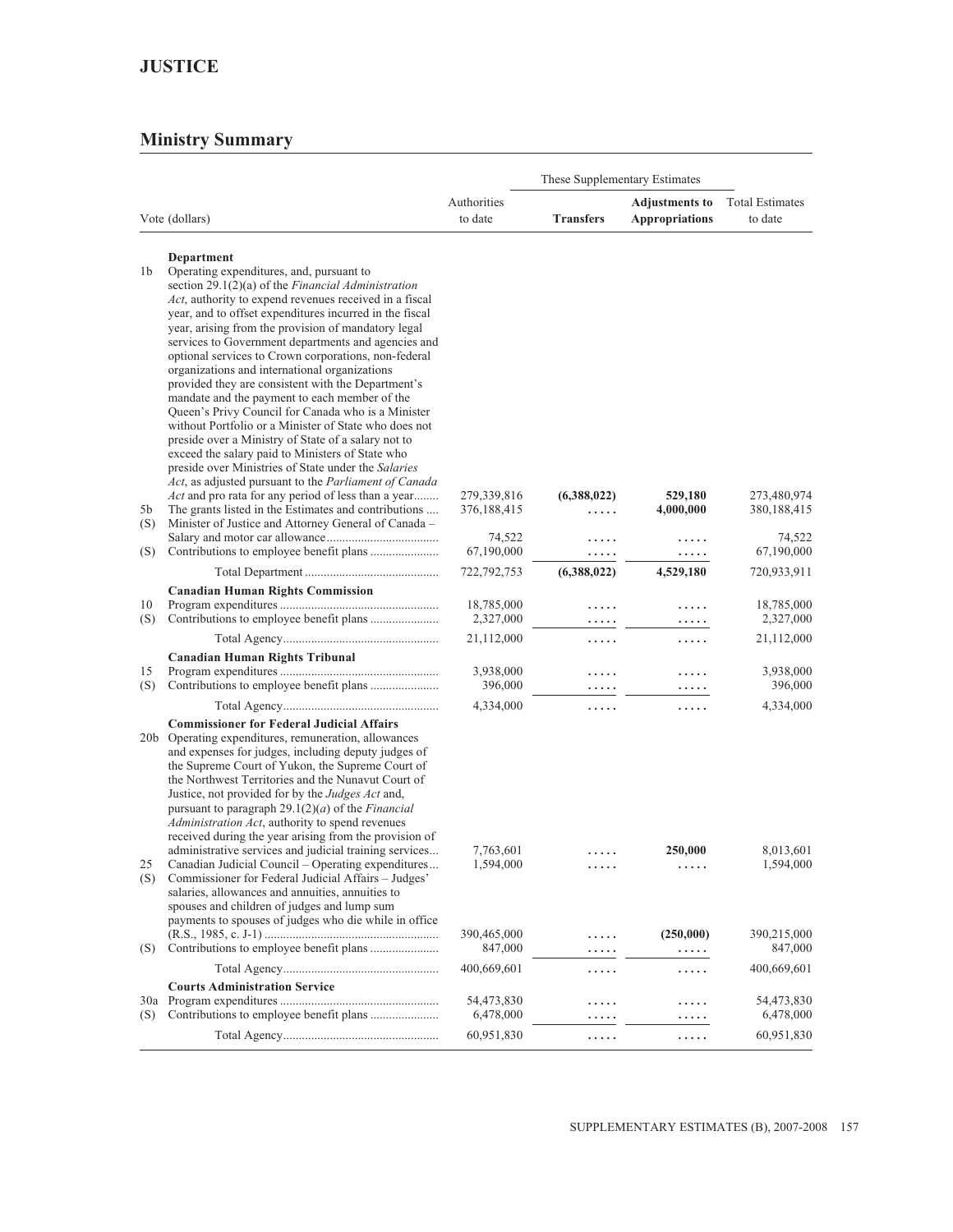## JUSTICE

### Ministry Summary

| | Vote (dollars) | Authorities to date | These Supplementary Estimates | | Total Estimates to date |
|---|---|---|---|---|---|
| | | | **Transfers** | **Adjustments to Appropriations** | |
| | **Department** | | | | |
| 1b | Operating expenditures, and, pursuant to section 29.1(2)(a) of the *Financial Administration Act*, authority to expend revenues received in a fiscal year, and to offset expenditures incurred in the fiscal year, arising from the provision of mandatory legal services to Government departments and agencies and optional services to Crown corporations, non-federal organizations and international organizations provided they are consistent with the Department's mandate and the payment to each member of the Queen's Privy Council for Canada who is a Minister without Portfolio or a Minister of State who does not preside over a Ministry of State of a salary not to exceed the salary paid to Ministers of State who preside over Ministries of State under the *Salaries Act*, as adjusted pursuant to the *Parliament of Canada Act* and pro rata for any period of less than a year | 279,339,816 | **(6,388,022)** | **529,180** | 273,480,974 |
| 5b | The grants listed in the Estimates and contributions | 376,188,415 | ..... | **4,000,000** | 380,188,415 |
| (S) | Minister of Justice and Attorney General of Canada – Salary and motor car allowance | 74,522 | ..... | ..... | 74,522 |
| (S) | Contributions to employee benefit plans | 67,190,000 | ..... | ..... | 67,190,000 |
| | Total Department | 722,792,753 | **(6,388,022)** | **4,529,180** | 720,933,911 |
| | **Canadian Human Rights Commission** | | | | |
| 10 | Program expenditures | 18,785,000 | ..... | ..... | 18,785,000 |
| (S) | Contributions to employee benefit plans | 2,327,000 | ..... | ..... | 2,327,000 |
| | Total Agency | 21,112,000 | ..... | ..... | 21,112,000 |
| | **Canadian Human Rights Tribunal** | | | | |
| 15 | Program expenditures | 3,938,000 | ..... | ..... | 3,938,000 |
| (S) | Contributions to employee benefit plans | 396,000 | ..... | ..... | 396,000 |
| | Total Agency | 4,334,000 | ..... | ..... | 4,334,000 |
| | **Commissioner for Federal Judicial Affairs** | | | | |
| 20b | Operating expenditures, remuneration, allowances and expenses for judges, including deputy judges of the Supreme Court of Yukon, the Supreme Court of the Northwest Territories and the Nunavut Court of Justice, not provided for by the *Judges Act* and, pursuant to paragraph 29.1(2)(*a*) of the *Financial Administration Act*, authority to spend revenues received during the year arising from the provision of administrative services and judicial training services | 7,763,601 | ..... | **250,000** | 8,013,601 |
| 25 | Canadian Judicial Council – Operating expenditures | 1,594,000 | ..... | ..... | 1,594,000 |
| (S) | Commissioner for Federal Judicial Affairs – Judges' salaries, allowances and annuities, annuities to spouses and children of judges and lump sum payments to spouses of judges who die while in office (R.S., 1985, c. J-1) | 390,465,000 | ..... | **(250,000)** | 390,215,000 |
| (S) | Contributions to employee benefit plans | 847,000 | ..... | ..... | 847,000 |
| | Total Agency | 400,669,601 | ..... | ..... | 400,669,601 |
| | **Courts Administration Service** | | | | |
| 30a | Program expenditures | 54,473,830 | ..... | ..... | 54,473,830 |
| (S) | Contributions to employee benefit plans | 6,478,000 | ..... | ..... | 6,478,000 |
| | Total Agency | 60,951,830 | ..... | ..... | 60,951,830 |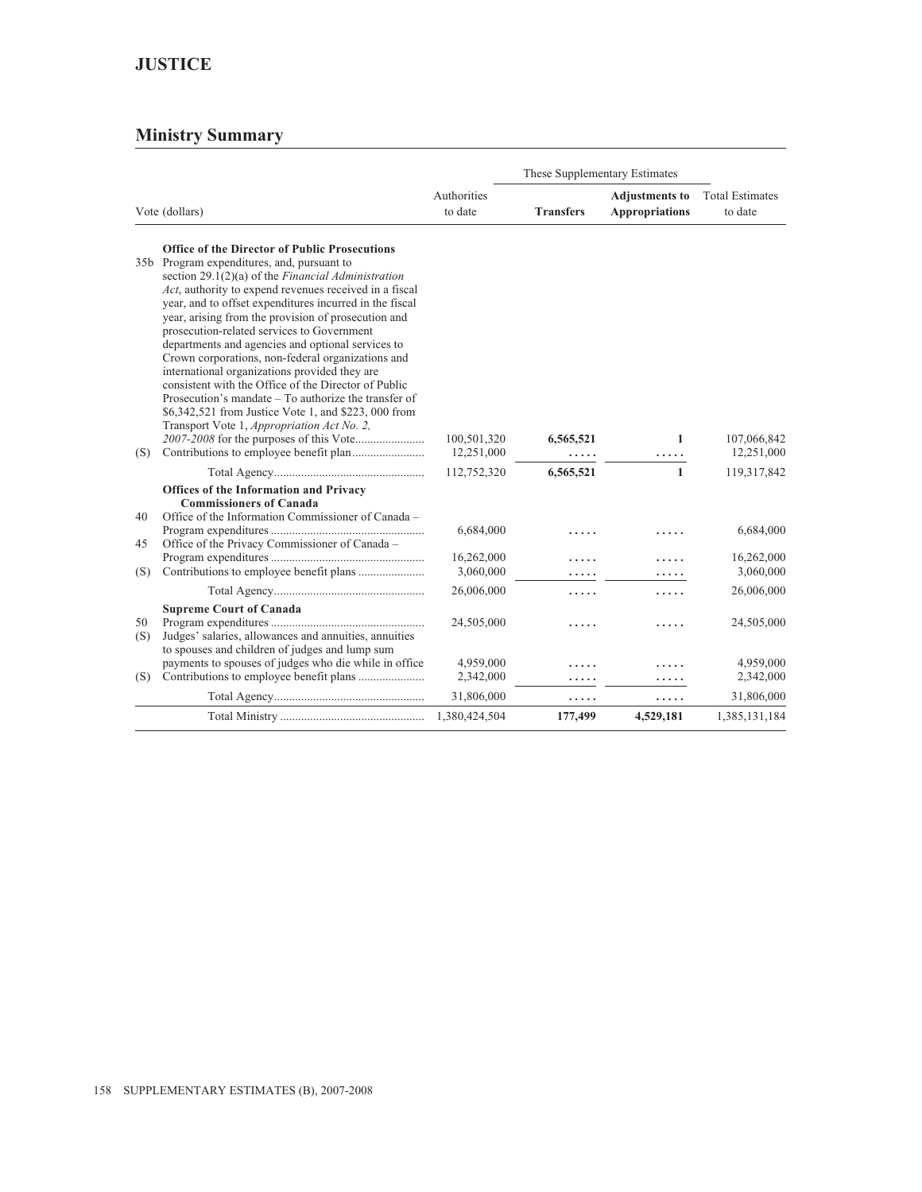# JUSTICE

## Ministry Summary

| Vote (dollars) | | Authorities to date | These Supplementary Estimates Transfers | These Supplementary Estimates Adjustments to Appropriations | Total Estimates to date |
|---|---|---|---|---|---|
| | **Office of the Director of Public Prosecutions** | | | | |
| 35b | Program expenditures, and, pursuant to section 29.1(2)(a) of the *Financial Administration Act*, authority to expend revenues received in a fiscal year, and to offset expenditures incurred in the fiscal year, arising from the provision of prosecution and prosecution-related services to Government departments and agencies and optional services to Crown corporations, non-federal organizations and international organizations provided they are consistent with the Office of the Director of Public Prosecution's mandate – To authorize the transfer of $6,342,521 from Justice Vote 1, and $223, 000 from Transport Vote 1, *Appropriation Act No. 2, 2007-2008* for the purposes of this Vote | 100,501,320 | **6,565,521** | **1** | 107,066,842 |
| (S) | Contributions to employee benefit plan | 12,251,000 | ..... | ..... | 12,251,000 |
| | Total Agency | 112,752,320 | **6,565,521** | **1** | 119,317,842 |
| | **Offices of the Information and Privacy Commissioners of Canada** | | | | |
| 40 | Office of the Information Commissioner of Canada – Program expenditures | 6,684,000 | ..... | ..... | 6,684,000 |
| 45 | Office of the Privacy Commissioner of Canada – Program expenditures | 16,262,000 | ..... | ..... | 16,262,000 |
| (S) | Contributions to employee benefit plans | 3,060,000 | ..... | ..... | 3,060,000 |
| | Total Agency | 26,006,000 | ..... | ..... | 26,006,000 |
| | **Supreme Court of Canada** | | | | |
| 50 | Program expenditures | 24,505,000 | ..... | ..... | 24,505,000 |
| (S) | Judges' salaries, allowances and annuities, annuities to spouses and children of judges and lump sum payments to spouses of judges who die while in office | 4,959,000 | ..... | ..... | 4,959,000 |
| (S) | Contributions to employee benefit plans | 2,342,000 | ..... | ..... | 2,342,000 |
| | Total Agency | 31,806,000 | ..... | ..... | 31,806,000 |
| | Total Ministry | 1,380,424,504 | **177,499** | **4,529,181** | 1,385,131,184 |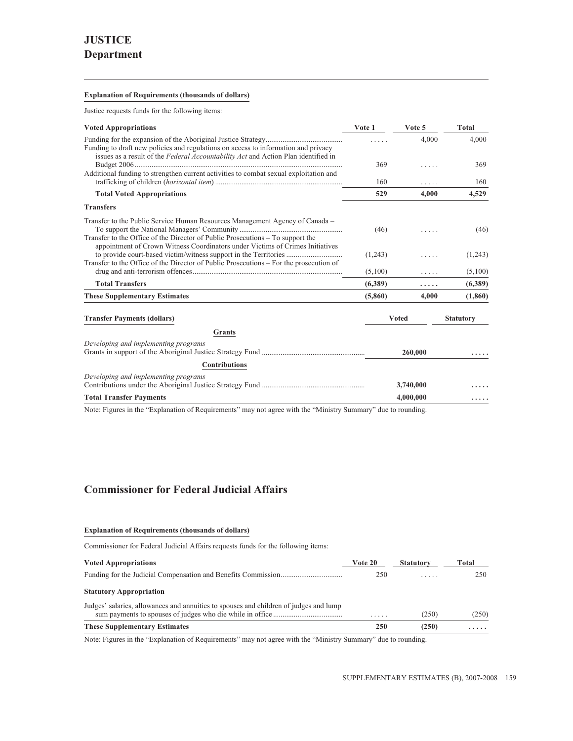# JUSTICE
## Department

**Explanation of Requirements (thousands of dollars)**

Justice requests funds for the following items:

| Voted Appropriations | Vote 1 | Vote 5 | Total |
|---|---|---|---|
| Funding for the expansion of the Aboriginal Justice Strategy | ..... | 4,000 | 4,000 |
| Funding to draft new policies and regulations on access to information and privacy issues as a result of the *Federal Accountability Act* and Action Plan identified in Budget 2006 | 369 | ..... | 369 |
| Additional funding to strengthen current activities to combat sexual exploitation and trafficking of children (*horizontal item*) | 160 | ..... | 160 |
| **Total Voted Appropriations** | **529** | **4,000** | **4,529** |
| **Transfers** | | | |
| Transfer to the Public Service Human Resources Management Agency of Canada – To support the National Managers' Community | (46) | ..... | (46) |
| Transfer to the Office of the Director of Public Prosecutions – To support the appointment of Crown Witness Coordinators under Victims of Crimes Initiatives to provide court-based victim/witness support in the Territories | (1,243) | ..... | (1,243) |
| Transfer to the Office of the Director of Public Prosecutions – For the prosecution of drug and anti-terrorism offences | (5,100) | ..... | (5,100) |
| **Total Transfers** | **(6,389)** | **.....** | **(6,389)** |
| **These Supplementary Estimates** | **(5,860)** | **4,000** | **(1,860)** |

| Transfer Payments (dollars) | Voted | Statutory |
|---|---|---|
| **Grants** | | |
| *Developing and implementing programs* | | |
| Grants in support of the Aboriginal Justice Strategy Fund | **260,000** | **.....** |
| **Contributions** | | |
| *Developing and implementing programs* | | |
| Contributions under the Aboriginal Justice Strategy Fund | **3,740,000** | **.....** |
| **Total Transfer Payments** | **4,000,000** | **.....** |

Note: Figures in the "Explanation of Requirements" may not agree with the "Ministry Summary" due to rounding.

## Commissioner for Federal Judicial Affairs

**Explanation of Requirements (thousands of dollars)**

Commissioner for Federal Judicial Affairs requests funds for the following items:

| Voted Appropriations | Vote 20 | Statutory | Total |
|---|---|---|---|
| Funding for the Judicial Compensation and Benefits Commission | 250 | ..... | 250 |
| **Statutory Appropriation** | | | |
| Judges' salaries, allowances and annuities to spouses and children of judges and lump sum payments to spouses of judges who die while in office | ..... | (250) | (250) |
| **These Supplementary Estimates** | **250** | **(250)** | **.....** |

Note: Figures in the "Explanation of Requirements" may not agree with the "Ministry Summary" due to rounding.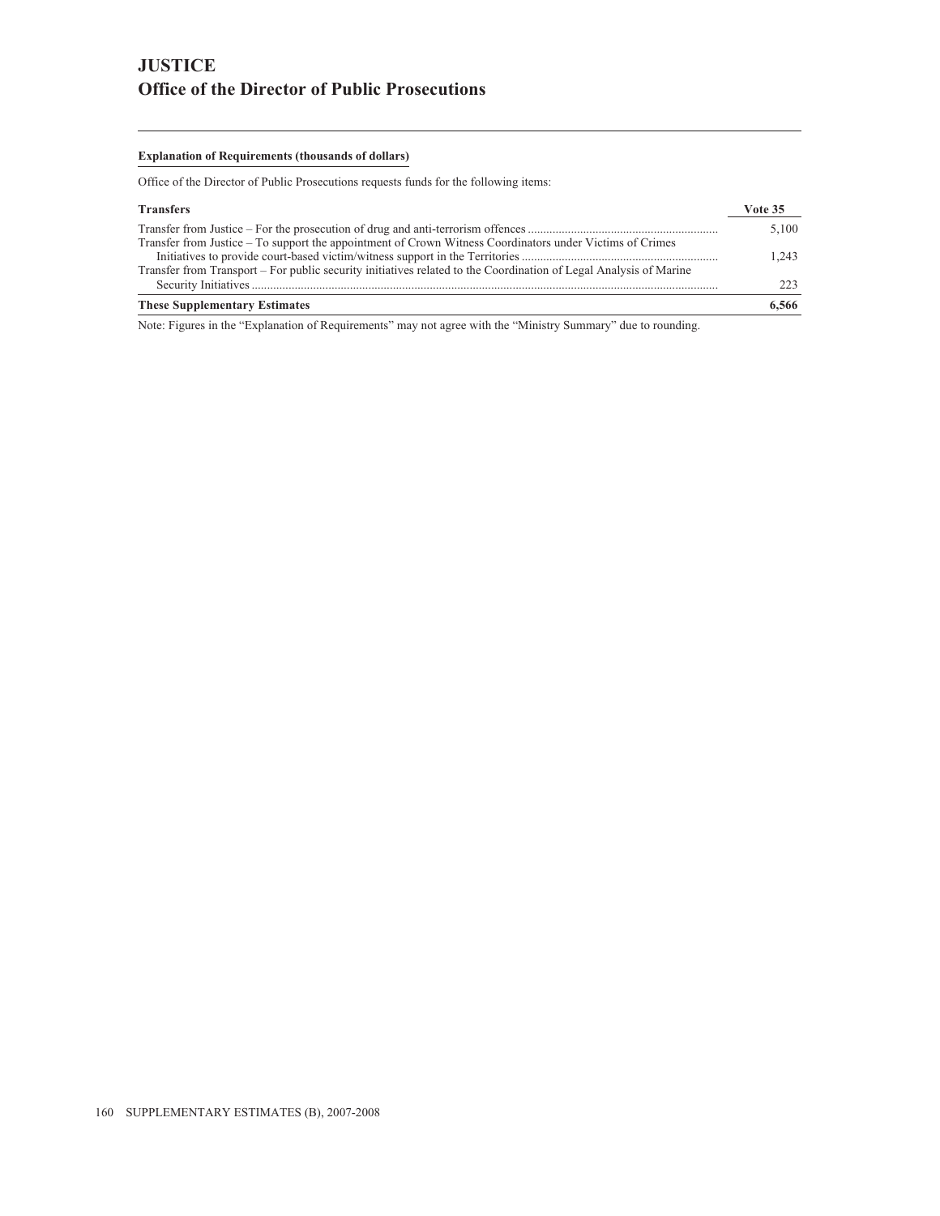# JUSTICE

## Office of the Director of Public Prosecutions

**Explanation of Requirements (thousands of dollars)**

Office of the Director of Public Prosecutions requests funds for the following items:

| **Transfers** | **Vote 35** |
|---|---|
| Transfer from Justice – For the prosecution of drug and anti-terrorism offences | 5,100 |
| Transfer from Justice – To support the appointment of Crown Witness Coordinators under Victims of Crimes Initiatives to provide court-based victim/witness support in the Territories | 1,243 |
| Transfer from Transport – For public security initiatives related to the Coordination of Legal Analysis of Marine Security Initiatives | 223 |
| **These Supplementary Estimates** | **6,566** |

Note: Figures in the "Explanation of Requirements" may not agree with the "Ministry Summary" due to rounding.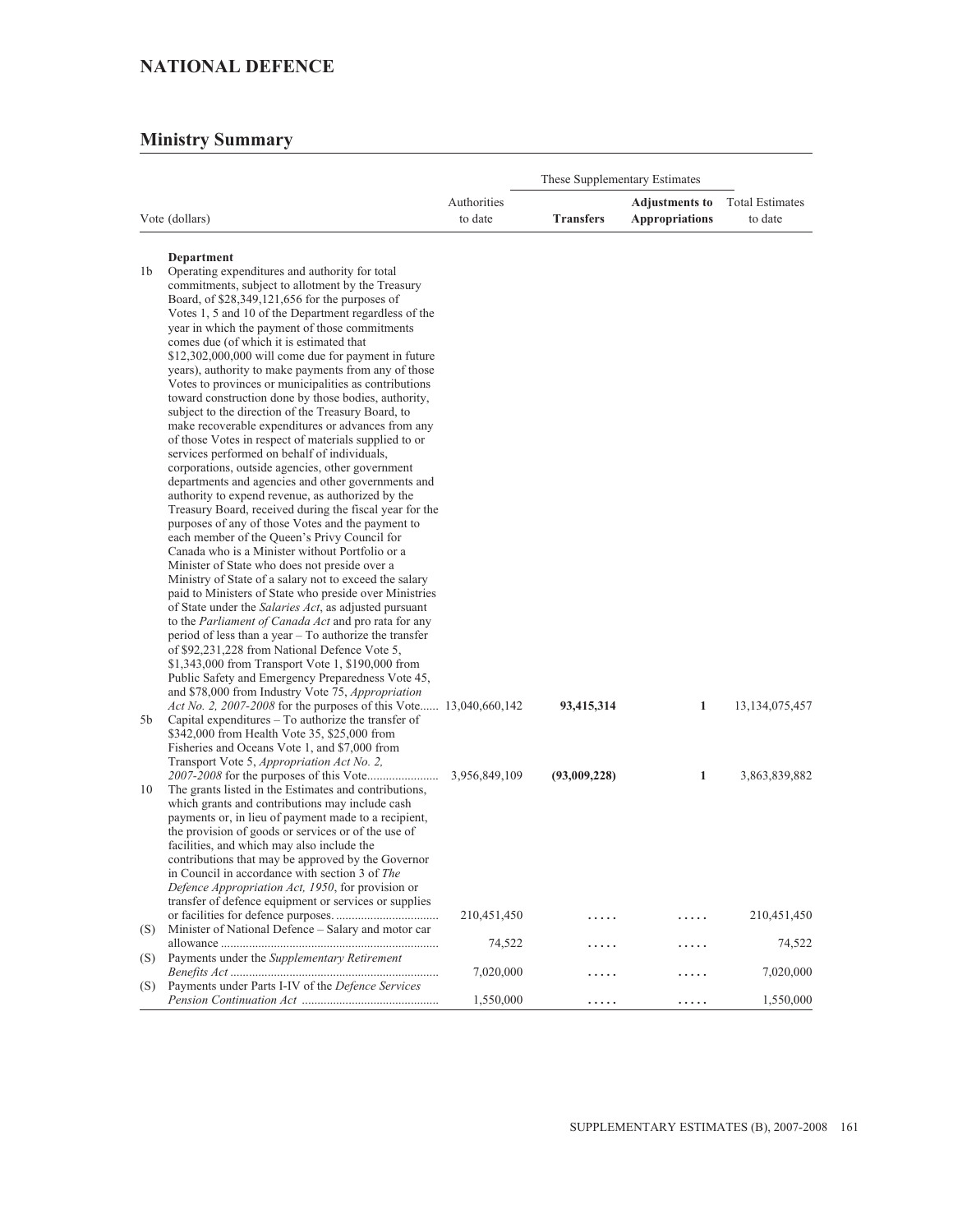# NATIONAL DEFENCE

## Ministry Summary

| Vote (dollars) | | Authorities to date | These Supplementary Estimates | | Total Estimates to date |
|---|---|---|---|---|---|
| | | | **Transfers** | **Adjustments to Appropriations** | |
| | **Department** | | | | |
| 1b | Operating expenditures and authority for total commitments, subject to allotment by the Treasury Board, of $28,349,121,656 for the purposes of Votes 1, 5 and 10 of the Department regardless of the year in which the payment of those commitments comes due (of which it is estimated that $12,302,000,000 will come due for payment in future years), authority to make payments from any of those Votes to provinces or municipalities as contributions toward construction done by those bodies, authority, subject to the direction of the Treasury Board, to make recoverable expenditures or advances from any of those Votes in respect of materials supplied to or services performed on behalf of individuals, corporations, outside agencies, other government departments and agencies and other governments and authority to expend revenue, as authorized by the Treasury Board, received during the fiscal year for the purposes of any of those Votes and the payment to each member of the Queen's Privy Council for Canada who is a Minister without Portfolio or a Minister of State who does not preside over a Ministry of State of a salary not to exceed the salary paid to Ministers of State who preside over Ministries of State under the *Salaries Act*, as adjusted pursuant to the *Parliament of Canada Act* and pro rata for any period of less than a year – To authorize the transfer of $92,231,228 from National Defence Vote 5, $1,343,000 from Transport Vote 1, $190,000 from Public Safety and Emergency Preparedness Vote 45, and $78,000 from Industry Vote 75, *Appropriation Act No. 2, 2007-2008* for the purposes of this Vote...... | 13,040,660,142 | **93,415,314** | **1** | 13,134,075,457 |
| 5b | Capital expenditures – To authorize the transfer of $342,000 from Health Vote 35, $25,000 from Fisheries and Oceans Vote 1, and $7,000 from Transport Vote 5, *Appropriation Act No. 2, 2007-2008* for the purposes of this Vote....................... | 3,956,849,109 | **(93,009,228)** | **1** | 3,863,839,882 |
| 10 | The grants listed in the Estimates and contributions, which grants and contributions may include cash payments or, in lieu of payment made to a recipient, the provision of goods or services or of the use of facilities, and which may also include the contributions that may be approved by the Governor in Council in accordance with section 3 of *The Defence Appropriation Act, 1950*, for provision or transfer of defence equipment or services or supplies or facilities for defence purposes. ................................ | 210,451,450 | ..... | ..... | 210,451,450 |
| (S) | Minister of National Defence – Salary and motor car allowance ..................................................... | 74,522 | ..... | ..... | 74,522 |
| (S) | Payments under the *Supplementary Retirement Benefits Act* ................................................... | 7,020,000 | ..... | ..... | 7,020,000 |
| (S) | Payments under Parts I-IV of the *Defence Services Pension Continuation Act* ........................................... | 1,550,000 | ..... | ..... | 1,550,000 |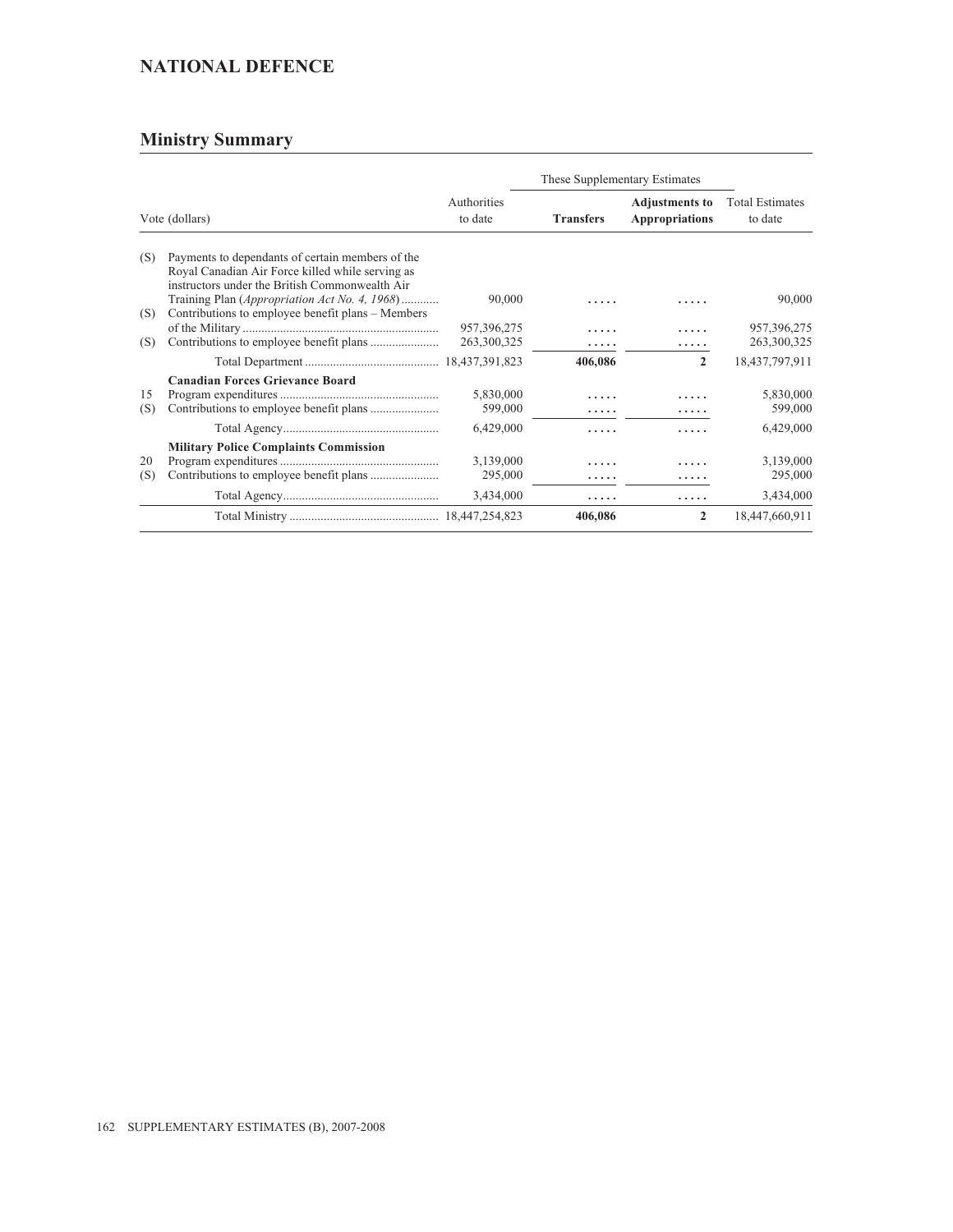## NATIONAL DEFENCE

### Ministry Summary

| Vote (dollars) | | Authorities to date | These Supplementary Estimates | | Total Estimates to date |
|---|---|---|---|---|---|
| | | | **Transfers** | **Adjustments to Appropriations** | |
| (S) | Payments to dependants of certain members of the Royal Canadian Air Force killed while serving as instructors under the British Commonwealth Air Training Plan (*Appropriation Act No. 4, 1968*) | 90,000 | ..... | ..... | 90,000 |
| (S) | Contributions to employee benefit plans – Members of the Military | 957,396,275 | ..... | ..... | 957,396,275 |
| (S) | Contributions to employee benefit plans | 263,300,325 | ..... | ..... | 263,300,325 |
| | Total Department | 18,437,391,823 | **406,086** | **2** | 18,437,797,911 |
| | **Canadian Forces Grievance Board** | | | | |
| 15 | Program expenditures | 5,830,000 | ..... | ..... | 5,830,000 |
| (S) | Contributions to employee benefit plans | 599,000 | ..... | ..... | 599,000 |
| | Total Agency | 6,429,000 | ..... | ..... | 6,429,000 |
| | **Military Police Complaints Commission** | | | | |
| 20 | Program expenditures | 3,139,000 | ..... | ..... | 3,139,000 |
| (S) | Contributions to employee benefit plans | 295,000 | ..... | ..... | 295,000 |
| | Total Agency | 3,434,000 | ..... | ..... | 3,434,000 |
| | Total Ministry | 18,447,254,823 | **406,086** | **2** | 18,447,660,911 |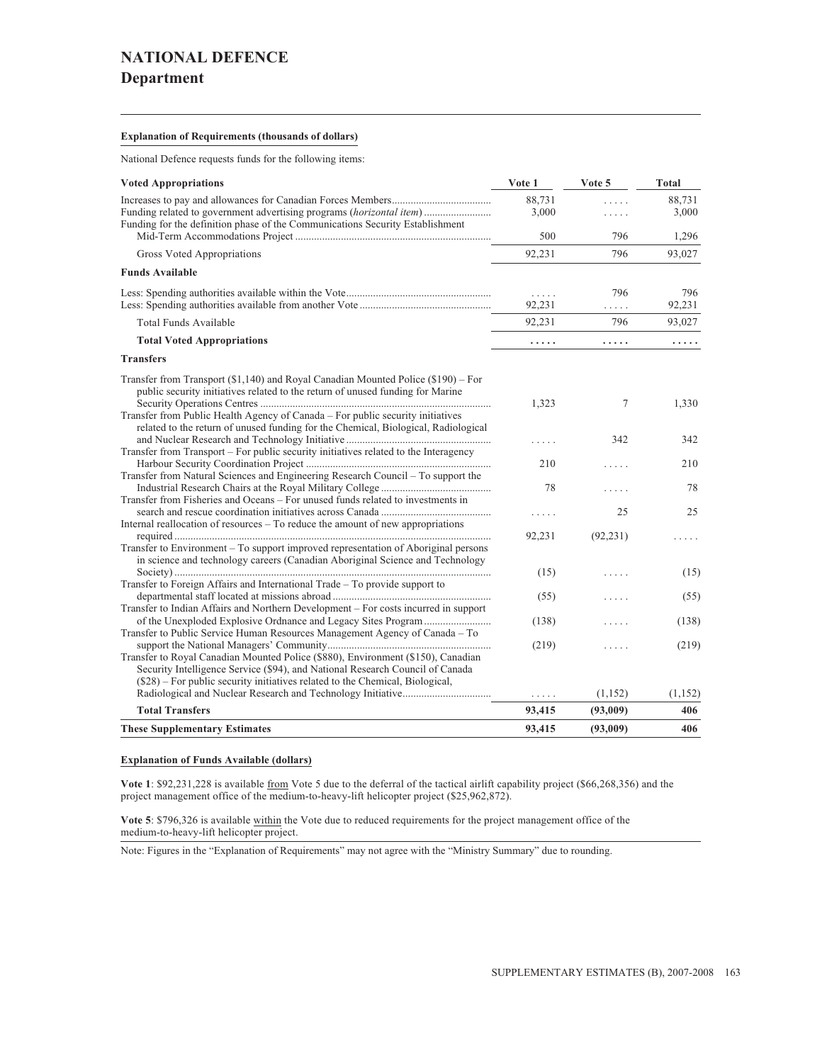# NATIONAL DEFENCE

## Department

**Explanation of Requirements (thousands of dollars)**

National Defence requests funds for the following items:

| **Voted Appropriations** | **Vote 1** | **Vote 5** | **Total** |
|---|---|---|---|
| Increases to pay and allowances for Canadian Forces Members | 88,731 | ..... | 88,731 |
| Funding related to government advertising programs (*horizontal item*) | 3,000 | ..... | 3,000 |
| Funding for the definition phase of the Communications Security Establishment Mid-Term Accommodations Project | 500 | 796 | 1,296 |
| Gross Voted Appropriations | 92,231 | 796 | 93,027 |
| **Funds Available** | | | |
| Less: Spending authorities available within the Vote | ..... | 796 | 796 |
| Less: Spending authorities available from another Vote | 92,231 | ..... | 92,231 |
| Total Funds Available | 92,231 | 796 | 93,027 |
| **Total Voted Appropriations** | **.....** | **.....** | **.....** |
| **Transfers** | | | |
| Transfer from Transport ($1,140) and Royal Canadian Mounted Police ($190) – For public security initiatives related to the return of unused funding for Marine Security Operations Centres | 1,323 | 7 | 1,330 |
| Transfer from Public Health Agency of Canada – For public security initiatives related to the return of unused funding for the Chemical, Biological, Radiological and Nuclear Research and Technology Initiative | ..... | 342 | 342 |
| Transfer from Transport – For public security initiatives related to the Interagency Harbour Security Coordination Project | 210 | ..... | 210 |
| Transfer from Natural Sciences and Engineering Research Council – To support the Industrial Research Chairs at the Royal Military College | 78 | ..... | 78 |
| Transfer from Fisheries and Oceans – For unused funds related to investments in search and rescue coordination initiatives across Canada | ..... | 25 | 25 |
| Internal reallocation of resources – To reduce the amount of new appropriations required | 92,231 | (92,231) | ..... |
| Transfer to Environment – To support improved representation of Aboriginal persons in science and technology careers (Canadian Aboriginal Science and Technology Society) | (15) | ..... | (15) |
| Transfer to Foreign Affairs and International Trade – To provide support to departmental staff located at missions abroad | (55) | ..... | (55) |
| Transfer to Indian Affairs and Northern Development – For costs incurred in support of the Unexploded Explosive Ordnance and Legacy Sites Program | (138) | ..... | (138) |
| Transfer to Public Service Human Resources Management Agency of Canada – To support the National Managers' Community | (219) | ..... | (219) |
| Transfer to Royal Canadian Mounted Police ($880), Environment ($150), Canadian Security Intelligence Service ($94), and National Research Council of Canada ($28) – For public security initiatives related to the Chemical, Biological, Radiological and Nuclear Research and Technology Initiative | ..... | (1,152) | (1,152) |
| **Total Transfers** | **93,415** | **(93,009)** | **406** |
| **These Supplementary Estimates** | **93,415** | **(93,009)** | **406** |

**Explanation of Funds Available (dollars)**

**Vote 1**: $92,231,228 is available from Vote 5 due to the deferral of the tactical airlift capability project ($66,268,356) and the project management office of the medium-to-heavy-lift helicopter project ($25,962,872).

**Vote 5**: $796,326 is available within the Vote due to reduced requirements for the project management office of the medium-to-heavy-lift helicopter project.

Note: Figures in the "Explanation of Requirements" may not agree with the "Ministry Summary" due to rounding.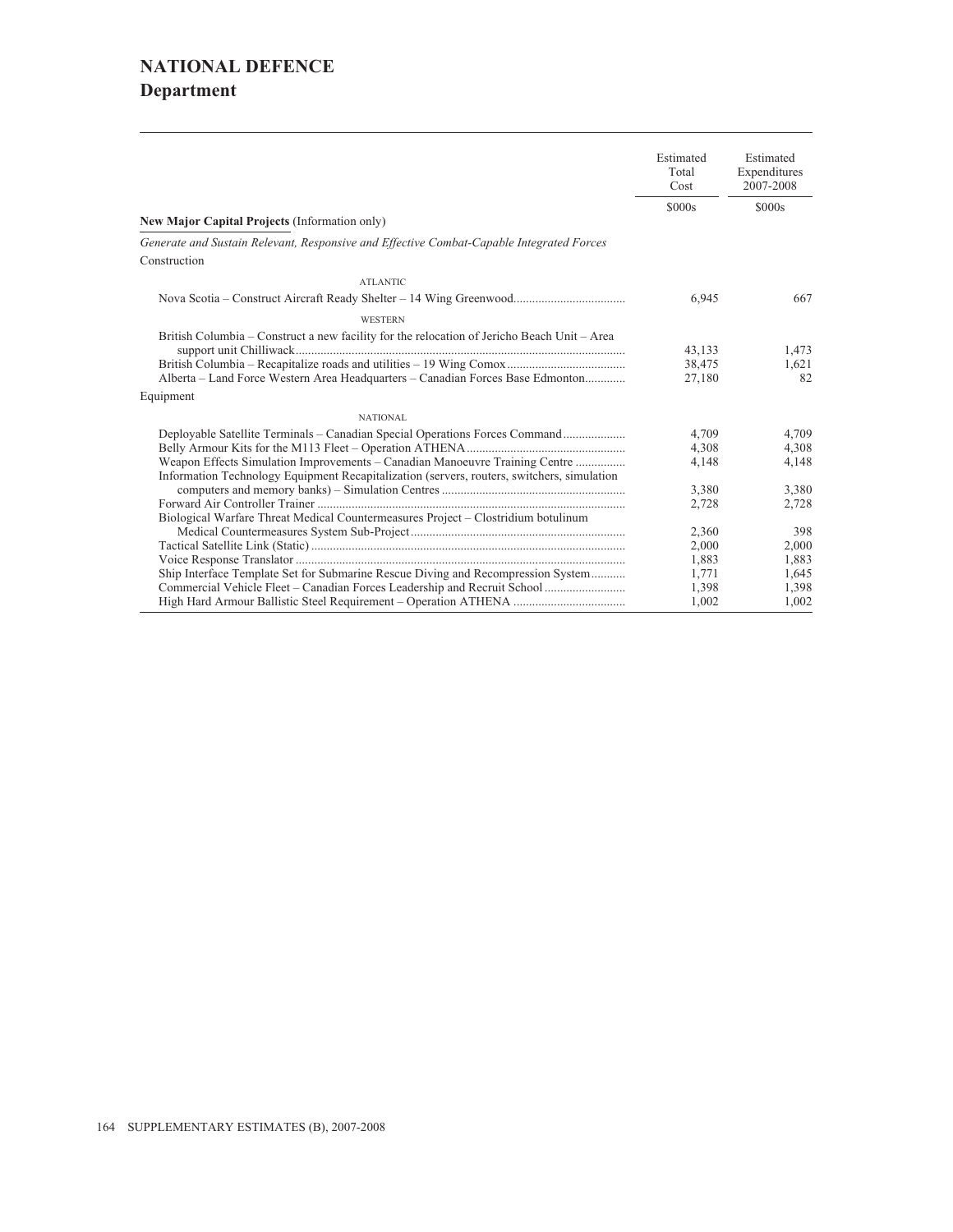# NATIONAL DEFENCE
## Department

| | Estimated Total Cost | Estimated Expenditures 2007-2008 |
|---|---|---|
| | $000s | $000s |
| **New Major Capital Projects** (Information only) | | |
| *Generate and Sustain Relevant, Responsive and Effective Combat-Capable Integrated Forces* | | |
| Construction | | |
| ATLANTIC | | |
| Nova Scotia – Construct Aircraft Ready Shelter – 14 Wing Greenwood | 6,945 | 667 |
| WESTERN | | |
| British Columbia – Construct a new facility for the relocation of Jericho Beach Unit – Area support unit Chilliwack | 43,133 | 1,473 |
| British Columbia – Recapitalize roads and utilities – 19 Wing Comox | 38,475 | 1,621 |
| Alberta – Land Force Western Area Headquarters – Canadian Forces Base Edmonton | 27,180 | 82 |
| Equipment | | |
| NATIONAL | | |
| Deployable Satellite Terminals – Canadian Special Operations Forces Command | 4,709 | 4,709 |
| Belly Armour Kits for the M113 Fleet – Operation ATHENA | 4,308 | 4,308 |
| Weapon Effects Simulation Improvements – Canadian Manoeuvre Training Centre | 4,148 | 4,148 |
| Information Technology Equipment Recapitalization (servers, routers, switchers, simulation computers and memory banks) – Simulation Centres | 3,380 | 3,380 |
| Forward Air Controller Trainer | 2,728 | 2,728 |
| Biological Warfare Threat Medical Countermeasures Project – Clostridium botulinum Medical Countermeasures System Sub-Project | 2,360 | 398 |
| Tactical Satellite Link (Static) | 2,000 | 2,000 |
| Voice Response Translator | 1,883 | 1,883 |
| Ship Interface Template Set for Submarine Rescue Diving and Recompression System | 1,771 | 1,645 |
| Commercial Vehicle Fleet – Canadian Forces Leadership and Recruit School | 1,398 | 1,398 |
| High Hard Armour Ballistic Steel Requirement – Operation ATHENA | 1,002 | 1,002 |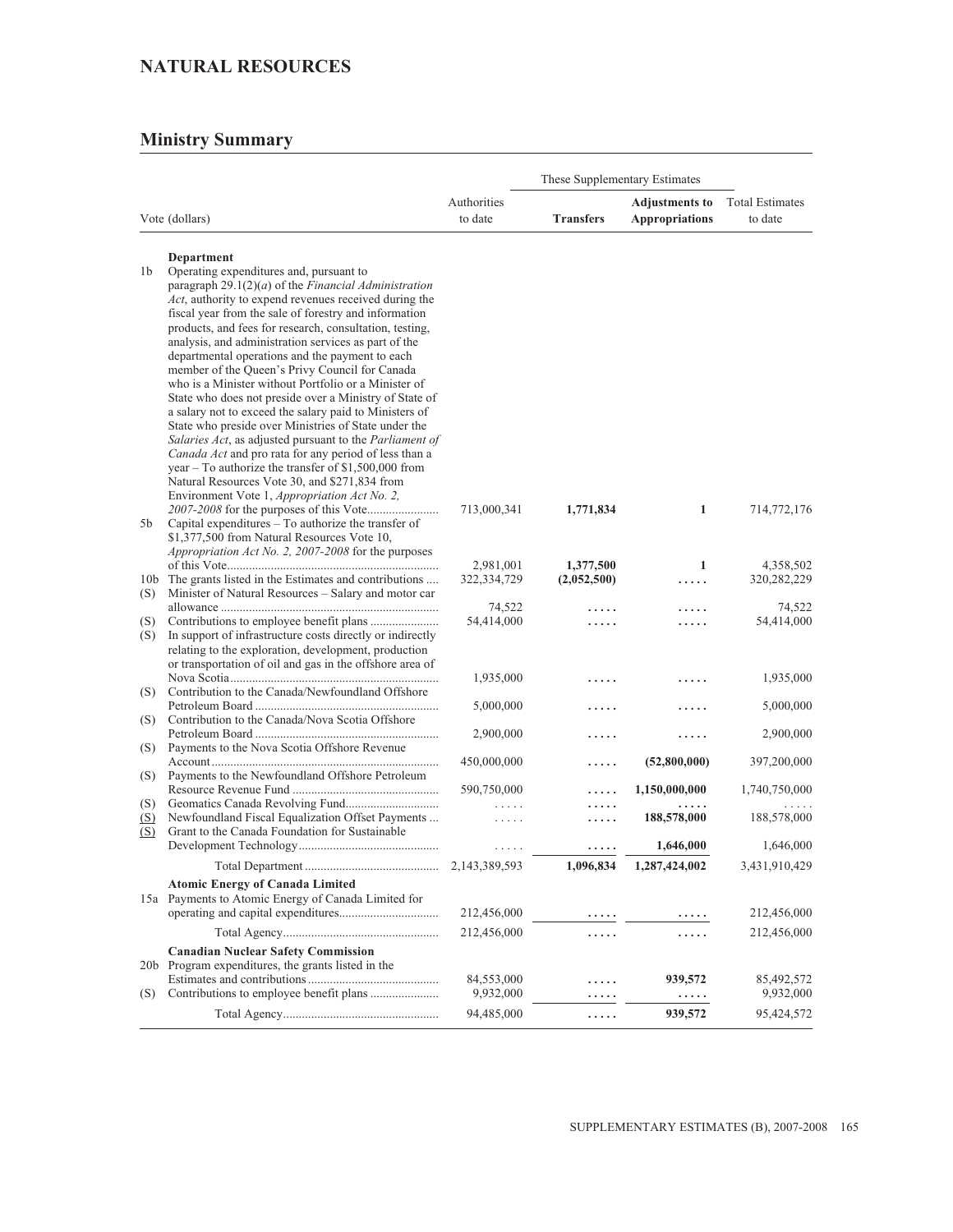## NATURAL RESOURCES

### Ministry Summary

| Vote (dollars) | | Authorities to date | These Supplementary Estimates | | Total Estimates to date |
|---|---|---|---|---|---|
| | | | **Transfers** | **Adjustments to Appropriations** | |
| | **Department** | | | | |
| 1b | Operating expenditures and, pursuant to paragraph 29.1(2)(*a*) of the *Financial Administration Act*, authority to expend revenues received during the fiscal year from the sale of forestry and information products, and fees for research, consultation, testing, analysis, and administration services as part of the departmental operations and the payment to each member of the Queen's Privy Council for Canada who is a Minister without Portfolio or a Minister of State who does not preside over a Ministry of State of a salary not to exceed the salary paid to Ministers of State who preside over Ministries of State under the *Salaries Act*, as adjusted pursuant to the *Parliament of Canada Act* and pro rata for any period of less than a year – To authorize the transfer of $1,500,000 from Natural Resources Vote 30, and $271,834 from Environment Vote 1, *Appropriation Act No. 2, 2007-2008* for the purposes of this Vote | 713,000,341 | **1,771,834** | **1** | 714,772,176 |
| 5b | Capital expenditures – To authorize the transfer of $1,377,500 from Natural Resources Vote 10, *Appropriation Act No. 2, 2007-2008* for the purposes of this Vote | 2,981,001 | **1,377,500** | **1** | 4,358,502 |
| 10b | The grants listed in the Estimates and contributions | 322,334,729 | **(2,052,500)** | ..... | 320,282,229 |
| (S) | Minister of Natural Resources – Salary and motor car allowance | 74,522 | ..... | ..... | 74,522 |
| (S) | Contributions to employee benefit plans | 54,414,000 | ..... | ..... | 54,414,000 |
| (S) | In support of infrastructure costs directly or indirectly relating to the exploration, development, production or transportation of oil and gas in the offshore area of Nova Scotia | 1,935,000 | ..... | ..... | 1,935,000 |
| (S) | Contribution to the Canada/Newfoundland Offshore Petroleum Board | 5,000,000 | ..... | ..... | 5,000,000 |
| (S) | Contribution to the Canada/Nova Scotia Offshore Petroleum Board | 2,900,000 | ..... | ..... | 2,900,000 |
| (S) | Payments to the Nova Scotia Offshore Revenue Account | 450,000,000 | ..... | **(52,800,000)** | 397,200,000 |
| (S) | Payments to the Newfoundland Offshore Petroleum Resource Revenue Fund | 590,750,000 | ..... | **1,150,000,000** | 1,740,750,000 |
| (S) | Geomatics Canada Revolving Fund | ..... | ..... | ..... | ..... |
| (S) | Newfoundland Fiscal Equalization Offset Payments | ..... | ..... | **188,578,000** | 188,578,000 |
| (S) | Grant to the Canada Foundation for Sustainable Development Technology | ..... | ..... | **1,646,000** | 1,646,000 |
| | Total Department | 2,143,389,593 | **1,096,834** | **1,287,424,002** | 3,431,910,429 |
| | **Atomic Energy of Canada Limited** | | | | |
| 15a | Payments to Atomic Energy of Canada Limited for operating and capital expenditures | 212,456,000 | ..... | ..... | 212,456,000 |
| | Total Agency | 212,456,000 | ..... | ..... | 212,456,000 |
| | **Canadian Nuclear Safety Commission** | | | | |
| 20b | Program expenditures, the grants listed in the Estimates and contributions | 84,553,000 | ..... | **939,572** | 85,492,572 |
| (S) | Contributions to employee benefit plans | 9,932,000 | ..... | ..... | 9,932,000 |
| | Total Agency | 94,485,000 | ..... | **939,572** | 95,424,572 |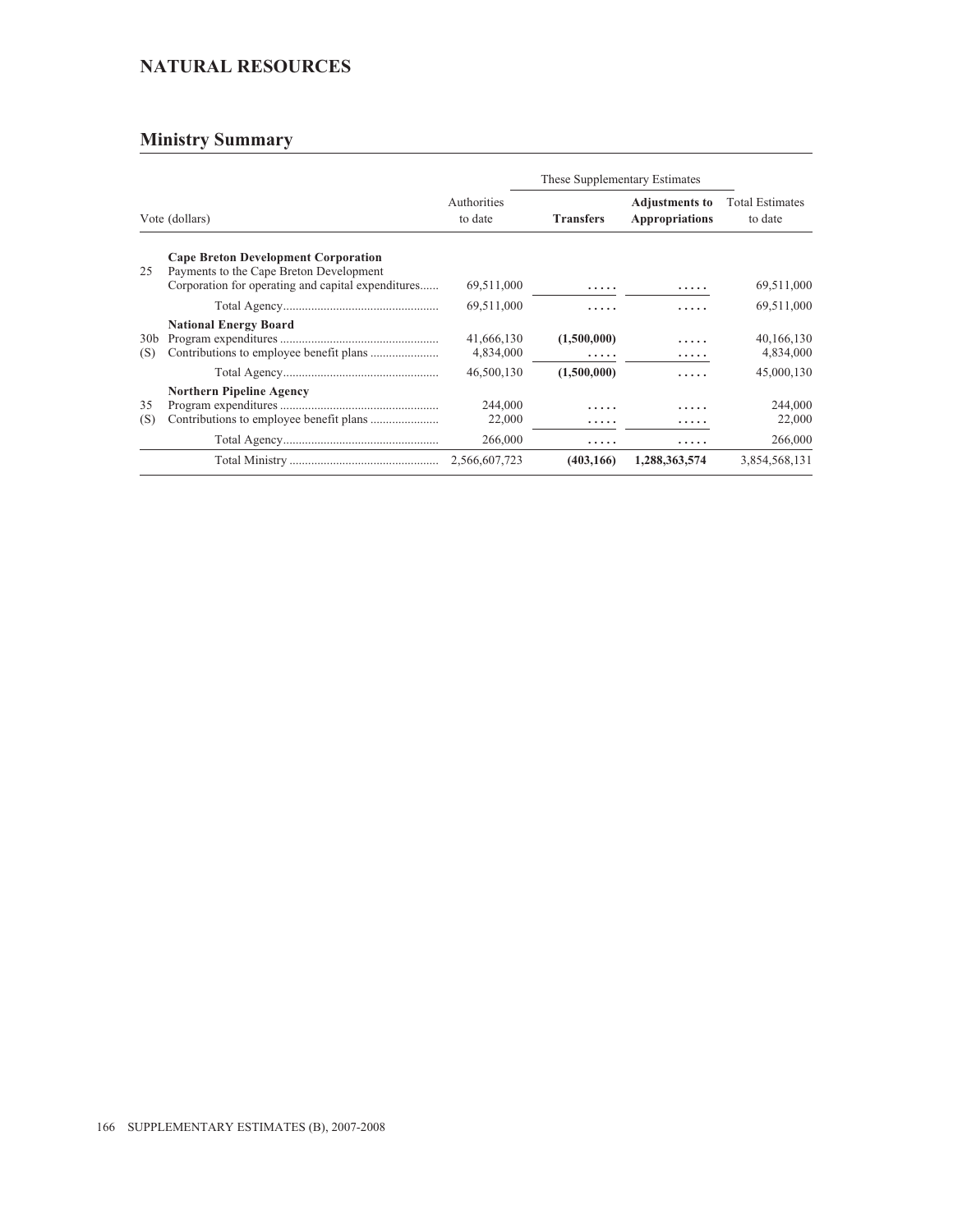## NATURAL RESOURCES

## Ministry Summary

| Vote (dollars) | | Authorities to date | These Supplementary Estimates | | Total Estimates to date |
|---|---|---|---|---|---|
| | | | **Transfers** | **Adjustments to Appropriations** | |
| | **Cape Breton Development Corporation** | | | | |
| 25 | Payments to the Cape Breton Development Corporation for operating and capital expenditures...... | 69,511,000 | ..... | ..... | 69,511,000 |
| | Total Agency.................................................. | 69,511,000 | ..... | ..... | 69,511,000 |
| | **National Energy Board** | | | | |
| 30b | Program expenditures ................................................... | 41,666,130 | (1,500,000) | ..... | 40,166,130 |
| (S) | Contributions to employee benefit plans ...................... | 4,834,000 | ..... | ..... | 4,834,000 |
| | Total Agency.................................................. | 46,500,130 | (1,500,000) | ..... | 45,000,130 |
| | **Northern Pipeline Agency** | | | | |
| 35 | Program expenditures ................................................... | 244,000 | ..... | ..... | 244,000 |
| (S) | Contributions to employee benefit plans ...................... | 22,000 | ..... | ..... | 22,000 |
| | Total Agency.................................................. | 266,000 | ..... | ..... | 266,000 |
| | Total Ministry ................................................ | 2,566,607,723 | (403,166) | 1,288,363,574 | 3,854,568,131 |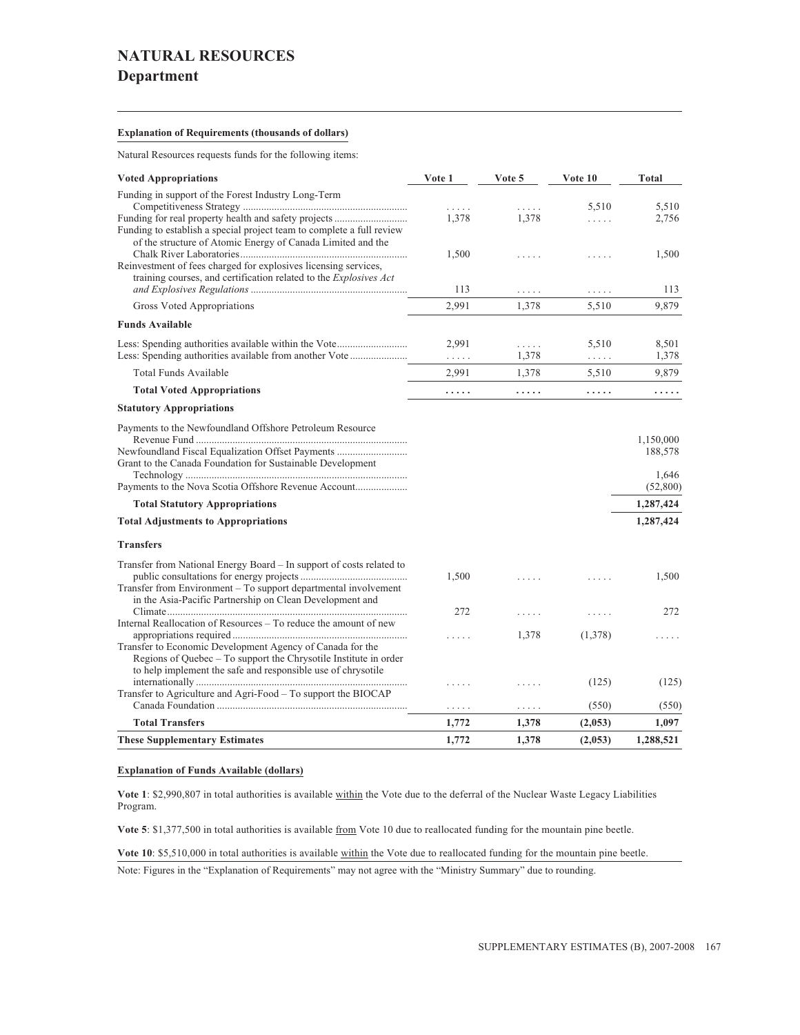# NATURAL RESOURCES

## Department

**Explanation of Requirements (thousands of dollars)**

Natural Resources requests funds for the following items:

| Voted Appropriations | Vote 1 | Vote 5 | Vote 10 | Total |
|---|---|---|---|---|
| Funding in support of the Forest Industry Long-Term Competitiveness Strategy | ..... | ..... | 5,510 | 5,510 |
| Funding for real property health and safety projects | 1,378 | 1,378 | ..... | 2,756 |
| Funding to establish a special project team to complete a full review of the structure of Atomic Energy of Canada Limited and the Chalk River Laboratories | 1,500 | ..... | ..... | 1,500 |
| Reinvestment of fees charged for explosives licensing services, training courses, and certification related to the *Explosives Act and Explosives Regulations* | 113 | ..... | ..... | 113 |
| Gross Voted Appropriations | 2,991 | 1,378 | 5,510 | 9,879 |
| **Funds Available** | | | | |
| Less: Spending authorities available within the Vote | 2,991 | ..... | 5,510 | 8,501 |
| Less: Spending authorities available from another Vote | ..... | 1,378 | ..... | 1,378 |
| Total Funds Available | 2,991 | 1,378 | 5,510 | 9,879 |
| **Total Voted Appropriations** | **.....** | **.....** | **.....** | **.....** |
| **Statutory Appropriations** | | | | |
| Payments to the Newfoundland Offshore Petroleum Resource Revenue Fund | | | | 1,150,000 |
| Newfoundland Fiscal Equalization Offset Payments | | | | 188,578 |
| Grant to the Canada Foundation for Sustainable Development Technology | | | | 1,646 |
| Payments to the Nova Scotia Offshore Revenue Account | | | | (52,800) |
| **Total Statutory Appropriations** | | | | **1,287,424** |
| **Total Adjustments to Appropriations** | | | | **1,287,424** |
| **Transfers** | | | | |
| Transfer from National Energy Board – In support of costs related to public consultations for energy projects | 1,500 | ..... | ..... | 1,500 |
| Transfer from Environment – To support departmental involvement in the Asia-Pacific Partnership on Clean Development and Climate | 272 | ..... | ..... | 272 |
| Internal Reallocation of Resources – To reduce the amount of new appropriations required | ..... | 1,378 | (1,378) | ..... |
| Transfer to Economic Development Agency of Canada for the Regions of Quebec – To support the Chrysotile Institute in order to help implement the safe and responsible use of chrysotile internationally | ..... | ..... | (125) | (125) |
| Transfer to Agriculture and Agri-Food – To support the BIOCAP Canada Foundation | ..... | ..... | (550) | (550) |
| **Total Transfers** | **1,772** | **1,378** | **(2,053)** | **1,097** |
| **These Supplementary Estimates** | **1,772** | **1,378** | **(2,053)** | **1,288,521** |

**Explanation of Funds Available (dollars)**

**Vote 1**: $2,990,807 in total authorities is available within the Vote due to the deferral of the Nuclear Waste Legacy Liabilities Program.

**Vote 5**: $1,377,500 in total authorities is available from Vote 10 due to reallocated funding for the mountain pine beetle.

**Vote 10**: $5,510,000 in total authorities is available within the Vote due to reallocated funding for the mountain pine beetle.

Note: Figures in the "Explanation of Requirements" may not agree with the "Ministry Summary" due to rounding.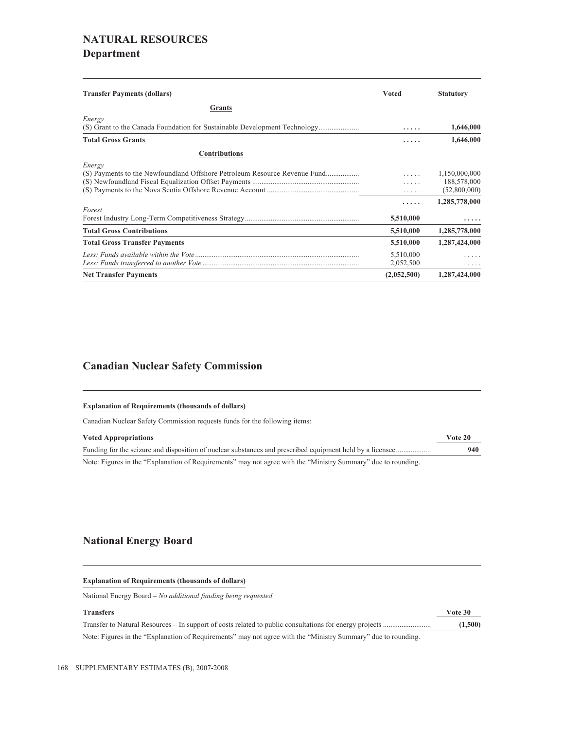# NATURAL RESOURCES

## Department

| Transfer Payments (dollars) | Voted | Statutory |
|---|---|---|
| **Grants** | | |
| *Energy* | | |
| (S) Grant to the Canada Foundation for Sustainable Development Technology | ..... | 1,646,000 |
| **Total Gross Grants** | ..... | **1,646,000** |
| **Contributions** | | |
| *Energy* | | |
| (S) Payments to the Newfoundland Offshore Petroleum Resource Revenue Fund | ..... | 1,150,000,000 |
| (S) Newfoundland Fiscal Equalization Offset Payments | ..... | 188,578,000 |
| (S) Payments to the Nova Scotia Offshore Revenue Account | ..... | (52,800,000) |
| | ..... | **1,285,778,000** |
| *Forest* | | |
| Forest Industry Long-Term Competitiveness Strategy | **5,510,000** | ..... |
| **Total Gross Contributions** | **5,510,000** | **1,285,778,000** |
| **Total Gross Transfer Payments** | **5,510,000** | **1,287,424,000** |
| *Less: Funds available within the Vote* | 5,510,000 | ..... |
| *Less: Funds transferred to another Vote* | 2,052,500 | ..... |
| **Net Transfer Payments** | **(2,052,500)** | **1,287,424,000** |

## Canadian Nuclear Safety Commission

**Explanation of Requirements (thousands of dollars)**

Canadian Nuclear Safety Commission requests funds for the following items:

| Voted Appropriations | Vote 20 |
|---|---|
| Funding for the seizure and disposition of nuclear substances and prescribed equipment held by a licensee | **940** |

Note: Figures in the "Explanation of Requirements" may not agree with the "Ministry Summary" due to rounding.

## National Energy Board

**Explanation of Requirements (thousands of dollars)**

National Energy Board – *No additional funding being requested*

| Transfers | Vote 30 |
|---|---|
| Transfer to Natural Resources – In support of costs related to public consultations for energy projects | **(1,500)** |

Note: Figures in the "Explanation of Requirements" may not agree with the "Ministry Summary" due to rounding.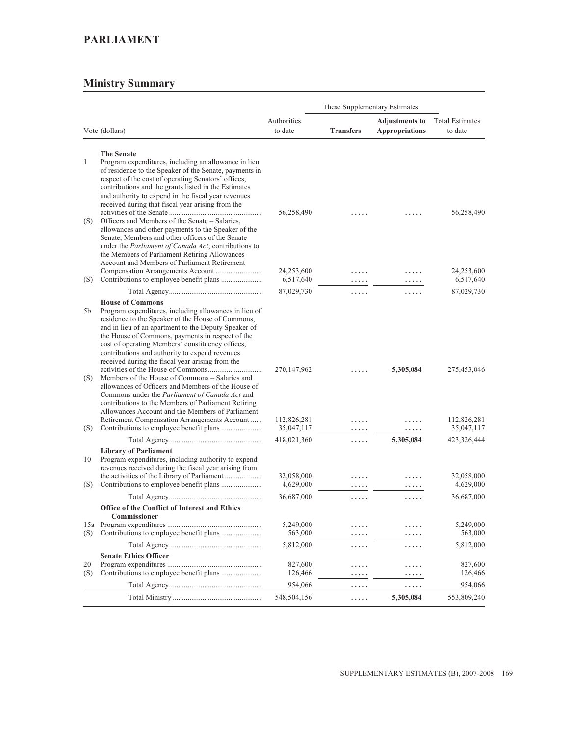# PARLIAMENT

## Ministry Summary

| | Vote (dollars) | Authorities to date | These Supplementary Estimates | | Total Estimates to date |
|---|---|---|---|---|---|
| | | | **Transfers** | **Adjustments to Appropriations** | |
| | **The Senate** | | | | |
| 1 | Program expenditures, including an allowance in lieu of residence to the Speaker of the Senate, payments in respect of the cost of operating Senators' offices, contributions and the grants listed in the Estimates and authority to expend in the fiscal year revenues received during that fiscal year arising from the activities of the Senate | 56,258,490 | ..... | ..... | 56,258,490 |
| (S) | Officers and Members of the Senate – Salaries, allowances and other payments to the Speaker of the Senate, Members and other officers of the Senate under the *Parliament of Canada Act*; contributions to the Members of Parliament Retiring Allowances Account and Members of Parliament Retirement Compensation Arrangements Account | 24,253,600 | ..... | ..... | 24,253,600 |
| (S) | Contributions to employee benefit plans | 6,517,640 | ..... | ..... | 6,517,640 |
| | Total Agency | 87,029,730 | ..... | ..... | 87,029,730 |
| | **House of Commons** | | | | |
| 5b | Program expenditures, including allowances in lieu of residence to the Speaker of the House of Commons, and in lieu of an apartment to the Deputy Speaker of the House of Commons, payments in respect of the cost of operating Members' constituency offices, contributions and authority to expend revenues received during the fiscal year arising from the activities of the House of Commons | 270,147,962 | ..... | **5,305,084** | 275,453,046 |
| (S) | Members of the House of Commons – Salaries and allowances of Officers and Members of the House of Commons under the *Parliament of Canada Act* and contributions to the Members of Parliament Retiring Allowances Account and the Members of Parliament Retirement Compensation Arrangements Account | 112,826,281 | ..... | ..... | 112,826,281 |
| (S) | Contributions to employee benefit plans | 35,047,117 | ..... | ..... | 35,047,117 |
| | Total Agency | 418,021,360 | ..... | **5,305,084** | 423,326,444 |
| | **Library of Parliament** | | | | |
| 10 | Program expenditures, including authority to expend revenues received during the fiscal year arising from the activities of the Library of Parliament | 32,058,000 | ..... | ..... | 32,058,000 |
| (S) | Contributions to employee benefit plans | 4,629,000 | ..... | ..... | 4,629,000 |
| | Total Agency | 36,687,000 | ..... | ..... | 36,687,000 |
| | **Office of the Conflict of Interest and Ethics Commissioner** | | | | |
| 15a | Program expenditures | 5,249,000 | ..... | ..... | 5,249,000 |
| (S) | Contributions to employee benefit plans | 563,000 | ..... | ..... | 563,000 |
| | Total Agency | 5,812,000 | ..... | ..... | 5,812,000 |
| | **Senate Ethics Officer** | | | | |
| 20 | Program expenditures | 827,600 | ..... | ..... | 827,600 |
| (S) | Contributions to employee benefit plans | 126,466 | ..... | ..... | 126,466 |
| | Total Agency | 954,066 | ..... | ..... | 954,066 |
| | Total Ministry | 548,504,156 | ..... | **5,305,084** | 553,809,240 |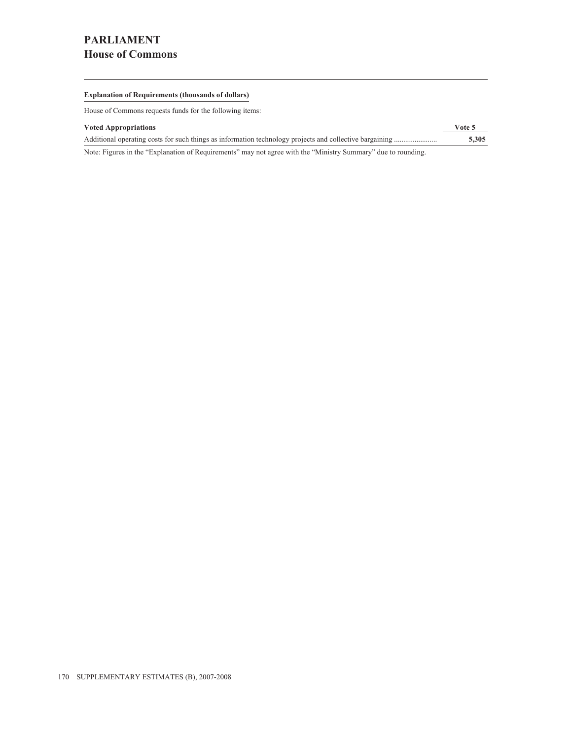# PARLIAMENT
## House of Commons

**Explanation of Requirements (thousands of dollars)**

House of Commons requests funds for the following items:

| Voted Appropriations | Vote 5 |
| --- | --- |
| Additional operating costs for such things as information technology projects and collective bargaining ...................... | **5,305** |

Note: Figures in the “Explanation of Requirements” may not agree with the “Ministry Summary” due to rounding.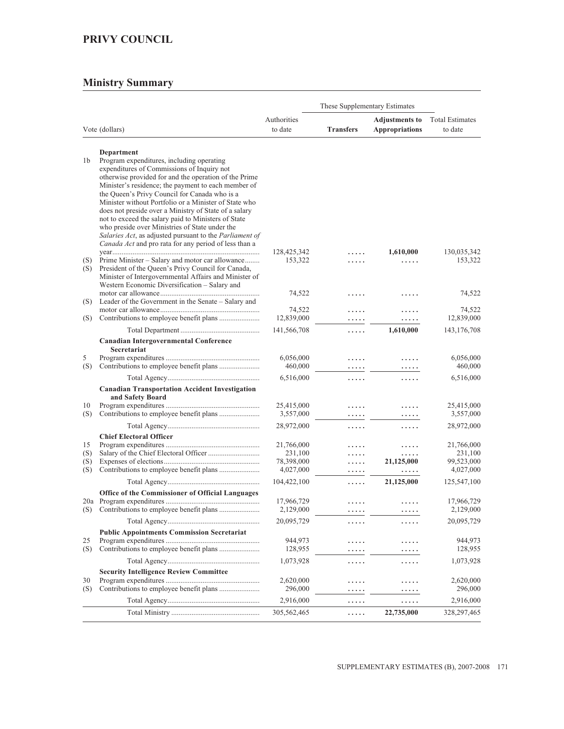# PRIVY COUNCIL

## Ministry Summary

| Vote (dollars) | | Authorities to date | These Supplementary Estimates | | Total Estimates to date |
|---|---|---|---|---|---|
| | | | **Transfers** | **Adjustments to Appropriations** | |
| | **Department** | | | | |
| 1b | Program expenditures, including operating expenditures of Commissions of Inquiry not otherwise provided for and the operation of the Prime Minister's residence; the payment to each member of the Queen's Privy Council for Canada who is a Minister without Portfolio or a Minister of State who does not preside over a Ministry of State of a salary not to exceed the salary paid to Ministers of State who preside over Ministries of State under the *Salaries Act*, as adjusted pursuant to the *Parliament of Canada Act* and pro rata for any period of less than a year | 128,425,342 | ..... | **1,610,000** | 130,035,342 |
| (S) | Prime Minister – Salary and motor car allowance | 153,322 | ..... | ..... | 153,322 |
| (S) | President of the Queen's Privy Council for Canada, Minister of Intergovernmental Affairs and Minister of Western Economic Diversification – Salary and motor car allowance | 74,522 | ..... | ..... | 74,522 |
| (S) | Leader of the Government in the Senate – Salary and motor car allowance | 74,522 | ..... | ..... | 74,522 |
| (S) | Contributions to employee benefit plans | 12,839,000 | ..... | ..... | 12,839,000 |
| | Total Department | 141,566,708 | ..... | **1,610,000** | 143,176,708 |
| | **Canadian Intergovernmental Conference Secretariat** | | | | |
| 5 | Program expenditures | 6,056,000 | ..... | ..... | 6,056,000 |
| (S) | Contributions to employee benefit plans | 460,000 | ..... | ..... | 460,000 |
| | Total Agency | 6,516,000 | ..... | ..... | 6,516,000 |
| | **Canadian Transportation Accident Investigation and Safety Board** | | | | |
| 10 | Program expenditures | 25,415,000 | ..... | ..... | 25,415,000 |
| (S) | Contributions to employee benefit plans | 3,557,000 | ..... | ..... | 3,557,000 |
| | Total Agency | 28,972,000 | ..... | ..... | 28,972,000 |
| | **Chief Electoral Officer** | | | | |
| 15 | Program expenditures | 21,766,000 | ..... | ..... | 21,766,000 |
| (S) | Salary of the Chief Electoral Officer | 231,100 | ..... | ..... | 231,100 |
| (S) | Expenses of elections | 78,398,000 | ..... | **21,125,000** | 99,523,000 |
| (S) | Contributions to employee benefit plans | 4,027,000 | ..... | ..... | 4,027,000 |
| | Total Agency | 104,422,100 | ..... | **21,125,000** | 125,547,100 |
| | **Office of the Commissioner of Official Languages** | | | | |
| 20a | Program expenditures | 17,966,729 | ..... | ..... | 17,966,729 |
| (S) | Contributions to employee benefit plans | 2,129,000 | ..... | ..... | 2,129,000 |
| | Total Agency | 20,095,729 | ..... | ..... | 20,095,729 |
| | **Public Appointments Commission Secretariat** | | | | |
| 25 | Program expenditures | 944,973 | ..... | ..... | 944,973 |
| (S) | Contributions to employee benefit plans | 128,955 | ..... | ..... | 128,955 |
| | Total Agency | 1,073,928 | ..... | ..... | 1,073,928 |
| | **Security Intelligence Review Committee** | | | | |
| 30 | Program expenditures | 2,620,000 | ..... | ..... | 2,620,000 |
| (S) | Contributions to employee benefit plans | 296,000 | ..... | ..... | 296,000 |
| | Total Agency | 2,916,000 | ..... | ..... | 2,916,000 |
| | Total Ministry | 305,562,465 | ..... | **22,735,000** | 328,297,465 |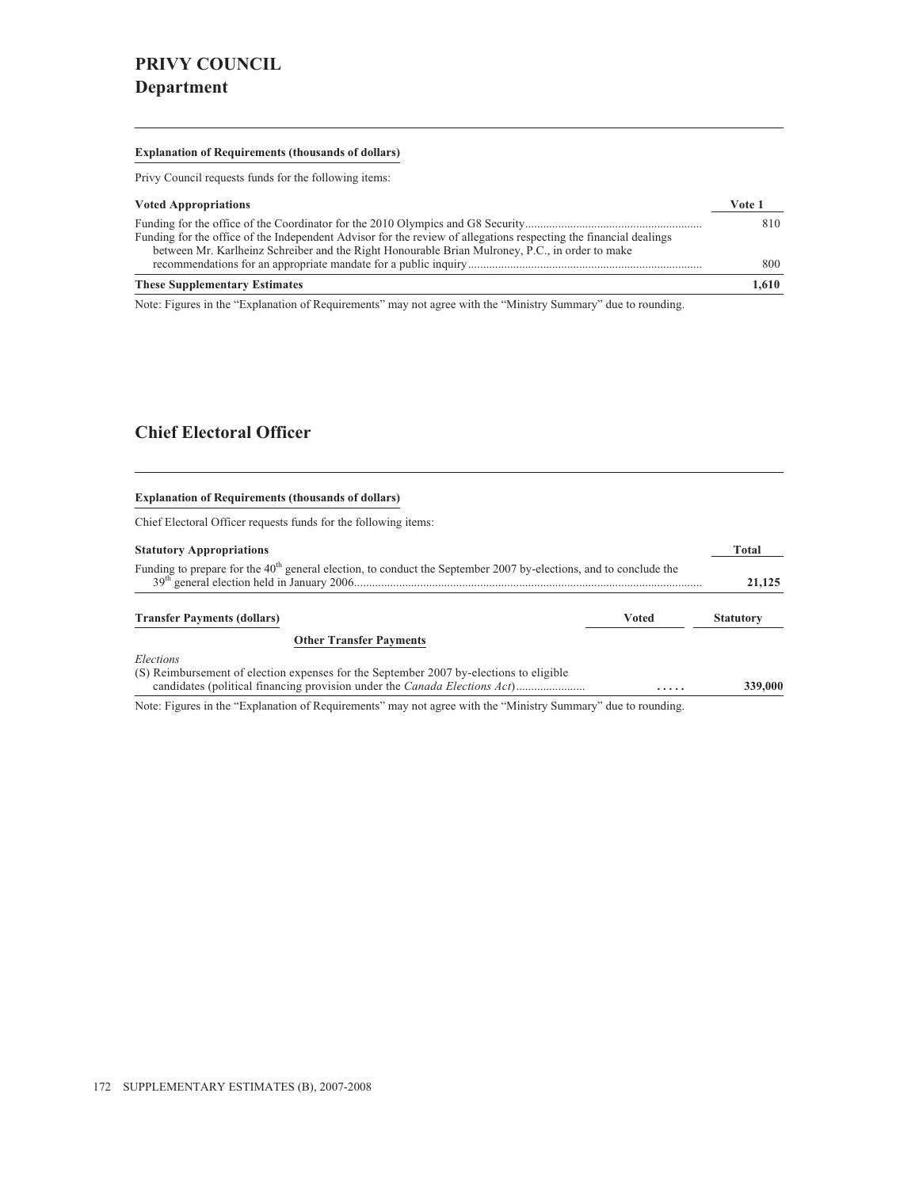# PRIVY COUNCIL

## Department

**Explanation of Requirements (thousands of dollars)**

Privy Council requests funds for the following items:

| Voted Appropriations | Vote 1 |
|---|---|
| Funding for the office of the Coordinator for the 2010 Olympics and G8 Security | 810 |
| Funding for the office of the Independent Advisor for the review of allegations respecting the financial dealings between Mr. Karlheinz Schreiber and the Right Honourable Brian Mulroney, P.C., in order to make recommendations for an appropriate mandate for a public inquiry | 800 |
| **These Supplementary Estimates** | **1,610** |

Note: Figures in the "Explanation of Requirements" may not agree with the "Ministry Summary" due to rounding.

## Chief Electoral Officer

**Explanation of Requirements (thousands of dollars)**

Chief Electoral Officer requests funds for the following items:

| Statutory Appropriations | Total |
|---|---|
| Funding to prepare for the 40th general election, to conduct the September 2007 by-elections, and to conclude the 39th general election held in January 2006 | **21,125** |

| Transfer Payments (dollars) | Voted | Statutory |
|---|---|---|
| **Other Transfer Payments** | | |
| *Elections* | | |
| (S) Reimbursement of election expenses for the September 2007 by-elections to eligible candidates (political financing provision under the *Canada Elections Act*) | ..... | 339,000 |

Note: Figures in the "Explanation of Requirements" may not agree with the "Ministry Summary" due to rounding.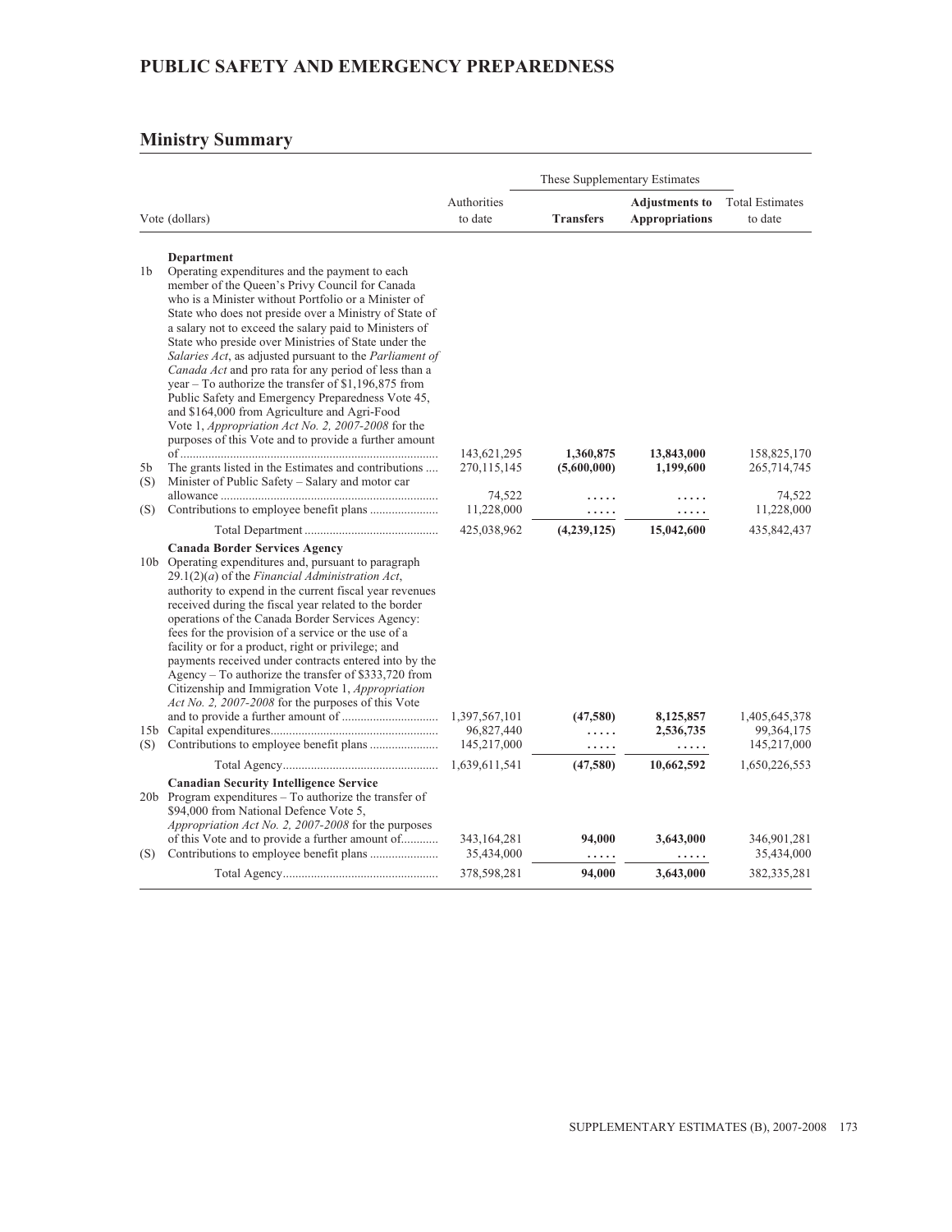# PUBLIC SAFETY AND EMERGENCY PREPAREDNESS

## Ministry Summary

| | Vote (dollars) | Authorities to date | These Supplementary Estimates – **Transfers** | These Supplementary Estimates – **Adjustments to Appropriations** | Total Estimates to date |
|---|---|---|---|---|---|
| | **Department** | | | | |
| 1b | Operating expenditures and the payment to each member of the Queen's Privy Council for Canada who is a Minister without Portfolio or a Minister of State who does not preside over a Ministry of State of a salary not to exceed the salary paid to Ministers of State who preside over Ministries of State under the *Salaries Act*, as adjusted pursuant to the *Parliament of Canada Act* and pro rata for any period of less than a year – To authorize the transfer of $1,196,875 from Public Safety and Emergency Preparedness Vote 45, and $164,000 from Agriculture and Agri-Food Vote 1, *Appropriation Act No. 2, 2007-2008* for the purposes of this Vote and to provide a further amount of | 143,621,295 | **1,360,875** | **13,843,000** | 158,825,170 |
| 5b | The grants listed in the Estimates and contributions | 270,115,145 | **(5,600,000)** | **1,199,600** | 265,714,745 |
| (S) | Minister of Public Safety – Salary and motor car allowance | 74,522 | ..... | ..... | 74,522 |
| (S) | Contributions to employee benefit plans | 11,228,000 | ..... | ..... | 11,228,000 |
| | Total Department | 425,038,962 | **(4,239,125)** | **15,042,600** | 435,842,437 |
| | **Canada Border Services Agency** | | | | |
| 10b | Operating expenditures and, pursuant to paragraph 29.1(2)(*a*) of the *Financial Administration Act*, authority to expend in the current fiscal year revenues received during the fiscal year related to the border operations of the Canada Border Services Agency: fees for the provision of a service or the use of a facility or for a product, right or privilege; and payments received under contracts entered into by the Agency – To authorize the transfer of $333,720 from Citizenship and Immigration Vote 1, *Appropriation Act No. 2, 2007-2008* for the purposes of this Vote and to provide a further amount of | 1,397,567,101 | **(47,580)** | **8,125,857** | 1,405,645,378 |
| 15b | Capital expenditures | 96,827,440 | ..... | **2,536,735** | 99,364,175 |
| (S) | Contributions to employee benefit plans | 145,217,000 | ..... | ..... | 145,217,000 |
| | Total Agency | 1,639,611,541 | **(47,580)** | **10,662,592** | 1,650,226,553 |
| | **Canadian Security Intelligence Service** | | | | |
| 20b | Program expenditures – To authorize the transfer of $94,000 from National Defence Vote 5, *Appropriation Act No. 2, 2007-2008* for the purposes of this Vote and to provide a further amount of | 343,164,281 | **94,000** | **3,643,000** | 346,901,281 |
| (S) | Contributions to employee benefit plans | 35,434,000 | ..... | ..... | 35,434,000 |
| | Total Agency | 378,598,281 | **94,000** | **3,643,000** | 382,335,281 |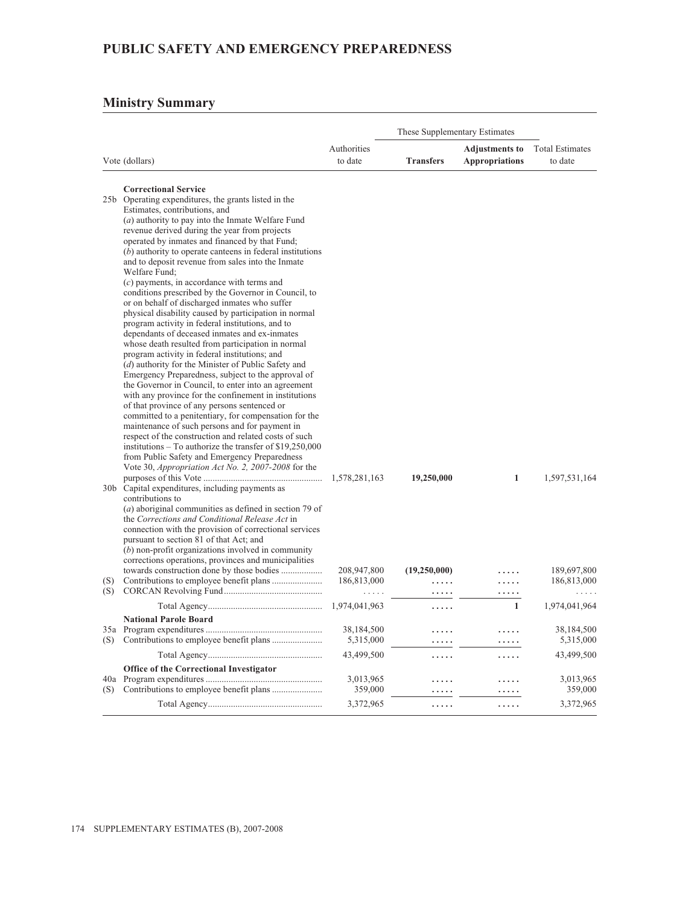# PUBLIC SAFETY AND EMERGENCY PREPAREDNESS

## Ministry Summary

| | Vote (dollars) | Authorities to date | These Supplementary Estimates: Transfers | These Supplementary Estimates: Adjustments to Appropriations | Total Estimates to date |
|---|---|---|---|---|---|
| | **Correctional Service** | | | | |
| 25b | Operating expenditures, the grants listed in the Estimates, contributions, and (*a*) authority to pay into the Inmate Welfare Fund revenue derived during the year from projects operated by inmates and financed by that Fund; (*b*) authority to operate canteens in federal institutions and to deposit revenue from sales into the Inmate Welfare Fund; (*c*) payments, in accordance with terms and conditions prescribed by the Governor in Council, to or on behalf of discharged inmates who suffer physical disability caused by participation in normal program activity in federal institutions, and to dependants of deceased inmates and ex-inmates whose death resulted from participation in normal program activity in federal institutions; and (*d*) authority for the Minister of Public Safety and Emergency Preparedness, subject to the approval of the Governor in Council, to enter into an agreement with any province for the confinement in institutions of that province of any persons sentenced or committed to a penitentiary, for compensation for the maintenance of such persons and for payment in respect of the construction and related costs of such institutions – To authorize the transfer of $19,250,000 from Public Safety and Emergency Preparedness Vote 30, *Appropriation Act No. 2, 2007-2008* for the purposes of this Vote | 1,578,281,163 | **19,250,000** | **1** | 1,597,531,164 |
| 30b | Capital expenditures, including payments as contributions to (*a*) aboriginal communities as defined in section 79 of the *Corrections and Conditional Release Act* in connection with the provision of correctional services pursuant to section 81 of that Act; and (*b*) non-profit organizations involved in community corrections operations, provinces and municipalities towards construction done by those bodies | 208,947,800 | **(19,250,000)** | ..... | 189,697,800 |
| (S) | Contributions to employee benefit plans | 186,813,000 | ..... | ..... | 186,813,000 |
| (S) | CORCAN Revolving Fund | ..... | ..... | ..... | ..... |
| | Total Agency | 1,974,041,963 | ..... | **1** | 1,974,041,964 |
| | **National Parole Board** | | | | |
| 35a | Program expenditures | 38,184,500 | ..... | ..... | 38,184,500 |
| (S) | Contributions to employee benefit plans | 5,315,000 | ..... | ..... | 5,315,000 |
| | Total Agency | 43,499,500 | ..... | ..... | 43,499,500 |
| | **Office of the Correctional Investigator** | | | | |
| 40a | Program expenditures | 3,013,965 | ..... | ..... | 3,013,965 |
| (S) | Contributions to employee benefit plans | 359,000 | ..... | ..... | 359,000 |
| | Total Agency | 3,372,965 | ..... | ..... | 3,372,965 |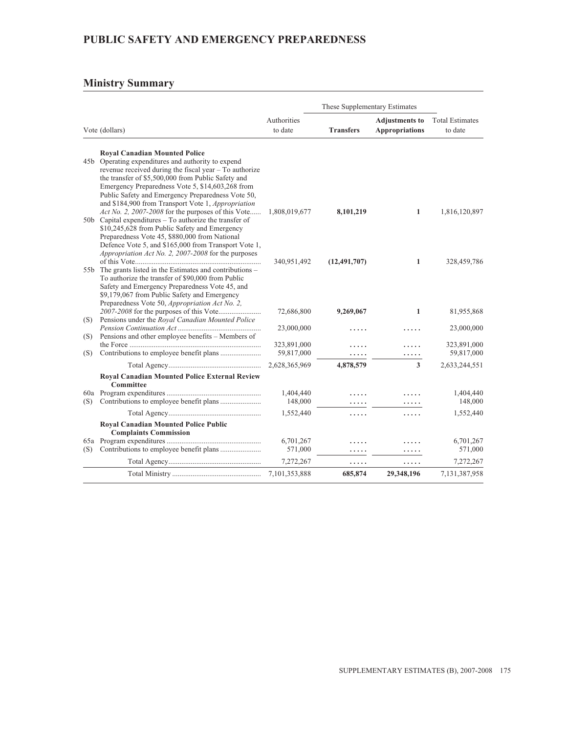## PUBLIC SAFETY AND EMERGENCY PREPAREDNESS

### Ministry Summary

| | Vote (dollars) | Authorities to date | These Supplementary Estimates | | Total Estimates to date |
|---|---|---|---|---|---|
| | | | **Transfers** | **Adjustments to Appropriations** | |
| | **Royal Canadian Mounted Police** | | | | |
| 45b | Operating expenditures and authority to expend revenue received during the fiscal year – To authorize the transfer of $5,500,000 from Public Safety and Emergency Preparedness Vote 5, $14,603,268 from Public Safety and Emergency Preparedness Vote 50, and $184,900 from Transport Vote 1, *Appropriation Act No. 2, 2007-2008* for the purposes of this Vote | 1,808,019,677 | **8,101,219** | **1** | 1,816,120,897 |
| 50b | Capital expenditures – To authorize the transfer of $10,245,628 from Public Safety and Emergency Preparedness Vote 45, $880,000 from National Defence Vote 5, and $165,000 from Transport Vote 1, *Appropriation Act No. 2, 2007-2008* for the purposes of this Vote | 340,951,492 | **(12,491,707)** | **1** | 328,459,786 |
| 55b | The grants listed in the Estimates and contributions – To authorize the transfer of $90,000 from Public Safety and Emergency Preparedness Vote 45, and $9,179,067 from Public Safety and Emergency Preparedness Vote 50, *Appropriation Act No. 2, 2007-2008* for the purposes of this Vote | 72,686,800 | **9,269,067** | **1** | 81,955,868 |
| (S) | Pensions under the *Royal Canadian Mounted Police Pension Continuation Act* | 23,000,000 | ..... | ..... | 23,000,000 |
| (S) | Pensions and other employee benefits – Members of the Force | 323,891,000 | ..... | ..... | 323,891,000 |
| (S) | Contributions to employee benefit plans | 59,817,000 | ..... | ..... | 59,817,000 |
| | Total Agency | 2,628,365,969 | **4,878,579** | **3** | 2,633,244,551 |
| | **Royal Canadian Mounted Police External Review Committee** | | | | |
| 60a | Program expenditures | 1,404,440 | ..... | ..... | 1,404,440 |
| (S) | Contributions to employee benefit plans | 148,000 | ..... | ..... | 148,000 |
| | Total Agency | 1,552,440 | ..... | ..... | 1,552,440 |
| | **Royal Canadian Mounted Police Public Complaints Commission** | | | | |
| 65a | Program expenditures | 6,701,267 | ..... | ..... | 6,701,267 |
| (S) | Contributions to employee benefit plans | 571,000 | ..... | ..... | 571,000 |
| | Total Agency | 7,272,267 | ..... | ..... | 7,272,267 |
| | Total Ministry | 7,101,353,888 | **685,874** | **29,348,196** | 7,131,387,958 |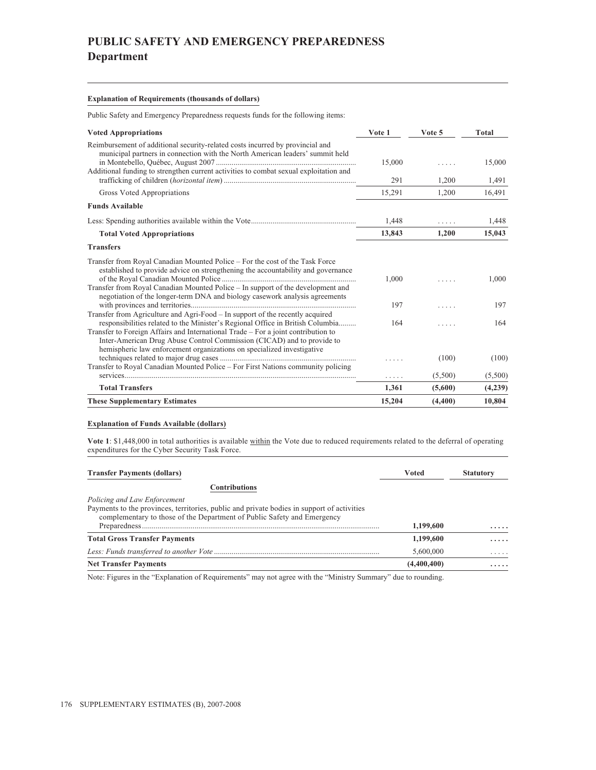# PUBLIC SAFETY AND EMERGENCY PREPAREDNESS

## Department

**Explanation of Requirements (thousands of dollars)**

Public Safety and Emergency Preparedness requests funds for the following items:

| Voted Appropriations | Vote 1 | Vote 5 | Total |
|---|---|---|---|
| Reimbursement of additional security-related costs incurred by provincial and municipal partners in connection with the North American leaders' summit held in Montebello, Québec, August 2007 | 15,000 | ..... | 15,000 |
| Additional funding to strengthen current activities to combat sexual exploitation and trafficking of children (*horizontal item*) | 291 | 1,200 | 1,491 |
| Gross Voted Appropriations | 15,291 | 1,200 | 16,491 |
| **Funds Available** | | | |
| Less: Spending authorities available within the Vote | 1,448 | ..... | 1,448 |
| **Total Voted Appropriations** | **13,843** | **1,200** | **15,043** |
| **Transfers** | | | |
| Transfer from Royal Canadian Mounted Police – For the cost of the Task Force established to provide advice on strengthening the accountability and governance of the Royal Canadian Mounted Police | 1,000 | ..... | 1,000 |
| Transfer from Royal Canadian Mounted Police – In support of the development and negotiation of the longer-term DNA and biology casework analysis agreements with provinces and territories | 197 | ..... | 197 |
| Transfer from Agriculture and Agri-Food – In support of the recently acquired responsibilities related to the Minister's Regional Office in British Columbia | 164 | ..... | 164 |
| Transfer to Foreign Affairs and International Trade – For a joint contribution to Inter-American Drug Abuse Control Commission (CICAD) and to provide to hemispheric law enforcement organizations on specialized investigative techniques related to major drug cases | ..... | (100) | (100) |
| Transfer to Royal Canadian Mounted Police – For First Nations community policing services | ..... | (5,500) | (5,500) |
| **Total Transfers** | **1,361** | **(5,600)** | **(4,239)** |
| **These Supplementary Estimates** | **15,204** | **(4,400)** | **10,804** |

**Explanation of Funds Available (dollars)**

**Vote 1**: $1,448,000 in total authorities is available within the Vote due to reduced requirements related to the deferral of operating expenditures for the Cyber Security Task Force.

| Transfer Payments (dollars) | Voted | Statutory |
|---|---|---|
| **Contributions** | | |
| *Policing and Law Enforcement* | | |
| Payments to the provinces, territories, public and private bodies in support of activities complementary to those of the Department of Public Safety and Emergency Preparedness | **1,199,600** | **.....** |
| **Total Gross Transfer Payments** | **1,199,600** | **.....** |
| *Less: Funds transferred to another Vote* | 5,600,000 | ..... |
| **Net Transfer Payments** | **(4,400,400)** | **.....** |

Note: Figures in the "Explanation of Requirements" may not agree with the "Ministry Summary" due to rounding.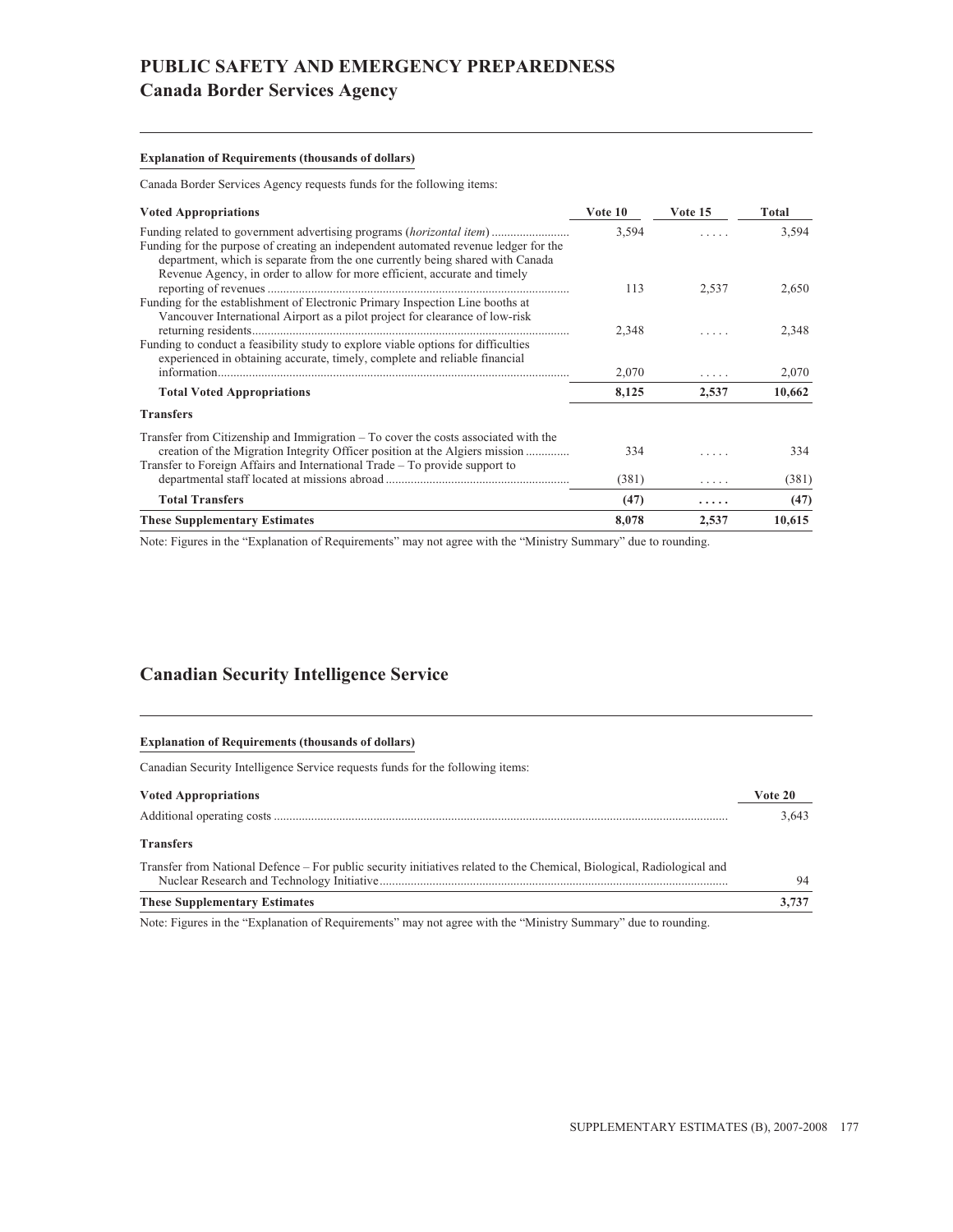# PUBLIC SAFETY AND EMERGENCY PREPAREDNESS

## Canada Border Services Agency

**Explanation of Requirements (thousands of dollars)**

Canada Border Services Agency requests funds for the following items:

| Voted Appropriations | Vote 10 | Vote 15 | Total |
|---|---|---|---|
| Funding related to government advertising programs (*horizontal item*) | 3,594 | ..... | 3,594 |
| Funding for the purpose of creating an independent automated revenue ledger for the department, which is separate from the one currently being shared with Canada Revenue Agency, in order to allow for more efficient, accurate and timely reporting of revenues | 113 | 2,537 | 2,650 |
| Funding for the establishment of Electronic Primary Inspection Line booths at Vancouver International Airport as a pilot project for clearance of low-risk returning residents | 2,348 | ..... | 2,348 |
| Funding to conduct a feasibility study to explore viable options for difficulties experienced in obtaining accurate, timely, complete and reliable financial information | 2,070 | ..... | 2,070 |
| **Total Voted Appropriations** | **8,125** | **2,537** | **10,662** |
| **Transfers** | | | |
| Transfer from Citizenship and Immigration – To cover the costs associated with the creation of the Migration Integrity Officer position at the Algiers mission | 334 | ..... | 334 |
| Transfer to Foreign Affairs and International Trade – To provide support to departmental staff located at missions abroad | (381) | ..... | (381) |
| **Total Transfers** | **(47)** | **.....** | **(47)** |
| **These Supplementary Estimates** | **8,078** | **2,537** | **10,615** |

Note: Figures in the "Explanation of Requirements" may not agree with the "Ministry Summary" due to rounding.

## Canadian Security Intelligence Service

**Explanation of Requirements (thousands of dollars)**

Canadian Security Intelligence Service requests funds for the following items:

| Voted Appropriations | Vote 20 |
|---|---|
| Additional operating costs | 3,643 |
| **Transfers** | |
| Transfer from National Defence – For public security initiatives related to the Chemical, Biological, Radiological and Nuclear Research and Technology Initiative | 94 |
| **These Supplementary Estimates** | **3,737** |

Note: Figures in the "Explanation of Requirements" may not agree with the "Ministry Summary" due to rounding.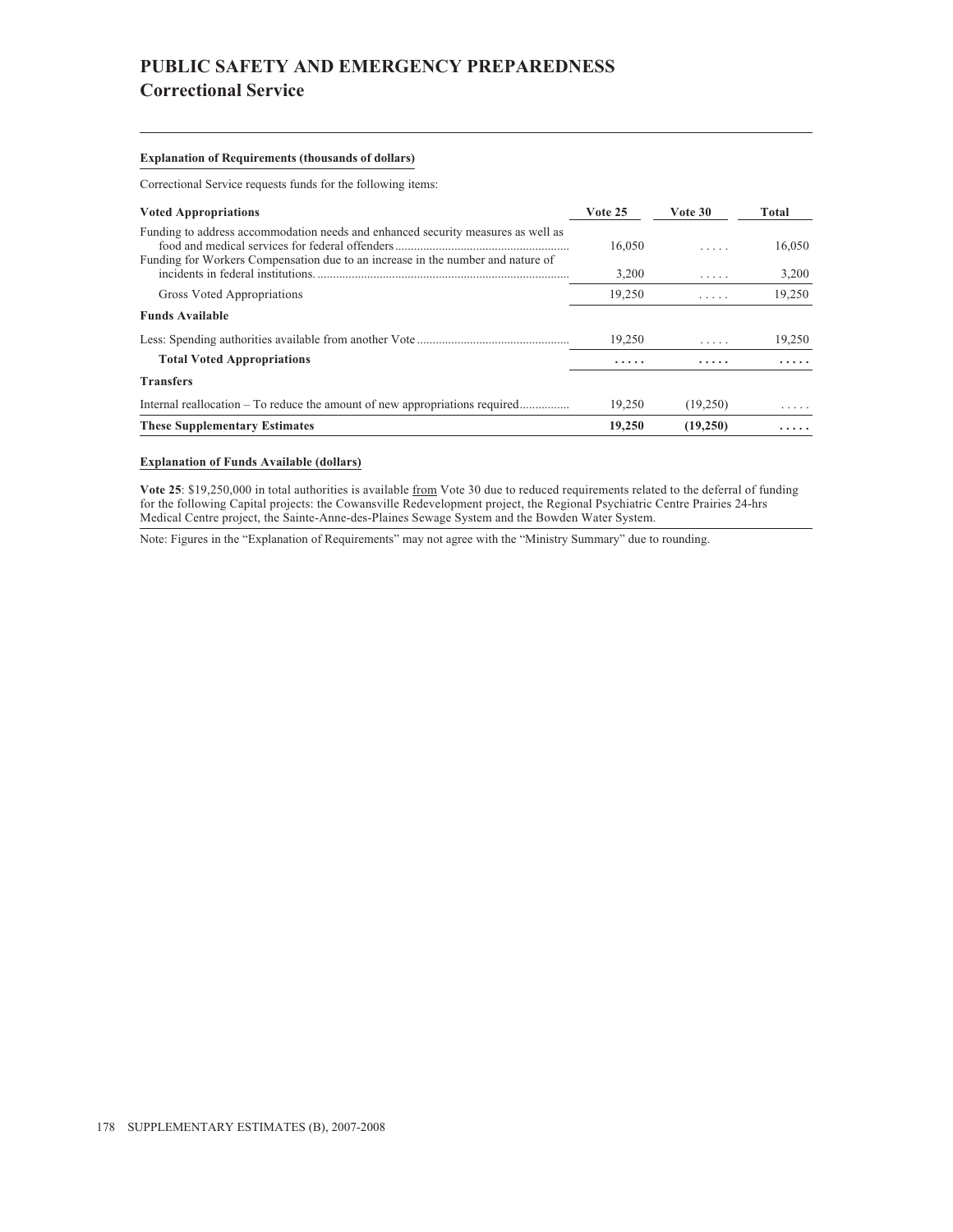# PUBLIC SAFETY AND EMERGENCY PREPAREDNESS

## Correctional Service

**Explanation of Requirements (thousands of dollars)**

Correctional Service requests funds for the following items:

| Voted Appropriations | Vote 25 | Vote 30 | Total |
|---|---|---|---|
| Funding to address accommodation needs and enhanced security measures as well as food and medical services for federal offenders | 16,050 | ..... | 16,050 |
| Funding for Workers Compensation due to an increase in the number and nature of incidents in federal institutions. | 3,200 | ..... | 3,200 |
| Gross Voted Appropriations | 19,250 | ..... | 19,250 |
| **Funds Available** | | | |
| Less: Spending authorities available from another Vote | 19,250 | ..... | 19,250 |
| **Total Voted Appropriations** | **.....** | **.....** | **.....** |
| **Transfers** | | | |
| Internal reallocation – To reduce the amount of new appropriations required | 19,250 | (19,250) | ..... |
| **These Supplementary Estimates** | **19,250** | **(19,250)** | **.....** |

**Explanation of Funds Available (dollars)**

**Vote 25**: $19,250,000 in total authorities is available from Vote 30 due to reduced requirements related to the deferral of funding for the following Capital projects: the Cowansville Redevelopment project, the Regional Psychiatric Centre Prairies 24-hrs Medical Centre project, the Sainte-Anne-des-Plaines Sewage System and the Bowden Water System.

Note: Figures in the "Explanation of Requirements" may not agree with the "Ministry Summary" due to rounding.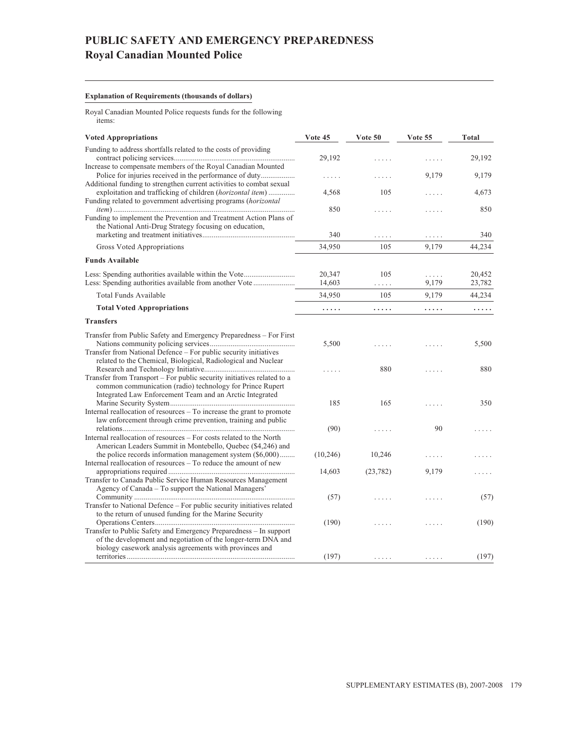# PUBLIC SAFETY AND EMERGENCY PREPAREDNESS

## Royal Canadian Mounted Police

**Explanation of Requirements (thousands of dollars)**

Royal Canadian Mounted Police requests funds for the following items:

| Voted Appropriations | Vote 45 | Vote 50 | Vote 55 | Total |
|---|---|---|---|---|
| Funding to address shortfalls related to the costs of providing contract policing services | 29,192 | ..... | ..... | 29,192 |
| Increase to compensate members of the Royal Canadian Mounted Police for injuries received in the performance of duty | ..... | ..... | 9,179 | 9,179 |
| Additional funding to strengthen current activities to combat sexual exploitation and trafficking of children (*horizontal item*) | 4,568 | 105 | ..... | 4,673 |
| Funding related to government advertising programs (*horizontal item*) | 850 | ..... | ..... | 850 |
| Funding to implement the Prevention and Treatment Action Plans of the National Anti-Drug Strategy focusing on education, marketing and treatment initiatives | 340 | ..... | ..... | 340 |
| Gross Voted Appropriations | 34,950 | 105 | 9,179 | 44,234 |
| **Funds Available** | | | | |
| Less: Spending authorities available within the Vote | 20,347 | 105 | ..... | 20,452 |
| Less: Spending authorities available from another Vote | 14,603 | ..... | 9,179 | 23,782 |
| Total Funds Available | 34,950 | 105 | 9,179 | 44,234 |
| **Total Voted Appropriations** | ..... | ..... | ..... | ..... |
| **Transfers** | | | | |
| Transfer from Public Safety and Emergency Preparedness – For First Nations community policing services | 5,500 | ..... | ..... | 5,500 |
| Transfer from National Defence – For public security initiatives related to the Chemical, Biological, Radiological and Nuclear Research and Technology Initiative | ..... | 880 | ..... | 880 |
| Transfer from Transport – For public security initiatives related to a common communication (radio) technology for Prince Rupert Integrated Law Enforcement Team and an Arctic Integrated Marine Security System | 185 | 165 | ..... | 350 |
| Internal reallocation of resources – To increase the grant to promote law enforcement through crime prevention, training and public relations | (90) | ..... | 90 | ..... |
| Internal reallocation of resources – For costs related to the North American Leaders Summit in Montebello, Quebec ($4,246) and the police records information management system ($6,000) | (10,246) | 10,246 | ..... | ..... |
| Internal reallocation of resources – To reduce the amount of new appropriations required | 14,603 | (23,782) | 9,179 | ..... |
| Transfer to Canada Public Service Human Resources Management Agency of Canada – To support the National Managers' Community | (57) | ..... | ..... | (57) |
| Transfer to National Defence – For public security initiatives related to the return of unused funding for the Marine Security Operations Centers | (190) | ..... | ..... | (190) |
| Transfer to Public Safety and Emergency Preparedness – In support of the development and negotiation of the longer-term DNA and biology casework analysis agreements with provinces and territories | (197) | ..... | ..... | (197) |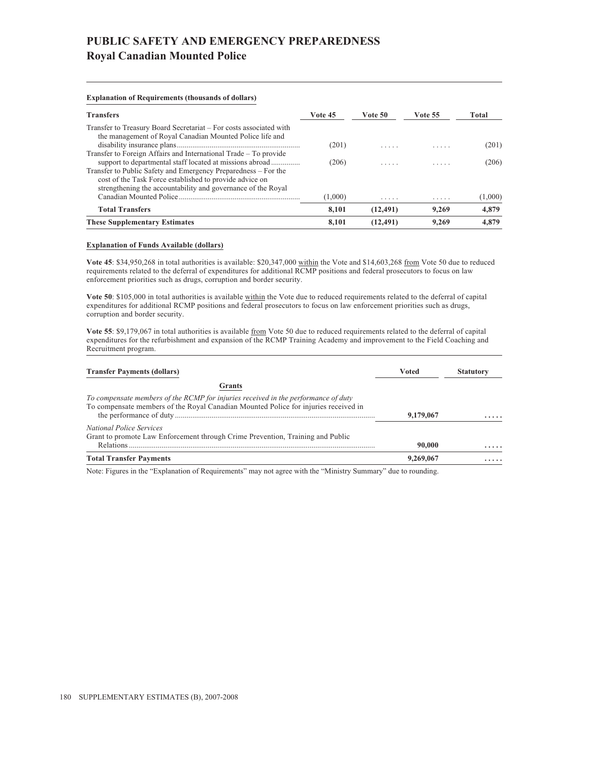# PUBLIC SAFETY AND EMERGENCY PREPAREDNESS
## Royal Canadian Mounted Police

**Explanation of Requirements (thousands of dollars)**

| Transfers | Vote 45 | Vote 50 | Vote 55 | Total |
|---|---|---|---|---|
| Transfer to Treasury Board Secretariat – For costs associated with the management of Royal Canadian Mounted Police life and disability insurance plans | (201) | ..... | ..... | (201) |
| Transfer to Foreign Affairs and International Trade – To provide support to departmental staff located at missions abroad | (206) | ..... | ..... | (206) |
| Transfer to Public Safety and Emergency Preparedness – For the cost of the Task Force established to provide advice on strengthening the accountability and governance of the Royal Canadian Mounted Police | (1,000) | ..... | ..... | (1,000) |
| **Total Transfers** | **8,101** | **(12,491)** | **9,269** | **4,879** |
| **These Supplementary Estimates** | **8,101** | **(12,491)** | **9,269** | **4,879** |

**Explanation of Funds Available (dollars)**

**Vote 45**: $34,950,268 in total authorities is available: $20,347,000 within the Vote and $14,603,268 from Vote 50 due to reduced requirements related to the deferral of expenditures for additional RCMP positions and federal prosecutors to focus on law enforcement priorities such as drugs, corruption and border security.

**Vote 50**: $105,000 in total authorities is available within the Vote due to reduced requirements related to the deferral of capital expenditures for additional RCMP positions and federal prosecutors to focus on law enforcement priorities such as drugs, corruption and border security.

**Vote 55**: $9,179,067 in total authorities is available from Vote 50 due to reduced requirements related to the deferral of capital expenditures for the refurbishment and expansion of the RCMP Training Academy and improvement to the Field Coaching and Recruitment program.

| Transfer Payments (dollars) | Voted | Statutory |
|---|---|---|
| **Grants** | | |
| *To compensate members of the RCMP for injuries received in the performance of duty* | | |
| To compensate members of the Royal Canadian Mounted Police for injuries received in the performance of duty | 9,179,067 | ..... |
| *National Police Services* | | |
| Grant to promote Law Enforcement through Crime Prevention, Training and Public Relations | 90,000 | ..... |
| **Total Transfer Payments** | **9,269,067** | ..... |

Note: Figures in the "Explanation of Requirements" may not agree with the "Ministry Summary" due to rounding.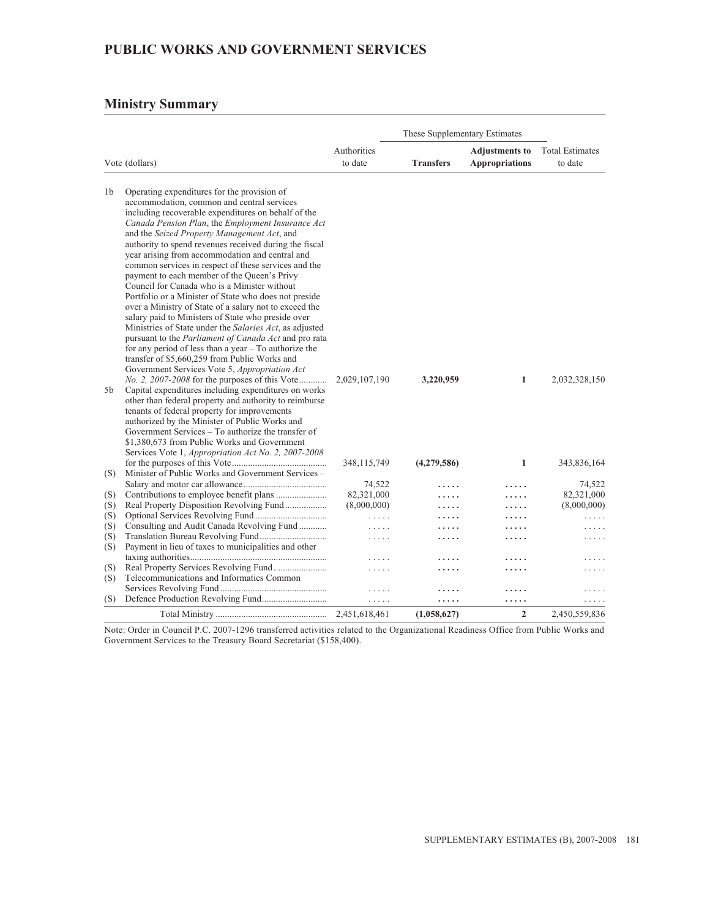## PUBLIC WORKS AND GOVERNMENT SERVICES

### Ministry Summary

| Vote (dollars) | | Authorities to date | These Supplementary Estimates | | Total Estimates to date |
|---|---|---|---|---|---|
| | | | **Transfers** | **Adjustments to Appropriations** | |
| 1b | Operating expenditures for the provision of accommodation, common and central services including recoverable expenditures on behalf of the *Canada Pension Plan*, the *Employment Insurance Act* and the *Seized Property Management Act*, and authority to spend revenues received during the fiscal year arising from accommodation and central and common services in respect of these services and the payment to each member of the Queen's Privy Council for Canada who is a Minister without Portfolio or a Minister of State who does not preside over a Ministry of State of a salary not to exceed the salary paid to Ministers of State who preside over Ministries of State under the *Salaries Act*, as adjusted pursuant to the *Parliament of Canada Act* and pro rata for any period of less than a year – To authorize the transfer of $5,660,259 from Public Works and Government Services Vote 5, *Appropriation Act No. 2, 2007-2008* for the purposes of this Vote | 2,029,107,190 | **3,220,959** | **1** | 2,032,328,150 |
| 5b | Capital expenditures including expenditures on works other than federal property and authority to reimburse tenants of federal property for improvements authorized by the Minister of Public Works and Government Services – To authorize the transfer of $1,380,673 from Public Works and Government Services Vote 1, *Appropriation Act No. 2, 2007-2008* for the purposes of this Vote | 348,115,749 | **(4,279,586)** | **1** | 343,836,164 |
| (S) | Minister of Public Works and Government Services – Salary and motor car allowance | 74,522 | ..... | ..... | 74,522 |
| (S) | Contributions to employee benefit plans | 82,321,000 | ..... | ..... | 82,321,000 |
| (S) | Real Property Disposition Revolving Fund | (8,000,000) | ..... | ..... | (8,000,000) |
| (S) | Optional Services Revolving Fund | ..... | ..... | ..... | ..... |
| (S) | Consulting and Audit Canada Revolving Fund | ..... | ..... | ..... | ..... |
| (S) | Translation Bureau Revolving Fund | ..... | ..... | ..... | ..... |
| (S) | Payment in lieu of taxes to municipalities and other taxing authorities | ..... | ..... | ..... | ..... |
| (S) | Real Property Services Revolving Fund | ..... | ..... | ..... | ..... |
| (S) | Telecommunications and Informatics Common Services Revolving Fund | ..... | ..... | ..... | ..... |
| (S) | Defence Production Revolving Fund | ..... | ..... | ..... | ..... |
| | Total Ministry | 2,451,618,461 | **(1,058,627)** | **2** | 2,450,559,836 |

Note: Order in Council P.C. 2007-1296 transferred activities related to the Organizational Readiness Office from Public Works and Government Services to the Treasury Board Secretariat ($158,400).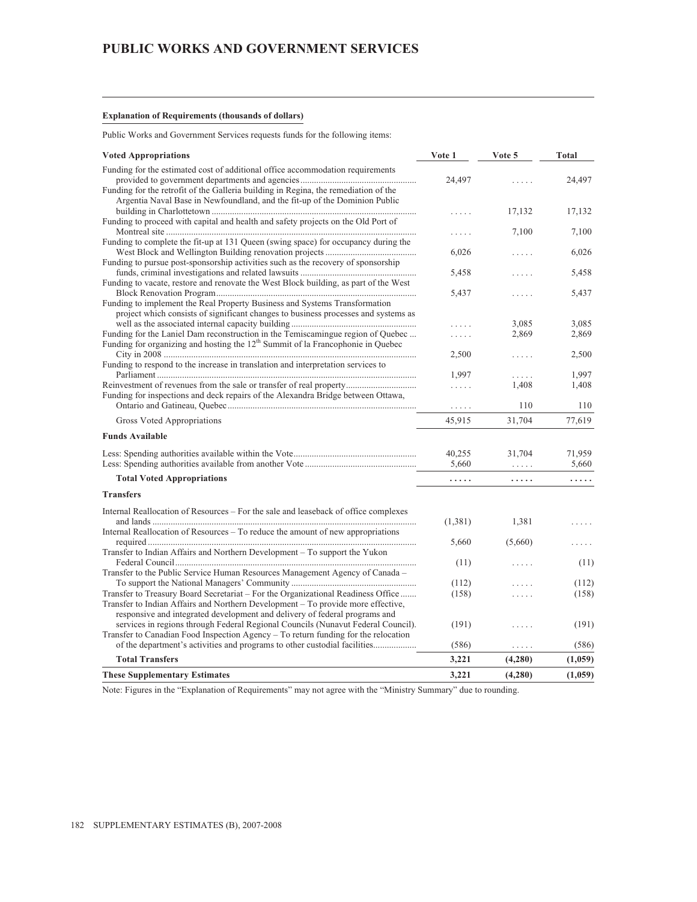## PUBLIC WORKS AND GOVERNMENT SERVICES

**Explanation of Requirements (thousands of dollars)**

Public Works and Government Services requests funds for the following items:

| Voted Appropriations | Vote 1 | Vote 5 | Total |
|---|---|---|---|
| Funding for the estimated cost of additional office accommodation requirements provided to government departments and agencies | 24,497 | ..... | 24,497 |
| Funding for the retrofit of the Galleria building in Regina, the remediation of the Argentia Naval Base in Newfoundland, and the fit-up of the Dominion Public building in Charlottetown | ..... | 17,132 | 17,132 |
| Funding to proceed with capital and health and safety projects on the Old Port of Montreal site | ..... | 7,100 | 7,100 |
| Funding to complete the fit-up at 131 Queen (swing space) for occupancy during the West Block and Wellington Building renovation projects | 6,026 | ..... | 6,026 |
| Funding to pursue post-sponsorship activities such as the recovery of sponsorship funds, criminal investigations and related lawsuits | 5,458 | ..... | 5,458 |
| Funding to vacate, restore and renovate the West Block building, as part of the West Block Renovation Program | 5,437 | ..... | 5,437 |
| Funding to implement the Real Property Business and Systems Transformation project which consists of significant changes to business processes and systems as well as the associated internal capacity building | ..... | 3,085 | 3,085 |
| Funding for the Laniel Dam reconstruction in the Temiscamingue region of Quebec | ..... | 2,869 | 2,869 |
| Funding for organizing and hosting the 12th Summit of la Francophonie in Quebec City in 2008 | 2,500 | ..... | 2,500 |
| Funding to respond to the increase in translation and interpretation services to Parliament | 1,997 | ..... | 1,997 |
| Reinvestment of revenues from the sale or transfer of real property | ..... | 1,408 | 1,408 |
| Funding for inspections and deck repairs of the Alexandra Bridge between Ottawa, Ontario and Gatineau, Quebec | ..... | 110 | 110 |
| Gross Voted Appropriations | 45,915 | 31,704 | 77,619 |
| **Funds Available** | | | |
| Less: Spending authorities available within the Vote | 40,255 | 31,704 | 71,959 |
| Less: Spending authorities available from another Vote | 5,660 | ..... | 5,660 |
| **Total Voted Appropriations** | **.....** | **.....** | **.....** |
| **Transfers** | | | |
| Internal Reallocation of Resources – For the sale and leaseback of office complexes and lands | (1,381) | 1,381 | ..... |
| Internal Reallocation of Resources – To reduce the amount of new appropriations required | 5,660 | (5,660) | ..... |
| Transfer to Indian Affairs and Northern Development – To support the Yukon Federal Council | (11) | ..... | (11) |
| Transfer to the Public Service Human Resources Management Agency of Canada – To support the National Managers' Community | (112) | ..... | (112) |
| Transfer to Treasury Board Secretariat – For the Organizational Readiness Office | (158) | ..... | (158) |
| Transfer to Indian Affairs and Northern Development – To provide more effective, responsive and integrated development and delivery of federal programs and services in regions through Federal Regional Councils (Nunavut Federal Council). | (191) | ..... | (191) |
| Transfer to Canadian Food Inspection Agency – To return funding for the relocation of the department's activities and programs to other custodial facilities | (586) | ..... | (586) |
| **Total Transfers** | **3,221** | **(4,280)** | **(1,059)** |
| **These Supplementary Estimates** | **3,221** | **(4,280)** | **(1,059)** |

Note: Figures in the "Explanation of Requirements" may not agree with the "Ministry Summary" due to rounding.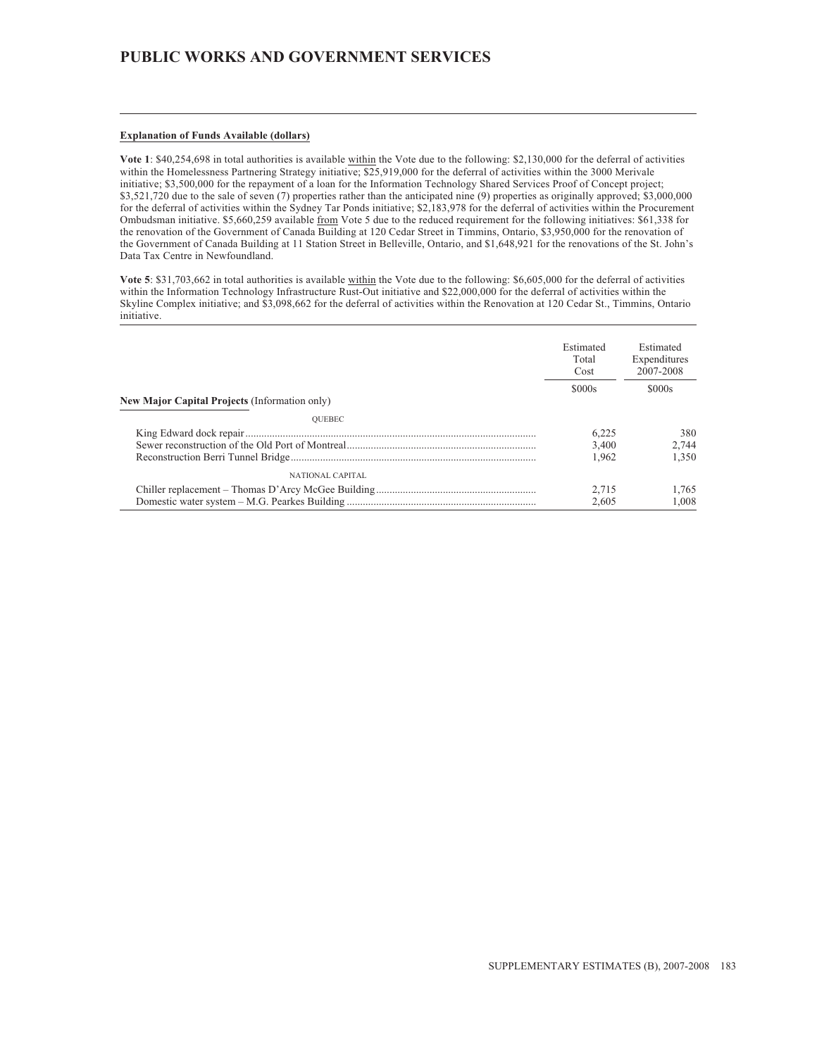# PUBLIC WORKS AND GOVERNMENT SERVICES

**Explanation of Funds Available (dollars)**

**Vote 1**: $40,254,698 in total authorities is available within the Vote due to the following: $2,130,000 for the deferral of activities within the Homelessness Partnering Strategy initiative; $25,919,000 for the deferral of activities within the 3000 Merivale initiative; $3,500,000 for the repayment of a loan for the Information Technology Shared Services Proof of Concept project; $3,521,720 due to the sale of seven (7) properties rather than the anticipated nine (9) properties as originally approved; $3,000,000 for the deferral of activities within the Sydney Tar Ponds initiative; $2,183,978 for the deferral of activities within the Procurement Ombudsman initiative. $5,660,259 available from Vote 5 due to the reduced requirement for the following initiatives: $61,338 for the renovation of the Government of Canada Building at 120 Cedar Street in Timmins, Ontario, $3,950,000 for the renovation of the Government of Canada Building at 11 Station Street in Belleville, Ontario, and $1,648,921 for the renovations of the St. John's Data Tax Centre in Newfoundland.

**Vote 5**: $31,703,662 in total authorities is available within the Vote due to the following: $6,605,000 for the deferral of activities within the Information Technology Infrastructure Rust-Out initiative and $22,000,000 for the deferral of activities within the Skyline Complex initiative; and $3,098,662 for the deferral of activities within the Renovation at 120 Cedar St., Timmins, Ontario initiative.

| **New Major Capital Projects** (Information only) | Estimated Total Cost | Estimated Expenditures 2007-2008 |
|---|---|---|
| | $000s | $000s |
| QUEBEC | | |
| King Edward dock repair | 6,225 | 380 |
| Sewer reconstruction of the Old Port of Montreal | 3,400 | 2,744 |
| Reconstruction Berri Tunnel Bridge | 1,962 | 1,350 |
| NATIONAL CAPITAL | | |
| Chiller replacement – Thomas D'Arcy McGee Building | 2,715 | 1,765 |
| Domestic water system – M.G. Pearkes Building | 2,605 | 1,008 |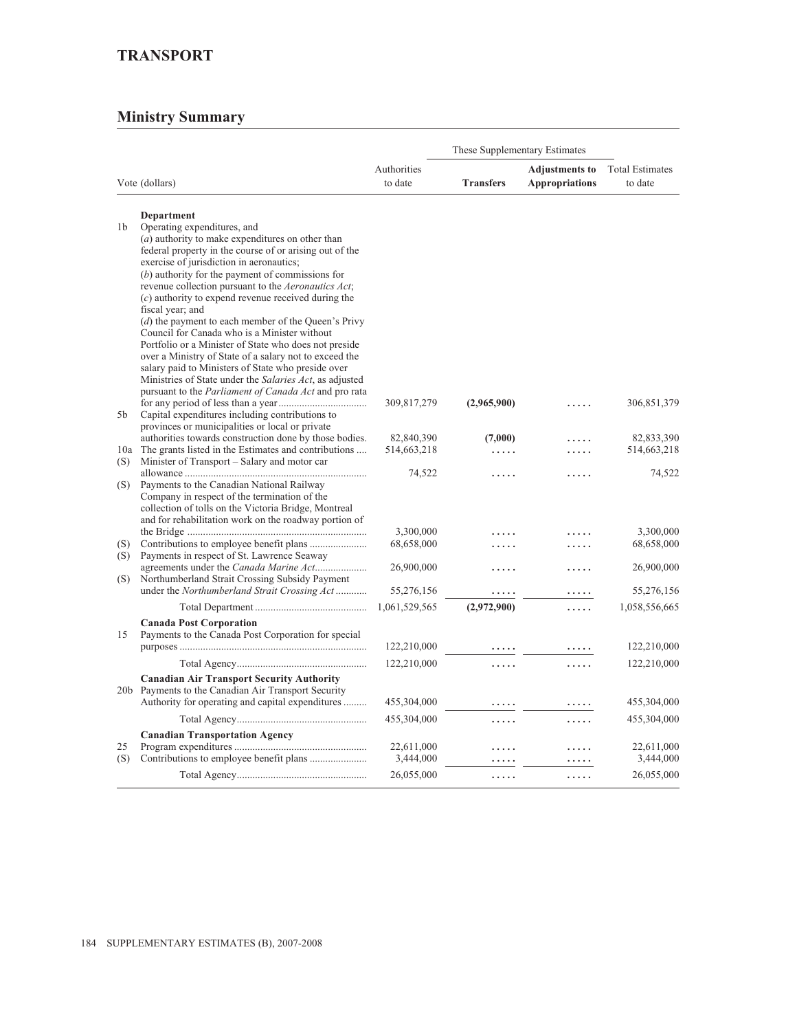# TRANSPORT

## Ministry Summary

| Vote (dollars) | | Authorities to date | These Supplementary Estimates | | Total Estimates to date |
|---|---|---|---|---|---|
| | | | **Transfers** | **Adjustments to Appropriations** | |
| | **Department** | | | | |
| 1b | Operating expenditures, and (*a*) authority to make expenditures on other than federal property in the course of or arising out of the exercise of jurisdiction in aeronautics; (*b*) authority for the payment of commissions for revenue collection pursuant to the *Aeronautics Act*; (*c*) authority to expend revenue received during the fiscal year; and (*d*) the payment to each member of the Queen's Privy Council for Canada who is a Minister without Portfolio or a Minister of State who does not preside over a Ministry of State of a salary not to exceed the salary paid to Ministers of State who preside over Ministries of State under the *Salaries Act*, as adjusted pursuant to the *Parliament of Canada Act* and pro rata for any period of less than a year | 309,817,279 | **(2,965,900)** | ..... | 306,851,379 |
| 5b | Capital expenditures including contributions to provinces or municipalities or local or private authorities towards construction done by those bodies. | 82,840,390 | **(7,000)** | ..... | 82,833,390 |
| 10a | The grants listed in the Estimates and contributions | 514,663,218 | ..... | ..... | 514,663,218 |
| (S) | Minister of Transport – Salary and motor car allowance | 74,522 | ..... | ..... | 74,522 |
| (S) | Payments to the Canadian National Railway Company in respect of the termination of the collection of tolls on the Victoria Bridge, Montreal and for rehabilitation work on the roadway portion of the Bridge | 3,300,000 | ..... | ..... | 3,300,000 |
| (S) | Contributions to employee benefit plans | 68,658,000 | ..... | ..... | 68,658,000 |
| (S) | Payments in respect of St. Lawrence Seaway agreements under the *Canada Marine Act* | 26,900,000 | ..... | ..... | 26,900,000 |
| (S) | Northumberland Strait Crossing Subsidy Payment under the *Northumberland Strait Crossing Act* | 55,276,156 | ..... | ..... | 55,276,156 |
| | Total Department | 1,061,529,565 | **(2,972,900)** | ..... | 1,058,556,665 |
| | **Canada Post Corporation** | | | | |
| 15 | Payments to the Canada Post Corporation for special purposes | 122,210,000 | ..... | ..... | 122,210,000 |
| | Total Agency | 122,210,000 | ..... | ..... | 122,210,000 |
| | **Canadian Air Transport Security Authority** | | | | |
| 20b | Payments to the Canadian Air Transport Security Authority for operating and capital expenditures | 455,304,000 | ..... | ..... | 455,304,000 |
| | Total Agency | 455,304,000 | ..... | ..... | 455,304,000 |
| | **Canadian Transportation Agency** | | | | |
| 25 | Program expenditures | 22,611,000 | ..... | ..... | 22,611,000 |
| (S) | Contributions to employee benefit plans | 3,444,000 | ..... | ..... | 3,444,000 |
| | Total Agency | 26,055,000 | ..... | ..... | 26,055,000 |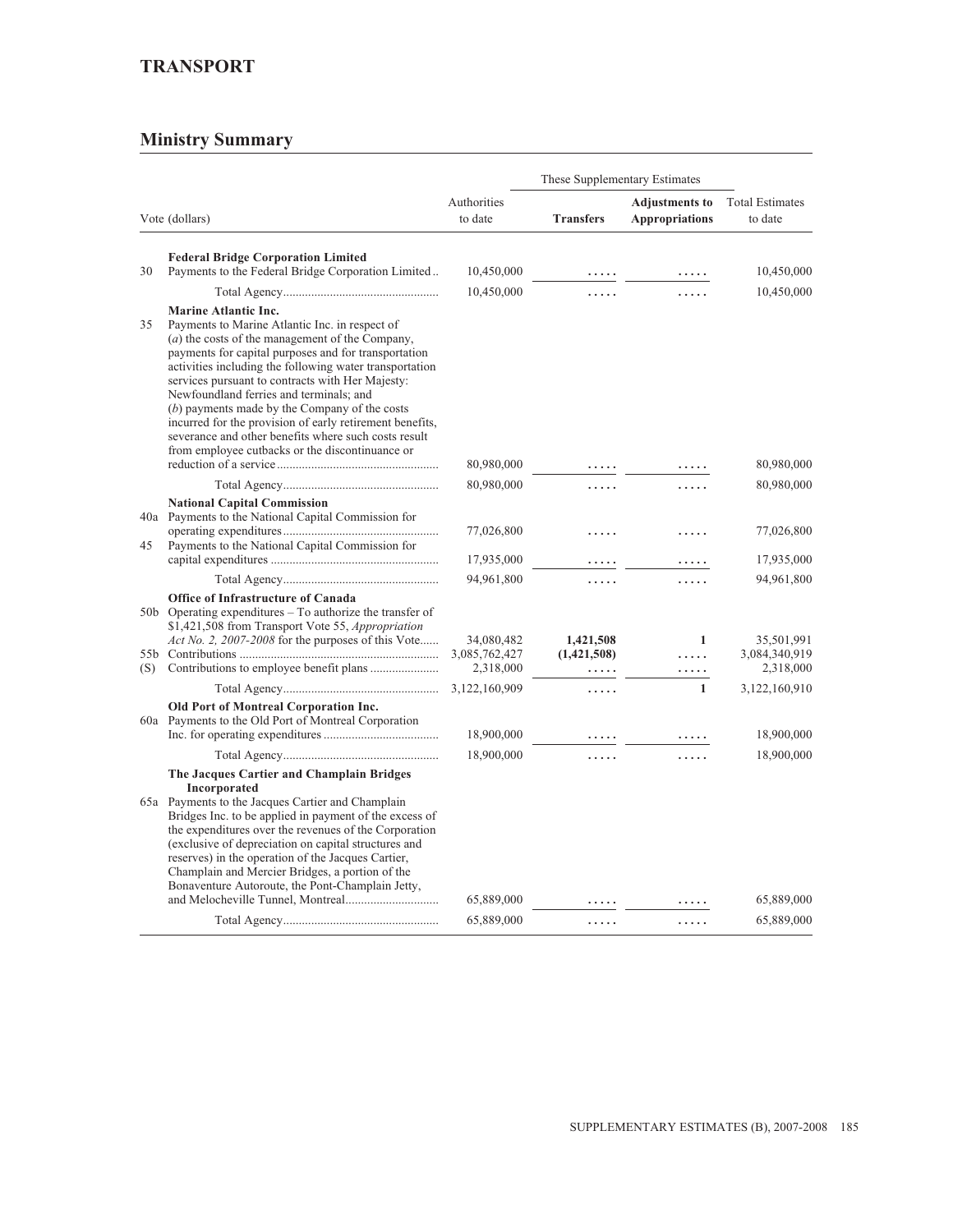## TRANSPORT

## Ministry Summary

| Vote (dollars) | | Authorities to date | These Supplementary Estimates | | Total Estimates to date |
|---|---|---|---|---|---|
| | | | **Transfers** | **Adjustments to Appropriations** | |
| | **Federal Bridge Corporation Limited** | | | | |
| 30 | Payments to the Federal Bridge Corporation Limited | 10,450,000 | ..... | ..... | 10,450,000 |
| | Total Agency | 10,450,000 | ..... | ..... | 10,450,000 |
| | **Marine Atlantic Inc.** | | | | |
| 35 | Payments to Marine Atlantic Inc. in respect of (*a*) the costs of the management of the Company, payments for capital purposes and for transportation activities including the following water transportation services pursuant to contracts with Her Majesty: Newfoundland ferries and terminals; and (*b*) payments made by the Company of the costs incurred for the provision of early retirement benefits, severance and other benefits where such costs result from employee cutbacks or the discontinuance or reduction of a service | 80,980,000 | ..... | ..... | 80,980,000 |
| | Total Agency | 80,980,000 | ..... | ..... | 80,980,000 |
| | **National Capital Commission** | | | | |
| 40a | Payments to the National Capital Commission for operating expenditures | 77,026,800 | ..... | ..... | 77,026,800 |
| 45 | Payments to the National Capital Commission for capital expenditures | 17,935,000 | ..... | ..... | 17,935,000 |
| | Total Agency | 94,961,800 | ..... | ..... | 94,961,800 |
| | **Office of Infrastructure of Canada** | | | | |
| 50b | Operating expenditures – To authorize the transfer of $1,421,508 from Transport Vote 55, *Appropriation Act No. 2, 2007-2008* for the purposes of this Vote | 34,080,482 | **1,421,508** | **1** | 35,501,991 |
| 55b | Contributions | 3,085,762,427 | **(1,421,508)** | ..... | 3,084,340,919 |
| (S) | Contributions to employee benefit plans | 2,318,000 | ..... | ..... | 2,318,000 |
| | Total Agency | 3,122,160,909 | ..... | **1** | 3,122,160,910 |
| | **Old Port of Montreal Corporation Inc.** | | | | |
| 60a | Payments to the Old Port of Montreal Corporation Inc. for operating expenditures | 18,900,000 | ..... | ..... | 18,900,000 |
| | Total Agency | 18,900,000 | ..... | ..... | 18,900,000 |
| | **The Jacques Cartier and Champlain Bridges Incorporated** | | | | |
| 65a | Payments to the Jacques Cartier and Champlain Bridges Inc. to be applied in payment of the excess of the expenditures over the revenues of the Corporation (exclusive of depreciation on capital structures and reserves) in the operation of the Jacques Cartier, Champlain and Mercier Bridges, a portion of the Bonaventure Autoroute, the Pont-Champlain Jetty, and Melocheville Tunnel, Montreal | 65,889,000 | ..... | ..... | 65,889,000 |
| | Total Agency | 65,889,000 | ..... | ..... | 65,889,000 |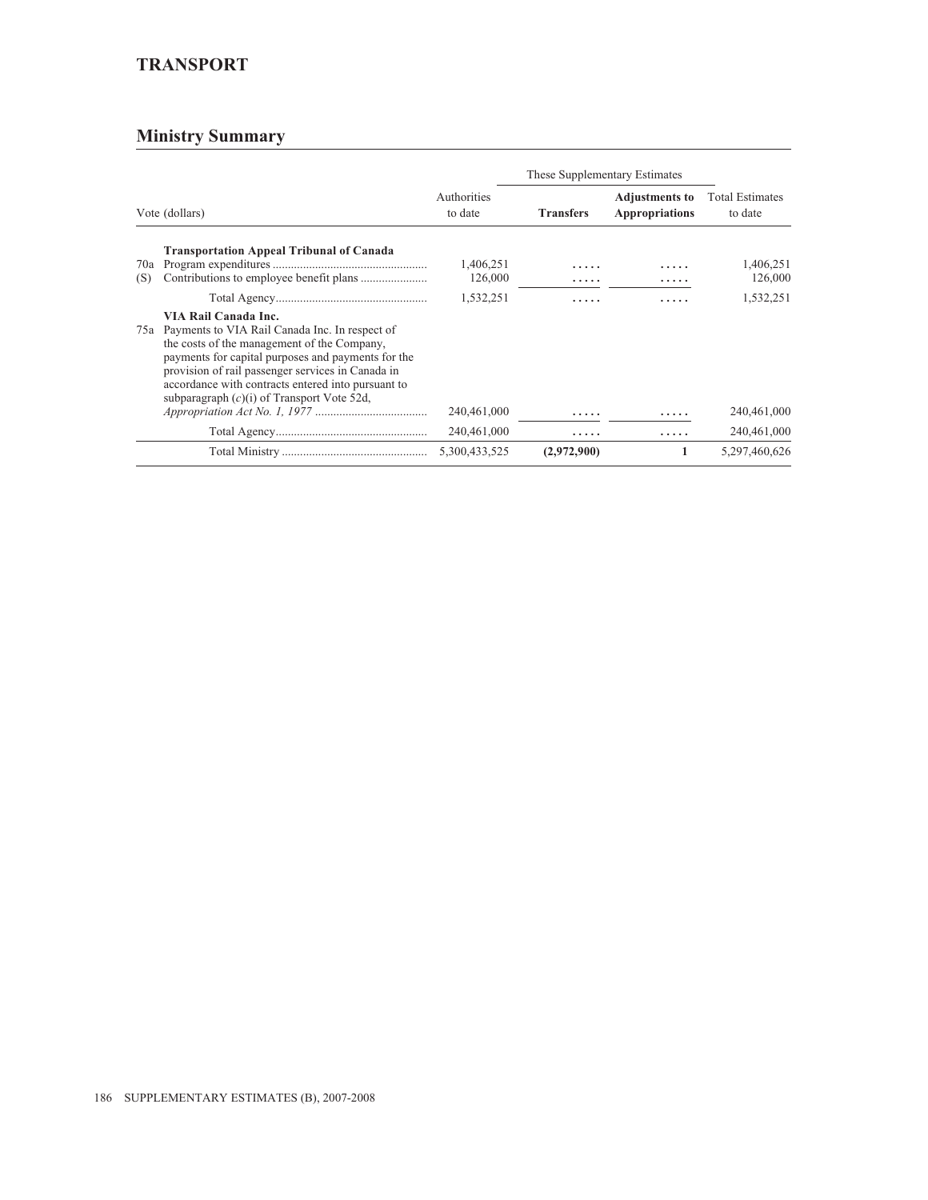## TRANSPORT

## Ministry Summary

| Vote (dollars) | | Authorities to date | These Supplementary Estimates | | Total Estimates to date |
|---|---|---|---|---|---|
| | | | **Transfers** | **Adjustments to Appropriations** | |
| | **Transportation Appeal Tribunal of Canada** | | | | |
| 70a | Program expenditures | 1,406,251 | ..... | ..... | 1,406,251 |
| (S) | Contributions to employee benefit plans | 126,000 | ..... | ..... | 126,000 |
| | Total Agency | 1,532,251 | ..... | ..... | 1,532,251 |
| | **VIA Rail Canada Inc.** | | | | |
| 75a | Payments to VIA Rail Canada Inc. In respect of the costs of the management of the Company, payments for capital purposes and payments for the provision of rail passenger services in Canada in accordance with contracts entered into pursuant to subparagraph (*c*)(i) of Transport Vote 52d, *Appropriation Act No. 1, 1977* | 240,461,000 | ..... | ..... | 240,461,000 |
| | Total Agency | 240,461,000 | ..... | ..... | 240,461,000 |
| | Total Ministry | 5,300,433,525 | **(2,972,900)** | **1** | 5,297,460,626 |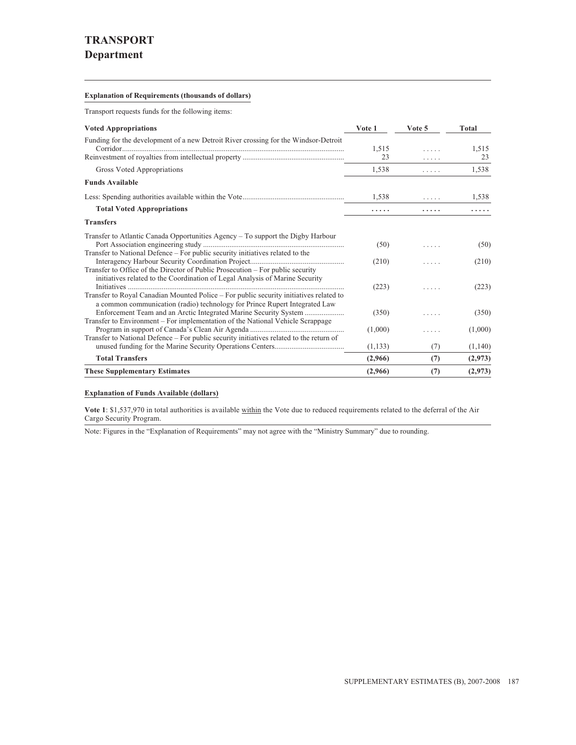# TRANSPORT
## Department

**Explanation of Requirements (thousands of dollars)**

Transport requests funds for the following items:

| Voted Appropriations | Vote 1 | Vote 5 | Total |
|---|---|---|---|
| Funding for the development of a new Detroit River crossing for the Windsor-Detroit Corridor | 1,515 | ..... | 1,515 |
| Reinvestment of royalties from intellectual property | 23 | ..... | 23 |
| Gross Voted Appropriations | 1,538 | ..... | 1,538 |
| **Funds Available** | | | |
| Less: Spending authorities available within the Vote | 1,538 | ..... | 1,538 |
| **Total Voted Appropriations** | **.....** | **.....** | **.....** |
| **Transfers** | | | |
| Transfer to Atlantic Canada Opportunities Agency – To support the Digby Harbour Port Association engineering study | (50) | ..... | (50) |
| Transfer to National Defence – For public security initiatives related to the Interagency Harbour Security Coordination Project | (210) | ..... | (210) |
| Transfer to Office of the Director of Public Prosecution – For public security initiatives related to the Coordination of Legal Analysis of Marine Security Initiatives | (223) | ..... | (223) |
| Transfer to Royal Canadian Mounted Police – For public security initiatives related to a common communication (radio) technology for Prince Rupert Integrated Law Enforcement Team and an Arctic Integrated Marine Security System | (350) | ..... | (350) |
| Transfer to Environment – For implementation of the National Vehicle Scrappage Program in support of Canada's Clean Air Agenda | (1,000) | ..... | (1,000) |
| Transfer to National Defence – For public security initiatives related to the return of unused funding for the Marine Security Operations Centers | (1,133) | (7) | (1,140) |
| **Total Transfers** | **(2,966)** | **(7)** | **(2,973)** |
| **These Supplementary Estimates** | **(2,966)** | **(7)** | **(2,973)** |

**Explanation of Funds Available (dollars)**

**Vote 1**: $1,537,970 in total authorities is available within the Vote due to reduced requirements related to the deferral of the Air Cargo Security Program.

Note: Figures in the "Explanation of Requirements" may not agree with the "Ministry Summary" due to rounding.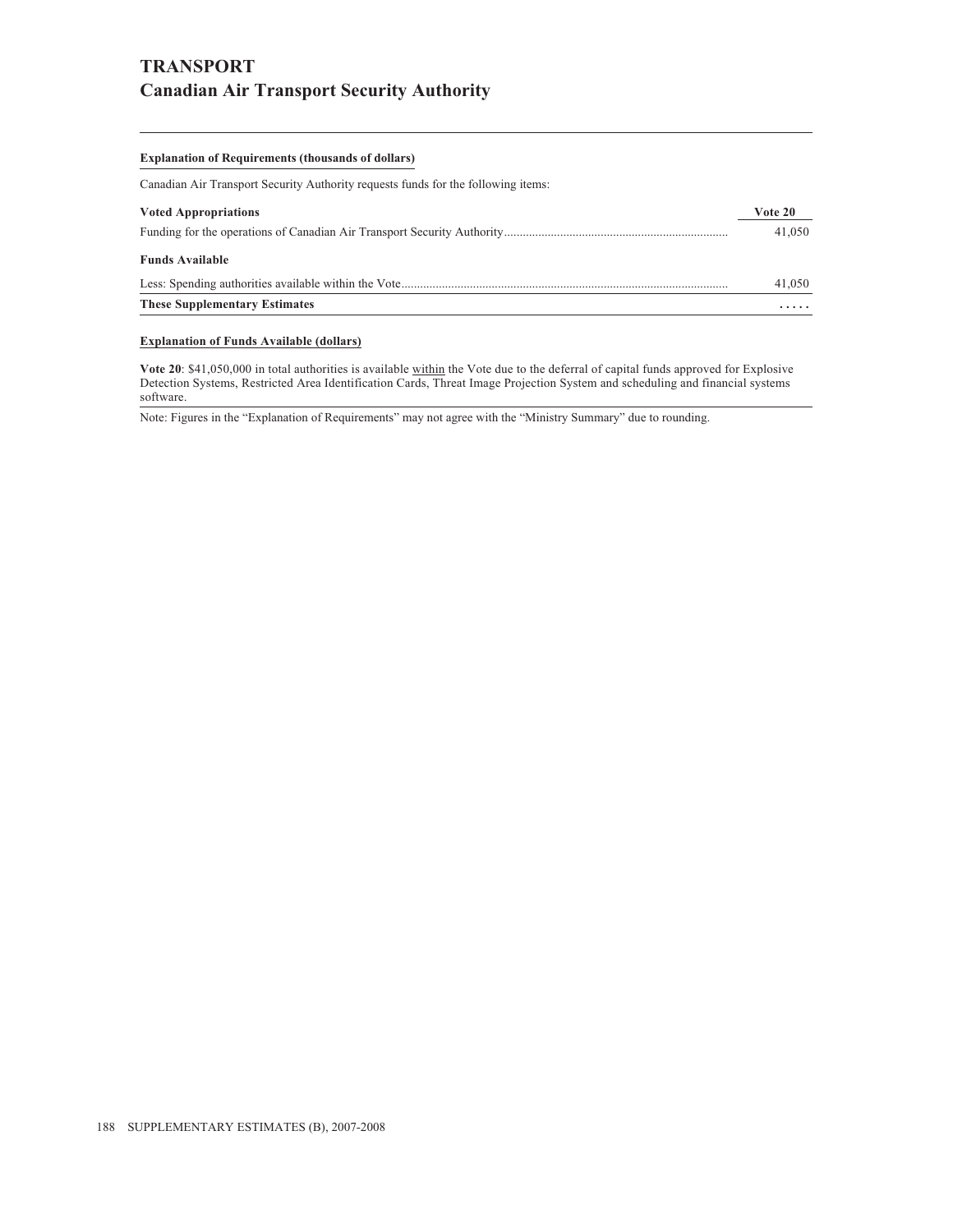# TRANSPORT
## Canadian Air Transport Security Authority

**Explanation of Requirements (thousands of dollars)**

Canadian Air Transport Security Authority requests funds for the following items:

| **Voted Appropriations** | **Vote 20** |
| --- | --- |
| Funding for the operations of Canadian Air Transport Security Authority | 41,050 |
| **Funds Available** | |
| Less: Spending authorities available within the Vote | 41,050 |
| **These Supplementary Estimates** | ..... |

**Explanation of Funds Available (dollars)**

**Vote 20**: $41,050,000 in total authorities is available within the Vote due to the deferral of capital funds approved for Explosive Detection Systems, Restricted Area Identification Cards, Threat Image Projection System and scheduling and financial systems software.

Note: Figures in the "Explanation of Requirements" may not agree with the "Ministry Summary" due to rounding.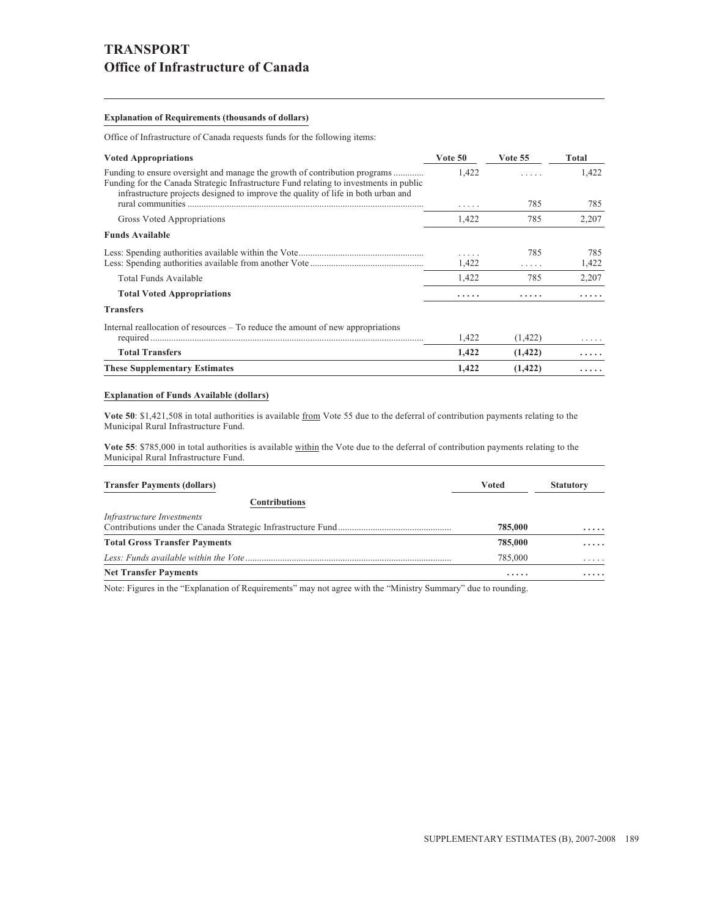# TRANSPORT
## Office of Infrastructure of Canada

**Explanation of Requirements (thousands of dollars)**

Office of Infrastructure of Canada requests funds for the following items:

| Voted Appropriations | Vote 50 | Vote 55 | Total |
|---|---|---|---|
| Funding to ensure oversight and manage the growth of contribution programs | 1,422 | ..... | 1,422 |
| Funding for the Canada Strategic Infrastructure Fund relating to investments in public infrastructure projects designed to improve the quality of life in both urban and rural communities | ..... | 785 | 785 |
| Gross Voted Appropriations | 1,422 | 785 | 2,207 |
| **Funds Available** | | | |
| Less: Spending authorities available within the Vote | ..... | 785 | 785 |
| Less: Spending authorities available from another Vote | 1,422 | ..... | 1,422 |
| Total Funds Available | 1,422 | 785 | 2,207 |
| **Total Voted Appropriations** | **.....** | **.....** | **.....** |
| **Transfers** | | | |
| Internal reallocation of resources – To reduce the amount of new appropriations required | 1,422 | (1,422) | ..... |
| **Total Transfers** | **1,422** | **(1,422)** | **.....** |
| **These Supplementary Estimates** | **1,422** | **(1,422)** | **.....** |

**Explanation of Funds Available (dollars)**

**Vote 50**: $1,421,508 in total authorities is available from Vote 55 due to the deferral of contribution payments relating to the Municipal Rural Infrastructure Fund.

**Vote 55**: $785,000 in total authorities is available within the Vote due to the deferral of contribution payments relating to the Municipal Rural Infrastructure Fund.

| Transfer Payments (dollars) | Voted | Statutory |
|---|---|---|
| **Contributions** | | |
| *Infrastructure Investments* | | |
| Contributions under the Canada Strategic Infrastructure Fund | **785,000** | **.....** |
| **Total Gross Transfer Payments** | **785,000** | **.....** |
| *Less: Funds available within the Vote* | 785,000 | ..... |
| **Net Transfer Payments** | **.....** | **.....** |

Note: Figures in the "Explanation of Requirements" may not agree with the "Ministry Summary" due to rounding.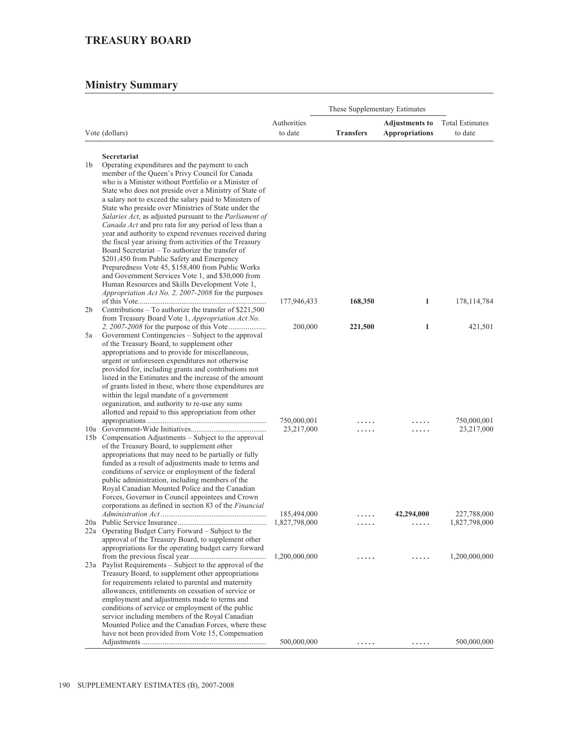# TREASURY BOARD

## Ministry Summary

| Vote (dollars) | Authorities to date | These Supplementary Estimates | | Total Estimates to date |
|---|---|---|---|---|
| | | **Transfers** | **Adjustments to Appropriations** | |
| **Secretariat** | | | | |
| 1b Operating expenditures and the payment to each member of the Queen's Privy Council for Canada who is a Minister without Portfolio or a Minister of State who does not preside over a Ministry of State of a salary not to exceed the salary paid to Ministers of State who preside over Ministries of State under the *Salaries Act*, as adjusted pursuant to the *Parliament of Canada Act* and pro rata for any period of less than a year and authority to expend revenues received during the fiscal year arising from activities of the Treasury Board Secretariat – To authorize the transfer of $201,450 from Public Safety and Emergency Preparedness Vote 45, $158,400 from Public Works and Government Services Vote 1, and $30,000 from Human Resources and Skills Development Vote 1, *Appropriation Act No. 2, 2007-2008* for the purposes of this Vote | 177,946,433 | **168,350** | **1** | 178,114,784 |
| 2b Contributions – To authorize the transfer of $221,500 from Treasury Board Vote 1, *Appropriation Act No. 2, 2007-2008* for the purpose of this Vote | 200,000 | **221,500** | **1** | 421,501 |
| 5a Government Contingencies – Subject to the approval of the Treasury Board, to supplement other appropriations and to provide for miscellaneous, urgent or unforeseen expenditures not otherwise provided for, including grants and contributions not listed in the Estimates and the increase of the amount of grants listed in these, where those expenditures are within the legal mandate of a government organization, and authority to re-use any sums allotted and repaid to this appropriation from other appropriations | 750,000,001 | ..... | ..... | 750,000,001 |
| 10a Government-Wide Initiatives | 23,217,000 | ..... | ..... | 23,217,000 |
| 15b Compensation Adjustments – Subject to the approval of the Treasury Board, to supplement other appropriations that may need to be partially or fully funded as a result of adjustments made to terms and conditions of service or employment of the federal public administration, including members of the Royal Canadian Mounted Police and the Canadian Forces, Governor in Council appointees and Crown corporations as defined in section 83 of the *Financial Administration Act* | 185,494,000 | ..... | **42,294,000** | 227,788,000 |
| 20a Public Service Insurance | 1,827,798,000 | ..... | ..... | 1,827,798,000 |
| 22a Operating Budget Carry Forward – Subject to the approval of the Treasury Board, to supplement other appropriations for the operating budget carry forward from the previous fiscal year | 1,200,000,000 | ..... | ..... | 1,200,000,000 |
| 23a Paylist Requirements – Subject to the approval of the Treasury Board, to supplement other appropriations for requirements related to parental and maternity allowances, entitlements on cessation of service or employment and adjustments made to terms and conditions of service or employment of the public service including members of the Royal Canadian Mounted Police and the Canadian Forces, where these have not been provided from Vote 15, Compensation Adjustments | 500,000,000 | ..... | ..... | 500,000,000 |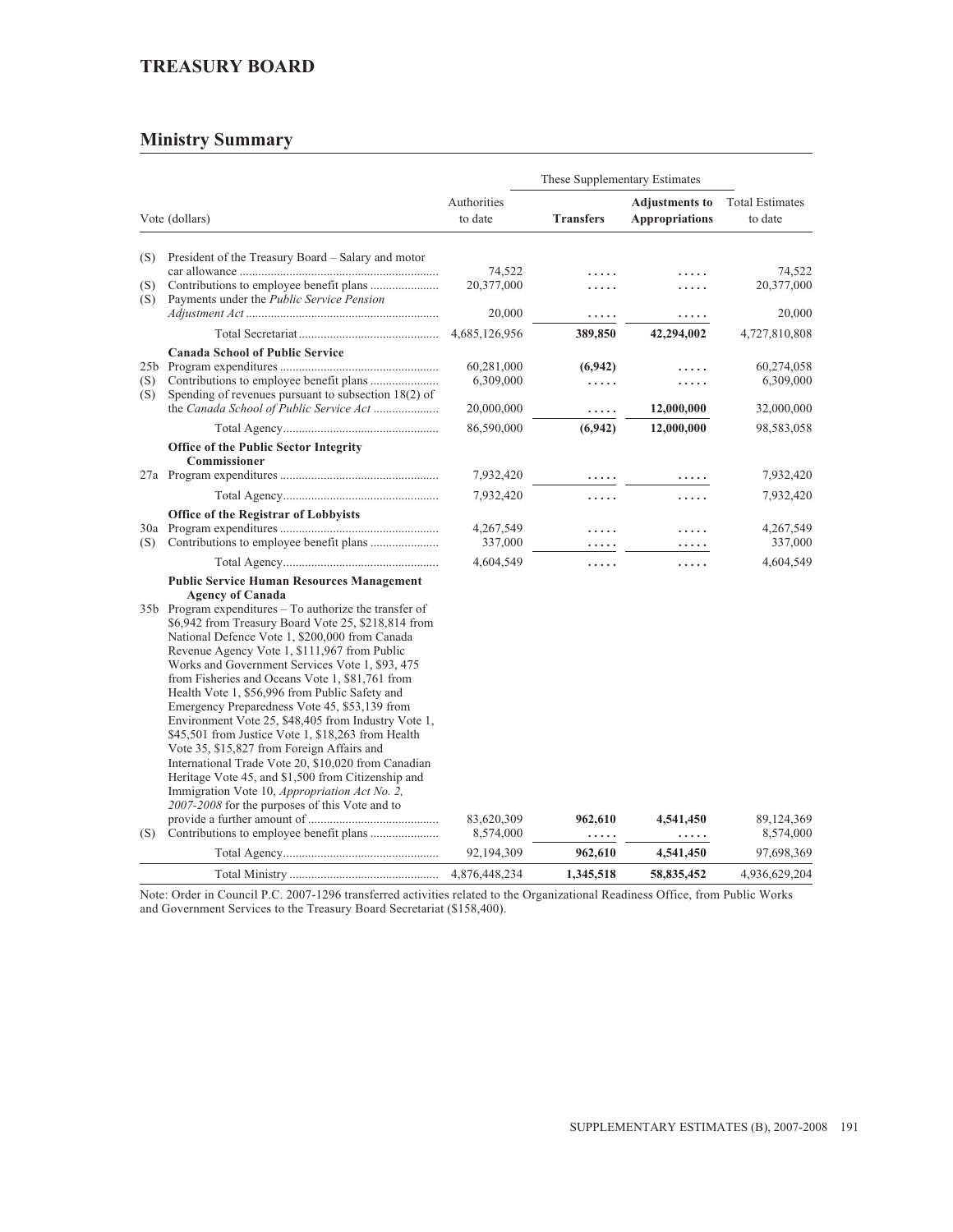## TREASURY BOARD

### Ministry Summary

| | Vote (dollars) | Authorities to date | These Supplementary Estimates | | Total Estimates to date |
|---|---|---|---|---|---|
| | | | **Transfers** | **Adjustments to Appropriations** | |
| (S) | President of the Treasury Board – Salary and motor car allowance | 74,522 | ..... | ..... | 74,522 |
| (S) | Contributions to employee benefit plans | 20,377,000 | ..... | ..... | 20,377,000 |
| (S) | Payments under the *Public Service Pension Adjustment Act* | 20,000 | ..... | ..... | 20,000 |
| | Total Secretariat | 4,685,126,956 | 389,850 | 42,294,002 | 4,727,810,808 |
| | **Canada School of Public Service** | | | | |
| 25b | Program expenditures | 60,281,000 | (6,942) | ..... | 60,274,058 |
| (S) | Contributions to employee benefit plans | 6,309,000 | ..... | ..... | 6,309,000 |
| (S) | Spending of revenues pursuant to subsection 18(2) of the *Canada School of Public Service Act* | 20,000,000 | ..... | 12,000,000 | 32,000,000 |
| | Total Agency | 86,590,000 | (6,942) | 12,000,000 | 98,583,058 |
| | **Office of the Public Sector Integrity Commissioner** | | | | |
| 27a | Program expenditures | 7,932,420 | ..... | ..... | 7,932,420 |
| | Total Agency | 7,932,420 | ..... | ..... | 7,932,420 |
| | **Office of the Registrar of Lobbyists** | | | | |
| 30a | Program expenditures | 4,267,549 | ..... | ..... | 4,267,549 |
| (S) | Contributions to employee benefit plans | 337,000 | ..... | ..... | 337,000 |
| | Total Agency | 4,604,549 | ..... | ..... | 4,604,549 |
| | **Public Service Human Resources Management Agency of Canada** | | | | |
| 35b | Program expenditures – To authorize the transfer of $6,942 from Treasury Board Vote 25, $218,814 from National Defence Vote 1, $200,000 from Canada Revenue Agency Vote 1, $111,967 from Public Works and Government Services Vote 1, $93, 475 from Fisheries and Oceans Vote 1, $81,761 from Health Vote 1, $56,996 from Public Safety and Emergency Preparedness Vote 45, $53,139 from Environment Vote 25, $48,405 from Industry Vote 1, $45,501 from Justice Vote 1, $18,263 from Health Vote 35, $15,827 from Foreign Affairs and International Trade Vote 20, $10,020 from Canadian Heritage Vote 45, and $1,500 from Citizenship and Immigration Vote 10, *Appropriation Act No. 2, 2007-2008* for the purposes of this Vote and to provide a further amount of | 83,620,309 | 962,610 | 4,541,450 | 89,124,369 |
| (S) | Contributions to employee benefit plans | 8,574,000 | ..... | ..... | 8,574,000 |
| | Total Agency | 92,194,309 | 962,610 | 4,541,450 | 97,698,369 |
| | Total Ministry | 4,876,448,234 | 1,345,518 | 58,835,452 | 4,936,629,204 |

Note: Order in Council P.C. 2007-1296 transferred activities related to the Organizational Readiness Office, from Public Works and Government Services to the Treasury Board Secretariat ($158,400).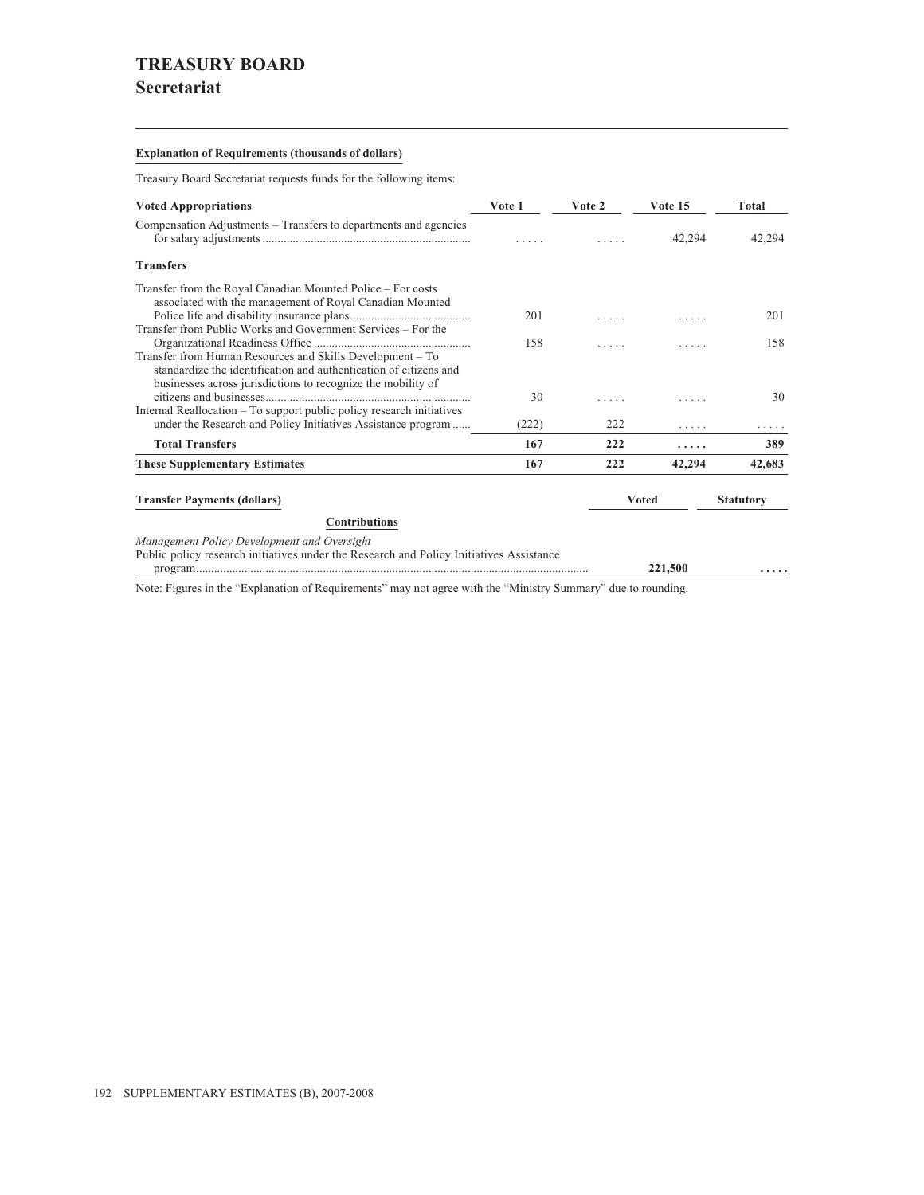# TREASURY BOARD

## Secretariat

**Explanation of Requirements (thousands of dollars)**

Treasury Board Secretariat requests funds for the following items:

| Voted Appropriations | Vote 1 | Vote 2 | Vote 15 | Total |
|---|---|---|---|---|
| Compensation Adjustments – Transfers to departments and agencies for salary adjustments | ..... | ..... | 42,294 | 42,294 |
| **Transfers** | | | | |
| Transfer from the Royal Canadian Mounted Police – For costs associated with the management of Royal Canadian Mounted Police life and disability insurance plans | 201 | ..... | ..... | 201 |
| Transfer from Public Works and Government Services – For the Organizational Readiness Office | 158 | ..... | ..... | 158 |
| Transfer from Human Resources and Skills Development – To standardize the identification and authentication of citizens and businesses across jurisdictions to recognize the mobility of citizens and businesses | 30 | ..... | ..... | 30 |
| Internal Reallocation – To support public policy research initiatives under the Research and Policy Initiatives Assistance program | (222) | 222 | ..... | ..... |
| **Total Transfers** | **167** | **222** | **.....** | **389** |
| **These Supplementary Estimates** | **167** | **222** | **42,294** | **42,683** |

| Transfer Payments (dollars) | Voted | Statutory |
|---|---|---|
| **Contributions** | | |
| *Management Policy Development and Oversight* | | |
| Public policy research initiatives under the Research and Policy Initiatives Assistance program | **221,500** | **.....** |

Note: Figures in the "Explanation of Requirements" may not agree with the "Ministry Summary" due to rounding.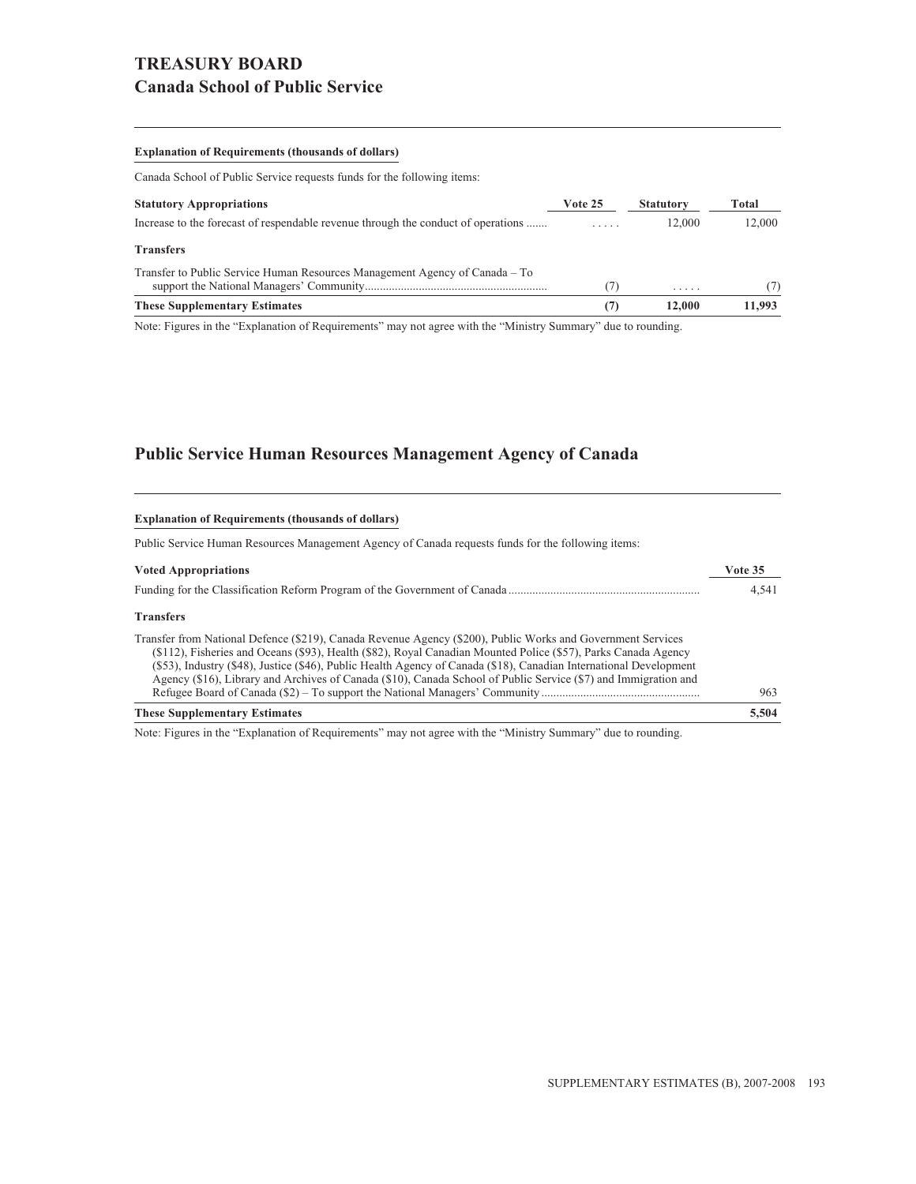# TREASURY BOARD
## Canada School of Public Service

**Explanation of Requirements (thousands of dollars)**

Canada School of Public Service requests funds for the following items:

| **Statutory Appropriations** | **Vote 25** | **Statutory** | **Total** |
|---|---|---|---|
| Increase to the forecast of respendable revenue through the conduct of operations | ..... | 12,000 | 12,000 |
| **Transfers** | | | |
| Transfer to Public Service Human Resources Management Agency of Canada – To support the National Managers' Community | (7) | ..... | (7) |
| **These Supplementary Estimates** | **(7)** | **12,000** | **11,993** |

Note: Figures in the "Explanation of Requirements" may not agree with the "Ministry Summary" due to rounding.

## Public Service Human Resources Management Agency of Canada

**Explanation of Requirements (thousands of dollars)**

Public Service Human Resources Management Agency of Canada requests funds for the following items:

| **Voted Appropriations** | **Vote 35** |
|---|---|
| Funding for the Classification Reform Program of the Government of Canada | 4,541 |
| **Transfers** | |
| Transfer from National Defence ($219), Canada Revenue Agency ($200), Public Works and Government Services ($112), Fisheries and Oceans ($93), Health ($82), Royal Canadian Mounted Police ($57), Parks Canada Agency ($53), Industry ($48), Justice ($46), Public Health Agency of Canada ($18), Canadian International Development Agency ($16), Library and Archives of Canada ($10), Canada School of Public Service ($7) and Immigration and Refugee Board of Canada ($2) – To support the National Managers' Community | 963 |
| **These Supplementary Estimates** | **5,504** |

Note: Figures in the "Explanation of Requirements" may not agree with the "Ministry Summary" due to rounding.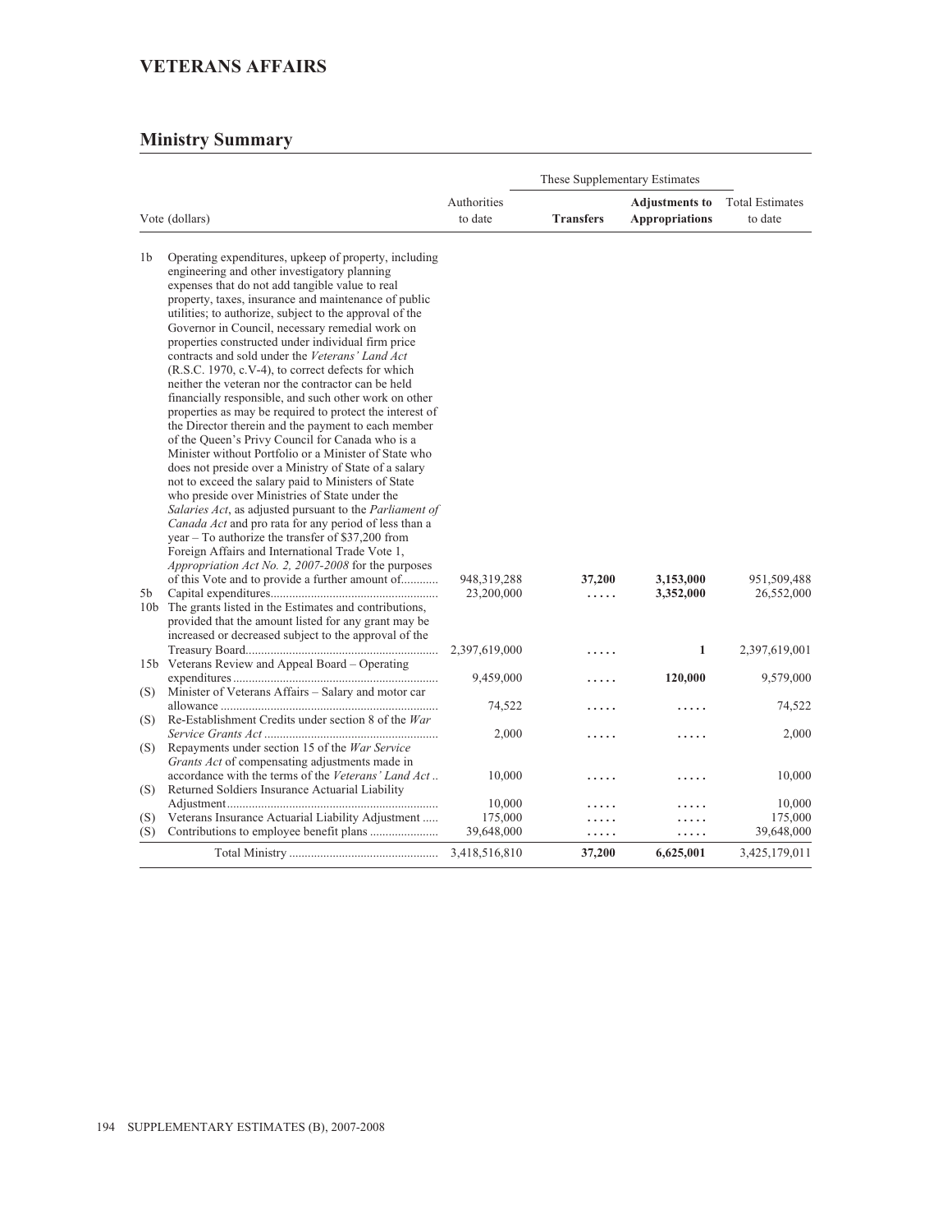# VETERANS AFFAIRS

## Ministry Summary

| | Vote (dollars) | Authorities to date | These Supplementary Estimates | | Total Estimates to date |
|---|---|---|---|---|---|
| | | | **Transfers** | **Adjustments to Appropriations** | |
| 1b | Operating expenditures, upkeep of property, including engineering and other investigatory planning expenses that do not add tangible value to real property, taxes, insurance and maintenance of public utilities; to authorize, subject to the approval of the Governor in Council, necessary remedial work on properties constructed under individual firm price contracts and sold under the *Veterans' Land Act* (R.S.C. 1970, c.V-4), to correct defects for which neither the veteran nor the contractor can be held financially responsible, and such other work on other properties as may be required to protect the interest of the Director therein and the payment to each member of the Queen's Privy Council for Canada who is a Minister without Portfolio or a Minister of State who does not preside over a Ministry of State of a salary not to exceed the salary paid to Ministers of State who preside over Ministries of State under the *Salaries Act*, as adjusted pursuant to the *Parliament of Canada Act* and pro rata for any period of less than a year – To authorize the transfer of $37,200 from Foreign Affairs and International Trade Vote 1, *Appropriation Act No. 2, 2007-2008* for the purposes of this Vote and to provide a further amount of............ | 948,319,288 | **37,200** | **3,153,000** | 951,509,488 |
| 5b | Capital expenditures...................................................... | 23,200,000 | ..... | **3,352,000** | 26,552,000 |
| 10b | The grants listed in the Estimates and contributions, provided that the amount listed for any grant may be increased or decreased subject to the approval of the Treasury Board.............................................................. | 2,397,619,000 | ..... | **1** | 2,397,619,001 |
| 15b | Veterans Review and Appeal Board – Operating expenditures.................................................................. | 9,459,000 | ..... | **120,000** | 9,579,000 |
| (S) | Minister of Veterans Affairs – Salary and motor car allowance ...................................................................... | 74,522 | ..... | ..... | 74,522 |
| (S) | Re-Establishment Credits under section 8 of the *War Service Grants Act* ........................................................ | 2,000 | ..... | ..... | 2,000 |
| (S) | Repayments under section 15 of the *War Service Grants Act* of compensating adjustments made in accordance with the terms of the *Veterans' Land Act* .. | 10,000 | ..... | ..... | 10,000 |
| (S) | Returned Soldiers Insurance Actuarial Liability Adjustment.................................................................... | 10,000 | ..... | ..... | 10,000 |
| (S) | Veterans Insurance Actuarial Liability Adjustment ..... | 175,000 | ..... | ..... | 175,000 |
| (S) | Contributions to employee benefit plans ...................... | 39,648,000 | ..... | ..... | 39,648,000 |
| | Total Ministry ................................................ | 3,418,516,810 | **37,200** | **6,625,001** | 3,425,179,011 |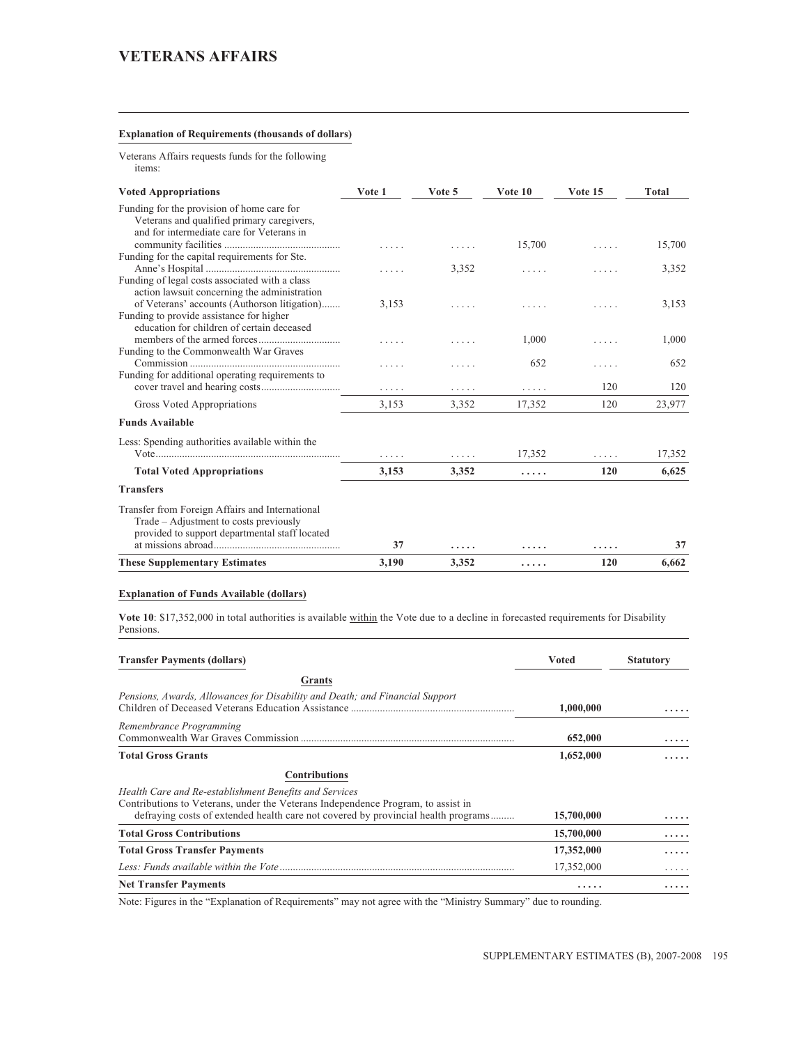# VETERANS AFFAIRS

**Explanation of Requirements (thousands of dollars)**

Veterans Affairs requests funds for the following items:

| Voted Appropriations | Vote 1 | Vote 5 | Vote 10 | Vote 15 | Total |
|---|---|---|---|---|---|
| Funding for the provision of home care for Veterans and qualified primary caregivers, and for intermediate care for Veterans in community facilities | ..... | ..... | 15,700 | ..... | 15,700 |
| Funding for the capital requirements for Ste. Anne's Hospital | ..... | 3,352 | ..... | ..... | 3,352 |
| Funding of legal costs associated with a class action lawsuit concerning the administration of Veterans' accounts (Authorson litigation) | 3,153 | ..... | ..... | ..... | 3,153 |
| Funding to provide assistance for higher education for children of certain deceased members of the armed forces | ..... | ..... | 1,000 | ..... | 1,000 |
| Funding to the Commonwealth War Graves Commission | ..... | ..... | 652 | ..... | 652 |
| Funding for additional operating requirements to cover travel and hearing costs | ..... | ..... | ..... | 120 | 120 |
| Gross Voted Appropriations | 3,153 | 3,352 | 17,352 | 120 | 23,977 |
| **Funds Available** | | | | | |
| Less: Spending authorities available within the Vote | ..... | ..... | 17,352 | ..... | 17,352 |
| **Total Voted Appropriations** | **3,153** | **3,352** | **.....** | **120** | **6,625** |
| **Transfers** | | | | | |
| Transfer from Foreign Affairs and International Trade – Adjustment to costs previously provided to support departmental staff located at missions abroad | **37** | **.....** | **.....** | **.....** | **37** |
| **These Supplementary Estimates** | **3,190** | **3,352** | **.....** | **120** | **6,662** |

**Explanation of Funds Available (dollars)**

**Vote 10**: $17,352,000 in total authorities is available within the Vote due to a decline in forecasted requirements for Disability Pensions.

| Transfer Payments (dollars) | Voted | Statutory |
|---|---|---|
| **Grants** | | |
| *Pensions, Awards, Allowances for Disability and Death; and Financial Support* | | |
| Children of Deceased Veterans Education Assistance | 1,000,000 | ..... |
| *Remembrance Programming* | | |
| Commonwealth War Graves Commission | 652,000 | ..... |
| **Total Gross Grants** | **1,652,000** | **.....** |
| **Contributions** | | |
| *Health Care and Re-establishment Benefits and Services* | | |
| Contributions to Veterans, under the Veterans Independence Program, to assist in defraying costs of extended health care not covered by provincial health programs | 15,700,000 | ..... |
| **Total Gross Contributions** | **15,700,000** | **.....** |
| **Total Gross Transfer Payments** | **17,352,000** | **.....** |
| *Less: Funds available within the Vote* | 17,352,000 | ..... |
| **Net Transfer Payments** | **.....** | **.....** |

Note: Figures in the "Explanation of Requirements" may not agree with the "Ministry Summary" due to rounding.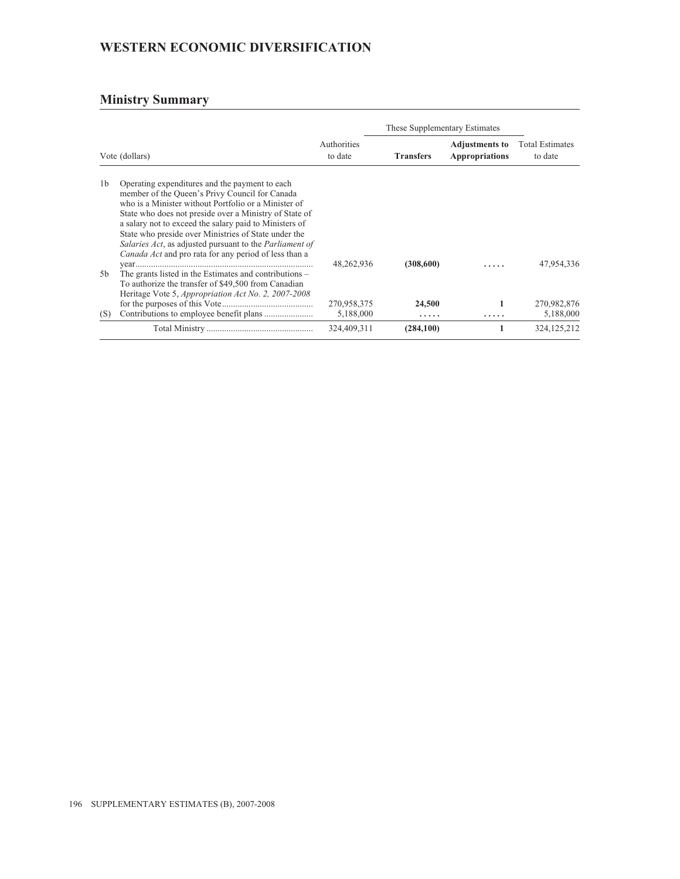# WESTERN ECONOMIC DIVERSIFICATION

## Ministry Summary

| | Vote (dollars) | Authorities to date | These Supplementary Estimates | | Total Estimates to date |
|---|---|---|---|---|---|
| | | | **Transfers** | **Adjustments to Appropriations** | |
| 1b | Operating expenditures and the payment to each member of the Queen's Privy Council for Canada who is a Minister without Portfolio or a Minister of State who does not preside over a Ministry of State of a salary not to exceed the salary paid to Ministers of State who preside over Ministries of State under the *Salaries Act*, as adjusted pursuant to the *Parliament of Canada Act* and pro rata for any period of less than a year | 48,262,936 | **(308,600)** | ..... | 47,954,336 |
| 5b | The grants listed in the Estimates and contributions – To authorize the transfer of $49,500 from Canadian Heritage Vote 5, *Appropriation Act No. 2, 2007-2008* for the purposes of this Vote | 270,958,375 | **24,500** | **1** | 270,982,876 |
| (S) | Contributions to employee benefit plans | 5,188,000 | ..... | ..... | 5,188,000 |
| | Total Ministry | 324,409,311 | **(284,100)** | **1** | 324,125,212 |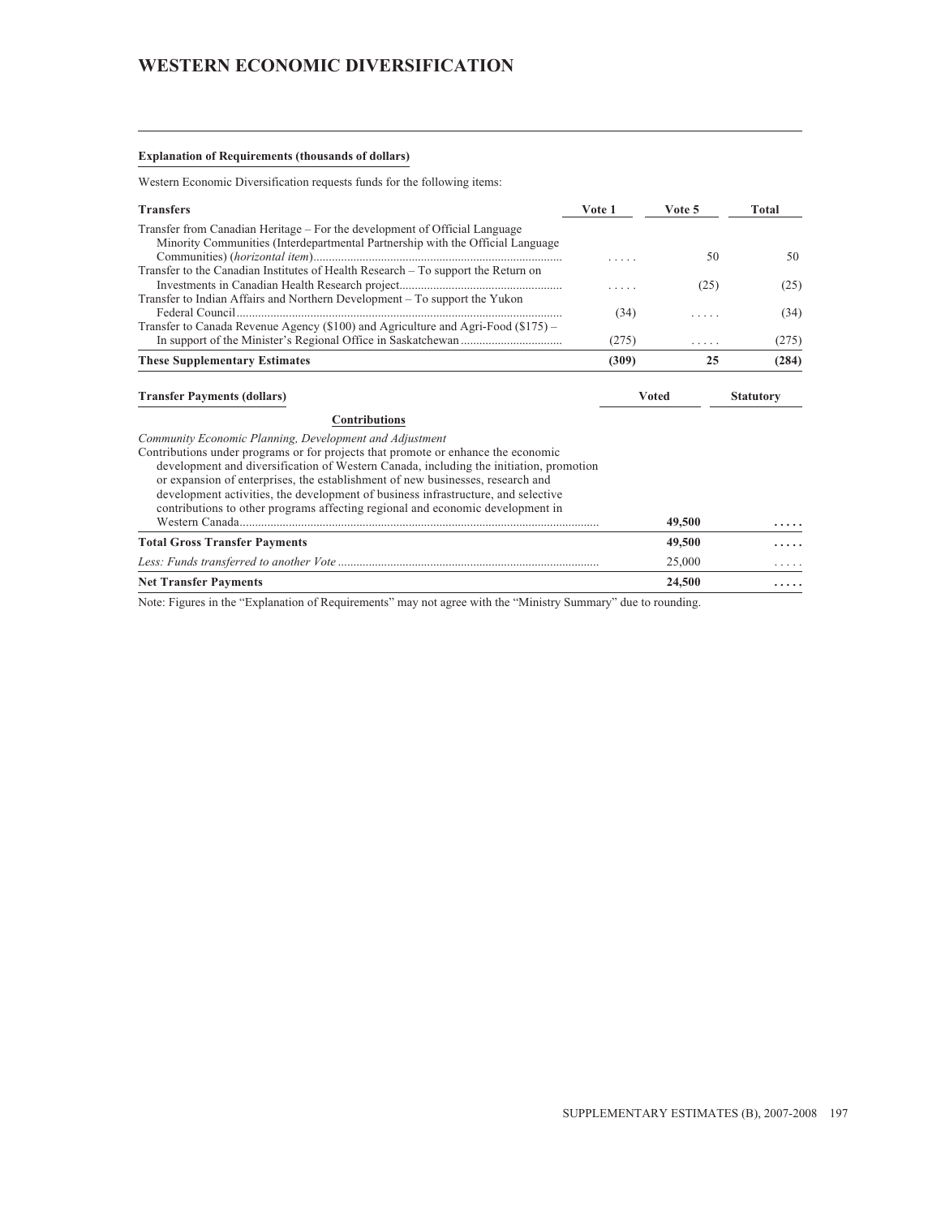# WESTERN ECONOMIC DIVERSIFICATION

**Explanation of Requirements (thousands of dollars)**

Western Economic Diversification requests funds for the following items:

| Transfers | Vote 1 | Vote 5 | Total |
|---|---|---|---|
| Transfer from Canadian Heritage – For the development of Official Language Minority Communities (Interdepartmental Partnership with the Official Language Communities) (*horizontal item*) | ..... | 50 | 50 |
| Transfer to the Canadian Institutes of Health Research – To support the Return on Investments in Canadian Health Research project | ..... | (25) | (25) |
| Transfer to Indian Affairs and Northern Development – To support the Yukon Federal Council | (34) | ..... | (34) |
| Transfer to Canada Revenue Agency ($100) and Agriculture and Agri-Food ($175) – In support of the Minister's Regional Office in Saskatchewan | (275) | ..... | (275) |
| **These Supplementary Estimates** | **(309)** | **25** | **(284)** |

| Transfer Payments (dollars) | Voted | Statutory |
|---|---|---|
| **Contributions** | | |
| *Community Economic Planning, Development and Adjustment* | | |
| Contributions under programs or for projects that promote or enhance the economic development and diversification of Western Canada, including the initiation, promotion or expansion of enterprises, the establishment of new businesses, research and development activities, the development of business infrastructure, and selective contributions to other programs affecting regional and economic development in Western Canada | **49,500** | **.....** |
| **Total Gross Transfer Payments** | **49,500** | **.....** |
| *Less: Funds transferred to another Vote* | 25,000 | ..... |
| **Net Transfer Payments** | **24,500** | **.....** |

Note: Figures in the "Explanation of Requirements" may not agree with the "Ministry Summary" due to rounding.